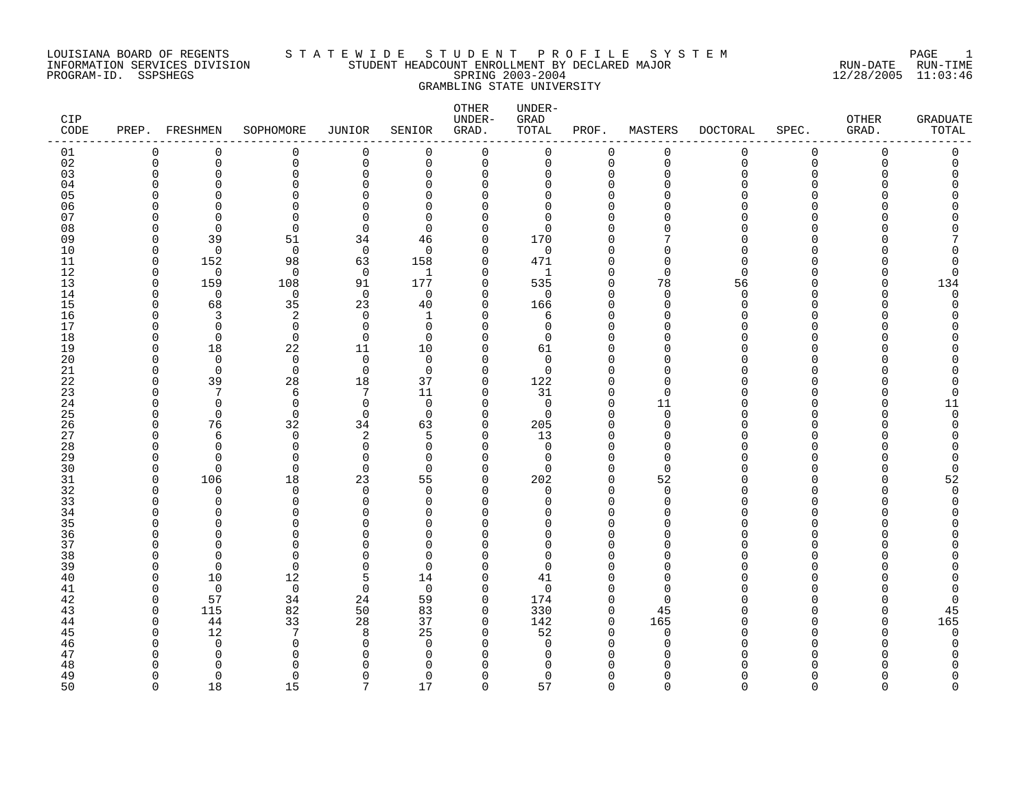LOUISIANA BOARD OF REGENTS
INFORMATION SERVICES DIVISION
PROGRAM-ID. SSPSHEGS

# STATEWIDE STUDENT PROFILE SYSTEM
## STUDENT HEADCOUNT ENROLLMENT BY DECLARED MAJOR
## SPRING 2003-2004
## GRAMBLING STATE UNIVERSITY

RUN-DATE 12/28/2005 RUN-TIME 11:03:46

| CIP CODE | PREP. | FRESHMEN | SOPHOMORE | JUNIOR | SENIOR | OTHER UNDER-GRAD. | UNDER-GRAD TOTAL | PROF. | MASTERS | DOCTORAL | SPEC. | OTHER GRAD. | GRADUATE TOTAL |
|---|---|---|---|---|---|---|---|---|---|---|---|---|---|
| 01 | 0 | 0 | 0 | 0 | 0 | 0 | 0 | 0 | 0 | 0 | 0 | 0 | 0 |
| 02 | 0 | 0 | 0 | 0 | 0 | 0 | 0 | 0 | 0 | 0 | 0 | 0 | 0 |
| 03 | 0 | 0 | 0 | 0 | 0 | 0 | 0 | 0 | 0 | 0 | 0 | 0 | 0 |
| 04 | 0 | 0 | 0 | 0 | 0 | 0 | 0 | 0 | 0 | 0 | 0 | 0 | 0 |
| 05 | 0 | 0 | 0 | 0 | 0 | 0 | 0 | 0 | 0 | 0 | 0 | 0 | 0 |
| 06 | 0 | 0 | 0 | 0 | 0 | 0 | 0 | 0 | 0 | 0 | 0 | 0 | 0 |
| 07 | 0 | 0 | 0 | 0 | 0 | 0 | 0 | 0 | 0 | 0 | 0 | 0 | 0 |
| 08 | 0 | 0 | 0 | 0 | 0 | 0 | 0 | 0 | 0 | 0 | 0 | 0 | 0 |
| 09 | 0 | 39 | 51 | 34 | 46 | 0 | 170 | 0 | 7 | 0 | 0 | 0 | 7 |
| 10 | 0 | 0 | 0 | 0 | 0 | 0 | 0 | 0 | 0 | 0 | 0 | 0 | 0 |
| 11 | 0 | 152 | 98 | 63 | 158 | 0 | 471 | 0 | 0 | 0 | 0 | 0 | 0 |
| 12 | 0 | 0 | 0 | 0 | 1 | 0 | 1 | 0 | 0 | 0 | 0 | 0 | 0 |
| 13 | 0 | 159 | 108 | 91 | 177 | 0 | 535 | 0 | 78 | 56 | 0 | 0 | 134 |
| 14 | 0 | 0 | 0 | 0 | 0 | 0 | 0 | 0 | 0 | 0 | 0 | 0 | 0 |
| 15 | 0 | 68 | 35 | 23 | 40 | 0 | 166 | 0 | 0 | 0 | 0 | 0 | 0 |
| 16 | 0 | 3 | 2 | 0 | 1 | 0 | 6 | 0 | 0 | 0 | 0 | 0 | 0 |
| 17 | 0 | 0 | 0 | 0 | 0 | 0 | 0 | 0 | 0 | 0 | 0 | 0 | 0 |
| 18 | 0 | 0 | 0 | 0 | 0 | 0 | 0 | 0 | 0 | 0 | 0 | 0 | 0 |
| 19 | 0 | 18 | 22 | 11 | 10 | 0 | 61 | 0 | 0 | 0 | 0 | 0 | 0 |
| 20 | 0 | 0 | 0 | 0 | 0 | 0 | 0 | 0 | 0 | 0 | 0 | 0 | 0 |
| 21 | 0 | 0 | 0 | 0 | 0 | 0 | 0 | 0 | 0 | 0 | 0 | 0 | 0 |
| 22 | 0 | 39 | 28 | 18 | 37 | 0 | 122 | 0 | 0 | 0 | 0 | 0 | 0 |
| 23 | 0 | 7 | 6 | 7 | 11 | 0 | 31 | 0 | 0 | 0 | 0 | 0 | 0 |
| 24 | 0 | 0 | 0 | 0 | 0 | 0 | 0 | 0 | 11 | 0 | 0 | 0 | 11 |
| 25 | 0 | 0 | 0 | 0 | 0 | 0 | 0 | 0 | 0 | 0 | 0 | 0 | 0 |
| 26 | 0 | 76 | 32 | 34 | 63 | 0 | 205 | 0 | 0 | 0 | 0 | 0 | 0 |
| 27 | 0 | 6 | 0 | 2 | 5 | 0 | 13 | 0 | 0 | 0 | 0 | 0 | 0 |
| 28 | 0 | 0 | 0 | 0 | 0 | 0 | 0 | 0 | 0 | 0 | 0 | 0 | 0 |
| 29 | 0 | 0 | 0 | 0 | 0 | 0 | 0 | 0 | 0 | 0 | 0 | 0 | 0 |
| 30 | 0 | 0 | 0 | 0 | 0 | 0 | 0 | 0 | 0 | 0 | 0 | 0 | 0 |
| 31 | 0 | 106 | 18 | 23 | 55 | 0 | 202 | 0 | 52 | 0 | 0 | 0 | 52 |
| 32 | 0 | 0 | 0 | 0 | 0 | 0 | 0 | 0 | 0 | 0 | 0 | 0 | 0 |
| 33 | 0 | 0 | 0 | 0 | 0 | 0 | 0 | 0 | 0 | 0 | 0 | 0 | 0 |
| 34 | 0 | 0 | 0 | 0 | 0 | 0 | 0 | 0 | 0 | 0 | 0 | 0 | 0 |
| 35 | 0 | 0 | 0 | 0 | 0 | 0 | 0 | 0 | 0 | 0 | 0 | 0 | 0 |
| 36 | 0 | 0 | 0 | 0 | 0 | 0 | 0 | 0 | 0 | 0 | 0 | 0 | 0 |
| 37 | 0 | 0 | 0 | 0 | 0 | 0 | 0 | 0 | 0 | 0 | 0 | 0 | 0 |
| 38 | 0 | 0 | 0 | 0 | 0 | 0 | 0 | 0 | 0 | 0 | 0 | 0 | 0 |
| 39 | 0 | 0 | 0 | 0 | 0 | 0 | 0 | 0 | 0 | 0 | 0 | 0 | 0 |
| 40 | 0 | 10 | 12 | 5 | 14 | 0 | 41 | 0 | 0 | 0 | 0 | 0 | 0 |
| 41 | 0 | 0 | 0 | 0 | 0 | 0 | 0 | 0 | 0 | 0 | 0 | 0 | 0 |
| 42 | 0 | 57 | 34 | 24 | 59 | 0 | 174 | 0 | 0 | 0 | 0 | 0 | 0 |
| 43 | 0 | 115 | 82 | 50 | 83 | 0 | 330 | 0 | 45 | 0 | 0 | 0 | 45 |
| 44 | 0 | 44 | 33 | 28 | 37 | 0 | 142 | 0 | 165 | 0 | 0 | 0 | 165 |
| 45 | 0 | 12 | 7 | 8 | 25 | 0 | 52 | 0 | 0 | 0 | 0 | 0 | 0 |
| 46 | 0 | 0 | 0 | 0 | 0 | 0 | 0 | 0 | 0 | 0 | 0 | 0 | 0 |
| 47 | 0 | 0 | 0 | 0 | 0 | 0 | 0 | 0 | 0 | 0 | 0 | 0 | 0 |
| 48 | 0 | 0 | 0 | 0 | 0 | 0 | 0 | 0 | 0 | 0 | 0 | 0 | 0 |
| 49 | 0 | 0 | 0 | 0 | 0 | 0 | 0 | 0 | 0 | 0 | 0 | 0 | 0 |
| 50 | 0 | 18 | 15 | 7 | 17 | 0 | 57 | 0 | 0 | 0 | 0 | 0 | 0 |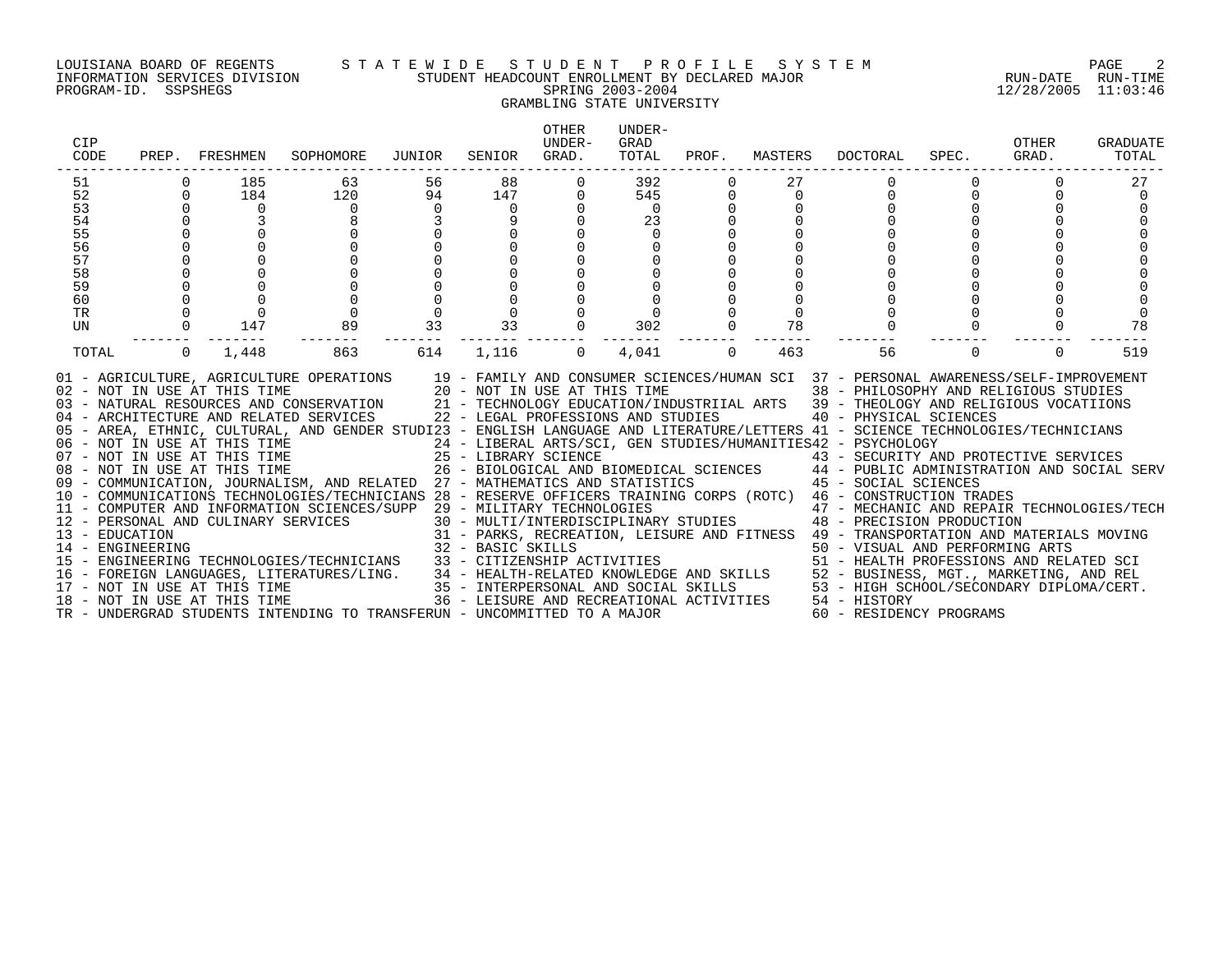LOUISIANA BOARD OF REGENTS — STATEWIDE STUDENT PROFILE SYSTEM
INFORMATION SERVICES DIVISION — STUDENT HEADCOUNT ENROLLMENT BY DECLARED MAJOR — RUN-DATE 12/28/2005 RUN-TIME 11:03:46
PROGRAM-ID. SSPSHEGS — SPRING 2003-2004

GRAMBLING STATE UNIVERSITY

| CIP CODE | PREP. | FRESHMEN | SOPHOMORE | JUNIOR | SENIOR | OTHER UNDER-GRAD. | UNDER-GRAD TOTAL | PROF. | MASTERS | DOCTORAL | SPEC. | OTHER GRAD. | GRADUATE TOTAL |
|---|---|---|---|---|---|---|---|---|---|---|---|---|---|
| 51 | 0 | 185 | 63 | 56 | 88 | 0 | 392 | 0 | 27 | 0 | 0 | 0 | 27 |
| 52 | 0 | 184 | 120 | 94 | 147 | 0 | 545 | 0 | 0 | 0 | 0 | 0 | 0 |
| 53 | 0 | 0 | 0 | 0 | 0 | 0 | 0 | 0 | 0 | 0 | 0 | 0 | 0 |
| 54 | 0 | 3 | 8 | 3 | 9 | 0 | 23 | 0 | 0 | 0 | 0 | 0 | 0 |
| 55 | 0 | 0 | 0 | 0 | 0 | 0 | 0 | 0 | 0 | 0 | 0 | 0 | 0 |
| 56 | 0 | 0 | 0 | 0 | 0 | 0 | 0 | 0 | 0 | 0 | 0 | 0 | 0 |
| 57 | 0 | 0 | 0 | 0 | 0 | 0 | 0 | 0 | 0 | 0 | 0 | 0 | 0 |
| 58 | 0 | 0 | 0 | 0 | 0 | 0 | 0 | 0 | 0 | 0 | 0 | 0 | 0 |
| 59 | 0 | 0 | 0 | 0 | 0 | 0 | 0 | 0 | 0 | 0 | 0 | 0 | 0 |
| 60 | 0 | 0 | 0 | 0 | 0 | 0 | 0 | 0 | 0 | 0 | 0 | 0 | 0 |
| TR | 0 | 0 | 0 | 0 | 0 | 0 | 0 | 0 | 0 | 0 | 0 | 0 | 0 |
| UN | 0 | 147 | 89 | 33 | 33 | 0 | 302 | 0 | 78 | 0 | 0 | 0 | 78 |
| TOTAL | 0 | 1,448 | 863 | 614 | 1,116 | 0 | 4,041 | 0 | 463 | 56 | 0 | 0 | 519 |

01 - AGRICULTURE, AGRICULTURE OPERATIONS
02 - NOT IN USE AT THIS TIME
03 - NATURAL RESOURCES AND CONSERVATION
04 - ARCHITECTURE AND RELATED SERVICES
05 - AREA, ETHNIC, CULTURAL, AND GENDER STUDI
06 - NOT IN USE AT THIS TIME
07 - NOT IN USE AT THIS TIME
08 - NOT IN USE AT THIS TIME
09 - COMMUNICATION, JOURNALISM, AND RELATED
10 - COMMUNICATIONS TECHNOLOGIES/TECHNICIANS
11 - COMPUTER AND INFORMATION SCIENCES/SUPP
12 - PERSONAL AND CULINARY SERVICES
13 - EDUCATION
14 - ENGINEERING
15 - ENGINEERING TECHNOLOGIES/TECHNICIANS
16 - FOREIGN LANGUAGES, LITERATURES/LING.
17 - NOT IN USE AT THIS TIME
18 - NOT IN USE AT THIS TIME
19 - FAMILY AND CONSUMER SCIENCES/HUMAN SCI
20 - NOT IN USE AT THIS TIME
21 - TECHNOLOGY EDUCATION/INDUSTRIIAL ARTS
22 - LEGAL PROFESSIONS AND STUDIES
23 - ENGLISH LANGUAGE AND LITERATURE/LETTERS
24 - LIBERAL ARTS/SCI, GEN STUDIES/HUMANITIES
25 - LIBRARY SCIENCE
26 - BIOLOGICAL AND BIOMEDICAL SCIENCES
27 - MATHEMATICS AND STATISTICS
28 - RESERVE OFFICERS TRAINING CORPS (ROTC)
29 - MILITARY TECHNOLOGIES
30 - MULTI/INTERDISCIPLINARY STUDIES
31 - PARKS, RECREATION, LEISURE AND FITNESS
32 - BASIC SKILLS
33 - CITIZENSHIP ACTIVITIES
34 - HEALTH-RELATED KNOWLEDGE AND SKILLS
35 - INTERPERSONAL AND SOCIAL SKILLS
36 - LEISURE AND RECREATIONAL ACTIVITIES
37 - PERSONAL AWARENESS/SELF-IMPROVEMENT
38 - PHILOSOPHY AND RELIGIOUS STUDIES
39 - THEOLOGY AND RELIGIOUS VOCATIIONS
40 - PHYSICAL SCIENCES
41 - SCIENCE TECHNOLOGIES/TECHNICIANS
42 - PSYCHOLOGY
43 - SECURITY AND PROTECTIVE SERVICES
44 - PUBLIC ADMINISTRATION AND SOCIAL SERV
45 - SOCIAL SCIENCES
46 - CONSTRUCTION TRADES
47 - MECHANIC AND REPAIR TECHNOLOGIES/TECH
48 - PRECISION PRODUCTION
49 - TRANSPORTATION AND MATERIALS MOVING
50 - VISUAL AND PERFORMING ARTS
51 - HEALTH PROFESSIONS AND RELATED SCI
52 - BUSINESS, MGT., MARKETING, AND REL
53 - HIGH SCHOOL/SECONDARY DIPLOMA/CERT.
54 - HISTORY
60 - RESIDENCY PROGRAMS
TR - UNDERGRAD STUDENTS INTENDING TO TRANSFER
UN - UNCOMMITTED TO A MAJOR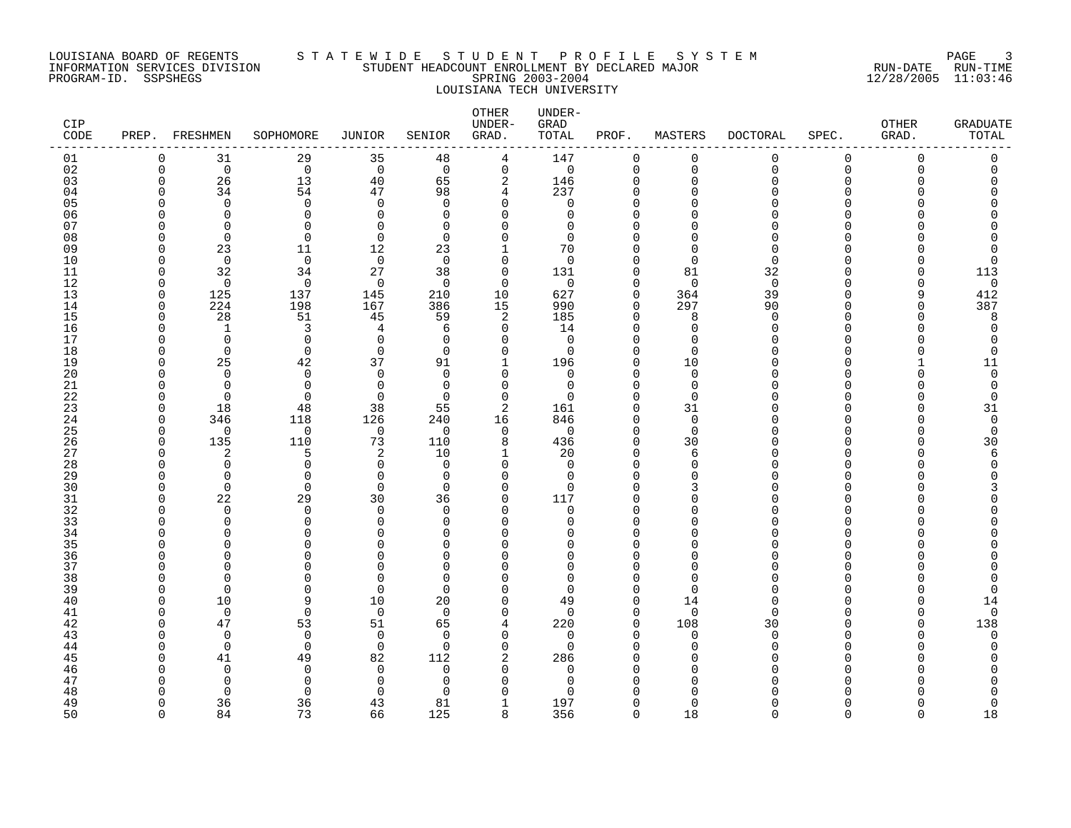LOUISIANA BOARD OF REGENTS — STATEWIDE STUDENT PROFILE SYSTEM
INFORMATION SERVICES DIVISION — STUDENT HEADCOUNT ENROLLMENT BY DECLARED MAJOR — RUN-DATE 12/28/2005 RUN-TIME 11:03:46
PROGRAM-ID. SSPSHEGS — SPRING 2003-2004

LOUISIANA TECH UNIVERSITY

| CIP CODE | PREP. | FRESHMEN | SOPHOMORE | JUNIOR | SENIOR | OTHER UNDER-GRAD. | UNDER-GRAD TOTAL | PROF. | MASTERS | DOCTORAL | SPEC. | OTHER GRAD. | GRADUATE TOTAL |
|---|---|---|---|---|---|---|---|---|---|---|---|---|---|
| 01 | 0 | 31 | 29 | 35 | 48 | 4 | 147 | 0 | 0 | 0 | 0 | 0 | 0 |
| 02 | 0 | 0 | 0 | 0 | 0 | 0 | 0 | 0 | 0 | 0 | 0 | 0 | 0 |
| 03 | 0 | 26 | 13 | 40 | 65 | 2 | 146 | 0 | 0 | 0 | 0 | 0 | 0 |
| 04 | 0 | 34 | 54 | 47 | 98 | 4 | 237 | 0 | 0 | 0 | 0 | 0 | 0 |
| 05 | 0 | 0 | 0 | 0 | 0 | 0 | 0 | 0 | 0 | 0 | 0 | 0 | 0 |
| 06 | 0 | 0 | 0 | 0 | 0 | 0 | 0 | 0 | 0 | 0 | 0 | 0 | 0 |
| 07 | 0 | 0 | 0 | 0 | 0 | 0 | 0 | 0 | 0 | 0 | 0 | 0 | 0 |
| 08 | 0 | 0 | 0 | 0 | 0 | 0 | 0 | 0 | 0 | 0 | 0 | 0 | 0 |
| 09 | 0 | 23 | 11 | 12 | 23 | 1 | 70 | 0 | 0 | 0 | 0 | 0 | 0 |
| 10 | 0 | 0 | 0 | 0 | 0 | 0 | 0 | 0 | 0 | 0 | 0 | 0 | 0 |
| 11 | 0 | 32 | 34 | 27 | 38 | 0 | 131 | 0 | 81 | 32 | 0 | 0 | 113 |
| 12 | 0 | 0 | 0 | 0 | 0 | 0 | 0 | 0 | 0 | 0 | 0 | 0 | 0 |
| 13 | 0 | 125 | 137 | 145 | 210 | 10 | 627 | 0 | 364 | 39 | 0 | 9 | 412 |
| 14 | 0 | 224 | 198 | 167 | 386 | 15 | 990 | 0 | 297 | 90 | 0 | 0 | 387 |
| 15 | 0 | 28 | 51 | 45 | 59 | 2 | 185 | 0 | 8 | 0 | 0 | 0 | 8 |
| 16 | 0 | 1 | 3 | 4 | 6 | 0 | 14 | 0 | 0 | 0 | 0 | 0 | 0 |
| 17 | 0 | 0 | 0 | 0 | 0 | 0 | 0 | 0 | 0 | 0 | 0 | 0 | 0 |
| 18 | 0 | 0 | 0 | 0 | 0 | 0 | 0 | 0 | 0 | 0 | 0 | 0 | 0 |
| 19 | 0 | 25 | 42 | 37 | 91 | 1 | 196 | 0 | 10 | 0 | 0 | 1 | 11 |
| 20 | 0 | 0 | 0 | 0 | 0 | 0 | 0 | 0 | 0 | 0 | 0 | 0 | 0 |
| 21 | 0 | 0 | 0 | 0 | 0 | 0 | 0 | 0 | 0 | 0 | 0 | 0 | 0 |
| 22 | 0 | 0 | 0 | 0 | 0 | 0 | 0 | 0 | 0 | 0 | 0 | 0 | 0 |
| 23 | 0 | 18 | 48 | 38 | 55 | 2 | 161 | 0 | 31 | 0 | 0 | 0 | 31 |
| 24 | 0 | 346 | 118 | 126 | 240 | 16 | 846 | 0 | 0 | 0 | 0 | 0 | 0 |
| 25 | 0 | 0 | 0 | 0 | 0 | 0 | 0 | 0 | 0 | 0 | 0 | 0 | 0 |
| 26 | 0 | 135 | 110 | 73 | 110 | 8 | 436 | 0 | 30 | 0 | 0 | 0 | 30 |
| 27 | 0 | 2 | 5 | 2 | 10 | 1 | 20 | 0 | 6 | 0 | 0 | 0 | 6 |
| 28 | 0 | 0 | 0 | 0 | 0 | 0 | 0 | 0 | 0 | 0 | 0 | 0 | 0 |
| 29 | 0 | 0 | 0 | 0 | 0 | 0 | 0 | 0 | 0 | 0 | 0 | 0 | 0 |
| 30 | 0 | 0 | 0 | 0 | 0 | 0 | 0 | 0 | 3 | 0 | 0 | 0 | 3 |
| 31 | 0 | 22 | 29 | 30 | 36 | 0 | 117 | 0 | 0 | 0 | 0 | 0 | 0 |
| 32 | 0 | 0 | 0 | 0 | 0 | 0 | 0 | 0 | 0 | 0 | 0 | 0 | 0 |
| 33 | 0 | 0 | 0 | 0 | 0 | 0 | 0 | 0 | 0 | 0 | 0 | 0 | 0 |
| 34 | 0 | 0 | 0 | 0 | 0 | 0 | 0 | 0 | 0 | 0 | 0 | 0 | 0 |
| 35 | 0 | 0 | 0 | 0 | 0 | 0 | 0 | 0 | 0 | 0 | 0 | 0 | 0 |
| 36 | 0 | 0 | 0 | 0 | 0 | 0 | 0 | 0 | 0 | 0 | 0 | 0 | 0 |
| 37 | 0 | 0 | 0 | 0 | 0 | 0 | 0 | 0 | 0 | 0 | 0 | 0 | 0 |
| 38 | 0 | 0 | 0 | 0 | 0 | 0 | 0 | 0 | 0 | 0 | 0 | 0 | 0 |
| 39 | 0 | 0 | 0 | 0 | 0 | 0 | 0 | 0 | 0 | 0 | 0 | 0 | 0 |
| 40 | 0 | 10 | 9 | 10 | 20 | 0 | 49 | 0 | 14 | 0 | 0 | 0 | 14 |
| 41 | 0 | 0 | 0 | 0 | 0 | 0 | 0 | 0 | 0 | 0 | 0 | 0 | 0 |
| 42 | 0 | 47 | 53 | 51 | 65 | 4 | 220 | 0 | 108 | 30 | 0 | 0 | 138 |
| 43 | 0 | 0 | 0 | 0 | 0 | 0 | 0 | 0 | 0 | 0 | 0 | 0 | 0 |
| 44 | 0 | 0 | 0 | 0 | 0 | 0 | 0 | 0 | 0 | 0 | 0 | 0 | 0 |
| 45 | 0 | 41 | 49 | 82 | 112 | 2 | 286 | 0 | 0 | 0 | 0 | 0 | 0 |
| 46 | 0 | 0 | 0 | 0 | 0 | 0 | 0 | 0 | 0 | 0 | 0 | 0 | 0 |
| 47 | 0 | 0 | 0 | 0 | 0 | 0 | 0 | 0 | 0 | 0 | 0 | 0 | 0 |
| 48 | 0 | 0 | 0 | 0 | 0 | 0 | 0 | 0 | 0 | 0 | 0 | 0 | 0 |
| 49 | 0 | 36 | 36 | 43 | 81 | 1 | 197 | 0 | 0 | 0 | 0 | 0 | 0 |
| 50 | 0 | 84 | 73 | 66 | 125 | 8 | 356 | 0 | 18 | 0 | 0 | 0 | 18 |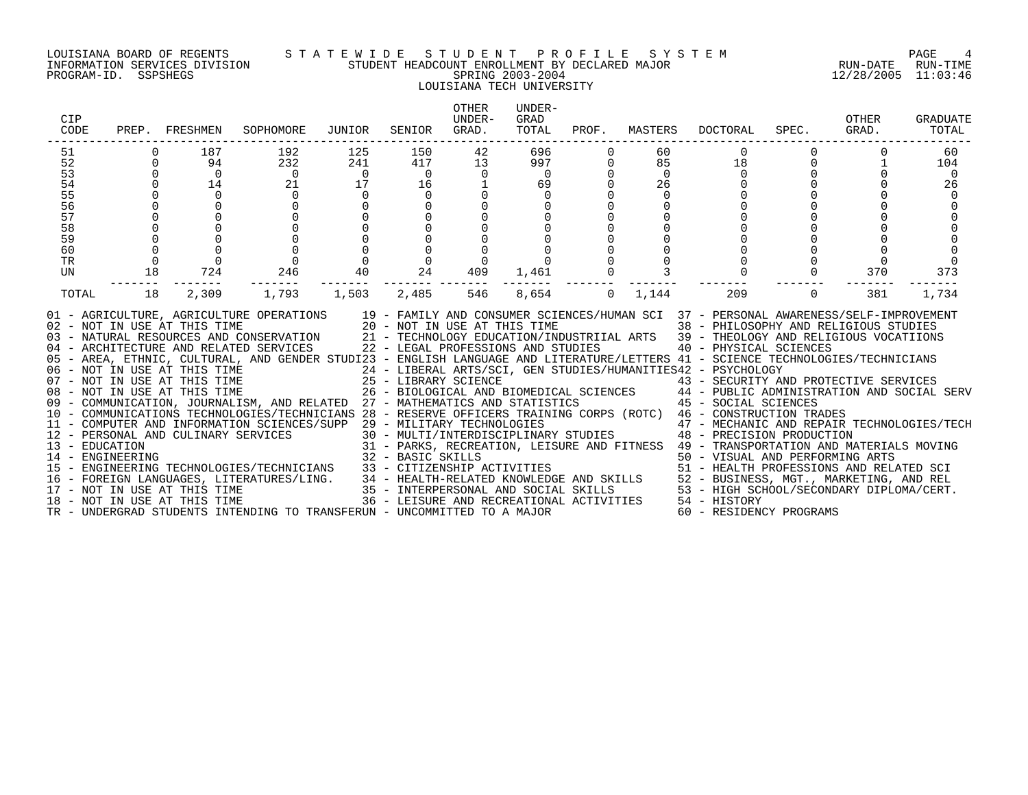LOUISIANA BOARD OF REGENTS — STATEWIDE STUDENT PROFILE SYSTEM
INFORMATION SERVICES DIVISION — STUDENT HEADCOUNT ENROLLMENT BY DECLARED MAJOR — RUN-DATE 12/28/2005 RUN-TIME 11:03:46
PROGRAM-ID. SSPSHEGS — SPRING 2003-2004

## LOUISIANA TECH UNIVERSITY

| CIP CODE | PREP. | FRESHMEN | SOPHOMORE | JUNIOR | SENIOR | OTHER UNDER-GRAD. | UNDER-GRAD TOTAL | PROF. | MASTERS | DOCTORAL | SPEC. | OTHER GRAD. | GRADUATE TOTAL |
|---|---|---|---|---|---|---|---|---|---|---|---|---|---|
| 51 | 0 | 187 | 192 | 125 | 150 | 42 | 696 | 0 | 60 | 0 | 0 | 0 | 60 |
| 52 | 0 | 94 | 232 | 241 | 417 | 13 | 997 | 0 | 85 | 18 | 0 | 1 | 104 |
| 53 | 0 | 0 | 0 | 0 | 0 | 0 | 0 | 0 | 0 | 0 | 0 | 0 | 0 |
| 54 | 0 | 14 | 21 | 17 | 16 | 1 | 69 | 0 | 26 | 0 | 0 | 0 | 26 |
| 55 | 0 | 0 | 0 | 0 | 0 | 0 | 0 | 0 | 0 | 0 | 0 | 0 | 0 |
| 56 | 0 | 0 | 0 | 0 | 0 | 0 | 0 | 0 | 0 | 0 | 0 | 0 | 0 |
| 57 | 0 | 0 | 0 | 0 | 0 | 0 | 0 | 0 | 0 | 0 | 0 | 0 | 0 |
| 58 | 0 | 0 | 0 | 0 | 0 | 0 | 0 | 0 | 0 | 0 | 0 | 0 | 0 |
| 59 | 0 | 0 | 0 | 0 | 0 | 0 | 0 | 0 | 0 | 0 | 0 | 0 | 0 |
| 60 | 0 | 0 | 0 | 0 | 0 | 0 | 0 | 0 | 0 | 0 | 0 | 0 | 0 |
| TR | 0 | 0 | 0 | 0 | 0 | 0 | 0 | 0 | 0 | 0 | 0 | 0 | 0 |
| UN | 18 | 724 | 246 | 40 | 24 | 409 | 1,461 | 0 | 3 | 0 | 0 | 370 | 373 |
| TOTAL | 18 | 2,309 | 1,793 | 1,503 | 2,485 | 546 | 8,654 | 0 | 1,144 | 209 | 0 | 381 | 1,734 |

01 - AGRICULTURE, AGRICULTURE OPERATIONS
02 - NOT IN USE AT THIS TIME
03 - NATURAL RESOURCES AND CONSERVATION
04 - ARCHITECTURE AND RELATED SERVICES
05 - AREA, ETHNIC, CULTURAL, AND GENDER STUDI
06 - NOT IN USE AT THIS TIME
07 - NOT IN USE AT THIS TIME
08 - NOT IN USE AT THIS TIME
09 - COMMUNICATION, JOURNALISM, AND RELATED
10 - COMMUNICATIONS TECHNOLOGIES/TECHNICIANS
11 - COMPUTER AND INFORMATION SCIENCES/SUPP
12 - PERSONAL AND CULINARY SERVICES
13 - EDUCATION
14 - ENGINEERING
15 - ENGINEERING TECHNOLOGIES/TECHNICIANS
16 - FOREIGN LANGUAGES, LITERATURES/LING.
17 - NOT IN USE AT THIS TIME
18 - NOT IN USE AT THIS TIME
19 - FAMILY AND CONSUMER SCIENCES/HUMAN SCI
20 - NOT IN USE AT THIS TIME
21 - TECHNOLOGY EDUCATION/INDUSTRIIAL ARTS
22 - LEGAL PROFESSIONS AND STUDIES
23 - ENGLISH LANGUAGE AND LITERATURE/LETTERS
24 - LIBERAL ARTS/SCI, GEN STUDIES/HUMANITIES
25 - LIBRARY SCIENCE
26 - BIOLOGICAL AND BIOMEDICAL SCIENCES
27 - MATHEMATICS AND STATISTICS
28 - RESERVE OFFICERS TRAINING CORPS (ROTC)
29 - MILITARY TECHNOLOGIES
30 - MULTI/INTERDISCIPLINARY STUDIES
31 - PARKS, RECREATION, LEISURE AND FITNESS
32 - BASIC SKILLS
33 - CITIZENSHIP ACTIVITIES
34 - HEALTH-RELATED KNOWLEDGE AND SKILLS
35 - INTERPERSONAL AND SOCIAL SKILLS
36 - LEISURE AND RECREATIONAL ACTIVITIES
37 - PERSONAL AWARENESS/SELF-IMPROVEMENT
38 - PHILOSOPHY AND RELIGIOUS STUDIES
39 - THEOLOGY AND RELIGIOUS VOCATIIONS
40 - PHYSICAL SCIENCES
41 - SCIENCE TECHNOLOGIES/TECHNICIANS
42 - PSYCHOLOGY
43 - SECURITY AND PROTECTIVE SERVICES
44 - PUBLIC ADMINISTRATION AND SOCIAL SERV
45 - SOCIAL SCIENCES
46 - CONSTRUCTION TRADES
47 - MECHANIC AND REPAIR TECHNOLOGIES/TECH
48 - PRECISION PRODUCTION
49 - TRANSPORTATION AND MATERIALS MOVING
50 - VISUAL AND PERFORMING ARTS
51 - HEALTH PROFESSIONS AND RELATED SCI
52 - BUSINESS, MGT., MARKETING, AND REL
53 - HIGH SCHOOL/SECONDARY DIPLOMA/CERT.
54 - HISTORY
60 - RESIDENCY PROGRAMS
TR - UNDERGRAD STUDENTS INTENDING TO TRANSFER
UN - UNCOMMITTED TO A MAJOR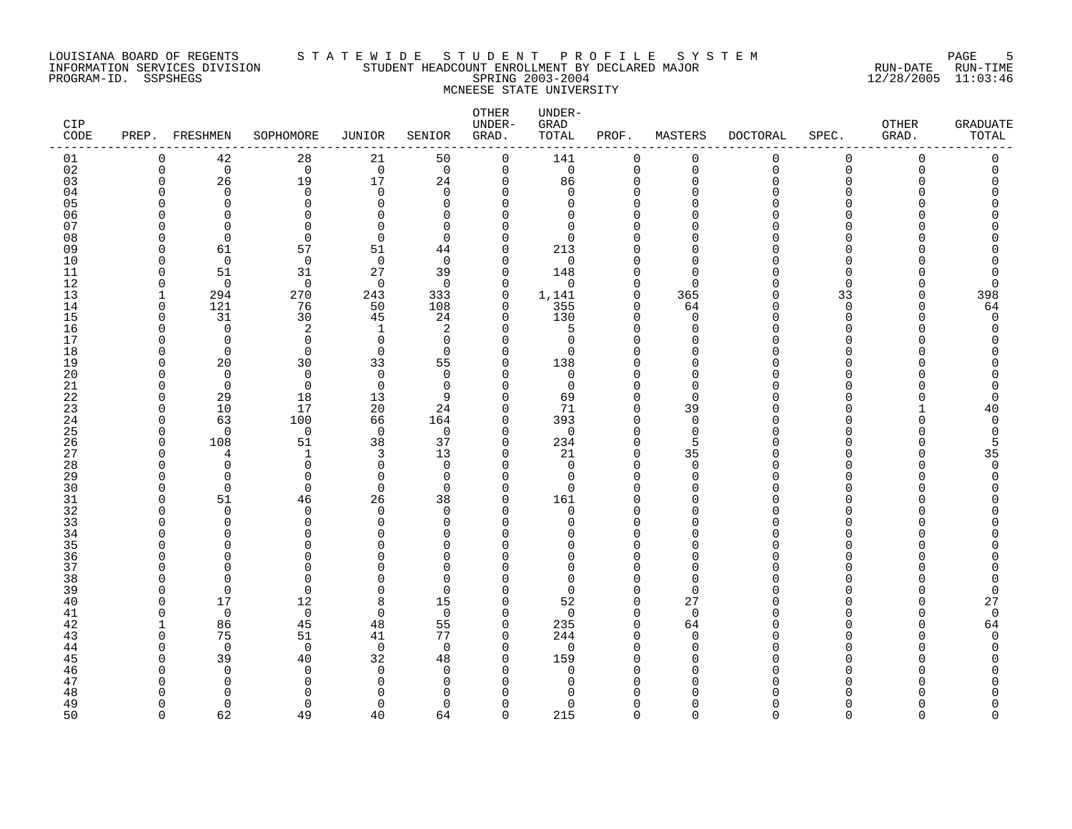LOUISIANA BOARD OF REGENTS — STATEWIDE STUDENT PROFILE SYSTEM
INFORMATION SERVICES DIVISION — STUDENT HEADCOUNT ENROLLMENT BY DECLARED MAJOR — RUN-DATE 12/28/2005 RUN-TIME 11:03:46
PROGRAM-ID. SSPSHEGS — SPRING 2003-2004
MCNEESE STATE UNIVERSITY

| CIP CODE | PREP. | FRESHMEN | SOPHOMORE | JUNIOR | SENIOR | OTHER UNDER-GRAD. | UNDER-GRAD TOTAL | PROF. | MASTERS | DOCTORAL | SPEC. | OTHER GRAD. | GRADUATE TOTAL |
|---|---|---|---|---|---|---|---|---|---|---|---|---|---|
| 01 | 0 | 42 | 28 | 21 | 50 | 0 | 141 | 0 | 0 | 0 | 0 | 0 | 0 |
| 02 | 0 | 0 | 0 | 0 | 0 | 0 | 0 | 0 | 0 | 0 | 0 | 0 | 0 |
| 03 | 0 | 26 | 19 | 17 | 24 | 0 | 86 | 0 | 0 | 0 | 0 | 0 | 0 |
| 04 | 0 | 0 | 0 | 0 | 0 | 0 | 0 | 0 | 0 | 0 | 0 | 0 | 0 |
| 05 | 0 | 0 | 0 | 0 | 0 | 0 | 0 | 0 | 0 | 0 | 0 | 0 | 0 |
| 06 | 0 | 0 | 0 | 0 | 0 | 0 | 0 | 0 | 0 | 0 | 0 | 0 | 0 |
| 07 | 0 | 0 | 0 | 0 | 0 | 0 | 0 | 0 | 0 | 0 | 0 | 0 | 0 |
| 08 | 0 | 0 | 0 | 0 | 0 | 0 | 0 | 0 | 0 | 0 | 0 | 0 | 0 |
| 09 | 0 | 61 | 57 | 51 | 44 | 0 | 213 | 0 | 0 | 0 | 0 | 0 | 0 |
| 10 | 0 | 0 | 0 | 0 | 0 | 0 | 0 | 0 | 0 | 0 | 0 | 0 | 0 |
| 11 | 0 | 51 | 31 | 27 | 39 | 0 | 148 | 0 | 0 | 0 | 0 | 0 | 0 |
| 12 | 0 | 0 | 0 | 0 | 0 | 0 | 0 | 0 | 0 | 0 | 0 | 0 | 0 |
| 13 | 1 | 294 | 270 | 243 | 333 | 0 | 1,141 | 0 | 365 | 0 | 33 | 0 | 398 |
| 14 | 0 | 121 | 76 | 50 | 108 | 0 | 355 | 0 | 64 | 0 | 0 | 0 | 64 |
| 15 | 0 | 31 | 30 | 45 | 24 | 0 | 130 | 0 | 0 | 0 | 0 | 0 | 0 |
| 16 | 0 | 0 | 2 | 1 | 2 | 0 | 5 | 0 | 0 | 0 | 0 | 0 | 0 |
| 17 | 0 | 0 | 0 | 0 | 0 | 0 | 0 | 0 | 0 | 0 | 0 | 0 | 0 |
| 18 | 0 | 0 | 0 | 0 | 0 | 0 | 0 | 0 | 0 | 0 | 0 | 0 | 0 |
| 19 | 0 | 20 | 30 | 33 | 55 | 0 | 138 | 0 | 0 | 0 | 0 | 0 | 0 |
| 20 | 0 | 0 | 0 | 0 | 0 | 0 | 0 | 0 | 0 | 0 | 0 | 0 | 0 |
| 21 | 0 | 0 | 0 | 0 | 0 | 0 | 0 | 0 | 0 | 0 | 0 | 0 | 0 |
| 22 | 0 | 29 | 18 | 13 | 9 | 0 | 69 | 0 | 0 | 0 | 0 | 0 | 0 |
| 23 | 0 | 10 | 17 | 20 | 24 | 0 | 71 | 0 | 39 | 0 | 0 | 1 | 40 |
| 24 | 0 | 63 | 100 | 66 | 164 | 0 | 393 | 0 | 0 | 0 | 0 | 0 | 0 |
| 25 | 0 | 0 | 0 | 0 | 0 | 0 | 0 | 0 | 0 | 0 | 0 | 0 | 0 |
| 26 | 0 | 108 | 51 | 38 | 37 | 0 | 234 | 0 | 5 | 0 | 0 | 0 | 5 |
| 27 | 0 | 4 | 1 | 3 | 13 | 0 | 21 | 0 | 35 | 0 | 0 | 0 | 35 |
| 28 | 0 | 0 | 0 | 0 | 0 | 0 | 0 | 0 | 0 | 0 | 0 | 0 | 0 |
| 29 | 0 | 0 | 0 | 0 | 0 | 0 | 0 | 0 | 0 | 0 | 0 | 0 | 0 |
| 30 | 0 | 0 | 0 | 0 | 0 | 0 | 0 | 0 | 0 | 0 | 0 | 0 | 0 |
| 31 | 0 | 51 | 46 | 26 | 38 | 0 | 161 | 0 | 0 | 0 | 0 | 0 | 0 |
| 32 | 0 | 0 | 0 | 0 | 0 | 0 | 0 | 0 | 0 | 0 | 0 | 0 | 0 |
| 33 | 0 | 0 | 0 | 0 | 0 | 0 | 0 | 0 | 0 | 0 | 0 | 0 | 0 |
| 34 | 0 | 0 | 0 | 0 | 0 | 0 | 0 | 0 | 0 | 0 | 0 | 0 | 0 |
| 35 | 0 | 0 | 0 | 0 | 0 | 0 | 0 | 0 | 0 | 0 | 0 | 0 | 0 |
| 36 | 0 | 0 | 0 | 0 | 0 | 0 | 0 | 0 | 0 | 0 | 0 | 0 | 0 |
| 37 | 0 | 0 | 0 | 0 | 0 | 0 | 0 | 0 | 0 | 0 | 0 | 0 | 0 |
| 38 | 0 | 0 | 0 | 0 | 0 | 0 | 0 | 0 | 0 | 0 | 0 | 0 | 0 |
| 39 | 0 | 0 | 0 | 0 | 0 | 0 | 0 | 0 | 0 | 0 | 0 | 0 | 0 |
| 40 | 0 | 17 | 12 | 8 | 15 | 0 | 52 | 0 | 27 | 0 | 0 | 0 | 27 |
| 41 | 0 | 0 | 0 | 0 | 0 | 0 | 0 | 0 | 0 | 0 | 0 | 0 | 0 |
| 42 | 1 | 86 | 45 | 48 | 55 | 0 | 235 | 0 | 64 | 0 | 0 | 0 | 64 |
| 43 | 0 | 75 | 51 | 41 | 77 | 0 | 244 | 0 | 0 | 0 | 0 | 0 | 0 |
| 44 | 0 | 0 | 0 | 0 | 0 | 0 | 0 | 0 | 0 | 0 | 0 | 0 | 0 |
| 45 | 0 | 39 | 40 | 32 | 48 | 0 | 159 | 0 | 0 | 0 | 0 | 0 | 0 |
| 46 | 0 | 0 | 0 | 0 | 0 | 0 | 0 | 0 | 0 | 0 | 0 | 0 | 0 |
| 47 | 0 | 0 | 0 | 0 | 0 | 0 | 0 | 0 | 0 | 0 | 0 | 0 | 0 |
| 48 | 0 | 0 | 0 | 0 | 0 | 0 | 0 | 0 | 0 | 0 | 0 | 0 | 0 |
| 49 | 0 | 0 | 0 | 0 | 0 | 0 | 0 | 0 | 0 | 0 | 0 | 0 | 0 |
| 50 | 0 | 62 | 49 | 40 | 64 | 0 | 215 | 0 | 0 | 0 | 0 | 0 | 0 |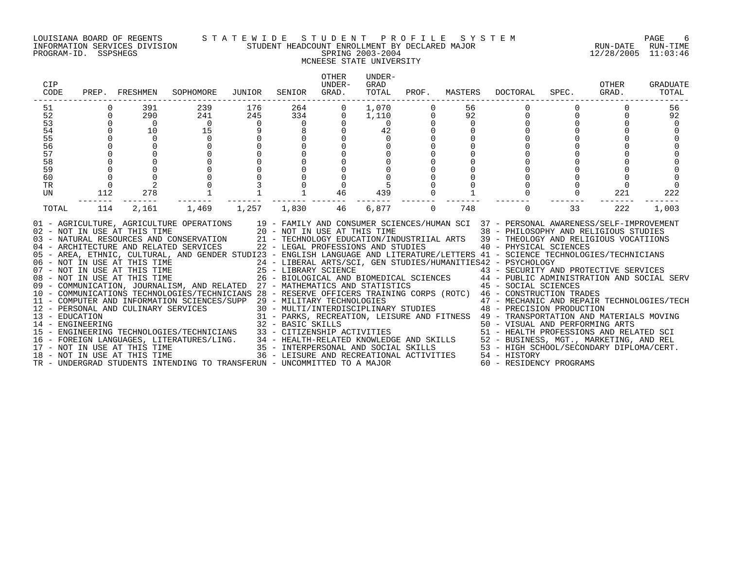LOUISIANA BOARD OF REGENTS — STATEWIDE STUDENT PROFILE SYSTEM
INFORMATION SERVICES DIVISION — STUDENT HEADCOUNT ENROLLMENT BY DECLARED MAJOR — RUN-DATE 12/28/2005 RUN-TIME 11:03:46
PROGRAM-ID. SSPSHEGS — SPRING 2003-2004

MCNEESE STATE UNIVERSITY

| CIP CODE | PREP. | FRESHMEN | SOPHOMORE | JUNIOR | SENIOR | OTHER UNDER-GRAD. | UNDER-GRAD TOTAL | PROF. | MASTERS | DOCTORAL | SPEC. | OTHER GRAD. | GRADUATE TOTAL |
|---|---|---|---|---|---|---|---|---|---|---|---|---|---|
| 51 | 0 | 391 | 239 | 176 | 264 | 0 | 1,070 | 0 | 56 | 0 | 0 | 0 | 56 |
| 52 | 0 | 290 | 241 | 245 | 334 | 0 | 1,110 | 0 | 92 | 0 | 0 | 0 | 92 |
| 53 | 0 | 0 | 0 | 0 | 0 | 0 | 0 | 0 | 0 | 0 | 0 | 0 | 0 |
| 54 | 0 | 10 | 15 | 9 | 8 | 0 | 42 | 0 | 0 | 0 | 0 | 0 | 0 |
| 55 | 0 | 0 | 0 | 0 | 0 | 0 | 0 | 0 | 0 | 0 | 0 | 0 | 0 |
| 56 | 0 | 0 | 0 | 0 | 0 | 0 | 0 | 0 | 0 | 0 | 0 | 0 | 0 |
| 57 | 0 | 0 | 0 | 0 | 0 | 0 | 0 | 0 | 0 | 0 | 0 | 0 | 0 |
| 58 | 0 | 0 | 0 | 0 | 0 | 0 | 0 | 0 | 0 | 0 | 0 | 0 | 0 |
| 59 | 0 | 0 | 0 | 0 | 0 | 0 | 0 | 0 | 0 | 0 | 0 | 0 | 0 |
| 60 | 0 | 0 | 0 | 0 | 0 | 0 | 0 | 0 | 0 | 0 | 0 | 0 | 0 |
| TR | 0 | 2 | 0 | 3 | 0 | 0 | 5 | 0 | 0 | 0 | 0 | 0 | 0 |
| UN | 112 | 278 | 1 | 1 | 1 | 46 | 439 | 0 | 1 | 0 | 0 | 221 | 222 |
| TOTAL | 114 | 2,161 | 1,469 | 1,257 | 1,830 | 46 | 6,877 | 0 | 748 | 0 | 33 | 222 | 1,003 |

01 - AGRICULTURE, AGRICULTURE OPERATIONS
02 - NOT IN USE AT THIS TIME
03 - NATURAL RESOURCES AND CONSERVATION
04 - ARCHITECTURE AND RELATED SERVICES
05 - AREA, ETHNIC, CULTURAL, AND GENDER STUDI
06 - NOT IN USE AT THIS TIME
07 - NOT IN USE AT THIS TIME
08 - NOT IN USE AT THIS TIME
09 - COMMUNICATION, JOURNALISM, AND RELATED
10 - COMMUNICATIONS TECHNOLOGIES/TECHNICIANS
11 - COMPUTER AND INFORMATION SCIENCES/SUPP
12 - PERSONAL AND CULINARY SERVICES
13 - EDUCATION
14 - ENGINEERING
15 - ENGINEERING TECHNOLOGIES/TECHNICIANS
16 - FOREIGN LANGUAGES, LITERATURES/LING.
17 - NOT IN USE AT THIS TIME
18 - NOT IN USE AT THIS TIME
19 - FAMILY AND CONSUMER SCIENCES/HUMAN SCI
20 - NOT IN USE AT THIS TIME
21 - TECHNOLOGY EDUCATION/INDUSTRIIAL ARTS
22 - LEGAL PROFESSIONS AND STUDIES
23 - ENGLISH LANGUAGE AND LITERATURE/LETTERS
24 - LIBERAL ARTS/SCI, GEN STUDIES/HUMANITIES
25 - LIBRARY SCIENCE
26 - BIOLOGICAL AND BIOMEDICAL SCIENCES
27 - MATHEMATICS AND STATISTICS
28 - RESERVE OFFICERS TRAINING CORPS (ROTC)
29 - MILITARY TECHNOLOGIES
30 - MULTI/INTERDISCIPLINARY STUDIES
31 - PARKS, RECREATION, LEISURE AND FITNESS
32 - BASIC SKILLS
33 - CITIZENSHIP ACTIVITIES
34 - HEALTH-RELATED KNOWLEDGE AND SKILLS
35 - INTERPERSONAL AND SOCIAL SKILLS
36 - LEISURE AND RECREATIONAL ACTIVITIES
37 - PERSONAL AWARENESS/SELF-IMPROVEMENT
38 - PHILOSOPHY AND RELIGIOUS STUDIES
39 - THEOLOGY AND RELIGIOUS VOCATIIONS
40 - PHYSICAL SCIENCES
41 - SCIENCE TECHNOLOGIES/TECHNICIANS
42 - PSYCHOLOGY
43 - SECURITY AND PROTECTIVE SERVICES
44 - PUBLIC ADMINISTRATION AND SOCIAL SERV
45 - SOCIAL SCIENCES
46 - CONSTRUCTION TRADES
47 - MECHANIC AND REPAIR TECHNOLOGIES/TECH
48 - PRECISION PRODUCTION
49 - TRANSPORTATION AND MATERIALS MOVING
50 - VISUAL AND PERFORMING ARTS
51 - HEALTH PROFESSIONS AND RELATED SCI
52 - BUSINESS, MGT., MARKETING, AND REL
53 - HIGH SCHOOL/SECONDARY DIPLOMA/CERT.
54 - HISTORY
60 - RESIDENCY PROGRAMS
TR - UNDERGRAD STUDENTS INTENDING TO TRANSFER
UN - UNCOMMITTED TO A MAJOR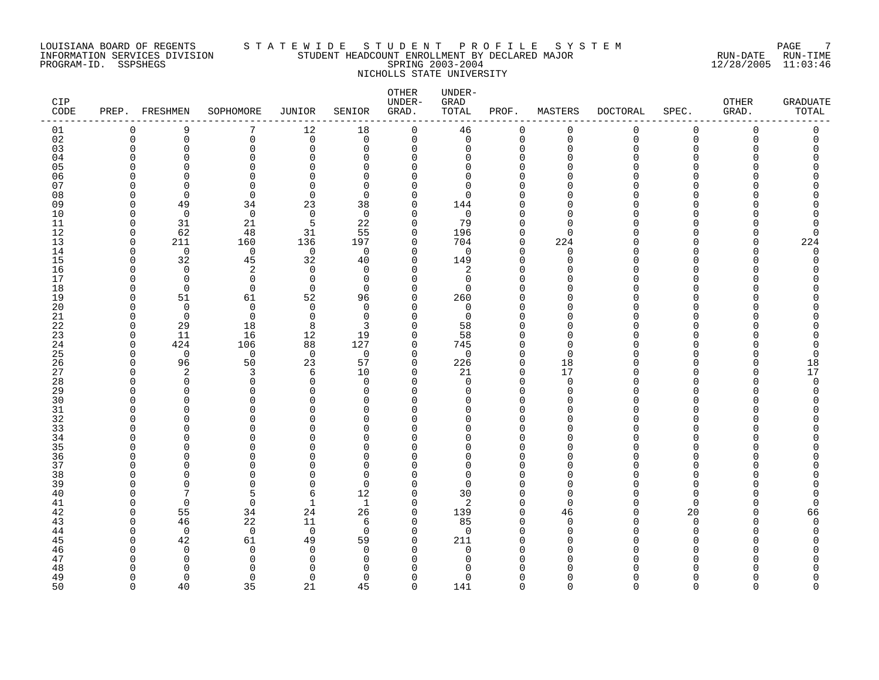LOUISIANA BOARD OF REGENTS — STATEWIDE STUDENT PROFILE SYSTEM
INFORMATION SERVICES DIVISION — STUDENT HEADCOUNT ENROLLMENT BY DECLARED MAJOR — RUN-DATE 12/28/2005 RUN-TIME 11:03:46
PROGRAM-ID. SSPSHEGS — SPRING 2003-2004
NICHOLLS STATE UNIVERSITY

| CIP CODE | PREP. | FRESHMEN | SOPHOMORE | JUNIOR | SENIOR | OTHER UNDER-GRAD. | UNDER-GRAD TOTAL | PROF. | MASTERS | DOCTORAL | SPEC. | OTHER GRAD. | GRADUATE TOTAL |
|---|---|---|---|---|---|---|---|---|---|---|---|---|---|
| 01 | 0 | 9 | 7 | 12 | 18 | 0 | 46 | 0 | 0 | 0 | 0 | 0 | 0 |
| 02 | 0 | 0 | 0 | 0 | 0 | 0 | 0 | 0 | 0 | 0 | 0 | 0 | 0 |
| 03 | 0 | 0 | 0 | 0 | 0 | 0 | 0 | 0 | 0 | 0 | 0 | 0 | 0 |
| 04 | 0 | 0 | 0 | 0 | 0 | 0 | 0 | 0 | 0 | 0 | 0 | 0 | 0 |
| 05 | 0 | 0 | 0 | 0 | 0 | 0 | 0 | 0 | 0 | 0 | 0 | 0 | 0 |
| 06 | 0 | 0 | 0 | 0 | 0 | 0 | 0 | 0 | 0 | 0 | 0 | 0 | 0 |
| 07 | 0 | 0 | 0 | 0 | 0 | 0 | 0 | 0 | 0 | 0 | 0 | 0 | 0 |
| 08 | 0 | 0 | 0 | 0 | 0 | 0 | 0 | 0 | 0 | 0 | 0 | 0 | 0 |
| 09 | 0 | 49 | 34 | 23 | 38 | 0 | 144 | 0 | 0 | 0 | 0 | 0 | 0 |
| 10 | 0 | 0 | 0 | 0 | 0 | 0 | 0 | 0 | 0 | 0 | 0 | 0 | 0 |
| 11 | 0 | 31 | 21 | 5 | 22 | 0 | 79 | 0 | 0 | 0 | 0 | 0 | 0 |
| 12 | 0 | 62 | 48 | 31 | 55 | 0 | 196 | 0 | 0 | 0 | 0 | 0 | 0 |
| 13 | 0 | 211 | 160 | 136 | 197 | 0 | 704 | 0 | 224 | 0 | 0 | 0 | 224 |
| 14 | 0 | 0 | 0 | 0 | 0 | 0 | 0 | 0 | 0 | 0 | 0 | 0 | 0 |
| 15 | 0 | 32 | 45 | 32 | 40 | 0 | 149 | 0 | 0 | 0 | 0 | 0 | 0 |
| 16 | 0 | 0 | 2 | 0 | 0 | 0 | 2 | 0 | 0 | 0 | 0 | 0 | 0 |
| 17 | 0 | 0 | 0 | 0 | 0 | 0 | 0 | 0 | 0 | 0 | 0 | 0 | 0 |
| 18 | 0 | 0 | 0 | 0 | 0 | 0 | 0 | 0 | 0 | 0 | 0 | 0 | 0 |
| 19 | 0 | 51 | 61 | 52 | 96 | 0 | 260 | 0 | 0 | 0 | 0 | 0 | 0 |
| 20 | 0 | 0 | 0 | 0 | 0 | 0 | 0 | 0 | 0 | 0 | 0 | 0 | 0 |
| 21 | 0 | 0 | 0 | 0 | 0 | 0 | 0 | 0 | 0 | 0 | 0 | 0 | 0 |
| 22 | 0 | 29 | 18 | 8 | 3 | 0 | 58 | 0 | 0 | 0 | 0 | 0 | 0 |
| 23 | 0 | 11 | 16 | 12 | 19 | 0 | 58 | 0 | 0 | 0 | 0 | 0 | 0 |
| 24 | 0 | 424 | 106 | 88 | 127 | 0 | 745 | 0 | 0 | 0 | 0 | 0 | 0 |
| 25 | 0 | 0 | 0 | 0 | 0 | 0 | 0 | 0 | 0 | 0 | 0 | 0 | 0 |
| 26 | 0 | 96 | 50 | 23 | 57 | 0 | 226 | 0 | 18 | 0 | 0 | 0 | 18 |
| 27 | 0 | 2 | 3 | 6 | 10 | 0 | 21 | 0 | 17 | 0 | 0 | 0 | 17 |
| 28 | 0 | 0 | 0 | 0 | 0 | 0 | 0 | 0 | 0 | 0 | 0 | 0 | 0 |
| 29 | 0 | 0 | 0 | 0 | 0 | 0 | 0 | 0 | 0 | 0 | 0 | 0 | 0 |
| 30 | 0 | 0 | 0 | 0 | 0 | 0 | 0 | 0 | 0 | 0 | 0 | 0 | 0 |
| 31 | 0 | 0 | 0 | 0 | 0 | 0 | 0 | 0 | 0 | 0 | 0 | 0 | 0 |
| 32 | 0 | 0 | 0 | 0 | 0 | 0 | 0 | 0 | 0 | 0 | 0 | 0 | 0 |
| 33 | 0 | 0 | 0 | 0 | 0 | 0 | 0 | 0 | 0 | 0 | 0 | 0 | 0 |
| 34 | 0 | 0 | 0 | 0 | 0 | 0 | 0 | 0 | 0 | 0 | 0 | 0 | 0 |
| 35 | 0 | 0 | 0 | 0 | 0 | 0 | 0 | 0 | 0 | 0 | 0 | 0 | 0 |
| 36 | 0 | 0 | 0 | 0 | 0 | 0 | 0 | 0 | 0 | 0 | 0 | 0 | 0 |
| 37 | 0 | 0 | 0 | 0 | 0 | 0 | 0 | 0 | 0 | 0 | 0 | 0 | 0 |
| 38 | 0 | 0 | 0 | 0 | 0 | 0 | 0 | 0 | 0 | 0 | 0 | 0 | 0 |
| 39 | 0 | 0 | 0 | 0 | 0 | 0 | 0 | 0 | 0 | 0 | 0 | 0 | 0 |
| 40 | 0 | 7 | 5 | 6 | 12 | 0 | 30 | 0 | 0 | 0 | 0 | 0 | 0 |
| 41 | 0 | 0 | 0 | 1 | 1 | 0 | 2 | 0 | 0 | 0 | 0 | 0 | 0 |
| 42 | 0 | 55 | 34 | 24 | 26 | 0 | 139 | 0 | 46 | 0 | 20 | 0 | 66 |
| 43 | 0 | 46 | 22 | 11 | 6 | 0 | 85 | 0 | 0 | 0 | 0 | 0 | 0 |
| 44 | 0 | 0 | 0 | 0 | 0 | 0 | 0 | 0 | 0 | 0 | 0 | 0 | 0 |
| 45 | 0 | 42 | 61 | 49 | 59 | 0 | 211 | 0 | 0 | 0 | 0 | 0 | 0 |
| 46 | 0 | 0 | 0 | 0 | 0 | 0 | 0 | 0 | 0 | 0 | 0 | 0 | 0 |
| 47 | 0 | 0 | 0 | 0 | 0 | 0 | 0 | 0 | 0 | 0 | 0 | 0 | 0 |
| 48 | 0 | 0 | 0 | 0 | 0 | 0 | 0 | 0 | 0 | 0 | 0 | 0 | 0 |
| 49 | 0 | 0 | 0 | 0 | 0 | 0 | 0 | 0 | 0 | 0 | 0 | 0 | 0 |
| 50 | 0 | 40 | 35 | 21 | 45 | 0 | 141 | 0 | 0 | 0 | 0 | 0 | 0 |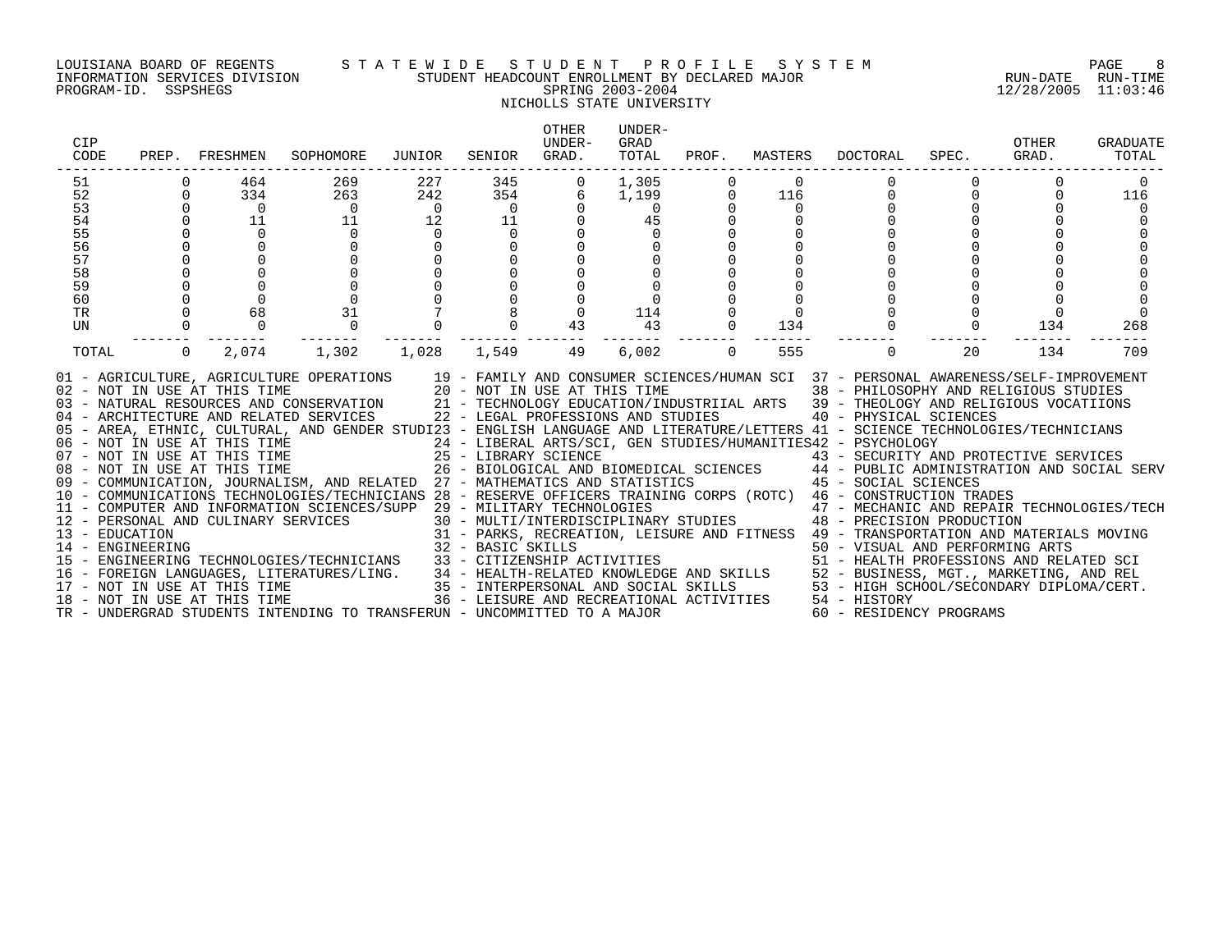LOUISIANA BOARD OF REGENTS — STATEWIDE STUDENT PROFILE SYSTEM
INFORMATION SERVICES DIVISION — STUDENT HEADCOUNT ENROLLMENT BY DECLARED MAJOR — RUN-DATE 12/28/2005 RUN-TIME 11:03:46
PROGRAM-ID. SSPSHEGS — SPRING 2003-2004

NICHOLLS STATE UNIVERSITY

| CIP CODE | PREP. | FRESHMEN | SOPHOMORE | JUNIOR | SENIOR | OTHER UNDER-GRAD. | UNDER-GRAD TOTAL | PROF. | MASTERS | DOCTORAL | SPEC. | OTHER GRAD. | GRADUATE TOTAL |
|---|---|---|---|---|---|---|---|---|---|---|---|---|---|
| 51 | 0 | 464 | 269 | 227 | 345 | 0 | 1,305 | 0 | 0 | 0 | 0 | 0 | 0 |
| 52 | 0 | 334 | 263 | 242 | 354 | 6 | 1,199 | 0 | 116 | 0 | 0 | 0 | 116 |
| 53 | 0 | 0 | 0 | 0 | 0 | 0 | 0 | 0 | 0 | 0 | 0 | 0 | 0 |
| 54 | 0 | 11 | 11 | 12 | 11 | 0 | 45 | 0 | 0 | 0 | 0 | 0 | 0 |
| 55 | 0 | 0 | 0 | 0 | 0 | 0 | 0 | 0 | 0 | 0 | 0 | 0 | 0 |
| 56 | 0 | 0 | 0 | 0 | 0 | 0 | 0 | 0 | 0 | 0 | 0 | 0 | 0 |
| 57 | 0 | 0 | 0 | 0 | 0 | 0 | 0 | 0 | 0 | 0 | 0 | 0 | 0 |
| 58 | 0 | 0 | 0 | 0 | 0 | 0 | 0 | 0 | 0 | 0 | 0 | 0 | 0 |
| 59 | 0 | 0 | 0 | 0 | 0 | 0 | 0 | 0 | 0 | 0 | 0 | 0 | 0 |
| 60 | 0 | 0 | 0 | 0 | 0 | 0 | 0 | 0 | 0 | 0 | 0 | 0 | 0 |
| TR | 0 | 68 | 31 | 7 | 8 | 0 | 114 | 0 | 0 | 0 | 0 | 0 | 0 |
| UN | 0 | 0 | 0 | 0 | 0 | 43 | 43 | 0 | 134 | 0 | 0 | 134 | 268 |
| TOTAL | 0 | 2,074 | 1,302 | 1,028 | 1,549 | 49 | 6,002 | 0 | 555 | 0 | 20 | 134 | 709 |

01 - AGRICULTURE, AGRICULTURE OPERATIONS
02 - NOT IN USE AT THIS TIME
03 - NATURAL RESOURCES AND CONSERVATION
04 - ARCHITECTURE AND RELATED SERVICES
05 - AREA, ETHNIC, CULTURAL, AND GENDER STUDI
06 - NOT IN USE AT THIS TIME
07 - NOT IN USE AT THIS TIME
08 - NOT IN USE AT THIS TIME
09 - COMMUNICATION, JOURNALISM, AND RELATED
10 - COMMUNICATIONS TECHNOLOGIES/TECHNICIANS
11 - COMPUTER AND INFORMATION SCIENCES/SUPP
12 - PERSONAL AND CULINARY SERVICES
13 - EDUCATION
14 - ENGINEERING
15 - ENGINEERING TECHNOLOGIES/TECHNICIANS
16 - FOREIGN LANGUAGES, LITERATURES/LING.
17 - NOT IN USE AT THIS TIME
18 - NOT IN USE AT THIS TIME
19 - FAMILY AND CONSUMER SCIENCES/HUMAN SCI
20 - NOT IN USE AT THIS TIME
21 - TECHNOLOGY EDUCATION/INDUSTRIIAL ARTS
22 - LEGAL PROFESSIONS AND STUDIES
23 - ENGLISH LANGUAGE AND LITERATURE/LETTERS
24 - LIBERAL ARTS/SCI, GEN STUDIES/HUMANITIES
25 - LIBRARY SCIENCE
26 - BIOLOGICAL AND BIOMEDICAL SCIENCES
27 - MATHEMATICS AND STATISTICS
28 - RESERVE OFFICERS TRAINING CORPS (ROTC)
29 - MILITARY TECHNOLOGIES
30 - MULTI/INTERDISCIPLINARY STUDIES
31 - PARKS, RECREATION, LEISURE AND FITNESS
32 - BASIC SKILLS
33 - CITIZENSHIP ACTIVITIES
34 - HEALTH-RELATED KNOWLEDGE AND SKILLS
35 - INTERPERSONAL AND SOCIAL SKILLS
36 - LEISURE AND RECREATIONAL ACTIVITIES
37 - PERSONAL AWARENESS/SELF-IMPROVEMENT
38 - PHILOSOPHY AND RELIGIOUS STUDIES
39 - THEOLOGY AND RELIGIOUS VOCATIIONS
40 - PHYSICAL SCIENCES
41 - SCIENCE TECHNOLOGIES/TECHNICIANS
42 - PSYCHOLOGY
43 - SECURITY AND PROTECTIVE SERVICES
44 - PUBLIC ADMINISTRATION AND SOCIAL SERV
45 - SOCIAL SCIENCES
46 - CONSTRUCTION TRADES
47 - MECHANIC AND REPAIR TECHNOLOGIES/TECH
48 - PRECISION PRODUCTION
49 - TRANSPORTATION AND MATERIALS MOVING
50 - VISUAL AND PERFORMING ARTS
51 - HEALTH PROFESSIONS AND RELATED SCI
52 - BUSINESS, MGT., MARKETING, AND REL
53 - HIGH SCHOOL/SECONDARY DIPLOMA/CERT.
54 - HISTORY
60 - RESIDENCY PROGRAMS
TR - UNDERGRAD STUDENTS INTENDING TO TRANSFER
UN - UNCOMMITTED TO A MAJOR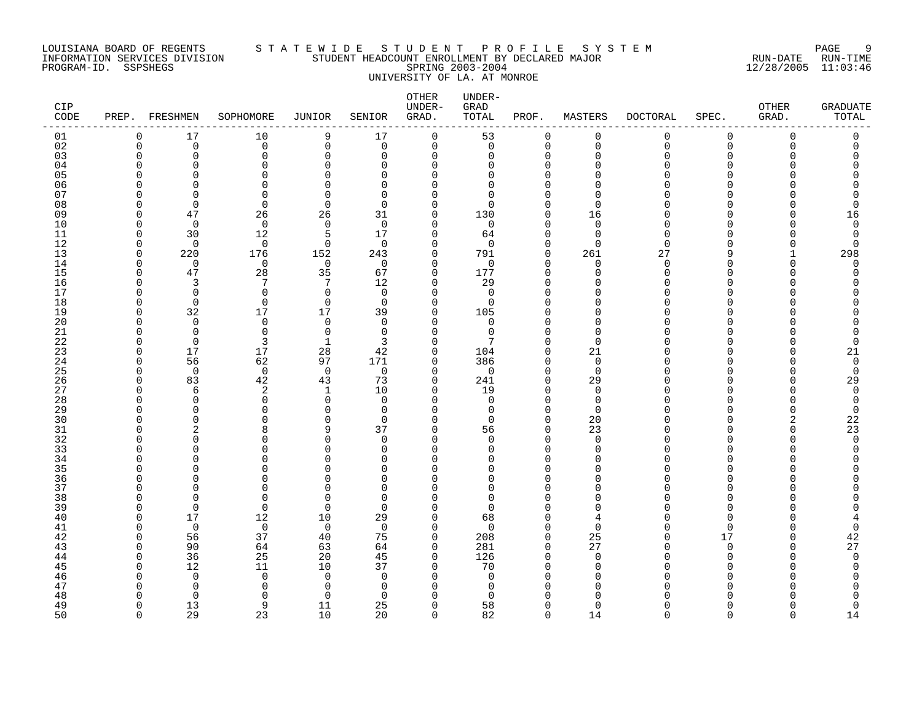LOUISIANA BOARD OF REGENTS — INFORMATION SERVICES DIVISION — PROGRAM-ID. SSPSHEGS

STATEWIDE STUDENT PROFILE SYSTEM

STUDENT HEADCOUNT ENROLLMENT BY DECLARED MAJOR

SPRING 2003-2004

UNIVERSITY OF LA. AT MONROE

RUN-DATE 12/28/2005 RUN-TIME 11:03:46

| CIP CODE | PREP. | FRESHMEN | SOPHOMORE | JUNIOR | SENIOR | OTHER UNDER-GRAD. | UNDER-GRAD TOTAL | PROF. | MASTERS | DOCTORAL | SPEC. | OTHER GRAD. | GRADUATE TOTAL |
|---|---|---|---|---|---|---|---|---|---|---|---|---|---|
| 01 | 0 | 17 | 10 | 9 | 17 | 0 | 53 | 0 | 0 | 0 | 0 | 0 | 0 |
| 02 | 0 | 0 | 0 | 0 | 0 | 0 | 0 | 0 | 0 | 0 | 0 | 0 | 0 |
| 03 | 0 | 0 | 0 | 0 | 0 | 0 | 0 | 0 | 0 | 0 | 0 | 0 | 0 |
| 04 | 0 | 0 | 0 | 0 | 0 | 0 | 0 | 0 | 0 | 0 | 0 | 0 | 0 |
| 05 | 0 | 0 | 0 | 0 | 0 | 0 | 0 | 0 | 0 | 0 | 0 | 0 | 0 |
| 06 | 0 | 0 | 0 | 0 | 0 | 0 | 0 | 0 | 0 | 0 | 0 | 0 | 0 |
| 07 | 0 | 0 | 0 | 0 | 0 | 0 | 0 | 0 | 0 | 0 | 0 | 0 | 0 |
| 08 | 0 | 0 | 0 | 0 | 0 | 0 | 0 | 0 | 0 | 0 | 0 | 0 | 0 |
| 09 | 0 | 47 | 26 | 26 | 31 | 0 | 130 | 0 | 16 | 0 | 0 | 0 | 16 |
| 10 | 0 | 0 | 0 | 0 | 0 | 0 | 0 | 0 | 0 | 0 | 0 | 0 | 0 |
| 11 | 0 | 30 | 12 | 5 | 17 | 0 | 64 | 0 | 0 | 0 | 0 | 0 | 0 |
| 12 | 0 | 0 | 0 | 0 | 0 | 0 | 0 | 0 | 0 | 0 | 0 | 0 | 0 |
| 13 | 0 | 220 | 176 | 152 | 243 | 0 | 791 | 0 | 261 | 27 | 9 | 1 | 298 |
| 14 | 0 | 0 | 0 | 0 | 0 | 0 | 0 | 0 | 0 | 0 | 0 | 0 | 0 |
| 15 | 0 | 47 | 28 | 35 | 67 | 0 | 177 | 0 | 0 | 0 | 0 | 0 | 0 |
| 16 | 0 | 3 | 7 | 7 | 12 | 0 | 29 | 0 | 0 | 0 | 0 | 0 | 0 |
| 17 | 0 | 0 | 0 | 0 | 0 | 0 | 0 | 0 | 0 | 0 | 0 | 0 | 0 |
| 18 | 0 | 0 | 0 | 0 | 0 | 0 | 0 | 0 | 0 | 0 | 0 | 0 | 0 |
| 19 | 0 | 32 | 17 | 17 | 39 | 0 | 105 | 0 | 0 | 0 | 0 | 0 | 0 |
| 20 | 0 | 0 | 0 | 0 | 0 | 0 | 0 | 0 | 0 | 0 | 0 | 0 | 0 |
| 21 | 0 | 0 | 0 | 0 | 0 | 0 | 0 | 0 | 0 | 0 | 0 | 0 | 0 |
| 22 | 0 | 0 | 3 | 1 | 3 | 0 | 7 | 0 | 0 | 0 | 0 | 0 | 0 |
| 23 | 0 | 17 | 17 | 28 | 42 | 0 | 104 | 0 | 21 | 0 | 0 | 0 | 21 |
| 24 | 0 | 56 | 62 | 97 | 171 | 0 | 386 | 0 | 0 | 0 | 0 | 0 | 0 |
| 25 | 0 | 0 | 0 | 0 | 0 | 0 | 0 | 0 | 0 | 0 | 0 | 0 | 0 |
| 26 | 0 | 83 | 42 | 43 | 73 | 0 | 241 | 0 | 29 | 0 | 0 | 0 | 29 |
| 27 | 0 | 6 | 2 | 1 | 10 | 0 | 19 | 0 | 0 | 0 | 0 | 0 | 0 |
| 28 | 0 | 0 | 0 | 0 | 0 | 0 | 0 | 0 | 0 | 0 | 0 | 0 | 0 |
| 29 | 0 | 0 | 0 | 0 | 0 | 0 | 0 | 0 | 0 | 0 | 0 | 0 | 0 |
| 30 | 0 | 0 | 0 | 0 | 0 | 0 | 0 | 0 | 20 | 0 | 0 | 2 | 22 |
| 31 | 0 | 2 | 8 | 9 | 37 | 0 | 56 | 0 | 23 | 0 | 0 | 0 | 23 |
| 32 | 0 | 0 | 0 | 0 | 0 | 0 | 0 | 0 | 0 | 0 | 0 | 0 | 0 |
| 33 | 0 | 0 | 0 | 0 | 0 | 0 | 0 | 0 | 0 | 0 | 0 | 0 | 0 |
| 34 | 0 | 0 | 0 | 0 | 0 | 0 | 0 | 0 | 0 | 0 | 0 | 0 | 0 |
| 35 | 0 | 0 | 0 | 0 | 0 | 0 | 0 | 0 | 0 | 0 | 0 | 0 | 0 |
| 36 | 0 | 0 | 0 | 0 | 0 | 0 | 0 | 0 | 0 | 0 | 0 | 0 | 0 |
| 37 | 0 | 0 | 0 | 0 | 0 | 0 | 0 | 0 | 0 | 0 | 0 | 0 | 0 |
| 38 | 0 | 0 | 0 | 0 | 0 | 0 | 0 | 0 | 0 | 0 | 0 | 0 | 0 |
| 39 | 0 | 0 | 0 | 0 | 0 | 0 | 0 | 0 | 0 | 0 | 0 | 0 | 0 |
| 40 | 0 | 17 | 12 | 10 | 29 | 0 | 68 | 0 | 4 | 0 | 0 | 0 | 4 |
| 41 | 0 | 0 | 0 | 0 | 0 | 0 | 0 | 0 | 0 | 0 | 0 | 0 | 0 |
| 42 | 0 | 56 | 37 | 40 | 75 | 0 | 208 | 0 | 25 | 0 | 17 | 0 | 42 |
| 43 | 0 | 90 | 64 | 63 | 64 | 0 | 281 | 0 | 27 | 0 | 0 | 0 | 27 |
| 44 | 0 | 36 | 25 | 20 | 45 | 0 | 126 | 0 | 0 | 0 | 0 | 0 | 0 |
| 45 | 0 | 12 | 11 | 10 | 37 | 0 | 70 | 0 | 0 | 0 | 0 | 0 | 0 |
| 46 | 0 | 0 | 0 | 0 | 0 | 0 | 0 | 0 | 0 | 0 | 0 | 0 | 0 |
| 47 | 0 | 0 | 0 | 0 | 0 | 0 | 0 | 0 | 0 | 0 | 0 | 0 | 0 |
| 48 | 0 | 0 | 0 | 0 | 0 | 0 | 0 | 0 | 0 | 0 | 0 | 0 | 0 |
| 49 | 0 | 13 | 9 | 11 | 25 | 0 | 58 | 0 | 0 | 0 | 0 | 0 | 0 |
| 50 | 0 | 29 | 23 | 10 | 20 | 0 | 82 | 0 | 14 | 0 | 0 | 0 | 14 |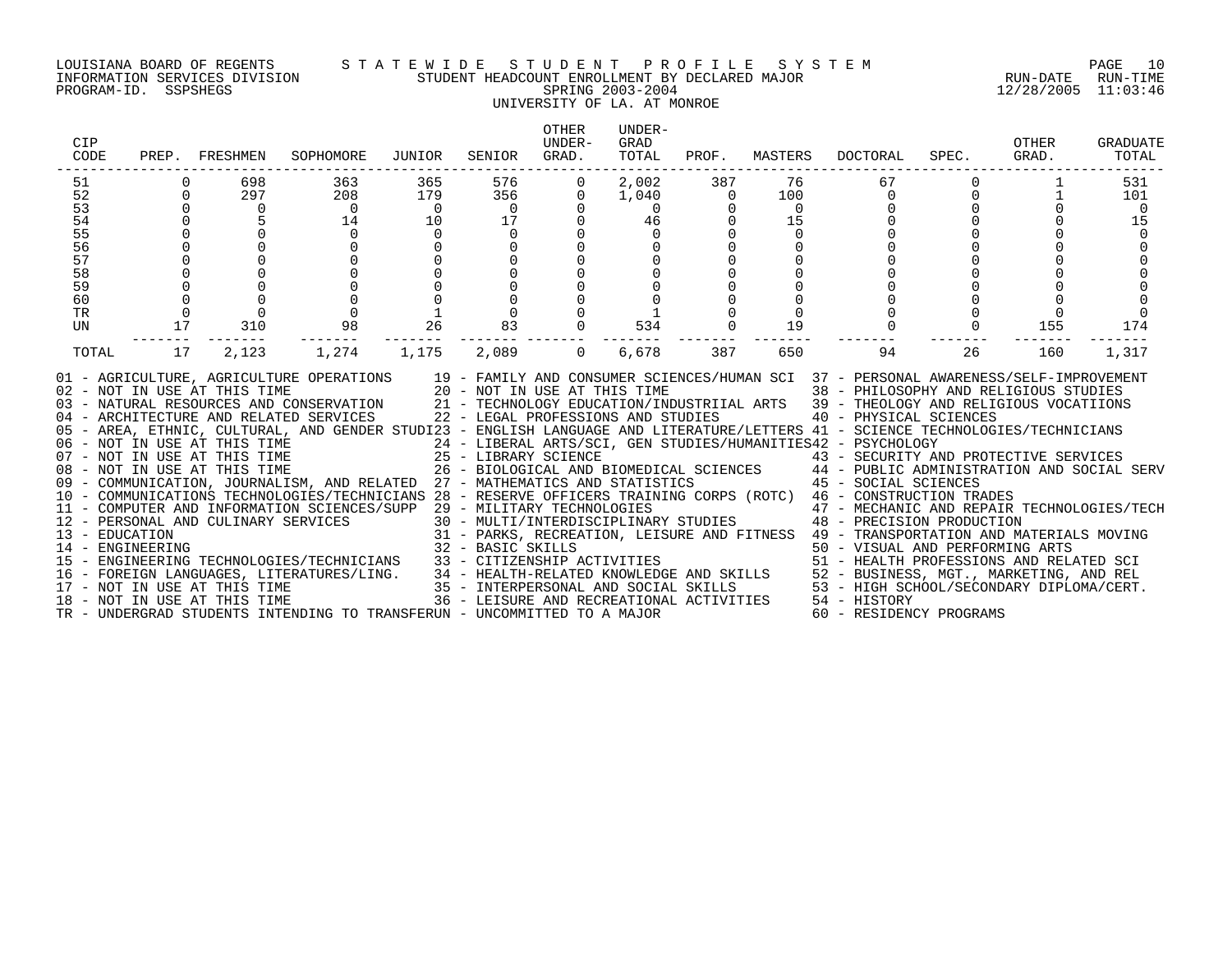LOUISIANA BOARD OF REGENTS — STATEWIDE STUDENT PROFILE SYSTEM
INFORMATION SERVICES DIVISION — STUDENT HEADCOUNT ENROLLMENT BY DECLARED MAJOR — RUN-DATE 12/28/2005 RUN-TIME 11:03:46
PROGRAM-ID. SSPSHEGS — SPRING 2003-2004

UNIVERSITY OF LA. AT MONROE

| CIP CODE | PREP. | FRESHMEN | SOPHOMORE | JUNIOR | SENIOR | OTHER UNDER-GRAD. | UNDER-GRAD TOTAL | PROF. | MASTERS | DOCTORAL | SPEC. | OTHER GRAD. | GRADUATE TOTAL |
|---|---|---|---|---|---|---|---|---|---|---|---|---|---|
| 51 | 0 | 698 | 363 | 365 | 576 | 0 | 2,002 | 387 | 76 | 67 | 0 | 1 | 531 |
| 52 | 0 | 297 | 208 | 179 | 356 | 0 | 1,040 | 0 | 100 | 0 | 0 | 1 | 101 |
| 53 | 0 | 0 | 0 | 0 | 0 | 0 | 0 | 0 | 0 | 0 | 0 | 0 | 0 |
| 54 | 0 | 5 | 14 | 10 | 17 | 0 | 46 | 0 | 15 | 0 | 0 | 0 | 15 |
| 55 | 0 | 0 | 0 | 0 | 0 | 0 | 0 | 0 | 0 | 0 | 0 | 0 | 0 |
| 56 | 0 | 0 | 0 | 0 | 0 | 0 | 0 | 0 | 0 | 0 | 0 | 0 | 0 |
| 57 | 0 | 0 | 0 | 0 | 0 | 0 | 0 | 0 | 0 | 0 | 0 | 0 | 0 |
| 58 | 0 | 0 | 0 | 0 | 0 | 0 | 0 | 0 | 0 | 0 | 0 | 0 | 0 |
| 59 | 0 | 0 | 0 | 0 | 0 | 0 | 0 | 0 | 0 | 0 | 0 | 0 | 0 |
| 60 | 0 | 0 | 0 | 0 | 0 | 0 | 0 | 0 | 0 | 0 | 0 | 0 | 0 |
| TR | 0 | 0 | 0 | 1 | 0 | 0 | 1 | 0 | 0 | 0 | 0 | 0 | 0 |
| UN | 17 | 310 | 98 | 26 | 83 | 0 | 534 | 0 | 19 | 0 | 0 | 155 | 174 |
| TOTAL | 17 | 2,123 | 1,274 | 1,175 | 2,089 | 0 | 6,678 | 387 | 650 | 94 | 26 | 160 | 1,317 |

01 - AGRICULTURE, AGRICULTURE OPERATIONS
02 - NOT IN USE AT THIS TIME
03 - NATURAL RESOURCES AND CONSERVATION
04 - ARCHITECTURE AND RELATED SERVICES
05 - AREA, ETHNIC, CULTURAL, AND GENDER STUDI
06 - NOT IN USE AT THIS TIME
07 - NOT IN USE AT THIS TIME
08 - NOT IN USE AT THIS TIME
09 - COMMUNICATION, JOURNALISM, AND RELATED
10 - COMMUNICATIONS TECHNOLOGIES/TECHNICIANS
11 - COMPUTER AND INFORMATION SCIENCES/SUPP
12 - PERSONAL AND CULINARY SERVICES
13 - EDUCATION
14 - ENGINEERING
15 - ENGINEERING TECHNOLOGIES/TECHNICIANS
16 - FOREIGN LANGUAGES, LITERATURES/LING.
17 - NOT IN USE AT THIS TIME
18 - NOT IN USE AT THIS TIME
19 - FAMILY AND CONSUMER SCIENCES/HUMAN SCI
20 - NOT IN USE AT THIS TIME
21 - TECHNOLOGY EDUCATION/INDUSTRIIAL ARTS
22 - LEGAL PROFESSIONS AND STUDIES
23 - ENGLISH LANGUAGE AND LITERATURE/LETTERS
24 - LIBERAL ARTS/SCI, GEN STUDIES/HUMANITIES
25 - LIBRARY SCIENCE
26 - BIOLOGICAL AND BIOMEDICAL SCIENCES
27 - MATHEMATICS AND STATISTICS
28 - RESERVE OFFICERS TRAINING CORPS (ROTC)
29 - MILITARY TECHNOLOGIES
30 - MULTI/INTERDISCIPLINARY STUDIES
31 - PARKS, RECREATION, LEISURE AND FITNESS
32 - BASIC SKILLS
33 - CITIZENSHIP ACTIVITIES
34 - HEALTH-RELATED KNOWLEDGE AND SKILLS
35 - INTERPERSONAL AND SOCIAL SKILLS
36 - LEISURE AND RECREATIONAL ACTIVITIES
37 - PERSONAL AWARENESS/SELF-IMPROVEMENT
38 - PHILOSOPHY AND RELIGIOUS STUDIES
39 - THEOLOGY AND RELIGIOUS VOCATIIONS
40 - PHYSICAL SCIENCES
41 - SCIENCE TECHNOLOGIES/TECHNICIANS
42 - PSYCHOLOGY
43 - SECURITY AND PROTECTIVE SERVICES
44 - PUBLIC ADMINISTRATION AND SOCIAL SERV
45 - SOCIAL SCIENCES
46 - CONSTRUCTION TRADES
47 - MECHANIC AND REPAIR TECHNOLOGIES/TECH
48 - PRECISION PRODUCTION
49 - TRANSPORTATION AND MATERIALS MOVING
50 - VISUAL AND PERFORMING ARTS
51 - HEALTH PROFESSIONS AND RELATED SCI
52 - BUSINESS, MGT., MARKETING, AND REL
53 - HIGH SCHOOL/SECONDARY DIPLOMA/CERT.
54 - HISTORY
60 - RESIDENCY PROGRAMS
TR - UNDERGRAD STUDENTS INTENDING TO TRANSFER
UN - UNCOMMITTED TO A MAJOR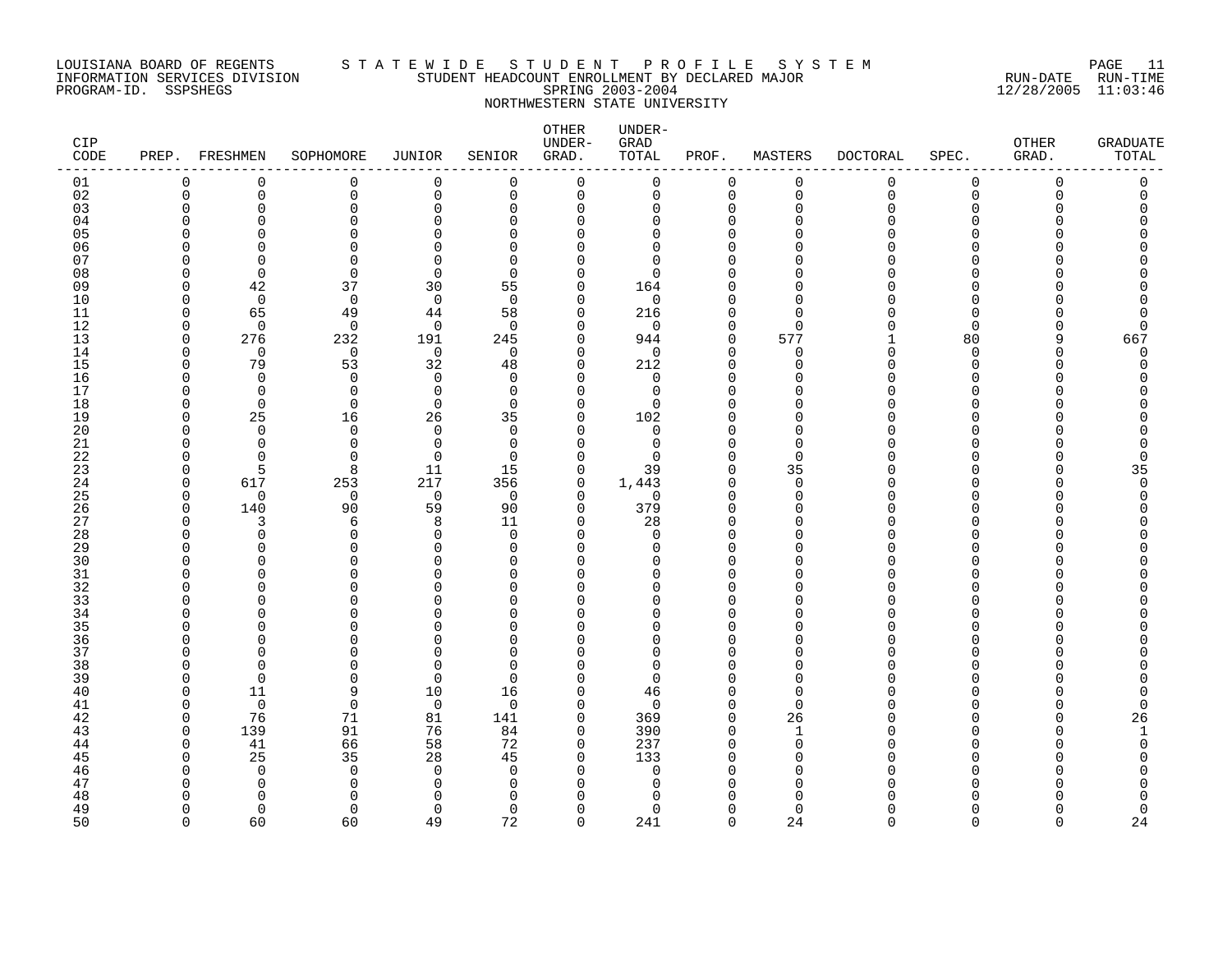LOUISIANA BOARD OF REGENTS
INFORMATION SERVICES DIVISION
PROGRAM-ID. SSPSHEGS

STATEWIDE STUDENT PROFILE SYSTEM
STUDENT HEADCOUNT ENROLLMENT BY DECLARED MAJOR
SPRING 2003-2004
NORTHWESTERN STATE UNIVERSITY

RUN-DATE 12/28/2005 RUN-TIME 11:03:46

| CIP CODE | PREP. | FRESHMEN | SOPHOMORE | JUNIOR | SENIOR | OTHER UNDER-GRAD. | UNDER-GRAD TOTAL | PROF. | MASTERS | DOCTORAL | SPEC. | OTHER GRAD. | GRADUATE TOTAL |
|---|---|---|---|---|---|---|---|---|---|---|---|---|---|
| 01 | 0 | 0 | 0 | 0 | 0 | 0 | 0 | 0 | 0 | 0 | 0 | 0 | 0 |
| 02 | 0 | 0 | 0 | 0 | 0 | 0 | 0 | 0 | 0 | 0 | 0 | 0 | 0 |
| 03 | 0 | 0 | 0 | 0 | 0 | 0 | 0 | 0 | 0 | 0 | 0 | 0 | 0 |
| 04 | 0 | 0 | 0 | 0 | 0 | 0 | 0 | 0 | 0 | 0 | 0 | 0 | 0 |
| 05 | 0 | 0 | 0 | 0 | 0 | 0 | 0 | 0 | 0 | 0 | 0 | 0 | 0 |
| 06 | 0 | 0 | 0 | 0 | 0 | 0 | 0 | 0 | 0 | 0 | 0 | 0 | 0 |
| 07 | 0 | 0 | 0 | 0 | 0 | 0 | 0 | 0 | 0 | 0 | 0 | 0 | 0 |
| 08 | 0 | 0 | 0 | 0 | 0 | 0 | 0 | 0 | 0 | 0 | 0 | 0 | 0 |
| 09 | 0 | 42 | 37 | 30 | 55 | 0 | 164 | 0 | 0 | 0 | 0 | 0 | 0 |
| 10 | 0 | 0 | 0 | 0 | 0 | 0 | 0 | 0 | 0 | 0 | 0 | 0 | 0 |
| 11 | 0 | 65 | 49 | 44 | 58 | 0 | 216 | 0 | 0 | 0 | 0 | 0 | 0 |
| 12 | 0 | 0 | 0 | 0 | 0 | 0 | 0 | 0 | 0 | 0 | 0 | 0 | 0 |
| 13 | 0 | 276 | 232 | 191 | 245 | 0 | 944 | 0 | 577 | 1 | 80 | 9 | 667 |
| 14 | 0 | 0 | 0 | 0 | 0 | 0 | 0 | 0 | 0 | 0 | 0 | 0 | 0 |
| 15 | 0 | 79 | 53 | 32 | 48 | 0 | 212 | 0 | 0 | 0 | 0 | 0 | 0 |
| 16 | 0 | 0 | 0 | 0 | 0 | 0 | 0 | 0 | 0 | 0 | 0 | 0 | 0 |
| 17 | 0 | 0 | 0 | 0 | 0 | 0 | 0 | 0 | 0 | 0 | 0 | 0 | 0 |
| 18 | 0 | 0 | 0 | 0 | 0 | 0 | 0 | 0 | 0 | 0 | 0 | 0 | 0 |
| 19 | 0 | 25 | 16 | 26 | 35 | 0 | 102 | 0 | 0 | 0 | 0 | 0 | 0 |
| 20 | 0 | 0 | 0 | 0 | 0 | 0 | 0 | 0 | 0 | 0 | 0 | 0 | 0 |
| 21 | 0 | 0 | 0 | 0 | 0 | 0 | 0 | 0 | 0 | 0 | 0 | 0 | 0 |
| 22 | 0 | 0 | 0 | 0 | 0 | 0 | 0 | 0 | 0 | 0 | 0 | 0 | 0 |
| 23 | 0 | 5 | 8 | 11 | 15 | 0 | 39 | 0 | 35 | 0 | 0 | 0 | 35 |
| 24 | 0 | 617 | 253 | 217 | 356 | 0 | 1,443 | 0 | 0 | 0 | 0 | 0 | 0 |
| 25 | 0 | 0 | 0 | 0 | 0 | 0 | 0 | 0 | 0 | 0 | 0 | 0 | 0 |
| 26 | 0 | 140 | 90 | 59 | 90 | 0 | 379 | 0 | 0 | 0 | 0 | 0 | 0 |
| 27 | 0 | 3 | 6 | 8 | 11 | 0 | 28 | 0 | 0 | 0 | 0 | 0 | 0 |
| 28 | 0 | 0 | 0 | 0 | 0 | 0 | 0 | 0 | 0 | 0 | 0 | 0 | 0 |
| 29 | 0 | 0 | 0 | 0 | 0 | 0 | 0 | 0 | 0 | 0 | 0 | 0 | 0 |
| 30 | 0 | 0 | 0 | 0 | 0 | 0 | 0 | 0 | 0 | 0 | 0 | 0 | 0 |
| 31 | 0 | 0 | 0 | 0 | 0 | 0 | 0 | 0 | 0 | 0 | 0 | 0 | 0 |
| 32 | 0 | 0 | 0 | 0 | 0 | 0 | 0 | 0 | 0 | 0 | 0 | 0 | 0 |
| 33 | 0 | 0 | 0 | 0 | 0 | 0 | 0 | 0 | 0 | 0 | 0 | 0 | 0 |
| 34 | 0 | 0 | 0 | 0 | 0 | 0 | 0 | 0 | 0 | 0 | 0 | 0 | 0 |
| 35 | 0 | 0 | 0 | 0 | 0 | 0 | 0 | 0 | 0 | 0 | 0 | 0 | 0 |
| 36 | 0 | 0 | 0 | 0 | 0 | 0 | 0 | 0 | 0 | 0 | 0 | 0 | 0 |
| 37 | 0 | 0 | 0 | 0 | 0 | 0 | 0 | 0 | 0 | 0 | 0 | 0 | 0 |
| 38 | 0 | 0 | 0 | 0 | 0 | 0 | 0 | 0 | 0 | 0 | 0 | 0 | 0 |
| 39 | 0 | 0 | 0 | 0 | 0 | 0 | 0 | 0 | 0 | 0 | 0 | 0 | 0 |
| 40 | 0 | 11 | 9 | 10 | 16 | 0 | 46 | 0 | 0 | 0 | 0 | 0 | 0 |
| 41 | 0 | 0 | 0 | 0 | 0 | 0 | 0 | 0 | 0 | 0 | 0 | 0 | 0 |
| 42 | 0 | 76 | 71 | 81 | 141 | 0 | 369 | 0 | 26 | 0 | 0 | 0 | 26 |
| 43 | 0 | 139 | 91 | 76 | 84 | 0 | 390 | 0 | 1 | 0 | 0 | 0 | 1 |
| 44 | 0 | 41 | 66 | 58 | 72 | 0 | 237 | 0 | 0 | 0 | 0 | 0 | 0 |
| 45 | 0 | 25 | 35 | 28 | 45 | 0 | 133 | 0 | 0 | 0 | 0 | 0 | 0 |
| 46 | 0 | 0 | 0 | 0 | 0 | 0 | 0 | 0 | 0 | 0 | 0 | 0 | 0 |
| 47 | 0 | 0 | 0 | 0 | 0 | 0 | 0 | 0 | 0 | 0 | 0 | 0 | 0 |
| 48 | 0 | 0 | 0 | 0 | 0 | 0 | 0 | 0 | 0 | 0 | 0 | 0 | 0 |
| 49 | 0 | 0 | 0 | 0 | 0 | 0 | 0 | 0 | 0 | 0 | 0 | 0 | 0 |
| 50 | 0 | 60 | 60 | 49 | 72 | 0 | 241 | 0 | 24 | 0 | 0 | 0 | 24 |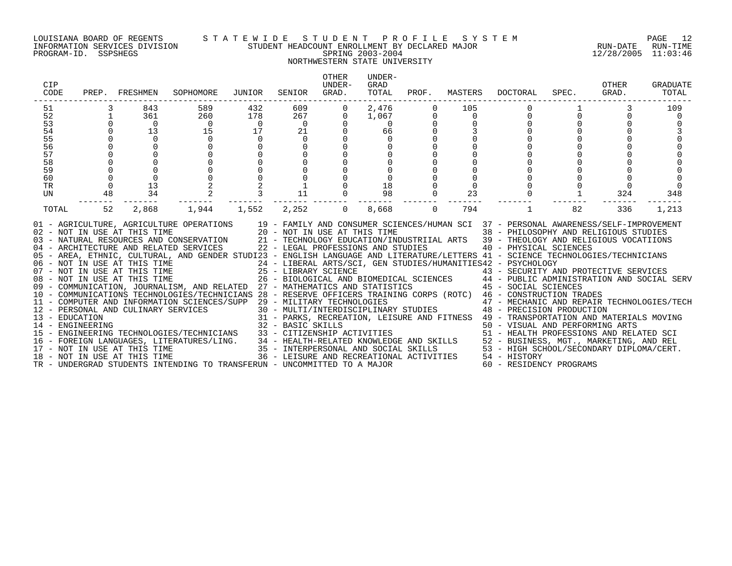LOUISIANA BOARD OF REGENTS — STATEWIDE STUDENT PROFILE SYSTEM
INFORMATION SERVICES DIVISION — STUDENT HEADCOUNT ENROLLMENT BY DECLARED MAJOR — RUN-DATE 12/28/2005 RUN-TIME 11:03:46
PROGRAM-ID. SSPSHEGS — SPRING 2003-2004

NORTHWESTERN STATE UNIVERSITY

| CIP CODE | PREP. | FRESHMEN | SOPHOMORE | JUNIOR | SENIOR | OTHER UNDER-GRAD. | UNDER-GRAD TOTAL | PROF. | MASTERS | DOCTORAL | SPEC. | OTHER GRAD. | GRADUATE TOTAL |
|---|---|---|---|---|---|---|---|---|---|---|---|---|---|
| 51 | 3 | 843 | 589 | 432 | 609 | 0 | 2,476 | 0 | 105 | 0 | 1 | 3 | 109 |
| 52 | 1 | 361 | 260 | 178 | 267 | 0 | 1,067 | 0 | 0 | 0 | 0 | 0 | 0 |
| 53 | 0 | 0 | 0 | 0 | 0 | 0 | 0 | 0 | 0 | 0 | 0 | 0 | 0 |
| 54 | 0 | 13 | 15 | 17 | 21 | 0 | 66 | 0 | 3 | 0 | 0 | 0 | 3 |
| 55 | 0 | 0 | 0 | 0 | 0 | 0 | 0 | 0 | 0 | 0 | 0 | 0 | 0 |
| 56 | 0 | 0 | 0 | 0 | 0 | 0 | 0 | 0 | 0 | 0 | 0 | 0 | 0 |
| 57 | 0 | 0 | 0 | 0 | 0 | 0 | 0 | 0 | 0 | 0 | 0 | 0 | 0 |
| 58 | 0 | 0 | 0 | 0 | 0 | 0 | 0 | 0 | 0 | 0 | 0 | 0 | 0 |
| 59 | 0 | 0 | 0 | 0 | 0 | 0 | 0 | 0 | 0 | 0 | 0 | 0 | 0 |
| 60 | 0 | 0 | 0 | 0 | 0 | 0 | 0 | 0 | 0 | 0 | 0 | 0 | 0 |
| TR | 0 | 13 | 2 | 2 | 1 | 0 | 18 | 0 | 0 | 0 | 0 | 0 | 0 |
| UN | 48 | 34 | 2 | 3 | 11 | 0 | 98 | 0 | 23 | 0 | 1 | 324 | 348 |
| TOTAL | 52 | 2,868 | 1,944 | 1,552 | 2,252 | 0 | 8,668 | 0 | 794 | 1 | 82 | 336 | 1,213 |

01 - AGRICULTURE, AGRICULTURE OPERATIONS
02 - NOT IN USE AT THIS TIME
03 - NATURAL RESOURCES AND CONSERVATION
04 - ARCHITECTURE AND RELATED SERVICES
05 - AREA, ETHNIC, CULTURAL, AND GENDER STUDI
06 - NOT IN USE AT THIS TIME
07 - NOT IN USE AT THIS TIME
08 - NOT IN USE AT THIS TIME
09 - COMMUNICATION, JOURNALISM, AND RELATED
10 - COMMUNICATIONS TECHNOLOGIES/TECHNICIANS
11 - COMPUTER AND INFORMATION SCIENCES/SUPP
12 - PERSONAL AND CULINARY SERVICES
13 - EDUCATION
14 - ENGINEERING
15 - ENGINEERING TECHNOLOGIES/TECHNICIANS
16 - FOREIGN LANGUAGES, LITERATURES/LING.
17 - NOT IN USE AT THIS TIME
18 - NOT IN USE AT THIS TIME
19 - FAMILY AND CONSUMER SCIENCES/HUMAN SCI
20 - NOT IN USE AT THIS TIME
21 - TECHNOLOGY EDUCATION/INDUSTRIIAL ARTS
22 - LEGAL PROFESSIONS AND STUDIES
23 - ENGLISH LANGUAGE AND LITERATURE/LETTERS
24 - LIBERAL ARTS/SCI, GEN STUDIES/HUMANITIES
25 - LIBRARY SCIENCE
26 - BIOLOGICAL AND BIOMEDICAL SCIENCES
27 - MATHEMATICS AND STATISTICS
28 - RESERVE OFFICERS TRAINING CORPS (ROTC)
29 - MILITARY TECHNOLOGIES
30 - MULTI/INTERDISCIPLINARY STUDIES
31 - PARKS, RECREATION, LEISURE AND FITNESS
32 - BASIC SKILLS
33 - CITIZENSHIP ACTIVITIES
34 - HEALTH-RELATED KNOWLEDGE AND SKILLS
35 - INTERPERSONAL AND SOCIAL SKILLS
36 - LEISURE AND RECREATIONAL ACTIVITIES
37 - PERSONAL AWARENESS/SELF-IMPROVEMENT
38 - PHILOSOPHY AND RELIGIOUS STUDIES
39 - THEOLOGY AND RELIGIOUS VOCATIIONS
40 - PHYSICAL SCIENCES
41 - SCIENCE TECHNOLOGIES/TECHNICIANS
42 - PSYCHOLOGY
43 - SECURITY AND PROTECTIVE SERVICES
44 - PUBLIC ADMINISTRATION AND SOCIAL SERV
45 - SOCIAL SCIENCES
46 - CONSTRUCTION TRADES
47 - MECHANIC AND REPAIR TECHNOLOGIES/TECH
48 - PRECISION PRODUCTION
49 - TRANSPORTATION AND MATERIALS MOVING
50 - VISUAL AND PERFORMING ARTS
51 - HEALTH PROFESSIONS AND RELATED SCI
52 - BUSINESS, MGT., MARKETING, AND REL
53 - HIGH SCHOOL/SECONDARY DIPLOMA/CERT.
54 - HISTORY
60 - RESIDENCY PROGRAMS
TR - UNDERGRAD STUDENTS INTENDING TO TRANSFER
UN - UNCOMMITTED TO A MAJOR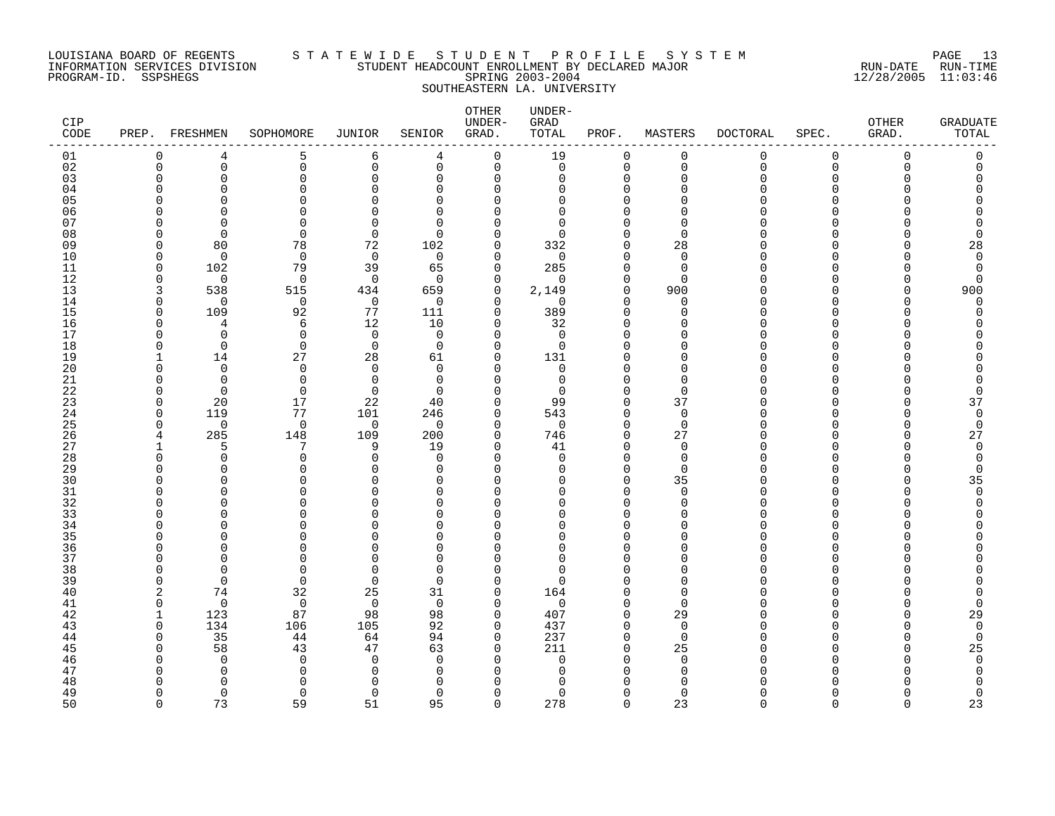LOUISIANA BOARD OF REGENTS — INFORMATION SERVICES DIVISION — PROGRAM-ID. SSPSHEGS

# STATEWIDE STUDENT PROFILE SYSTEM

## STUDENT HEADCOUNT ENROLLMENT BY DECLARED MAJOR
### SPRING 2003-2004
### SOUTHEASTERN LA. UNIVERSITY

RUN-DATE 12/28/2005 RUN-TIME 11:03:46

| CIP CODE | PREP. | FRESHMEN | SOPHOMORE | JUNIOR | SENIOR | OTHER UNDER-GRAD. | UNDER-GRAD TOTAL | PROF. | MASTERS | DOCTORAL | SPEC. | OTHER GRAD. | GRADUATE TOTAL |
|---|---|---|---|---|---|---|---|---|---|---|---|---|---|
| 01 | 0 | 4 | 5 | 6 | 4 | 0 | 19 | 0 | 0 | 0 | 0 | 0 | 0 |
| 02 | 0 | 0 | 0 | 0 | 0 | 0 | 0 | 0 | 0 | 0 | 0 | 0 | 0 |
| 03 | 0 | 0 | 0 | 0 | 0 | 0 | 0 | 0 | 0 | 0 | 0 | 0 | 0 |
| 04 | 0 | 0 | 0 | 0 | 0 | 0 | 0 | 0 | 0 | 0 | 0 | 0 | 0 |
| 05 | 0 | 0 | 0 | 0 | 0 | 0 | 0 | 0 | 0 | 0 | 0 | 0 | 0 |
| 06 | 0 | 0 | 0 | 0 | 0 | 0 | 0 | 0 | 0 | 0 | 0 | 0 | 0 |
| 07 | 0 | 0 | 0 | 0 | 0 | 0 | 0 | 0 | 0 | 0 | 0 | 0 | 0 |
| 08 | 0 | 0 | 0 | 0 | 0 | 0 | 0 | 0 | 0 | 0 | 0 | 0 | 0 |
| 09 | 0 | 80 | 78 | 72 | 102 | 0 | 332 | 0 | 28 | 0 | 0 | 0 | 28 |
| 10 | 0 | 0 | 0 | 0 | 0 | 0 | 0 | 0 | 0 | 0 | 0 | 0 | 0 |
| 11 | 0 | 102 | 79 | 39 | 65 | 0 | 285 | 0 | 0 | 0 | 0 | 0 | 0 |
| 12 | 0 | 0 | 0 | 0 | 0 | 0 | 0 | 0 | 0 | 0 | 0 | 0 | 0 |
| 13 | 3 | 538 | 515 | 434 | 659 | 0 | 2,149 | 0 | 900 | 0 | 0 | 0 | 900 |
| 14 | 0 | 0 | 0 | 0 | 0 | 0 | 0 | 0 | 0 | 0 | 0 | 0 | 0 |
| 15 | 0 | 109 | 92 | 77 | 111 | 0 | 389 | 0 | 0 | 0 | 0 | 0 | 0 |
| 16 | 0 | 4 | 6 | 12 | 10 | 0 | 32 | 0 | 0 | 0 | 0 | 0 | 0 |
| 17 | 0 | 0 | 0 | 0 | 0 | 0 | 0 | 0 | 0 | 0 | 0 | 0 | 0 |
| 18 | 0 | 0 | 0 | 0 | 0 | 0 | 0 | 0 | 0 | 0 | 0 | 0 | 0 |
| 19 | 1 | 14 | 27 | 28 | 61 | 0 | 131 | 0 | 0 | 0 | 0 | 0 | 0 |
| 20 | 0 | 0 | 0 | 0 | 0 | 0 | 0 | 0 | 0 | 0 | 0 | 0 | 0 |
| 21 | 0 | 0 | 0 | 0 | 0 | 0 | 0 | 0 | 0 | 0 | 0 | 0 | 0 |
| 22 | 0 | 0 | 0 | 0 | 0 | 0 | 0 | 0 | 0 | 0 | 0 | 0 | 0 |
| 23 | 0 | 20 | 17 | 22 | 40 | 0 | 99 | 0 | 37 | 0 | 0 | 0 | 37 |
| 24 | 0 | 119 | 77 | 101 | 246 | 0 | 543 | 0 | 0 | 0 | 0 | 0 | 0 |
| 25 | 0 | 0 | 0 | 0 | 0 | 0 | 0 | 0 | 0 | 0 | 0 | 0 | 0 |
| 26 | 4 | 285 | 148 | 109 | 200 | 0 | 746 | 0 | 27 | 0 | 0 | 0 | 27 |
| 27 | 1 | 5 | 7 | 9 | 19 | 0 | 41 | 0 | 0 | 0 | 0 | 0 | 0 |
| 28 | 0 | 0 | 0 | 0 | 0 | 0 | 0 | 0 | 0 | 0 | 0 | 0 | 0 |
| 29 | 0 | 0 | 0 | 0 | 0 | 0 | 0 | 0 | 0 | 0 | 0 | 0 | 0 |
| 30 | 0 | 0 | 0 | 0 | 0 | 0 | 0 | 0 | 35 | 0 | 0 | 0 | 35 |
| 31 | 0 | 0 | 0 | 0 | 0 | 0 | 0 | 0 | 0 | 0 | 0 | 0 | 0 |
| 32 | 0 | 0 | 0 | 0 | 0 | 0 | 0 | 0 | 0 | 0 | 0 | 0 | 0 |
| 33 | 0 | 0 | 0 | 0 | 0 | 0 | 0 | 0 | 0 | 0 | 0 | 0 | 0 |
| 34 | 0 | 0 | 0 | 0 | 0 | 0 | 0 | 0 | 0 | 0 | 0 | 0 | 0 |
| 35 | 0 | 0 | 0 | 0 | 0 | 0 | 0 | 0 | 0 | 0 | 0 | 0 | 0 |
| 36 | 0 | 0 | 0 | 0 | 0 | 0 | 0 | 0 | 0 | 0 | 0 | 0 | 0 |
| 37 | 0 | 0 | 0 | 0 | 0 | 0 | 0 | 0 | 0 | 0 | 0 | 0 | 0 |
| 38 | 0 | 0 | 0 | 0 | 0 | 0 | 0 | 0 | 0 | 0 | 0 | 0 | 0 |
| 39 | 0 | 0 | 0 | 0 | 0 | 0 | 0 | 0 | 0 | 0 | 0 | 0 | 0 |
| 40 | 2 | 74 | 32 | 25 | 31 | 0 | 164 | 0 | 0 | 0 | 0 | 0 | 0 |
| 41 | 0 | 0 | 0 | 0 | 0 | 0 | 0 | 0 | 0 | 0 | 0 | 0 | 0 |
| 42 | 1 | 123 | 87 | 98 | 98 | 0 | 407 | 0 | 29 | 0 | 0 | 0 | 29 |
| 43 | 0 | 134 | 106 | 105 | 92 | 0 | 437 | 0 | 0 | 0 | 0 | 0 | 0 |
| 44 | 0 | 35 | 44 | 64 | 94 | 0 | 237 | 0 | 0 | 0 | 0 | 0 | 0 |
| 45 | 0 | 58 | 43 | 47 | 63 | 0 | 211 | 0 | 25 | 0 | 0 | 0 | 25 |
| 46 | 0 | 0 | 0 | 0 | 0 | 0 | 0 | 0 | 0 | 0 | 0 | 0 | 0 |
| 47 | 0 | 0 | 0 | 0 | 0 | 0 | 0 | 0 | 0 | 0 | 0 | 0 | 0 |
| 48 | 0 | 0 | 0 | 0 | 0 | 0 | 0 | 0 | 0 | 0 | 0 | 0 | 0 |
| 49 | 0 | 0 | 0 | 0 | 0 | 0 | 0 | 0 | 0 | 0 | 0 | 0 | 0 |
| 50 | 0 | 73 | 59 | 51 | 95 | 0 | 278 | 0 | 23 | 0 | 0 | 0 | 23 |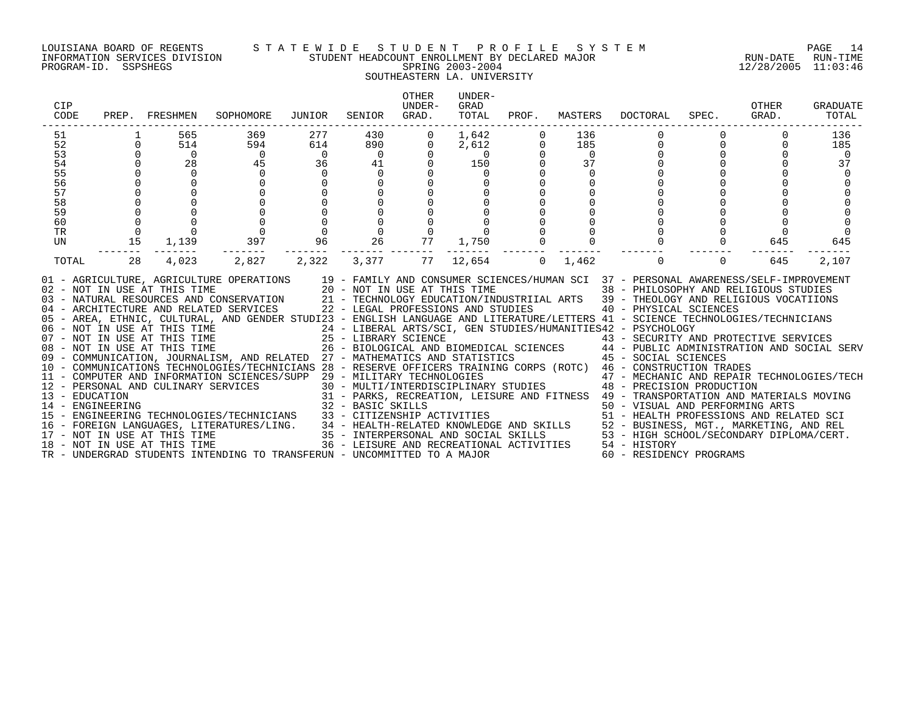LOUISIANA BOARD OF REGENTS — INFORMATION SERVICES DIVISION — PROGRAM-ID. SSPSHEGS

STATEWIDE STUDENT PROFILE SYSTEM

STUDENT HEADCOUNT ENROLLMENT BY DECLARED MAJOR

SPRING 2003-2004

SOUTHEASTERN LA. UNIVERSITY

RUN-DATE 12/28/2005 RUN-TIME 11:03:46

| CIP CODE | PREP. | FRESHMEN | SOPHOMORE | JUNIOR | SENIOR | OTHER UNDER-GRAD. | UNDER-GRAD TOTAL | PROF. | MASTERS | DOCTORAL | SPEC. | OTHER GRAD. | GRADUATE TOTAL |
|---|---|---|---|---|---|---|---|---|---|---|---|---|---|
| 51 | 1 | 565 | 369 | 277 | 430 | 0 | 1,642 | 0 | 136 | 0 | 0 | 0 | 136 |
| 52 | 0 | 514 | 594 | 614 | 890 | 0 | 2,612 | 0 | 185 | 0 | 0 | 0 | 185 |
| 53 | 0 | 0 | 0 | 0 | 0 | 0 | 0 | 0 | 0 | 0 | 0 | 0 | 0 |
| 54 | 0 | 28 | 45 | 36 | 41 | 0 | 150 | 0 | 37 | 0 | 0 | 0 | 37 |
| 55 | 0 | 0 | 0 | 0 | 0 | 0 | 0 | 0 | 0 | 0 | 0 | 0 | 0 |
| 56 | 0 | 0 | 0 | 0 | 0 | 0 | 0 | 0 | 0 | 0 | 0 | 0 | 0 |
| 57 | 0 | 0 | 0 | 0 | 0 | 0 | 0 | 0 | 0 | 0 | 0 | 0 | 0 |
| 58 | 0 | 0 | 0 | 0 | 0 | 0 | 0 | 0 | 0 | 0 | 0 | 0 | 0 |
| 59 | 0 | 0 | 0 | 0 | 0 | 0 | 0 | 0 | 0 | 0 | 0 | 0 | 0 |
| 60 | 0 | 0 | 0 | 0 | 0 | 0 | 0 | 0 | 0 | 0 | 0 | 0 | 0 |
| TR | 0 | 0 | 0 | 0 | 0 | 0 | 0 | 0 | 0 | 0 | 0 | 0 | 0 |
| UN | 15 | 1,139 | 397 | 96 | 26 | 77 | 1,750 | 0 | 0 | 0 | 0 | 645 | 645 |
| TOTAL | 28 | 4,023 | 2,827 | 2,322 | 3,377 | 77 | 12,654 | 0 | 1,462 | 0 | 0 | 645 | 2,107 |

01 - AGRICULTURE, AGRICULTURE OPERATIONS
02 - NOT IN USE AT THIS TIME
03 - NATURAL RESOURCES AND CONSERVATION
04 - ARCHITECTURE AND RELATED SERVICES
05 - AREA, ETHNIC, CULTURAL, AND GENDER STUDI
06 - NOT IN USE AT THIS TIME
07 - NOT IN USE AT THIS TIME
08 - NOT IN USE AT THIS TIME
09 - COMMUNICATION, JOURNALISM, AND RELATED
10 - COMMUNICATIONS TECHNOLOGIES/TECHNICIANS
11 - COMPUTER AND INFORMATION SCIENCES/SUPP
12 - PERSONAL AND CULINARY SERVICES
13 - EDUCATION
14 - ENGINEERING
15 - ENGINEERING TECHNOLOGIES/TECHNICIANS
16 - FOREIGN LANGUAGES, LITERATURES/LING.
17 - NOT IN USE AT THIS TIME
18 - NOT IN USE AT THIS TIME
19 - FAMILY AND CONSUMER SCIENCES/HUMAN SCI
20 - NOT IN USE AT THIS TIME
21 - TECHNOLOGY EDUCATION/INDUSTRIIAL ARTS
22 - LEGAL PROFESSIONS AND STUDIES
23 - ENGLISH LANGUAGE AND LITERATURE/LETTERS
24 - LIBERAL ARTS/SCI, GEN STUDIES/HUMANITIES
25 - LIBRARY SCIENCE
26 - BIOLOGICAL AND BIOMEDICAL SCIENCES
27 - MATHEMATICS AND STATISTICS
28 - RESERVE OFFICERS TRAINING CORPS (ROTC)
29 - MILITARY TECHNOLOGIES
30 - MULTI/INTERDISCIPLINARY STUDIES
31 - PARKS, RECREATION, LEISURE AND FITNESS
32 - BASIC SKILLS
33 - CITIZENSHIP ACTIVITIES
34 - HEALTH-RELATED KNOWLEDGE AND SKILLS
35 - INTERPERSONAL AND SOCIAL SKILLS
36 - LEISURE AND RECREATIONAL ACTIVITIES
37 - PERSONAL AWARENESS/SELF-IMPROVEMENT
38 - PHILOSOPHY AND RELIGIOUS STUDIES
39 - THEOLOGY AND RELIGIOUS VOCATIIONS
40 - PHYSICAL SCIENCES
41 - SCIENCE TECHNOLOGIES/TECHNICIANS
42 - PSYCHOLOGY
43 - SECURITY AND PROTECTIVE SERVICES
44 - PUBLIC ADMINISTRATION AND SOCIAL SERV
45 - SOCIAL SCIENCES
46 - CONSTRUCTION TRADES
47 - MECHANIC AND REPAIR TECHNOLOGIES/TECH
48 - PRECISION PRODUCTION
49 - TRANSPORTATION AND MATERIALS MOVING
50 - VISUAL AND PERFORMING ARTS
51 - HEALTH PROFESSIONS AND RELATED SCI
52 - BUSINESS, MGT., MARKETING, AND REL
53 - HIGH SCHOOL/SECONDARY DIPLOMA/CERT.
54 - HISTORY
60 - RESIDENCY PROGRAMS
TR - UNDERGRAD STUDENTS INTENDING TO TRANSFER
UN - UNCOMMITTED TO A MAJOR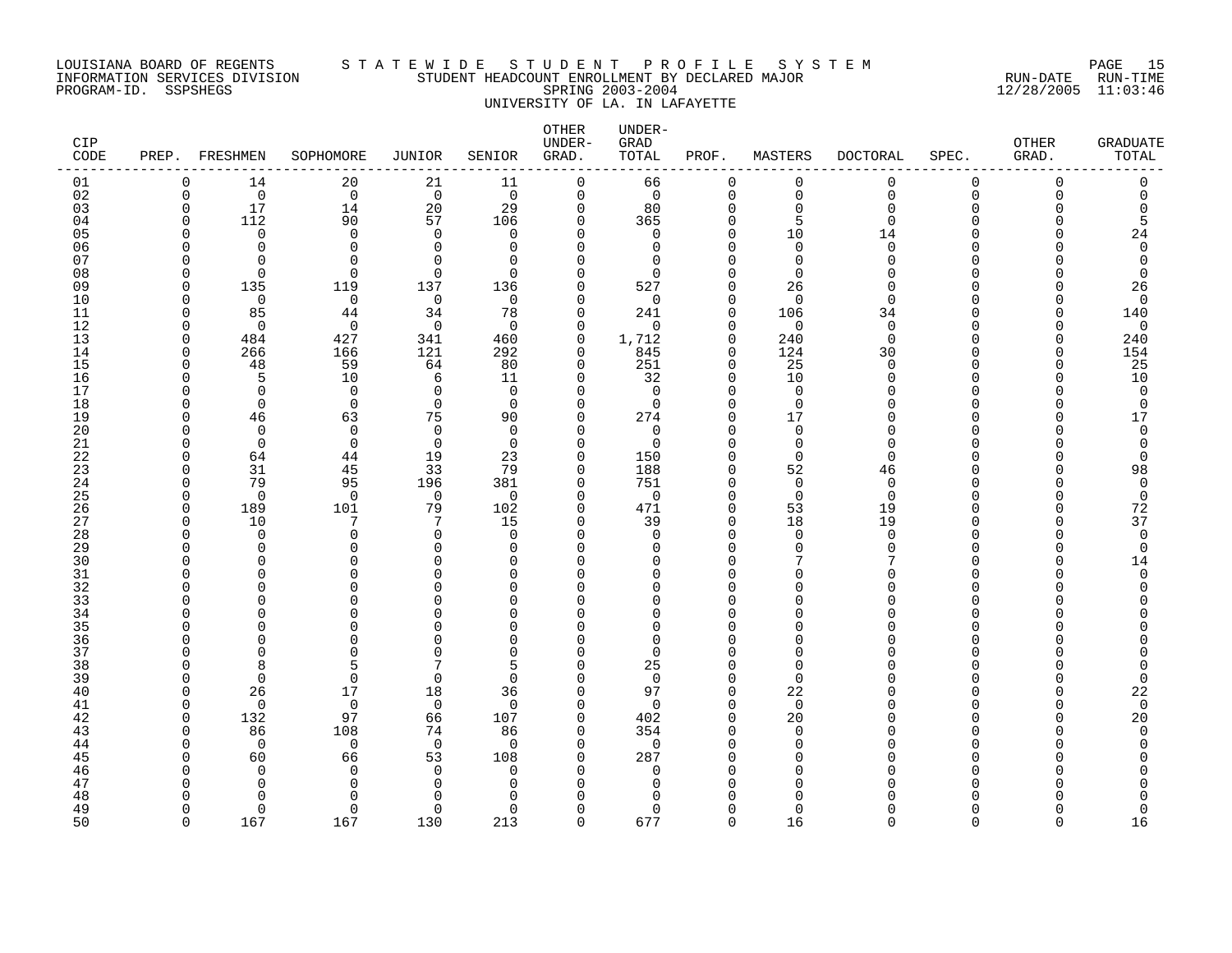LOUISIANA BOARD OF REGENTS
INFORMATION SERVICES DIVISION
PROGRAM-ID. SSPSHEGS

STATEWIDE STUDENT PROFILE SYSTEM
STUDENT HEADCOUNT ENROLLMENT BY DECLARED MAJOR
SPRING 2003-2004
UNIVERSITY OF LA. IN LAFAYETTE

RUN-DATE 12/28/2005 RUN-TIME 11:03:46

| CIP CODE | PREP. | FRESHMEN | SOPHOMORE | JUNIOR | SENIOR | OTHER UNDER-GRAD. | UNDER-GRAD TOTAL | PROF. | MASTERS | DOCTORAL | SPEC. | OTHER GRAD. | GRADUATE TOTAL |
|---|---|---|---|---|---|---|---|---|---|---|---|---|---|
| 01 | 0 | 14 | 20 | 21 | 11 | 0 | 66 | 0 | 0 | 0 | 0 | 0 | 0 |
| 02 | 0 | 0 | 0 | 0 | 0 | 0 | 0 | 0 | 0 | 0 | 0 | 0 | 0 |
| 03 | 0 | 17 | 14 | 20 | 29 | 0 | 80 | 0 | 0 | 0 | 0 | 0 | 0 |
| 04 | 0 | 112 | 90 | 57 | 106 | 0 | 365 | 0 | 5 | 0 | 0 | 0 | 5 |
| 05 | 0 | 0 | 0 | 0 | 0 | 0 | 0 | 0 | 10 | 14 | 0 | 0 | 24 |
| 06 | 0 | 0 | 0 | 0 | 0 | 0 | 0 | 0 | 0 | 0 | 0 | 0 | 0 |
| 07 | 0 | 0 | 0 | 0 | 0 | 0 | 0 | 0 | 0 | 0 | 0 | 0 | 0 |
| 08 | 0 | 0 | 0 | 0 | 0 | 0 | 0 | 0 | 0 | 0 | 0 | 0 | 0 |
| 09 | 0 | 135 | 119 | 137 | 136 | 0 | 527 | 0 | 26 | 0 | 0 | 0 | 26 |
| 10 | 0 | 0 | 0 | 0 | 0 | 0 | 0 | 0 | 0 | 0 | 0 | 0 | 0 |
| 11 | 0 | 85 | 44 | 34 | 78 | 0 | 241 | 0 | 106 | 34 | 0 | 0 | 140 |
| 12 | 0 | 0 | 0 | 0 | 0 | 0 | 0 | 0 | 0 | 0 | 0 | 0 | 0 |
| 13 | 0 | 484 | 427 | 341 | 460 | 0 | 1,712 | 0 | 240 | 0 | 0 | 0 | 240 |
| 14 | 0 | 266 | 166 | 121 | 292 | 0 | 845 | 0 | 124 | 30 | 0 | 0 | 154 |
| 15 | 0 | 48 | 59 | 64 | 80 | 0 | 251 | 0 | 25 | 0 | 0 | 0 | 25 |
| 16 | 0 | 5 | 10 | 6 | 11 | 0 | 32 | 0 | 10 | 0 | 0 | 0 | 10 |
| 17 | 0 | 0 | 0 | 0 | 0 | 0 | 0 | 0 | 0 | 0 | 0 | 0 | 0 |
| 18 | 0 | 0 | 0 | 0 | 0 | 0 | 0 | 0 | 0 | 0 | 0 | 0 | 0 |
| 19 | 0 | 46 | 63 | 75 | 90 | 0 | 274 | 0 | 17 | 0 | 0 | 0 | 17 |
| 20 | 0 | 0 | 0 | 0 | 0 | 0 | 0 | 0 | 0 | 0 | 0 | 0 | 0 |
| 21 | 0 | 0 | 0 | 0 | 0 | 0 | 0 | 0 | 0 | 0 | 0 | 0 | 0 |
| 22 | 0 | 64 | 44 | 19 | 23 | 0 | 150 | 0 | 0 | 0 | 0 | 0 | 0 |
| 23 | 0 | 31 | 45 | 33 | 79 | 0 | 188 | 0 | 52 | 46 | 0 | 0 | 98 |
| 24 | 0 | 79 | 95 | 196 | 381 | 0 | 751 | 0 | 0 | 0 | 0 | 0 | 0 |
| 25 | 0 | 0 | 0 | 0 | 0 | 0 | 0 | 0 | 0 | 0 | 0 | 0 | 0 |
| 26 | 0 | 189 | 101 | 79 | 102 | 0 | 471 | 0 | 53 | 19 | 0 | 0 | 72 |
| 27 | 0 | 10 | 7 | 7 | 15 | 0 | 39 | 0 | 18 | 19 | 0 | 0 | 37 |
| 28 | 0 | 0 | 0 | 0 | 0 | 0 | 0 | 0 | 0 | 0 | 0 | 0 | 0 |
| 29 | 0 | 0 | 0 | 0 | 0 | 0 | 0 | 0 | 0 | 0 | 0 | 0 | 0 |
| 30 | 0 | 0 | 0 | 0 | 0 | 0 | 0 | 0 | 7 | 7 | 0 | 0 | 14 |
| 31 | 0 | 0 | 0 | 0 | 0 | 0 | 0 | 0 | 0 | 0 | 0 | 0 | 0 |
| 32 | 0 | 0 | 0 | 0 | 0 | 0 | 0 | 0 | 0 | 0 | 0 | 0 | 0 |
| 33 | 0 | 0 | 0 | 0 | 0 | 0 | 0 | 0 | 0 | 0 | 0 | 0 | 0 |
| 34 | 0 | 0 | 0 | 0 | 0 | 0 | 0 | 0 | 0 | 0 | 0 | 0 | 0 |
| 35 | 0 | 0 | 0 | 0 | 0 | 0 | 0 | 0 | 0 | 0 | 0 | 0 | 0 |
| 36 | 0 | 0 | 0 | 0 | 0 | 0 | 0 | 0 | 0 | 0 | 0 | 0 | 0 |
| 37 | 0 | 0 | 0 | 0 | 0 | 0 | 0 | 0 | 0 | 0 | 0 | 0 | 0 |
| 38 | 0 | 8 | 5 | 7 | 5 | 0 | 25 | 0 | 0 | 0 | 0 | 0 | 0 |
| 39 | 0 | 0 | 0 | 0 | 0 | 0 | 0 | 0 | 0 | 0 | 0 | 0 | 0 |
| 40 | 0 | 26 | 17 | 18 | 36 | 0 | 97 | 0 | 22 | 0 | 0 | 0 | 22 |
| 41 | 0 | 0 | 0 | 0 | 0 | 0 | 0 | 0 | 0 | 0 | 0 | 0 | 0 |
| 42 | 0 | 132 | 97 | 66 | 107 | 0 | 402 | 0 | 20 | 0 | 0 | 0 | 20 |
| 43 | 0 | 86 | 108 | 74 | 86 | 0 | 354 | 0 | 0 | 0 | 0 | 0 | 0 |
| 44 | 0 | 0 | 0 | 0 | 0 | 0 | 0 | 0 | 0 | 0 | 0 | 0 | 0 |
| 45 | 0 | 60 | 66 | 53 | 108 | 0 | 287 | 0 | 0 | 0 | 0 | 0 | 0 |
| 46 | 0 | 0 | 0 | 0 | 0 | 0 | 0 | 0 | 0 | 0 | 0 | 0 | 0 |
| 47 | 0 | 0 | 0 | 0 | 0 | 0 | 0 | 0 | 0 | 0 | 0 | 0 | 0 |
| 48 | 0 | 0 | 0 | 0 | 0 | 0 | 0 | 0 | 0 | 0 | 0 | 0 | 0 |
| 49 | 0 | 0 | 0 | 0 | 0 | 0 | 0 | 0 | 0 | 0 | 0 | 0 | 0 |
| 50 | 0 | 167 | 167 | 130 | 213 | 0 | 677 | 0 | 16 | 0 | 0 | 0 | 16 |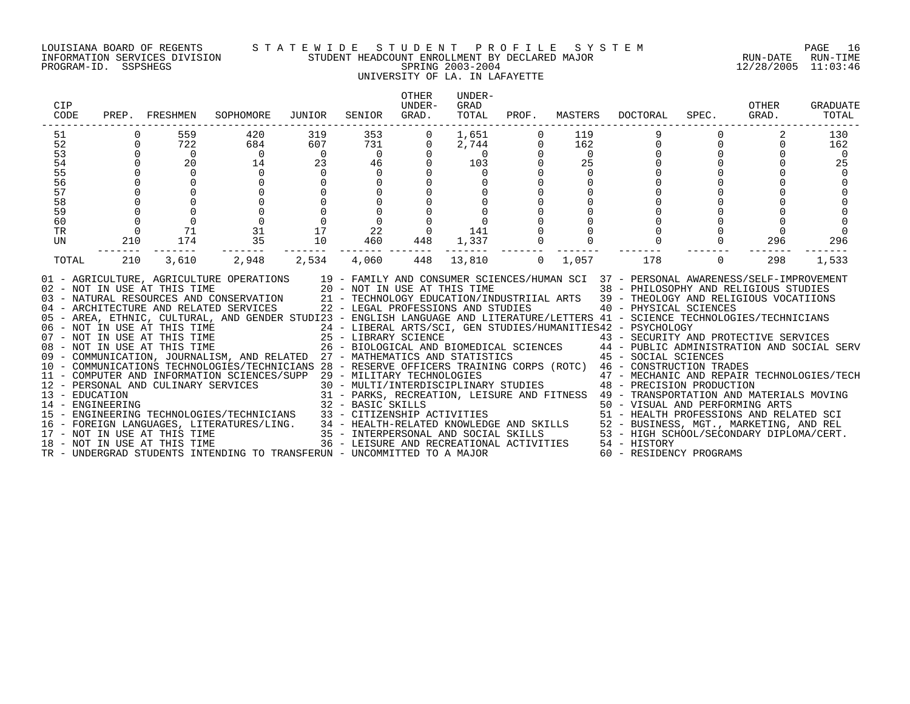LOUISIANA BOARD OF REGENTS — STATEWIDE STUDENT PROFILE SYSTEM
INFORMATION SERVICES DIVISION — STUDENT HEADCOUNT ENROLLMENT BY DECLARED MAJOR — RUN-DATE 12/28/2005 RUN-TIME 11:03:46
PROGRAM-ID. SSPSHEGS — SPRING 2003-2004

UNIVERSITY OF LA. IN LAFAYETTE

| CIP CODE | PREP. | FRESHMEN | SOPHOMORE | JUNIOR | SENIOR | OTHER UNDER-GRAD. | UNDER-GRAD TOTAL | PROF. | MASTERS | DOCTORAL | SPEC. | OTHER GRAD. | GRADUATE TOTAL |
|---|---|---|---|---|---|---|---|---|---|---|---|---|---|
| 51 | 0 | 559 | 420 | 319 | 353 | 0 | 1,651 | 0 | 119 | 9 | 0 | 2 | 130 |
| 52 | 0 | 722 | 684 | 607 | 731 | 0 | 2,744 | 0 | 162 | 0 | 0 | 0 | 162 |
| 53 | 0 | 0 | 0 | 0 | 0 | 0 | 0 | 0 | 0 | 0 | 0 | 0 | 0 |
| 54 | 0 | 20 | 14 | 23 | 46 | 0 | 103 | 0 | 25 | 0 | 0 | 0 | 25 |
| 55 | 0 | 0 | 0 | 0 | 0 | 0 | 0 | 0 | 0 | 0 | 0 | 0 | 0 |
| 56 | 0 | 0 | 0 | 0 | 0 | 0 | 0 | 0 | 0 | 0 | 0 | 0 | 0 |
| 57 | 0 | 0 | 0 | 0 | 0 | 0 | 0 | 0 | 0 | 0 | 0 | 0 | 0 |
| 58 | 0 | 0 | 0 | 0 | 0 | 0 | 0 | 0 | 0 | 0 | 0 | 0 | 0 |
| 59 | 0 | 0 | 0 | 0 | 0 | 0 | 0 | 0 | 0 | 0 | 0 | 0 | 0 |
| 60 | 0 | 0 | 0 | 0 | 0 | 0 | 0 | 0 | 0 | 0 | 0 | 0 | 0 |
| TR | 0 | 71 | 31 | 17 | 22 | 0 | 141 | 0 | 0 | 0 | 0 | 0 | 0 |
| UN | 210 | 174 | 35 | 10 | 460 | 448 | 1,337 | 0 | 0 | 0 | 0 | 296 | 296 |
| TOTAL | 210 | 3,610 | 2,948 | 2,534 | 4,060 | 448 | 13,810 | 0 | 1,057 | 178 | 0 | 298 | 1,533 |

01 - AGRICULTURE, AGRICULTURE OPERATIONS
02 - NOT IN USE AT THIS TIME
03 - NATURAL RESOURCES AND CONSERVATION
04 - ARCHITECTURE AND RELATED SERVICES
05 - AREA, ETHNIC, CULTURAL, AND GENDER STUDI
06 - NOT IN USE AT THIS TIME
07 - NOT IN USE AT THIS TIME
08 - NOT IN USE AT THIS TIME
09 - COMMUNICATION, JOURNALISM, AND RELATED
10 - COMMUNICATIONS TECHNOLOGIES/TECHNICIANS
11 - COMPUTER AND INFORMATION SCIENCES/SUPP
12 - PERSONAL AND CULINARY SERVICES
13 - EDUCATION
14 - ENGINEERING
15 - ENGINEERING TECHNOLOGIES/TECHNICIANS
16 - FOREIGN LANGUAGES, LITERATURES/LING.
17 - NOT IN USE AT THIS TIME
18 - NOT IN USE AT THIS TIME
19 - FAMILY AND CONSUMER SCIENCES/HUMAN SCI
20 - NOT IN USE AT THIS TIME
21 - TECHNOLOGY EDUCATION/INDUSTRIIAL ARTS
22 - LEGAL PROFESSIONS AND STUDIES
23 - ENGLISH LANGUAGE AND LITERATURE/LETTERS
24 - LIBERAL ARTS/SCI, GEN STUDIES/HUMANITIES
25 - LIBRARY SCIENCE
26 - BIOLOGICAL AND BIOMEDICAL SCIENCES
27 - MATHEMATICS AND STATISTICS
28 - RESERVE OFFICERS TRAINING CORPS (ROTC)
29 - MILITARY TECHNOLOGIES
30 - MULTI/INTERDISCIPLINARY STUDIES
31 - PARKS, RECREATION, LEISURE AND FITNESS
32 - BASIC SKILLS
33 - CITIZENSHIP ACTIVITIES
34 - HEALTH-RELATED KNOWLEDGE AND SKILLS
35 - INTERPERSONAL AND SOCIAL SKILLS
36 - LEISURE AND RECREATIONAL ACTIVITIES
37 - PERSONAL AWARENESS/SELF-IMPROVEMENT
38 - PHILOSOPHY AND RELIGIOUS STUDIES
39 - THEOLOGY AND RELIGIOUS VOCATIIONS
40 - PHYSICAL SCIENCES
41 - SCIENCE TECHNOLOGIES/TECHNICIANS
42 - PSYCHOLOGY
43 - SECURITY AND PROTECTIVE SERVICES
44 - PUBLIC ADMINISTRATION AND SOCIAL SERV
45 - SOCIAL SCIENCES
46 - CONSTRUCTION TRADES
47 - MECHANIC AND REPAIR TECHNOLOGIES/TECH
48 - PRECISION PRODUCTION
49 - TRANSPORTATION AND MATERIALS MOVING
50 - VISUAL AND PERFORMING ARTS
51 - HEALTH PROFESSIONS AND RELATED SCI
52 - BUSINESS, MGT., MARKETING, AND REL
53 - HIGH SCHOOL/SECONDARY DIPLOMA/CERT.
54 - HISTORY
60 - RESIDENCY PROGRAMS
TR - UNDERGRAD STUDENTS INTENDING TO TRANSFER
UN - UNCOMMITTED TO A MAJOR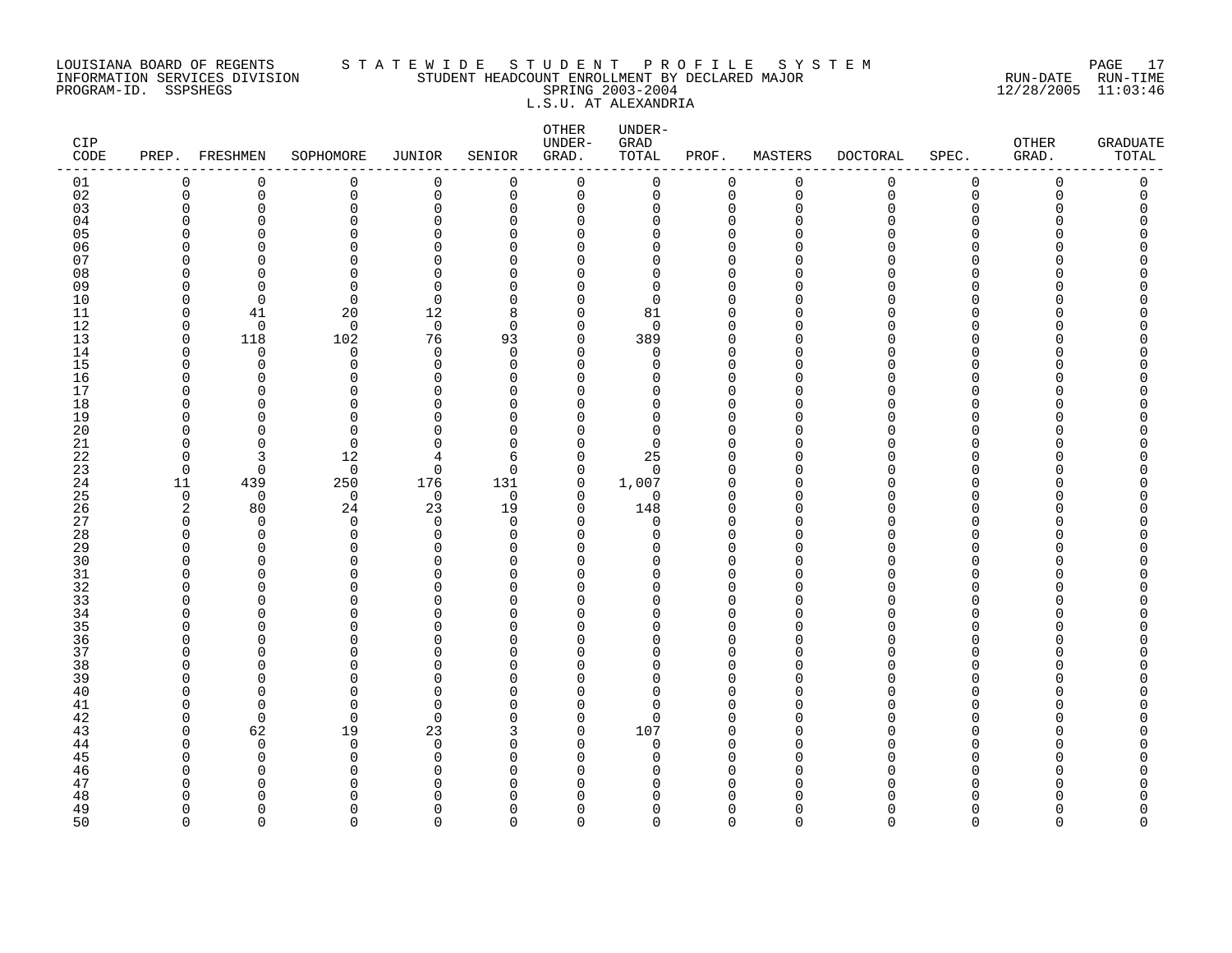LOUISIANA BOARD OF REGENTS — STATEWIDE STUDENT PROFILE SYSTEM
INFORMATION SERVICES DIVISION — STUDENT HEADCOUNT ENROLLMENT BY DECLARED MAJOR — RUN-DATE 12/28/2005 RUN-TIME 11:03:46
PROGRAM-ID. SSPSHEGS — SPRING 2003-2004

L.S.U. AT ALEXANDRIA

| CIP CODE | PREP. | FRESHMEN | SOPHOMORE | JUNIOR | SENIOR | OTHER UNDER-GRAD. | UNDER-GRAD TOTAL | PROF. | MASTERS | DOCTORAL | SPEC. | OTHER GRAD. | GRADUATE TOTAL |
|---|---|---|---|---|---|---|---|---|---|---|---|---|---|
| 01 | 0 | 0 | 0 | 0 | 0 | 0 | 0 | 0 | 0 | 0 | 0 | 0 | 0 |
| 02 | 0 | 0 | 0 | 0 | 0 | 0 | 0 | 0 | 0 | 0 | 0 | 0 | 0 |
| 03 | 0 | 0 | 0 | 0 | 0 | 0 | 0 | 0 | 0 | 0 | 0 | 0 | 0 |
| 04 | 0 | 0 | 0 | 0 | 0 | 0 | 0 | 0 | 0 | 0 | 0 | 0 | 0 |
| 05 | 0 | 0 | 0 | 0 | 0 | 0 | 0 | 0 | 0 | 0 | 0 | 0 | 0 |
| 06 | 0 | 0 | 0 | 0 | 0 | 0 | 0 | 0 | 0 | 0 | 0 | 0 | 0 |
| 07 | 0 | 0 | 0 | 0 | 0 | 0 | 0 | 0 | 0 | 0 | 0 | 0 | 0 |
| 08 | 0 | 0 | 0 | 0 | 0 | 0 | 0 | 0 | 0 | 0 | 0 | 0 | 0 |
| 09 | 0 | 0 | 0 | 0 | 0 | 0 | 0 | 0 | 0 | 0 | 0 | 0 | 0 |
| 10 | 0 | 0 | 0 | 0 | 0 | 0 | 0 | 0 | 0 | 0 | 0 | 0 | 0 |
| 11 | 0 | 41 | 20 | 12 | 8 | 0 | 81 | 0 | 0 | 0 | 0 | 0 | 0 |
| 12 | 0 | 0 | 0 | 0 | 0 | 0 | 0 | 0 | 0 | 0 | 0 | 0 | 0 |
| 13 | 0 | 118 | 102 | 76 | 93 | 0 | 389 | 0 | 0 | 0 | 0 | 0 | 0 |
| 14 | 0 | 0 | 0 | 0 | 0 | 0 | 0 | 0 | 0 | 0 | 0 | 0 | 0 |
| 15 | 0 | 0 | 0 | 0 | 0 | 0 | 0 | 0 | 0 | 0 | 0 | 0 | 0 |
| 16 | 0 | 0 | 0 | 0 | 0 | 0 | 0 | 0 | 0 | 0 | 0 | 0 | 0 |
| 17 | 0 | 0 | 0 | 0 | 0 | 0 | 0 | 0 | 0 | 0 | 0 | 0 | 0 |
| 18 | 0 | 0 | 0 | 0 | 0 | 0 | 0 | 0 | 0 | 0 | 0 | 0 | 0 |
| 19 | 0 | 0 | 0 | 0 | 0 | 0 | 0 | 0 | 0 | 0 | 0 | 0 | 0 |
| 20 | 0 | 0 | 0 | 0 | 0 | 0 | 0 | 0 | 0 | 0 | 0 | 0 | 0 |
| 21 | 0 | 0 | 0 | 0 | 0 | 0 | 0 | 0 | 0 | 0 | 0 | 0 | 0 |
| 22 | 0 | 3 | 12 | 4 | 6 | 0 | 25 | 0 | 0 | 0 | 0 | 0 | 0 |
| 23 | 0 | 0 | 0 | 0 | 0 | 0 | 0 | 0 | 0 | 0 | 0 | 0 | 0 |
| 24 | 11 | 439 | 250 | 176 | 131 | 0 | 1,007 | 0 | 0 | 0 | 0 | 0 | 0 |
| 25 | 0 | 0 | 0 | 0 | 0 | 0 | 0 | 0 | 0 | 0 | 0 | 0 | 0 |
| 26 | 2 | 80 | 24 | 23 | 19 | 0 | 148 | 0 | 0 | 0 | 0 | 0 | 0 |
| 27 | 0 | 0 | 0 | 0 | 0 | 0 | 0 | 0 | 0 | 0 | 0 | 0 | 0 |
| 28 | 0 | 0 | 0 | 0 | 0 | 0 | 0 | 0 | 0 | 0 | 0 | 0 | 0 |
| 29 | 0 | 0 | 0 | 0 | 0 | 0 | 0 | 0 | 0 | 0 | 0 | 0 | 0 |
| 30 | 0 | 0 | 0 | 0 | 0 | 0 | 0 | 0 | 0 | 0 | 0 | 0 | 0 |
| 31 | 0 | 0 | 0 | 0 | 0 | 0 | 0 | 0 | 0 | 0 | 0 | 0 | 0 |
| 32 | 0 | 0 | 0 | 0 | 0 | 0 | 0 | 0 | 0 | 0 | 0 | 0 | 0 |
| 33 | 0 | 0 | 0 | 0 | 0 | 0 | 0 | 0 | 0 | 0 | 0 | 0 | 0 |
| 34 | 0 | 0 | 0 | 0 | 0 | 0 | 0 | 0 | 0 | 0 | 0 | 0 | 0 |
| 35 | 0 | 0 | 0 | 0 | 0 | 0 | 0 | 0 | 0 | 0 | 0 | 0 | 0 |
| 36 | 0 | 0 | 0 | 0 | 0 | 0 | 0 | 0 | 0 | 0 | 0 | 0 | 0 |
| 37 | 0 | 0 | 0 | 0 | 0 | 0 | 0 | 0 | 0 | 0 | 0 | 0 | 0 |
| 38 | 0 | 0 | 0 | 0 | 0 | 0 | 0 | 0 | 0 | 0 | 0 | 0 | 0 |
| 39 | 0 | 0 | 0 | 0 | 0 | 0 | 0 | 0 | 0 | 0 | 0 | 0 | 0 |
| 40 | 0 | 0 | 0 | 0 | 0 | 0 | 0 | 0 | 0 | 0 | 0 | 0 | 0 |
| 41 | 0 | 0 | 0 | 0 | 0 | 0 | 0 | 0 | 0 | 0 | 0 | 0 | 0 |
| 42 | 0 | 0 | 0 | 0 | 0 | 0 | 0 | 0 | 0 | 0 | 0 | 0 | 0 |
| 43 | 0 | 62 | 19 | 23 | 3 | 0 | 107 | 0 | 0 | 0 | 0 | 0 | 0 |
| 44 | 0 | 0 | 0 | 0 | 0 | 0 | 0 | 0 | 0 | 0 | 0 | 0 | 0 |
| 45 | 0 | 0 | 0 | 0 | 0 | 0 | 0 | 0 | 0 | 0 | 0 | 0 | 0 |
| 46 | 0 | 0 | 0 | 0 | 0 | 0 | 0 | 0 | 0 | 0 | 0 | 0 | 0 |
| 47 | 0 | 0 | 0 | 0 | 0 | 0 | 0 | 0 | 0 | 0 | 0 | 0 | 0 |
| 48 | 0 | 0 | 0 | 0 | 0 | 0 | 0 | 0 | 0 | 0 | 0 | 0 | 0 |
| 49 | 0 | 0 | 0 | 0 | 0 | 0 | 0 | 0 | 0 | 0 | 0 | 0 | 0 |
| 50 | 0 | 0 | 0 | 0 | 0 | 0 | 0 | 0 | 0 | 0 | 0 | 0 | 0 |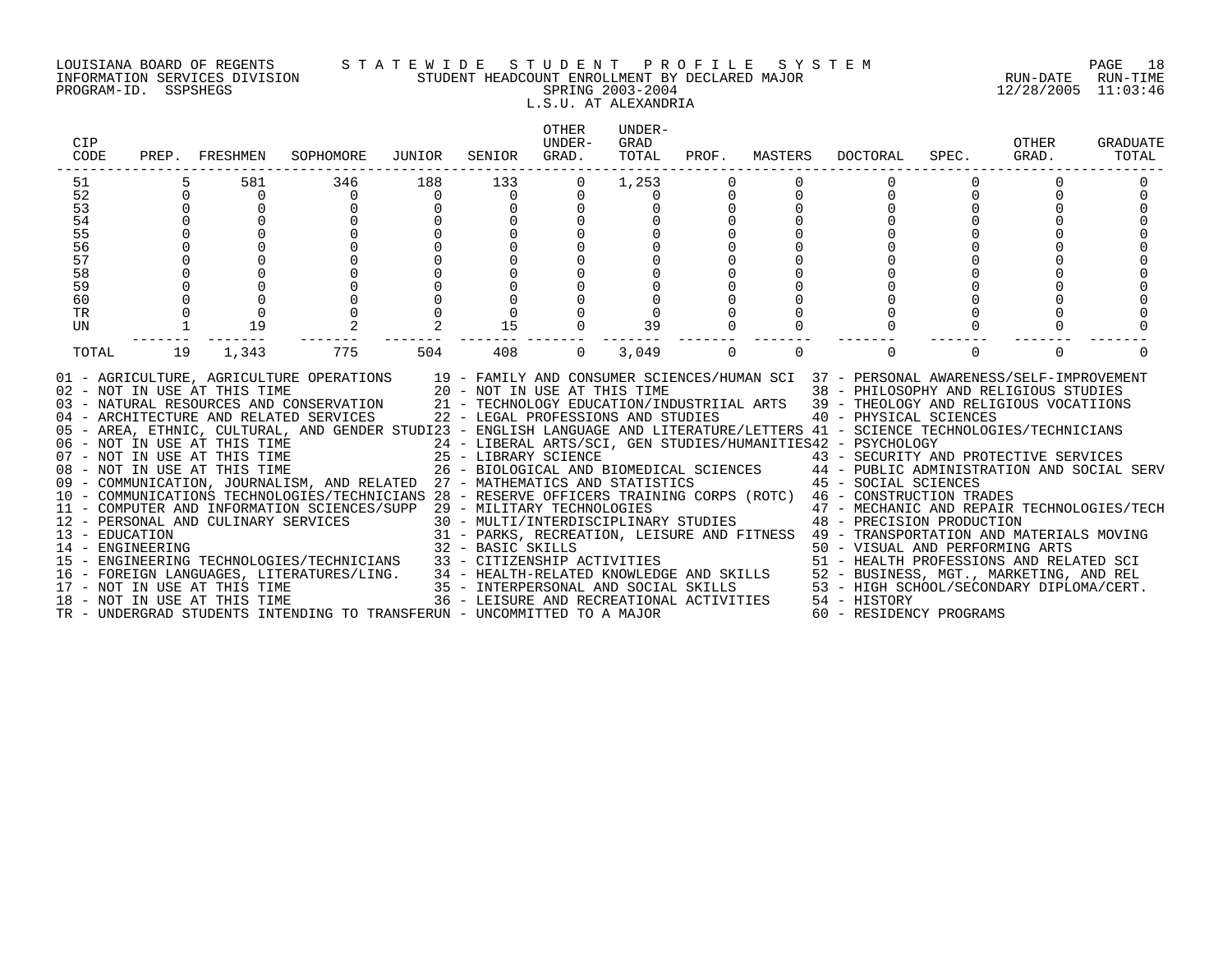LOUISIANA BOARD OF REGENTS — STATEWIDE STUDENT PROFILE SYSTEM
INFORMATION SERVICES DIVISION — STUDENT HEADCOUNT ENROLLMENT BY DECLARED MAJOR — RUN-DATE 12/28/2005 RUN-TIME 11:03:46
PROGRAM-ID. SSPSHEGS — SPRING 2003-2004

L.S.U. AT ALEXANDRIA

| CIP CODE | PREP. | FRESHMEN | SOPHOMORE | JUNIOR | SENIOR | OTHER UNDER-GRAD. | UNDER-GRAD TOTAL | PROF. | MASTERS | DOCTORAL | SPEC. | OTHER GRAD. | GRADUATE TOTAL |
|---|---|---|---|---|---|---|---|---|---|---|---|---|---|
| 51 | 5 | 581 | 346 | 188 | 133 | 0 | 1,253 | 0 | 0 | 0 | 0 | 0 | 0 |
| 52 | 0 | 0 | 0 | 0 | 0 | 0 | 0 | 0 | 0 | 0 | 0 | 0 | 0 |
| 53 | 0 | 0 | 0 | 0 | 0 | 0 | 0 | 0 | 0 | 0 | 0 | 0 | 0 |
| 54 | 0 | 0 | 0 | 0 | 0 | 0 | 0 | 0 | 0 | 0 | 0 | 0 | 0 |
| 55 | 0 | 0 | 0 | 0 | 0 | 0 | 0 | 0 | 0 | 0 | 0 | 0 | 0 |
| 56 | 0 | 0 | 0 | 0 | 0 | 0 | 0 | 0 | 0 | 0 | 0 | 0 | 0 |
| 57 | 0 | 0 | 0 | 0 | 0 | 0 | 0 | 0 | 0 | 0 | 0 | 0 | 0 |
| 58 | 0 | 0 | 0 | 0 | 0 | 0 | 0 | 0 | 0 | 0 | 0 | 0 | 0 |
| 59 | 0 | 0 | 0 | 0 | 0 | 0 | 0 | 0 | 0 | 0 | 0 | 0 | 0 |
| 60 | 0 | 0 | 0 | 0 | 0 | 0 | 0 | 0 | 0 | 0 | 0 | 0 | 0 |
| TR | 0 | 0 | 0 | 0 | 0 | 0 | 0 | 0 | 0 | 0 | 0 | 0 | 0 |
| UN | 1 | 19 | 2 | 2 | 15 | 0 | 39 | 0 | 0 | 0 | 0 | 0 | 0 |
| TOTAL | 19 | 1,343 | 775 | 504 | 408 | 0 | 3,049 | 0 | 0 | 0 | 0 | 0 | 0 |

01 - AGRICULTURE, AGRICULTURE OPERATIONS
02 - NOT IN USE AT THIS TIME
03 - NATURAL RESOURCES AND CONSERVATION
04 - ARCHITECTURE AND RELATED SERVICES
05 - AREA, ETHNIC, CULTURAL, AND GENDER STUDI
06 - NOT IN USE AT THIS TIME
07 - NOT IN USE AT THIS TIME
08 - NOT IN USE AT THIS TIME
09 - COMMUNICATION, JOURNALISM, AND RELATED
10 - COMMUNICATIONS TECHNOLOGIES/TECHNICIANS
11 - COMPUTER AND INFORMATION SCIENCES/SUPP
12 - PERSONAL AND CULINARY SERVICES
13 - EDUCATION
14 - ENGINEERING
15 - ENGINEERING TECHNOLOGIES/TECHNICIANS
16 - FOREIGN LANGUAGES, LITERATURES/LING.
17 - NOT IN USE AT THIS TIME
18 - NOT IN USE AT THIS TIME
19 - FAMILY AND CONSUMER SCIENCES/HUMAN SCI
20 - NOT IN USE AT THIS TIME
21 - TECHNOLOGY EDUCATION/INDUSTRIIAL ARTS
22 - LEGAL PROFESSIONS AND STUDIES
23 - ENGLISH LANGUAGE AND LITERATURE/LETTERS
24 - LIBERAL ARTS/SCI, GEN STUDIES/HUMANITIES
25 - LIBRARY SCIENCE
26 - BIOLOGICAL AND BIOMEDICAL SCIENCES
27 - MATHEMATICS AND STATISTICS
28 - RESERVE OFFICERS TRAINING CORPS (ROTC)
29 - MILITARY TECHNOLOGIES
30 - MULTI/INTERDISCIPLINARY STUDIES
31 - PARKS, RECREATION, LEISURE AND FITNESS
32 - BASIC SKILLS
33 - CITIZENSHIP ACTIVITIES
34 - HEALTH-RELATED KNOWLEDGE AND SKILLS
35 - INTERPERSONAL AND SOCIAL SKILLS
36 - LEISURE AND RECREATIONAL ACTIVITIES
37 - PERSONAL AWARENESS/SELF-IMPROVEMENT
38 - PHILOSOPHY AND RELIGIOUS STUDIES
39 - THEOLOGY AND RELIGIOUS VOCATIIONS
40 - PHYSICAL SCIENCES
41 - SCIENCE TECHNOLOGIES/TECHNICIANS
42 - PSYCHOLOGY
43 - SECURITY AND PROTECTIVE SERVICES
44 - PUBLIC ADMINISTRATION AND SOCIAL SERV
45 - SOCIAL SCIENCES
46 - CONSTRUCTION TRADES
47 - MECHANIC AND REPAIR TECHNOLOGIES/TECH
48 - PRECISION PRODUCTION
49 - TRANSPORTATION AND MATERIALS MOVING
50 - VISUAL AND PERFORMING ARTS
51 - HEALTH PROFESSIONS AND RELATED SCI
52 - BUSINESS, MGT., MARKETING, AND REL
53 - HIGH SCHOOL/SECONDARY DIPLOMA/CERT.
54 - HISTORY
60 - RESIDENCY PROGRAMS
TR - UNDERGRAD STUDENTS INTENDING TO TRANSFER
UN - UNCOMMITTED TO A MAJOR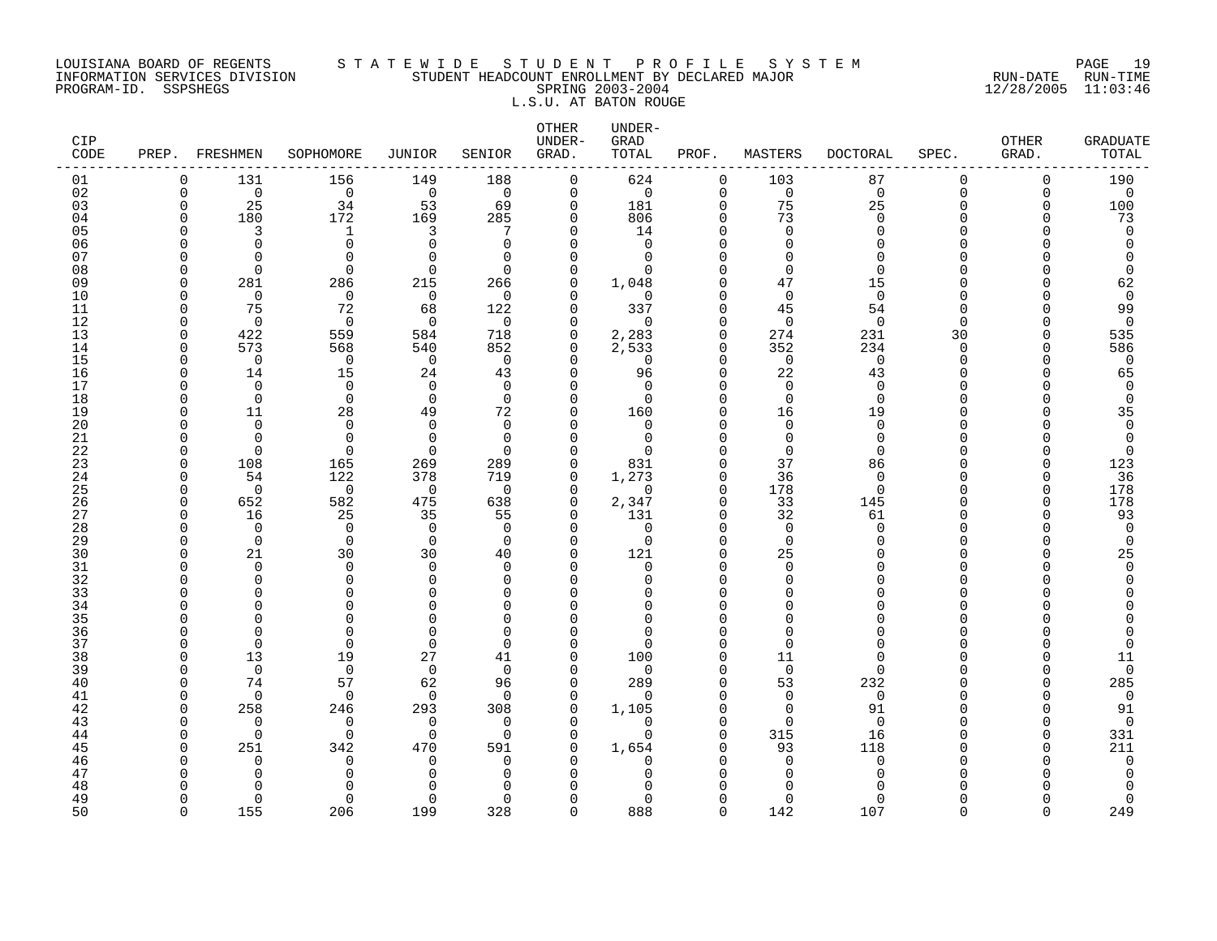LOUISIANA BOARD OF REGENTS — INFORMATION SERVICES DIVISION — PROGRAM-ID. SSPSHEGS

# STATEWIDE STUDENT PROFILE SYSTEM

## STUDENT HEADCOUNT ENROLLMENT BY DECLARED MAJOR

### SPRING 2003-2004

### L.S.U. AT BATON ROUGE

RUN-DATE 12/28/2005 RUN-TIME 11:03:46

| CIP CODE | PREP. | FRESHMEN | SOPHOMORE | JUNIOR | SENIOR | OTHER UNDER-GRAD. | UNDER-GRAD TOTAL | PROF. | MASTERS | DOCTORAL | SPEC. | OTHER GRAD. | GRADUATE TOTAL |
|---|---|---|---|---|---|---|---|---|---|---|---|---|---|
| 01 | 0 | 131 | 156 | 149 | 188 | 0 | 624 | 0 | 103 | 87 | 0 | 0 | 190 |
| 02 | 0 | 0 | 0 | 0 | 0 | 0 | 0 | 0 | 0 | 0 | 0 | 0 | 0 |
| 03 | 0 | 25 | 34 | 53 | 69 | 0 | 181 | 0 | 75 | 25 | 0 | 0 | 100 |
| 04 | 0 | 180 | 172 | 169 | 285 | 0 | 806 | 0 | 73 | 0 | 0 | 0 | 73 |
| 05 | 0 | 3 | 1 | 3 | 7 | 0 | 14 | 0 | 0 | 0 | 0 | 0 | 0 |
| 06 | 0 | 0 | 0 | 0 | 0 | 0 | 0 | 0 | 0 | 0 | 0 | 0 | 0 |
| 07 | 0 | 0 | 0 | 0 | 0 | 0 | 0 | 0 | 0 | 0 | 0 | 0 | 0 |
| 08 | 0 | 0 | 0 | 0 | 0 | 0 | 0 | 0 | 0 | 0 | 0 | 0 | 0 |
| 09 | 0 | 281 | 286 | 215 | 266 | 0 | 1,048 | 0 | 47 | 15 | 0 | 0 | 62 |
| 10 | 0 | 0 | 0 | 0 | 0 | 0 | 0 | 0 | 0 | 0 | 0 | 0 | 0 |
| 11 | 0 | 75 | 72 | 68 | 122 | 0 | 337 | 0 | 45 | 54 | 0 | 0 | 99 |
| 12 | 0 | 0 | 0 | 0 | 0 | 0 | 0 | 0 | 0 | 0 | 0 | 0 | 0 |
| 13 | 0 | 422 | 559 | 584 | 718 | 0 | 2,283 | 0 | 274 | 231 | 30 | 0 | 535 |
| 14 | 0 | 573 | 568 | 540 | 852 | 0 | 2,533 | 0 | 352 | 234 | 0 | 0 | 586 |
| 15 | 0 | 0 | 0 | 0 | 0 | 0 | 0 | 0 | 0 | 0 | 0 | 0 | 0 |
| 16 | 0 | 14 | 15 | 24 | 43 | 0 | 96 | 0 | 22 | 43 | 0 | 0 | 65 |
| 17 | 0 | 0 | 0 | 0 | 0 | 0 | 0 | 0 | 0 | 0 | 0 | 0 | 0 |
| 18 | 0 | 0 | 0 | 0 | 0 | 0 | 0 | 0 | 0 | 0 | 0 | 0 | 0 |
| 19 | 0 | 11 | 28 | 49 | 72 | 0 | 160 | 0 | 16 | 19 | 0 | 0 | 35 |
| 20 | 0 | 0 | 0 | 0 | 0 | 0 | 0 | 0 | 0 | 0 | 0 | 0 | 0 |
| 21 | 0 | 0 | 0 | 0 | 0 | 0 | 0 | 0 | 0 | 0 | 0 | 0 | 0 |
| 22 | 0 | 0 | 0 | 0 | 0 | 0 | 0 | 0 | 0 | 0 | 0 | 0 | 0 |
| 23 | 0 | 108 | 165 | 269 | 289 | 0 | 831 | 0 | 37 | 86 | 0 | 0 | 123 |
| 24 | 0 | 54 | 122 | 378 | 719 | 0 | 1,273 | 0 | 36 | 0 | 0 | 0 | 36 |
| 25 | 0 | 0 | 0 | 0 | 0 | 0 | 0 | 0 | 178 | 0 | 0 | 0 | 178 |
| 26 | 0 | 652 | 582 | 475 | 638 | 0 | 2,347 | 0 | 33 | 145 | 0 | 0 | 178 |
| 27 | 0 | 16 | 25 | 35 | 55 | 0 | 131 | 0 | 32 | 61 | 0 | 0 | 93 |
| 28 | 0 | 0 | 0 | 0 | 0 | 0 | 0 | 0 | 0 | 0 | 0 | 0 | 0 |
| 29 | 0 | 0 | 0 | 0 | 0 | 0 | 0 | 0 | 0 | 0 | 0 | 0 | 0 |
| 30 | 0 | 21 | 30 | 30 | 40 | 0 | 121 | 0 | 25 | 0 | 0 | 0 | 25 |
| 31 | 0 | 0 | 0 | 0 | 0 | 0 | 0 | 0 | 0 | 0 | 0 | 0 | 0 |
| 32 | 0 | 0 | 0 | 0 | 0 | 0 | 0 | 0 | 0 | 0 | 0 | 0 | 0 |
| 33 | 0 | 0 | 0 | 0 | 0 | 0 | 0 | 0 | 0 | 0 | 0 | 0 | 0 |
| 34 | 0 | 0 | 0 | 0 | 0 | 0 | 0 | 0 | 0 | 0 | 0 | 0 | 0 |
| 35 | 0 | 0 | 0 | 0 | 0 | 0 | 0 | 0 | 0 | 0 | 0 | 0 | 0 |
| 36 | 0 | 0 | 0 | 0 | 0 | 0 | 0 | 0 | 0 | 0 | 0 | 0 | 0 |
| 37 | 0 | 0 | 0 | 0 | 0 | 0 | 0 | 0 | 0 | 0 | 0 | 0 | 0 |
| 38 | 0 | 13 | 19 | 27 | 41 | 0 | 100 | 0 | 11 | 0 | 0 | 0 | 11 |
| 39 | 0 | 0 | 0 | 0 | 0 | 0 | 0 | 0 | 0 | 0 | 0 | 0 | 0 |
| 40 | 0 | 74 | 57 | 62 | 96 | 0 | 289 | 0 | 53 | 232 | 0 | 0 | 285 |
| 41 | 0 | 0 | 0 | 0 | 0 | 0 | 0 | 0 | 0 | 0 | 0 | 0 | 0 |
| 42 | 0 | 258 | 246 | 293 | 308 | 0 | 1,105 | 0 | 0 | 91 | 0 | 0 | 91 |
| 43 | 0 | 0 | 0 | 0 | 0 | 0 | 0 | 0 | 0 | 0 | 0 | 0 | 0 |
| 44 | 0 | 0 | 0 | 0 | 0 | 0 | 0 | 0 | 315 | 16 | 0 | 0 | 331 |
| 45 | 0 | 251 | 342 | 470 | 591 | 0 | 1,654 | 0 | 93 | 118 | 0 | 0 | 211 |
| 46 | 0 | 0 | 0 | 0 | 0 | 0 | 0 | 0 | 0 | 0 | 0 | 0 | 0 |
| 47 | 0 | 0 | 0 | 0 | 0 | 0 | 0 | 0 | 0 | 0 | 0 | 0 | 0 |
| 48 | 0 | 0 | 0 | 0 | 0 | 0 | 0 | 0 | 0 | 0 | 0 | 0 | 0 |
| 49 | 0 | 0 | 0 | 0 | 0 | 0 | 0 | 0 | 0 | 0 | 0 | 0 | 0 |
| 50 | 0 | 155 | 206 | 199 | 328 | 0 | 888 | 0 | 142 | 107 | 0 | 0 | 249 |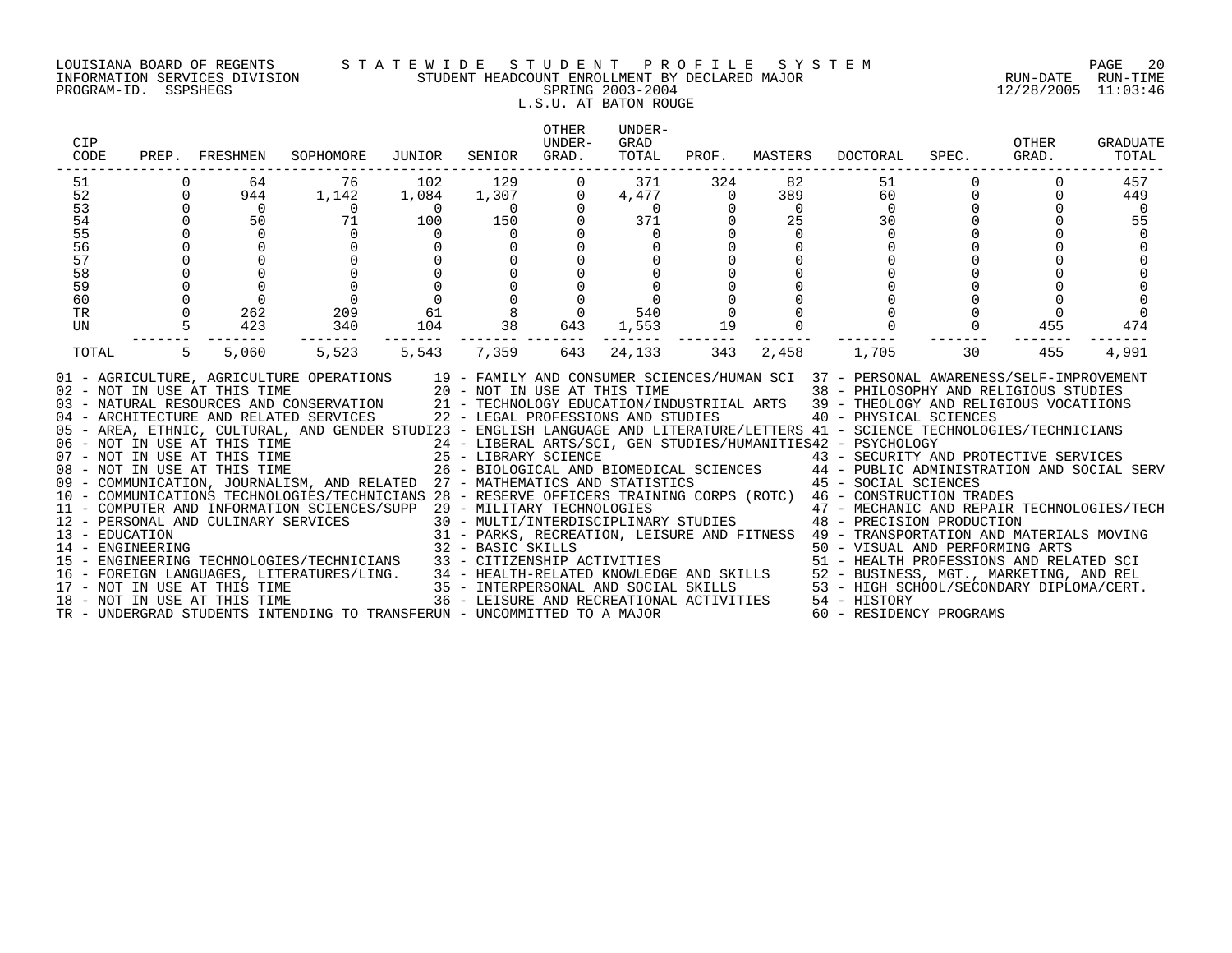LOUISIANA BOARD OF REGENTS — STATEWIDE STUDENT PROFILE SYSTEM
INFORMATION SERVICES DIVISION — STUDENT HEADCOUNT ENROLLMENT BY DECLARED MAJOR — RUN-DATE 12/28/2005 RUN-TIME 11:03:46
PROGRAM-ID. SSPSHEGS — SPRING 2003-2004

L.S.U. AT BATON ROUGE

| CIP CODE | PREP. | FRESHMEN | SOPHOMORE | JUNIOR | SENIOR | OTHER UNDER-GRAD. | UNDER-GRAD TOTAL | PROF. | MASTERS | DOCTORAL | SPEC. | OTHER GRAD. | GRADUATE TOTAL |
|---|---|---|---|---|---|---|---|---|---|---|---|---|---|
| 51 | 0 | 64 | 76 | 102 | 129 | 0 | 371 | 324 | 82 | 51 | 0 | 0 | 457 |
| 52 | 0 | 944 | 1,142 | 1,084 | 1,307 | 0 | 4,477 | 0 | 389 | 60 | 0 | 0 | 449 |
| 53 | 0 | 0 | 0 | 0 | 0 | 0 | 0 | 0 | 0 | 0 | 0 | 0 | 0 |
| 54 | 0 | 50 | 71 | 100 | 150 | 0 | 371 | 0 | 25 | 30 | 0 | 0 | 55 |
| 55 | 0 | 0 | 0 | 0 | 0 | 0 | 0 | 0 | 0 | 0 | 0 | 0 | 0 |
| 56 | 0 | 0 | 0 | 0 | 0 | 0 | 0 | 0 | 0 | 0 | 0 | 0 | 0 |
| 57 | 0 | 0 | 0 | 0 | 0 | 0 | 0 | 0 | 0 | 0 | 0 | 0 | 0 |
| 58 | 0 | 0 | 0 | 0 | 0 | 0 | 0 | 0 | 0 | 0 | 0 | 0 | 0 |
| 59 | 0 | 0 | 0 | 0 | 0 | 0 | 0 | 0 | 0 | 0 | 0 | 0 | 0 |
| 60 | 0 | 0 | 0 | 0 | 0 | 0 | 0 | 0 | 0 | 0 | 0 | 0 | 0 |
| TR | 0 | 262 | 209 | 61 | 8 | 0 | 540 | 0 | 0 | 0 | 0 | 0 | 0 |
| UN | 5 | 423 | 340 | 104 | 38 | 643 | 1,553 | 19 | 0 | 0 | 0 | 455 | 474 |
| TOTAL | 5 | 5,060 | 5,523 | 5,543 | 7,359 | 643 | 24,133 | 343 | 2,458 | 1,705 | 30 | 455 | 4,991 |

01 - AGRICULTURE, AGRICULTURE OPERATIONS
02 - NOT IN USE AT THIS TIME
03 - NATURAL RESOURCES AND CONSERVATION
04 - ARCHITECTURE AND RELATED SERVICES
05 - AREA, ETHNIC, CULTURAL, AND GENDER STUDI
06 - NOT IN USE AT THIS TIME
07 - NOT IN USE AT THIS TIME
08 - NOT IN USE AT THIS TIME
09 - COMMUNICATION, JOURNALISM, AND RELATED
10 - COMMUNICATIONS TECHNOLOGIES/TECHNICIANS
11 - COMPUTER AND INFORMATION SCIENCES/SUPP
12 - PERSONAL AND CULINARY SERVICES
13 - EDUCATION
14 - ENGINEERING
15 - ENGINEERING TECHNOLOGIES/TECHNICIANS
16 - FOREIGN LANGUAGES, LITERATURES/LING.
17 - NOT IN USE AT THIS TIME
18 - NOT IN USE AT THIS TIME
19 - FAMILY AND CONSUMER SCIENCES/HUMAN SCI
20 - NOT IN USE AT THIS TIME
21 - TECHNOLOGY EDUCATION/INDUSTRIIAL ARTS
22 - LEGAL PROFESSIONS AND STUDIES
23 - ENGLISH LANGUAGE AND LITERATURE/LETTERS
24 - LIBERAL ARTS/SCI, GEN STUDIES/HUMANITIES
25 - LIBRARY SCIENCE
26 - BIOLOGICAL AND BIOMEDICAL SCIENCES
27 - MATHEMATICS AND STATISTICS
28 - RESERVE OFFICERS TRAINING CORPS (ROTC)
29 - MILITARY TECHNOLOGIES
30 - MULTI/INTERDISCIPLINARY STUDIES
31 - PARKS, RECREATION, LEISURE AND FITNESS
32 - BASIC SKILLS
33 - CITIZENSHIP ACTIVITIES
34 - HEALTH-RELATED KNOWLEDGE AND SKILLS
35 - INTERPERSONAL AND SOCIAL SKILLS
36 - LEISURE AND RECREATIONAL ACTIVITIES
37 - PERSONAL AWARENESS/SELF-IMPROVEMENT
38 - PHILOSOPHY AND RELIGIOUS STUDIES
39 - THEOLOGY AND RELIGIOUS VOCATIIONS
40 - PHYSICAL SCIENCES
41 - SCIENCE TECHNOLOGIES/TECHNICIANS
42 - PSYCHOLOGY
43 - SECURITY AND PROTECTIVE SERVICES
44 - PUBLIC ADMINISTRATION AND SOCIAL SERV
45 - SOCIAL SCIENCES
46 - CONSTRUCTION TRADES
47 - MECHANIC AND REPAIR TECHNOLOGIES/TECH
48 - PRECISION PRODUCTION
49 - TRANSPORTATION AND MATERIALS MOVING
50 - VISUAL AND PERFORMING ARTS
51 - HEALTH PROFESSIONS AND RELATED SCI
52 - BUSINESS, MGT., MARKETING, AND REL
53 - HIGH SCHOOL/SECONDARY DIPLOMA/CERT.
54 - HISTORY
60 - RESIDENCY PROGRAMS
TR - UNDERGRAD STUDENTS INTENDING TO TRANSFER
UN - UNCOMMITTED TO A MAJOR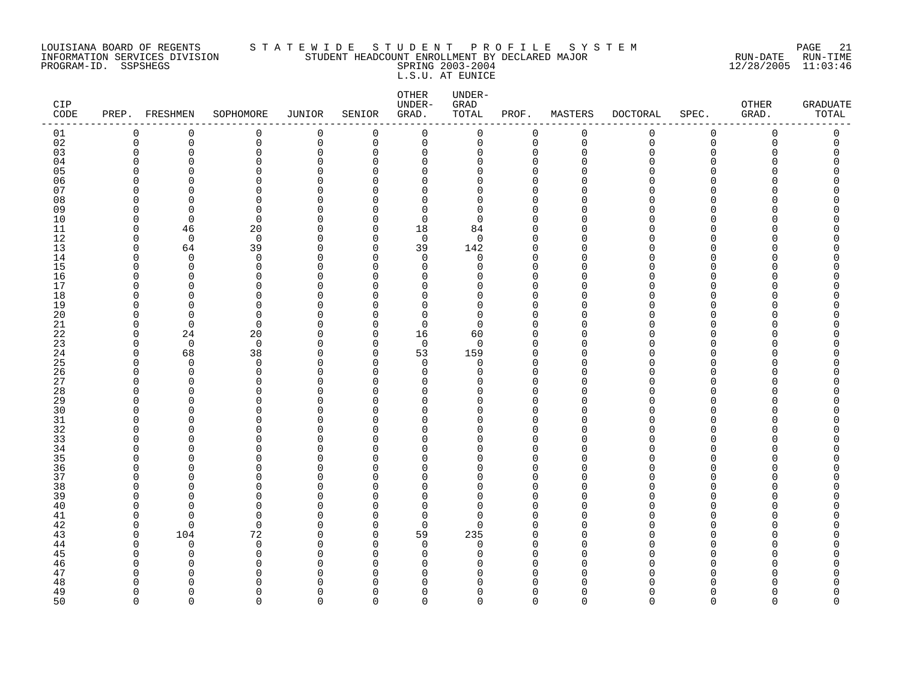LOUISIANA BOARD OF REGENTS
INFORMATION SERVICES DIVISION
PROGRAM-ID. SSPSHEGS

STATEWIDE STUDENT PROFILE SYSTEM
STUDENT HEADCOUNT ENROLLMENT BY DECLARED MAJOR
SPRING 2003-2004
L.S.U. AT EUNICE

RUN-DATE 12/28/2005 RUN-TIME 11:03:46

| CIP CODE | PREP. | FRESHMEN | SOPHOMORE | JUNIOR | SENIOR | OTHER UNDER-GRAD. | UNDER-GRAD TOTAL | PROF. | MASTERS | DOCTORAL | SPEC. | OTHER GRAD. | GRADUATE TOTAL |
|---|---|---|---|---|---|---|---|---|---|---|---|---|---|
| 01 | 0 | 0 | 0 | 0 | 0 | 0 | 0 | 0 | 0 | 0 | 0 | 0 | 0 |
| 02 | 0 | 0 | 0 | 0 | 0 | 0 | 0 | 0 | 0 | 0 | 0 | 0 | 0 |
| 03 | 0 | 0 | 0 | 0 | 0 | 0 | 0 | 0 | 0 | 0 | 0 | 0 | 0 |
| 04 | 0 | 0 | 0 | 0 | 0 | 0 | 0 | 0 | 0 | 0 | 0 | 0 | 0 |
| 05 | 0 | 0 | 0 | 0 | 0 | 0 | 0 | 0 | 0 | 0 | 0 | 0 | 0 |
| 06 | 0 | 0 | 0 | 0 | 0 | 0 | 0 | 0 | 0 | 0 | 0 | 0 | 0 |
| 07 | 0 | 0 | 0 | 0 | 0 | 0 | 0 | 0 | 0 | 0 | 0 | 0 | 0 |
| 08 | 0 | 0 | 0 | 0 | 0 | 0 | 0 | 0 | 0 | 0 | 0 | 0 | 0 |
| 09 | 0 | 0 | 0 | 0 | 0 | 0 | 0 | 0 | 0 | 0 | 0 | 0 | 0 |
| 10 | 0 | 0 | 0 | 0 | 0 | 0 | 0 | 0 | 0 | 0 | 0 | 0 | 0 |
| 11 | 0 | 46 | 20 | 0 | 0 | 18 | 84 | 0 | 0 | 0 | 0 | 0 | 0 |
| 12 | 0 | 0 | 0 | 0 | 0 | 0 | 0 | 0 | 0 | 0 | 0 | 0 | 0 |
| 13 | 0 | 64 | 39 | 0 | 0 | 39 | 142 | 0 | 0 | 0 | 0 | 0 | 0 |
| 14 | 0 | 0 | 0 | 0 | 0 | 0 | 0 | 0 | 0 | 0 | 0 | 0 | 0 |
| 15 | 0 | 0 | 0 | 0 | 0 | 0 | 0 | 0 | 0 | 0 | 0 | 0 | 0 |
| 16 | 0 | 0 | 0 | 0 | 0 | 0 | 0 | 0 | 0 | 0 | 0 | 0 | 0 |
| 17 | 0 | 0 | 0 | 0 | 0 | 0 | 0 | 0 | 0 | 0 | 0 | 0 | 0 |
| 18 | 0 | 0 | 0 | 0 | 0 | 0 | 0 | 0 | 0 | 0 | 0 | 0 | 0 |
| 19 | 0 | 0 | 0 | 0 | 0 | 0 | 0 | 0 | 0 | 0 | 0 | 0 | 0 |
| 20 | 0 | 0 | 0 | 0 | 0 | 0 | 0 | 0 | 0 | 0 | 0 | 0 | 0 |
| 21 | 0 | 0 | 0 | 0 | 0 | 0 | 0 | 0 | 0 | 0 | 0 | 0 | 0 |
| 22 | 0 | 24 | 20 | 0 | 0 | 16 | 60 | 0 | 0 | 0 | 0 | 0 | 0 |
| 23 | 0 | 0 | 0 | 0 | 0 | 0 | 0 | 0 | 0 | 0 | 0 | 0 | 0 |
| 24 | 0 | 68 | 38 | 0 | 0 | 53 | 159 | 0 | 0 | 0 | 0 | 0 | 0 |
| 25 | 0 | 0 | 0 | 0 | 0 | 0 | 0 | 0 | 0 | 0 | 0 | 0 | 0 |
| 26 | 0 | 0 | 0 | 0 | 0 | 0 | 0 | 0 | 0 | 0 | 0 | 0 | 0 |
| 27 | 0 | 0 | 0 | 0 | 0 | 0 | 0 | 0 | 0 | 0 | 0 | 0 | 0 |
| 28 | 0 | 0 | 0 | 0 | 0 | 0 | 0 | 0 | 0 | 0 | 0 | 0 | 0 |
| 29 | 0 | 0 | 0 | 0 | 0 | 0 | 0 | 0 | 0 | 0 | 0 | 0 | 0 |
| 30 | 0 | 0 | 0 | 0 | 0 | 0 | 0 | 0 | 0 | 0 | 0 | 0 | 0 |
| 31 | 0 | 0 | 0 | 0 | 0 | 0 | 0 | 0 | 0 | 0 | 0 | 0 | 0 |
| 32 | 0 | 0 | 0 | 0 | 0 | 0 | 0 | 0 | 0 | 0 | 0 | 0 | 0 |
| 33 | 0 | 0 | 0 | 0 | 0 | 0 | 0 | 0 | 0 | 0 | 0 | 0 | 0 |
| 34 | 0 | 0 | 0 | 0 | 0 | 0 | 0 | 0 | 0 | 0 | 0 | 0 | 0 |
| 35 | 0 | 0 | 0 | 0 | 0 | 0 | 0 | 0 | 0 | 0 | 0 | 0 | 0 |
| 36 | 0 | 0 | 0 | 0 | 0 | 0 | 0 | 0 | 0 | 0 | 0 | 0 | 0 |
| 37 | 0 | 0 | 0 | 0 | 0 | 0 | 0 | 0 | 0 | 0 | 0 | 0 | 0 |
| 38 | 0 | 0 | 0 | 0 | 0 | 0 | 0 | 0 | 0 | 0 | 0 | 0 | 0 |
| 39 | 0 | 0 | 0 | 0 | 0 | 0 | 0 | 0 | 0 | 0 | 0 | 0 | 0 |
| 40 | 0 | 0 | 0 | 0 | 0 | 0 | 0 | 0 | 0 | 0 | 0 | 0 | 0 |
| 41 | 0 | 0 | 0 | 0 | 0 | 0 | 0 | 0 | 0 | 0 | 0 | 0 | 0 |
| 42 | 0 | 0 | 0 | 0 | 0 | 0 | 0 | 0 | 0 | 0 | 0 | 0 | 0 |
| 43 | 0 | 104 | 72 | 0 | 0 | 59 | 235 | 0 | 0 | 0 | 0 | 0 | 0 |
| 44 | 0 | 0 | 0 | 0 | 0 | 0 | 0 | 0 | 0 | 0 | 0 | 0 | 0 |
| 45 | 0 | 0 | 0 | 0 | 0 | 0 | 0 | 0 | 0 | 0 | 0 | 0 | 0 |
| 46 | 0 | 0 | 0 | 0 | 0 | 0 | 0 | 0 | 0 | 0 | 0 | 0 | 0 |
| 47 | 0 | 0 | 0 | 0 | 0 | 0 | 0 | 0 | 0 | 0 | 0 | 0 | 0 |
| 48 | 0 | 0 | 0 | 0 | 0 | 0 | 0 | 0 | 0 | 0 | 0 | 0 | 0 |
| 49 | 0 | 0 | 0 | 0 | 0 | 0 | 0 | 0 | 0 | 0 | 0 | 0 | 0 |
| 50 | 0 | 0 | 0 | 0 | 0 | 0 | 0 | 0 | 0 | 0 | 0 | 0 | 0 |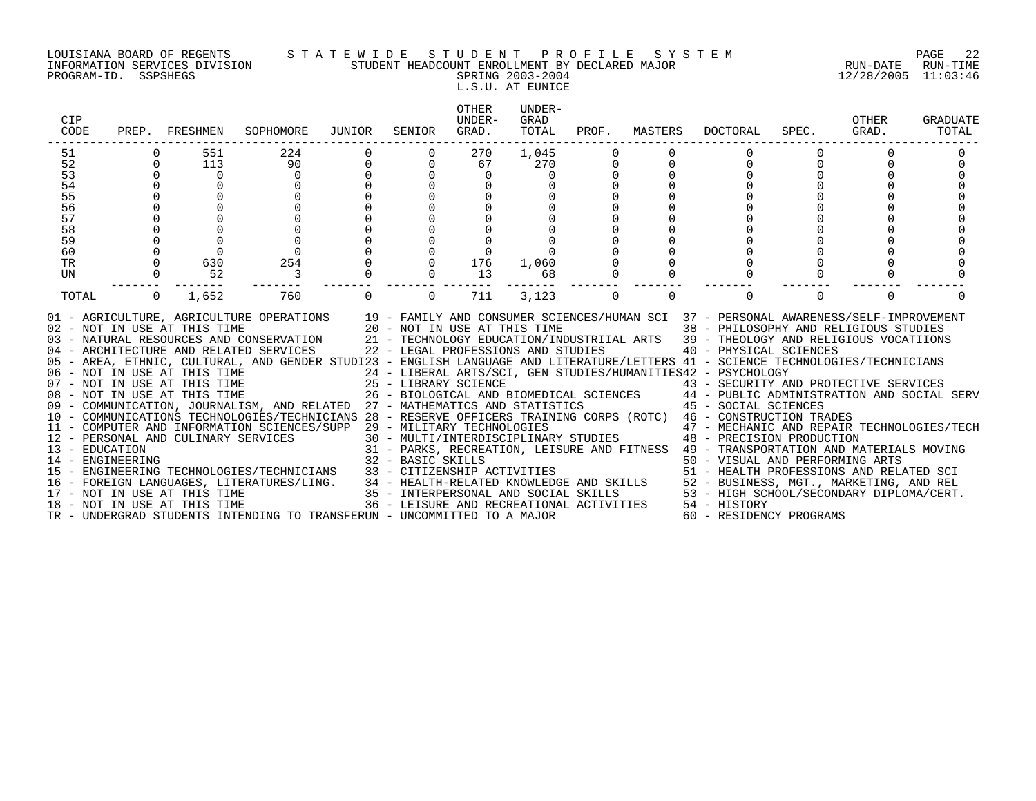LOUISIANA BOARD OF REGENTS — STATEWIDE STUDENT PROFILE SYSTEM
INFORMATION SERVICES DIVISION — STUDENT HEADCOUNT ENROLLMENT BY DECLARED MAJOR — RUN-DATE 12/28/2005 RUN-TIME 11:03:46
PROGRAM-ID. SSPSHEGS

SPRING 2003-2004
L.S.U. AT EUNICE

| CIP CODE | PREP. | FRESHMEN | SOPHOMORE | JUNIOR | SENIOR | OTHER UNDER-GRAD. | UNDER-GRAD TOTAL | PROF. | MASTERS | DOCTORAL | SPEC. | OTHER GRAD. | GRADUATE TOTAL |
|---|---|---|---|---|---|---|---|---|---|---|---|---|---|
| 51 | 0 | 551 | 224 | 0 | 0 | 270 | 1,045 | 0 | 0 | 0 | 0 | 0 | 0 |
| 52 | 0 | 113 | 90 | 0 | 0 | 67 | 270 | 0 | 0 | 0 | 0 | 0 | 0 |
| 53 | 0 | 0 | 0 | 0 | 0 | 0 | 0 | 0 | 0 | 0 | 0 | 0 | 0 |
| 54 | 0 | 0 | 0 | 0 | 0 | 0 | 0 | 0 | 0 | 0 | 0 | 0 | 0 |
| 55 | 0 | 0 | 0 | 0 | 0 | 0 | 0 | 0 | 0 | 0 | 0 | 0 | 0 |
| 56 | 0 | 0 | 0 | 0 | 0 | 0 | 0 | 0 | 0 | 0 | 0 | 0 | 0 |
| 57 | 0 | 0 | 0 | 0 | 0 | 0 | 0 | 0 | 0 | 0 | 0 | 0 | 0 |
| 58 | 0 | 0 | 0 | 0 | 0 | 0 | 0 | 0 | 0 | 0 | 0 | 0 | 0 |
| 59 | 0 | 0 | 0 | 0 | 0 | 0 | 0 | 0 | 0 | 0 | 0 | 0 | 0 |
| 60 | 0 | 0 | 0 | 0 | 0 | 0 | 0 | 0 | 0 | 0 | 0 | 0 | 0 |
| TR | 0 | 630 | 254 | 0 | 0 | 176 | 1,060 | 0 | 0 | 0 | 0 | 0 | 0 |
| UN | 0 | 52 | 3 | 0 | 0 | 13 | 68 | 0 | 0 | 0 | 0 | 0 | 0 |
| TOTAL | 0 | 1,652 | 760 | 0 | 0 | 711 | 3,123 | 0 | 0 | 0 | 0 | 0 | 0 |

01 - AGRICULTURE, AGRICULTURE OPERATIONS
02 - NOT IN USE AT THIS TIME
03 - NATURAL RESOURCES AND CONSERVATION
04 - ARCHITECTURE AND RELATED SERVICES
05 - AREA, ETHNIC, CULTURAL, AND GENDER STUDI
06 - NOT IN USE AT THIS TIME
07 - NOT IN USE AT THIS TIME
08 - NOT IN USE AT THIS TIME
09 - COMMUNICATION, JOURNALISM, AND RELATED
10 - COMMUNICATIONS TECHNOLOGIES/TECHNICIANS
11 - COMPUTER AND INFORMATION SCIENCES/SUPP
12 - PERSONAL AND CULINARY SERVICES
13 - EDUCATION
14 - ENGINEERING
15 - ENGINEERING TECHNOLOGIES/TECHNICIANS
16 - FOREIGN LANGUAGES, LITERATURES/LING.
17 - NOT IN USE AT THIS TIME
18 - NOT IN USE AT THIS TIME
19 - FAMILY AND CONSUMER SCIENCES/HUMAN SCI
20 - NOT IN USE AT THIS TIME
21 - TECHNOLOGY EDUCATION/INDUSTRIIAL ARTS
22 - LEGAL PROFESSIONS AND STUDIES
23 - ENGLISH LANGUAGE AND LITERATURE/LETTERS
24 - LIBERAL ARTS/SCI, GEN STUDIES/HUMANITIES
25 - LIBRARY SCIENCE
26 - BIOLOGICAL AND BIOMEDICAL SCIENCES
27 - MATHEMATICS AND STATISTICS
28 - RESERVE OFFICERS TRAINING CORPS (ROTC)
29 - MILITARY TECHNOLOGIES
30 - MULTI/INTERDISCIPLINARY STUDIES
31 - PARKS, RECREATION, LEISURE AND FITNESS
32 - BASIC SKILLS
33 - CITIZENSHIP ACTIVITIES
34 - HEALTH-RELATED KNOWLEDGE AND SKILLS
35 - INTERPERSONAL AND SOCIAL SKILLS
36 - LEISURE AND RECREATIONAL ACTIVITIES
37 - PERSONAL AWARENESS/SELF-IMPROVEMENT
38 - PHILOSOPHY AND RELIGIOUS STUDIES
39 - THEOLOGY AND RELIGIOUS VOCATIIONS
40 - PHYSICAL SCIENCES
41 - SCIENCE TECHNOLOGIES/TECHNICIANS
42 - PSYCHOLOGY
43 - SECURITY AND PROTECTIVE SERVICES
44 - PUBLIC ADMINISTRATION AND SOCIAL SERV
45 - SOCIAL SCIENCES
46 - CONSTRUCTION TRADES
47 - MECHANIC AND REPAIR TECHNOLOGIES/TECH
48 - PRECISION PRODUCTION
49 - TRANSPORTATION AND MATERIALS MOVING
50 - VISUAL AND PERFORMING ARTS
51 - HEALTH PROFESSIONS AND RELATED SCI
52 - BUSINESS, MGT., MARKETING, AND REL
53 - HIGH SCHOOL/SECONDARY DIPLOMA/CERT.
54 - HISTORY
60 - RESIDENCY PROGRAMS
TR - UNDERGRAD STUDENTS INTENDING TO TRANSFER
UN - UNCOMMITTED TO A MAJOR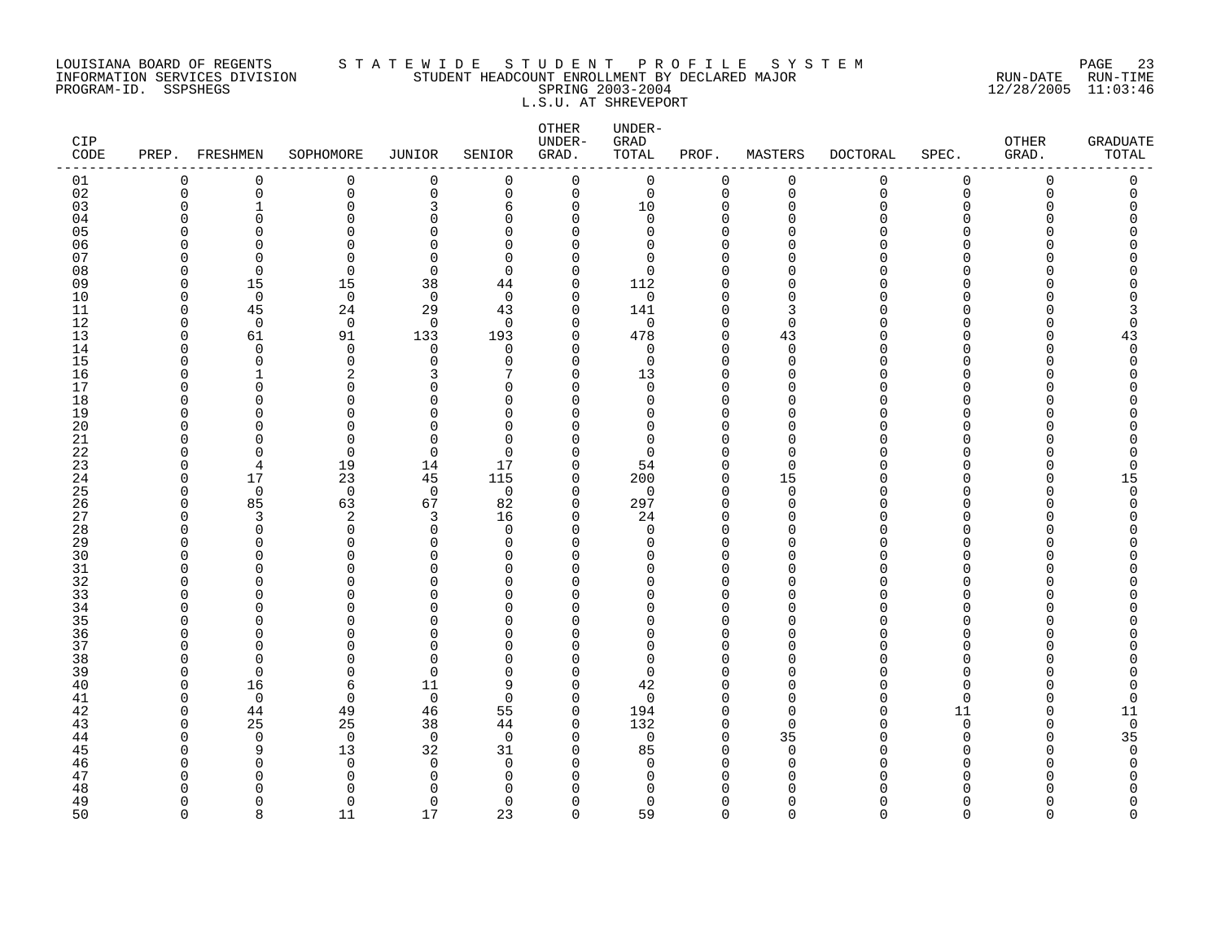LOUISIANA BOARD OF REGENTS
INFORMATION SERVICES DIVISION
PROGRAM-ID. SSPSHEGS

# S T A T E W I D E   S T U D E N T   P R O F I L E   S Y S T E M

STUDENT HEADCOUNT ENROLLMENT BY DECLARED MAJOR
SPRING 2003-2004
L.S.U. AT SHREVEPORT

RUN-DATE 12/28/2005 RUN-TIME 11:03:46

| CIP CODE | PREP. | FRESHMEN | SOPHOMORE | JUNIOR | SENIOR | OTHER UNDER-GRAD. | UNDER-GRAD TOTAL | PROF. | MASTERS | DOCTORAL | SPEC. | OTHER GRAD. | GRADUATE TOTAL |
|---|---|---|---|---|---|---|---|---|---|---|---|---|---|
| 01 | 0 | 0 | 0 | 0 | 0 | 0 | 0 | 0 | 0 | 0 | 0 | 0 | 0 |
| 02 | 0 | 0 | 0 | 0 | 0 | 0 | 0 | 0 | 0 | 0 | 0 | 0 | 0 |
| 03 | 0 | 1 | 0 | 3 | 6 | 0 | 10 | 0 | 0 | 0 | 0 | 0 | 0 |
| 04 | 0 | 0 | 0 | 0 | 0 | 0 | 0 | 0 | 0 | 0 | 0 | 0 | 0 |
| 05 | 0 | 0 | 0 | 0 | 0 | 0 | 0 | 0 | 0 | 0 | 0 | 0 | 0 |
| 06 | 0 | 0 | 0 | 0 | 0 | 0 | 0 | 0 | 0 | 0 | 0 | 0 | 0 |
| 07 | 0 | 0 | 0 | 0 | 0 | 0 | 0 | 0 | 0 | 0 | 0 | 0 | 0 |
| 08 | 0 | 0 | 0 | 0 | 0 | 0 | 0 | 0 | 0 | 0 | 0 | 0 | 0 |
| 09 | 0 | 15 | 15 | 38 | 44 | 0 | 112 | 0 | 0 | 0 | 0 | 0 | 0 |
| 10 | 0 | 0 | 0 | 0 | 0 | 0 | 0 | 0 | 0 | 0 | 0 | 0 | 0 |
| 11 | 0 | 45 | 24 | 29 | 43 | 0 | 141 | 0 | 3 | 0 | 0 | 0 | 3 |
| 12 | 0 | 0 | 0 | 0 | 0 | 0 | 0 | 0 | 0 | 0 | 0 | 0 | 0 |
| 13 | 0 | 61 | 91 | 133 | 193 | 0 | 478 | 0 | 43 | 0 | 0 | 0 | 43 |
| 14 | 0 | 0 | 0 | 0 | 0 | 0 | 0 | 0 | 0 | 0 | 0 | 0 | 0 |
| 15 | 0 | 0 | 0 | 0 | 0 | 0 | 0 | 0 | 0 | 0 | 0 | 0 | 0 |
| 16 | 0 | 1 | 2 | 3 | 7 | 0 | 13 | 0 | 0 | 0 | 0 | 0 | 0 |
| 17 | 0 | 0 | 0 | 0 | 0 | 0 | 0 | 0 | 0 | 0 | 0 | 0 | 0 |
| 18 | 0 | 0 | 0 | 0 | 0 | 0 | 0 | 0 | 0 | 0 | 0 | 0 | 0 |
| 19 | 0 | 0 | 0 | 0 | 0 | 0 | 0 | 0 | 0 | 0 | 0 | 0 | 0 |
| 20 | 0 | 0 | 0 | 0 | 0 | 0 | 0 | 0 | 0 | 0 | 0 | 0 | 0 |
| 21 | 0 | 0 | 0 | 0 | 0 | 0 | 0 | 0 | 0 | 0 | 0 | 0 | 0 |
| 22 | 0 | 0 | 0 | 0 | 0 | 0 | 0 | 0 | 0 | 0 | 0 | 0 | 0 |
| 23 | 0 | 4 | 19 | 14 | 17 | 0 | 54 | 0 | 0 | 0 | 0 | 0 | 0 |
| 24 | 0 | 17 | 23 | 45 | 115 | 0 | 200 | 0 | 15 | 0 | 0 | 0 | 15 |
| 25 | 0 | 0 | 0 | 0 | 0 | 0 | 0 | 0 | 0 | 0 | 0 | 0 | 0 |
| 26 | 0 | 85 | 63 | 67 | 82 | 0 | 297 | 0 | 0 | 0 | 0 | 0 | 0 |
| 27 | 0 | 3 | 2 | 3 | 16 | 0 | 24 | 0 | 0 | 0 | 0 | 0 | 0 |
| 28 | 0 | 0 | 0 | 0 | 0 | 0 | 0 | 0 | 0 | 0 | 0 | 0 | 0 |
| 29 | 0 | 0 | 0 | 0 | 0 | 0 | 0 | 0 | 0 | 0 | 0 | 0 | 0 |
| 30 | 0 | 0 | 0 | 0 | 0 | 0 | 0 | 0 | 0 | 0 | 0 | 0 | 0 |
| 31 | 0 | 0 | 0 | 0 | 0 | 0 | 0 | 0 | 0 | 0 | 0 | 0 | 0 |
| 32 | 0 | 0 | 0 | 0 | 0 | 0 | 0 | 0 | 0 | 0 | 0 | 0 | 0 |
| 33 | 0 | 0 | 0 | 0 | 0 | 0 | 0 | 0 | 0 | 0 | 0 | 0 | 0 |
| 34 | 0 | 0 | 0 | 0 | 0 | 0 | 0 | 0 | 0 | 0 | 0 | 0 | 0 |
| 35 | 0 | 0 | 0 | 0 | 0 | 0 | 0 | 0 | 0 | 0 | 0 | 0 | 0 |
| 36 | 0 | 0 | 0 | 0 | 0 | 0 | 0 | 0 | 0 | 0 | 0 | 0 | 0 |
| 37 | 0 | 0 | 0 | 0 | 0 | 0 | 0 | 0 | 0 | 0 | 0 | 0 | 0 |
| 38 | 0 | 0 | 0 | 0 | 0 | 0 | 0 | 0 | 0 | 0 | 0 | 0 | 0 |
| 39 | 0 | 0 | 0 | 0 | 0 | 0 | 0 | 0 | 0 | 0 | 0 | 0 | 0 |
| 40 | 0 | 16 | 6 | 11 | 9 | 0 | 42 | 0 | 0 | 0 | 0 | 0 | 0 |
| 41 | 0 | 0 | 0 | 0 | 0 | 0 | 0 | 0 | 0 | 0 | 0 | 0 | 0 |
| 42 | 0 | 44 | 49 | 46 | 55 | 0 | 194 | 0 | 0 | 0 | 11 | 0 | 11 |
| 43 | 0 | 25 | 25 | 38 | 44 | 0 | 132 | 0 | 0 | 0 | 0 | 0 | 0 |
| 44 | 0 | 0 | 0 | 0 | 0 | 0 | 0 | 0 | 35 | 0 | 0 | 0 | 35 |
| 45 | 0 | 9 | 13 | 32 | 31 | 0 | 85 | 0 | 0 | 0 | 0 | 0 | 0 |
| 46 | 0 | 0 | 0 | 0 | 0 | 0 | 0 | 0 | 0 | 0 | 0 | 0 | 0 |
| 47 | 0 | 0 | 0 | 0 | 0 | 0 | 0 | 0 | 0 | 0 | 0 | 0 | 0 |
| 48 | 0 | 0 | 0 | 0 | 0 | 0 | 0 | 0 | 0 | 0 | 0 | 0 | 0 |
| 49 | 0 | 0 | 0 | 0 | 0 | 0 | 0 | 0 | 0 | 0 | 0 | 0 | 0 |
| 50 | 0 | 8 | 11 | 17 | 23 | 0 | 59 | 0 | 0 | 0 | 0 | 0 | 0 |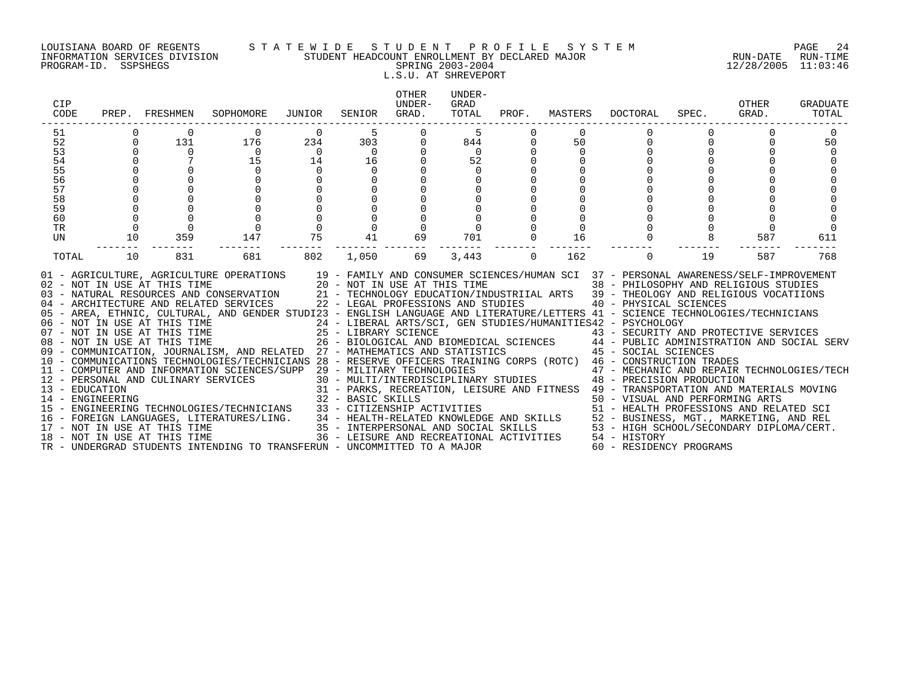LOUISIANA BOARD OF REGENTS — STATEWIDE STUDENT PROFILE SYSTEM
INFORMATION SERVICES DIVISION — STUDENT HEADCOUNT ENROLLMENT BY DECLARED MAJOR
PROGRAM-ID. SSPSHEGS — SPRING 2003-2004 — RUN-DATE 12/28/2005 RUN-TIME 11:03:46

L.S.U. AT SHREVEPORT

| CIP CODE | PREP. | FRESHMEN | SOPHOMORE | JUNIOR | SENIOR | OTHER UNDER-GRAD. | UNDER-GRAD TOTAL | PROF. | MASTERS | DOCTORAL | SPEC. | OTHER GRAD. | GRADUATE TOTAL |
|---|---|---|---|---|---|---|---|---|---|---|---|---|---|
| 51 | 0 | 0 | 0 | 0 | 5 | 0 | 5 | 0 | 0 | 0 | 0 | 0 | 0 |
| 52 | 0 | 131 | 176 | 234 | 303 | 0 | 844 | 0 | 50 | 0 | 0 | 0 | 50 |
| 53 | 0 | 0 | 0 | 0 | 0 | 0 | 0 | 0 | 0 | 0 | 0 | 0 | 0 |
| 54 | 0 | 7 | 15 | 14 | 16 | 0 | 52 | 0 | 0 | 0 | 0 | 0 | 0 |
| 55 | 0 | 0 | 0 | 0 | 0 | 0 | 0 | 0 | 0 | 0 | 0 | 0 | 0 |
| 56 | 0 | 0 | 0 | 0 | 0 | 0 | 0 | 0 | 0 | 0 | 0 | 0 | 0 |
| 57 | 0 | 0 | 0 | 0 | 0 | 0 | 0 | 0 | 0 | 0 | 0 | 0 | 0 |
| 58 | 0 | 0 | 0 | 0 | 0 | 0 | 0 | 0 | 0 | 0 | 0 | 0 | 0 |
| 59 | 0 | 0 | 0 | 0 | 0 | 0 | 0 | 0 | 0 | 0 | 0 | 0 | 0 |
| 60 | 0 | 0 | 0 | 0 | 0 | 0 | 0 | 0 | 0 | 0 | 0 | 0 | 0 |
| TR | 0 | 0 | 0 | 0 | 0 | 0 | 0 | 0 | 0 | 0 | 0 | 0 | 0 |
| UN | 10 | 359 | 147 | 75 | 41 | 69 | 701 | 0 | 16 | 0 | 8 | 587 | 611 |
| TOTAL | 10 | 831 | 681 | 802 | 1,050 | 69 | 3,443 | 0 | 162 | 0 | 19 | 587 | 768 |

01 - AGRICULTURE, AGRICULTURE OPERATIONS
02 - NOT IN USE AT THIS TIME
03 - NATURAL RESOURCES AND CONSERVATION
04 - ARCHITECTURE AND RELATED SERVICES
05 - AREA, ETHNIC, CULTURAL, AND GENDER STUDI
06 - NOT IN USE AT THIS TIME
07 - NOT IN USE AT THIS TIME
08 - NOT IN USE AT THIS TIME
09 - COMMUNICATION, JOURNALISM, AND RELATED
10 - COMMUNICATIONS TECHNOLOGIES/TECHNICIANS
11 - COMPUTER AND INFORMATION SCIENCES/SUPP
12 - PERSONAL AND CULINARY SERVICES
13 - EDUCATION
14 - ENGINEERING
15 - ENGINEERING TECHNOLOGIES/TECHNICIANS
16 - FOREIGN LANGUAGES, LITERATURES/LING.
17 - NOT IN USE AT THIS TIME
18 - NOT IN USE AT THIS TIME
19 - FAMILY AND CONSUMER SCIENCES/HUMAN SCI
20 - NOT IN USE AT THIS TIME
21 - TECHNOLOGY EDUCATION/INDUSTRIIAL ARTS
22 - LEGAL PROFESSIONS AND STUDIES
23 - ENGLISH LANGUAGE AND LITERATURE/LETTERS
24 - LIBERAL ARTS/SCI, GEN STUDIES/HUMANITIES
25 - LIBRARY SCIENCE
26 - BIOLOGICAL AND BIOMEDICAL SCIENCES
27 - MATHEMATICS AND STATISTICS
28 - RESERVE OFFICERS TRAINING CORPS (ROTC)
29 - MILITARY TECHNOLOGIES
30 - MULTI/INTERDISCIPLINARY STUDIES
31 - PARKS, RECREATION, LEISURE AND FITNESS
32 - BASIC SKILLS
33 - CITIZENSHIP ACTIVITIES
34 - HEALTH-RELATED KNOWLEDGE AND SKILLS
35 - INTERPERSONAL AND SOCIAL SKILLS
36 - LEISURE AND RECREATIONAL ACTIVITIES
37 - PERSONAL AWARENESS/SELF-IMPROVEMENT
38 - PHILOSOPHY AND RELIGIOUS STUDIES
39 - THEOLOGY AND RELIGIOUS VOCATIIONS
40 - PHYSICAL SCIENCES
41 - SCIENCE TECHNOLOGIES/TECHNICIANS
42 - PSYCHOLOGY
43 - SECURITY AND PROTECTIVE SERVICES
44 - PUBLIC ADMINISTRATION AND SOCIAL SERV
45 - SOCIAL SCIENCES
46 - CONSTRUCTION TRADES
47 - MECHANIC AND REPAIR TECHNOLOGIES/TECH
48 - PRECISION PRODUCTION
49 - TRANSPORTATION AND MATERIALS MOVING
50 - VISUAL AND PERFORMING ARTS
51 - HEALTH PROFESSIONS AND RELATED SCI
52 - BUSINESS, MGT., MARKETING, AND REL
53 - HIGH SCHOOL/SECONDARY DIPLOMA/CERT.
54 - HISTORY
60 - RESIDENCY PROGRAMS
TR - UNDERGRAD STUDENTS INTENDING TO TRANSFER
UN - UNCOMMITTED TO A MAJOR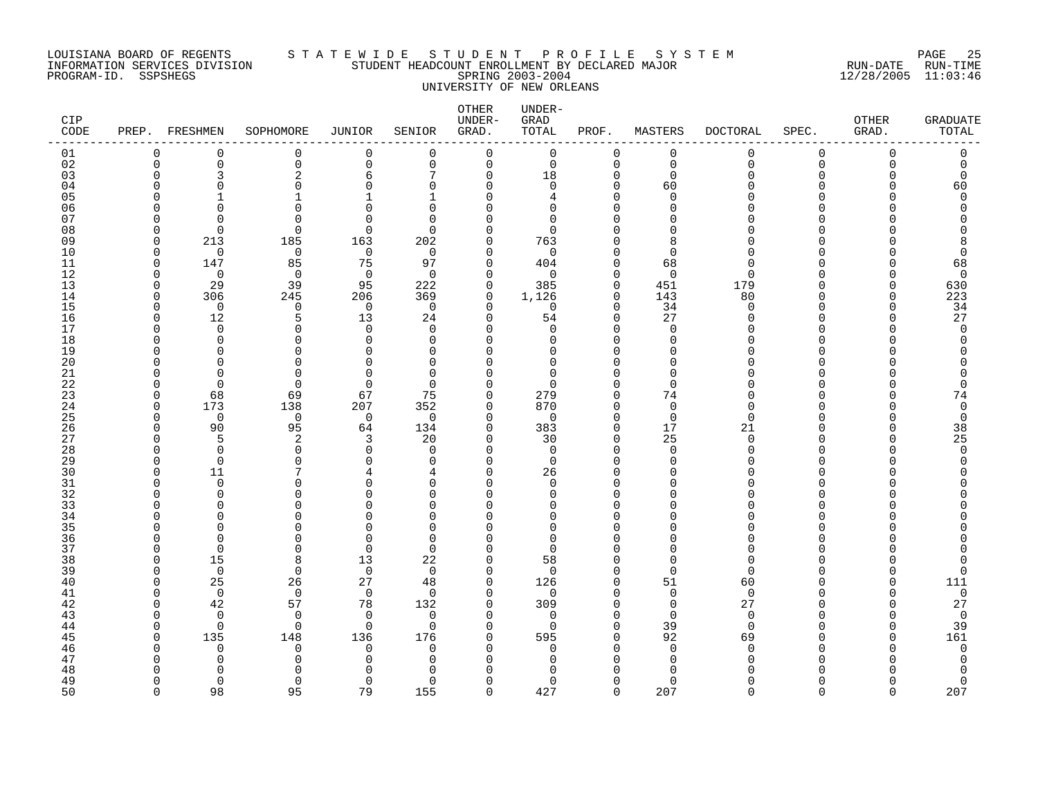LOUISIANA BOARD OF REGENTS
INFORMATION SERVICES DIVISION
PROGRAM-ID. SSPSHEGS

# S T A T E W I D E   S T U D E N T   P R O F I L E   S Y S T E M

## STUDENT HEADCOUNT ENROLLMENT BY DECLARED MAJOR
## SPRING 2003-2004
## UNIVERSITY OF NEW ORLEANS

RUN-DATE 12/28/2005 RUN-TIME 11:03:46

| CIP CODE | PREP. | FRESHMEN | SOPHOMORE | JUNIOR | SENIOR | OTHER UNDER-GRAD. | UNDER-GRAD TOTAL | PROF. | MASTERS | DOCTORAL | SPEC. | OTHER GRAD. | GRADUATE TOTAL |
|---|---|---|---|---|---|---|---|---|---|---|---|---|---|
| 01 | 0 | 0 | 0 | 0 | 0 | 0 | 0 | 0 | 0 | 0 | 0 | 0 | 0 |
| 02 | 0 | 0 | 0 | 0 | 0 | 0 | 0 | 0 | 0 | 0 | 0 | 0 | 0 |
| 03 | 0 | 3 | 2 | 6 | 7 | 0 | 18 | 0 | 0 | 0 | 0 | 0 | 0 |
| 04 | 0 | 0 | 0 | 0 | 0 | 0 | 0 | 0 | 60 | 0 | 0 | 0 | 60 |
| 05 | 0 | 1 | 1 | 1 | 1 | 0 | 4 | 0 | 0 | 0 | 0 | 0 | 0 |
| 06 | 0 | 0 | 0 | 0 | 0 | 0 | 0 | 0 | 0 | 0 | 0 | 0 | 0 |
| 07 | 0 | 0 | 0 | 0 | 0 | 0 | 0 | 0 | 0 | 0 | 0 | 0 | 0 |
| 08 | 0 | 0 | 0 | 0 | 0 | 0 | 0 | 0 | 0 | 0 | 0 | 0 | 0 |
| 09 | 0 | 213 | 185 | 163 | 202 | 0 | 763 | 0 | 8 | 0 | 0 | 0 | 8 |
| 10 | 0 | 0 | 0 | 0 | 0 | 0 | 0 | 0 | 0 | 0 | 0 | 0 | 0 |
| 11 | 0 | 147 | 85 | 75 | 97 | 0 | 404 | 0 | 68 | 0 | 0 | 0 | 68 |
| 12 | 0 | 0 | 0 | 0 | 0 | 0 | 0 | 0 | 0 | 0 | 0 | 0 | 0 |
| 13 | 0 | 29 | 39 | 95 | 222 | 0 | 385 | 0 | 451 | 179 | 0 | 0 | 630 |
| 14 | 0 | 306 | 245 | 206 | 369 | 0 | 1,126 | 0 | 143 | 80 | 0 | 0 | 223 |
| 15 | 0 | 0 | 0 | 0 | 0 | 0 | 0 | 0 | 34 | 0 | 0 | 0 | 34 |
| 16 | 0 | 12 | 5 | 13 | 24 | 0 | 54 | 0 | 27 | 0 | 0 | 0 | 27 |
| 17 | 0 | 0 | 0 | 0 | 0 | 0 | 0 | 0 | 0 | 0 | 0 | 0 | 0 |
| 18 | 0 | 0 | 0 | 0 | 0 | 0 | 0 | 0 | 0 | 0 | 0 | 0 | 0 |
| 19 | 0 | 0 | 0 | 0 | 0 | 0 | 0 | 0 | 0 | 0 | 0 | 0 | 0 |
| 20 | 0 | 0 | 0 | 0 | 0 | 0 | 0 | 0 | 0 | 0 | 0 | 0 | 0 |
| 21 | 0 | 0 | 0 | 0 | 0 | 0 | 0 | 0 | 0 | 0 | 0 | 0 | 0 |
| 22 | 0 | 0 | 0 | 0 | 0 | 0 | 0 | 0 | 0 | 0 | 0 | 0 | 0 |
| 23 | 0 | 68 | 69 | 67 | 75 | 0 | 279 | 0 | 74 | 0 | 0 | 0 | 74 |
| 24 | 0 | 173 | 138 | 207 | 352 | 0 | 870 | 0 | 0 | 0 | 0 | 0 | 0 |
| 25 | 0 | 0 | 0 | 0 | 0 | 0 | 0 | 0 | 0 | 0 | 0 | 0 | 0 |
| 26 | 0 | 90 | 95 | 64 | 134 | 0 | 383 | 0 | 17 | 21 | 0 | 0 | 38 |
| 27 | 0 | 5 | 2 | 3 | 20 | 0 | 30 | 0 | 25 | 0 | 0 | 0 | 25 |
| 28 | 0 | 0 | 0 | 0 | 0 | 0 | 0 | 0 | 0 | 0 | 0 | 0 | 0 |
| 29 | 0 | 0 | 0 | 0 | 0 | 0 | 0 | 0 | 0 | 0 | 0 | 0 | 0 |
| 30 | 0 | 11 | 7 | 4 | 4 | 0 | 26 | 0 | 0 | 0 | 0 | 0 | 0 |
| 31 | 0 | 0 | 0 | 0 | 0 | 0 | 0 | 0 | 0 | 0 | 0 | 0 | 0 |
| 32 | 0 | 0 | 0 | 0 | 0 | 0 | 0 | 0 | 0 | 0 | 0 | 0 | 0 |
| 33 | 0 | 0 | 0 | 0 | 0 | 0 | 0 | 0 | 0 | 0 | 0 | 0 | 0 |
| 34 | 0 | 0 | 0 | 0 | 0 | 0 | 0 | 0 | 0 | 0 | 0 | 0 | 0 |
| 35 | 0 | 0 | 0 | 0 | 0 | 0 | 0 | 0 | 0 | 0 | 0 | 0 | 0 |
| 36 | 0 | 0 | 0 | 0 | 0 | 0 | 0 | 0 | 0 | 0 | 0 | 0 | 0 |
| 37 | 0 | 0 | 0 | 0 | 0 | 0 | 0 | 0 | 0 | 0 | 0 | 0 | 0 |
| 38 | 0 | 15 | 8 | 13 | 22 | 0 | 58 | 0 | 0 | 0 | 0 | 0 | 0 |
| 39 | 0 | 0 | 0 | 0 | 0 | 0 | 0 | 0 | 0 | 0 | 0 | 0 | 0 |
| 40 | 0 | 25 | 26 | 27 | 48 | 0 | 126 | 0 | 51 | 60 | 0 | 0 | 111 |
| 41 | 0 | 0 | 0 | 0 | 0 | 0 | 0 | 0 | 0 | 0 | 0 | 0 | 0 |
| 42 | 0 | 42 | 57 | 78 | 132 | 0 | 309 | 0 | 0 | 27 | 0 | 0 | 27 |
| 43 | 0 | 0 | 0 | 0 | 0 | 0 | 0 | 0 | 0 | 0 | 0 | 0 | 0 |
| 44 | 0 | 0 | 0 | 0 | 0 | 0 | 0 | 0 | 39 | 0 | 0 | 0 | 39 |
| 45 | 0 | 135 | 148 | 136 | 176 | 0 | 595 | 0 | 92 | 69 | 0 | 0 | 161 |
| 46 | 0 | 0 | 0 | 0 | 0 | 0 | 0 | 0 | 0 | 0 | 0 | 0 | 0 |
| 47 | 0 | 0 | 0 | 0 | 0 | 0 | 0 | 0 | 0 | 0 | 0 | 0 | 0 |
| 48 | 0 | 0 | 0 | 0 | 0 | 0 | 0 | 0 | 0 | 0 | 0 | 0 | 0 |
| 49 | 0 | 0 | 0 | 0 | 0 | 0 | 0 | 0 | 0 | 0 | 0 | 0 | 0 |
| 50 | 0 | 98 | 95 | 79 | 155 | 0 | 427 | 0 | 207 | 0 | 0 | 0 | 207 |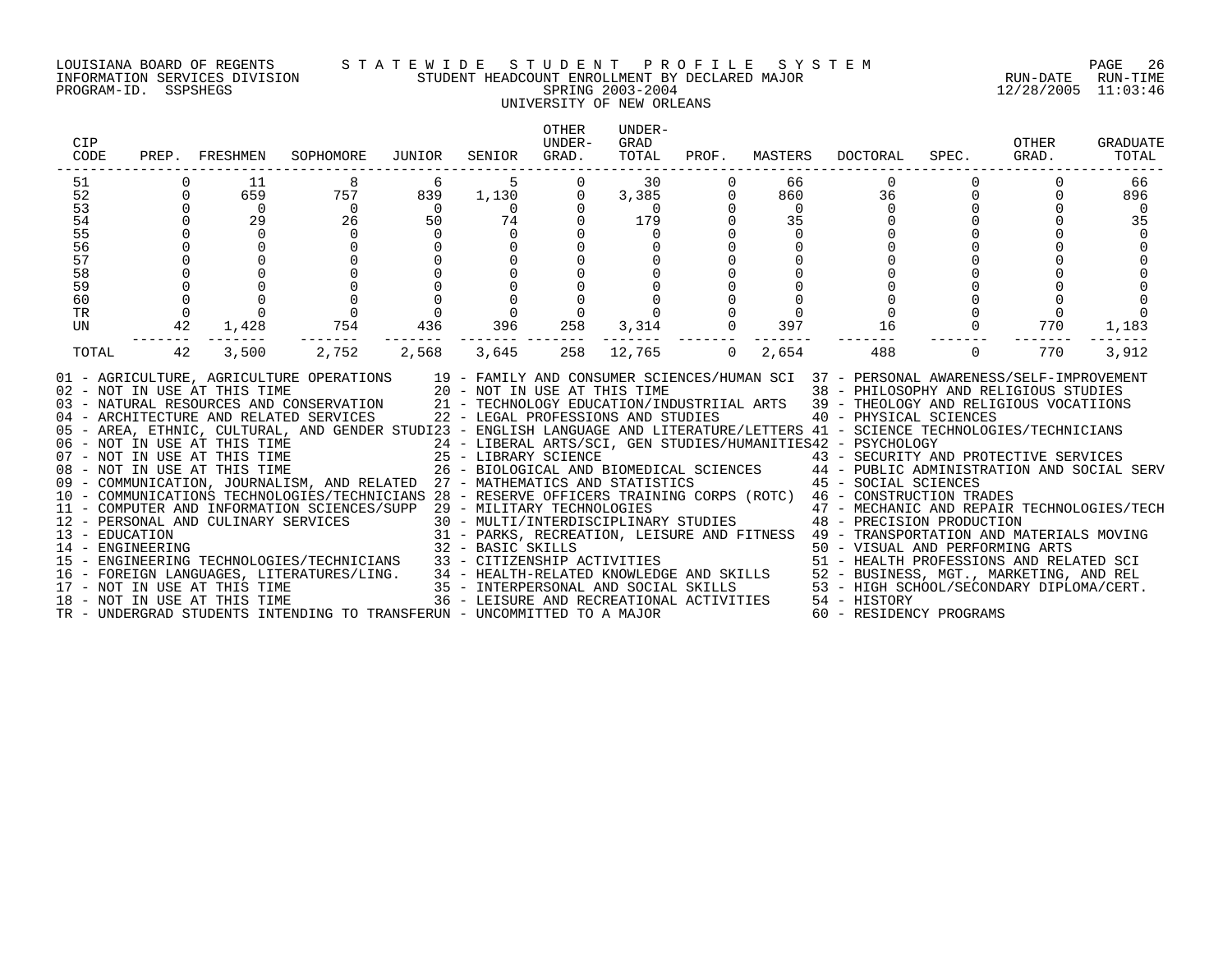LOUISIANA BOARD OF REGENTS — STATEWIDE STUDENT PROFILE SYSTEM
INFORMATION SERVICES DIVISION — STUDENT HEADCOUNT ENROLLMENT BY DECLARED MAJOR — RUN-DATE 12/28/2005 RUN-TIME 11:03:46
PROGRAM-ID. SSPSHEGS — SPRING 2003-2004

UNIVERSITY OF NEW ORLEANS

| CIP CODE | PREP. | FRESHMEN | SOPHOMORE | JUNIOR | SENIOR | OTHER UNDER-GRAD. | UNDER-GRAD TOTAL | PROF. | MASTERS | DOCTORAL | SPEC. | OTHER GRAD. | GRADUATE TOTAL |
|---|---|---|---|---|---|---|---|---|---|---|---|---|---|
| 51 | 0 | 11 | 8 | 6 | 5 | 0 | 30 | 0 | 66 | 0 | 0 | 0 | 66 |
| 52 | 0 | 659 | 757 | 839 | 1,130 | 0 | 3,385 | 0 | 860 | 36 | 0 | 0 | 896 |
| 53 | 0 | 0 | 0 | 0 | 0 | 0 | 0 | 0 | 0 | 0 | 0 | 0 | 0 |
| 54 | 0 | 29 | 26 | 50 | 74 | 0 | 179 | 0 | 35 | 0 | 0 | 0 | 35 |
| 55 | 0 | 0 | 0 | 0 | 0 | 0 | 0 | 0 | 0 | 0 | 0 | 0 | 0 |
| 56 | 0 | 0 | 0 | 0 | 0 | 0 | 0 | 0 | 0 | 0 | 0 | 0 | 0 |
| 57 | 0 | 0 | 0 | 0 | 0 | 0 | 0 | 0 | 0 | 0 | 0 | 0 | 0 |
| 58 | 0 | 0 | 0 | 0 | 0 | 0 | 0 | 0 | 0 | 0 | 0 | 0 | 0 |
| 59 | 0 | 0 | 0 | 0 | 0 | 0 | 0 | 0 | 0 | 0 | 0 | 0 | 0 |
| 60 | 0 | 0 | 0 | 0 | 0 | 0 | 0 | 0 | 0 | 0 | 0 | 0 | 0 |
| TR | 0 | 0 | 0 | 0 | 0 | 0 | 0 | 0 | 0 | 0 | 0 | 0 | 0 |
| UN | 42 | 1,428 | 754 | 436 | 396 | 258 | 3,314 | 0 | 397 | 16 | 0 | 770 | 1,183 |
| TOTAL | 42 | 3,500 | 2,752 | 2,568 | 3,645 | 258 | 12,765 | 0 | 2,654 | 488 | 0 | 770 | 3,912 |

01 - AGRICULTURE, AGRICULTURE OPERATIONS
02 - NOT IN USE AT THIS TIME
03 - NATURAL RESOURCES AND CONSERVATION
04 - ARCHITECTURE AND RELATED SERVICES
05 - AREA, ETHNIC, CULTURAL, AND GENDER STUDI
06 - NOT IN USE AT THIS TIME
07 - NOT IN USE AT THIS TIME
08 - NOT IN USE AT THIS TIME
09 - COMMUNICATION, JOURNALISM, AND RELATED
10 - COMMUNICATIONS TECHNOLOGIES/TECHNICIANS
11 - COMPUTER AND INFORMATION SCIENCES/SUPP
12 - PERSONAL AND CULINARY SERVICES
13 - EDUCATION
14 - ENGINEERING
15 - ENGINEERING TECHNOLOGIES/TECHNICIANS
16 - FOREIGN LANGUAGES, LITERATURES/LING.
17 - NOT IN USE AT THIS TIME
18 - NOT IN USE AT THIS TIME
19 - FAMILY AND CONSUMER SCIENCES/HUMAN SCI
20 - NOT IN USE AT THIS TIME
21 - TECHNOLOGY EDUCATION/INDUSTRIIAL ARTS
22 - LEGAL PROFESSIONS AND STUDIES
23 - ENGLISH LANGUAGE AND LITERATURE/LETTERS
24 - LIBERAL ARTS/SCI, GEN STUDIES/HUMANITIES
25 - LIBRARY SCIENCE
26 - BIOLOGICAL AND BIOMEDICAL SCIENCES
27 - MATHEMATICS AND STATISTICS
28 - RESERVE OFFICERS TRAINING CORPS (ROTC)
29 - MILITARY TECHNOLOGIES
30 - MULTI/INTERDISCIPLINARY STUDIES
31 - PARKS, RECREATION, LEISURE AND FITNESS
32 - BASIC SKILLS
33 - CITIZENSHIP ACTIVITIES
34 - HEALTH-RELATED KNOWLEDGE AND SKILLS
35 - INTERPERSONAL AND SOCIAL SKILLS
36 - LEISURE AND RECREATIONAL ACTIVITIES
37 - PERSONAL AWARENESS/SELF-IMPROVEMENT
38 - PHILOSOPHY AND RELIGIOUS STUDIES
39 - THEOLOGY AND RELIGIOUS VOCATIIONS
40 - PHYSICAL SCIENCES
41 - SCIENCE TECHNOLOGIES/TECHNICIANS
42 - PSYCHOLOGY
43 - SECURITY AND PROTECTIVE SERVICES
44 - PUBLIC ADMINISTRATION AND SOCIAL SERV
45 - SOCIAL SCIENCES
46 - CONSTRUCTION TRADES
47 - MECHANIC AND REPAIR TECHNOLOGIES/TECH
48 - PRECISION PRODUCTION
49 - TRANSPORTATION AND MATERIALS MOVING
50 - VISUAL AND PERFORMING ARTS
51 - HEALTH PROFESSIONS AND RELATED SCI
52 - BUSINESS, MGT., MARKETING, AND REL
53 - HIGH SCHOOL/SECONDARY DIPLOMA/CERT.
54 - HISTORY
60 - RESIDENCY PROGRAMS
TR - UNDERGRAD STUDENTS INTENDING TO TRANSFER
UN - UNCOMMITTED TO A MAJOR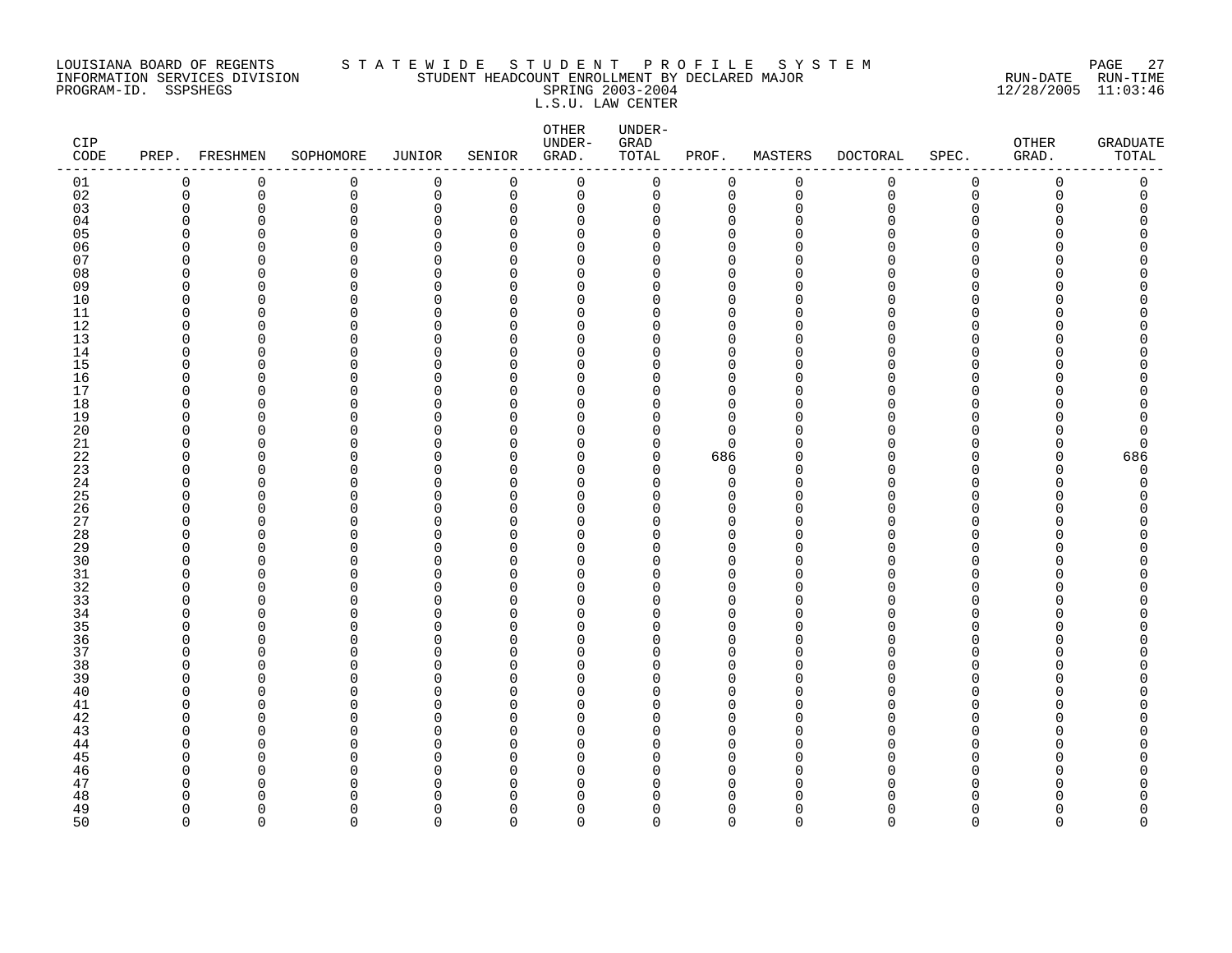LOUISIANA BOARD OF REGENTS — INFORMATION SERVICES DIVISION — PROGRAM-ID. SSPSHEGS

S T A T E W I D E   S T U D E N T   P R O F I L E   S Y S T E M

STUDENT HEADCOUNT ENROLLMENT BY DECLARED MAJOR

SPRING 2003-2004

L.S.U. LAW CENTER

RUN-DATE 12/28/2005 RUN-TIME 11:03:46

| CIP CODE | PREP. | FRESHMEN | SOPHOMORE | JUNIOR | SENIOR | OTHER UNDER-GRAD. | UNDER-GRAD TOTAL | PROF. | MASTERS | DOCTORAL | SPEC. | OTHER GRAD. | GRADUATE TOTAL |
|---|---|---|---|---|---|---|---|---|---|---|---|---|---|
| 01 | 0 | 0 | 0 | 0 | 0 | 0 | 0 | 0 | 0 | 0 | 0 | 0 | 0 |
| 02 | 0 | 0 | 0 | 0 | 0 | 0 | 0 | 0 | 0 | 0 | 0 | 0 | 0 |
| 03 | 0 | 0 | 0 | 0 | 0 | 0 | 0 | 0 | 0 | 0 | 0 | 0 | 0 |
| 04 | 0 | 0 | 0 | 0 | 0 | 0 | 0 | 0 | 0 | 0 | 0 | 0 | 0 |
| 05 | 0 | 0 | 0 | 0 | 0 | 0 | 0 | 0 | 0 | 0 | 0 | 0 | 0 |
| 06 | 0 | 0 | 0 | 0 | 0 | 0 | 0 | 0 | 0 | 0 | 0 | 0 | 0 |
| 07 | 0 | 0 | 0 | 0 | 0 | 0 | 0 | 0 | 0 | 0 | 0 | 0 | 0 |
| 08 | 0 | 0 | 0 | 0 | 0 | 0 | 0 | 0 | 0 | 0 | 0 | 0 | 0 |
| 09 | 0 | 0 | 0 | 0 | 0 | 0 | 0 | 0 | 0 | 0 | 0 | 0 | 0 |
| 10 | 0 | 0 | 0 | 0 | 0 | 0 | 0 | 0 | 0 | 0 | 0 | 0 | 0 |
| 11 | 0 | 0 | 0 | 0 | 0 | 0 | 0 | 0 | 0 | 0 | 0 | 0 | 0 |
| 12 | 0 | 0 | 0 | 0 | 0 | 0 | 0 | 0 | 0 | 0 | 0 | 0 | 0 |
| 13 | 0 | 0 | 0 | 0 | 0 | 0 | 0 | 0 | 0 | 0 | 0 | 0 | 0 |
| 14 | 0 | 0 | 0 | 0 | 0 | 0 | 0 | 0 | 0 | 0 | 0 | 0 | 0 |
| 15 | 0 | 0 | 0 | 0 | 0 | 0 | 0 | 0 | 0 | 0 | 0 | 0 | 0 |
| 16 | 0 | 0 | 0 | 0 | 0 | 0 | 0 | 0 | 0 | 0 | 0 | 0 | 0 |
| 17 | 0 | 0 | 0 | 0 | 0 | 0 | 0 | 0 | 0 | 0 | 0 | 0 | 0 |
| 18 | 0 | 0 | 0 | 0 | 0 | 0 | 0 | 0 | 0 | 0 | 0 | 0 | 0 |
| 19 | 0 | 0 | 0 | 0 | 0 | 0 | 0 | 0 | 0 | 0 | 0 | 0 | 0 |
| 20 | 0 | 0 | 0 | 0 | 0 | 0 | 0 | 0 | 0 | 0 | 0 | 0 | 0 |
| 21 | 0 | 0 | 0 | 0 | 0 | 0 | 0 | 0 | 0 | 0 | 0 | 0 | 0 |
| 22 | 0 | 0 | 0 | 0 | 0 | 0 | 0 | 686 | 0 | 0 | 0 | 0 | 686 |
| 23 | 0 | 0 | 0 | 0 | 0 | 0 | 0 | 0 | 0 | 0 | 0 | 0 | 0 |
| 24 | 0 | 0 | 0 | 0 | 0 | 0 | 0 | 0 | 0 | 0 | 0 | 0 | 0 |
| 25 | 0 | 0 | 0 | 0 | 0 | 0 | 0 | 0 | 0 | 0 | 0 | 0 | 0 |
| 26 | 0 | 0 | 0 | 0 | 0 | 0 | 0 | 0 | 0 | 0 | 0 | 0 | 0 |
| 27 | 0 | 0 | 0 | 0 | 0 | 0 | 0 | 0 | 0 | 0 | 0 | 0 | 0 |
| 28 | 0 | 0 | 0 | 0 | 0 | 0 | 0 | 0 | 0 | 0 | 0 | 0 | 0 |
| 29 | 0 | 0 | 0 | 0 | 0 | 0 | 0 | 0 | 0 | 0 | 0 | 0 | 0 |
| 30 | 0 | 0 | 0 | 0 | 0 | 0 | 0 | 0 | 0 | 0 | 0 | 0 | 0 |
| 31 | 0 | 0 | 0 | 0 | 0 | 0 | 0 | 0 | 0 | 0 | 0 | 0 | 0 |
| 32 | 0 | 0 | 0 | 0 | 0 | 0 | 0 | 0 | 0 | 0 | 0 | 0 | 0 |
| 33 | 0 | 0 | 0 | 0 | 0 | 0 | 0 | 0 | 0 | 0 | 0 | 0 | 0 |
| 34 | 0 | 0 | 0 | 0 | 0 | 0 | 0 | 0 | 0 | 0 | 0 | 0 | 0 |
| 35 | 0 | 0 | 0 | 0 | 0 | 0 | 0 | 0 | 0 | 0 | 0 | 0 | 0 |
| 36 | 0 | 0 | 0 | 0 | 0 | 0 | 0 | 0 | 0 | 0 | 0 | 0 | 0 |
| 37 | 0 | 0 | 0 | 0 | 0 | 0 | 0 | 0 | 0 | 0 | 0 | 0 | 0 |
| 38 | 0 | 0 | 0 | 0 | 0 | 0 | 0 | 0 | 0 | 0 | 0 | 0 | 0 |
| 39 | 0 | 0 | 0 | 0 | 0 | 0 | 0 | 0 | 0 | 0 | 0 | 0 | 0 |
| 40 | 0 | 0 | 0 | 0 | 0 | 0 | 0 | 0 | 0 | 0 | 0 | 0 | 0 |
| 41 | 0 | 0 | 0 | 0 | 0 | 0 | 0 | 0 | 0 | 0 | 0 | 0 | 0 |
| 42 | 0 | 0 | 0 | 0 | 0 | 0 | 0 | 0 | 0 | 0 | 0 | 0 | 0 |
| 43 | 0 | 0 | 0 | 0 | 0 | 0 | 0 | 0 | 0 | 0 | 0 | 0 | 0 |
| 44 | 0 | 0 | 0 | 0 | 0 | 0 | 0 | 0 | 0 | 0 | 0 | 0 | 0 |
| 45 | 0 | 0 | 0 | 0 | 0 | 0 | 0 | 0 | 0 | 0 | 0 | 0 | 0 |
| 46 | 0 | 0 | 0 | 0 | 0 | 0 | 0 | 0 | 0 | 0 | 0 | 0 | 0 |
| 47 | 0 | 0 | 0 | 0 | 0 | 0 | 0 | 0 | 0 | 0 | 0 | 0 | 0 |
| 48 | 0 | 0 | 0 | 0 | 0 | 0 | 0 | 0 | 0 | 0 | 0 | 0 | 0 |
| 49 | 0 | 0 | 0 | 0 | 0 | 0 | 0 | 0 | 0 | 0 | 0 | 0 | 0 |
| 50 | 0 | 0 | 0 | 0 | 0 | 0 | 0 | 0 | 0 | 0 | 0 | 0 | 0 |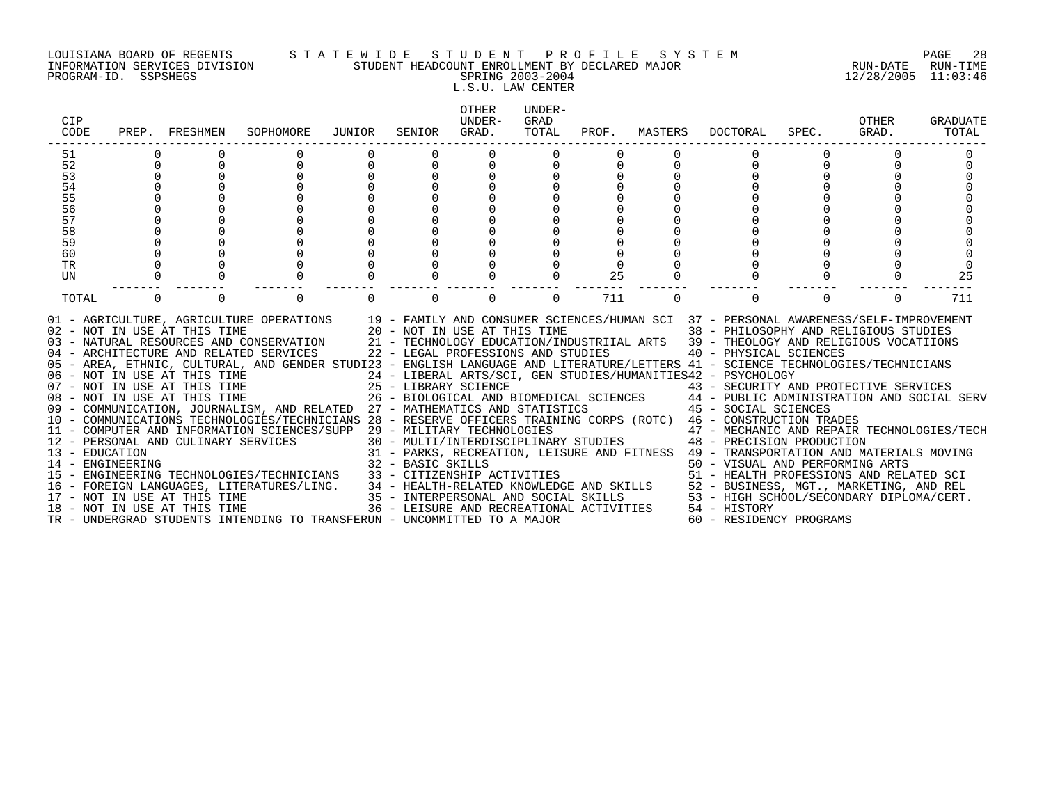LOUISIANA BOARD OF REGENTS — STATEWIDE STUDENT PROFILE SYSTEM
INFORMATION SERVICES DIVISION — STUDENT HEADCOUNT ENROLLMENT BY DECLARED MAJOR — RUN-DATE 12/28/2005 RUN-TIME 11:03:46
PROGRAM-ID. SSPSHEGS — SPRING 2003-2004

L.S.U. LAW CENTER

| CIP CODE | PREP. | FRESHMEN | SOPHOMORE | JUNIOR | SENIOR | OTHER UNDER-GRAD. | UNDER-GRAD TOTAL | PROF. | MASTERS | DOCTORAL | SPEC. | OTHER GRAD. | GRADUATE TOTAL |
|---|---|---|---|---|---|---|---|---|---|---|---|---|---|
| 51 | 0 | 0 | 0 | 0 | 0 | 0 | 0 | 0 | 0 | 0 | 0 | 0 | 0 |
| 52 | 0 | 0 | 0 | 0 | 0 | 0 | 0 | 0 | 0 | 0 | 0 | 0 | 0 |
| 53 | 0 | 0 | 0 | 0 | 0 | 0 | 0 | 0 | 0 | 0 | 0 | 0 | 0 |
| 54 | 0 | 0 | 0 | 0 | 0 | 0 | 0 | 0 | 0 | 0 | 0 | 0 | 0 |
| 55 | 0 | 0 | 0 | 0 | 0 | 0 | 0 | 0 | 0 | 0 | 0 | 0 | 0 |
| 56 | 0 | 0 | 0 | 0 | 0 | 0 | 0 | 0 | 0 | 0 | 0 | 0 | 0 |
| 57 | 0 | 0 | 0 | 0 | 0 | 0 | 0 | 0 | 0 | 0 | 0 | 0 | 0 |
| 58 | 0 | 0 | 0 | 0 | 0 | 0 | 0 | 0 | 0 | 0 | 0 | 0 | 0 |
| 59 | 0 | 0 | 0 | 0 | 0 | 0 | 0 | 0 | 0 | 0 | 0 | 0 | 0 |
| 60 | 0 | 0 | 0 | 0 | 0 | 0 | 0 | 0 | 0 | 0 | 0 | 0 | 0 |
| TR | 0 | 0 | 0 | 0 | 0 | 0 | 0 | 0 | 0 | 0 | 0 | 0 | 0 |
| UN | 0 | 0 | 0 | 0 | 0 | 0 | 0 | 25 | 0 | 0 | 0 | 0 | 25 |
| TOTAL | 0 | 0 | 0 | 0 | 0 | 0 | 0 | 711 | 0 | 0 | 0 | 0 | 711 |

01 - AGRICULTURE, AGRICULTURE OPERATIONS
02 - NOT IN USE AT THIS TIME
03 - NATURAL RESOURCES AND CONSERVATION
04 - ARCHITECTURE AND RELATED SERVICES
05 - AREA, ETHNIC, CULTURAL, AND GENDER STUDI
06 - NOT IN USE AT THIS TIME
07 - NOT IN USE AT THIS TIME
08 - NOT IN USE AT THIS TIME
09 - COMMUNICATION, JOURNALISM, AND RELATED
10 - COMMUNICATIONS TECHNOLOGIES/TECHNICIANS
11 - COMPUTER AND INFORMATION SCIENCES/SUPP
12 - PERSONAL AND CULINARY SERVICES
13 - EDUCATION
14 - ENGINEERING
15 - ENGINEERING TECHNOLOGIES/TECHNICIANS
16 - FOREIGN LANGUAGES, LITERATURES/LING.
17 - NOT IN USE AT THIS TIME
18 - NOT IN USE AT THIS TIME
19 - FAMILY AND CONSUMER SCIENCES/HUMAN SCI
20 - NOT IN USE AT THIS TIME
21 - TECHNOLOGY EDUCATION/INDUSTRIIAL ARTS
22 - LEGAL PROFESSIONS AND STUDIES
23 - ENGLISH LANGUAGE AND LITERATURE/LETTERS
24 - LIBERAL ARTS/SCI, GEN STUDIES/HUMANITIES
25 - LIBRARY SCIENCE
26 - BIOLOGICAL AND BIOMEDICAL SCIENCES
27 - MATHEMATICS AND STATISTICS
28 - RESERVE OFFICERS TRAINING CORPS (ROTC)
29 - MILITARY TECHNOLOGIES
30 - MULTI/INTERDISCIPLINARY STUDIES
31 - PARKS, RECREATION, LEISURE AND FITNESS
32 - BASIC SKILLS
33 - CITIZENSHIP ACTIVITIES
34 - HEALTH-RELATED KNOWLEDGE AND SKILLS
35 - INTERPERSONAL AND SOCIAL SKILLS
36 - LEISURE AND RECREATIONAL ACTIVITIES
37 - PERSONAL AWARENESS/SELF-IMPROVEMENT
38 - PHILOSOPHY AND RELIGIOUS STUDIES
39 - THEOLOGY AND RELIGIOUS VOCATIIONS
40 - PHYSICAL SCIENCES
41 - SCIENCE TECHNOLOGIES/TECHNICIANS
42 - PSYCHOLOGY
43 - SECURITY AND PROTECTIVE SERVICES
44 - PUBLIC ADMINISTRATION AND SOCIAL SERV
45 - SOCIAL SCIENCES
46 - CONSTRUCTION TRADES
47 - MECHANIC AND REPAIR TECHNOLOGIES/TECH
48 - PRECISION PRODUCTION
49 - TRANSPORTATION AND MATERIALS MOVING
50 - VISUAL AND PERFORMING ARTS
51 - HEALTH PROFESSIONS AND RELATED SCI
52 - BUSINESS, MGT., MARKETING, AND REL
53 - HIGH SCHOOL/SECONDARY DIPLOMA/CERT.
54 - HISTORY
60 - RESIDENCY PROGRAMS
TR - UNDERGRAD STUDENTS INTENDING TO TRANSFER
UN - UNCOMMITTED TO A MAJOR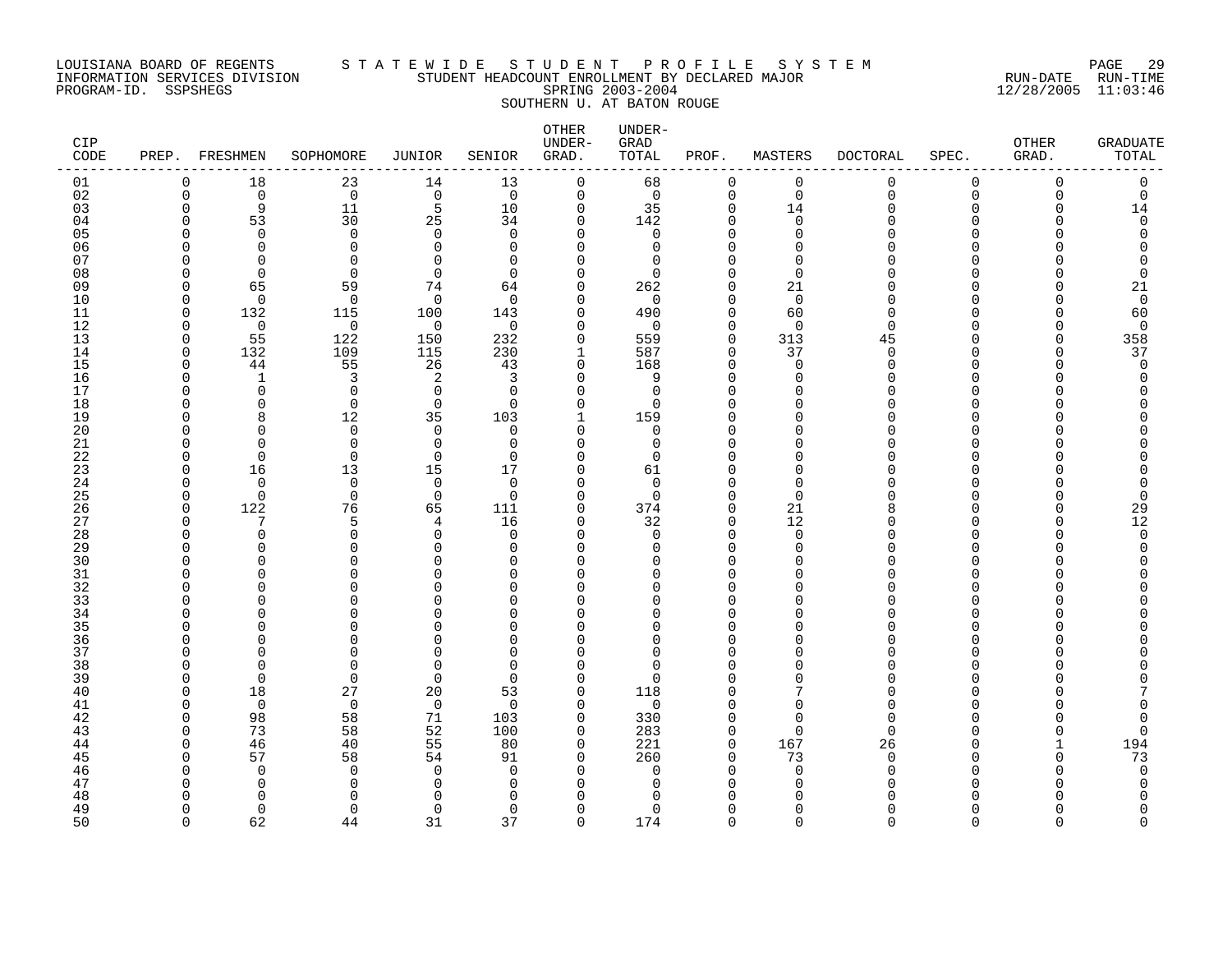LOUISIANA BOARD OF REGENTS S T A T E W I D E S T U D E N T P R O F I L E S Y S T E M
INFORMATION SERVICES DIVISION STUDENT HEADCOUNT ENROLLMENT BY DECLARED MAJOR RUN-DATE RUN-TIME
PROGRAM-ID. SSPSHEGS SPRING 2003-2004 12/28/2005 11:03:46
SOUTHERN U. AT BATON ROUGE

| CIP CODE | PREP. | FRESHMEN | SOPHOMORE | JUNIOR | SENIOR | OTHER UNDER-GRAD. | UNDER-GRAD TOTAL | PROF. | MASTERS | DOCTORAL | SPEC. | OTHER GRAD. | GRADUATE TOTAL |
|---|---|---|---|---|---|---|---|---|---|---|---|---|---|
| 01 | 0 | 18 | 23 | 14 | 13 | 0 | 68 | 0 | 0 | 0 | 0 | 0 | 0 |
| 02 | 0 | 0 | 0 | 0 | 0 | 0 | 0 | 0 | 0 | 0 | 0 | 0 | 0 |
| 03 | 0 | 9 | 11 | 5 | 10 | 0 | 35 | 0 | 14 | 0 | 0 | 0 | 14 |
| 04 | 0 | 53 | 30 | 25 | 34 | 0 | 142 | 0 | 0 | 0 | 0 | 0 | 0 |
| 05 | 0 | 0 | 0 | 0 | 0 | 0 | 0 | 0 | 0 | 0 | 0 | 0 | 0 |
| 06 | 0 | 0 | 0 | 0 | 0 | 0 | 0 | 0 | 0 | 0 | 0 | 0 | 0 |
| 07 | 0 | 0 | 0 | 0 | 0 | 0 | 0 | 0 | 0 | 0 | 0 | 0 | 0 |
| 08 | 0 | 0 | 0 | 0 | 0 | 0 | 0 | 0 | 0 | 0 | 0 | 0 | 0 |
| 09 | 0 | 65 | 59 | 74 | 64 | 0 | 262 | 0 | 21 | 0 | 0 | 0 | 21 |
| 10 | 0 | 0 | 0 | 0 | 0 | 0 | 0 | 0 | 0 | 0 | 0 | 0 | 0 |
| 11 | 0 | 132 | 115 | 100 | 143 | 0 | 490 | 0 | 60 | 0 | 0 | 0 | 60 |
| 12 | 0 | 0 | 0 | 0 | 0 | 0 | 0 | 0 | 0 | 0 | 0 | 0 | 0 |
| 13 | 0 | 55 | 122 | 150 | 232 | 0 | 559 | 0 | 313 | 45 | 0 | 0 | 358 |
| 14 | 0 | 132 | 109 | 115 | 230 | 1 | 587 | 0 | 37 | 0 | 0 | 0 | 37 |
| 15 | 0 | 44 | 55 | 26 | 43 | 0 | 168 | 0 | 0 | 0 | 0 | 0 | 0 |
| 16 | 0 | 1 | 3 | 2 | 3 | 0 | 9 | 0 | 0 | 0 | 0 | 0 | 0 |
| 17 | 0 | 0 | 0 | 0 | 0 | 0 | 0 | 0 | 0 | 0 | 0 | 0 | 0 |
| 18 | 0 | 0 | 0 | 0 | 0 | 0 | 0 | 0 | 0 | 0 | 0 | 0 | 0 |
| 19 | 0 | 8 | 12 | 35 | 103 | 1 | 159 | 0 | 0 | 0 | 0 | 0 | 0 |
| 20 | 0 | 0 | 0 | 0 | 0 | 0 | 0 | 0 | 0 | 0 | 0 | 0 | 0 |
| 21 | 0 | 0 | 0 | 0 | 0 | 0 | 0 | 0 | 0 | 0 | 0 | 0 | 0 |
| 22 | 0 | 0 | 0 | 0 | 0 | 0 | 0 | 0 | 0 | 0 | 0 | 0 | 0 |
| 23 | 0 | 16 | 13 | 15 | 17 | 0 | 61 | 0 | 0 | 0 | 0 | 0 | 0 |
| 24 | 0 | 0 | 0 | 0 | 0 | 0 | 0 | 0 | 0 | 0 | 0 | 0 | 0 |
| 25 | 0 | 0 | 0 | 0 | 0 | 0 | 0 | 0 | 0 | 0 | 0 | 0 | 0 |
| 26 | 0 | 122 | 76 | 65 | 111 | 0 | 374 | 0 | 21 | 8 | 0 | 0 | 29 |
| 27 | 0 | 7 | 5 | 4 | 16 | 0 | 32 | 0 | 12 | 0 | 0 | 0 | 12 |
| 28 | 0 | 0 | 0 | 0 | 0 | 0 | 0 | 0 | 0 | 0 | 0 | 0 | 0 |
| 29 | 0 | 0 | 0 | 0 | 0 | 0 | 0 | 0 | 0 | 0 | 0 | 0 | 0 |
| 30 | 0 | 0 | 0 | 0 | 0 | 0 | 0 | 0 | 0 | 0 | 0 | 0 | 0 |
| 31 | 0 | 0 | 0 | 0 | 0 | 0 | 0 | 0 | 0 | 0 | 0 | 0 | 0 |
| 32 | 0 | 0 | 0 | 0 | 0 | 0 | 0 | 0 | 0 | 0 | 0 | 0 | 0 |
| 33 | 0 | 0 | 0 | 0 | 0 | 0 | 0 | 0 | 0 | 0 | 0 | 0 | 0 |
| 34 | 0 | 0 | 0 | 0 | 0 | 0 | 0 | 0 | 0 | 0 | 0 | 0 | 0 |
| 35 | 0 | 0 | 0 | 0 | 0 | 0 | 0 | 0 | 0 | 0 | 0 | 0 | 0 |
| 36 | 0 | 0 | 0 | 0 | 0 | 0 | 0 | 0 | 0 | 0 | 0 | 0 | 0 |
| 37 | 0 | 0 | 0 | 0 | 0 | 0 | 0 | 0 | 0 | 0 | 0 | 0 | 0 |
| 38 | 0 | 0 | 0 | 0 | 0 | 0 | 0 | 0 | 0 | 0 | 0 | 0 | 0 |
| 39 | 0 | 0 | 0 | 0 | 0 | 0 | 0 | 0 | 0 | 0 | 0 | 0 | 0 |
| 40 | 0 | 18 | 27 | 20 | 53 | 0 | 118 | 0 | 7 | 0 | 0 | 0 | 7 |
| 41 | 0 | 0 | 0 | 0 | 0 | 0 | 0 | 0 | 0 | 0 | 0 | 0 | 0 |
| 42 | 0 | 98 | 58 | 71 | 103 | 0 | 330 | 0 | 0 | 0 | 0 | 0 | 0 |
| 43 | 0 | 73 | 58 | 52 | 100 | 0 | 283 | 0 | 0 | 0 | 0 | 0 | 0 |
| 44 | 0 | 46 | 40 | 55 | 80 | 0 | 221 | 0 | 167 | 26 | 0 | 1 | 194 |
| 45 | 0 | 57 | 58 | 54 | 91 | 0 | 260 | 0 | 73 | 0 | 0 | 0 | 73 |
| 46 | 0 | 0 | 0 | 0 | 0 | 0 | 0 | 0 | 0 | 0 | 0 | 0 | 0 |
| 47 | 0 | 0 | 0 | 0 | 0 | 0 | 0 | 0 | 0 | 0 | 0 | 0 | 0 |
| 48 | 0 | 0 | 0 | 0 | 0 | 0 | 0 | 0 | 0 | 0 | 0 | 0 | 0 |
| 49 | 0 | 0 | 0 | 0 | 0 | 0 | 0 | 0 | 0 | 0 | 0 | 0 | 0 |
| 50 | 0 | 62 | 44 | 31 | 37 | 0 | 174 | 0 | 0 | 0 | 0 | 0 | 0 |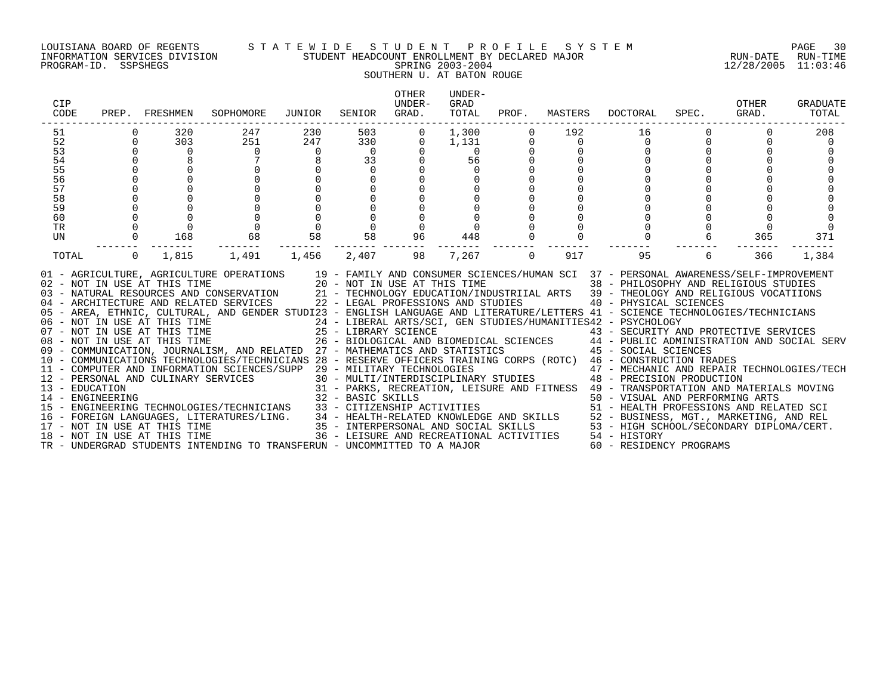LOUISIANA BOARD OF REGENTS — STATEWIDE STUDENT PROFILE SYSTEM
INFORMATION SERVICES DIVISION — STUDENT HEADCOUNT ENROLLMENT BY DECLARED MAJOR — RUN-DATE 12/28/2005 RUN-TIME 11:03:46
PROGRAM-ID. SSPSHEGS — SPRING 2003-2004

SOUTHERN U. AT BATON ROUGE

| CIP CODE | PREP. | FRESHMEN | SOPHOMORE | JUNIOR | SENIOR | OTHER UNDER-GRAD. | UNDER-GRAD TOTAL | PROF. | MASTERS | DOCTORAL | SPEC. | OTHER GRAD. | GRADUATE TOTAL |
|---|---|---|---|---|---|---|---|---|---|---|---|---|---|
| 51 | 0 | 320 | 247 | 230 | 503 | 0 | 1,300 | 0 | 192 | 16 | 0 | 0 | 208 |
| 52 | 0 | 303 | 251 | 247 | 330 | 0 | 1,131 | 0 | 0 | 0 | 0 | 0 | 0 |
| 53 | 0 | 0 | 0 | 0 | 0 | 0 | 0 | 0 | 0 | 0 | 0 | 0 | 0 |
| 54 | 0 | 8 | 7 | 8 | 33 | 0 | 56 | 0 | 0 | 0 | 0 | 0 | 0 |
| 55 | 0 | 0 | 0 | 0 | 0 | 0 | 0 | 0 | 0 | 0 | 0 | 0 | 0 |
| 56 | 0 | 0 | 0 | 0 | 0 | 0 | 0 | 0 | 0 | 0 | 0 | 0 | 0 |
| 57 | 0 | 0 | 0 | 0 | 0 | 0 | 0 | 0 | 0 | 0 | 0 | 0 | 0 |
| 58 | 0 | 0 | 0 | 0 | 0 | 0 | 0 | 0 | 0 | 0 | 0 | 0 | 0 |
| 59 | 0 | 0 | 0 | 0 | 0 | 0 | 0 | 0 | 0 | 0 | 0 | 0 | 0 |
| 60 | 0 | 0 | 0 | 0 | 0 | 0 | 0 | 0 | 0 | 0 | 0 | 0 | 0 |
| TR | 0 | 0 | 0 | 0 | 0 | 0 | 0 | 0 | 0 | 0 | 0 | 0 | 0 |
| UN | 0 | 168 | 68 | 58 | 58 | 96 | 448 | 0 | 0 | 0 | 6 | 365 | 371 |
| TOTAL | 0 | 1,815 | 1,491 | 1,456 | 2,407 | 98 | 7,267 | 0 | 917 | 95 | 6 | 366 | 1,384 |

01 - AGRICULTURE, AGRICULTURE OPERATIONS
02 - NOT IN USE AT THIS TIME
03 - NATURAL RESOURCES AND CONSERVATION
04 - ARCHITECTURE AND RELATED SERVICES
05 - AREA, ETHNIC, CULTURAL, AND GENDER STUDI
06 - NOT IN USE AT THIS TIME
07 - NOT IN USE AT THIS TIME
08 - NOT IN USE AT THIS TIME
09 - COMMUNICATION, JOURNALISM, AND RELATED
10 - COMMUNICATIONS TECHNOLOGIES/TECHNICIANS
11 - COMPUTER AND INFORMATION SCIENCES/SUPP
12 - PERSONAL AND CULINARY SERVICES
13 - EDUCATION
14 - ENGINEERING
15 - ENGINEERING TECHNOLOGIES/TECHNICIANS
16 - FOREIGN LANGUAGES, LITERATURES/LING.
17 - NOT IN USE AT THIS TIME
18 - NOT IN USE AT THIS TIME
19 - FAMILY AND CONSUMER SCIENCES/HUMAN SCI
20 - NOT IN USE AT THIS TIME
21 - TECHNOLOGY EDUCATION/INDUSTRIIAL ARTS
22 - LEGAL PROFESSIONS AND STUDIES
23 - ENGLISH LANGUAGE AND LITERATURE/LETTERS
24 - LIBERAL ARTS/SCI, GEN STUDIES/HUMANITIES
25 - LIBRARY SCIENCE
26 - BIOLOGICAL AND BIOMEDICAL SCIENCES
27 - MATHEMATICS AND STATISTICS
28 - RESERVE OFFICERS TRAINING CORPS (ROTC)
29 - MILITARY TECHNOLOGIES
30 - MULTI/INTERDISCIPLINARY STUDIES
31 - PARKS, RECREATION, LEISURE AND FITNESS
32 - BASIC SKILLS
33 - CITIZENSHIP ACTIVITIES
34 - HEALTH-RELATED KNOWLEDGE AND SKILLS
35 - INTERPERSONAL AND SOCIAL SKILLS
36 - LEISURE AND RECREATIONAL ACTIVITIES
37 - PERSONAL AWARENESS/SELF-IMPROVEMENT
38 - PHILOSOPHY AND RELIGIOUS STUDIES
39 - THEOLOGY AND RELIGIOUS VOCATIIONS
40 - PHYSICAL SCIENCES
41 - SCIENCE TECHNOLOGIES/TECHNICIANS
42 - PSYCHOLOGY
43 - SECURITY AND PROTECTIVE SERVICES
44 - PUBLIC ADMINISTRATION AND SOCIAL SERV
45 - SOCIAL SCIENCES
46 - CONSTRUCTION TRADES
47 - MECHANIC AND REPAIR TECHNOLOGIES/TECH
48 - PRECISION PRODUCTION
49 - TRANSPORTATION AND MATERIALS MOVING
50 - VISUAL AND PERFORMING ARTS
51 - HEALTH PROFESSIONS AND RELATED SCI
52 - BUSINESS, MGT., MARKETING, AND REL
53 - HIGH SCHOOL/SECONDARY DIPLOMA/CERT.
54 - HISTORY
60 - RESIDENCY PROGRAMS
TR - UNDERGRAD STUDENTS INTENDING TO TRANSFER
UN - UNCOMMITTED TO A MAJOR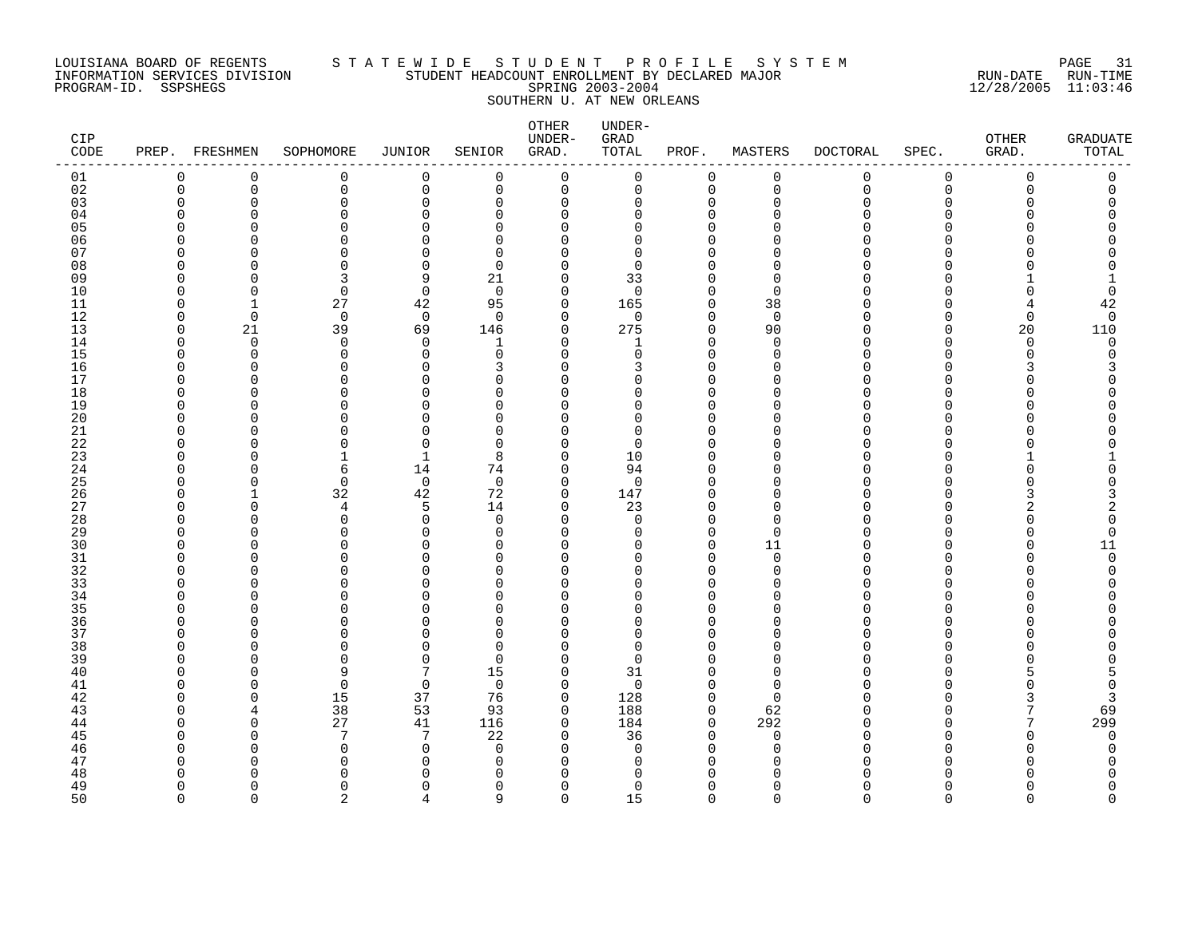LOUISIANA BOARD OF REGENTS
INFORMATION SERVICES DIVISION
PROGRAM-ID. SSPSHEGS

STATEWIDE STUDENT PROFILE SYSTEM
STUDENT HEADCOUNT ENROLLMENT BY DECLARED MAJOR
SPRING 2003-2004
SOUTHERN U. AT NEW ORLEANS

RUN-DATE 12/28/2005 RUN-TIME 11:03:46

| CIP CODE | PREP. | FRESHMEN | SOPHOMORE | JUNIOR | SENIOR | OTHER UNDER-GRAD. | UNDER-GRAD TOTAL | PROF. | MASTERS | DOCTORAL | SPEC. | OTHER GRAD. | GRADUATE TOTAL |
|---|---|---|---|---|---|---|---|---|---|---|---|---|---|
| 01 | 0 | 0 | 0 | 0 | 0 | 0 | 0 | 0 | 0 | 0 | 0 | 0 | 0 |
| 02 | 0 | 0 | 0 | 0 | 0 | 0 | 0 | 0 | 0 | 0 | 0 | 0 | 0 |
| 03 | 0 | 0 | 0 | 0 | 0 | 0 | 0 | 0 | 0 | 0 | 0 | 0 | 0 |
| 04 | 0 | 0 | 0 | 0 | 0 | 0 | 0 | 0 | 0 | 0 | 0 | 0 | 0 |
| 05 | 0 | 0 | 0 | 0 | 0 | 0 | 0 | 0 | 0 | 0 | 0 | 0 | 0 |
| 06 | 0 | 0 | 0 | 0 | 0 | 0 | 0 | 0 | 0 | 0 | 0 | 0 | 0 |
| 07 | 0 | 0 | 0 | 0 | 0 | 0 | 0 | 0 | 0 | 0 | 0 | 0 | 0 |
| 08 | 0 | 0 | 0 | 0 | 0 | 0 | 0 | 0 | 0 | 0 | 0 | 0 | 0 |
| 09 | 0 | 0 | 3 | 9 | 21 | 0 | 33 | 0 | 0 | 0 | 0 | 1 | 1 |
| 10 | 0 | 0 | 0 | 0 | 0 | 0 | 0 | 0 | 0 | 0 | 0 | 0 | 0 |
| 11 | 0 | 1 | 27 | 42 | 95 | 0 | 165 | 0 | 38 | 0 | 0 | 4 | 42 |
| 12 | 0 | 0 | 0 | 0 | 0 | 0 | 0 | 0 | 0 | 0 | 0 | 0 | 0 |
| 13 | 0 | 21 | 39 | 69 | 146 | 0 | 275 | 0 | 90 | 0 | 0 | 20 | 110 |
| 14 | 0 | 0 | 0 | 0 | 1 | 0 | 1 | 0 | 0 | 0 | 0 | 0 | 0 |
| 15 | 0 | 0 | 0 | 0 | 0 | 0 | 0 | 0 | 0 | 0 | 0 | 0 | 0 |
| 16 | 0 | 0 | 0 | 0 | 3 | 0 | 3 | 0 | 0 | 0 | 0 | 3 | 3 |
| 17 | 0 | 0 | 0 | 0 | 0 | 0 | 0 | 0 | 0 | 0 | 0 | 0 | 0 |
| 18 | 0 | 0 | 0 | 0 | 0 | 0 | 0 | 0 | 0 | 0 | 0 | 0 | 0 |
| 19 | 0 | 0 | 0 | 0 | 0 | 0 | 0 | 0 | 0 | 0 | 0 | 0 | 0 |
| 20 | 0 | 0 | 0 | 0 | 0 | 0 | 0 | 0 | 0 | 0 | 0 | 0 | 0 |
| 21 | 0 | 0 | 0 | 0 | 0 | 0 | 0 | 0 | 0 | 0 | 0 | 0 | 0 |
| 22 | 0 | 0 | 0 | 0 | 0 | 0 | 0 | 0 | 0 | 0 | 0 | 0 | 0 |
| 23 | 0 | 0 | 1 | 1 | 8 | 0 | 10 | 0 | 0 | 0 | 0 | 1 | 1 |
| 24 | 0 | 0 | 6 | 14 | 74 | 0 | 94 | 0 | 0 | 0 | 0 | 0 | 0 |
| 25 | 0 | 0 | 0 | 0 | 0 | 0 | 0 | 0 | 0 | 0 | 0 | 0 | 0 |
| 26 | 0 | 1 | 32 | 42 | 72 | 0 | 147 | 0 | 0 | 0 | 0 | 3 | 3 |
| 27 | 0 | 0 | 4 | 5 | 14 | 0 | 23 | 0 | 0 | 0 | 0 | 2 | 2 |
| 28 | 0 | 0 | 0 | 0 | 0 | 0 | 0 | 0 | 0 | 0 | 0 | 0 | 0 |
| 29 | 0 | 0 | 0 | 0 | 0 | 0 | 0 | 0 | 0 | 0 | 0 | 0 | 0 |
| 30 | 0 | 0 | 0 | 0 | 0 | 0 | 0 | 0 | 11 | 0 | 0 | 0 | 11 |
| 31 | 0 | 0 | 0 | 0 | 0 | 0 | 0 | 0 | 0 | 0 | 0 | 0 | 0 |
| 32 | 0 | 0 | 0 | 0 | 0 | 0 | 0 | 0 | 0 | 0 | 0 | 0 | 0 |
| 33 | 0 | 0 | 0 | 0 | 0 | 0 | 0 | 0 | 0 | 0 | 0 | 0 | 0 |
| 34 | 0 | 0 | 0 | 0 | 0 | 0 | 0 | 0 | 0 | 0 | 0 | 0 | 0 |
| 35 | 0 | 0 | 0 | 0 | 0 | 0 | 0 | 0 | 0 | 0 | 0 | 0 | 0 |
| 36 | 0 | 0 | 0 | 0 | 0 | 0 | 0 | 0 | 0 | 0 | 0 | 0 | 0 |
| 37 | 0 | 0 | 0 | 0 | 0 | 0 | 0 | 0 | 0 | 0 | 0 | 0 | 0 |
| 38 | 0 | 0 | 0 | 0 | 0 | 0 | 0 | 0 | 0 | 0 | 0 | 0 | 0 |
| 39 | 0 | 0 | 0 | 0 | 0 | 0 | 0 | 0 | 0 | 0 | 0 | 0 | 0 |
| 40 | 0 | 0 | 9 | 7 | 15 | 0 | 31 | 0 | 0 | 0 | 0 | 5 | 5 |
| 41 | 0 | 0 | 0 | 0 | 0 | 0 | 0 | 0 | 0 | 0 | 0 | 0 | 0 |
| 42 | 0 | 0 | 15 | 37 | 76 | 0 | 128 | 0 | 0 | 0 | 0 | 3 | 3 |
| 43 | 0 | 4 | 38 | 53 | 93 | 0 | 188 | 0 | 62 | 0 | 0 | 7 | 69 |
| 44 | 0 | 0 | 27 | 41 | 116 | 0 | 184 | 0 | 292 | 0 | 0 | 7 | 299 |
| 45 | 0 | 0 | 7 | 7 | 22 | 0 | 36 | 0 | 0 | 0 | 0 | 0 | 0 |
| 46 | 0 | 0 | 0 | 0 | 0 | 0 | 0 | 0 | 0 | 0 | 0 | 0 | 0 |
| 47 | 0 | 0 | 0 | 0 | 0 | 0 | 0 | 0 | 0 | 0 | 0 | 0 | 0 |
| 48 | 0 | 0 | 0 | 0 | 0 | 0 | 0 | 0 | 0 | 0 | 0 | 0 | 0 |
| 49 | 0 | 0 | 0 | 0 | 0 | 0 | 0 | 0 | 0 | 0 | 0 | 0 | 0 |
| 50 | 0 | 0 | 2 | 4 | 9 | 0 | 15 | 0 | 0 | 0 | 0 | 0 | 0 |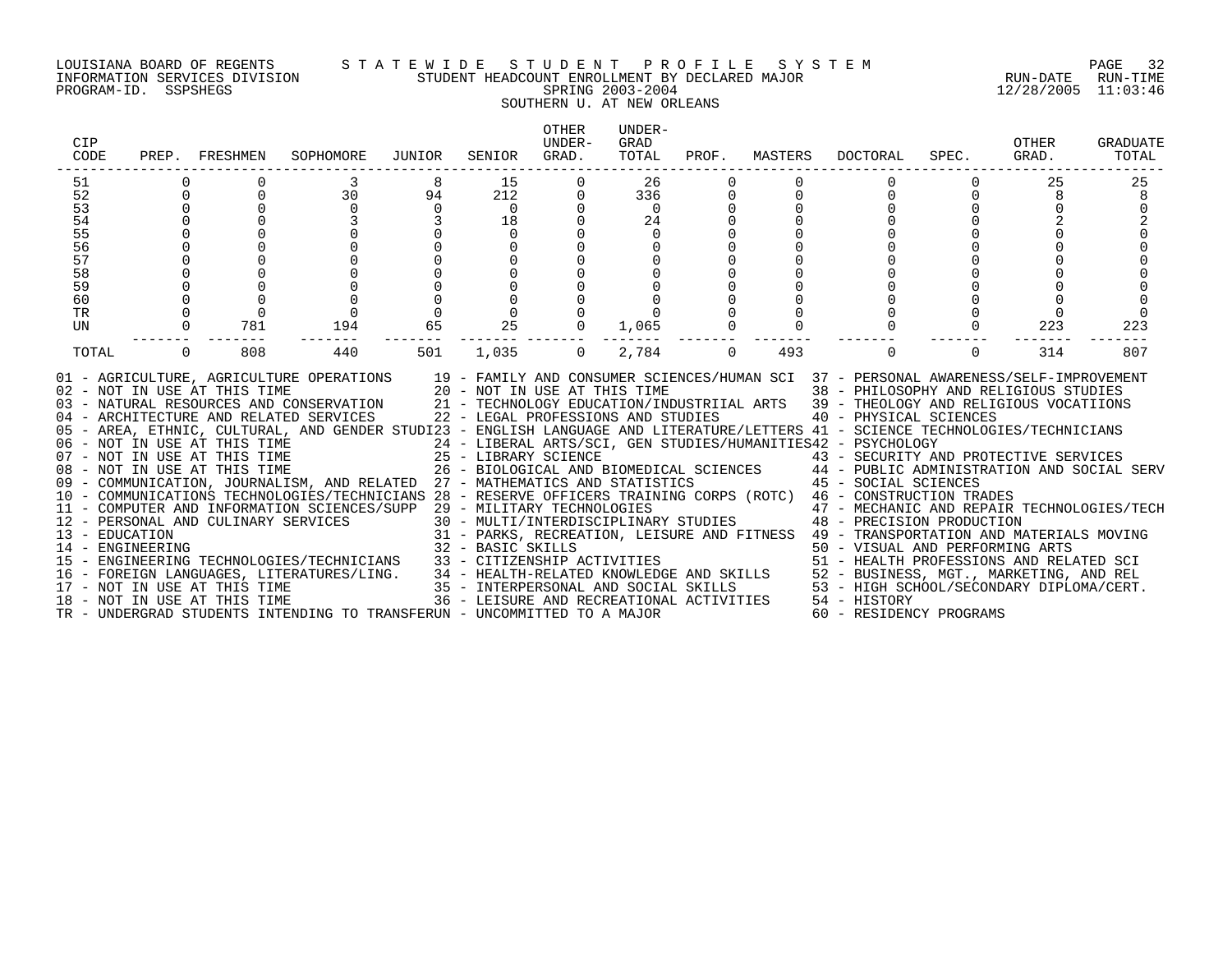LOUISIANA BOARD OF REGENTS — STATEWIDE STUDENT PROFILE SYSTEM
INFORMATION SERVICES DIVISION — STUDENT HEADCOUNT ENROLLMENT BY DECLARED MAJOR — RUN-DATE 12/28/2005 RUN-TIME 11:03:46
PROGRAM-ID. SSPSHEGS — SPRING 2003-2004

SOUTHERN U. AT NEW ORLEANS

| CIP CODE | PREP. | FRESHMEN | SOPHOMORE | JUNIOR | SENIOR | OTHER UNDER-GRAD. | UNDER-GRAD TOTAL | PROF. | MASTERS | DOCTORAL | SPEC. | OTHER GRAD. | GRADUATE TOTAL |
|---|---|---|---|---|---|---|---|---|---|---|---|---|---|
| 51 | 0 | 0 | 3 | 8 | 15 | 0 | 26 | 0 | 0 | 0 | 0 | 25 | 25 |
| 52 | 0 | 0 | 30 | 94 | 212 | 0 | 336 | 0 | 0 | 0 | 0 | 8 | 8 |
| 53 | 0 | 0 | 0 | 0 | 0 | 0 | 0 | 0 | 0 | 0 | 0 | 0 | 0 |
| 54 | 0 | 0 | 3 | 3 | 18 | 0 | 24 | 0 | 0 | 0 | 0 | 2 | 2 |
| 55 | 0 | 0 | 0 | 0 | 0 | 0 | 0 | 0 | 0 | 0 | 0 | 0 | 0 |
| 56 | 0 | 0 | 0 | 0 | 0 | 0 | 0 | 0 | 0 | 0 | 0 | 0 | 0 |
| 57 | 0 | 0 | 0 | 0 | 0 | 0 | 0 | 0 | 0 | 0 | 0 | 0 | 0 |
| 58 | 0 | 0 | 0 | 0 | 0 | 0 | 0 | 0 | 0 | 0 | 0 | 0 | 0 |
| 59 | 0 | 0 | 0 | 0 | 0 | 0 | 0 | 0 | 0 | 0 | 0 | 0 | 0 |
| 60 | 0 | 0 | 0 | 0 | 0 | 0 | 0 | 0 | 0 | 0 | 0 | 0 | 0 |
| TR | 0 | 0 | 0 | 0 | 0 | 0 | 0 | 0 | 0 | 0 | 0 | 0 | 0 |
| UN | 0 | 781 | 194 | 65 | 25 | 0 | 1,065 | 0 | 0 | 0 | 0 | 223 | 223 |
| TOTAL | 0 | 808 | 440 | 501 | 1,035 | 0 | 2,784 | 0 | 493 | 0 | 0 | 314 | 807 |

01 - AGRICULTURE, AGRICULTURE OPERATIONS
02 - NOT IN USE AT THIS TIME
03 - NATURAL RESOURCES AND CONSERVATION
04 - ARCHITECTURE AND RELATED SERVICES
05 - AREA, ETHNIC, CULTURAL, AND GENDER STUDI
06 - NOT IN USE AT THIS TIME
07 - NOT IN USE AT THIS TIME
08 - NOT IN USE AT THIS TIME
09 - COMMUNICATION, JOURNALISM, AND RELATED
10 - COMMUNICATIONS TECHNOLOGIES/TECHNICIANS
11 - COMPUTER AND INFORMATION SCIENCES/SUPP
12 - PERSONAL AND CULINARY SERVICES
13 - EDUCATION
14 - ENGINEERING
15 - ENGINEERING TECHNOLOGIES/TECHNICIANS
16 - FOREIGN LANGUAGES, LITERATURES/LING.
17 - NOT IN USE AT THIS TIME
18 - NOT IN USE AT THIS TIME
19 - FAMILY AND CONSUMER SCIENCES/HUMAN SCI
20 - NOT IN USE AT THIS TIME
21 - TECHNOLOGY EDUCATION/INDUSTRIIAL ARTS
22 - LEGAL PROFESSIONS AND STUDIES
23 - ENGLISH LANGUAGE AND LITERATURE/LETTERS
24 - LIBERAL ARTS/SCI, GEN STUDIES/HUMANITIES
25 - LIBRARY SCIENCE
26 - BIOLOGICAL AND BIOMEDICAL SCIENCES
27 - MATHEMATICS AND STATISTICS
28 - RESERVE OFFICERS TRAINING CORPS (ROTC)
29 - MILITARY TECHNOLOGIES
30 - MULTI/INTERDISCIPLINARY STUDIES
31 - PARKS, RECREATION, LEISURE AND FITNESS
32 - BASIC SKILLS
33 - CITIZENSHIP ACTIVITIES
34 - HEALTH-RELATED KNOWLEDGE AND SKILLS
35 - INTERPERSONAL AND SOCIAL SKILLS
36 - LEISURE AND RECREATIONAL ACTIVITIES
37 - PERSONAL AWARENESS/SELF-IMPROVEMENT
38 - PHILOSOPHY AND RELIGIOUS STUDIES
39 - THEOLOGY AND RELIGIOUS VOCATIIONS
40 - PHYSICAL SCIENCES
41 - SCIENCE TECHNOLOGIES/TECHNICIANS
42 - PSYCHOLOGY
43 - SECURITY AND PROTECTIVE SERVICES
44 - PUBLIC ADMINISTRATION AND SOCIAL SERV
45 - SOCIAL SCIENCES
46 - CONSTRUCTION TRADES
47 - MECHANIC AND REPAIR TECHNOLOGIES/TECH
48 - PRECISION PRODUCTION
49 - TRANSPORTATION AND MATERIALS MOVING
50 - VISUAL AND PERFORMING ARTS
51 - HEALTH PROFESSIONS AND RELATED SCI
52 - BUSINESS, MGT., MARKETING, AND REL
53 - HIGH SCHOOL/SECONDARY DIPLOMA/CERT.
54 - HISTORY
60 - RESIDENCY PROGRAMS
TR - UNDERGRAD STUDENTS INTENDING TO TRANSFER
UN - UNCOMMITTED TO A MAJOR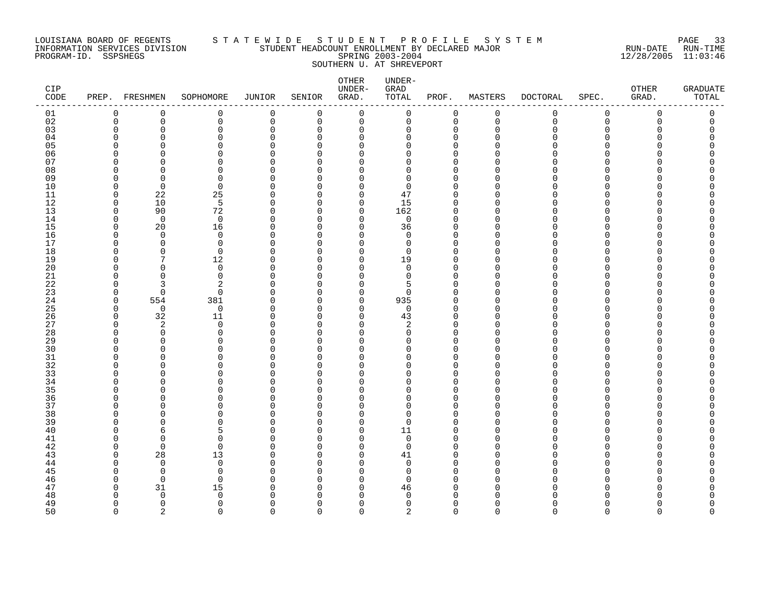LOUISIANA BOARD OF REGENTS
INFORMATION SERVICES DIVISION
PROGRAM-ID. SSPSHEGS

# STATEWIDE STUDENT PROFILE SYSTEM

STUDENT HEADCOUNT ENROLLMENT BY DECLARED MAJOR
SPRING 2003-2004
SOUTHERN U. AT SHREVEPORT

RUN-DATE 12/28/2005 RUN-TIME 11:03:46

| CIP CODE | PREP. | FRESHMEN | SOPHOMORE | JUNIOR | SENIOR | OTHER UNDER-GRAD. | UNDER-GRAD TOTAL | PROF. | MASTERS | DOCTORAL | SPEC. | OTHER GRAD. | GRADUATE TOTAL |
|---|---|---|---|---|---|---|---|---|---|---|---|---|---|
| 01 | 0 | 0 | 0 | 0 | 0 | 0 | 0 | 0 | 0 | 0 | 0 | 0 | 0 |
| 02 | 0 | 0 | 0 | 0 | 0 | 0 | 0 | 0 | 0 | 0 | 0 | 0 | 0 |
| 03 | 0 | 0 | 0 | 0 | 0 | 0 | 0 | 0 | 0 | 0 | 0 | 0 | 0 |
| 04 | 0 | 0 | 0 | 0 | 0 | 0 | 0 | 0 | 0 | 0 | 0 | 0 | 0 |
| 05 | 0 | 0 | 0 | 0 | 0 | 0 | 0 | 0 | 0 | 0 | 0 | 0 | 0 |
| 06 | 0 | 0 | 0 | 0 | 0 | 0 | 0 | 0 | 0 | 0 | 0 | 0 | 0 |
| 07 | 0 | 0 | 0 | 0 | 0 | 0 | 0 | 0 | 0 | 0 | 0 | 0 | 0 |
| 08 | 0 | 0 | 0 | 0 | 0 | 0 | 0 | 0 | 0 | 0 | 0 | 0 | 0 |
| 09 | 0 | 0 | 0 | 0 | 0 | 0 | 0 | 0 | 0 | 0 | 0 | 0 | 0 |
| 10 | 0 | 0 | 0 | 0 | 0 | 0 | 0 | 0 | 0 | 0 | 0 | 0 | 0 |
| 11 | 0 | 22 | 25 | 0 | 0 | 0 | 47 | 0 | 0 | 0 | 0 | 0 | 0 |
| 12 | 0 | 10 | 5 | 0 | 0 | 0 | 15 | 0 | 0 | 0 | 0 | 0 | 0 |
| 13 | 0 | 90 | 72 | 0 | 0 | 0 | 162 | 0 | 0 | 0 | 0 | 0 | 0 |
| 14 | 0 | 0 | 0 | 0 | 0 | 0 | 0 | 0 | 0 | 0 | 0 | 0 | 0 |
| 15 | 0 | 20 | 16 | 0 | 0 | 0 | 36 | 0 | 0 | 0 | 0 | 0 | 0 |
| 16 | 0 | 0 | 0 | 0 | 0 | 0 | 0 | 0 | 0 | 0 | 0 | 0 | 0 |
| 17 | 0 | 0 | 0 | 0 | 0 | 0 | 0 | 0 | 0 | 0 | 0 | 0 | 0 |
| 18 | 0 | 0 | 0 | 0 | 0 | 0 | 0 | 0 | 0 | 0 | 0 | 0 | 0 |
| 19 | 0 | 7 | 12 | 0 | 0 | 0 | 19 | 0 | 0 | 0 | 0 | 0 | 0 |
| 20 | 0 | 0 | 0 | 0 | 0 | 0 | 0 | 0 | 0 | 0 | 0 | 0 | 0 |
| 21 | 0 | 0 | 0 | 0 | 0 | 0 | 0 | 0 | 0 | 0 | 0 | 0 | 0 |
| 22 | 0 | 3 | 2 | 0 | 0 | 0 | 5 | 0 | 0 | 0 | 0 | 0 | 0 |
| 23 | 0 | 0 | 0 | 0 | 0 | 0 | 0 | 0 | 0 | 0 | 0 | 0 | 0 |
| 24 | 0 | 554 | 381 | 0 | 0 | 0 | 935 | 0 | 0 | 0 | 0 | 0 | 0 |
| 25 | 0 | 0 | 0 | 0 | 0 | 0 | 0 | 0 | 0 | 0 | 0 | 0 | 0 |
| 26 | 0 | 32 | 11 | 0 | 0 | 0 | 43 | 0 | 0 | 0 | 0 | 0 | 0 |
| 27 | 0 | 2 | 0 | 0 | 0 | 0 | 2 | 0 | 0 | 0 | 0 | 0 | 0 |
| 28 | 0 | 0 | 0 | 0 | 0 | 0 | 0 | 0 | 0 | 0 | 0 | 0 | 0 |
| 29 | 0 | 0 | 0 | 0 | 0 | 0 | 0 | 0 | 0 | 0 | 0 | 0 | 0 |
| 30 | 0 | 0 | 0 | 0 | 0 | 0 | 0 | 0 | 0 | 0 | 0 | 0 | 0 |
| 31 | 0 | 0 | 0 | 0 | 0 | 0 | 0 | 0 | 0 | 0 | 0 | 0 | 0 |
| 32 | 0 | 0 | 0 | 0 | 0 | 0 | 0 | 0 | 0 | 0 | 0 | 0 | 0 |
| 33 | 0 | 0 | 0 | 0 | 0 | 0 | 0 | 0 | 0 | 0 | 0 | 0 | 0 |
| 34 | 0 | 0 | 0 | 0 | 0 | 0 | 0 | 0 | 0 | 0 | 0 | 0 | 0 |
| 35 | 0 | 0 | 0 | 0 | 0 | 0 | 0 | 0 | 0 | 0 | 0 | 0 | 0 |
| 36 | 0 | 0 | 0 | 0 | 0 | 0 | 0 | 0 | 0 | 0 | 0 | 0 | 0 |
| 37 | 0 | 0 | 0 | 0 | 0 | 0 | 0 | 0 | 0 | 0 | 0 | 0 | 0 |
| 38 | 0 | 0 | 0 | 0 | 0 | 0 | 0 | 0 | 0 | 0 | 0 | 0 | 0 |
| 39 | 0 | 0 | 0 | 0 | 0 | 0 | 0 | 0 | 0 | 0 | 0 | 0 | 0 |
| 40 | 0 | 6 | 5 | 0 | 0 | 0 | 11 | 0 | 0 | 0 | 0 | 0 | 0 |
| 41 | 0 | 0 | 0 | 0 | 0 | 0 | 0 | 0 | 0 | 0 | 0 | 0 | 0 |
| 42 | 0 | 0 | 0 | 0 | 0 | 0 | 0 | 0 | 0 | 0 | 0 | 0 | 0 |
| 43 | 0 | 28 | 13 | 0 | 0 | 0 | 41 | 0 | 0 | 0 | 0 | 0 | 0 |
| 44 | 0 | 0 | 0 | 0 | 0 | 0 | 0 | 0 | 0 | 0 | 0 | 0 | 0 |
| 45 | 0 | 0 | 0 | 0 | 0 | 0 | 0 | 0 | 0 | 0 | 0 | 0 | 0 |
| 46 | 0 | 0 | 0 | 0 | 0 | 0 | 0 | 0 | 0 | 0 | 0 | 0 | 0 |
| 47 | 0 | 31 | 15 | 0 | 0 | 0 | 46 | 0 | 0 | 0 | 0 | 0 | 0 |
| 48 | 0 | 0 | 0 | 0 | 0 | 0 | 0 | 0 | 0 | 0 | 0 | 0 | 0 |
| 49 | 0 | 0 | 0 | 0 | 0 | 0 | 0 | 0 | 0 | 0 | 0 | 0 | 0 |
| 50 | 0 | 2 | 0 | 0 | 0 | 0 | 2 | 0 | 0 | 0 | 0 | 0 | 0 |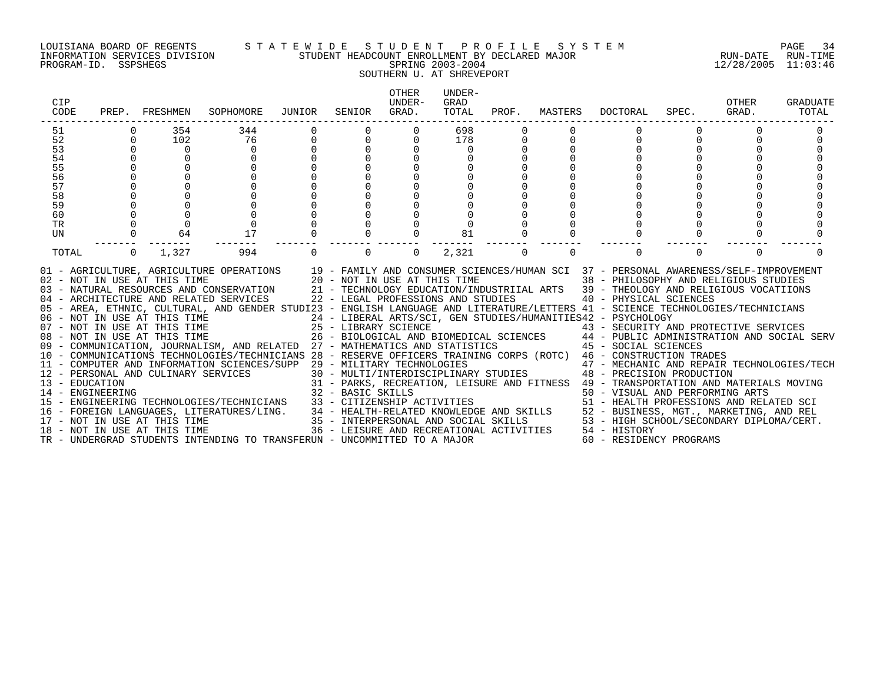LOUISIANA BOARD OF REGENTS — STATEWIDE STUDENT PROFILE SYSTEM
INFORMATION SERVICES DIVISION — STUDENT HEADCOUNT ENROLLMENT BY DECLARED MAJOR
PROGRAM-ID. SSPSHEGS — SPRING 2003-2004 — RUN-DATE 12/28/2005 RUN-TIME 11:03:46

SOUTHERN U. AT SHREVEPORT

| CIP CODE | PREP. | FRESHMEN | SOPHOMORE | JUNIOR | SENIOR | OTHER UNDER-GRAD. | UNDER-GRAD TOTAL | PROF. | MASTERS | DOCTORAL | SPEC. | OTHER GRAD. | GRADUATE TOTAL |
|---|---|---|---|---|---|---|---|---|---|---|---|---|---|
| 51 | 0 | 354 | 344 | 0 | 0 | 0 | 698 | 0 | 0 | 0 | 0 | 0 | 0 |
| 52 | 0 | 102 | 76 | 0 | 0 | 0 | 178 | 0 | 0 | 0 | 0 | 0 | 0 |
| 53 | 0 | 0 | 0 | 0 | 0 | 0 | 0 | 0 | 0 | 0 | 0 | 0 | 0 |
| 54 | 0 | 0 | 0 | 0 | 0 | 0 | 0 | 0 | 0 | 0 | 0 | 0 | 0 |
| 55 | 0 | 0 | 0 | 0 | 0 | 0 | 0 | 0 | 0 | 0 | 0 | 0 | 0 |
| 56 | 0 | 0 | 0 | 0 | 0 | 0 | 0 | 0 | 0 | 0 | 0 | 0 | 0 |
| 57 | 0 | 0 | 0 | 0 | 0 | 0 | 0 | 0 | 0 | 0 | 0 | 0 | 0 |
| 58 | 0 | 0 | 0 | 0 | 0 | 0 | 0 | 0 | 0 | 0 | 0 | 0 | 0 |
| 59 | 0 | 0 | 0 | 0 | 0 | 0 | 0 | 0 | 0 | 0 | 0 | 0 | 0 |
| 60 | 0 | 0 | 0 | 0 | 0 | 0 | 0 | 0 | 0 | 0 | 0 | 0 | 0 |
| TR | 0 | 0 | 0 | 0 | 0 | 0 | 0 | 0 | 0 | 0 | 0 | 0 | 0 |
| UN | 0 | 64 | 17 | 0 | 0 | 0 | 81 | 0 | 0 | 0 | 0 | 0 | 0 |
| TOTAL | 0 | 1,327 | 994 | 0 | 0 | 0 | 2,321 | 0 | 0 | 0 | 0 | 0 | 0 |

01 - AGRICULTURE, AGRICULTURE OPERATIONS
02 - NOT IN USE AT THIS TIME
03 - NATURAL RESOURCES AND CONSERVATION
04 - ARCHITECTURE AND RELATED SERVICES
05 - AREA, ETHNIC, CULTURAL, AND GENDER STUDI
06 - NOT IN USE AT THIS TIME
07 - NOT IN USE AT THIS TIME
08 - NOT IN USE AT THIS TIME
09 - COMMUNICATION, JOURNALISM, AND RELATED
10 - COMMUNICATIONS TECHNOLOGIES/TECHNICIANS
11 - COMPUTER AND INFORMATION SCIENCES/SUPP
12 - PERSONAL AND CULINARY SERVICES
13 - EDUCATION
14 - ENGINEERING
15 - ENGINEERING TECHNOLOGIES/TECHNICIANS
16 - FOREIGN LANGUAGES, LITERATURES/LING.
17 - NOT IN USE AT THIS TIME
18 - NOT IN USE AT THIS TIME
19 - FAMILY AND CONSUMER SCIENCES/HUMAN SCI
20 - NOT IN USE AT THIS TIME
21 - TECHNOLOGY EDUCATION/INDUSTRIIAL ARTS
22 - LEGAL PROFESSIONS AND STUDIES
23 - ENGLISH LANGUAGE AND LITERATURE/LETTERS
24 - LIBERAL ARTS/SCI, GEN STUDIES/HUMANITIES
25 - LIBRARY SCIENCE
26 - BIOLOGICAL AND BIOMEDICAL SCIENCES
27 - MATHEMATICS AND STATISTICS
28 - RESERVE OFFICERS TRAINING CORPS (ROTC)
29 - MILITARY TECHNOLOGIES
30 - MULTI/INTERDISCIPLINARY STUDIES
31 - PARKS, RECREATION, LEISURE AND FITNESS
32 - BASIC SKILLS
33 - CITIZENSHIP ACTIVITIES
34 - HEALTH-RELATED KNOWLEDGE AND SKILLS
35 - INTERPERSONAL AND SOCIAL SKILLS
36 - LEISURE AND RECREATIONAL ACTIVITIES
37 - PERSONAL AWARENESS/SELF-IMPROVEMENT
38 - PHILOSOPHY AND RELIGIOUS STUDIES
39 - THEOLOGY AND RELIGIOUS VOCATIIONS
40 - PHYSICAL SCIENCES
41 - SCIENCE TECHNOLOGIES/TECHNICIANS
42 - PSYCHOLOGY
43 - SECURITY AND PROTECTIVE SERVICES
44 - PUBLIC ADMINISTRATION AND SOCIAL SERV
45 - SOCIAL SCIENCES
46 - CONSTRUCTION TRADES
47 - MECHANIC AND REPAIR TECHNOLOGIES/TECH
48 - PRECISION PRODUCTION
49 - TRANSPORTATION AND MATERIALS MOVING
50 - VISUAL AND PERFORMING ARTS
51 - HEALTH PROFESSIONS AND RELATED SCI
52 - BUSINESS, MGT., MARKETING, AND REL
53 - HIGH SCHOOL/SECONDARY DIPLOMA/CERT.
54 - HISTORY
60 - RESIDENCY PROGRAMS
TR - UNDERGRAD STUDENTS INTENDING TO TRANSFER
UN - UNCOMMITTED TO A MAJOR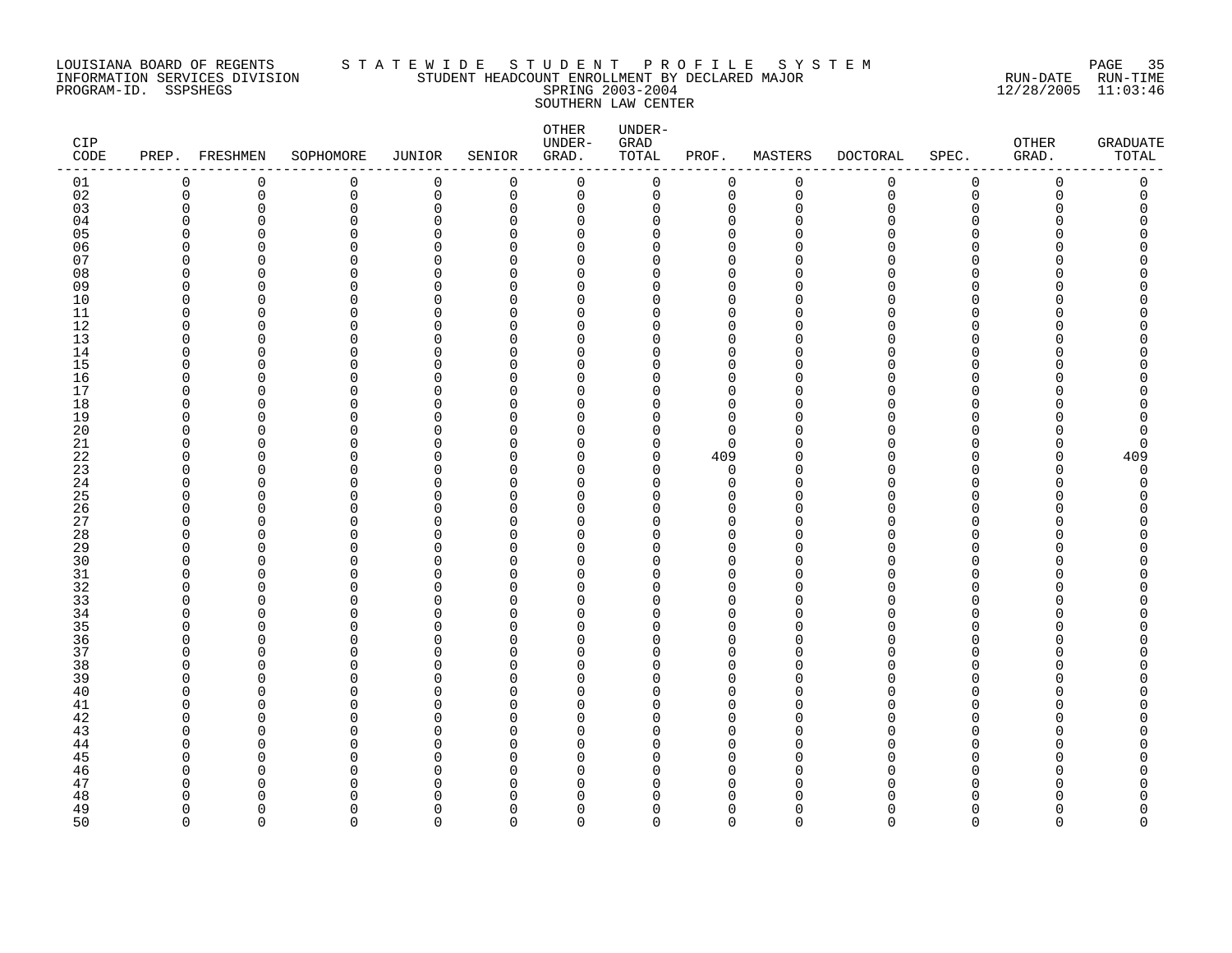LOUISIANA BOARD OF REGENTS STATEWIDE STUDENT PROFILE SYSTEM
INFORMATION SERVICES DIVISION STUDENT HEADCOUNT ENROLLMENT BY DECLARED MAJOR
PROGRAM-ID. SSPSHEGS SPRING 2003-2004
SOUTHERN LAW CENTER

RUN-DATE 12/28/2005 RUN-TIME 11:03:46

| CIP CODE | PREP. | FRESHMEN | SOPHOMORE | JUNIOR | SENIOR | OTHER UNDER-GRAD. | UNDER-GRAD TOTAL | PROF. | MASTERS | DOCTORAL | SPEC. | OTHER GRAD. | GRADUATE TOTAL |
|---|---|---|---|---|---|---|---|---|---|---|---|---|---|
| 01 | 0 | 0 | 0 | 0 | 0 | 0 | 0 | 0 | 0 | 0 | 0 | 0 | 0 |
| 02 | 0 | 0 | 0 | 0 | 0 | 0 | 0 | 0 | 0 | 0 | 0 | 0 | 0 |
| 03 | 0 | 0 | 0 | 0 | 0 | 0 | 0 | 0 | 0 | 0 | 0 | 0 | 0 |
| 04 | 0 | 0 | 0 | 0 | 0 | 0 | 0 | 0 | 0 | 0 | 0 | 0 | 0 |
| 05 | 0 | 0 | 0 | 0 | 0 | 0 | 0 | 0 | 0 | 0 | 0 | 0 | 0 |
| 06 | 0 | 0 | 0 | 0 | 0 | 0 | 0 | 0 | 0 | 0 | 0 | 0 | 0 |
| 07 | 0 | 0 | 0 | 0 | 0 | 0 | 0 | 0 | 0 | 0 | 0 | 0 | 0 |
| 08 | 0 | 0 | 0 | 0 | 0 | 0 | 0 | 0 | 0 | 0 | 0 | 0 | 0 |
| 09 | 0 | 0 | 0 | 0 | 0 | 0 | 0 | 0 | 0 | 0 | 0 | 0 | 0 |
| 10 | 0 | 0 | 0 | 0 | 0 | 0 | 0 | 0 | 0 | 0 | 0 | 0 | 0 |
| 11 | 0 | 0 | 0 | 0 | 0 | 0 | 0 | 0 | 0 | 0 | 0 | 0 | 0 |
| 12 | 0 | 0 | 0 | 0 | 0 | 0 | 0 | 0 | 0 | 0 | 0 | 0 | 0 |
| 13 | 0 | 0 | 0 | 0 | 0 | 0 | 0 | 0 | 0 | 0 | 0 | 0 | 0 |
| 14 | 0 | 0 | 0 | 0 | 0 | 0 | 0 | 0 | 0 | 0 | 0 | 0 | 0 |
| 15 | 0 | 0 | 0 | 0 | 0 | 0 | 0 | 0 | 0 | 0 | 0 | 0 | 0 |
| 16 | 0 | 0 | 0 | 0 | 0 | 0 | 0 | 0 | 0 | 0 | 0 | 0 | 0 |
| 17 | 0 | 0 | 0 | 0 | 0 | 0 | 0 | 0 | 0 | 0 | 0 | 0 | 0 |
| 18 | 0 | 0 | 0 | 0 | 0 | 0 | 0 | 0 | 0 | 0 | 0 | 0 | 0 |
| 19 | 0 | 0 | 0 | 0 | 0 | 0 | 0 | 0 | 0 | 0 | 0 | 0 | 0 |
| 20 | 0 | 0 | 0 | 0 | 0 | 0 | 0 | 0 | 0 | 0 | 0 | 0 | 0 |
| 21 | 0 | 0 | 0 | 0 | 0 | 0 | 0 | 0 | 0 | 0 | 0 | 0 | 0 |
| 22 | 0 | 0 | 0 | 0 | 0 | 0 | 0 | 409 | 0 | 0 | 0 | 0 | 409 |
| 23 | 0 | 0 | 0 | 0 | 0 | 0 | 0 | 0 | 0 | 0 | 0 | 0 | 0 |
| 24 | 0 | 0 | 0 | 0 | 0 | 0 | 0 | 0 | 0 | 0 | 0 | 0 | 0 |
| 25 | 0 | 0 | 0 | 0 | 0 | 0 | 0 | 0 | 0 | 0 | 0 | 0 | 0 |
| 26 | 0 | 0 | 0 | 0 | 0 | 0 | 0 | 0 | 0 | 0 | 0 | 0 | 0 |
| 27 | 0 | 0 | 0 | 0 | 0 | 0 | 0 | 0 | 0 | 0 | 0 | 0 | 0 |
| 28 | 0 | 0 | 0 | 0 | 0 | 0 | 0 | 0 | 0 | 0 | 0 | 0 | 0 |
| 29 | 0 | 0 | 0 | 0 | 0 | 0 | 0 | 0 | 0 | 0 | 0 | 0 | 0 |
| 30 | 0 | 0 | 0 | 0 | 0 | 0 | 0 | 0 | 0 | 0 | 0 | 0 | 0 |
| 31 | 0 | 0 | 0 | 0 | 0 | 0 | 0 | 0 | 0 | 0 | 0 | 0 | 0 |
| 32 | 0 | 0 | 0 | 0 | 0 | 0 | 0 | 0 | 0 | 0 | 0 | 0 | 0 |
| 33 | 0 | 0 | 0 | 0 | 0 | 0 | 0 | 0 | 0 | 0 | 0 | 0 | 0 |
| 34 | 0 | 0 | 0 | 0 | 0 | 0 | 0 | 0 | 0 | 0 | 0 | 0 | 0 |
| 35 | 0 | 0 | 0 | 0 | 0 | 0 | 0 | 0 | 0 | 0 | 0 | 0 | 0 |
| 36 | 0 | 0 | 0 | 0 | 0 | 0 | 0 | 0 | 0 | 0 | 0 | 0 | 0 |
| 37 | 0 | 0 | 0 | 0 | 0 | 0 | 0 | 0 | 0 | 0 | 0 | 0 | 0 |
| 38 | 0 | 0 | 0 | 0 | 0 | 0 | 0 | 0 | 0 | 0 | 0 | 0 | 0 |
| 39 | 0 | 0 | 0 | 0 | 0 | 0 | 0 | 0 | 0 | 0 | 0 | 0 | 0 |
| 40 | 0 | 0 | 0 | 0 | 0 | 0 | 0 | 0 | 0 | 0 | 0 | 0 | 0 |
| 41 | 0 | 0 | 0 | 0 | 0 | 0 | 0 | 0 | 0 | 0 | 0 | 0 | 0 |
| 42 | 0 | 0 | 0 | 0 | 0 | 0 | 0 | 0 | 0 | 0 | 0 | 0 | 0 |
| 43 | 0 | 0 | 0 | 0 | 0 | 0 | 0 | 0 | 0 | 0 | 0 | 0 | 0 |
| 44 | 0 | 0 | 0 | 0 | 0 | 0 | 0 | 0 | 0 | 0 | 0 | 0 | 0 |
| 45 | 0 | 0 | 0 | 0 | 0 | 0 | 0 | 0 | 0 | 0 | 0 | 0 | 0 |
| 46 | 0 | 0 | 0 | 0 | 0 | 0 | 0 | 0 | 0 | 0 | 0 | 0 | 0 |
| 47 | 0 | 0 | 0 | 0 | 0 | 0 | 0 | 0 | 0 | 0 | 0 | 0 | 0 |
| 48 | 0 | 0 | 0 | 0 | 0 | 0 | 0 | 0 | 0 | 0 | 0 | 0 | 0 |
| 49 | 0 | 0 | 0 | 0 | 0 | 0 | 0 | 0 | 0 | 0 | 0 | 0 | 0 |
| 50 | 0 | 0 | 0 | 0 | 0 | 0 | 0 | 0 | 0 | 0 | 0 | 0 | 0 |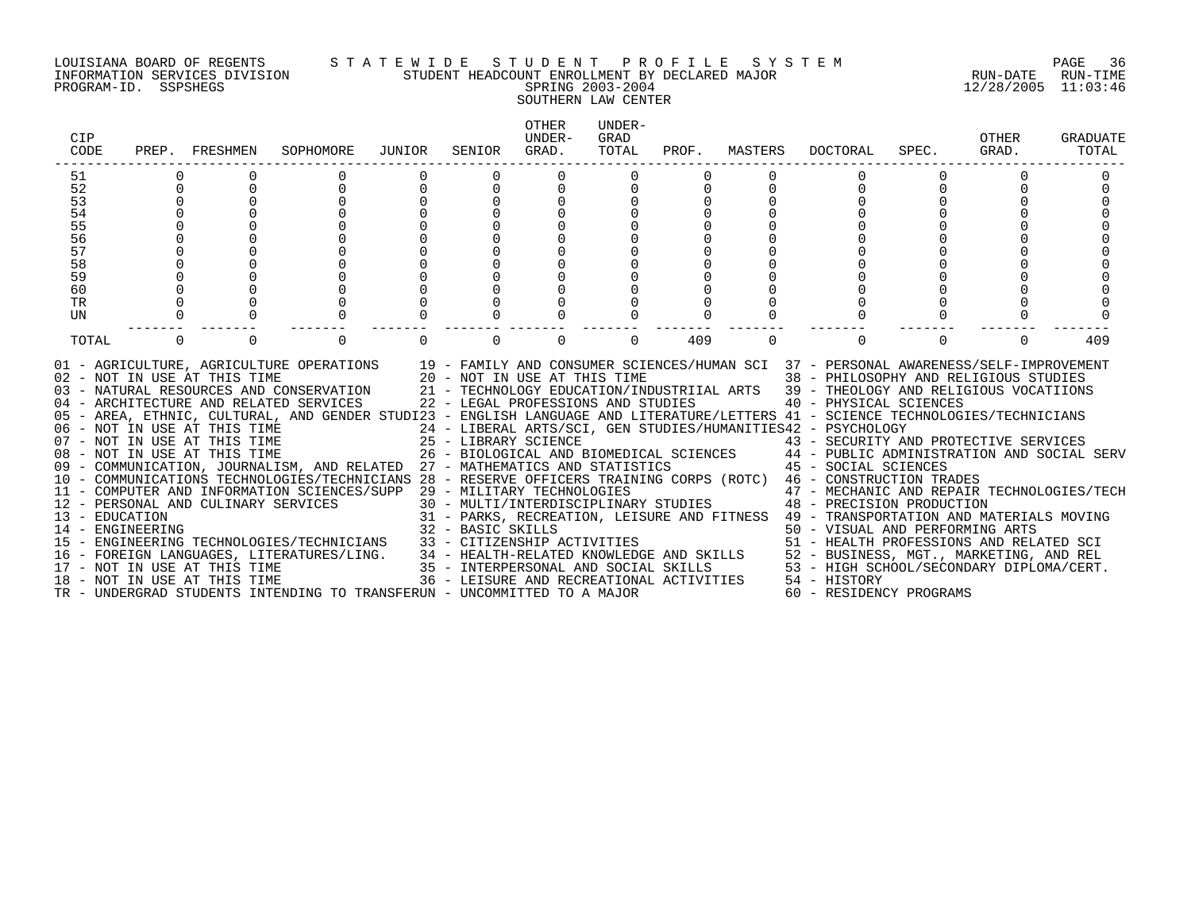LOUISIANA BOARD OF REGENTS — STATEWIDE STUDENT PROFILE SYSTEM
INFORMATION SERVICES DIVISION — STUDENT HEADCOUNT ENROLLMENT BY DECLARED MAJOR — RUN-DATE 12/28/2005 RUN-TIME 11:03:46
PROGRAM-ID. SSPSHEGS — SPRING 2003-2004

SOUTHERN LAW CENTER

| CIP CODE | PREP. | FRESHMEN | SOPHOMORE | JUNIOR | SENIOR | OTHER UNDER-GRAD. | UNDER-GRAD TOTAL | PROF. | MASTERS | DOCTORAL | SPEC. | OTHER GRAD. | GRADUATE TOTAL |
|---|---|---|---|---|---|---|---|---|---|---|---|---|---|
| 51 | 0 | 0 | 0 | 0 | 0 | 0 | 0 | 0 | 0 | 0 | 0 | 0 | 0 |
| 52 | 0 | 0 | 0 | 0 | 0 | 0 | 0 | 0 | 0 | 0 | 0 | 0 | 0 |
| 53 | 0 | 0 | 0 | 0 | 0 | 0 | 0 | 0 | 0 | 0 | 0 | 0 | 0 |
| 54 | 0 | 0 | 0 | 0 | 0 | 0 | 0 | 0 | 0 | 0 | 0 | 0 | 0 |
| 55 | 0 | 0 | 0 | 0 | 0 | 0 | 0 | 0 | 0 | 0 | 0 | 0 | 0 |
| 56 | 0 | 0 | 0 | 0 | 0 | 0 | 0 | 0 | 0 | 0 | 0 | 0 | 0 |
| 57 | 0 | 0 | 0 | 0 | 0 | 0 | 0 | 0 | 0 | 0 | 0 | 0 | 0 |
| 58 | 0 | 0 | 0 | 0 | 0 | 0 | 0 | 0 | 0 | 0 | 0 | 0 | 0 |
| 59 | 0 | 0 | 0 | 0 | 0 | 0 | 0 | 0 | 0 | 0 | 0 | 0 | 0 |
| 60 | 0 | 0 | 0 | 0 | 0 | 0 | 0 | 0 | 0 | 0 | 0 | 0 | 0 |
| TR | 0 | 0 | 0 | 0 | 0 | 0 | 0 | 0 | 0 | 0 | 0 | 0 | 0 |
| UN | 0 | 0 | 0 | 0 | 0 | 0 | 0 | 0 | 0 | 0 | 0 | 0 | 0 |
| TOTAL | 0 | 0 | 0 | 0 | 0 | 0 | 0 | 409 | 0 | 0 | 0 | 0 | 409 |

01 - AGRICULTURE, AGRICULTURE OPERATIONS
02 - NOT IN USE AT THIS TIME
03 - NATURAL RESOURCES AND CONSERVATION
04 - ARCHITECTURE AND RELATED SERVICES
05 - AREA, ETHNIC, CULTURAL, AND GENDER STUDI
06 - NOT IN USE AT THIS TIME
07 - NOT IN USE AT THIS TIME
08 - NOT IN USE AT THIS TIME
09 - COMMUNICATION, JOURNALISM, AND RELATED
10 - COMMUNICATIONS TECHNOLOGIES/TECHNICIANS
11 - COMPUTER AND INFORMATION SCIENCES/SUPP
12 - PERSONAL AND CULINARY SERVICES
13 - EDUCATION
14 - ENGINEERING
15 - ENGINEERING TECHNOLOGIES/TECHNICIANS
16 - FOREIGN LANGUAGES, LITERATURES/LING.
17 - NOT IN USE AT THIS TIME
18 - NOT IN USE AT THIS TIME
19 - FAMILY AND CONSUMER SCIENCES/HUMAN SCI
20 - NOT IN USE AT THIS TIME
21 - TECHNOLOGY EDUCATION/INDUSTRIIAL ARTS
22 - LEGAL PROFESSIONS AND STUDIES
23 - ENGLISH LANGUAGE AND LITERATURE/LETTERS
24 - LIBERAL ARTS/SCI, GEN STUDIES/HUMANITIES
25 - LIBRARY SCIENCE
26 - BIOLOGICAL AND BIOMEDICAL SCIENCES
27 - MATHEMATICS AND STATISTICS
28 - RESERVE OFFICERS TRAINING CORPS (ROTC)
29 - MILITARY TECHNOLOGIES
30 - MULTI/INTERDISCIPLINARY STUDIES
31 - PARKS, RECREATION, LEISURE AND FITNESS
32 - BASIC SKILLS
33 - CITIZENSHIP ACTIVITIES
34 - HEALTH-RELATED KNOWLEDGE AND SKILLS
35 - INTERPERSONAL AND SOCIAL SKILLS
36 - LEISURE AND RECREATIONAL ACTIVITIES
37 - PERSONAL AWARENESS/SELF-IMPROVEMENT
38 - PHILOSOPHY AND RELIGIOUS STUDIES
39 - THEOLOGY AND RELIGIOUS VOCATIIONS
40 - PHYSICAL SCIENCES
41 - SCIENCE TECHNOLOGIES/TECHNICIANS
42 - PSYCHOLOGY
43 - SECURITY AND PROTECTIVE SERVICES
44 - PUBLIC ADMINISTRATION AND SOCIAL SERV
45 - SOCIAL SCIENCES
46 - CONSTRUCTION TRADES
47 - MECHANIC AND REPAIR TECHNOLOGIES/TECH
48 - PRECISION PRODUCTION
49 - TRANSPORTATION AND MATERIALS MOVING
50 - VISUAL AND PERFORMING ARTS
51 - HEALTH PROFESSIONS AND RELATED SCI
52 - BUSINESS, MGT., MARKETING, AND REL
53 - HIGH SCHOOL/SECONDARY DIPLOMA/CERT.
54 - HISTORY
60 - RESIDENCY PROGRAMS
TR - UNDERGRAD STUDENTS INTENDING TO TRANSFER
UN - UNCOMMITTED TO A MAJOR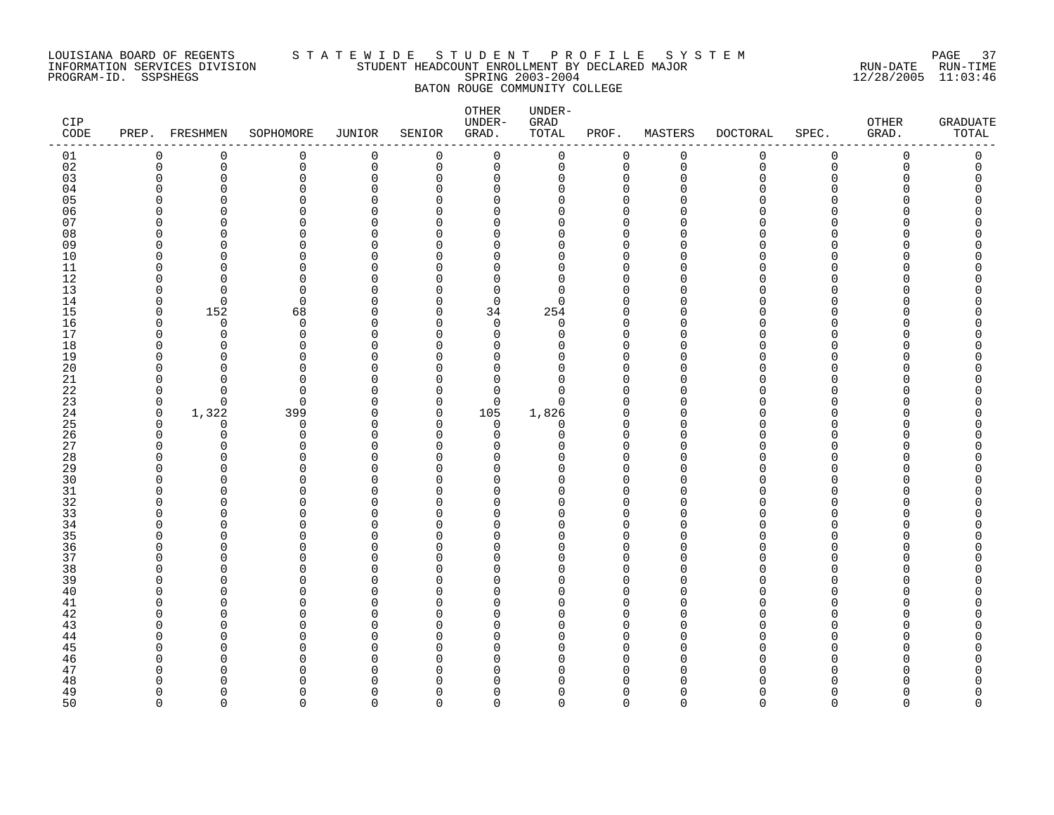LOUISIANA BOARD OF REGENTS S T A T E W I D E S T U D E N T P R O F I L E S Y S T E M
INFORMATION SERVICES DIVISION STUDENT HEADCOUNT ENROLLMENT BY DECLARED MAJOR RUN-DATE RUN-TIME
PROGRAM-ID. SSPSHEGS SPRING 2003-2004 12/28/2005 11:03:46
BATON ROUGE COMMUNITY COLLEGE

| CIP CODE | PREP. | FRESHMEN | SOPHOMORE | JUNIOR | SENIOR | OTHER UNDER-GRAD. | UNDER-GRAD TOTAL | PROF. | MASTERS | DOCTORAL | SPEC. | OTHER GRAD. | GRADUATE TOTAL |
|---|---|---|---|---|---|---|---|---|---|---|---|---|---|
| 01 | 0 | 0 | 0 | 0 | 0 | 0 | 0 | 0 | 0 | 0 | 0 | 0 | 0 |
| 02 | 0 | 0 | 0 | 0 | 0 | 0 | 0 | 0 | 0 | 0 | 0 | 0 | 0 |
| 03 | 0 | 0 | 0 | 0 | 0 | 0 | 0 | 0 | 0 | 0 | 0 | 0 | 0 |
| 04 | 0 | 0 | 0 | 0 | 0 | 0 | 0 | 0 | 0 | 0 | 0 | 0 | 0 |
| 05 | 0 | 0 | 0 | 0 | 0 | 0 | 0 | 0 | 0 | 0 | 0 | 0 | 0 |
| 06 | 0 | 0 | 0 | 0 | 0 | 0 | 0 | 0 | 0 | 0 | 0 | 0 | 0 |
| 07 | 0 | 0 | 0 | 0 | 0 | 0 | 0 | 0 | 0 | 0 | 0 | 0 | 0 |
| 08 | 0 | 0 | 0 | 0 | 0 | 0 | 0 | 0 | 0 | 0 | 0 | 0 | 0 |
| 09 | 0 | 0 | 0 | 0 | 0 | 0 | 0 | 0 | 0 | 0 | 0 | 0 | 0 |
| 10 | 0 | 0 | 0 | 0 | 0 | 0 | 0 | 0 | 0 | 0 | 0 | 0 | 0 |
| 11 | 0 | 0 | 0 | 0 | 0 | 0 | 0 | 0 | 0 | 0 | 0 | 0 | 0 |
| 12 | 0 | 0 | 0 | 0 | 0 | 0 | 0 | 0 | 0 | 0 | 0 | 0 | 0 |
| 13 | 0 | 0 | 0 | 0 | 0 | 0 | 0 | 0 | 0 | 0 | 0 | 0 | 0 |
| 14 | 0 | 0 | 0 | 0 | 0 | 0 | 0 | 0 | 0 | 0 | 0 | 0 | 0 |
| 15 | 0 | 152 | 68 | 0 | 0 | 34 | 254 | 0 | 0 | 0 | 0 | 0 | 0 |
| 16 | 0 | 0 | 0 | 0 | 0 | 0 | 0 | 0 | 0 | 0 | 0 | 0 | 0 |
| 17 | 0 | 0 | 0 | 0 | 0 | 0 | 0 | 0 | 0 | 0 | 0 | 0 | 0 |
| 18 | 0 | 0 | 0 | 0 | 0 | 0 | 0 | 0 | 0 | 0 | 0 | 0 | 0 |
| 19 | 0 | 0 | 0 | 0 | 0 | 0 | 0 | 0 | 0 | 0 | 0 | 0 | 0 |
| 20 | 0 | 0 | 0 | 0 | 0 | 0 | 0 | 0 | 0 | 0 | 0 | 0 | 0 |
| 21 | 0 | 0 | 0 | 0 | 0 | 0 | 0 | 0 | 0 | 0 | 0 | 0 | 0 |
| 22 | 0 | 0 | 0 | 0 | 0 | 0 | 0 | 0 | 0 | 0 | 0 | 0 | 0 |
| 23 | 0 | 0 | 0 | 0 | 0 | 0 | 0 | 0 | 0 | 0 | 0 | 0 | 0 |
| 24 | 0 | 1,322 | 399 | 0 | 0 | 105 | 1,826 | 0 | 0 | 0 | 0 | 0 | 0 |
| 25 | 0 | 0 | 0 | 0 | 0 | 0 | 0 | 0 | 0 | 0 | 0 | 0 | 0 |
| 26 | 0 | 0 | 0 | 0 | 0 | 0 | 0 | 0 | 0 | 0 | 0 | 0 | 0 |
| 27 | 0 | 0 | 0 | 0 | 0 | 0 | 0 | 0 | 0 | 0 | 0 | 0 | 0 |
| 28 | 0 | 0 | 0 | 0 | 0 | 0 | 0 | 0 | 0 | 0 | 0 | 0 | 0 |
| 29 | 0 | 0 | 0 | 0 | 0 | 0 | 0 | 0 | 0 | 0 | 0 | 0 | 0 |
| 30 | 0 | 0 | 0 | 0 | 0 | 0 | 0 | 0 | 0 | 0 | 0 | 0 | 0 |
| 31 | 0 | 0 | 0 | 0 | 0 | 0 | 0 | 0 | 0 | 0 | 0 | 0 | 0 |
| 32 | 0 | 0 | 0 | 0 | 0 | 0 | 0 | 0 | 0 | 0 | 0 | 0 | 0 |
| 33 | 0 | 0 | 0 | 0 | 0 | 0 | 0 | 0 | 0 | 0 | 0 | 0 | 0 |
| 34 | 0 | 0 | 0 | 0 | 0 | 0 | 0 | 0 | 0 | 0 | 0 | 0 | 0 |
| 35 | 0 | 0 | 0 | 0 | 0 | 0 | 0 | 0 | 0 | 0 | 0 | 0 | 0 |
| 36 | 0 | 0 | 0 | 0 | 0 | 0 | 0 | 0 | 0 | 0 | 0 | 0 | 0 |
| 37 | 0 | 0 | 0 | 0 | 0 | 0 | 0 | 0 | 0 | 0 | 0 | 0 | 0 |
| 38 | 0 | 0 | 0 | 0 | 0 | 0 | 0 | 0 | 0 | 0 | 0 | 0 | 0 |
| 39 | 0 | 0 | 0 | 0 | 0 | 0 | 0 | 0 | 0 | 0 | 0 | 0 | 0 |
| 40 | 0 | 0 | 0 | 0 | 0 | 0 | 0 | 0 | 0 | 0 | 0 | 0 | 0 |
| 41 | 0 | 0 | 0 | 0 | 0 | 0 | 0 | 0 | 0 | 0 | 0 | 0 | 0 |
| 42 | 0 | 0 | 0 | 0 | 0 | 0 | 0 | 0 | 0 | 0 | 0 | 0 | 0 |
| 43 | 0 | 0 | 0 | 0 | 0 | 0 | 0 | 0 | 0 | 0 | 0 | 0 | 0 |
| 44 | 0 | 0 | 0 | 0 | 0 | 0 | 0 | 0 | 0 | 0 | 0 | 0 | 0 |
| 45 | 0 | 0 | 0 | 0 | 0 | 0 | 0 | 0 | 0 | 0 | 0 | 0 | 0 |
| 46 | 0 | 0 | 0 | 0 | 0 | 0 | 0 | 0 | 0 | 0 | 0 | 0 | 0 |
| 47 | 0 | 0 | 0 | 0 | 0 | 0 | 0 | 0 | 0 | 0 | 0 | 0 | 0 |
| 48 | 0 | 0 | 0 | 0 | 0 | 0 | 0 | 0 | 0 | 0 | 0 | 0 | 0 |
| 49 | 0 | 0 | 0 | 0 | 0 | 0 | 0 | 0 | 0 | 0 | 0 | 0 | 0 |
| 50 | 0 | 0 | 0 | 0 | 0 | 0 | 0 | 0 | 0 | 0 | 0 | 0 | 0 |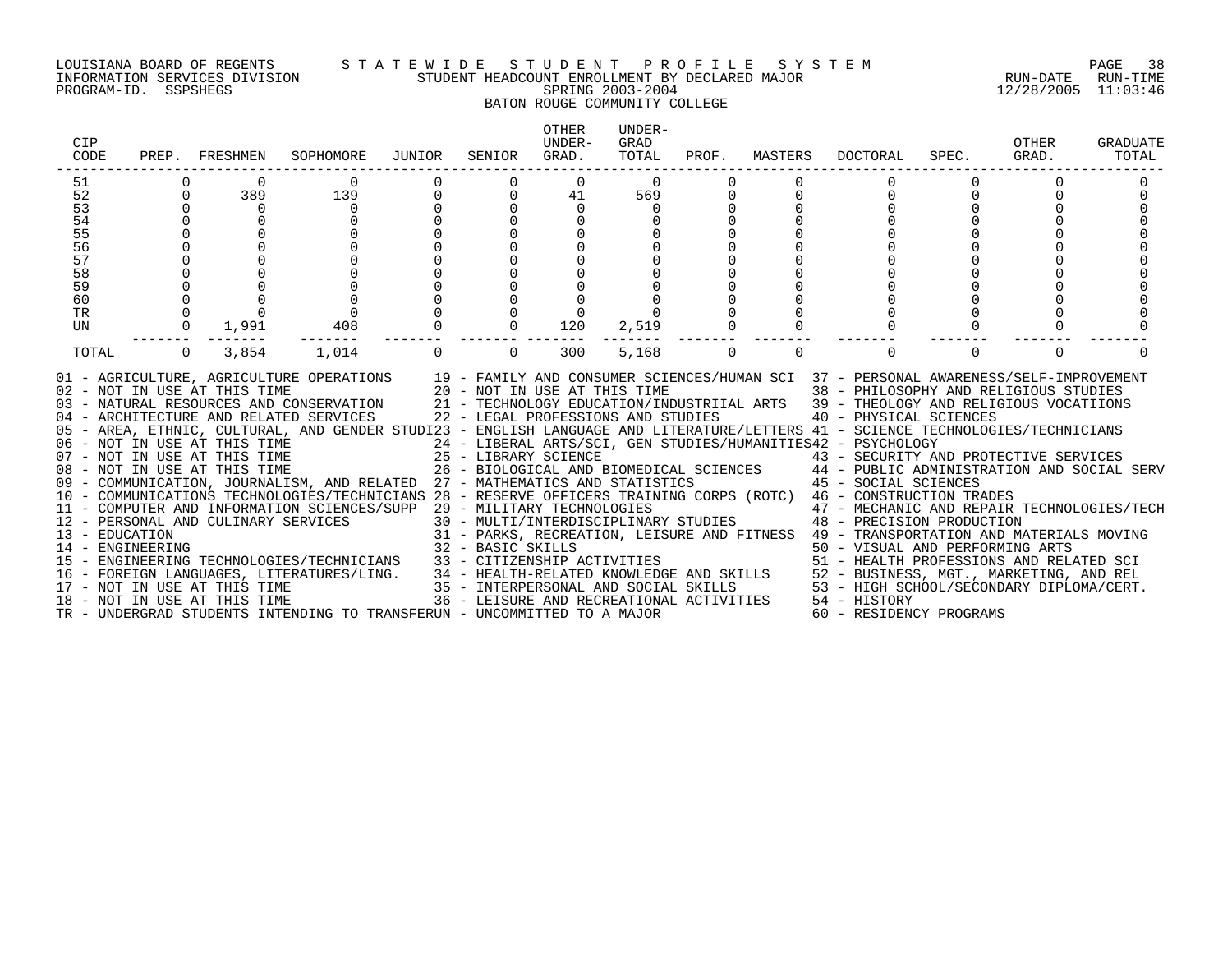LOUISIANA BOARD OF REGENTS — STATEWIDE STUDENT PROFILE SYSTEM
INFORMATION SERVICES DIVISION — STUDENT HEADCOUNT ENROLLMENT BY DECLARED MAJOR — RUN-DATE 12/28/2005 RUN-TIME 11:03:46
PROGRAM-ID. SSPSHEGS — SPRING 2003-2004

BATON ROUGE COMMUNITY COLLEGE

| CIP CODE | PREP. | FRESHMEN | SOPHOMORE | JUNIOR | SENIOR | OTHER UNDER-GRAD. | UNDER-GRAD TOTAL | PROF. | MASTERS | DOCTORAL | SPEC. | OTHER GRAD. | GRADUATE TOTAL |
|---|---|---|---|---|---|---|---|---|---|---|---|---|---|
| 51 | 0 | 0 | 0 | 0 | 0 | 0 | 0 | 0 | 0 | 0 | 0 | 0 | 0 |
| 52 | 0 | 389 | 139 | 0 | 0 | 41 | 569 | 0 | 0 | 0 | 0 | 0 | 0 |
| 53 | 0 | 0 | 0 | 0 | 0 | 0 | 0 | 0 | 0 | 0 | 0 | 0 | 0 |
| 54 | 0 | 0 | 0 | 0 | 0 | 0 | 0 | 0 | 0 | 0 | 0 | 0 | 0 |
| 55 | 0 | 0 | 0 | 0 | 0 | 0 | 0 | 0 | 0 | 0 | 0 | 0 | 0 |
| 56 | 0 | 0 | 0 | 0 | 0 | 0 | 0 | 0 | 0 | 0 | 0 | 0 | 0 |
| 57 | 0 | 0 | 0 | 0 | 0 | 0 | 0 | 0 | 0 | 0 | 0 | 0 | 0 |
| 58 | 0 | 0 | 0 | 0 | 0 | 0 | 0 | 0 | 0 | 0 | 0 | 0 | 0 |
| 59 | 0 | 0 | 0 | 0 | 0 | 0 | 0 | 0 | 0 | 0 | 0 | 0 | 0 |
| 60 | 0 | 0 | 0 | 0 | 0 | 0 | 0 | 0 | 0 | 0 | 0 | 0 | 0 |
| TR | 0 | 0 | 0 | 0 | 0 | 0 | 0 | 0 | 0 | 0 | 0 | 0 | 0 |
| UN | 0 | 1,991 | 408 | 0 | 0 | 120 | 2,519 | 0 | 0 | 0 | 0 | 0 | 0 |
| TOTAL | 0 | 3,854 | 1,014 | 0 | 0 | 300 | 5,168 | 0 | 0 | 0 | 0 | 0 | 0 |

01 - AGRICULTURE, AGRICULTURE OPERATIONS
02 - NOT IN USE AT THIS TIME
03 - NATURAL RESOURCES AND CONSERVATION
04 - ARCHITECTURE AND RELATED SERVICES
05 - AREA, ETHNIC, CULTURAL, AND GENDER STUDI
06 - NOT IN USE AT THIS TIME
07 - NOT IN USE AT THIS TIME
08 - NOT IN USE AT THIS TIME
09 - COMMUNICATION, JOURNALISM, AND RELATED
10 - COMMUNICATIONS TECHNOLOGIES/TECHNICIANS
11 - COMPUTER AND INFORMATION SCIENCES/SUPP
12 - PERSONAL AND CULINARY SERVICES
13 - EDUCATION
14 - ENGINEERING
15 - ENGINEERING TECHNOLOGIES/TECHNICIANS
16 - FOREIGN LANGUAGES, LITERATURES/LING.
17 - NOT IN USE AT THIS TIME
18 - NOT IN USE AT THIS TIME
19 - FAMILY AND CONSUMER SCIENCES/HUMAN SCI
20 - NOT IN USE AT THIS TIME
21 - TECHNOLOGY EDUCATION/INDUSTRIIAL ARTS
22 - LEGAL PROFESSIONS AND STUDIES
23 - ENGLISH LANGUAGE AND LITERATURE/LETTERS
24 - LIBERAL ARTS/SCI, GEN STUDIES/HUMANITIES
25 - LIBRARY SCIENCE
26 - BIOLOGICAL AND BIOMEDICAL SCIENCES
27 - MATHEMATICS AND STATISTICS
28 - RESERVE OFFICERS TRAINING CORPS (ROTC)
29 - MILITARY TECHNOLOGIES
30 - MULTI/INTERDISCIPLINARY STUDIES
31 - PARKS, RECREATION, LEISURE AND FITNESS
32 - BASIC SKILLS
33 - CITIZENSHIP ACTIVITIES
34 - HEALTH-RELATED KNOWLEDGE AND SKILLS
35 - INTERPERSONAL AND SOCIAL SKILLS
36 - LEISURE AND RECREATIONAL ACTIVITIES
37 - PERSONAL AWARENESS/SELF-IMPROVEMENT
38 - PHILOSOPHY AND RELIGIOUS STUDIES
39 - THEOLOGY AND RELIGIOUS VOCATIIONS
40 - PHYSICAL SCIENCES
41 - SCIENCE TECHNOLOGIES/TECHNICIANS
42 - PSYCHOLOGY
43 - SECURITY AND PROTECTIVE SERVICES
44 - PUBLIC ADMINISTRATION AND SOCIAL SERV
45 - SOCIAL SCIENCES
46 - CONSTRUCTION TRADES
47 - MECHANIC AND REPAIR TECHNOLOGIES/TECH
48 - PRECISION PRODUCTION
49 - TRANSPORTATION AND MATERIALS MOVING
50 - VISUAL AND PERFORMING ARTS
51 - HEALTH PROFESSIONS AND RELATED SCI
52 - BUSINESS, MGT., MARKETING, AND REL
53 - HIGH SCHOOL/SECONDARY DIPLOMA/CERT.
54 - HISTORY
60 - RESIDENCY PROGRAMS
TR - UNDERGRAD STUDENTS INTENDING TO TRANSFER
UN - UNCOMMITTED TO A MAJOR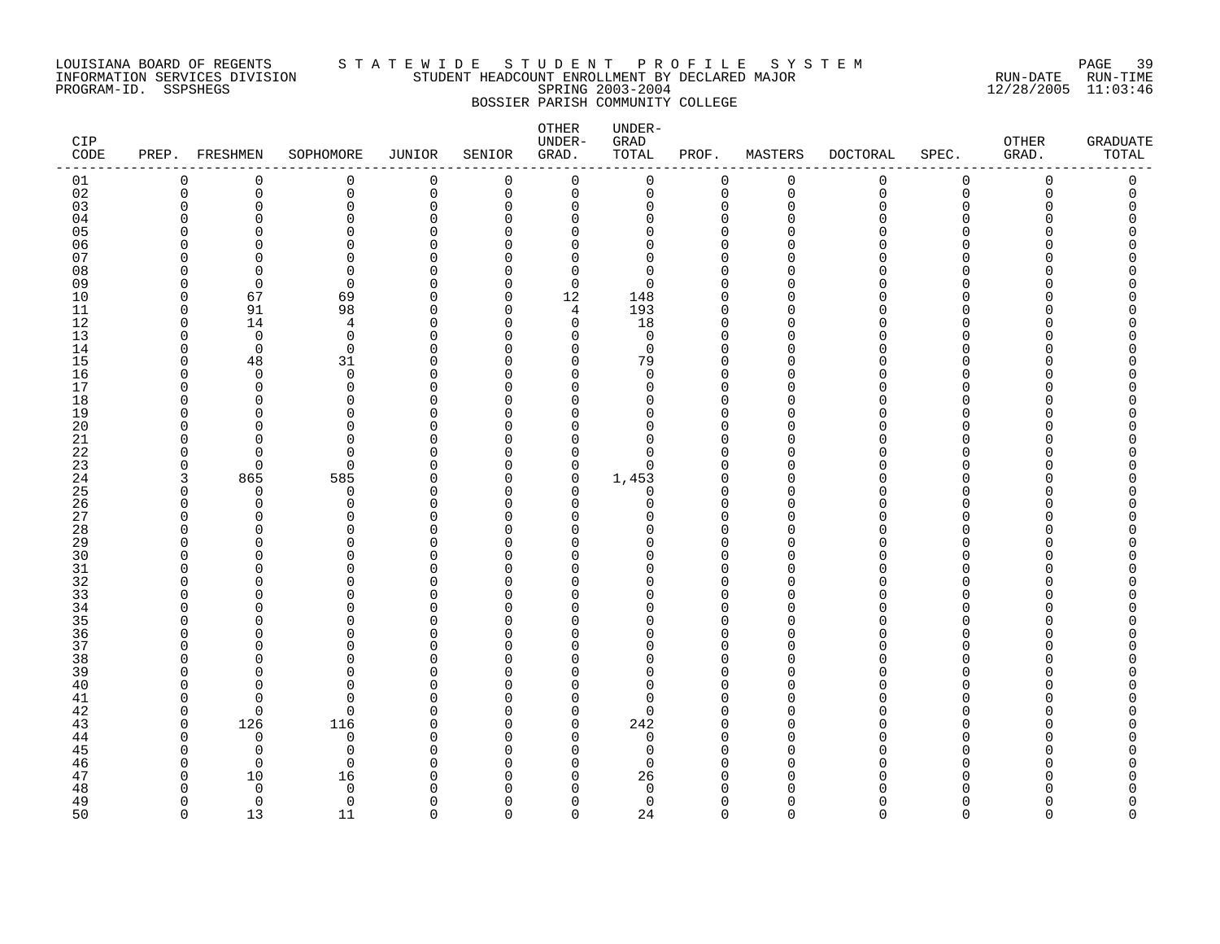LOUISIANA BOARD OF REGENTS
INFORMATION SERVICES DIVISION
PROGRAM-ID. SSPSHEGS

# STATEWIDE STUDENT PROFILE SYSTEM
## STUDENT HEADCOUNT ENROLLMENT BY DECLARED MAJOR
## SPRING 2003-2004
## BOSSIER PARISH COMMUNITY COLLEGE

RUN-DATE 12/28/2005 RUN-TIME 11:03:46

| CIP CODE | PREP. | FRESHMEN | SOPHOMORE | JUNIOR | SENIOR | OTHER UNDER-GRAD. | UNDER-GRAD TOTAL | PROF. | MASTERS | DOCTORAL | SPEC. | OTHER GRAD. | GRADUATE TOTAL |
|---|---|---|---|---|---|---|---|---|---|---|---|---|---|
| 01 | 0 | 0 | 0 | 0 | 0 | 0 | 0 | 0 | 0 | 0 | 0 | 0 | 0 |
| 02 | 0 | 0 | 0 | 0 | 0 | 0 | 0 | 0 | 0 | 0 | 0 | 0 | 0 |
| 03 | 0 | 0 | 0 | 0 | 0 | 0 | 0 | 0 | 0 | 0 | 0 | 0 | 0 |
| 04 | 0 | 0 | 0 | 0 | 0 | 0 | 0 | 0 | 0 | 0 | 0 | 0 | 0 |
| 05 | 0 | 0 | 0 | 0 | 0 | 0 | 0 | 0 | 0 | 0 | 0 | 0 | 0 |
| 06 | 0 | 0 | 0 | 0 | 0 | 0 | 0 | 0 | 0 | 0 | 0 | 0 | 0 |
| 07 | 0 | 0 | 0 | 0 | 0 | 0 | 0 | 0 | 0 | 0 | 0 | 0 | 0 |
| 08 | 0 | 0 | 0 | 0 | 0 | 0 | 0 | 0 | 0 | 0 | 0 | 0 | 0 |
| 09 | 0 | 0 | 0 | 0 | 0 | 0 | 0 | 0 | 0 | 0 | 0 | 0 | 0 |
| 10 | 0 | 67 | 69 | 0 | 0 | 12 | 148 | 0 | 0 | 0 | 0 | 0 | 0 |
| 11 | 0 | 91 | 98 | 0 | 0 | 4 | 193 | 0 | 0 | 0 | 0 | 0 | 0 |
| 12 | 0 | 14 | 4 | 0 | 0 | 0 | 18 | 0 | 0 | 0 | 0 | 0 | 0 |
| 13 | 0 | 0 | 0 | 0 | 0 | 0 | 0 | 0 | 0 | 0 | 0 | 0 | 0 |
| 14 | 0 | 0 | 0 | 0 | 0 | 0 | 0 | 0 | 0 | 0 | 0 | 0 | 0 |
| 15 | 0 | 48 | 31 | 0 | 0 | 0 | 79 | 0 | 0 | 0 | 0 | 0 | 0 |
| 16 | 0 | 0 | 0 | 0 | 0 | 0 | 0 | 0 | 0 | 0 | 0 | 0 | 0 |
| 17 | 0 | 0 | 0 | 0 | 0 | 0 | 0 | 0 | 0 | 0 | 0 | 0 | 0 |
| 18 | 0 | 0 | 0 | 0 | 0 | 0 | 0 | 0 | 0 | 0 | 0 | 0 | 0 |
| 19 | 0 | 0 | 0 | 0 | 0 | 0 | 0 | 0 | 0 | 0 | 0 | 0 | 0 |
| 20 | 0 | 0 | 0 | 0 | 0 | 0 | 0 | 0 | 0 | 0 | 0 | 0 | 0 |
| 21 | 0 | 0 | 0 | 0 | 0 | 0 | 0 | 0 | 0 | 0 | 0 | 0 | 0 |
| 22 | 0 | 0 | 0 | 0 | 0 | 0 | 0 | 0 | 0 | 0 | 0 | 0 | 0 |
| 23 | 0 | 0 | 0 | 0 | 0 | 0 | 0 | 0 | 0 | 0 | 0 | 0 | 0 |
| 24 | 3 | 865 | 585 | 0 | 0 | 0 | 1,453 | 0 | 0 | 0 | 0 | 0 | 0 |
| 25 | 0 | 0 | 0 | 0 | 0 | 0 | 0 | 0 | 0 | 0 | 0 | 0 | 0 |
| 26 | 0 | 0 | 0 | 0 | 0 | 0 | 0 | 0 | 0 | 0 | 0 | 0 | 0 |
| 27 | 0 | 0 | 0 | 0 | 0 | 0 | 0 | 0 | 0 | 0 | 0 | 0 | 0 |
| 28 | 0 | 0 | 0 | 0 | 0 | 0 | 0 | 0 | 0 | 0 | 0 | 0 | 0 |
| 29 | 0 | 0 | 0 | 0 | 0 | 0 | 0 | 0 | 0 | 0 | 0 | 0 | 0 |
| 30 | 0 | 0 | 0 | 0 | 0 | 0 | 0 | 0 | 0 | 0 | 0 | 0 | 0 |
| 31 | 0 | 0 | 0 | 0 | 0 | 0 | 0 | 0 | 0 | 0 | 0 | 0 | 0 |
| 32 | 0 | 0 | 0 | 0 | 0 | 0 | 0 | 0 | 0 | 0 | 0 | 0 | 0 |
| 33 | 0 | 0 | 0 | 0 | 0 | 0 | 0 | 0 | 0 | 0 | 0 | 0 | 0 |
| 34 | 0 | 0 | 0 | 0 | 0 | 0 | 0 | 0 | 0 | 0 | 0 | 0 | 0 |
| 35 | 0 | 0 | 0 | 0 | 0 | 0 | 0 | 0 | 0 | 0 | 0 | 0 | 0 |
| 36 | 0 | 0 | 0 | 0 | 0 | 0 | 0 | 0 | 0 | 0 | 0 | 0 | 0 |
| 37 | 0 | 0 | 0 | 0 | 0 | 0 | 0 | 0 | 0 | 0 | 0 | 0 | 0 |
| 38 | 0 | 0 | 0 | 0 | 0 | 0 | 0 | 0 | 0 | 0 | 0 | 0 | 0 |
| 39 | 0 | 0 | 0 | 0 | 0 | 0 | 0 | 0 | 0 | 0 | 0 | 0 | 0 |
| 40 | 0 | 0 | 0 | 0 | 0 | 0 | 0 | 0 | 0 | 0 | 0 | 0 | 0 |
| 41 | 0 | 0 | 0 | 0 | 0 | 0 | 0 | 0 | 0 | 0 | 0 | 0 | 0 |
| 42 | 0 | 0 | 0 | 0 | 0 | 0 | 0 | 0 | 0 | 0 | 0 | 0 | 0 |
| 43 | 0 | 126 | 116 | 0 | 0 | 0 | 242 | 0 | 0 | 0 | 0 | 0 | 0 |
| 44 | 0 | 0 | 0 | 0 | 0 | 0 | 0 | 0 | 0 | 0 | 0 | 0 | 0 |
| 45 | 0 | 0 | 0 | 0 | 0 | 0 | 0 | 0 | 0 | 0 | 0 | 0 | 0 |
| 46 | 0 | 0 | 0 | 0 | 0 | 0 | 0 | 0 | 0 | 0 | 0 | 0 | 0 |
| 47 | 0 | 10 | 16 | 0 | 0 | 0 | 26 | 0 | 0 | 0 | 0 | 0 | 0 |
| 48 | 0 | 0 | 0 | 0 | 0 | 0 | 0 | 0 | 0 | 0 | 0 | 0 | 0 |
| 49 | 0 | 0 | 0 | 0 | 0 | 0 | 0 | 0 | 0 | 0 | 0 | 0 | 0 |
| 50 | 0 | 13 | 11 | 0 | 0 | 0 | 24 | 0 | 0 | 0 | 0 | 0 | 0 |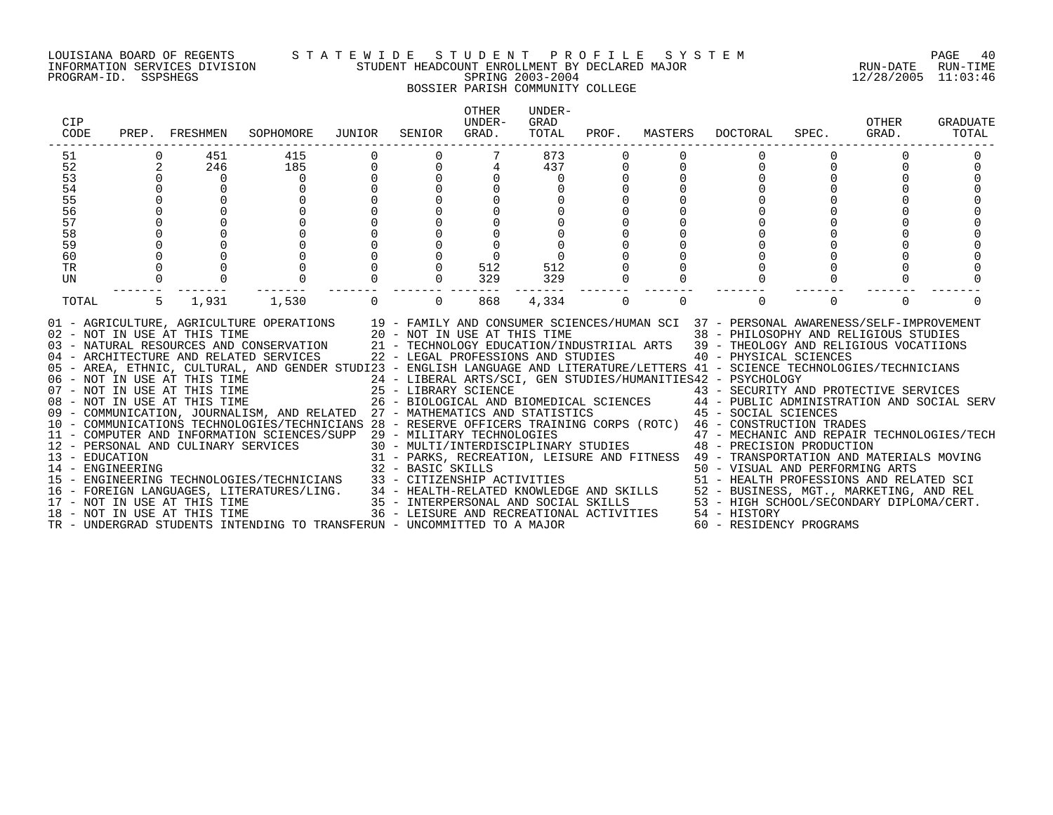LOUISIANA BOARD OF REGENTS — STATEWIDE STUDENT PROFILE SYSTEM
INFORMATION SERVICES DIVISION — STUDENT HEADCOUNT ENROLLMENT BY DECLARED MAJOR — RUN-DATE 12/28/2005 RUN-TIME 11:03:46
PROGRAM-ID. SSPSHEGS — SPRING 2003-2004

## BOSSIER PARISH COMMUNITY COLLEGE

| CIP CODE | PREP. | FRESHMEN | SOPHOMORE | JUNIOR | SENIOR | OTHER UNDER-GRAD. | UNDER-GRAD TOTAL | PROF. | MASTERS | DOCTORAL | SPEC. | OTHER GRAD. | GRADUATE TOTAL |
|---|---|---|---|---|---|---|---|---|---|---|---|---|---|
| 51 | 0 | 451 | 415 | 0 | 0 | 7 | 873 | 0 | 0 | 0 | 0 | 0 | 0 |
| 52 | 2 | 246 | 185 | 0 | 0 | 4 | 437 | 0 | 0 | 0 | 0 | 0 | 0 |
| 53 | 0 | 0 | 0 | 0 | 0 | 0 | 0 | 0 | 0 | 0 | 0 | 0 | 0 |
| 54 | 0 | 0 | 0 | 0 | 0 | 0 | 0 | 0 | 0 | 0 | 0 | 0 | 0 |
| 55 | 0 | 0 | 0 | 0 | 0 | 0 | 0 | 0 | 0 | 0 | 0 | 0 | 0 |
| 56 | 0 | 0 | 0 | 0 | 0 | 0 | 0 | 0 | 0 | 0 | 0 | 0 | 0 |
| 57 | 0 | 0 | 0 | 0 | 0 | 0 | 0 | 0 | 0 | 0 | 0 | 0 | 0 |
| 58 | 0 | 0 | 0 | 0 | 0 | 0 | 0 | 0 | 0 | 0 | 0 | 0 | 0 |
| 59 | 0 | 0 | 0 | 0 | 0 | 0 | 0 | 0 | 0 | 0 | 0 | 0 | 0 |
| 60 | 0 | 0 | 0 | 0 | 0 | 0 | 0 | 0 | 0 | 0 | 0 | 0 | 0 |
| TR | 0 | 0 | 0 | 0 | 0 | 512 | 512 | 0 | 0 | 0 | 0 | 0 | 0 |
| UN | 0 | 0 | 0 | 0 | 0 | 329 | 329 | 0 | 0 | 0 | 0 | 0 | 0 |
| TOTAL | 5 | 1,931 | 1,530 | 0 | 0 | 868 | 4,334 | 0 | 0 | 0 | 0 | 0 | 0 |

01 - AGRICULTURE, AGRICULTURE OPERATIONS
02 - NOT IN USE AT THIS TIME
03 - NATURAL RESOURCES AND CONSERVATION
04 - ARCHITECTURE AND RELATED SERVICES
05 - AREA, ETHNIC, CULTURAL, AND GENDER STUDI
06 - NOT IN USE AT THIS TIME
07 - NOT IN USE AT THIS TIME
08 - NOT IN USE AT THIS TIME
09 - COMMUNICATION, JOURNALISM, AND RELATED
10 - COMMUNICATIONS TECHNOLOGIES/TECHNICIANS
11 - COMPUTER AND INFORMATION SCIENCES/SUPP
12 - PERSONAL AND CULINARY SERVICES
13 - EDUCATION
14 - ENGINEERING
15 - ENGINEERING TECHNOLOGIES/TECHNICIANS
16 - FOREIGN LANGUAGES, LITERATURES/LING.
17 - NOT IN USE AT THIS TIME
18 - NOT IN USE AT THIS TIME
19 - FAMILY AND CONSUMER SCIENCES/HUMAN SCI
20 - NOT IN USE AT THIS TIME
21 - TECHNOLOGY EDUCATION/INDUSTRIIAL ARTS
22 - LEGAL PROFESSIONS AND STUDIES
23 - ENGLISH LANGUAGE AND LITERATURE/LETTERS
24 - LIBERAL ARTS/SCI, GEN STUDIES/HUMANITIES
25 - LIBRARY SCIENCE
26 - BIOLOGICAL AND BIOMEDICAL SCIENCES
27 - MATHEMATICS AND STATISTICS
28 - RESERVE OFFICERS TRAINING CORPS (ROTC)
29 - MILITARY TECHNOLOGIES
30 - MULTI/INTERDISCIPLINARY STUDIES
31 - PARKS, RECREATION, LEISURE AND FITNESS
32 - BASIC SKILLS
33 - CITIZENSHIP ACTIVITIES
34 - HEALTH-RELATED KNOWLEDGE AND SKILLS
35 - INTERPERSONAL AND SOCIAL SKILLS
36 - LEISURE AND RECREATIONAL ACTIVITIES
37 - PERSONAL AWARENESS/SELF-IMPROVEMENT
38 - PHILOSOPHY AND RELIGIOUS STUDIES
39 - THEOLOGY AND RELIGIOUS VOCATIIONS
40 - PHYSICAL SCIENCES
41 - SCIENCE TECHNOLOGIES/TECHNICIANS
42 - PSYCHOLOGY
43 - SECURITY AND PROTECTIVE SERVICES
44 - PUBLIC ADMINISTRATION AND SOCIAL SERV
45 - SOCIAL SCIENCES
46 - CONSTRUCTION TRADES
47 - MECHANIC AND REPAIR TECHNOLOGIES/TECH
48 - PRECISION PRODUCTION
49 - TRANSPORTATION AND MATERIALS MOVING
50 - VISUAL AND PERFORMING ARTS
51 - HEALTH PROFESSIONS AND RELATED SCI
52 - BUSINESS, MGT., MARKETING, AND REL
53 - HIGH SCHOOL/SECONDARY DIPLOMA/CERT.
54 - HISTORY
60 - RESIDENCY PROGRAMS
TR - UNDERGRAD STUDENTS INTENDING TO TRANSFER
UN - UNCOMMITTED TO A MAJOR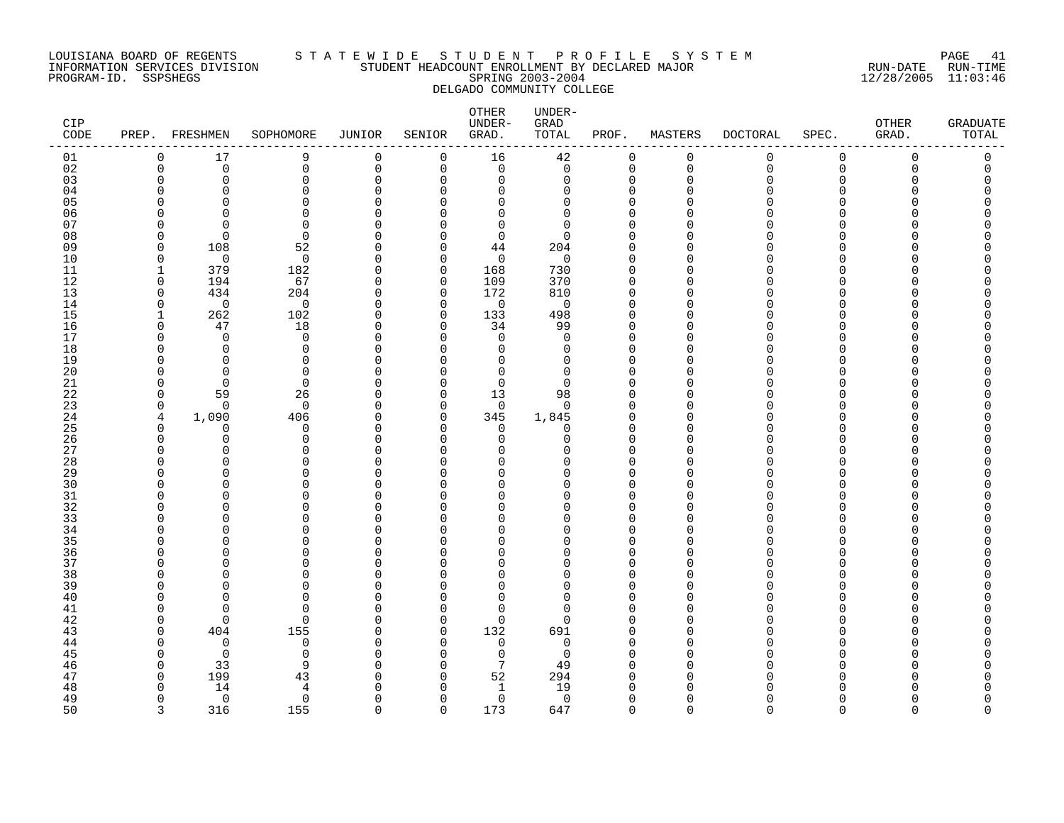LOUISIANA BOARD OF REGENTS — STATEWIDE STUDENT PROFILE SYSTEM
INFORMATION SERVICES DIVISION — STUDENT HEADCOUNT ENROLLMENT BY DECLARED MAJOR — RUN-DATE 12/28/2005 RUN-TIME 11:03:46
PROGRAM-ID. SSPSHEGS — SPRING 2003-2004
DELGADO COMMUNITY COLLEGE

| CIP CODE | PREP. | FRESHMEN | SOPHOMORE | JUNIOR | SENIOR | OTHER UNDER-GRAD. | UNDER-GRAD TOTAL | PROF. | MASTERS | DOCTORAL | SPEC. | OTHER GRAD. | GRADUATE TOTAL |
|---|---|---|---|---|---|---|---|---|---|---|---|---|---|
| 01 | 0 | 17 | 9 | 0 | 0 | 16 | 42 | 0 | 0 | 0 | 0 | 0 | 0 |
| 02 | 0 | 0 | 0 | 0 | 0 | 0 | 0 | 0 | 0 | 0 | 0 | 0 | 0 |
| 03 | 0 | 0 | 0 | 0 | 0 | 0 | 0 | 0 | 0 | 0 | 0 | 0 | 0 |
| 04 | 0 | 0 | 0 | 0 | 0 | 0 | 0 | 0 | 0 | 0 | 0 | 0 | 0 |
| 05 | 0 | 0 | 0 | 0 | 0 | 0 | 0 | 0 | 0 | 0 | 0 | 0 | 0 |
| 06 | 0 | 0 | 0 | 0 | 0 | 0 | 0 | 0 | 0 | 0 | 0 | 0 | 0 |
| 07 | 0 | 0 | 0 | 0 | 0 | 0 | 0 | 0 | 0 | 0 | 0 | 0 | 0 |
| 08 | 0 | 0 | 0 | 0 | 0 | 0 | 0 | 0 | 0 | 0 | 0 | 0 | 0 |
| 09 | 0 | 108 | 52 | 0 | 0 | 44 | 204 | 0 | 0 | 0 | 0 | 0 | 0 |
| 10 | 0 | 0 | 0 | 0 | 0 | 0 | 0 | 0 | 0 | 0 | 0 | 0 | 0 |
| 11 | 1 | 379 | 182 | 0 | 0 | 168 | 730 | 0 | 0 | 0 | 0 | 0 | 0 |
| 12 | 0 | 194 | 67 | 0 | 0 | 109 | 370 | 0 | 0 | 0 | 0 | 0 | 0 |
| 13 | 0 | 434 | 204 | 0 | 0 | 172 | 810 | 0 | 0 | 0 | 0 | 0 | 0 |
| 14 | 0 | 0 | 0 | 0 | 0 | 0 | 0 | 0 | 0 | 0 | 0 | 0 | 0 |
| 15 | 1 | 262 | 102 | 0 | 0 | 133 | 498 | 0 | 0 | 0 | 0 | 0 | 0 |
| 16 | 0 | 47 | 18 | 0 | 0 | 34 | 99 | 0 | 0 | 0 | 0 | 0 | 0 |
| 17 | 0 | 0 | 0 | 0 | 0 | 0 | 0 | 0 | 0 | 0 | 0 | 0 | 0 |
| 18 | 0 | 0 | 0 | 0 | 0 | 0 | 0 | 0 | 0 | 0 | 0 | 0 | 0 |
| 19 | 0 | 0 | 0 | 0 | 0 | 0 | 0 | 0 | 0 | 0 | 0 | 0 | 0 |
| 20 | 0 | 0 | 0 | 0 | 0 | 0 | 0 | 0 | 0 | 0 | 0 | 0 | 0 |
| 21 | 0 | 0 | 0 | 0 | 0 | 0 | 0 | 0 | 0 | 0 | 0 | 0 | 0 |
| 22 | 0 | 59 | 26 | 0 | 0 | 13 | 98 | 0 | 0 | 0 | 0 | 0 | 0 |
| 23 | 0 | 0 | 0 | 0 | 0 | 0 | 0 | 0 | 0 | 0 | 0 | 0 | 0 |
| 24 | 4 | 1,090 | 406 | 0 | 0 | 345 | 1,845 | 0 | 0 | 0 | 0 | 0 | 0 |
| 25 | 0 | 0 | 0 | 0 | 0 | 0 | 0 | 0 | 0 | 0 | 0 | 0 | 0 |
| 26 | 0 | 0 | 0 | 0 | 0 | 0 | 0 | 0 | 0 | 0 | 0 | 0 | 0 |
| 27 | 0 | 0 | 0 | 0 | 0 | 0 | 0 | 0 | 0 | 0 | 0 | 0 | 0 |
| 28 | 0 | 0 | 0 | 0 | 0 | 0 | 0 | 0 | 0 | 0 | 0 | 0 | 0 |
| 29 | 0 | 0 | 0 | 0 | 0 | 0 | 0 | 0 | 0 | 0 | 0 | 0 | 0 |
| 30 | 0 | 0 | 0 | 0 | 0 | 0 | 0 | 0 | 0 | 0 | 0 | 0 | 0 |
| 31 | 0 | 0 | 0 | 0 | 0 | 0 | 0 | 0 | 0 | 0 | 0 | 0 | 0 |
| 32 | 0 | 0 | 0 | 0 | 0 | 0 | 0 | 0 | 0 | 0 | 0 | 0 | 0 |
| 33 | 0 | 0 | 0 | 0 | 0 | 0 | 0 | 0 | 0 | 0 | 0 | 0 | 0 |
| 34 | 0 | 0 | 0 | 0 | 0 | 0 | 0 | 0 | 0 | 0 | 0 | 0 | 0 |
| 35 | 0 | 0 | 0 | 0 | 0 | 0 | 0 | 0 | 0 | 0 | 0 | 0 | 0 |
| 36 | 0 | 0 | 0 | 0 | 0 | 0 | 0 | 0 | 0 | 0 | 0 | 0 | 0 |
| 37 | 0 | 0 | 0 | 0 | 0 | 0 | 0 | 0 | 0 | 0 | 0 | 0 | 0 |
| 38 | 0 | 0 | 0 | 0 | 0 | 0 | 0 | 0 | 0 | 0 | 0 | 0 | 0 |
| 39 | 0 | 0 | 0 | 0 | 0 | 0 | 0 | 0 | 0 | 0 | 0 | 0 | 0 |
| 40 | 0 | 0 | 0 | 0 | 0 | 0 | 0 | 0 | 0 | 0 | 0 | 0 | 0 |
| 41 | 0 | 0 | 0 | 0 | 0 | 0 | 0 | 0 | 0 | 0 | 0 | 0 | 0 |
| 42 | 0 | 0 | 0 | 0 | 0 | 0 | 0 | 0 | 0 | 0 | 0 | 0 | 0 |
| 43 | 0 | 404 | 155 | 0 | 0 | 132 | 691 | 0 | 0 | 0 | 0 | 0 | 0 |
| 44 | 0 | 0 | 0 | 0 | 0 | 0 | 0 | 0 | 0 | 0 | 0 | 0 | 0 |
| 45 | 0 | 0 | 0 | 0 | 0 | 0 | 0 | 0 | 0 | 0 | 0 | 0 | 0 |
| 46 | 0 | 33 | 9 | 0 | 0 | 7 | 49 | 0 | 0 | 0 | 0 | 0 | 0 |
| 47 | 0 | 199 | 43 | 0 | 0 | 52 | 294 | 0 | 0 | 0 | 0 | 0 | 0 |
| 48 | 0 | 14 | 4 | 0 | 0 | 1 | 19 | 0 | 0 | 0 | 0 | 0 | 0 |
| 49 | 0 | 0 | 0 | 0 | 0 | 0 | 0 | 0 | 0 | 0 | 0 | 0 | 0 |
| 50 | 3 | 316 | 155 | 0 | 0 | 173 | 647 | 0 | 0 | 0 | 0 | 0 | 0 |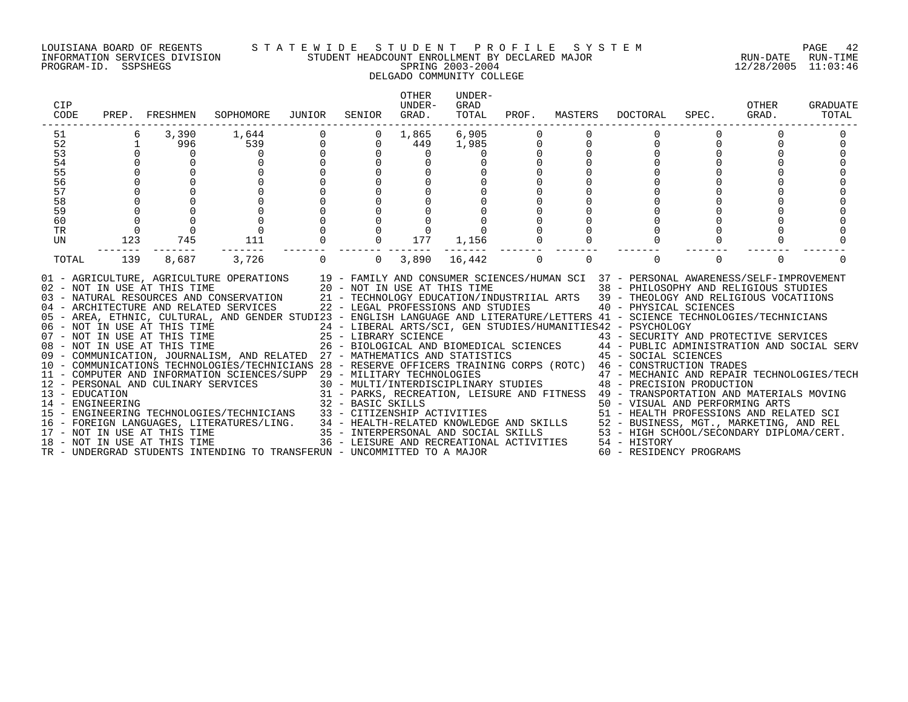LOUISIANA BOARD OF REGENTS — STATEWIDE STUDENT PROFILE SYSTEM
INFORMATION SERVICES DIVISION — STUDENT HEADCOUNT ENROLLMENT BY DECLARED MAJOR — RUN-DATE 12/28/2005 RUN-TIME 11:03:46
PROGRAM-ID. SSPSHEGS — SPRING 2003-2004

DELGADO COMMUNITY COLLEGE

| CIP CODE | PREP. | FRESHMEN | SOPHOMORE | JUNIOR | SENIOR | OTHER UNDER-GRAD. | UNDER-GRAD TOTAL | PROF. | MASTERS | DOCTORAL | SPEC. | OTHER GRAD. | GRADUATE TOTAL |
|---|---|---|---|---|---|---|---|---|---|---|---|---|---|
| 51 | 6 | 3,390 | 1,644 | 0 | 0 | 1,865 | 6,905 | 0 | 0 | 0 | 0 | 0 | 0 |
| 52 | 1 | 996 | 539 | 0 | 0 | 449 | 1,985 | 0 | 0 | 0 | 0 | 0 | 0 |
| 53 | 0 | 0 | 0 | 0 | 0 | 0 | 0 | 0 | 0 | 0 | 0 | 0 | 0 |
| 54 | 0 | 0 | 0 | 0 | 0 | 0 | 0 | 0 | 0 | 0 | 0 | 0 | 0 |
| 55 | 0 | 0 | 0 | 0 | 0 | 0 | 0 | 0 | 0 | 0 | 0 | 0 | 0 |
| 56 | 0 | 0 | 0 | 0 | 0 | 0 | 0 | 0 | 0 | 0 | 0 | 0 | 0 |
| 57 | 0 | 0 | 0 | 0 | 0 | 0 | 0 | 0 | 0 | 0 | 0 | 0 | 0 |
| 58 | 0 | 0 | 0 | 0 | 0 | 0 | 0 | 0 | 0 | 0 | 0 | 0 | 0 |
| 59 | 0 | 0 | 0 | 0 | 0 | 0 | 0 | 0 | 0 | 0 | 0 | 0 | 0 |
| 60 | 0 | 0 | 0 | 0 | 0 | 0 | 0 | 0 | 0 | 0 | 0 | 0 | 0 |
| TR | 0 | 0 | 0 | 0 | 0 | 0 | 0 | 0 | 0 | 0 | 0 | 0 | 0 |
| UN | 123 | 745 | 111 | 0 | 0 | 177 | 1,156 | 0 | 0 | 0 | 0 | 0 | 0 |
| TOTAL | 139 | 8,687 | 3,726 | 0 | 0 | 3,890 | 16,442 | 0 | 0 | 0 | 0 | 0 | 0 |

01 - AGRICULTURE, AGRICULTURE OPERATIONS
02 - NOT IN USE AT THIS TIME
03 - NATURAL RESOURCES AND CONSERVATION
04 - ARCHITECTURE AND RELATED SERVICES
05 - AREA, ETHNIC, CULTURAL, AND GENDER STUDI
06 - NOT IN USE AT THIS TIME
07 - NOT IN USE AT THIS TIME
08 - NOT IN USE AT THIS TIME
09 - COMMUNICATION, JOURNALISM, AND RELATED
10 - COMMUNICATIONS TECHNOLOGIES/TECHNICIANS
11 - COMPUTER AND INFORMATION SCIENCES/SUPP
12 - PERSONAL AND CULINARY SERVICES
13 - EDUCATION
14 - ENGINEERING
15 - ENGINEERING TECHNOLOGIES/TECHNICIANS
16 - FOREIGN LANGUAGES, LITERATURES/LING.
17 - NOT IN USE AT THIS TIME
18 - NOT IN USE AT THIS TIME
19 - FAMILY AND CONSUMER SCIENCES/HUMAN SCI
20 - NOT IN USE AT THIS TIME
21 - TECHNOLOGY EDUCATION/INDUSTRIIAL ARTS
22 - LEGAL PROFESSIONS AND STUDIES
23 - ENGLISH LANGUAGE AND LITERATURE/LETTERS
24 - LIBERAL ARTS/SCI, GEN STUDIES/HUMANITIES
25 - LIBRARY SCIENCE
26 - BIOLOGICAL AND BIOMEDICAL SCIENCES
27 - MATHEMATICS AND STATISTICS
28 - RESERVE OFFICERS TRAINING CORPS (ROTC)
29 - MILITARY TECHNOLOGIES
30 - MULTI/INTERDISCIPLINARY STUDIES
31 - PARKS, RECREATION, LEISURE AND FITNESS
32 - BASIC SKILLS
33 - CITIZENSHIP ACTIVITIES
34 - HEALTH-RELATED KNOWLEDGE AND SKILLS
35 - INTERPERSONAL AND SOCIAL SKILLS
36 - LEISURE AND RECREATIONAL ACTIVITIES
37 - PERSONAL AWARENESS/SELF-IMPROVEMENT
38 - PHILOSOPHY AND RELIGIOUS STUDIES
39 - THEOLOGY AND RELIGIOUS VOCATIIONS
40 - PHYSICAL SCIENCES
41 - SCIENCE TECHNOLOGIES/TECHNICIANS
42 - PSYCHOLOGY
43 - SECURITY AND PROTECTIVE SERVICES
44 - PUBLIC ADMINISTRATION AND SOCIAL SERV
45 - SOCIAL SCIENCES
46 - CONSTRUCTION TRADES
47 - MECHANIC AND REPAIR TECHNOLOGIES/TECH
48 - PRECISION PRODUCTION
49 - TRANSPORTATION AND MATERIALS MOVING
50 - VISUAL AND PERFORMING ARTS
51 - HEALTH PROFESSIONS AND RELATED SCI
52 - BUSINESS, MGT., MARKETING, AND REL
53 - HIGH SCHOOL/SECONDARY DIPLOMA/CERT.
54 - HISTORY
60 - RESIDENCY PROGRAMS
TR - UNDERGRAD STUDENTS INTENDING TO TRANSFER
UN - UNCOMMITTED TO A MAJOR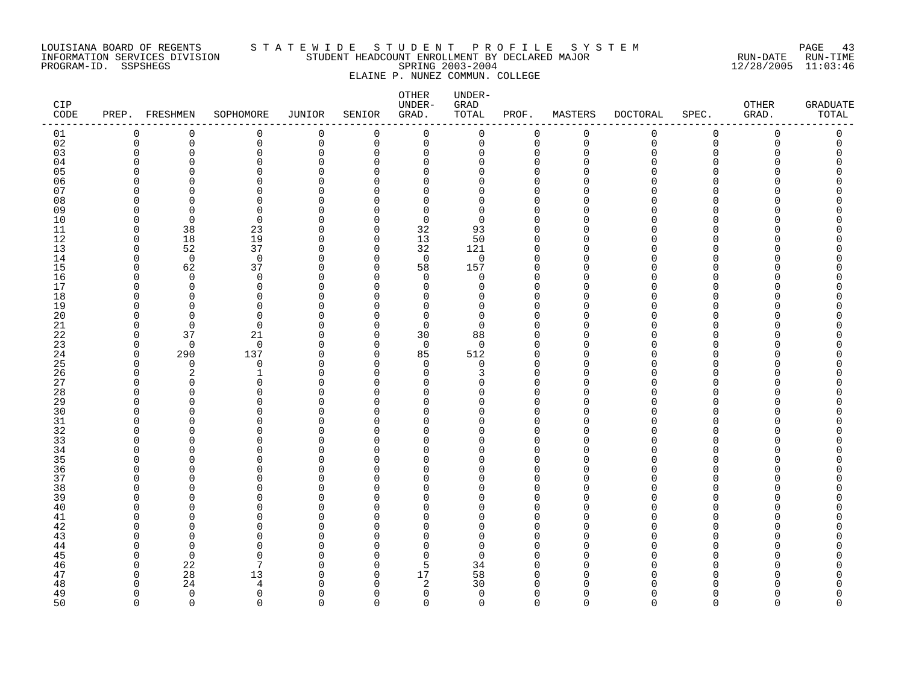LOUISIANA BOARD OF REGENTS
INFORMATION SERVICES DIVISION
PROGRAM-ID. SSPSHEGS

S T A T E W I D E   S T U D E N T   P R O F I L E   S Y S T E M
STUDENT HEADCOUNT ENROLLMENT BY DECLARED MAJOR
SPRING 2003-2004
ELAINE P. NUNEZ COMMUN. COLLEGE

RUN-DATE 12/28/2005 RUN-TIME 11:03:46

| CIP CODE | PREP. | FRESHMEN | SOPHOMORE | JUNIOR | SENIOR | OTHER UNDER-GRAD. | UNDER-GRAD TOTAL | PROF. | MASTERS | DOCTORAL | SPEC. | OTHER GRAD. | GRADUATE TOTAL |
|---|---|---|---|---|---|---|---|---|---|---|---|---|---|
| 01 | 0 | 0 | 0 | 0 | 0 | 0 | 0 | 0 | 0 | 0 | 0 | 0 | 0 |
| 02 | 0 | 0 | 0 | 0 | 0 | 0 | 0 | 0 | 0 | 0 | 0 | 0 | 0 |
| 03 | 0 | 0 | 0 | 0 | 0 | 0 | 0 | 0 | 0 | 0 | 0 | 0 | 0 |
| 04 | 0 | 0 | 0 | 0 | 0 | 0 | 0 | 0 | 0 | 0 | 0 | 0 | 0 |
| 05 | 0 | 0 | 0 | 0 | 0 | 0 | 0 | 0 | 0 | 0 | 0 | 0 | 0 |
| 06 | 0 | 0 | 0 | 0 | 0 | 0 | 0 | 0 | 0 | 0 | 0 | 0 | 0 |
| 07 | 0 | 0 | 0 | 0 | 0 | 0 | 0 | 0 | 0 | 0 | 0 | 0 | 0 |
| 08 | 0 | 0 | 0 | 0 | 0 | 0 | 0 | 0 | 0 | 0 | 0 | 0 | 0 |
| 09 | 0 | 0 | 0 | 0 | 0 | 0 | 0 | 0 | 0 | 0 | 0 | 0 | 0 |
| 10 | 0 | 0 | 0 | 0 | 0 | 0 | 0 | 0 | 0 | 0 | 0 | 0 | 0 |
| 11 | 0 | 38 | 23 | 0 | 0 | 32 | 93 | 0 | 0 | 0 | 0 | 0 | 0 |
| 12 | 0 | 18 | 19 | 0 | 0 | 13 | 50 | 0 | 0 | 0 | 0 | 0 | 0 |
| 13 | 0 | 52 | 37 | 0 | 0 | 32 | 121 | 0 | 0 | 0 | 0 | 0 | 0 |
| 14 | 0 | 0 | 0 | 0 | 0 | 0 | 0 | 0 | 0 | 0 | 0 | 0 | 0 |
| 15 | 0 | 62 | 37 | 0 | 0 | 58 | 157 | 0 | 0 | 0 | 0 | 0 | 0 |
| 16 | 0 | 0 | 0 | 0 | 0 | 0 | 0 | 0 | 0 | 0 | 0 | 0 | 0 |
| 17 | 0 | 0 | 0 | 0 | 0 | 0 | 0 | 0 | 0 | 0 | 0 | 0 | 0 |
| 18 | 0 | 0 | 0 | 0 | 0 | 0 | 0 | 0 | 0 | 0 | 0 | 0 | 0 |
| 19 | 0 | 0 | 0 | 0 | 0 | 0 | 0 | 0 | 0 | 0 | 0 | 0 | 0 |
| 20 | 0 | 0 | 0 | 0 | 0 | 0 | 0 | 0 | 0 | 0 | 0 | 0 | 0 |
| 21 | 0 | 0 | 0 | 0 | 0 | 0 | 0 | 0 | 0 | 0 | 0 | 0 | 0 |
| 22 | 0 | 37 | 21 | 0 | 0 | 30 | 88 | 0 | 0 | 0 | 0 | 0 | 0 |
| 23 | 0 | 0 | 0 | 0 | 0 | 0 | 0 | 0 | 0 | 0 | 0 | 0 | 0 |
| 24 | 0 | 290 | 137 | 0 | 0 | 85 | 512 | 0 | 0 | 0 | 0 | 0 | 0 |
| 25 | 0 | 0 | 0 | 0 | 0 | 0 | 0 | 0 | 0 | 0 | 0 | 0 | 0 |
| 26 | 0 | 2 | 1 | 0 | 0 | 0 | 3 | 0 | 0 | 0 | 0 | 0 | 0 |
| 27 | 0 | 0 | 0 | 0 | 0 | 0 | 0 | 0 | 0 | 0 | 0 | 0 | 0 |
| 28 | 0 | 0 | 0 | 0 | 0 | 0 | 0 | 0 | 0 | 0 | 0 | 0 | 0 |
| 29 | 0 | 0 | 0 | 0 | 0 | 0 | 0 | 0 | 0 | 0 | 0 | 0 | 0 |
| 30 | 0 | 0 | 0 | 0 | 0 | 0 | 0 | 0 | 0 | 0 | 0 | 0 | 0 |
| 31 | 0 | 0 | 0 | 0 | 0 | 0 | 0 | 0 | 0 | 0 | 0 | 0 | 0 |
| 32 | 0 | 0 | 0 | 0 | 0 | 0 | 0 | 0 | 0 | 0 | 0 | 0 | 0 |
| 33 | 0 | 0 | 0 | 0 | 0 | 0 | 0 | 0 | 0 | 0 | 0 | 0 | 0 |
| 34 | 0 | 0 | 0 | 0 | 0 | 0 | 0 | 0 | 0 | 0 | 0 | 0 | 0 |
| 35 | 0 | 0 | 0 | 0 | 0 | 0 | 0 | 0 | 0 | 0 | 0 | 0 | 0 |
| 36 | 0 | 0 | 0 | 0 | 0 | 0 | 0 | 0 | 0 | 0 | 0 | 0 | 0 |
| 37 | 0 | 0 | 0 | 0 | 0 | 0 | 0 | 0 | 0 | 0 | 0 | 0 | 0 |
| 38 | 0 | 0 | 0 | 0 | 0 | 0 | 0 | 0 | 0 | 0 | 0 | 0 | 0 |
| 39 | 0 | 0 | 0 | 0 | 0 | 0 | 0 | 0 | 0 | 0 | 0 | 0 | 0 |
| 40 | 0 | 0 | 0 | 0 | 0 | 0 | 0 | 0 | 0 | 0 | 0 | 0 | 0 |
| 41 | 0 | 0 | 0 | 0 | 0 | 0 | 0 | 0 | 0 | 0 | 0 | 0 | 0 |
| 42 | 0 | 0 | 0 | 0 | 0 | 0 | 0 | 0 | 0 | 0 | 0 | 0 | 0 |
| 43 | 0 | 0 | 0 | 0 | 0 | 0 | 0 | 0 | 0 | 0 | 0 | 0 | 0 |
| 44 | 0 | 0 | 0 | 0 | 0 | 0 | 0 | 0 | 0 | 0 | 0 | 0 | 0 |
| 45 | 0 | 0 | 0 | 0 | 0 | 0 | 0 | 0 | 0 | 0 | 0 | 0 | 0 |
| 46 | 0 | 22 | 7 | 0 | 0 | 5 | 34 | 0 | 0 | 0 | 0 | 0 | 0 |
| 47 | 0 | 28 | 13 | 0 | 0 | 17 | 58 | 0 | 0 | 0 | 0 | 0 | 0 |
| 48 | 0 | 24 | 4 | 0 | 0 | 2 | 30 | 0 | 0 | 0 | 0 | 0 | 0 |
| 49 | 0 | 0 | 0 | 0 | 0 | 0 | 0 | 0 | 0 | 0 | 0 | 0 | 0 |
| 50 | 0 | 0 | 0 | 0 | 0 | 0 | 0 | 0 | 0 | 0 | 0 | 0 | 0 |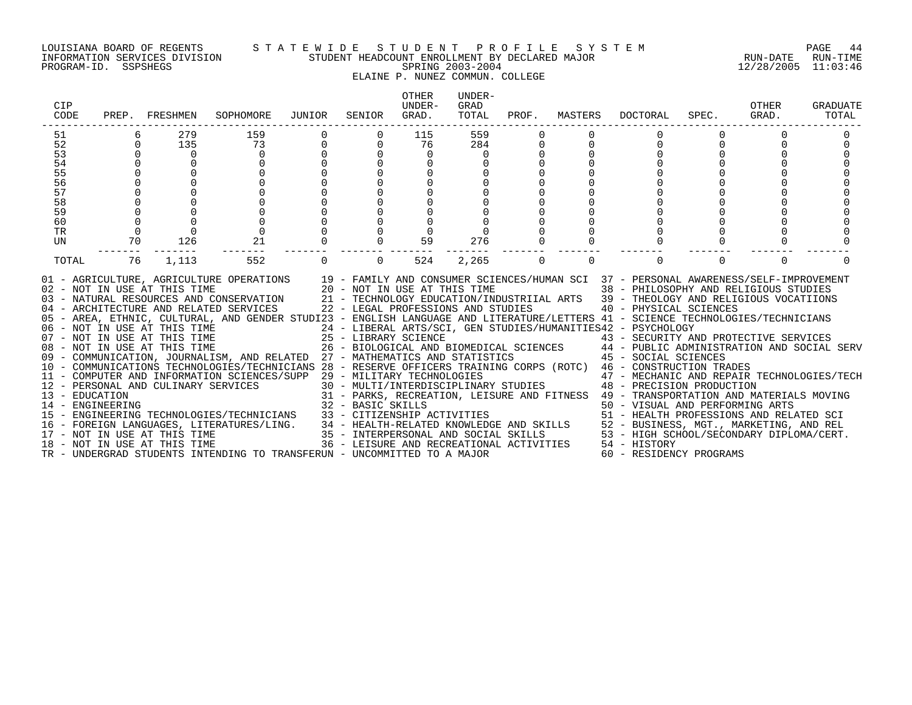LOUISIANA BOARD OF REGENTS — STATEWIDE STUDENT PROFILE SYSTEM
INFORMATION SERVICES DIVISION — STUDENT HEADCOUNT ENROLLMENT BY DECLARED MAJOR — RUN-DATE 12/28/2005 RUN-TIME 11:03:46
PROGRAM-ID. SSPSHEGS — SPRING 2003-2004

# ELAINE P. NUNEZ COMMUN. COLLEGE

| CIP CODE | PREP. | FRESHMEN | SOPHOMORE | JUNIOR | SENIOR | OTHER UNDER-GRAD. | UNDER-GRAD TOTAL | PROF. | MASTERS | DOCTORAL | SPEC. | OTHER GRAD. | GRADUATE TOTAL |
|---|---|---|---|---|---|---|---|---|---|---|---|---|---|
| 51 | 6 | 279 | 159 | 0 | 0 | 115 | 559 | 0 | 0 | 0 | 0 | 0 | 0 |
| 52 | 0 | 135 | 73 | 0 | 0 | 76 | 284 | 0 | 0 | 0 | 0 | 0 | 0 |
| 53 | 0 | 0 | 0 | 0 | 0 | 0 | 0 | 0 | 0 | 0 | 0 | 0 | 0 |
| 54 | 0 | 0 | 0 | 0 | 0 | 0 | 0 | 0 | 0 | 0 | 0 | 0 | 0 |
| 55 | 0 | 0 | 0 | 0 | 0 | 0 | 0 | 0 | 0 | 0 | 0 | 0 | 0 |
| 56 | 0 | 0 | 0 | 0 | 0 | 0 | 0 | 0 | 0 | 0 | 0 | 0 | 0 |
| 57 | 0 | 0 | 0 | 0 | 0 | 0 | 0 | 0 | 0 | 0 | 0 | 0 | 0 |
| 58 | 0 | 0 | 0 | 0 | 0 | 0 | 0 | 0 | 0 | 0 | 0 | 0 | 0 |
| 59 | 0 | 0 | 0 | 0 | 0 | 0 | 0 | 0 | 0 | 0 | 0 | 0 | 0 |
| 60 | 0 | 0 | 0 | 0 | 0 | 0 | 0 | 0 | 0 | 0 | 0 | 0 | 0 |
| TR | 0 | 0 | 0 | 0 | 0 | 0 | 0 | 0 | 0 | 0 | 0 | 0 | 0 |
| UN | 70 | 126 | 21 | 0 | 0 | 59 | 276 | 0 | 0 | 0 | 0 | 0 | 0 |
| TOTAL | 76 | 1,113 | 552 | 0 | 0 | 524 | 2,265 | 0 | 0 | 0 | 0 | 0 | 0 |

01 - AGRICULTURE, AGRICULTURE OPERATIONS
02 - NOT IN USE AT THIS TIME
03 - NATURAL RESOURCES AND CONSERVATION
04 - ARCHITECTURE AND RELATED SERVICES
05 - AREA, ETHNIC, CULTURAL, AND GENDER STUDI
06 - NOT IN USE AT THIS TIME
07 - NOT IN USE AT THIS TIME
08 - NOT IN USE AT THIS TIME
09 - COMMUNICATION, JOURNALISM, AND RELATED
10 - COMMUNICATIONS TECHNOLOGIES/TECHNICIANS
11 - COMPUTER AND INFORMATION SCIENCES/SUPP
12 - PERSONAL AND CULINARY SERVICES
13 - EDUCATION
14 - ENGINEERING
15 - ENGINEERING TECHNOLOGIES/TECHNICIANS
16 - FOREIGN LANGUAGES, LITERATURES/LING.
17 - NOT IN USE AT THIS TIME
18 - NOT IN USE AT THIS TIME
19 - FAMILY AND CONSUMER SCIENCES/HUMAN SCI
20 - NOT IN USE AT THIS TIME
21 - TECHNOLOGY EDUCATION/INDUSTRIIAL ARTS
22 - LEGAL PROFESSIONS AND STUDIES
23 - ENGLISH LANGUAGE AND LITERATURE/LETTERS
24 - LIBERAL ARTS/SCI, GEN STUDIES/HUMANITIES
25 - LIBRARY SCIENCE
26 - BIOLOGICAL AND BIOMEDICAL SCIENCES
27 - MATHEMATICS AND STATISTICS
28 - RESERVE OFFICERS TRAINING CORPS (ROTC)
29 - MILITARY TECHNOLOGIES
30 - MULTI/INTERDISCIPLINARY STUDIES
31 - PARKS, RECREATION, LEISURE AND FITNESS
32 - BASIC SKILLS
33 - CITIZENSHIP ACTIVITIES
34 - HEALTH-RELATED KNOWLEDGE AND SKILLS
35 - INTERPERSONAL AND SOCIAL SKILLS
36 - LEISURE AND RECREATIONAL ACTIVITIES
37 - PERSONAL AWARENESS/SELF-IMPROVEMENT
38 - PHILOSOPHY AND RELIGIOUS STUDIES
39 - THEOLOGY AND RELIGIOUS VOCATIIONS
40 - PHYSICAL SCIENCES
41 - SCIENCE TECHNOLOGIES/TECHNICIANS
42 - PSYCHOLOGY
43 - SECURITY AND PROTECTIVE SERVICES
44 - PUBLIC ADMINISTRATION AND SOCIAL SERV
45 - SOCIAL SCIENCES
46 - CONSTRUCTION TRADES
47 - MECHANIC AND REPAIR TECHNOLOGIES/TECH
48 - PRECISION PRODUCTION
49 - TRANSPORTATION AND MATERIALS MOVING
50 - VISUAL AND PERFORMING ARTS
51 - HEALTH PROFESSIONS AND RELATED SCI
52 - BUSINESS, MGT., MARKETING, AND REL
53 - HIGH SCHOOL/SECONDARY DIPLOMA/CERT.
54 - HISTORY
60 - RESIDENCY PROGRAMS
TR - UNDERGRAD STUDENTS INTENDING TO TRANSFER
UN - UNCOMMITTED TO A MAJOR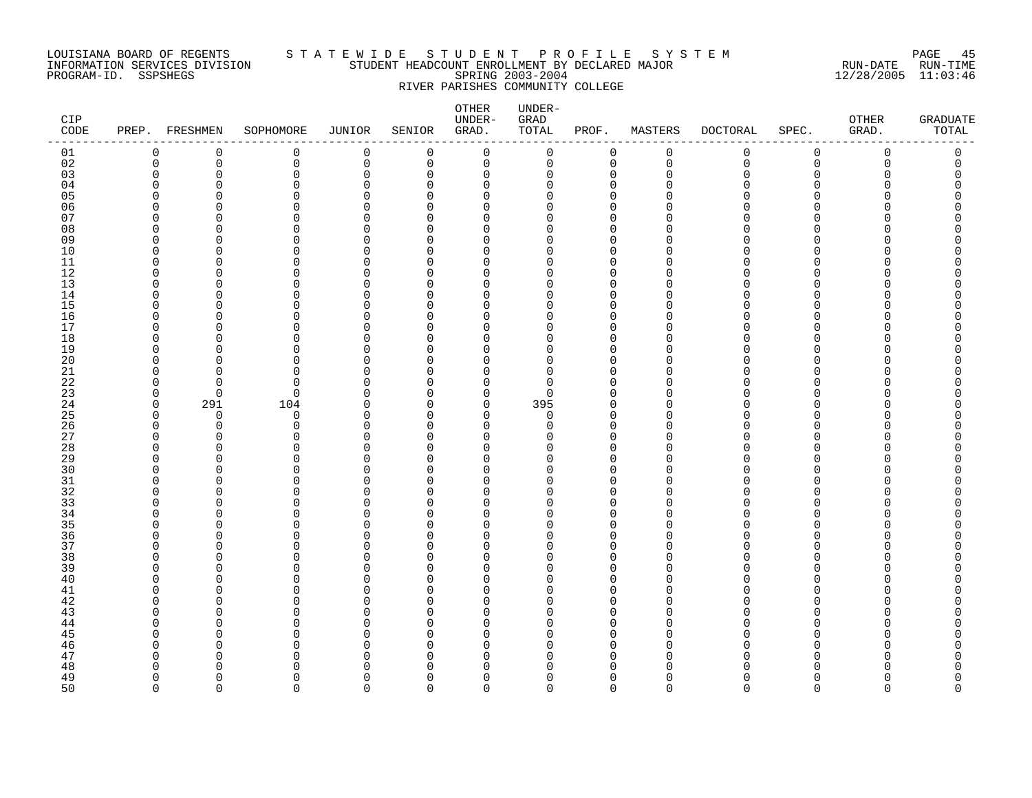LOUISIANA BOARD OF REGENTS
INFORMATION SERVICES DIVISION
PROGRAM-ID. SSPSHEGS

# STATEWIDE STUDENT PROFILE SYSTEM

STUDENT HEADCOUNT ENROLLMENT BY DECLARED MAJOR
SPRING 2003-2004
RIVER PARISHES COMMUNITY COLLEGE

RUN-DATE 12/28/2005 RUN-TIME 11:03:46

| CIP CODE | PREP. | FRESHMEN | SOPHOMORE | JUNIOR | SENIOR | OTHER UNDER-GRAD. | UNDER-GRAD TOTAL | PROF. | MASTERS | DOCTORAL | SPEC. | OTHER GRAD. | GRADUATE TOTAL |
|---|---|---|---|---|---|---|---|---|---|---|---|---|---|
| 01 | 0 | 0 | 0 | 0 | 0 | 0 | 0 | 0 | 0 | 0 | 0 | 0 | 0 |
| 02 | 0 | 0 | 0 | 0 | 0 | 0 | 0 | 0 | 0 | 0 | 0 | 0 | 0 |
| 03 | 0 | 0 | 0 | 0 | 0 | 0 | 0 | 0 | 0 | 0 | 0 | 0 | 0 |
| 04 | 0 | 0 | 0 | 0 | 0 | 0 | 0 | 0 | 0 | 0 | 0 | 0 | 0 |
| 05 | 0 | 0 | 0 | 0 | 0 | 0 | 0 | 0 | 0 | 0 | 0 | 0 | 0 |
| 06 | 0 | 0 | 0 | 0 | 0 | 0 | 0 | 0 | 0 | 0 | 0 | 0 | 0 |
| 07 | 0 | 0 | 0 | 0 | 0 | 0 | 0 | 0 | 0 | 0 | 0 | 0 | 0 |
| 08 | 0 | 0 | 0 | 0 | 0 | 0 | 0 | 0 | 0 | 0 | 0 | 0 | 0 |
| 09 | 0 | 0 | 0 | 0 | 0 | 0 | 0 | 0 | 0 | 0 | 0 | 0 | 0 |
| 10 | 0 | 0 | 0 | 0 | 0 | 0 | 0 | 0 | 0 | 0 | 0 | 0 | 0 |
| 11 | 0 | 0 | 0 | 0 | 0 | 0 | 0 | 0 | 0 | 0 | 0 | 0 | 0 |
| 12 | 0 | 0 | 0 | 0 | 0 | 0 | 0 | 0 | 0 | 0 | 0 | 0 | 0 |
| 13 | 0 | 0 | 0 | 0 | 0 | 0 | 0 | 0 | 0 | 0 | 0 | 0 | 0 |
| 14 | 0 | 0 | 0 | 0 | 0 | 0 | 0 | 0 | 0 | 0 | 0 | 0 | 0 |
| 15 | 0 | 0 | 0 | 0 | 0 | 0 | 0 | 0 | 0 | 0 | 0 | 0 | 0 |
| 16 | 0 | 0 | 0 | 0 | 0 | 0 | 0 | 0 | 0 | 0 | 0 | 0 | 0 |
| 17 | 0 | 0 | 0 | 0 | 0 | 0 | 0 | 0 | 0 | 0 | 0 | 0 | 0 |
| 18 | 0 | 0 | 0 | 0 | 0 | 0 | 0 | 0 | 0 | 0 | 0 | 0 | 0 |
| 19 | 0 | 0 | 0 | 0 | 0 | 0 | 0 | 0 | 0 | 0 | 0 | 0 | 0 |
| 20 | 0 | 0 | 0 | 0 | 0 | 0 | 0 | 0 | 0 | 0 | 0 | 0 | 0 |
| 21 | 0 | 0 | 0 | 0 | 0 | 0 | 0 | 0 | 0 | 0 | 0 | 0 | 0 |
| 22 | 0 | 0 | 0 | 0 | 0 | 0 | 0 | 0 | 0 | 0 | 0 | 0 | 0 |
| 23 | 0 | 0 | 0 | 0 | 0 | 0 | 0 | 0 | 0 | 0 | 0 | 0 | 0 |
| 24 | 0 | 291 | 104 | 0 | 0 | 0 | 395 | 0 | 0 | 0 | 0 | 0 | 0 |
| 25 | 0 | 0 | 0 | 0 | 0 | 0 | 0 | 0 | 0 | 0 | 0 | 0 | 0 |
| 26 | 0 | 0 | 0 | 0 | 0 | 0 | 0 | 0 | 0 | 0 | 0 | 0 | 0 |
| 27 | 0 | 0 | 0 | 0 | 0 | 0 | 0 | 0 | 0 | 0 | 0 | 0 | 0 |
| 28 | 0 | 0 | 0 | 0 | 0 | 0 | 0 | 0 | 0 | 0 | 0 | 0 | 0 |
| 29 | 0 | 0 | 0 | 0 | 0 | 0 | 0 | 0 | 0 | 0 | 0 | 0 | 0 |
| 30 | 0 | 0 | 0 | 0 | 0 | 0 | 0 | 0 | 0 | 0 | 0 | 0 | 0 |
| 31 | 0 | 0 | 0 | 0 | 0 | 0 | 0 | 0 | 0 | 0 | 0 | 0 | 0 |
| 32 | 0 | 0 | 0 | 0 | 0 | 0 | 0 | 0 | 0 | 0 | 0 | 0 | 0 |
| 33 | 0 | 0 | 0 | 0 | 0 | 0 | 0 | 0 | 0 | 0 | 0 | 0 | 0 |
| 34 | 0 | 0 | 0 | 0 | 0 | 0 | 0 | 0 | 0 | 0 | 0 | 0 | 0 |
| 35 | 0 | 0 | 0 | 0 | 0 | 0 | 0 | 0 | 0 | 0 | 0 | 0 | 0 |
| 36 | 0 | 0 | 0 | 0 | 0 | 0 | 0 | 0 | 0 | 0 | 0 | 0 | 0 |
| 37 | 0 | 0 | 0 | 0 | 0 | 0 | 0 | 0 | 0 | 0 | 0 | 0 | 0 |
| 38 | 0 | 0 | 0 | 0 | 0 | 0 | 0 | 0 | 0 | 0 | 0 | 0 | 0 |
| 39 | 0 | 0 | 0 | 0 | 0 | 0 | 0 | 0 | 0 | 0 | 0 | 0 | 0 |
| 40 | 0 | 0 | 0 | 0 | 0 | 0 | 0 | 0 | 0 | 0 | 0 | 0 | 0 |
| 41 | 0 | 0 | 0 | 0 | 0 | 0 | 0 | 0 | 0 | 0 | 0 | 0 | 0 |
| 42 | 0 | 0 | 0 | 0 | 0 | 0 | 0 | 0 | 0 | 0 | 0 | 0 | 0 |
| 43 | 0 | 0 | 0 | 0 | 0 | 0 | 0 | 0 | 0 | 0 | 0 | 0 | 0 |
| 44 | 0 | 0 | 0 | 0 | 0 | 0 | 0 | 0 | 0 | 0 | 0 | 0 | 0 |
| 45 | 0 | 0 | 0 | 0 | 0 | 0 | 0 | 0 | 0 | 0 | 0 | 0 | 0 |
| 46 | 0 | 0 | 0 | 0 | 0 | 0 | 0 | 0 | 0 | 0 | 0 | 0 | 0 |
| 47 | 0 | 0 | 0 | 0 | 0 | 0 | 0 | 0 | 0 | 0 | 0 | 0 | 0 |
| 48 | 0 | 0 | 0 | 0 | 0 | 0 | 0 | 0 | 0 | 0 | 0 | 0 | 0 |
| 49 | 0 | 0 | 0 | 0 | 0 | 0 | 0 | 0 | 0 | 0 | 0 | 0 | 0 |
| 50 | 0 | 0 | 0 | 0 | 0 | 0 | 0 | 0 | 0 | 0 | 0 | 0 | 0 |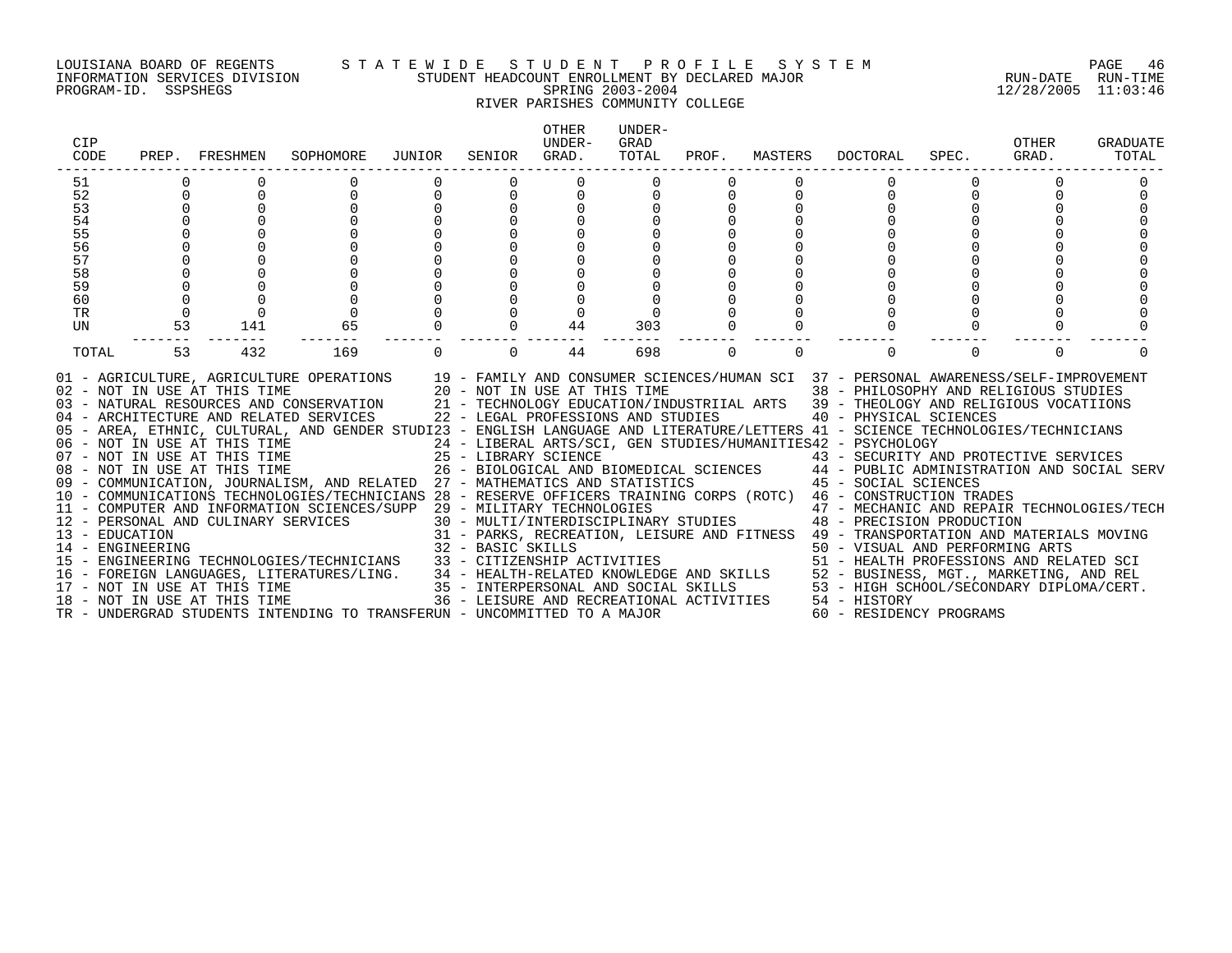LOUISIANA BOARD OF REGENTS — STATEWIDE STUDENT PROFILE SYSTEM
INFORMATION SERVICES DIVISION — STUDENT HEADCOUNT ENROLLMENT BY DECLARED MAJOR — RUN-DATE 12/28/2005 RUN-TIME 11:03:46
PROGRAM-ID. SSPSHEGS — SPRING 2003-2004

## RIVER PARISHES COMMUNITY COLLEGE

| CIP CODE | PREP. | FRESHMEN | SOPHOMORE | JUNIOR | SENIOR | OTHER UNDER-GRAD. | UNDER-GRAD TOTAL | PROF. | MASTERS | DOCTORAL | SPEC. | OTHER GRAD. | GRADUATE TOTAL |
|---|---|---|---|---|---|---|---|---|---|---|---|---|---|
| 51 | 0 | 0 | 0 | 0 | 0 | 0 | 0 | 0 | 0 | 0 | 0 | 0 | 0 |
| 52 | 0 | 0 | 0 | 0 | 0 | 0 | 0 | 0 | 0 | 0 | 0 | 0 | 0 |
| 53 | 0 | 0 | 0 | 0 | 0 | 0 | 0 | 0 | 0 | 0 | 0 | 0 | 0 |
| 54 | 0 | 0 | 0 | 0 | 0 | 0 | 0 | 0 | 0 | 0 | 0 | 0 | 0 |
| 55 | 0 | 0 | 0 | 0 | 0 | 0 | 0 | 0 | 0 | 0 | 0 | 0 | 0 |
| 56 | 0 | 0 | 0 | 0 | 0 | 0 | 0 | 0 | 0 | 0 | 0 | 0 | 0 |
| 57 | 0 | 0 | 0 | 0 | 0 | 0 | 0 | 0 | 0 | 0 | 0 | 0 | 0 |
| 58 | 0 | 0 | 0 | 0 | 0 | 0 | 0 | 0 | 0 | 0 | 0 | 0 | 0 |
| 59 | 0 | 0 | 0 | 0 | 0 | 0 | 0 | 0 | 0 | 0 | 0 | 0 | 0 |
| 60 | 0 | 0 | 0 | 0 | 0 | 0 | 0 | 0 | 0 | 0 | 0 | 0 | 0 |
| TR | 0 | 0 | 0 | 0 | 0 | 0 | 0 | 0 | 0 | 0 | 0 | 0 | 0 |
| UN | 53 | 141 | 65 | 0 | 0 | 44 | 303 | 0 | 0 | 0 | 0 | 0 | 0 |
| TOTAL | 53 | 432 | 169 | 0 | 0 | 44 | 698 | 0 | 0 | 0 | 0 | 0 | 0 |

01 - AGRICULTURE, AGRICULTURE OPERATIONS
02 - NOT IN USE AT THIS TIME
03 - NATURAL RESOURCES AND CONSERVATION
04 - ARCHITECTURE AND RELATED SERVICES
05 - AREA, ETHNIC, CULTURAL, AND GENDER STUDI
06 - NOT IN USE AT THIS TIME
07 - NOT IN USE AT THIS TIME
08 - NOT IN USE AT THIS TIME
09 - COMMUNICATION, JOURNALISM, AND RELATED
10 - COMMUNICATIONS TECHNOLOGIES/TECHNICIANS
11 - COMPUTER AND INFORMATION SCIENCES/SUPP
12 - PERSONAL AND CULINARY SERVICES
13 - EDUCATION
14 - ENGINEERING
15 - ENGINEERING TECHNOLOGIES/TECHNICIANS
16 - FOREIGN LANGUAGES, LITERATURES/LING.
17 - NOT IN USE AT THIS TIME
18 - NOT IN USE AT THIS TIME
19 - FAMILY AND CONSUMER SCIENCES/HUMAN SCI
20 - NOT IN USE AT THIS TIME
21 - TECHNOLOGY EDUCATION/INDUSTRIIAL ARTS
22 - LEGAL PROFESSIONS AND STUDIES
23 - ENGLISH LANGUAGE AND LITERATURE/LETTERS
24 - LIBERAL ARTS/SCI, GEN STUDIES/HUMANITIES
25 - LIBRARY SCIENCE
26 - BIOLOGICAL AND BIOMEDICAL SCIENCES
27 - MATHEMATICS AND STATISTICS
28 - RESERVE OFFICERS TRAINING CORPS (ROTC)
29 - MILITARY TECHNOLOGIES
30 - MULTI/INTERDISCIPLINARY STUDIES
31 - PARKS, RECREATION, LEISURE AND FITNESS
32 - BASIC SKILLS
33 - CITIZENSHIP ACTIVITIES
34 - HEALTH-RELATED KNOWLEDGE AND SKILLS
35 - INTERPERSONAL AND SOCIAL SKILLS
36 - LEISURE AND RECREATIONAL ACTIVITIES
37 - PERSONAL AWARENESS/SELF-IMPROVEMENT
38 - PHILOSOPHY AND RELIGIOUS STUDIES
39 - THEOLOGY AND RELIGIOUS VOCATIIONS
40 - PHYSICAL SCIENCES
41 - SCIENCE TECHNOLOGIES/TECHNICIANS
42 - PSYCHOLOGY
43 - SECURITY AND PROTECTIVE SERVICES
44 - PUBLIC ADMINISTRATION AND SOCIAL SERV
45 - SOCIAL SCIENCES
46 - CONSTRUCTION TRADES
47 - MECHANIC AND REPAIR TECHNOLOGIES/TECH
48 - PRECISION PRODUCTION
49 - TRANSPORTATION AND MATERIALS MOVING
50 - VISUAL AND PERFORMING ARTS
51 - HEALTH PROFESSIONS AND RELATED SCI
52 - BUSINESS, MGT., MARKETING, AND REL
53 - HIGH SCHOOL/SECONDARY DIPLOMA/CERT.
54 - HISTORY
60 - RESIDENCY PROGRAMS
TR - UNDERGRAD STUDENTS INTENDING TO TRANSFER
UN - UNCOMMITTED TO A MAJOR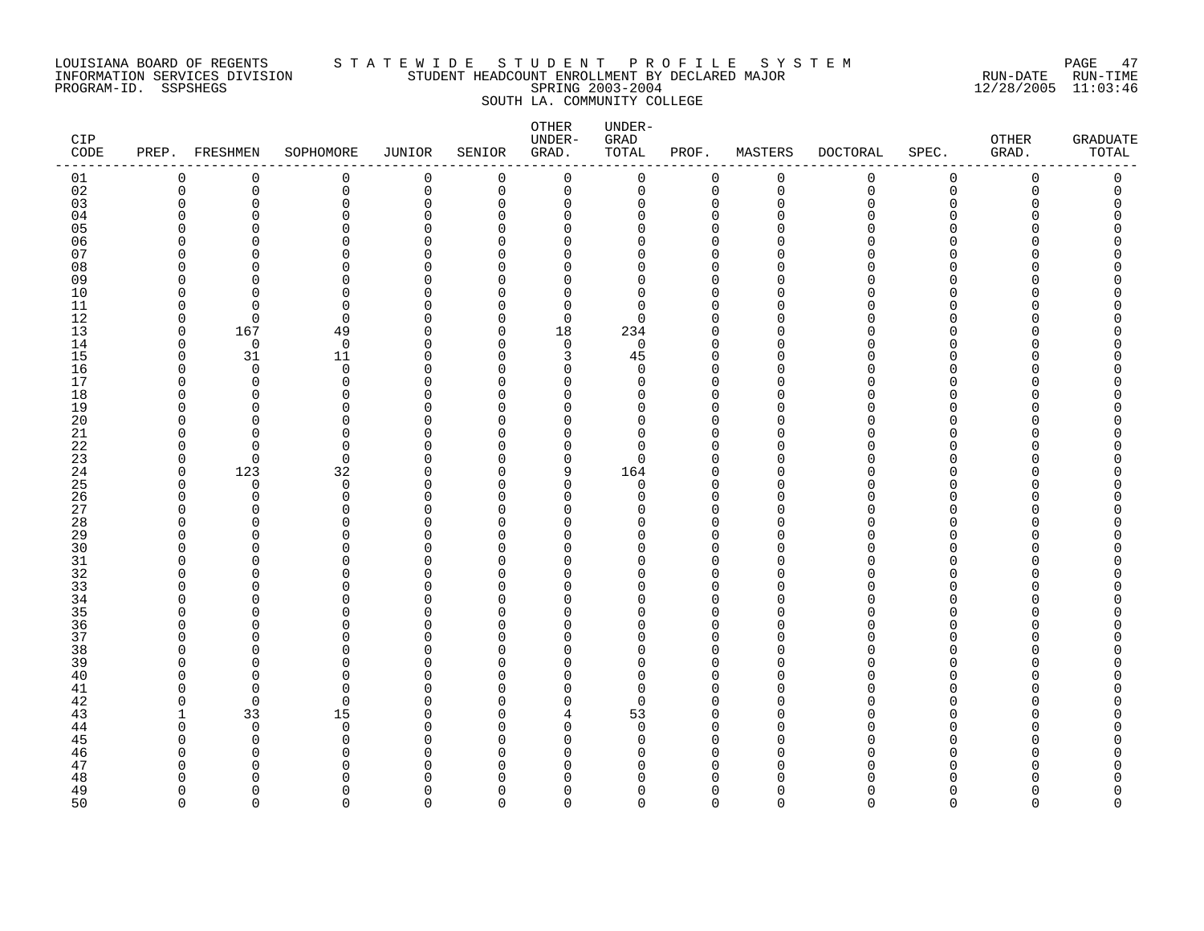LOUISIANA BOARD OF REGENTS — INFORMATION SERVICES DIVISION — PROGRAM-ID. SSPSHEGS

# STATEWIDE STUDENT PROFILE SYSTEM

## STUDENT HEADCOUNT ENROLLMENT BY DECLARED MAJOR

SPRING 2003-2004

SOUTH LA. COMMUNITY COLLEGE

RUN-DATE 12/28/2005 RUN-TIME 11:03:46

| CIP CODE | PREP. | FRESHMEN | SOPHOMORE | JUNIOR | SENIOR | OTHER UNDER-GRAD. | UNDER-GRAD TOTAL | PROF. | MASTERS | DOCTORAL | SPEC. | OTHER GRAD. | GRADUATE TOTAL |
|---|---|---|---|---|---|---|---|---|---|---|---|---|---|
| 01 | 0 | 0 | 0 | 0 | 0 | 0 | 0 | 0 | 0 | 0 | 0 | 0 | 0 |
| 02 | 0 | 0 | 0 | 0 | 0 | 0 | 0 | 0 | 0 | 0 | 0 | 0 | 0 |
| 03 | 0 | 0 | 0 | 0 | 0 | 0 | 0 | 0 | 0 | 0 | 0 | 0 | 0 |
| 04 | 0 | 0 | 0 | 0 | 0 | 0 | 0 | 0 | 0 | 0 | 0 | 0 | 0 |
| 05 | 0 | 0 | 0 | 0 | 0 | 0 | 0 | 0 | 0 | 0 | 0 | 0 | 0 |
| 06 | 0 | 0 | 0 | 0 | 0 | 0 | 0 | 0 | 0 | 0 | 0 | 0 | 0 |
| 07 | 0 | 0 | 0 | 0 | 0 | 0 | 0 | 0 | 0 | 0 | 0 | 0 | 0 |
| 08 | 0 | 0 | 0 | 0 | 0 | 0 | 0 | 0 | 0 | 0 | 0 | 0 | 0 |
| 09 | 0 | 0 | 0 | 0 | 0 | 0 | 0 | 0 | 0 | 0 | 0 | 0 | 0 |
| 10 | 0 | 0 | 0 | 0 | 0 | 0 | 0 | 0 | 0 | 0 | 0 | 0 | 0 |
| 11 | 0 | 0 | 0 | 0 | 0 | 0 | 0 | 0 | 0 | 0 | 0 | 0 | 0 |
| 12 | 0 | 0 | 0 | 0 | 0 | 0 | 0 | 0 | 0 | 0 | 0 | 0 | 0 |
| 13 | 0 | 167 | 49 | 0 | 0 | 18 | 234 | 0 | 0 | 0 | 0 | 0 | 0 |
| 14 | 0 | 0 | 0 | 0 | 0 | 0 | 0 | 0 | 0 | 0 | 0 | 0 | 0 |
| 15 | 0 | 31 | 11 | 0 | 0 | 3 | 45 | 0 | 0 | 0 | 0 | 0 | 0 |
| 16 | 0 | 0 | 0 | 0 | 0 | 0 | 0 | 0 | 0 | 0 | 0 | 0 | 0 |
| 17 | 0 | 0 | 0 | 0 | 0 | 0 | 0 | 0 | 0 | 0 | 0 | 0 | 0 |
| 18 | 0 | 0 | 0 | 0 | 0 | 0 | 0 | 0 | 0 | 0 | 0 | 0 | 0 |
| 19 | 0 | 0 | 0 | 0 | 0 | 0 | 0 | 0 | 0 | 0 | 0 | 0 | 0 |
| 20 | 0 | 0 | 0 | 0 | 0 | 0 | 0 | 0 | 0 | 0 | 0 | 0 | 0 |
| 21 | 0 | 0 | 0 | 0 | 0 | 0 | 0 | 0 | 0 | 0 | 0 | 0 | 0 |
| 22 | 0 | 0 | 0 | 0 | 0 | 0 | 0 | 0 | 0 | 0 | 0 | 0 | 0 |
| 23 | 0 | 0 | 0 | 0 | 0 | 0 | 0 | 0 | 0 | 0 | 0 | 0 | 0 |
| 24 | 0 | 123 | 32 | 0 | 0 | 9 | 164 | 0 | 0 | 0 | 0 | 0 | 0 |
| 25 | 0 | 0 | 0 | 0 | 0 | 0 | 0 | 0 | 0 | 0 | 0 | 0 | 0 |
| 26 | 0 | 0 | 0 | 0 | 0 | 0 | 0 | 0 | 0 | 0 | 0 | 0 | 0 |
| 27 | 0 | 0 | 0 | 0 | 0 | 0 | 0 | 0 | 0 | 0 | 0 | 0 | 0 |
| 28 | 0 | 0 | 0 | 0 | 0 | 0 | 0 | 0 | 0 | 0 | 0 | 0 | 0 |
| 29 | 0 | 0 | 0 | 0 | 0 | 0 | 0 | 0 | 0 | 0 | 0 | 0 | 0 |
| 30 | 0 | 0 | 0 | 0 | 0 | 0 | 0 | 0 | 0 | 0 | 0 | 0 | 0 |
| 31 | 0 | 0 | 0 | 0 | 0 | 0 | 0 | 0 | 0 | 0 | 0 | 0 | 0 |
| 32 | 0 | 0 | 0 | 0 | 0 | 0 | 0 | 0 | 0 | 0 | 0 | 0 | 0 |
| 33 | 0 | 0 | 0 | 0 | 0 | 0 | 0 | 0 | 0 | 0 | 0 | 0 | 0 |
| 34 | 0 | 0 | 0 | 0 | 0 | 0 | 0 | 0 | 0 | 0 | 0 | 0 | 0 |
| 35 | 0 | 0 | 0 | 0 | 0 | 0 | 0 | 0 | 0 | 0 | 0 | 0 | 0 |
| 36 | 0 | 0 | 0 | 0 | 0 | 0 | 0 | 0 | 0 | 0 | 0 | 0 | 0 |
| 37 | 0 | 0 | 0 | 0 | 0 | 0 | 0 | 0 | 0 | 0 | 0 | 0 | 0 |
| 38 | 0 | 0 | 0 | 0 | 0 | 0 | 0 | 0 | 0 | 0 | 0 | 0 | 0 |
| 39 | 0 | 0 | 0 | 0 | 0 | 0 | 0 | 0 | 0 | 0 | 0 | 0 | 0 |
| 40 | 0 | 0 | 0 | 0 | 0 | 0 | 0 | 0 | 0 | 0 | 0 | 0 | 0 |
| 41 | 0 | 0 | 0 | 0 | 0 | 0 | 0 | 0 | 0 | 0 | 0 | 0 | 0 |
| 42 | 0 | 0 | 0 | 0 | 0 | 0 | 0 | 0 | 0 | 0 | 0 | 0 | 0 |
| 43 | 1 | 33 | 15 | 0 | 0 | 4 | 53 | 0 | 0 | 0 | 0 | 0 | 0 |
| 44 | 0 | 0 | 0 | 0 | 0 | 0 | 0 | 0 | 0 | 0 | 0 | 0 | 0 |
| 45 | 0 | 0 | 0 | 0 | 0 | 0 | 0 | 0 | 0 | 0 | 0 | 0 | 0 |
| 46 | 0 | 0 | 0 | 0 | 0 | 0 | 0 | 0 | 0 | 0 | 0 | 0 | 0 |
| 47 | 0 | 0 | 0 | 0 | 0 | 0 | 0 | 0 | 0 | 0 | 0 | 0 | 0 |
| 48 | 0 | 0 | 0 | 0 | 0 | 0 | 0 | 0 | 0 | 0 | 0 | 0 | 0 |
| 49 | 0 | 0 | 0 | 0 | 0 | 0 | 0 | 0 | 0 | 0 | 0 | 0 | 0 |
| 50 | 0 | 0 | 0 | 0 | 0 | 0 | 0 | 0 | 0 | 0 | 0 | 0 | 0 |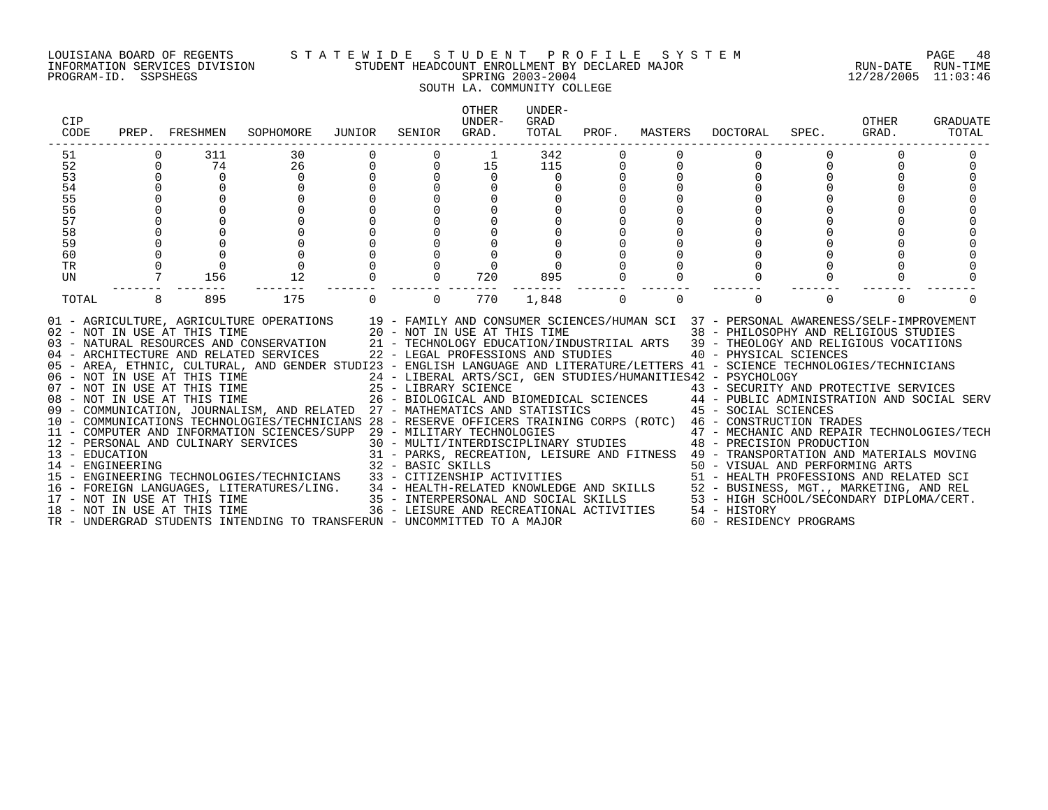LOUISIANA BOARD OF REGENTS — STATEWIDE STUDENT PROFILE SYSTEM
INFORMATION SERVICES DIVISION — STUDENT HEADCOUNT ENROLLMENT BY DECLARED MAJOR — RUN-DATE 12/28/2005 RUN-TIME 11:03:46
PROGRAM-ID. SSPSHEGS — SPRING 2003-2004

SOUTH LA. COMMUNITY COLLEGE

| CIP CODE | PREP. | FRESHMEN | SOPHOMORE | JUNIOR | SENIOR | OTHER UNDER-GRAD. | UNDER-GRAD TOTAL | PROF. | MASTERS | DOCTORAL | SPEC. | OTHER GRAD. | GRADUATE TOTAL |
|---|---|---|---|---|---|---|---|---|---|---|---|---|---|
| 51 | 0 | 311 | 30 | 0 | 0 | 1 | 342 | 0 | 0 | 0 | 0 | 0 | 0 |
| 52 | 0 | 74 | 26 | 0 | 0 | 15 | 115 | 0 | 0 | 0 | 0 | 0 | 0 |
| 53 | 0 | 0 | 0 | 0 | 0 | 0 | 0 | 0 | 0 | 0 | 0 | 0 | 0 |
| 54 | 0 | 0 | 0 | 0 | 0 | 0 | 0 | 0 | 0 | 0 | 0 | 0 | 0 |
| 55 | 0 | 0 | 0 | 0 | 0 | 0 | 0 | 0 | 0 | 0 | 0 | 0 | 0 |
| 56 | 0 | 0 | 0 | 0 | 0 | 0 | 0 | 0 | 0 | 0 | 0 | 0 | 0 |
| 57 | 0 | 0 | 0 | 0 | 0 | 0 | 0 | 0 | 0 | 0 | 0 | 0 | 0 |
| 58 | 0 | 0 | 0 | 0 | 0 | 0 | 0 | 0 | 0 | 0 | 0 | 0 | 0 |
| 59 | 0 | 0 | 0 | 0 | 0 | 0 | 0 | 0 | 0 | 0 | 0 | 0 | 0 |
| 60 | 0 | 0 | 0 | 0 | 0 | 0 | 0 | 0 | 0 | 0 | 0 | 0 | 0 |
| TR | 0 | 0 | 0 | 0 | 0 | 0 | 0 | 0 | 0 | 0 | 0 | 0 | 0 |
| UN | 7 | 156 | 12 | 0 | 0 | 720 | 895 | 0 | 0 | 0 | 0 | 0 | 0 |
| TOTAL | 8 | 895 | 175 | 0 | 0 | 770 | 1,848 | 0 | 0 | 0 | 0 | 0 | 0 |

01 - AGRICULTURE, AGRICULTURE OPERATIONS
02 - NOT IN USE AT THIS TIME
03 - NATURAL RESOURCES AND CONSERVATION
04 - ARCHITECTURE AND RELATED SERVICES
05 - AREA, ETHNIC, CULTURAL, AND GENDER STUDI
06 - NOT IN USE AT THIS TIME
07 - NOT IN USE AT THIS TIME
08 - NOT IN USE AT THIS TIME
09 - COMMUNICATION, JOURNALISM, AND RELATED
10 - COMMUNICATIONS TECHNOLOGIES/TECHNICIANS
11 - COMPUTER AND INFORMATION SCIENCES/SUPP
12 - PERSONAL AND CULINARY SERVICES
13 - EDUCATION
14 - ENGINEERING
15 - ENGINEERING TECHNOLOGIES/TECHNICIANS
16 - FOREIGN LANGUAGES, LITERATURES/LING.
17 - NOT IN USE AT THIS TIME
18 - NOT IN USE AT THIS TIME
19 - FAMILY AND CONSUMER SCIENCES/HUMAN SCI
20 - NOT IN USE AT THIS TIME
21 - TECHNOLOGY EDUCATION/INDUSTRIIAL ARTS
22 - LEGAL PROFESSIONS AND STUDIES
23 - ENGLISH LANGUAGE AND LITERATURE/LETTERS
24 - LIBERAL ARTS/SCI, GEN STUDIES/HUMANITIES
25 - LIBRARY SCIENCE
26 - BIOLOGICAL AND BIOMEDICAL SCIENCES
27 - MATHEMATICS AND STATISTICS
28 - RESERVE OFFICERS TRAINING CORPS (ROTC)
29 - MILITARY TECHNOLOGIES
30 - MULTI/INTERDISCIPLINARY STUDIES
31 - PARKS, RECREATION, LEISURE AND FITNESS
32 - BASIC SKILLS
33 - CITIZENSHIP ACTIVITIES
34 - HEALTH-RELATED KNOWLEDGE AND SKILLS
35 - INTERPERSONAL AND SOCIAL SKILLS
36 - LEISURE AND RECREATIONAL ACTIVITIES
37 - PERSONAL AWARENESS/SELF-IMPROVEMENT
38 - PHILOSOPHY AND RELIGIOUS STUDIES
39 - THEOLOGY AND RELIGIOUS VOCATIIONS
40 - PHYSICAL SCIENCES
41 - SCIENCE TECHNOLOGIES/TECHNICIANS
42 - PSYCHOLOGY
43 - SECURITY AND PROTECTIVE SERVICES
44 - PUBLIC ADMINISTRATION AND SOCIAL SERV
45 - SOCIAL SCIENCES
46 - CONSTRUCTION TRADES
47 - MECHANIC AND REPAIR TECHNOLOGIES/TECH
48 - PRECISION PRODUCTION
49 - TRANSPORTATION AND MATERIALS MOVING
50 - VISUAL AND PERFORMING ARTS
51 - HEALTH PROFESSIONS AND RELATED SCI
52 - BUSINESS, MGT., MARKETING, AND REL
53 - HIGH SCHOOL/SECONDARY DIPLOMA/CERT.
54 - HISTORY
60 - RESIDENCY PROGRAMS
TR - UNDERGRAD STUDENTS INTENDING TO TRANSFER
UN - UNCOMMITTED TO A MAJOR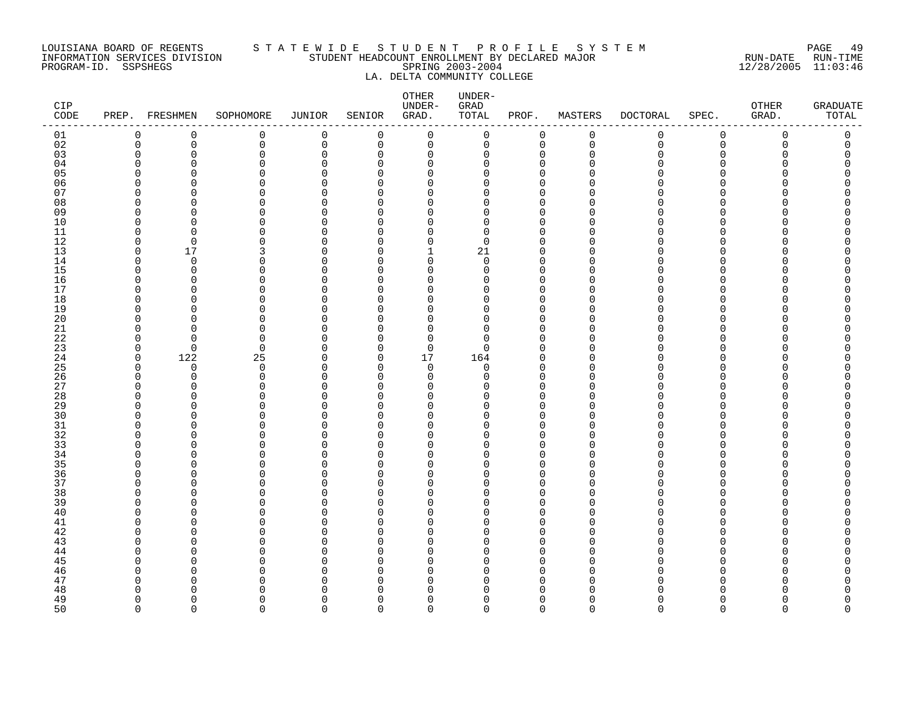LOUISIANA BOARD OF REGENTS — STATEWIDE STUDENT PROFILE SYSTEM
INFORMATION SERVICES DIVISION — STUDENT HEADCOUNT ENROLLMENT BY DECLARED MAJOR — RUN-DATE 12/28/2005 RUN-TIME 11:03:46
PROGRAM-ID. SSPSHEGS — SPRING 2003-2004
LA. DELTA COMMUNITY COLLEGE

| CIP CODE | PREP. | FRESHMEN | SOPHOMORE | JUNIOR | SENIOR | OTHER UNDER-GRAD. | UNDER-GRAD TOTAL | PROF. | MASTERS | DOCTORAL | SPEC. | OTHER GRAD. | GRADUATE TOTAL |
|---|---|---|---|---|---|---|---|---|---|---|---|---|---|
| 01 | 0 | 0 | 0 | 0 | 0 | 0 | 0 | 0 | 0 | 0 | 0 | 0 | 0 |
| 02 | 0 | 0 | 0 | 0 | 0 | 0 | 0 | 0 | 0 | 0 | 0 | 0 | 0 |
| 03 | 0 | 0 | 0 | 0 | 0 | 0 | 0 | 0 | 0 | 0 | 0 | 0 | 0 |
| 04 | 0 | 0 | 0 | 0 | 0 | 0 | 0 | 0 | 0 | 0 | 0 | 0 | 0 |
| 05 | 0 | 0 | 0 | 0 | 0 | 0 | 0 | 0 | 0 | 0 | 0 | 0 | 0 |
| 06 | 0 | 0 | 0 | 0 | 0 | 0 | 0 | 0 | 0 | 0 | 0 | 0 | 0 |
| 07 | 0 | 0 | 0 | 0 | 0 | 0 | 0 | 0 | 0 | 0 | 0 | 0 | 0 |
| 08 | 0 | 0 | 0 | 0 | 0 | 0 | 0 | 0 | 0 | 0 | 0 | 0 | 0 |
| 09 | 0 | 0 | 0 | 0 | 0 | 0 | 0 | 0 | 0 | 0 | 0 | 0 | 0 |
| 10 | 0 | 0 | 0 | 0 | 0 | 0 | 0 | 0 | 0 | 0 | 0 | 0 | 0 |
| 11 | 0 | 0 | 0 | 0 | 0 | 0 | 0 | 0 | 0 | 0 | 0 | 0 | 0 |
| 12 | 0 | 0 | 0 | 0 | 0 | 0 | 0 | 0 | 0 | 0 | 0 | 0 | 0 |
| 13 | 0 | 17 | 3 | 0 | 0 | 1 | 21 | 0 | 0 | 0 | 0 | 0 | 0 |
| 14 | 0 | 0 | 0 | 0 | 0 | 0 | 0 | 0 | 0 | 0 | 0 | 0 | 0 |
| 15 | 0 | 0 | 0 | 0 | 0 | 0 | 0 | 0 | 0 | 0 | 0 | 0 | 0 |
| 16 | 0 | 0 | 0 | 0 | 0 | 0 | 0 | 0 | 0 | 0 | 0 | 0 | 0 |
| 17 | 0 | 0 | 0 | 0 | 0 | 0 | 0 | 0 | 0 | 0 | 0 | 0 | 0 |
| 18 | 0 | 0 | 0 | 0 | 0 | 0 | 0 | 0 | 0 | 0 | 0 | 0 | 0 |
| 19 | 0 | 0 | 0 | 0 | 0 | 0 | 0 | 0 | 0 | 0 | 0 | 0 | 0 |
| 20 | 0 | 0 | 0 | 0 | 0 | 0 | 0 | 0 | 0 | 0 | 0 | 0 | 0 |
| 21 | 0 | 0 | 0 | 0 | 0 | 0 | 0 | 0 | 0 | 0 | 0 | 0 | 0 |
| 22 | 0 | 0 | 0 | 0 | 0 | 0 | 0 | 0 | 0 | 0 | 0 | 0 | 0 |
| 23 | 0 | 0 | 0 | 0 | 0 | 0 | 0 | 0 | 0 | 0 | 0 | 0 | 0 |
| 24 | 0 | 122 | 25 | 0 | 0 | 17 | 164 | 0 | 0 | 0 | 0 | 0 | 0 |
| 25 | 0 | 0 | 0 | 0 | 0 | 0 | 0 | 0 | 0 | 0 | 0 | 0 | 0 |
| 26 | 0 | 0 | 0 | 0 | 0 | 0 | 0 | 0 | 0 | 0 | 0 | 0 | 0 |
| 27 | 0 | 0 | 0 | 0 | 0 | 0 | 0 | 0 | 0 | 0 | 0 | 0 | 0 |
| 28 | 0 | 0 | 0 | 0 | 0 | 0 | 0 | 0 | 0 | 0 | 0 | 0 | 0 |
| 29 | 0 | 0 | 0 | 0 | 0 | 0 | 0 | 0 | 0 | 0 | 0 | 0 | 0 |
| 30 | 0 | 0 | 0 | 0 | 0 | 0 | 0 | 0 | 0 | 0 | 0 | 0 | 0 |
| 31 | 0 | 0 | 0 | 0 | 0 | 0 | 0 | 0 | 0 | 0 | 0 | 0 | 0 |
| 32 | 0 | 0 | 0 | 0 | 0 | 0 | 0 | 0 | 0 | 0 | 0 | 0 | 0 |
| 33 | 0 | 0 | 0 | 0 | 0 | 0 | 0 | 0 | 0 | 0 | 0 | 0 | 0 |
| 34 | 0 | 0 | 0 | 0 | 0 | 0 | 0 | 0 | 0 | 0 | 0 | 0 | 0 |
| 35 | 0 | 0 | 0 | 0 | 0 | 0 | 0 | 0 | 0 | 0 | 0 | 0 | 0 |
| 36 | 0 | 0 | 0 | 0 | 0 | 0 | 0 | 0 | 0 | 0 | 0 | 0 | 0 |
| 37 | 0 | 0 | 0 | 0 | 0 | 0 | 0 | 0 | 0 | 0 | 0 | 0 | 0 |
| 38 | 0 | 0 | 0 | 0 | 0 | 0 | 0 | 0 | 0 | 0 | 0 | 0 | 0 |
| 39 | 0 | 0 | 0 | 0 | 0 | 0 | 0 | 0 | 0 | 0 | 0 | 0 | 0 |
| 40 | 0 | 0 | 0 | 0 | 0 | 0 | 0 | 0 | 0 | 0 | 0 | 0 | 0 |
| 41 | 0 | 0 | 0 | 0 | 0 | 0 | 0 | 0 | 0 | 0 | 0 | 0 | 0 |
| 42 | 0 | 0 | 0 | 0 | 0 | 0 | 0 | 0 | 0 | 0 | 0 | 0 | 0 |
| 43 | 0 | 0 | 0 | 0 | 0 | 0 | 0 | 0 | 0 | 0 | 0 | 0 | 0 |
| 44 | 0 | 0 | 0 | 0 | 0 | 0 | 0 | 0 | 0 | 0 | 0 | 0 | 0 |
| 45 | 0 | 0 | 0 | 0 | 0 | 0 | 0 | 0 | 0 | 0 | 0 | 0 | 0 |
| 46 | 0 | 0 | 0 | 0 | 0 | 0 | 0 | 0 | 0 | 0 | 0 | 0 | 0 |
| 47 | 0 | 0 | 0 | 0 | 0 | 0 | 0 | 0 | 0 | 0 | 0 | 0 | 0 |
| 48 | 0 | 0 | 0 | 0 | 0 | 0 | 0 | 0 | 0 | 0 | 0 | 0 | 0 |
| 49 | 0 | 0 | 0 | 0 | 0 | 0 | 0 | 0 | 0 | 0 | 0 | 0 | 0 |
| 50 | 0 | 0 | 0 | 0 | 0 | 0 | 0 | 0 | 0 | 0 | 0 | 0 | 0 |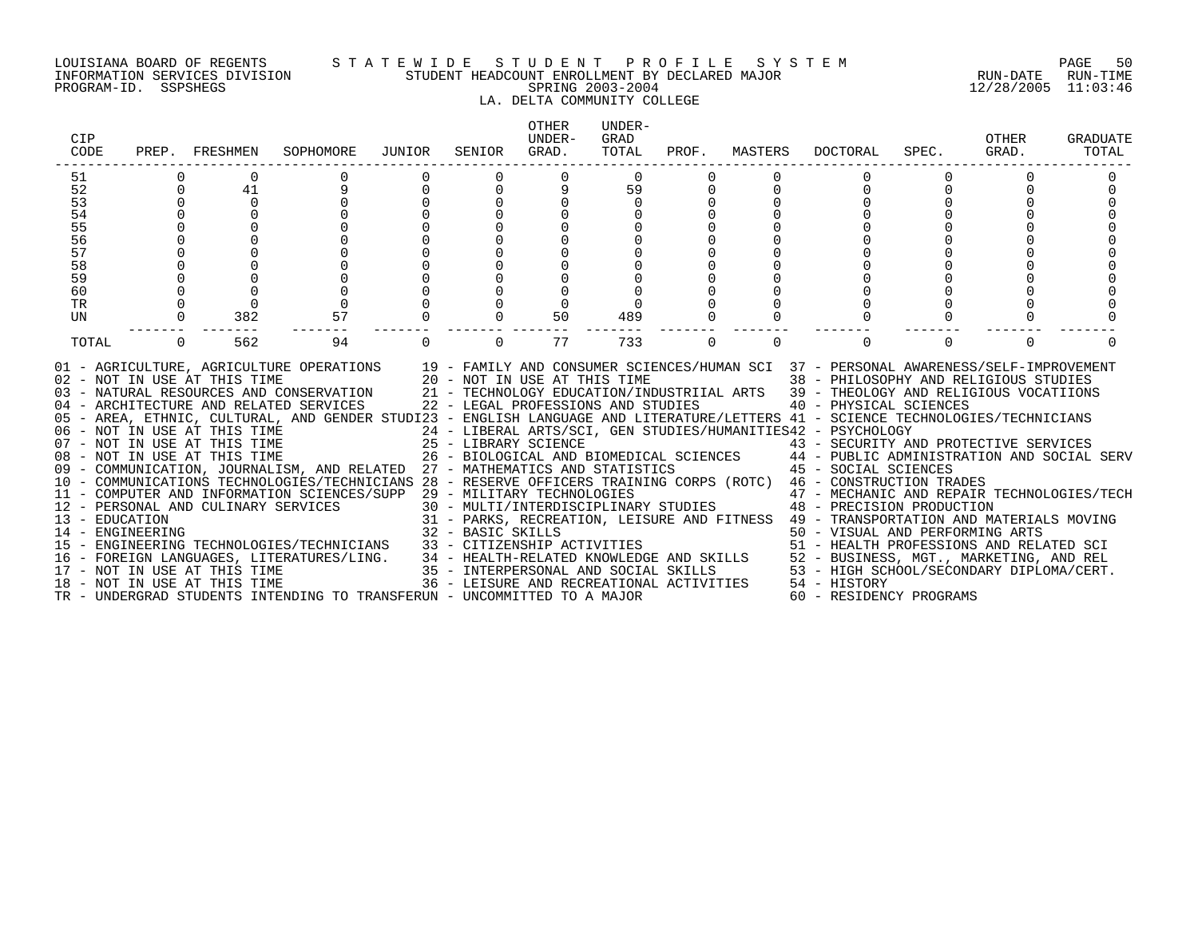LOUISIANA BOARD OF REGENTS — STATEWIDE STUDENT PROFILE SYSTEM
INFORMATION SERVICES DIVISION — STUDENT HEADCOUNT ENROLLMENT BY DECLARED MAJOR — RUN-DATE 12/28/2005 RUN-TIME 11:03:46
PROGRAM-ID. SSPSHEGS — SPRING 2003-2004

LA. DELTA COMMUNITY COLLEGE

| CIP CODE | PREP. | FRESHMEN | SOPHOMORE | JUNIOR | SENIOR | OTHER UNDER-GRAD. | UNDER-GRAD TOTAL | PROF. | MASTERS | DOCTORAL | SPEC. | OTHER GRAD. | GRADUATE TOTAL |
|---|---|---|---|---|---|---|---|---|---|---|---|---|---|
| 51 | 0 | 0 | 0 | 0 | 0 | 0 | 0 | 0 | 0 | 0 | 0 | 0 | 0 |
| 52 | 0 | 41 | 9 | 0 | 0 | 9 | 59 | 0 | 0 | 0 | 0 | 0 | 0 |
| 53 | 0 | 0 | 0 | 0 | 0 | 0 | 0 | 0 | 0 | 0 | 0 | 0 | 0 |
| 54 | 0 | 0 | 0 | 0 | 0 | 0 | 0 | 0 | 0 | 0 | 0 | 0 | 0 |
| 55 | 0 | 0 | 0 | 0 | 0 | 0 | 0 | 0 | 0 | 0 | 0 | 0 | 0 |
| 56 | 0 | 0 | 0 | 0 | 0 | 0 | 0 | 0 | 0 | 0 | 0 | 0 | 0 |
| 57 | 0 | 0 | 0 | 0 | 0 | 0 | 0 | 0 | 0 | 0 | 0 | 0 | 0 |
| 58 | 0 | 0 | 0 | 0 | 0 | 0 | 0 | 0 | 0 | 0 | 0 | 0 | 0 |
| 59 | 0 | 0 | 0 | 0 | 0 | 0 | 0 | 0 | 0 | 0 | 0 | 0 | 0 |
| 60 | 0 | 0 | 0 | 0 | 0 | 0 | 0 | 0 | 0 | 0 | 0 | 0 | 0 |
| TR | 0 | 0 | 0 | 0 | 0 | 0 | 0 | 0 | 0 | 0 | 0 | 0 | 0 |
| UN | 0 | 382 | 57 | 0 | 0 | 50 | 489 | 0 | 0 | 0 | 0 | 0 | 0 |
| TOTAL | 0 | 562 | 94 | 0 | 0 | 77 | 733 | 0 | 0 | 0 | 0 | 0 | 0 |

01 - AGRICULTURE, AGRICULTURE OPERATIONS
02 - NOT IN USE AT THIS TIME
03 - NATURAL RESOURCES AND CONSERVATION
04 - ARCHITECTURE AND RELATED SERVICES
05 - AREA, ETHNIC, CULTURAL, AND GENDER STUDI
06 - NOT IN USE AT THIS TIME
07 - NOT IN USE AT THIS TIME
08 - NOT IN USE AT THIS TIME
09 - COMMUNICATION, JOURNALISM, AND RELATED
10 - COMMUNICATIONS TECHNOLOGIES/TECHNICIANS
11 - COMPUTER AND INFORMATION SCIENCES/SUPP
12 - PERSONAL AND CULINARY SERVICES
13 - EDUCATION
14 - ENGINEERING
15 - ENGINEERING TECHNOLOGIES/TECHNICIANS
16 - FOREIGN LANGUAGES, LITERATURES/LING.
17 - NOT IN USE AT THIS TIME
18 - NOT IN USE AT THIS TIME
19 - FAMILY AND CONSUMER SCIENCES/HUMAN SCI
20 - NOT IN USE AT THIS TIME
21 - TECHNOLOGY EDUCATION/INDUSTRIIAL ARTS
22 - LEGAL PROFESSIONS AND STUDIES
23 - ENGLISH LANGUAGE AND LITERATURE/LETTERS
24 - LIBERAL ARTS/SCI, GEN STUDIES/HUMANITIES
25 - LIBRARY SCIENCE
26 - BIOLOGICAL AND BIOMEDICAL SCIENCES
27 - MATHEMATICS AND STATISTICS
28 - RESERVE OFFICERS TRAINING CORPS (ROTC)
29 - MILITARY TECHNOLOGIES
30 - MULTI/INTERDISCIPLINARY STUDIES
31 - PARKS, RECREATION, LEISURE AND FITNESS
32 - BASIC SKILLS
33 - CITIZENSHIP ACTIVITIES
34 - HEALTH-RELATED KNOWLEDGE AND SKILLS
35 - INTERPERSONAL AND SOCIAL SKILLS
36 - LEISURE AND RECREATIONAL ACTIVITIES
37 - PERSONAL AWARENESS/SELF-IMPROVEMENT
38 - PHILOSOPHY AND RELIGIOUS STUDIES
39 - THEOLOGY AND RELIGIOUS VOCATIIONS
40 - PHYSICAL SCIENCES
41 - SCIENCE TECHNOLOGIES/TECHNICIANS
42 - PSYCHOLOGY
43 - SECURITY AND PROTECTIVE SERVICES
44 - PUBLIC ADMINISTRATION AND SOCIAL SERV
45 - SOCIAL SCIENCES
46 - CONSTRUCTION TRADES
47 - MECHANIC AND REPAIR TECHNOLOGIES/TECH
48 - PRECISION PRODUCTION
49 - TRANSPORTATION AND MATERIALS MOVING
50 - VISUAL AND PERFORMING ARTS
51 - HEALTH PROFESSIONS AND RELATED SCI
52 - BUSINESS, MGT., MARKETING, AND REL
53 - HIGH SCHOOL/SECONDARY DIPLOMA/CERT.
54 - HISTORY
60 - RESIDENCY PROGRAMS
TR - UNDERGRAD STUDENTS INTENDING TO TRANSFER
UN - UNCOMMITTED TO A MAJOR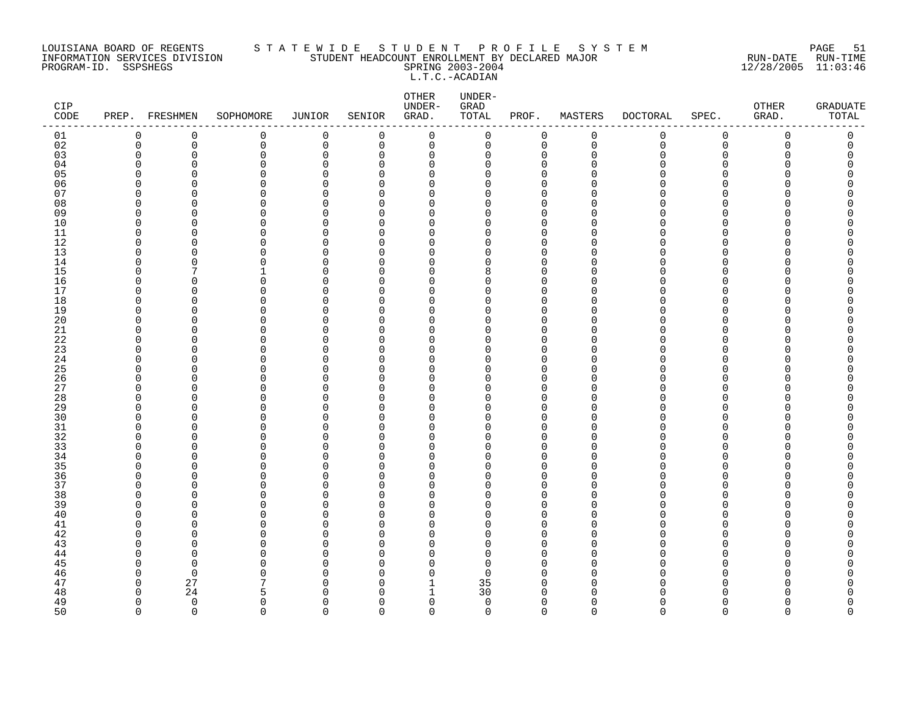LOUISIANA BOARD OF REGENTS
INFORMATION SERVICES DIVISION
PROGRAM-ID. SSPSHEGS

STATEWIDE STUDENT PROFILE SYSTEM
STUDENT HEADCOUNT ENROLLMENT BY DECLARED MAJOR
SPRING 2003-2004
L.T.C.-ACADIAN

RUN-DATE 12/28/2005 RUN-TIME 11:03:46

| CIP CODE | PREP. | FRESHMEN | SOPHOMORE | JUNIOR | SENIOR | OTHER UNDER-GRAD. | UNDER-GRAD TOTAL | PROF. | MASTERS | DOCTORAL | SPEC. | OTHER GRAD. | GRADUATE TOTAL |
|---|---|---|---|---|---|---|---|---|---|---|---|---|---|
| 01 | 0 | 0 | 0 | 0 | 0 | 0 | 0 | 0 | 0 | 0 | 0 | 0 | 0 |
| 02 | 0 | 0 | 0 | 0 | 0 | 0 | 0 | 0 | 0 | 0 | 0 | 0 | 0 |
| 03 | 0 | 0 | 0 | 0 | 0 | 0 | 0 | 0 | 0 | 0 | 0 | 0 | 0 |
| 04 | 0 | 0 | 0 | 0 | 0 | 0 | 0 | 0 | 0 | 0 | 0 | 0 | 0 |
| 05 | 0 | 0 | 0 | 0 | 0 | 0 | 0 | 0 | 0 | 0 | 0 | 0 | 0 |
| 06 | 0 | 0 | 0 | 0 | 0 | 0 | 0 | 0 | 0 | 0 | 0 | 0 | 0 |
| 07 | 0 | 0 | 0 | 0 | 0 | 0 | 0 | 0 | 0 | 0 | 0 | 0 | 0 |
| 08 | 0 | 0 | 0 | 0 | 0 | 0 | 0 | 0 | 0 | 0 | 0 | 0 | 0 |
| 09 | 0 | 0 | 0 | 0 | 0 | 0 | 0 | 0 | 0 | 0 | 0 | 0 | 0 |
| 10 | 0 | 0 | 0 | 0 | 0 | 0 | 0 | 0 | 0 | 0 | 0 | 0 | 0 |
| 11 | 0 | 0 | 0 | 0 | 0 | 0 | 0 | 0 | 0 | 0 | 0 | 0 | 0 |
| 12 | 0 | 0 | 0 | 0 | 0 | 0 | 0 | 0 | 0 | 0 | 0 | 0 | 0 |
| 13 | 0 | 0 | 0 | 0 | 0 | 0 | 0 | 0 | 0 | 0 | 0 | 0 | 0 |
| 14 | 0 | 0 | 0 | 0 | 0 | 0 | 0 | 0 | 0 | 0 | 0 | 0 | 0 |
| 15 | 0 | 7 | 1 | 0 | 0 | 0 | 8 | 0 | 0 | 0 | 0 | 0 | 0 |
| 16 | 0 | 0 | 0 | 0 | 0 | 0 | 0 | 0 | 0 | 0 | 0 | 0 | 0 |
| 17 | 0 | 0 | 0 | 0 | 0 | 0 | 0 | 0 | 0 | 0 | 0 | 0 | 0 |
| 18 | 0 | 0 | 0 | 0 | 0 | 0 | 0 | 0 | 0 | 0 | 0 | 0 | 0 |
| 19 | 0 | 0 | 0 | 0 | 0 | 0 | 0 | 0 | 0 | 0 | 0 | 0 | 0 |
| 20 | 0 | 0 | 0 | 0 | 0 | 0 | 0 | 0 | 0 | 0 | 0 | 0 | 0 |
| 21 | 0 | 0 | 0 | 0 | 0 | 0 | 0 | 0 | 0 | 0 | 0 | 0 | 0 |
| 22 | 0 | 0 | 0 | 0 | 0 | 0 | 0 | 0 | 0 | 0 | 0 | 0 | 0 |
| 23 | 0 | 0 | 0 | 0 | 0 | 0 | 0 | 0 | 0 | 0 | 0 | 0 | 0 |
| 24 | 0 | 0 | 0 | 0 | 0 | 0 | 0 | 0 | 0 | 0 | 0 | 0 | 0 |
| 25 | 0 | 0 | 0 | 0 | 0 | 0 | 0 | 0 | 0 | 0 | 0 | 0 | 0 |
| 26 | 0 | 0 | 0 | 0 | 0 | 0 | 0 | 0 | 0 | 0 | 0 | 0 | 0 |
| 27 | 0 | 0 | 0 | 0 | 0 | 0 | 0 | 0 | 0 | 0 | 0 | 0 | 0 |
| 28 | 0 | 0 | 0 | 0 | 0 | 0 | 0 | 0 | 0 | 0 | 0 | 0 | 0 |
| 29 | 0 | 0 | 0 | 0 | 0 | 0 | 0 | 0 | 0 | 0 | 0 | 0 | 0 |
| 30 | 0 | 0 | 0 | 0 | 0 | 0 | 0 | 0 | 0 | 0 | 0 | 0 | 0 |
| 31 | 0 | 0 | 0 | 0 | 0 | 0 | 0 | 0 | 0 | 0 | 0 | 0 | 0 |
| 32 | 0 | 0 | 0 | 0 | 0 | 0 | 0 | 0 | 0 | 0 | 0 | 0 | 0 |
| 33 | 0 | 0 | 0 | 0 | 0 | 0 | 0 | 0 | 0 | 0 | 0 | 0 | 0 |
| 34 | 0 | 0 | 0 | 0 | 0 | 0 | 0 | 0 | 0 | 0 | 0 | 0 | 0 |
| 35 | 0 | 0 | 0 | 0 | 0 | 0 | 0 | 0 | 0 | 0 | 0 | 0 | 0 |
| 36 | 0 | 0 | 0 | 0 | 0 | 0 | 0 | 0 | 0 | 0 | 0 | 0 | 0 |
| 37 | 0 | 0 | 0 | 0 | 0 | 0 | 0 | 0 | 0 | 0 | 0 | 0 | 0 |
| 38 | 0 | 0 | 0 | 0 | 0 | 0 | 0 | 0 | 0 | 0 | 0 | 0 | 0 |
| 39 | 0 | 0 | 0 | 0 | 0 | 0 | 0 | 0 | 0 | 0 | 0 | 0 | 0 |
| 40 | 0 | 0 | 0 | 0 | 0 | 0 | 0 | 0 | 0 | 0 | 0 | 0 | 0 |
| 41 | 0 | 0 | 0 | 0 | 0 | 0 | 0 | 0 | 0 | 0 | 0 | 0 | 0 |
| 42 | 0 | 0 | 0 | 0 | 0 | 0 | 0 | 0 | 0 | 0 | 0 | 0 | 0 |
| 43 | 0 | 0 | 0 | 0 | 0 | 0 | 0 | 0 | 0 | 0 | 0 | 0 | 0 |
| 44 | 0 | 0 | 0 | 0 | 0 | 0 | 0 | 0 | 0 | 0 | 0 | 0 | 0 |
| 45 | 0 | 0 | 0 | 0 | 0 | 0 | 0 | 0 | 0 | 0 | 0 | 0 | 0 |
| 46 | 0 | 0 | 0 | 0 | 0 | 0 | 0 | 0 | 0 | 0 | 0 | 0 | 0 |
| 47 | 0 | 27 | 7 | 0 | 0 | 1 | 35 | 0 | 0 | 0 | 0 | 0 | 0 |
| 48 | 0 | 24 | 5 | 0 | 0 | 1 | 30 | 0 | 0 | 0 | 0 | 0 | 0 |
| 49 | 0 | 0 | 0 | 0 | 0 | 0 | 0 | 0 | 0 | 0 | 0 | 0 | 0 |
| 50 | 0 | 0 | 0 | 0 | 0 | 0 | 0 | 0 | 0 | 0 | 0 | 0 | 0 |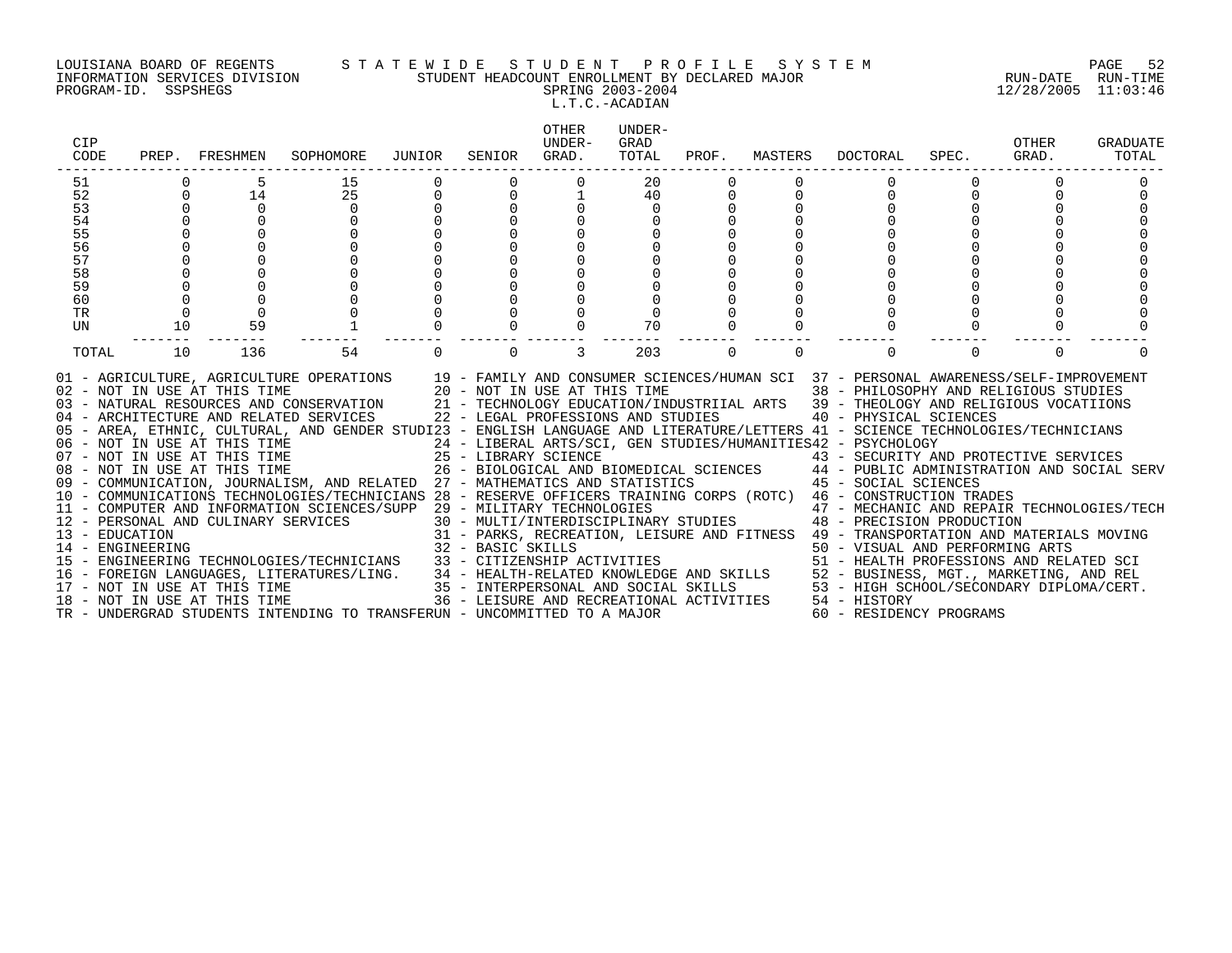LOUISIANA BOARD OF REGENTS — STATEWIDE STUDENT PROFILE SYSTEM
INFORMATION SERVICES DIVISION — STUDENT HEADCOUNT ENROLLMENT BY DECLARED MAJOR — RUN-DATE 12/28/2005 RUN-TIME 11:03:46
PROGRAM-ID. SSPSHEGS — SPRING 2003-2004

L.T.C.-ACADIAN

| CIP CODE | PREP. | FRESHMEN | SOPHOMORE | JUNIOR | SENIOR | OTHER UNDER-GRAD. | UNDER-GRAD TOTAL | PROF. | MASTERS | DOCTORAL | SPEC. | OTHER GRAD. | GRADUATE TOTAL |
|---|---|---|---|---|---|---|---|---|---|---|---|---|---|
| 51 | 0 | 5 | 15 | 0 | 0 | 0 | 20 | 0 | 0 | 0 | 0 | 0 | 0 |
| 52 | 0 | 14 | 25 | 0 | 0 | 1 | 40 | 0 | 0 | 0 | 0 | 0 | 0 |
| 53 | 0 | 0 | 0 | 0 | 0 | 0 | 0 | 0 | 0 | 0 | 0 | 0 | 0 |
| 54 | 0 | 0 | 0 | 0 | 0 | 0 | 0 | 0 | 0 | 0 | 0 | 0 | 0 |
| 55 | 0 | 0 | 0 | 0 | 0 | 0 | 0 | 0 | 0 | 0 | 0 | 0 | 0 |
| 56 | 0 | 0 | 0 | 0 | 0 | 0 | 0 | 0 | 0 | 0 | 0 | 0 | 0 |
| 57 | 0 | 0 | 0 | 0 | 0 | 0 | 0 | 0 | 0 | 0 | 0 | 0 | 0 |
| 58 | 0 | 0 | 0 | 0 | 0 | 0 | 0 | 0 | 0 | 0 | 0 | 0 | 0 |
| 59 | 0 | 0 | 0 | 0 | 0 | 0 | 0 | 0 | 0 | 0 | 0 | 0 | 0 |
| 60 | 0 | 0 | 0 | 0 | 0 | 0 | 0 | 0 | 0 | 0 | 0 | 0 | 0 |
| TR | 0 | 0 | 0 | 0 | 0 | 0 | 0 | 0 | 0 | 0 | 0 | 0 | 0 |
| UN | 10 | 59 | 1 | 0 | 0 | 0 | 70 | 0 | 0 | 0 | 0 | 0 | 0 |
| TOTAL | 10 | 136 | 54 | 0 | 0 | 3 | 203 | 0 | 0 | 0 | 0 | 0 | 0 |

01 - AGRICULTURE, AGRICULTURE OPERATIONS
02 - NOT IN USE AT THIS TIME
03 - NATURAL RESOURCES AND CONSERVATION
04 - ARCHITECTURE AND RELATED SERVICES
05 - AREA, ETHNIC, CULTURAL, AND GENDER STUDI
06 - NOT IN USE AT THIS TIME
07 - NOT IN USE AT THIS TIME
08 - NOT IN USE AT THIS TIME
09 - COMMUNICATION, JOURNALISM, AND RELATED
10 - COMMUNICATIONS TECHNOLOGIES/TECHNICIANS
11 - COMPUTER AND INFORMATION SCIENCES/SUPP
12 - PERSONAL AND CULINARY SERVICES
13 - EDUCATION
14 - ENGINEERING
15 - ENGINEERING TECHNOLOGIES/TECHNICIANS
16 - FOREIGN LANGUAGES, LITERATURES/LING.
17 - NOT IN USE AT THIS TIME
18 - NOT IN USE AT THIS TIME
19 - FAMILY AND CONSUMER SCIENCES/HUMAN SCI
20 - NOT IN USE AT THIS TIME
21 - TECHNOLOGY EDUCATION/INDUSTRIIAL ARTS
22 - LEGAL PROFESSIONS AND STUDIES
23 - ENGLISH LANGUAGE AND LITERATURE/LETTERS
24 - LIBERAL ARTS/SCI, GEN STUDIES/HUMANITIES
25 - LIBRARY SCIENCE
26 - BIOLOGICAL AND BIOMEDICAL SCIENCES
27 - MATHEMATICS AND STATISTICS
28 - RESERVE OFFICERS TRAINING CORPS (ROTC)
29 - MILITARY TECHNOLOGIES
30 - MULTI/INTERDISCIPLINARY STUDIES
31 - PARKS, RECREATION, LEISURE AND FITNESS
32 - BASIC SKILLS
33 - CITIZENSHIP ACTIVITIES
34 - HEALTH-RELATED KNOWLEDGE AND SKILLS
35 - INTERPERSONAL AND SOCIAL SKILLS
36 - LEISURE AND RECREATIONAL ACTIVITIES
37 - PERSONAL AWARENESS/SELF-IMPROVEMENT
38 - PHILOSOPHY AND RELIGIOUS STUDIES
39 - THEOLOGY AND RELIGIOUS VOCATIIONS
40 - PHYSICAL SCIENCES
41 - SCIENCE TECHNOLOGIES/TECHNICIANS
42 - PSYCHOLOGY
43 - SECURITY AND PROTECTIVE SERVICES
44 - PUBLIC ADMINISTRATION AND SOCIAL SERV
45 - SOCIAL SCIENCES
46 - CONSTRUCTION TRADES
47 - MECHANIC AND REPAIR TECHNOLOGIES/TECH
48 - PRECISION PRODUCTION
49 - TRANSPORTATION AND MATERIALS MOVING
50 - VISUAL AND PERFORMING ARTS
51 - HEALTH PROFESSIONS AND RELATED SCI
52 - BUSINESS, MGT., MARKETING, AND REL
53 - HIGH SCHOOL/SECONDARY DIPLOMA/CERT.
54 - HISTORY
60 - RESIDENCY PROGRAMS
TR - UNDERGRAD STUDENTS INTENDING TO TRANSFER
UN - UNCOMMITTED TO A MAJOR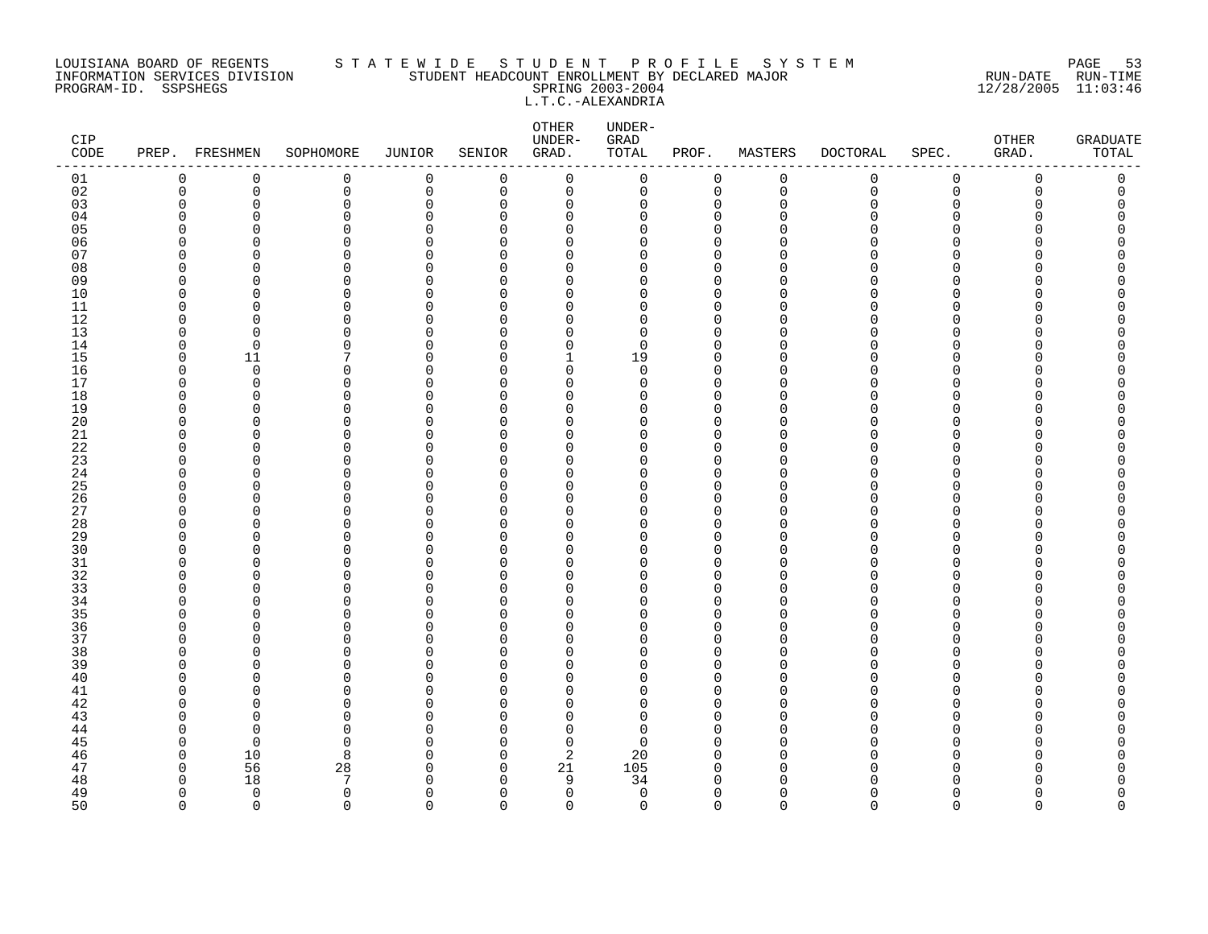LOUISIANA BOARD OF REGENTS — INFORMATION SERVICES DIVISION — PROGRAM-ID. SSPSHEGS

STATEWIDE STUDENT PROFILE SYSTEM
STUDENT HEADCOUNT ENROLLMENT BY DECLARED MAJOR
SPRING 2003-2004
L.T.C.-ALEXANDRIA

RUN-DATE 12/28/2005 RUN-TIME 11:03:46

| CIP CODE | PREP. | FRESHMEN | SOPHOMORE | JUNIOR | SENIOR | OTHER UNDER-GRAD. | UNDER-GRAD TOTAL | PROF. | MASTERS | DOCTORAL | SPEC. | OTHER GRAD. | GRADUATE TOTAL |
|---|---|---|---|---|---|---|---|---|---|---|---|---|---|
| 01 | 0 | 0 | 0 | 0 | 0 | 0 | 0 | 0 | 0 | 0 | 0 | 0 | 0 |
| 02 | 0 | 0 | 0 | 0 | 0 | 0 | 0 | 0 | 0 | 0 | 0 | 0 | 0 |
| 03 | 0 | 0 | 0 | 0 | 0 | 0 | 0 | 0 | 0 | 0 | 0 | 0 | 0 |
| 04 | 0 | 0 | 0 | 0 | 0 | 0 | 0 | 0 | 0 | 0 | 0 | 0 | 0 |
| 05 | 0 | 0 | 0 | 0 | 0 | 0 | 0 | 0 | 0 | 0 | 0 | 0 | 0 |
| 06 | 0 | 0 | 0 | 0 | 0 | 0 | 0 | 0 | 0 | 0 | 0 | 0 | 0 |
| 07 | 0 | 0 | 0 | 0 | 0 | 0 | 0 | 0 | 0 | 0 | 0 | 0 | 0 |
| 08 | 0 | 0 | 0 | 0 | 0 | 0 | 0 | 0 | 0 | 0 | 0 | 0 | 0 |
| 09 | 0 | 0 | 0 | 0 | 0 | 0 | 0 | 0 | 0 | 0 | 0 | 0 | 0 |
| 10 | 0 | 0 | 0 | 0 | 0 | 0 | 0 | 0 | 0 | 0 | 0 | 0 | 0 |
| 11 | 0 | 0 | 0 | 0 | 0 | 0 | 0 | 0 | 0 | 0 | 0 | 0 | 0 |
| 12 | 0 | 0 | 0 | 0 | 0 | 0 | 0 | 0 | 0 | 0 | 0 | 0 | 0 |
| 13 | 0 | 0 | 0 | 0 | 0 | 0 | 0 | 0 | 0 | 0 | 0 | 0 | 0 |
| 14 | 0 | 0 | 0 | 0 | 0 | 0 | 0 | 0 | 0 | 0 | 0 | 0 | 0 |
| 15 | 0 | 11 | 7 | 0 | 0 | 1 | 19 | 0 | 0 | 0 | 0 | 0 | 0 |
| 16 | 0 | 0 | 0 | 0 | 0 | 0 | 0 | 0 | 0 | 0 | 0 | 0 | 0 |
| 17 | 0 | 0 | 0 | 0 | 0 | 0 | 0 | 0 | 0 | 0 | 0 | 0 | 0 |
| 18 | 0 | 0 | 0 | 0 | 0 | 0 | 0 | 0 | 0 | 0 | 0 | 0 | 0 |
| 19 | 0 | 0 | 0 | 0 | 0 | 0 | 0 | 0 | 0 | 0 | 0 | 0 | 0 |
| 20 | 0 | 0 | 0 | 0 | 0 | 0 | 0 | 0 | 0 | 0 | 0 | 0 | 0 |
| 21 | 0 | 0 | 0 | 0 | 0 | 0 | 0 | 0 | 0 | 0 | 0 | 0 | 0 |
| 22 | 0 | 0 | 0 | 0 | 0 | 0 | 0 | 0 | 0 | 0 | 0 | 0 | 0 |
| 23 | 0 | 0 | 0 | 0 | 0 | 0 | 0 | 0 | 0 | 0 | 0 | 0 | 0 |
| 24 | 0 | 0 | 0 | 0 | 0 | 0 | 0 | 0 | 0 | 0 | 0 | 0 | 0 |
| 25 | 0 | 0 | 0 | 0 | 0 | 0 | 0 | 0 | 0 | 0 | 0 | 0 | 0 |
| 26 | 0 | 0 | 0 | 0 | 0 | 0 | 0 | 0 | 0 | 0 | 0 | 0 | 0 |
| 27 | 0 | 0 | 0 | 0 | 0 | 0 | 0 | 0 | 0 | 0 | 0 | 0 | 0 |
| 28 | 0 | 0 | 0 | 0 | 0 | 0 | 0 | 0 | 0 | 0 | 0 | 0 | 0 |
| 29 | 0 | 0 | 0 | 0 | 0 | 0 | 0 | 0 | 0 | 0 | 0 | 0 | 0 |
| 30 | 0 | 0 | 0 | 0 | 0 | 0 | 0 | 0 | 0 | 0 | 0 | 0 | 0 |
| 31 | 0 | 0 | 0 | 0 | 0 | 0 | 0 | 0 | 0 | 0 | 0 | 0 | 0 |
| 32 | 0 | 0 | 0 | 0 | 0 | 0 | 0 | 0 | 0 | 0 | 0 | 0 | 0 |
| 33 | 0 | 0 | 0 | 0 | 0 | 0 | 0 | 0 | 0 | 0 | 0 | 0 | 0 |
| 34 | 0 | 0 | 0 | 0 | 0 | 0 | 0 | 0 | 0 | 0 | 0 | 0 | 0 |
| 35 | 0 | 0 | 0 | 0 | 0 | 0 | 0 | 0 | 0 | 0 | 0 | 0 | 0 |
| 36 | 0 | 0 | 0 | 0 | 0 | 0 | 0 | 0 | 0 | 0 | 0 | 0 | 0 |
| 37 | 0 | 0 | 0 | 0 | 0 | 0 | 0 | 0 | 0 | 0 | 0 | 0 | 0 |
| 38 | 0 | 0 | 0 | 0 | 0 | 0 | 0 | 0 | 0 | 0 | 0 | 0 | 0 |
| 39 | 0 | 0 | 0 | 0 | 0 | 0 | 0 | 0 | 0 | 0 | 0 | 0 | 0 |
| 40 | 0 | 0 | 0 | 0 | 0 | 0 | 0 | 0 | 0 | 0 | 0 | 0 | 0 |
| 41 | 0 | 0 | 0 | 0 | 0 | 0 | 0 | 0 | 0 | 0 | 0 | 0 | 0 |
| 42 | 0 | 0 | 0 | 0 | 0 | 0 | 0 | 0 | 0 | 0 | 0 | 0 | 0 |
| 43 | 0 | 0 | 0 | 0 | 0 | 0 | 0 | 0 | 0 | 0 | 0 | 0 | 0 |
| 44 | 0 | 0 | 0 | 0 | 0 | 0 | 0 | 0 | 0 | 0 | 0 | 0 | 0 |
| 45 | 0 | 0 | 0 | 0 | 0 | 0 | 0 | 0 | 0 | 0 | 0 | 0 | 0 |
| 46 | 0 | 10 | 8 | 0 | 0 | 2 | 20 | 0 | 0 | 0 | 0 | 0 | 0 |
| 47 | 0 | 56 | 28 | 0 | 0 | 21 | 105 | 0 | 0 | 0 | 0 | 0 | 0 |
| 48 | 0 | 18 | 7 | 0 | 0 | 9 | 34 | 0 | 0 | 0 | 0 | 0 | 0 |
| 49 | 0 | 0 | 0 | 0 | 0 | 0 | 0 | 0 | 0 | 0 | 0 | 0 | 0 |
| 50 | 0 | 0 | 0 | 0 | 0 | 0 | 0 | 0 | 0 | 0 | 0 | 0 | 0 |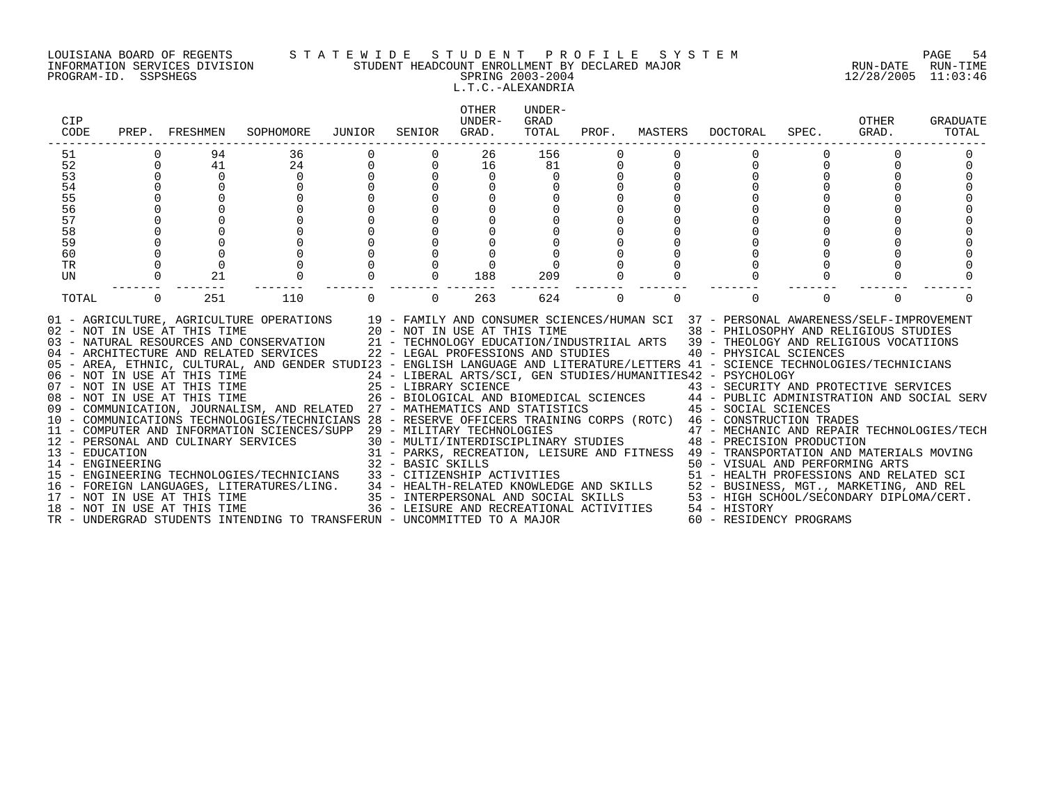LOUISIANA BOARD OF REGENTS — STATEWIDE STUDENT PROFILE SYSTEM
INFORMATION SERVICES DIVISION — STUDENT HEADCOUNT ENROLLMENT BY DECLARED MAJOR — RUN-DATE 12/28/2005 RUN-TIME 11:03:46
PROGRAM-ID. SSPSHEGS — SPRING 2003-2004

L.T.C.-ALEXANDRIA

| CIP CODE | PREP. | FRESHMEN | SOPHOMORE | JUNIOR | SENIOR | OTHER UNDER-GRAD. | UNDER-GRAD TOTAL | PROF. | MASTERS | DOCTORAL | SPEC. | OTHER GRAD. | GRADUATE TOTAL |
|---|---|---|---|---|---|---|---|---|---|---|---|---|---|
| 51 | 0 | 94 | 36 | 0 | 0 | 26 | 156 | 0 | 0 | 0 | 0 | 0 | 0 |
| 52 | 0 | 41 | 24 | 0 | 0 | 16 | 81 | 0 | 0 | 0 | 0 | 0 | 0 |
| 53 | 0 | 0 | 0 | 0 | 0 | 0 | 0 | 0 | 0 | 0 | 0 | 0 | 0 |
| 54 | 0 | 0 | 0 | 0 | 0 | 0 | 0 | 0 | 0 | 0 | 0 | 0 | 0 |
| 55 | 0 | 0 | 0 | 0 | 0 | 0 | 0 | 0 | 0 | 0 | 0 | 0 | 0 |
| 56 | 0 | 0 | 0 | 0 | 0 | 0 | 0 | 0 | 0 | 0 | 0 | 0 | 0 |
| 57 | 0 | 0 | 0 | 0 | 0 | 0 | 0 | 0 | 0 | 0 | 0 | 0 | 0 |
| 58 | 0 | 0 | 0 | 0 | 0 | 0 | 0 | 0 | 0 | 0 | 0 | 0 | 0 |
| 59 | 0 | 0 | 0 | 0 | 0 | 0 | 0 | 0 | 0 | 0 | 0 | 0 | 0 |
| 60 | 0 | 0 | 0 | 0 | 0 | 0 | 0 | 0 | 0 | 0 | 0 | 0 | 0 |
| TR | 0 | 0 | 0 | 0 | 0 | 0 | 0 | 0 | 0 | 0 | 0 | 0 | 0 |
| UN | 0 | 21 | 0 | 0 | 0 | 188 | 209 | 0 | 0 | 0 | 0 | 0 | 0 |
| TOTAL | 0 | 251 | 110 | 0 | 0 | 263 | 624 | 0 | 0 | 0 | 0 | 0 | 0 |

01 - AGRICULTURE, AGRICULTURE OPERATIONS
02 - NOT IN USE AT THIS TIME
03 - NATURAL RESOURCES AND CONSERVATION
04 - ARCHITECTURE AND RELATED SERVICES
05 - AREA, ETHNIC, CULTURAL, AND GENDER STUDI
06 - NOT IN USE AT THIS TIME
07 - NOT IN USE AT THIS TIME
08 - NOT IN USE AT THIS TIME
09 - COMMUNICATION, JOURNALISM, AND RELATED
10 - COMMUNICATIONS TECHNOLOGIES/TECHNICIANS
11 - COMPUTER AND INFORMATION SCIENCES/SUPP
12 - PERSONAL AND CULINARY SERVICES
13 - EDUCATION
14 - ENGINEERING
15 - ENGINEERING TECHNOLOGIES/TECHNICIANS
16 - FOREIGN LANGUAGES, LITERATURES/LING.
17 - NOT IN USE AT THIS TIME
18 - NOT IN USE AT THIS TIME
19 - FAMILY AND CONSUMER SCIENCES/HUMAN SCI
20 - NOT IN USE AT THIS TIME
21 - TECHNOLOGY EDUCATION/INDUSTRIIAL ARTS
22 - LEGAL PROFESSIONS AND STUDIES
23 - ENGLISH LANGUAGE AND LITERATURE/LETTERS
24 - LIBERAL ARTS/SCI, GEN STUDIES/HUMANITIES
25 - LIBRARY SCIENCE
26 - BIOLOGICAL AND BIOMEDICAL SCIENCES
27 - MATHEMATICS AND STATISTICS
28 - RESERVE OFFICERS TRAINING CORPS (ROTC)
29 - MILITARY TECHNOLOGIES
30 - MULTI/INTERDISCIPLINARY STUDIES
31 - PARKS, RECREATION, LEISURE AND FITNESS
32 - BASIC SKILLS
33 - CITIZENSHIP ACTIVITIES
34 - HEALTH-RELATED KNOWLEDGE AND SKILLS
35 - INTERPERSONAL AND SOCIAL SKILLS
36 - LEISURE AND RECREATIONAL ACTIVITIES
37 - PERSONAL AWARENESS/SELF-IMPROVEMENT
38 - PHILOSOPHY AND RELIGIOUS STUDIES
39 - THEOLOGY AND RELIGIOUS VOCATIIONS
40 - PHYSICAL SCIENCES
41 - SCIENCE TECHNOLOGIES/TECHNICIANS
42 - PSYCHOLOGY
43 - SECURITY AND PROTECTIVE SERVICES
44 - PUBLIC ADMINISTRATION AND SOCIAL SERV
45 - SOCIAL SCIENCES
46 - CONSTRUCTION TRADES
47 - MECHANIC AND REPAIR TECHNOLOGIES/TECH
48 - PRECISION PRODUCTION
49 - TRANSPORTATION AND MATERIALS MOVING
50 - VISUAL AND PERFORMING ARTS
51 - HEALTH PROFESSIONS AND RELATED SCI
52 - BUSINESS, MGT., MARKETING, AND REL
53 - HIGH SCHOOL/SECONDARY DIPLOMA/CERT.
54 - HISTORY
60 - RESIDENCY PROGRAMS
TR - UNDERGRAD STUDENTS INTENDING TO TRANSFER
UN - UNCOMMITTED TO A MAJOR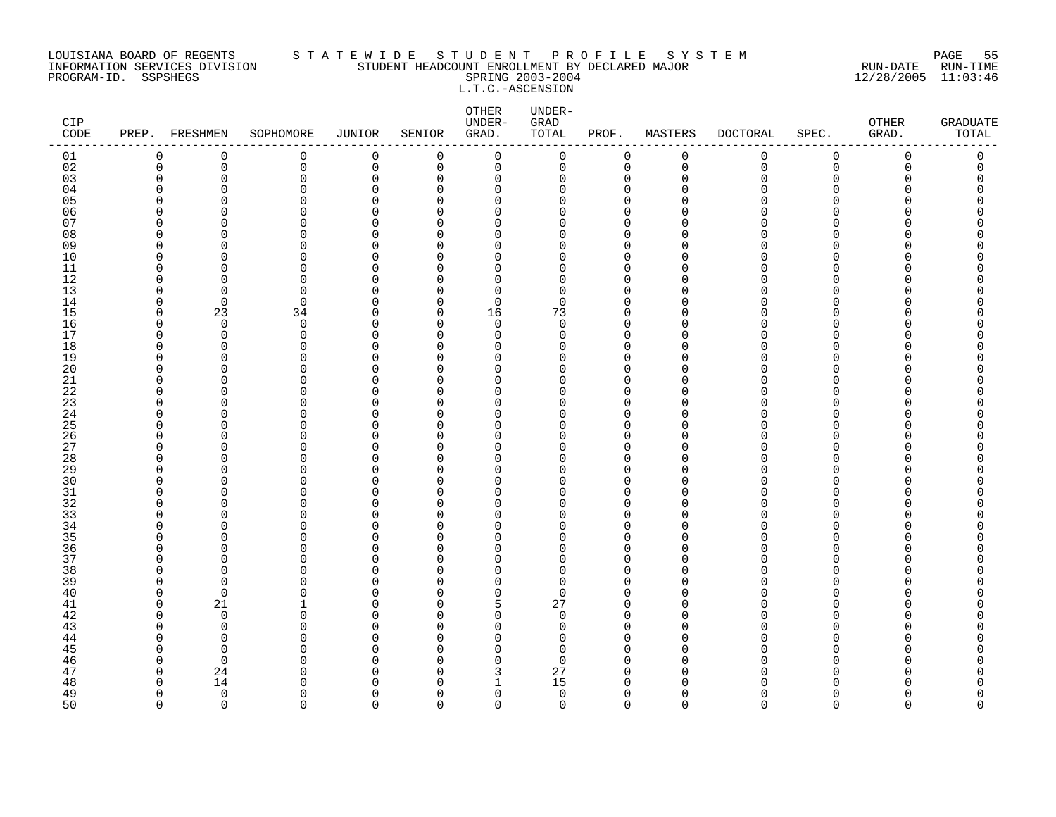LOUISIANA BOARD OF REGENTS
INFORMATION SERVICES DIVISION
PROGRAM-ID. SSPSHEGS

S T A T E W I D E   S T U D E N T   P R O F I L E   S Y S T E M
STUDENT HEADCOUNT ENROLLMENT BY DECLARED MAJOR
SPRING 2003-2004
L.T.C.-ASCENSION

RUN-DATE 12/28/2005 RUN-TIME 11:03:46

| CIP CODE | PREP. | FRESHMEN | SOPHOMORE | JUNIOR | SENIOR | OTHER UNDER-GRAD. | UNDER-GRAD TOTAL | PROF. | MASTERS | DOCTORAL | SPEC. | OTHER GRAD. | GRADUATE TOTAL |
|---|---|---|---|---|---|---|---|---|---|---|---|---|---|
| 01 | 0 | 0 | 0 | 0 | 0 | 0 | 0 | 0 | 0 | 0 | 0 | 0 | 0 |
| 02 | 0 | 0 | 0 | 0 | 0 | 0 | 0 | 0 | 0 | 0 | 0 | 0 | 0 |
| 03 | 0 | 0 | 0 | 0 | 0 | 0 | 0 | 0 | 0 | 0 | 0 | 0 | 0 |
| 04 | 0 | 0 | 0 | 0 | 0 | 0 | 0 | 0 | 0 | 0 | 0 | 0 | 0 |
| 05 | 0 | 0 | 0 | 0 | 0 | 0 | 0 | 0 | 0 | 0 | 0 | 0 | 0 |
| 06 | 0 | 0 | 0 | 0 | 0 | 0 | 0 | 0 | 0 | 0 | 0 | 0 | 0 |
| 07 | 0 | 0 | 0 | 0 | 0 | 0 | 0 | 0 | 0 | 0 | 0 | 0 | 0 |
| 08 | 0 | 0 | 0 | 0 | 0 | 0 | 0 | 0 | 0 | 0 | 0 | 0 | 0 |
| 09 | 0 | 0 | 0 | 0 | 0 | 0 | 0 | 0 | 0 | 0 | 0 | 0 | 0 |
| 10 | 0 | 0 | 0 | 0 | 0 | 0 | 0 | 0 | 0 | 0 | 0 | 0 | 0 |
| 11 | 0 | 0 | 0 | 0 | 0 | 0 | 0 | 0 | 0 | 0 | 0 | 0 | 0 |
| 12 | 0 | 0 | 0 | 0 | 0 | 0 | 0 | 0 | 0 | 0 | 0 | 0 | 0 |
| 13 | 0 | 0 | 0 | 0 | 0 | 0 | 0 | 0 | 0 | 0 | 0 | 0 | 0 |
| 14 | 0 | 0 | 0 | 0 | 0 | 0 | 0 | 0 | 0 | 0 | 0 | 0 | 0 |
| 15 | 0 | 23 | 34 | 0 | 0 | 16 | 73 | 0 | 0 | 0 | 0 | 0 | 0 |
| 16 | 0 | 0 | 0 | 0 | 0 | 0 | 0 | 0 | 0 | 0 | 0 | 0 | 0 |
| 17 | 0 | 0 | 0 | 0 | 0 | 0 | 0 | 0 | 0 | 0 | 0 | 0 | 0 |
| 18 | 0 | 0 | 0 | 0 | 0 | 0 | 0 | 0 | 0 | 0 | 0 | 0 | 0 |
| 19 | 0 | 0 | 0 | 0 | 0 | 0 | 0 | 0 | 0 | 0 | 0 | 0 | 0 |
| 20 | 0 | 0 | 0 | 0 | 0 | 0 | 0 | 0 | 0 | 0 | 0 | 0 | 0 |
| 21 | 0 | 0 | 0 | 0 | 0 | 0 | 0 | 0 | 0 | 0 | 0 | 0 | 0 |
| 22 | 0 | 0 | 0 | 0 | 0 | 0 | 0 | 0 | 0 | 0 | 0 | 0 | 0 |
| 23 | 0 | 0 | 0 | 0 | 0 | 0 | 0 | 0 | 0 | 0 | 0 | 0 | 0 |
| 24 | 0 | 0 | 0 | 0 | 0 | 0 | 0 | 0 | 0 | 0 | 0 | 0 | 0 |
| 25 | 0 | 0 | 0 | 0 | 0 | 0 | 0 | 0 | 0 | 0 | 0 | 0 | 0 |
| 26 | 0 | 0 | 0 | 0 | 0 | 0 | 0 | 0 | 0 | 0 | 0 | 0 | 0 |
| 27 | 0 | 0 | 0 | 0 | 0 | 0 | 0 | 0 | 0 | 0 | 0 | 0 | 0 |
| 28 | 0 | 0 | 0 | 0 | 0 | 0 | 0 | 0 | 0 | 0 | 0 | 0 | 0 |
| 29 | 0 | 0 | 0 | 0 | 0 | 0 | 0 | 0 | 0 | 0 | 0 | 0 | 0 |
| 30 | 0 | 0 | 0 | 0 | 0 | 0 | 0 | 0 | 0 | 0 | 0 | 0 | 0 |
| 31 | 0 | 0 | 0 | 0 | 0 | 0 | 0 | 0 | 0 | 0 | 0 | 0 | 0 |
| 32 | 0 | 0 | 0 | 0 | 0 | 0 | 0 | 0 | 0 | 0 | 0 | 0 | 0 |
| 33 | 0 | 0 | 0 | 0 | 0 | 0 | 0 | 0 | 0 | 0 | 0 | 0 | 0 |
| 34 | 0 | 0 | 0 | 0 | 0 | 0 | 0 | 0 | 0 | 0 | 0 | 0 | 0 |
| 35 | 0 | 0 | 0 | 0 | 0 | 0 | 0 | 0 | 0 | 0 | 0 | 0 | 0 |
| 36 | 0 | 0 | 0 | 0 | 0 | 0 | 0 | 0 | 0 | 0 | 0 | 0 | 0 |
| 37 | 0 | 0 | 0 | 0 | 0 | 0 | 0 | 0 | 0 | 0 | 0 | 0 | 0 |
| 38 | 0 | 0 | 0 | 0 | 0 | 0 | 0 | 0 | 0 | 0 | 0 | 0 | 0 |
| 39 | 0 | 0 | 0 | 0 | 0 | 0 | 0 | 0 | 0 | 0 | 0 | 0 | 0 |
| 40 | 0 | 0 | 0 | 0 | 0 | 0 | 0 | 0 | 0 | 0 | 0 | 0 | 0 |
| 41 | 0 | 21 | 1 | 0 | 0 | 5 | 27 | 0 | 0 | 0 | 0 | 0 | 0 |
| 42 | 0 | 0 | 0 | 0 | 0 | 0 | 0 | 0 | 0 | 0 | 0 | 0 | 0 |
| 43 | 0 | 0 | 0 | 0 | 0 | 0 | 0 | 0 | 0 | 0 | 0 | 0 | 0 |
| 44 | 0 | 0 | 0 | 0 | 0 | 0 | 0 | 0 | 0 | 0 | 0 | 0 | 0 |
| 45 | 0 | 0 | 0 | 0 | 0 | 0 | 0 | 0 | 0 | 0 | 0 | 0 | 0 |
| 46 | 0 | 0 | 0 | 0 | 0 | 0 | 0 | 0 | 0 | 0 | 0 | 0 | 0 |
| 47 | 0 | 24 | 0 | 0 | 0 | 3 | 27 | 0 | 0 | 0 | 0 | 0 | 0 |
| 48 | 0 | 14 | 0 | 0 | 0 | 1 | 15 | 0 | 0 | 0 | 0 | 0 | 0 |
| 49 | 0 | 0 | 0 | 0 | 0 | 0 | 0 | 0 | 0 | 0 | 0 | 0 | 0 |
| 50 | 0 | 0 | 0 | 0 | 0 | 0 | 0 | 0 | 0 | 0 | 0 | 0 | 0 |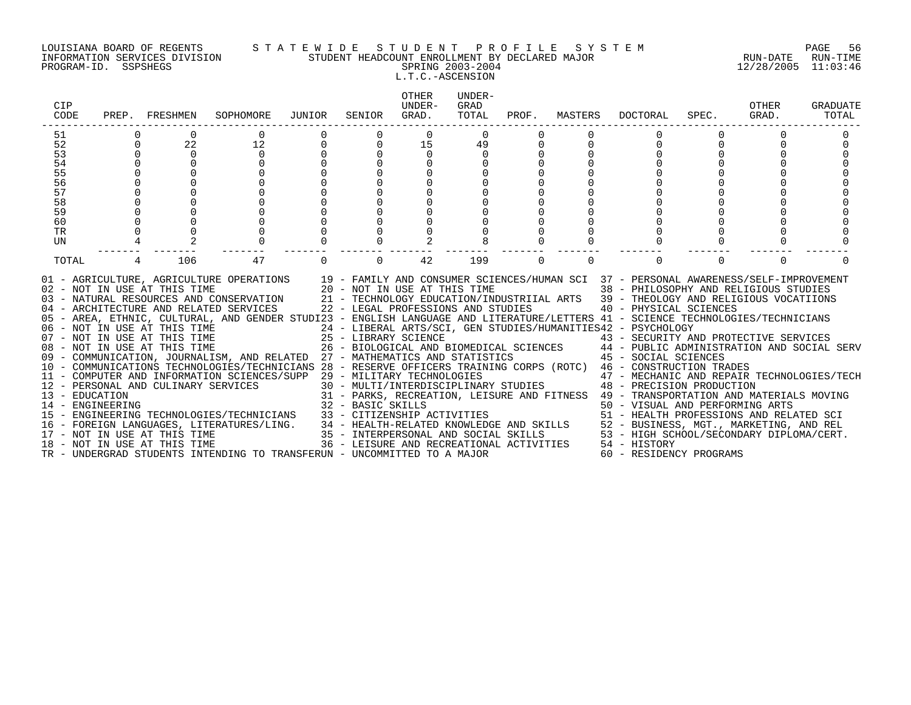LOUISIANA BOARD OF REGENTS — STATEWIDE STUDENT PROFILE SYSTEM
INFORMATION SERVICES DIVISION — STUDENT HEADCOUNT ENROLLMENT BY DECLARED MAJOR — RUN-DATE 12/28/2005 RUN-TIME 11:03:46
PROGRAM-ID. SSPSHEGS — SPRING 2003-2004

L.T.C.-ASCENSION

| CIP CODE | PREP. | FRESHMEN | SOPHOMORE | JUNIOR | SENIOR | OTHER UNDER-GRAD. | UNDER-GRAD TOTAL | PROF. | MASTERS | DOCTORAL | SPEC. | OTHER GRAD. | GRADUATE TOTAL |
|---|---|---|---|---|---|---|---|---|---|---|---|---|---|
| 51 | 0 | 0 | 0 | 0 | 0 | 0 | 0 | 0 | 0 | 0 | 0 | 0 | 0 |
| 52 | 0 | 22 | 12 | 0 | 0 | 15 | 49 | 0 | 0 | 0 | 0 | 0 | 0 |
| 53 | 0 | 0 | 0 | 0 | 0 | 0 | 0 | 0 | 0 | 0 | 0 | 0 | 0 |
| 54 | 0 | 0 | 0 | 0 | 0 | 0 | 0 | 0 | 0 | 0 | 0 | 0 | 0 |
| 55 | 0 | 0 | 0 | 0 | 0 | 0 | 0 | 0 | 0 | 0 | 0 | 0 | 0 |
| 56 | 0 | 0 | 0 | 0 | 0 | 0 | 0 | 0 | 0 | 0 | 0 | 0 | 0 |
| 57 | 0 | 0 | 0 | 0 | 0 | 0 | 0 | 0 | 0 | 0 | 0 | 0 | 0 |
| 58 | 0 | 0 | 0 | 0 | 0 | 0 | 0 | 0 | 0 | 0 | 0 | 0 | 0 |
| 59 | 0 | 0 | 0 | 0 | 0 | 0 | 0 | 0 | 0 | 0 | 0 | 0 | 0 |
| 60 | 0 | 0 | 0 | 0 | 0 | 0 | 0 | 0 | 0 | 0 | 0 | 0 | 0 |
| TR | 0 | 0 | 0 | 0 | 0 | 0 | 0 | 0 | 0 | 0 | 0 | 0 | 0 |
| UN | 4 | 2 | 0 | 0 | 0 | 2 | 8 | 0 | 0 | 0 | 0 | 0 | 0 |
| TOTAL | 4 | 106 | 47 | 0 | 0 | 42 | 199 | 0 | 0 | 0 | 0 | 0 | 0 |

01 - AGRICULTURE, AGRICULTURE OPERATIONS
02 - NOT IN USE AT THIS TIME
03 - NATURAL RESOURCES AND CONSERVATION
04 - ARCHITECTURE AND RELATED SERVICES
05 - AREA, ETHNIC, CULTURAL, AND GENDER STUDI
06 - NOT IN USE AT THIS TIME
07 - NOT IN USE AT THIS TIME
08 - NOT IN USE AT THIS TIME
09 - COMMUNICATION, JOURNALISM, AND RELATED
10 - COMMUNICATIONS TECHNOLOGIES/TECHNICIANS
11 - COMPUTER AND INFORMATION SCIENCES/SUPP
12 - PERSONAL AND CULINARY SERVICES
13 - EDUCATION
14 - ENGINEERING
15 - ENGINEERING TECHNOLOGIES/TECHNICIANS
16 - FOREIGN LANGUAGES, LITERATURES/LING.
17 - NOT IN USE AT THIS TIME
18 - NOT IN USE AT THIS TIME
19 - FAMILY AND CONSUMER SCIENCES/HUMAN SCI
20 - NOT IN USE AT THIS TIME
21 - TECHNOLOGY EDUCATION/INDUSTRIIAL ARTS
22 - LEGAL PROFESSIONS AND STUDIES
23 - ENGLISH LANGUAGE AND LITERATURE/LETTERS
24 - LIBERAL ARTS/SCI, GEN STUDIES/HUMANITIES
25 - LIBRARY SCIENCE
26 - BIOLOGICAL AND BIOMEDICAL SCIENCES
27 - MATHEMATICS AND STATISTICS
28 - RESERVE OFFICERS TRAINING CORPS (ROTC)
29 - MILITARY TECHNOLOGIES
30 - MULTI/INTERDISCIPLINARY STUDIES
31 - PARKS, RECREATION, LEISURE AND FITNESS
32 - BASIC SKILLS
33 - CITIZENSHIP ACTIVITIES
34 - HEALTH-RELATED KNOWLEDGE AND SKILLS
35 - INTERPERSONAL AND SOCIAL SKILLS
36 - LEISURE AND RECREATIONAL ACTIVITIES
37 - PERSONAL AWARENESS/SELF-IMPROVEMENT
38 - PHILOSOPHY AND RELIGIOUS STUDIES
39 - THEOLOGY AND RELIGIOUS VOCATIIONS
40 - PHYSICAL SCIENCES
41 - SCIENCE TECHNOLOGIES/TECHNICIANS
42 - PSYCHOLOGY
43 - SECURITY AND PROTECTIVE SERVICES
44 - PUBLIC ADMINISTRATION AND SOCIAL SERV
45 - SOCIAL SCIENCES
46 - CONSTRUCTION TRADES
47 - MECHANIC AND REPAIR TECHNOLOGIES/TECH
48 - PRECISION PRODUCTION
49 - TRANSPORTATION AND MATERIALS MOVING
50 - VISUAL AND PERFORMING ARTS
51 - HEALTH PROFESSIONS AND RELATED SCI
52 - BUSINESS, MGT., MARKETING, AND REL
53 - HIGH SCHOOL/SECONDARY DIPLOMA/CERT.
54 - HISTORY
60 - RESIDENCY PROGRAMS
TR - UNDERGRAD STUDENTS INTENDING TO TRANSFER
UN - UNCOMMITTED TO A MAJOR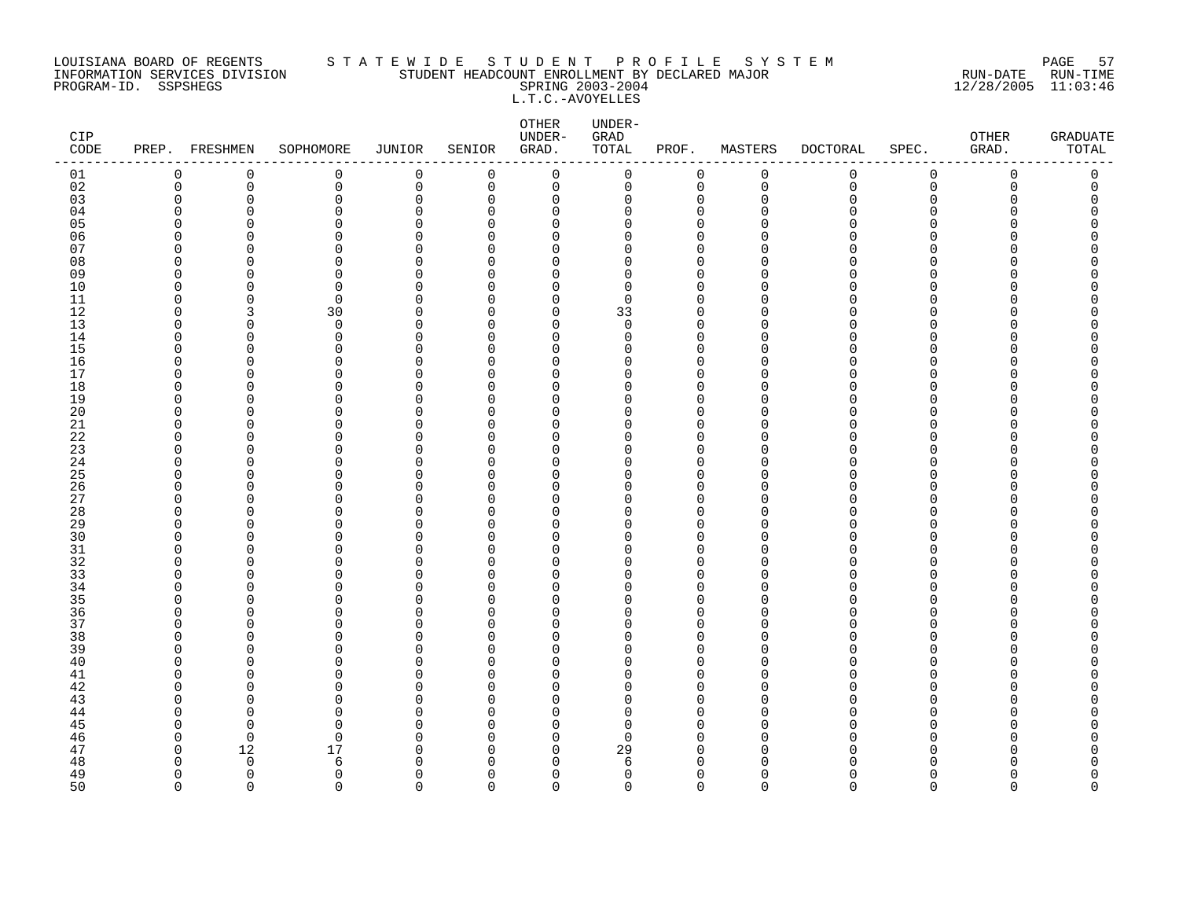LOUISIANA BOARD OF REGENTS — INFORMATION SERVICES DIVISION — PROGRAM-ID. SSPSHEGS

STATEWIDE STUDENT PROFILE SYSTEM
STUDENT HEADCOUNT ENROLLMENT BY DECLARED MAJOR
SPRING 2003-2004
L.T.C.-AVOYELLES

RUN-DATE 12/28/2005 RUN-TIME 11:03:46

| CIP CODE | PREP. | FRESHMEN | SOPHOMORE | JUNIOR | SENIOR | OTHER UNDER-GRAD. | UNDER-GRAD TOTAL | PROF. | MASTERS | DOCTORAL | SPEC. | OTHER GRAD. | GRADUATE TOTAL |
|---|---|---|---|---|---|---|---|---|---|---|---|---|---|
| 01 | 0 | 0 | 0 | 0 | 0 | 0 | 0 | 0 | 0 | 0 | 0 | 0 | 0 |
| 02 | 0 | 0 | 0 | 0 | 0 | 0 | 0 | 0 | 0 | 0 | 0 | 0 | 0 |
| 03 | 0 | 0 | 0 | 0 | 0 | 0 | 0 | 0 | 0 | 0 | 0 | 0 | 0 |
| 04 | 0 | 0 | 0 | 0 | 0 | 0 | 0 | 0 | 0 | 0 | 0 | 0 | 0 |
| 05 | 0 | 0 | 0 | 0 | 0 | 0 | 0 | 0 | 0 | 0 | 0 | 0 | 0 |
| 06 | 0 | 0 | 0 | 0 | 0 | 0 | 0 | 0 | 0 | 0 | 0 | 0 | 0 |
| 07 | 0 | 0 | 0 | 0 | 0 | 0 | 0 | 0 | 0 | 0 | 0 | 0 | 0 |
| 08 | 0 | 0 | 0 | 0 | 0 | 0 | 0 | 0 | 0 | 0 | 0 | 0 | 0 |
| 09 | 0 | 0 | 0 | 0 | 0 | 0 | 0 | 0 | 0 | 0 | 0 | 0 | 0 |
| 10 | 0 | 0 | 0 | 0 | 0 | 0 | 0 | 0 | 0 | 0 | 0 | 0 | 0 |
| 11 | 0 | 0 | 0 | 0 | 0 | 0 | 0 | 0 | 0 | 0 | 0 | 0 | 0 |
| 12 | 0 | 3 | 30 | 0 | 0 | 0 | 33 | 0 | 0 | 0 | 0 | 0 | 0 |
| 13 | 0 | 0 | 0 | 0 | 0 | 0 | 0 | 0 | 0 | 0 | 0 | 0 | 0 |
| 14 | 0 | 0 | 0 | 0 | 0 | 0 | 0 | 0 | 0 | 0 | 0 | 0 | 0 |
| 15 | 0 | 0 | 0 | 0 | 0 | 0 | 0 | 0 | 0 | 0 | 0 | 0 | 0 |
| 16 | 0 | 0 | 0 | 0 | 0 | 0 | 0 | 0 | 0 | 0 | 0 | 0 | 0 |
| 17 | 0 | 0 | 0 | 0 | 0 | 0 | 0 | 0 | 0 | 0 | 0 | 0 | 0 |
| 18 | 0 | 0 | 0 | 0 | 0 | 0 | 0 | 0 | 0 | 0 | 0 | 0 | 0 |
| 19 | 0 | 0 | 0 | 0 | 0 | 0 | 0 | 0 | 0 | 0 | 0 | 0 | 0 |
| 20 | 0 | 0 | 0 | 0 | 0 | 0 | 0 | 0 | 0 | 0 | 0 | 0 | 0 |
| 21 | 0 | 0 | 0 | 0 | 0 | 0 | 0 | 0 | 0 | 0 | 0 | 0 | 0 |
| 22 | 0 | 0 | 0 | 0 | 0 | 0 | 0 | 0 | 0 | 0 | 0 | 0 | 0 |
| 23 | 0 | 0 | 0 | 0 | 0 | 0 | 0 | 0 | 0 | 0 | 0 | 0 | 0 |
| 24 | 0 | 0 | 0 | 0 | 0 | 0 | 0 | 0 | 0 | 0 | 0 | 0 | 0 |
| 25 | 0 | 0 | 0 | 0 | 0 | 0 | 0 | 0 | 0 | 0 | 0 | 0 | 0 |
| 26 | 0 | 0 | 0 | 0 | 0 | 0 | 0 | 0 | 0 | 0 | 0 | 0 | 0 |
| 27 | 0 | 0 | 0 | 0 | 0 | 0 | 0 | 0 | 0 | 0 | 0 | 0 | 0 |
| 28 | 0 | 0 | 0 | 0 | 0 | 0 | 0 | 0 | 0 | 0 | 0 | 0 | 0 |
| 29 | 0 | 0 | 0 | 0 | 0 | 0 | 0 | 0 | 0 | 0 | 0 | 0 | 0 |
| 30 | 0 | 0 | 0 | 0 | 0 | 0 | 0 | 0 | 0 | 0 | 0 | 0 | 0 |
| 31 | 0 | 0 | 0 | 0 | 0 | 0 | 0 | 0 | 0 | 0 | 0 | 0 | 0 |
| 32 | 0 | 0 | 0 | 0 | 0 | 0 | 0 | 0 | 0 | 0 | 0 | 0 | 0 |
| 33 | 0 | 0 | 0 | 0 | 0 | 0 | 0 | 0 | 0 | 0 | 0 | 0 | 0 |
| 34 | 0 | 0 | 0 | 0 | 0 | 0 | 0 | 0 | 0 | 0 | 0 | 0 | 0 |
| 35 | 0 | 0 | 0 | 0 | 0 | 0 | 0 | 0 | 0 | 0 | 0 | 0 | 0 |
| 36 | 0 | 0 | 0 | 0 | 0 | 0 | 0 | 0 | 0 | 0 | 0 | 0 | 0 |
| 37 | 0 | 0 | 0 | 0 | 0 | 0 | 0 | 0 | 0 | 0 | 0 | 0 | 0 |
| 38 | 0 | 0 | 0 | 0 | 0 | 0 | 0 | 0 | 0 | 0 | 0 | 0 | 0 |
| 39 | 0 | 0 | 0 | 0 | 0 | 0 | 0 | 0 | 0 | 0 | 0 | 0 | 0 |
| 40 | 0 | 0 | 0 | 0 | 0 | 0 | 0 | 0 | 0 | 0 | 0 | 0 | 0 |
| 41 | 0 | 0 | 0 | 0 | 0 | 0 | 0 | 0 | 0 | 0 | 0 | 0 | 0 |
| 42 | 0 | 0 | 0 | 0 | 0 | 0 | 0 | 0 | 0 | 0 | 0 | 0 | 0 |
| 43 | 0 | 0 | 0 | 0 | 0 | 0 | 0 | 0 | 0 | 0 | 0 | 0 | 0 |
| 44 | 0 | 0 | 0 | 0 | 0 | 0 | 0 | 0 | 0 | 0 | 0 | 0 | 0 |
| 45 | 0 | 0 | 0 | 0 | 0 | 0 | 0 | 0 | 0 | 0 | 0 | 0 | 0 |
| 46 | 0 | 0 | 0 | 0 | 0 | 0 | 0 | 0 | 0 | 0 | 0 | 0 | 0 |
| 47 | 0 | 12 | 17 | 0 | 0 | 0 | 29 | 0 | 0 | 0 | 0 | 0 | 0 |
| 48 | 0 | 0 | 6 | 0 | 0 | 0 | 6 | 0 | 0 | 0 | 0 | 0 | 0 |
| 49 | 0 | 0 | 0 | 0 | 0 | 0 | 0 | 0 | 0 | 0 | 0 | 0 | 0 |
| 50 | 0 | 0 | 0 | 0 | 0 | 0 | 0 | 0 | 0 | 0 | 0 | 0 | 0 |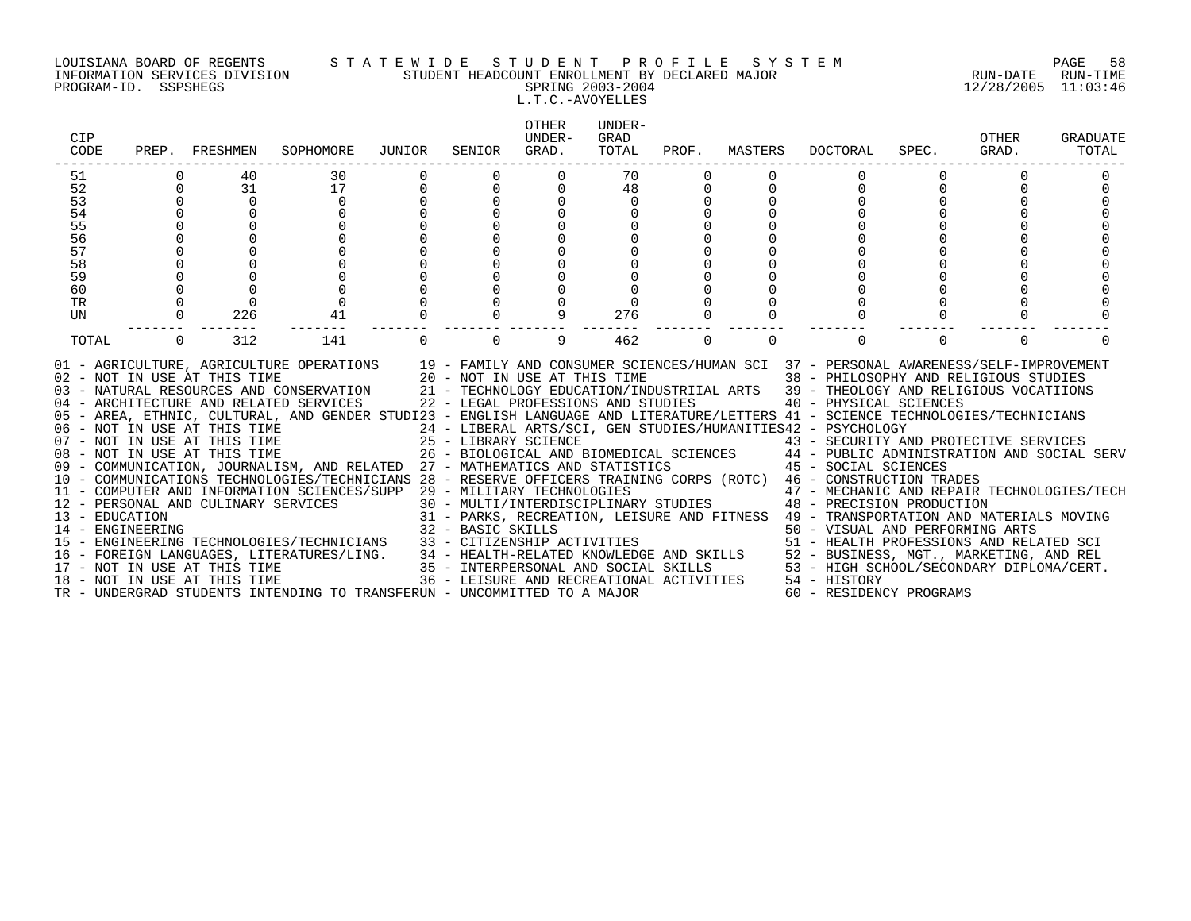LOUISIANA BOARD OF REGENTS — STATEWIDE STUDENT PROFILE SYSTEM
INFORMATION SERVICES DIVISION — STUDENT HEADCOUNT ENROLLMENT BY DECLARED MAJOR — RUN-DATE 12/28/2005 RUN-TIME 11:03:46
PROGRAM-ID. SSPSHEGS — SPRING 2003-2004
L.T.C.-AVOYELLES

| CIP CODE | PREP. | FRESHMEN | SOPHOMORE | JUNIOR | SENIOR | OTHER UNDER-GRAD. | UNDER-GRAD TOTAL | PROF. | MASTERS | DOCTORAL | SPEC. | OTHER GRAD. | GRADUATE TOTAL |
|---|---|---|---|---|---|---|---|---|---|---|---|---|---|
| 51 | 0 | 40 | 30 | 0 | 0 | 0 | 70 | 0 | 0 | 0 | 0 | 0 | 0 |
| 52 | 0 | 31 | 17 | 0 | 0 | 0 | 48 | 0 | 0 | 0 | 0 | 0 | 0 |
| 53 | 0 | 0 | 0 | 0 | 0 | 0 | 0 | 0 | 0 | 0 | 0 | 0 | 0 |
| 54 | 0 | 0 | 0 | 0 | 0 | 0 | 0 | 0 | 0 | 0 | 0 | 0 | 0 |
| 55 | 0 | 0 | 0 | 0 | 0 | 0 | 0 | 0 | 0 | 0 | 0 | 0 | 0 |
| 56 | 0 | 0 | 0 | 0 | 0 | 0 | 0 | 0 | 0 | 0 | 0 | 0 | 0 |
| 57 | 0 | 0 | 0 | 0 | 0 | 0 | 0 | 0 | 0 | 0 | 0 | 0 | 0 |
| 58 | 0 | 0 | 0 | 0 | 0 | 0 | 0 | 0 | 0 | 0 | 0 | 0 | 0 |
| 59 | 0 | 0 | 0 | 0 | 0 | 0 | 0 | 0 | 0 | 0 | 0 | 0 | 0 |
| 60 | 0 | 0 | 0 | 0 | 0 | 0 | 0 | 0 | 0 | 0 | 0 | 0 | 0 |
| TR | 0 | 0 | 0 | 0 | 0 | 0 | 0 | 0 | 0 | 0 | 0 | 0 | 0 |
| UN | 0 | 226 | 41 | 0 | 0 | 9 | 276 | 0 | 0 | 0 | 0 | 0 | 0 |
| TOTAL | 0 | 312 | 141 | 0 | 0 | 9 | 462 | 0 | 0 | 0 | 0 | 0 | 0 |

01 - AGRICULTURE, AGRICULTURE OPERATIONS
02 - NOT IN USE AT THIS TIME
03 - NATURAL RESOURCES AND CONSERVATION
04 - ARCHITECTURE AND RELATED SERVICES
05 - AREA, ETHNIC, CULTURAL, AND GENDER STUDI
06 - NOT IN USE AT THIS TIME
07 - NOT IN USE AT THIS TIME
08 - NOT IN USE AT THIS TIME
09 - COMMUNICATION, JOURNALISM, AND RELATED
10 - COMMUNICATIONS TECHNOLOGIES/TECHNICIANS
11 - COMPUTER AND INFORMATION SCIENCES/SUPP
12 - PERSONAL AND CULINARY SERVICES
13 - EDUCATION
14 - ENGINEERING
15 - ENGINEERING TECHNOLOGIES/TECHNICIANS
16 - FOREIGN LANGUAGES, LITERATURES/LING.
17 - NOT IN USE AT THIS TIME
18 - NOT IN USE AT THIS TIME
19 - FAMILY AND CONSUMER SCIENCES/HUMAN SCI
20 - NOT IN USE AT THIS TIME
21 - TECHNOLOGY EDUCATION/INDUSTRIIAL ARTS
22 - LEGAL PROFESSIONS AND STUDIES
23 - ENGLISH LANGUAGE AND LITERATURE/LETTERS
24 - LIBERAL ARTS/SCI, GEN STUDIES/HUMANITIES
25 - LIBRARY SCIENCE
26 - BIOLOGICAL AND BIOMEDICAL SCIENCES
27 - MATHEMATICS AND STATISTICS
28 - RESERVE OFFICERS TRAINING CORPS (ROTC)
29 - MILITARY TECHNOLOGIES
30 - MULTI/INTERDISCIPLINARY STUDIES
31 - PARKS, RECREATION, LEISURE AND FITNESS
32 - BASIC SKILLS
33 - CITIZENSHIP ACTIVITIES
34 - HEALTH-RELATED KNOWLEDGE AND SKILLS
35 - INTERPERSONAL AND SOCIAL SKILLS
36 - LEISURE AND RECREATIONAL ACTIVITIES
37 - PERSONAL AWARENESS/SELF-IMPROVEMENT
38 - PHILOSOPHY AND RELIGIOUS STUDIES
39 - THEOLOGY AND RELIGIOUS VOCATIIONS
40 - PHYSICAL SCIENCES
41 - SCIENCE TECHNOLOGIES/TECHNICIANS
42 - PSYCHOLOGY
43 - SECURITY AND PROTECTIVE SERVICES
44 - PUBLIC ADMINISTRATION AND SOCIAL SERV
45 - SOCIAL SCIENCES
46 - CONSTRUCTION TRADES
47 - MECHANIC AND REPAIR TECHNOLOGIES/TECH
48 - PRECISION PRODUCTION
49 - TRANSPORTATION AND MATERIALS MOVING
50 - VISUAL AND PERFORMING ARTS
51 - HEALTH PROFESSIONS AND RELATED SCI
52 - BUSINESS, MGT., MARKETING, AND REL
53 - HIGH SCHOOL/SECONDARY DIPLOMA/CERT.
54 - HISTORY
60 - RESIDENCY PROGRAMS
TR - UNDERGRAD STUDENTS INTENDING TO TRANSFER
UN - UNCOMMITTED TO A MAJOR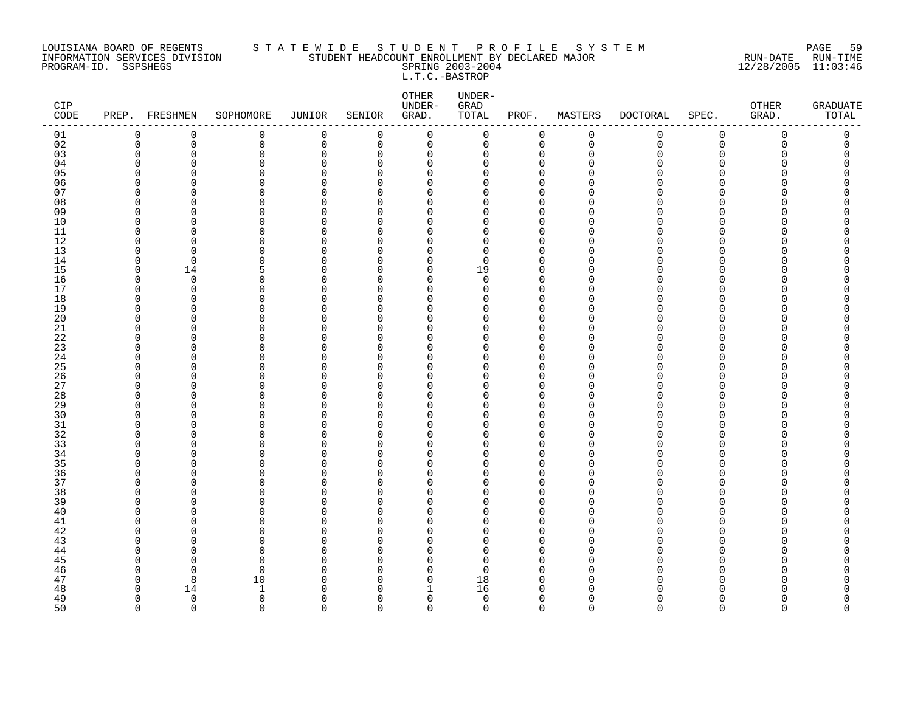LOUISIANA BOARD OF REGENTS — STATEWIDE STUDENT PROFILE SYSTEM
INFORMATION SERVICES DIVISION — STUDENT HEADCOUNT ENROLLMENT BY DECLARED MAJOR — RUN-DATE 12/28/2005 RUN-TIME 11:03:46
PROGRAM-ID. SSPSHEGS — SPRING 2003-2004

L.T.C.-BASTROP

| CIP CODE | PREP. | FRESHMEN | SOPHOMORE | JUNIOR | SENIOR | OTHER UNDER-GRAD. | UNDER-GRAD TOTAL | PROF. | MASTERS | DOCTORAL | SPEC. | OTHER GRAD. | GRADUATE TOTAL |
|---|---|---|---|---|---|---|---|---|---|---|---|---|---|
| 01 | 0 | 0 | 0 | 0 | 0 | 0 | 0 | 0 | 0 | 0 | 0 | 0 | 0 |
| 02 | 0 | 0 | 0 | 0 | 0 | 0 | 0 | 0 | 0 | 0 | 0 | 0 | 0 |
| 03 | 0 | 0 | 0 | 0 | 0 | 0 | 0 | 0 | 0 | 0 | 0 | 0 | 0 |
| 04 | 0 | 0 | 0 | 0 | 0 | 0 | 0 | 0 | 0 | 0 | 0 | 0 | 0 |
| 05 | 0 | 0 | 0 | 0 | 0 | 0 | 0 | 0 | 0 | 0 | 0 | 0 | 0 |
| 06 | 0 | 0 | 0 | 0 | 0 | 0 | 0 | 0 | 0 | 0 | 0 | 0 | 0 |
| 07 | 0 | 0 | 0 | 0 | 0 | 0 | 0 | 0 | 0 | 0 | 0 | 0 | 0 |
| 08 | 0 | 0 | 0 | 0 | 0 | 0 | 0 | 0 | 0 | 0 | 0 | 0 | 0 |
| 09 | 0 | 0 | 0 | 0 | 0 | 0 | 0 | 0 | 0 | 0 | 0 | 0 | 0 |
| 10 | 0 | 0 | 0 | 0 | 0 | 0 | 0 | 0 | 0 | 0 | 0 | 0 | 0 |
| 11 | 0 | 0 | 0 | 0 | 0 | 0 | 0 | 0 | 0 | 0 | 0 | 0 | 0 |
| 12 | 0 | 0 | 0 | 0 | 0 | 0 | 0 | 0 | 0 | 0 | 0 | 0 | 0 |
| 13 | 0 | 0 | 0 | 0 | 0 | 0 | 0 | 0 | 0 | 0 | 0 | 0 | 0 |
| 14 | 0 | 0 | 0 | 0 | 0 | 0 | 0 | 0 | 0 | 0 | 0 | 0 | 0 |
| 15 | 0 | 14 | 5 | 0 | 0 | 0 | 19 | 0 | 0 | 0 | 0 | 0 | 0 |
| 16 | 0 | 0 | 0 | 0 | 0 | 0 | 0 | 0 | 0 | 0 | 0 | 0 | 0 |
| 17 | 0 | 0 | 0 | 0 | 0 | 0 | 0 | 0 | 0 | 0 | 0 | 0 | 0 |
| 18 | 0 | 0 | 0 | 0 | 0 | 0 | 0 | 0 | 0 | 0 | 0 | 0 | 0 |
| 19 | 0 | 0 | 0 | 0 | 0 | 0 | 0 | 0 | 0 | 0 | 0 | 0 | 0 |
| 20 | 0 | 0 | 0 | 0 | 0 | 0 | 0 | 0 | 0 | 0 | 0 | 0 | 0 |
| 21 | 0 | 0 | 0 | 0 | 0 | 0 | 0 | 0 | 0 | 0 | 0 | 0 | 0 |
| 22 | 0 | 0 | 0 | 0 | 0 | 0 | 0 | 0 | 0 | 0 | 0 | 0 | 0 |
| 23 | 0 | 0 | 0 | 0 | 0 | 0 | 0 | 0 | 0 | 0 | 0 | 0 | 0 |
| 24 | 0 | 0 | 0 | 0 | 0 | 0 | 0 | 0 | 0 | 0 | 0 | 0 | 0 |
| 25 | 0 | 0 | 0 | 0 | 0 | 0 | 0 | 0 | 0 | 0 | 0 | 0 | 0 |
| 26 | 0 | 0 | 0 | 0 | 0 | 0 | 0 | 0 | 0 | 0 | 0 | 0 | 0 |
| 27 | 0 | 0 | 0 | 0 | 0 | 0 | 0 | 0 | 0 | 0 | 0 | 0 | 0 |
| 28 | 0 | 0 | 0 | 0 | 0 | 0 | 0 | 0 | 0 | 0 | 0 | 0 | 0 |
| 29 | 0 | 0 | 0 | 0 | 0 | 0 | 0 | 0 | 0 | 0 | 0 | 0 | 0 |
| 30 | 0 | 0 | 0 | 0 | 0 | 0 | 0 | 0 | 0 | 0 | 0 | 0 | 0 |
| 31 | 0 | 0 | 0 | 0 | 0 | 0 | 0 | 0 | 0 | 0 | 0 | 0 | 0 |
| 32 | 0 | 0 | 0 | 0 | 0 | 0 | 0 | 0 | 0 | 0 | 0 | 0 | 0 |
| 33 | 0 | 0 | 0 | 0 | 0 | 0 | 0 | 0 | 0 | 0 | 0 | 0 | 0 |
| 34 | 0 | 0 | 0 | 0 | 0 | 0 | 0 | 0 | 0 | 0 | 0 | 0 | 0 |
| 35 | 0 | 0 | 0 | 0 | 0 | 0 | 0 | 0 | 0 | 0 | 0 | 0 | 0 |
| 36 | 0 | 0 | 0 | 0 | 0 | 0 | 0 | 0 | 0 | 0 | 0 | 0 | 0 |
| 37 | 0 | 0 | 0 | 0 | 0 | 0 | 0 | 0 | 0 | 0 | 0 | 0 | 0 |
| 38 | 0 | 0 | 0 | 0 | 0 | 0 | 0 | 0 | 0 | 0 | 0 | 0 | 0 |
| 39 | 0 | 0 | 0 | 0 | 0 | 0 | 0 | 0 | 0 | 0 | 0 | 0 | 0 |
| 40 | 0 | 0 | 0 | 0 | 0 | 0 | 0 | 0 | 0 | 0 | 0 | 0 | 0 |
| 41 | 0 | 0 | 0 | 0 | 0 | 0 | 0 | 0 | 0 | 0 | 0 | 0 | 0 |
| 42 | 0 | 0 | 0 | 0 | 0 | 0 | 0 | 0 | 0 | 0 | 0 | 0 | 0 |
| 43 | 0 | 0 | 0 | 0 | 0 | 0 | 0 | 0 | 0 | 0 | 0 | 0 | 0 |
| 44 | 0 | 0 | 0 | 0 | 0 | 0 | 0 | 0 | 0 | 0 | 0 | 0 | 0 |
| 45 | 0 | 0 | 0 | 0 | 0 | 0 | 0 | 0 | 0 | 0 | 0 | 0 | 0 |
| 46 | 0 | 0 | 0 | 0 | 0 | 0 | 0 | 0 | 0 | 0 | 0 | 0 | 0 |
| 47 | 0 | 8 | 10 | 0 | 0 | 0 | 18 | 0 | 0 | 0 | 0 | 0 | 0 |
| 48 | 0 | 14 | 1 | 0 | 0 | 1 | 16 | 0 | 0 | 0 | 0 | 0 | 0 |
| 49 | 0 | 0 | 0 | 0 | 0 | 0 | 0 | 0 | 0 | 0 | 0 | 0 | 0 |
| 50 | 0 | 0 | 0 | 0 | 0 | 0 | 0 | 0 | 0 | 0 | 0 | 0 | 0 |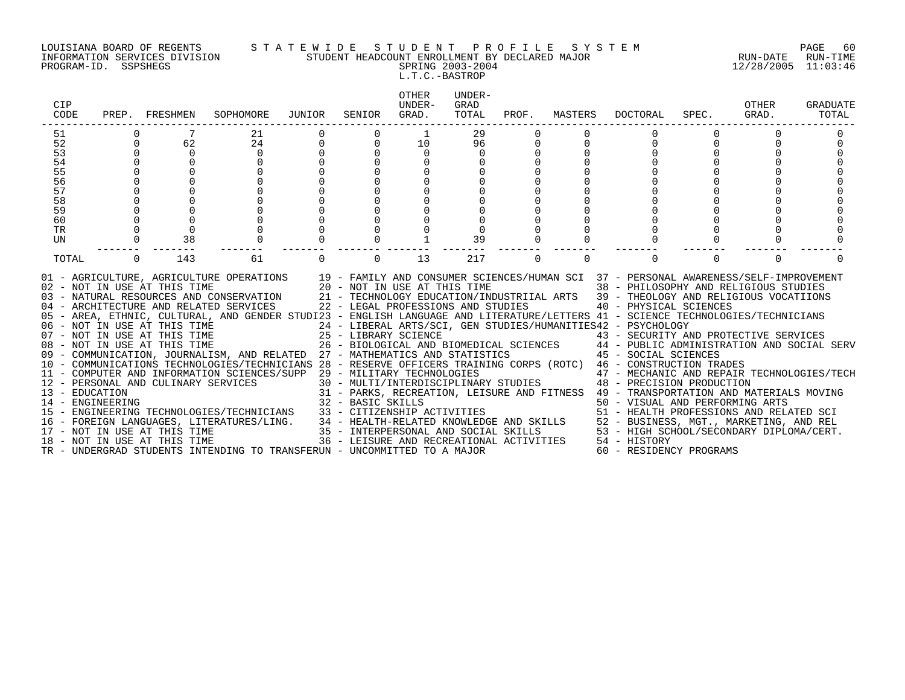LOUISIANA BOARD OF REGENTS — STATEWIDE STUDENT PROFILE SYSTEM
INFORMATION SERVICES DIVISION — STUDENT HEADCOUNT ENROLLMENT BY DECLARED MAJOR — RUN-DATE 12/28/2005 RUN-TIME 11:03:46
PROGRAM-ID. SSPSHEGS — SPRING 2003-2004

L.T.C.-BASTROP

| CIP CODE | PREP. | FRESHMEN | SOPHOMORE | JUNIOR | SENIOR | OTHER UNDER-GRAD. | UNDER-GRAD TOTAL | PROF. | MASTERS | DOCTORAL | SPEC. | OTHER GRAD. | GRADUATE TOTAL |
|---|---|---|---|---|---|---|---|---|---|---|---|---|---|
| 51 | 0 | 7 | 21 | 0 | 0 | 1 | 29 | 0 | 0 | 0 | 0 | 0 | 0 |
| 52 | 0 | 62 | 24 | 0 | 0 | 10 | 96 | 0 | 0 | 0 | 0 | 0 | 0 |
| 53 | 0 | 0 | 0 | 0 | 0 | 0 | 0 | 0 | 0 | 0 | 0 | 0 | 0 |
| 54 | 0 | 0 | 0 | 0 | 0 | 0 | 0 | 0 | 0 | 0 | 0 | 0 | 0 |
| 55 | 0 | 0 | 0 | 0 | 0 | 0 | 0 | 0 | 0 | 0 | 0 | 0 | 0 |
| 56 | 0 | 0 | 0 | 0 | 0 | 0 | 0 | 0 | 0 | 0 | 0 | 0 | 0 |
| 57 | 0 | 0 | 0 | 0 | 0 | 0 | 0 | 0 | 0 | 0 | 0 | 0 | 0 |
| 58 | 0 | 0 | 0 | 0 | 0 | 0 | 0 | 0 | 0 | 0 | 0 | 0 | 0 |
| 59 | 0 | 0 | 0 | 0 | 0 | 0 | 0 | 0 | 0 | 0 | 0 | 0 | 0 |
| 60 | 0 | 0 | 0 | 0 | 0 | 0 | 0 | 0 | 0 | 0 | 0 | 0 | 0 |
| TR | 0 | 0 | 0 | 0 | 0 | 0 | 0 | 0 | 0 | 0 | 0 | 0 | 0 |
| UN | 0 | 38 | 0 | 0 | 0 | 1 | 39 | 0 | 0 | 0 | 0 | 0 | 0 |
| TOTAL | 0 | 143 | 61 | 0 | 0 | 13 | 217 | 0 | 0 | 0 | 0 | 0 | 0 |

01 - AGRICULTURE, AGRICULTURE OPERATIONS
02 - NOT IN USE AT THIS TIME
03 - NATURAL RESOURCES AND CONSERVATION
04 - ARCHITECTURE AND RELATED SERVICES
05 - AREA, ETHNIC, CULTURAL, AND GENDER STUDI
06 - NOT IN USE AT THIS TIME
07 - NOT IN USE AT THIS TIME
08 - NOT IN USE AT THIS TIME
09 - COMMUNICATION, JOURNALISM, AND RELATED
10 - COMMUNICATIONS TECHNOLOGIES/TECHNICIANS
11 - COMPUTER AND INFORMATION SCIENCES/SUPP
12 - PERSONAL AND CULINARY SERVICES
13 - EDUCATION
14 - ENGINEERING
15 - ENGINEERING TECHNOLOGIES/TECHNICIANS
16 - FOREIGN LANGUAGES, LITERATURES/LING.
17 - NOT IN USE AT THIS TIME
18 - NOT IN USE AT THIS TIME
19 - FAMILY AND CONSUMER SCIENCES/HUMAN SCI
20 - NOT IN USE AT THIS TIME
21 - TECHNOLOGY EDUCATION/INDUSTRIIAL ARTS
22 - LEGAL PROFESSIONS AND STUDIES
23 - ENGLISH LANGUAGE AND LITERATURE/LETTERS
24 - LIBERAL ARTS/SCI, GEN STUDIES/HUMANITIES
25 - LIBRARY SCIENCE
26 - BIOLOGICAL AND BIOMEDICAL SCIENCES
27 - MATHEMATICS AND STATISTICS
28 - RESERVE OFFICERS TRAINING CORPS (ROTC)
29 - MILITARY TECHNOLOGIES
30 - MULTI/INTERDISCIPLINARY STUDIES
31 - PARKS, RECREATION, LEISURE AND FITNESS
32 - BASIC SKILLS
33 - CITIZENSHIP ACTIVITIES
34 - HEALTH-RELATED KNOWLEDGE AND SKILLS
35 - INTERPERSONAL AND SOCIAL SKILLS
36 - LEISURE AND RECREATIONAL ACTIVITIES
37 - PERSONAL AWARENESS/SELF-IMPROVEMENT
38 - PHILOSOPHY AND RELIGIOUS STUDIES
39 - THEOLOGY AND RELIGIOUS VOCATIIONS
40 - PHYSICAL SCIENCES
41 - SCIENCE TECHNOLOGIES/TECHNICIANS
42 - PSYCHOLOGY
43 - SECURITY AND PROTECTIVE SERVICES
44 - PUBLIC ADMINISTRATION AND SOCIAL SERV
45 - SOCIAL SCIENCES
46 - CONSTRUCTION TRADES
47 - MECHANIC AND REPAIR TECHNOLOGIES/TECH
48 - PRECISION PRODUCTION
49 - TRANSPORTATION AND MATERIALS MOVING
50 - VISUAL AND PERFORMING ARTS
51 - HEALTH PROFESSIONS AND RELATED SCI
52 - BUSINESS, MGT., MARKETING, AND REL
53 - HIGH SCHOOL/SECONDARY DIPLOMA/CERT.
54 - HISTORY
60 - RESIDENCY PROGRAMS
TR - UNDERGRAD STUDENTS INTENDING TO TRANSFER
UN - UNCOMMITTED TO A MAJOR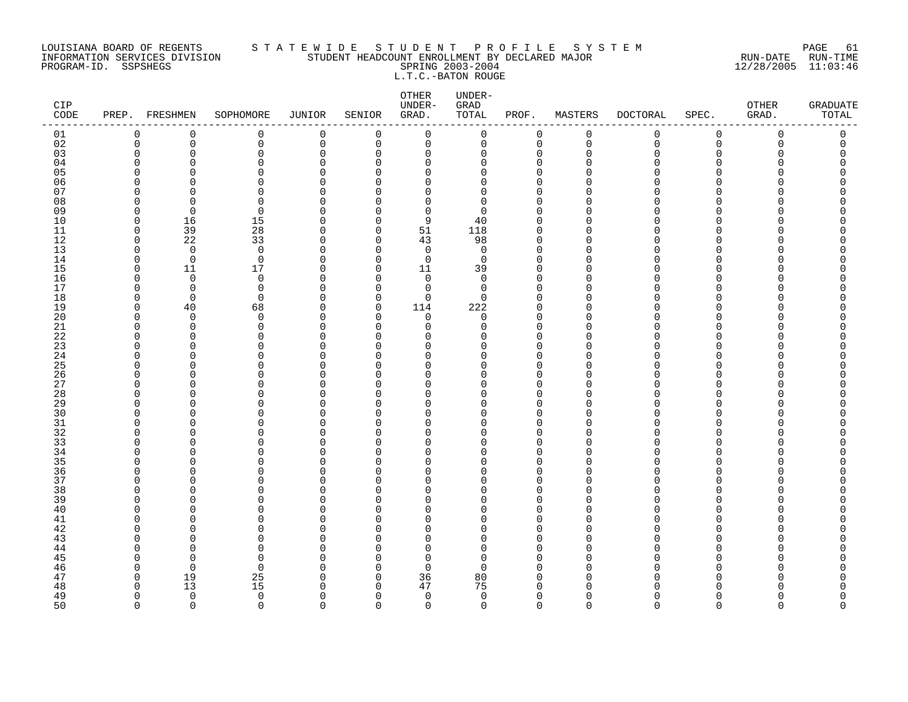LOUISIANA BOARD OF REGENTS — INFORMATION SERVICES DIVISION — PROGRAM-ID. SSPSHEGS

S T A T E W I D E   S T U D E N T   P R O F I L E   S Y S T E M

STUDENT HEADCOUNT ENROLLMENT BY DECLARED MAJOR

SPRING 2003-2004

L.T.C.-BATON ROUGE

RUN-DATE 12/28/2005 RUN-TIME 11:03:46

| CIP CODE | PREP. | FRESHMEN | SOPHOMORE | JUNIOR | SENIOR | OTHER UNDER-GRAD. | UNDER-GRAD TOTAL | PROF. | MASTERS | DOCTORAL | SPEC. | OTHER GRAD. | GRADUATE TOTAL |
|---|---|---|---|---|---|---|---|---|---|---|---|---|---|
| 01 | 0 | 0 | 0 | 0 | 0 | 0 | 0 | 0 | 0 | 0 | 0 | 0 | 0 |
| 02 | 0 | 0 | 0 | 0 | 0 | 0 | 0 | 0 | 0 | 0 | 0 | 0 | 0 |
| 03 | 0 | 0 | 0 | 0 | 0 | 0 | 0 | 0 | 0 | 0 | 0 | 0 | 0 |
| 04 | 0 | 0 | 0 | 0 | 0 | 0 | 0 | 0 | 0 | 0 | 0 | 0 | 0 |
| 05 | 0 | 0 | 0 | 0 | 0 | 0 | 0 | 0 | 0 | 0 | 0 | 0 | 0 |
| 06 | 0 | 0 | 0 | 0 | 0 | 0 | 0 | 0 | 0 | 0 | 0 | 0 | 0 |
| 07 | 0 | 0 | 0 | 0 | 0 | 0 | 0 | 0 | 0 | 0 | 0 | 0 | 0 |
| 08 | 0 | 0 | 0 | 0 | 0 | 0 | 0 | 0 | 0 | 0 | 0 | 0 | 0 |
| 09 | 0 | 0 | 0 | 0 | 0 | 0 | 0 | 0 | 0 | 0 | 0 | 0 | 0 |
| 10 | 0 | 16 | 15 | 0 | 0 | 9 | 40 | 0 | 0 | 0 | 0 | 0 | 0 |
| 11 | 0 | 39 | 28 | 0 | 0 | 51 | 118 | 0 | 0 | 0 | 0 | 0 | 0 |
| 12 | 0 | 22 | 33 | 0 | 0 | 43 | 98 | 0 | 0 | 0 | 0 | 0 | 0 |
| 13 | 0 | 0 | 0 | 0 | 0 | 0 | 0 | 0 | 0 | 0 | 0 | 0 | 0 |
| 14 | 0 | 0 | 0 | 0 | 0 | 0 | 0 | 0 | 0 | 0 | 0 | 0 | 0 |
| 15 | 0 | 11 | 17 | 0 | 0 | 11 | 39 | 0 | 0 | 0 | 0 | 0 | 0 |
| 16 | 0 | 0 | 0 | 0 | 0 | 0 | 0 | 0 | 0 | 0 | 0 | 0 | 0 |
| 17 | 0 | 0 | 0 | 0 | 0 | 0 | 0 | 0 | 0 | 0 | 0 | 0 | 0 |
| 18 | 0 | 0 | 0 | 0 | 0 | 0 | 0 | 0 | 0 | 0 | 0 | 0 | 0 |
| 19 | 0 | 40 | 68 | 0 | 0 | 114 | 222 | 0 | 0 | 0 | 0 | 0 | 0 |
| 20 | 0 | 0 | 0 | 0 | 0 | 0 | 0 | 0 | 0 | 0 | 0 | 0 | 0 |
| 21 | 0 | 0 | 0 | 0 | 0 | 0 | 0 | 0 | 0 | 0 | 0 | 0 | 0 |
| 22 | 0 | 0 | 0 | 0 | 0 | 0 | 0 | 0 | 0 | 0 | 0 | 0 | 0 |
| 23 | 0 | 0 | 0 | 0 | 0 | 0 | 0 | 0 | 0 | 0 | 0 | 0 | 0 |
| 24 | 0 | 0 | 0 | 0 | 0 | 0 | 0 | 0 | 0 | 0 | 0 | 0 | 0 |
| 25 | 0 | 0 | 0 | 0 | 0 | 0 | 0 | 0 | 0 | 0 | 0 | 0 | 0 |
| 26 | 0 | 0 | 0 | 0 | 0 | 0 | 0 | 0 | 0 | 0 | 0 | 0 | 0 |
| 27 | 0 | 0 | 0 | 0 | 0 | 0 | 0 | 0 | 0 | 0 | 0 | 0 | 0 |
| 28 | 0 | 0 | 0 | 0 | 0 | 0 | 0 | 0 | 0 | 0 | 0 | 0 | 0 |
| 29 | 0 | 0 | 0 | 0 | 0 | 0 | 0 | 0 | 0 | 0 | 0 | 0 | 0 |
| 30 | 0 | 0 | 0 | 0 | 0 | 0 | 0 | 0 | 0 | 0 | 0 | 0 | 0 |
| 31 | 0 | 0 | 0 | 0 | 0 | 0 | 0 | 0 | 0 | 0 | 0 | 0 | 0 |
| 32 | 0 | 0 | 0 | 0 | 0 | 0 | 0 | 0 | 0 | 0 | 0 | 0 | 0 |
| 33 | 0 | 0 | 0 | 0 | 0 | 0 | 0 | 0 | 0 | 0 | 0 | 0 | 0 |
| 34 | 0 | 0 | 0 | 0 | 0 | 0 | 0 | 0 | 0 | 0 | 0 | 0 | 0 |
| 35 | 0 | 0 | 0 | 0 | 0 | 0 | 0 | 0 | 0 | 0 | 0 | 0 | 0 |
| 36 | 0 | 0 | 0 | 0 | 0 | 0 | 0 | 0 | 0 | 0 | 0 | 0 | 0 |
| 37 | 0 | 0 | 0 | 0 | 0 | 0 | 0 | 0 | 0 | 0 | 0 | 0 | 0 |
| 38 | 0 | 0 | 0 | 0 | 0 | 0 | 0 | 0 | 0 | 0 | 0 | 0 | 0 |
| 39 | 0 | 0 | 0 | 0 | 0 | 0 | 0 | 0 | 0 | 0 | 0 | 0 | 0 |
| 40 | 0 | 0 | 0 | 0 | 0 | 0 | 0 | 0 | 0 | 0 | 0 | 0 | 0 |
| 41 | 0 | 0 | 0 | 0 | 0 | 0 | 0 | 0 | 0 | 0 | 0 | 0 | 0 |
| 42 | 0 | 0 | 0 | 0 | 0 | 0 | 0 | 0 | 0 | 0 | 0 | 0 | 0 |
| 43 | 0 | 0 | 0 | 0 | 0 | 0 | 0 | 0 | 0 | 0 | 0 | 0 | 0 |
| 44 | 0 | 0 | 0 | 0 | 0 | 0 | 0 | 0 | 0 | 0 | 0 | 0 | 0 |
| 45 | 0 | 0 | 0 | 0 | 0 | 0 | 0 | 0 | 0 | 0 | 0 | 0 | 0 |
| 46 | 0 | 0 | 0 | 0 | 0 | 0 | 0 | 0 | 0 | 0 | 0 | 0 | 0 |
| 47 | 0 | 19 | 25 | 0 | 0 | 36 | 80 | 0 | 0 | 0 | 0 | 0 | 0 |
| 48 | 0 | 13 | 15 | 0 | 0 | 47 | 75 | 0 | 0 | 0 | 0 | 0 | 0 |
| 49 | 0 | 0 | 0 | 0 | 0 | 0 | 0 | 0 | 0 | 0 | 0 | 0 | 0 |
| 50 | 0 | 0 | 0 | 0 | 0 | 0 | 0 | 0 | 0 | 0 | 0 | 0 | 0 |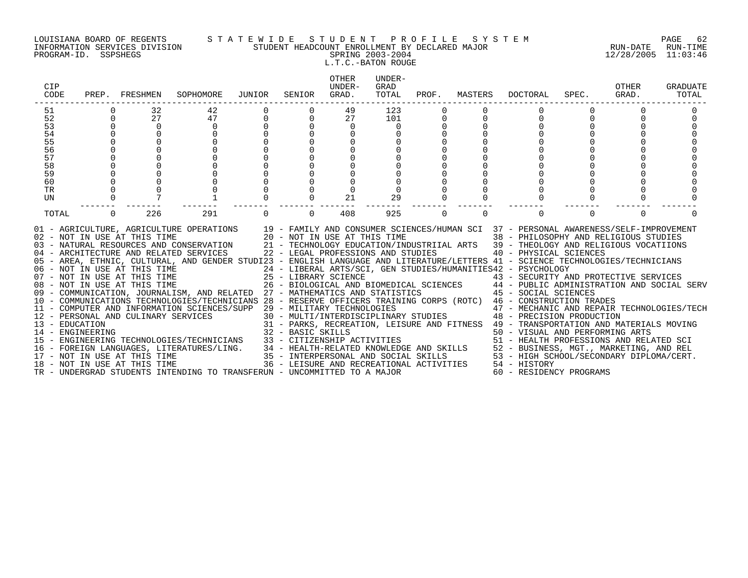LOUISIANA BOARD OF REGENTS — STATEWIDE STUDENT PROFILE SYSTEM
INFORMATION SERVICES DIVISION — STUDENT HEADCOUNT ENROLLMENT BY DECLARED MAJOR — RUN-DATE 12/28/2005 RUN-TIME 11:03:46
PROGRAM-ID. SSPSHEGS — SPRING 2003-2004

L.T.C.-BATON ROUGE

| CIP CODE | PREP. | FRESHMEN | SOPHOMORE | JUNIOR | SENIOR | OTHER UNDER-GRAD. | UNDER-GRAD TOTAL | PROF. | MASTERS | DOCTORAL | SPEC. | OTHER GRAD. | GRADUATE TOTAL |
|---|---|---|---|---|---|---|---|---|---|---|---|---|---|
| 51 | 0 | 32 | 42 | 0 | 0 | 49 | 123 | 0 | 0 | 0 | 0 | 0 | 0 |
| 52 | 0 | 27 | 47 | 0 | 0 | 27 | 101 | 0 | 0 | 0 | 0 | 0 | 0 |
| 53 | 0 | 0 | 0 | 0 | 0 | 0 | 0 | 0 | 0 | 0 | 0 | 0 | 0 |
| 54 | 0 | 0 | 0 | 0 | 0 | 0 | 0 | 0 | 0 | 0 | 0 | 0 | 0 |
| 55 | 0 | 0 | 0 | 0 | 0 | 0 | 0 | 0 | 0 | 0 | 0 | 0 | 0 |
| 56 | 0 | 0 | 0 | 0 | 0 | 0 | 0 | 0 | 0 | 0 | 0 | 0 | 0 |
| 57 | 0 | 0 | 0 | 0 | 0 | 0 | 0 | 0 | 0 | 0 | 0 | 0 | 0 |
| 58 | 0 | 0 | 0 | 0 | 0 | 0 | 0 | 0 | 0 | 0 | 0 | 0 | 0 |
| 59 | 0 | 0 | 0 | 0 | 0 | 0 | 0 | 0 | 0 | 0 | 0 | 0 | 0 |
| 60 | 0 | 0 | 0 | 0 | 0 | 0 | 0 | 0 | 0 | 0 | 0 | 0 | 0 |
| TR | 0 | 0 | 0 | 0 | 0 | 0 | 0 | 0 | 0 | 0 | 0 | 0 | 0 |
| UN | 0 | 7 | 1 | 0 | 0 | 21 | 29 | 0 | 0 | 0 | 0 | 0 | 0 |
| TOTAL | 0 | 226 | 291 | 0 | 0 | 408 | 925 | 0 | 0 | 0 | 0 | 0 | 0 |

01 - AGRICULTURE, AGRICULTURE OPERATIONS
02 - NOT IN USE AT THIS TIME
03 - NATURAL RESOURCES AND CONSERVATION
04 - ARCHITECTURE AND RELATED SERVICES
05 - AREA, ETHNIC, CULTURAL, AND GENDER STUDI
06 - NOT IN USE AT THIS TIME
07 - NOT IN USE AT THIS TIME
08 - NOT IN USE AT THIS TIME
09 - COMMUNICATION, JOURNALISM, AND RELATED
10 - COMMUNICATIONS TECHNOLOGIES/TECHNICIANS
11 - COMPUTER AND INFORMATION SCIENCES/SUPP
12 - PERSONAL AND CULINARY SERVICES
13 - EDUCATION
14 - ENGINEERING
15 - ENGINEERING TECHNOLOGIES/TECHNICIANS
16 - FOREIGN LANGUAGES, LITERATURES/LING.
17 - NOT IN USE AT THIS TIME
18 - NOT IN USE AT THIS TIME
19 - FAMILY AND CONSUMER SCIENCES/HUMAN SCI
20 - NOT IN USE AT THIS TIME
21 - TECHNOLOGY EDUCATION/INDUSTRIIAL ARTS
22 - LEGAL PROFESSIONS AND STUDIES
23 - ENGLISH LANGUAGE AND LITERATURE/LETTERS
24 - LIBERAL ARTS/SCI, GEN STUDIES/HUMANITIES
25 - LIBRARY SCIENCE
26 - BIOLOGICAL AND BIOMEDICAL SCIENCES
27 - MATHEMATICS AND STATISTICS
28 - RESERVE OFFICERS TRAINING CORPS (ROTC)
29 - MILITARY TECHNOLOGIES
30 - MULTI/INTERDISCIPLINARY STUDIES
31 - PARKS, RECREATION, LEISURE AND FITNESS
32 - BASIC SKILLS
33 - CITIZENSHIP ACTIVITIES
34 - HEALTH-RELATED KNOWLEDGE AND SKILLS
35 - INTERPERSONAL AND SOCIAL SKILLS
36 - LEISURE AND RECREATIONAL ACTIVITIES
37 - PERSONAL AWARENESS/SELF-IMPROVEMENT
38 - PHILOSOPHY AND RELIGIOUS STUDIES
39 - THEOLOGY AND RELIGIOUS VOCATIIONS
40 - PHYSICAL SCIENCES
41 - SCIENCE TECHNOLOGIES/TECHNICIANS
42 - PSYCHOLOGY
43 - SECURITY AND PROTECTIVE SERVICES
44 - PUBLIC ADMINISTRATION AND SOCIAL SERV
45 - SOCIAL SCIENCES
46 - CONSTRUCTION TRADES
47 - MECHANIC AND REPAIR TECHNOLOGIES/TECH
48 - PRECISION PRODUCTION
49 - TRANSPORTATION AND MATERIALS MOVING
50 - VISUAL AND PERFORMING ARTS
51 - HEALTH PROFESSIONS AND RELATED SCI
52 - BUSINESS, MGT., MARKETING, AND REL
53 - HIGH SCHOOL/SECONDARY DIPLOMA/CERT.
54 - HISTORY
60 - RESIDENCY PROGRAMS
TR - UNDERGRAD STUDENTS INTENDING TO TRANSFER
UN - UNCOMMITTED TO A MAJOR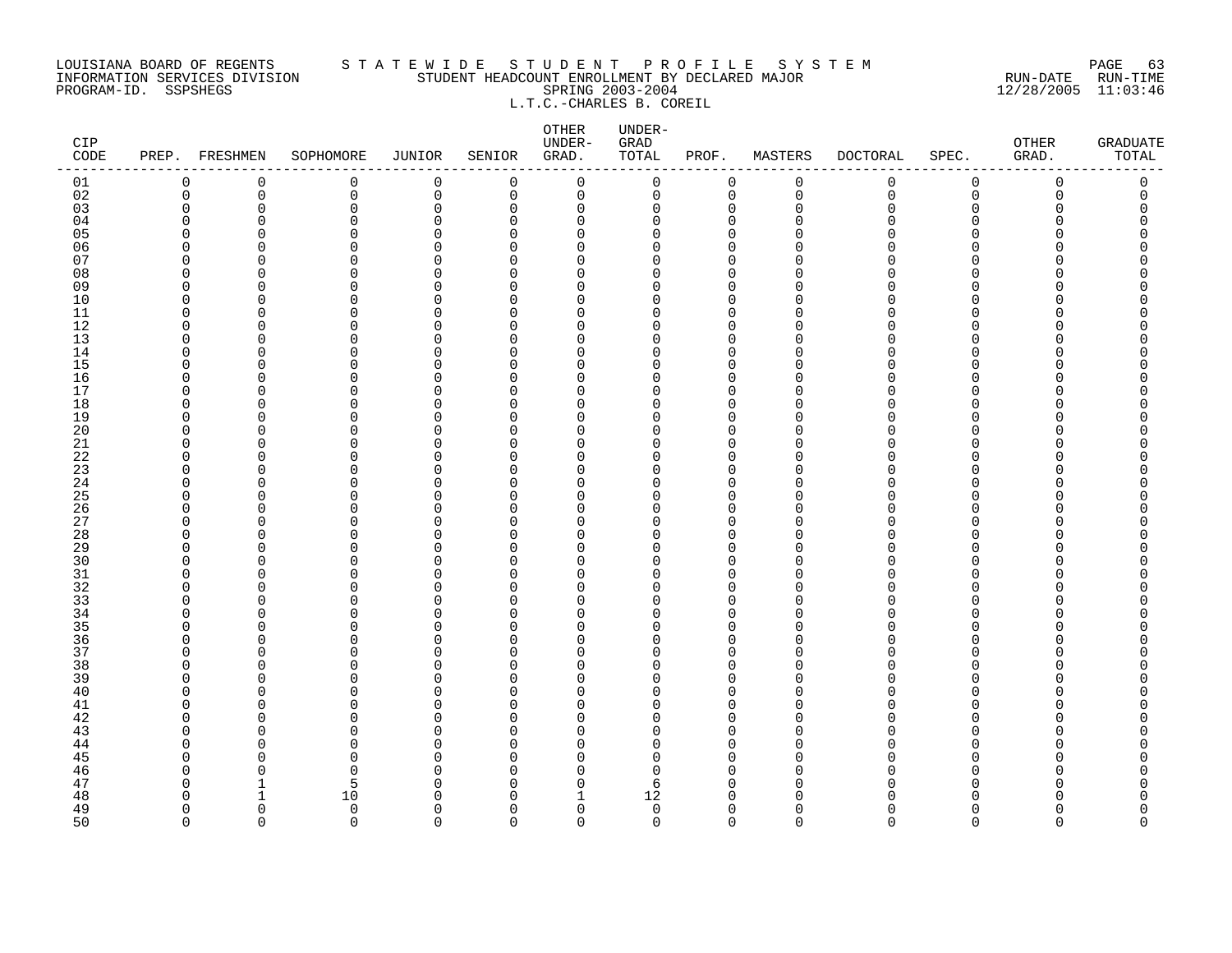LOUISIANA BOARD OF REGENTS — STATEWIDE STUDENT PROFILE SYSTEM
INFORMATION SERVICES DIVISION — STUDENT HEADCOUNT ENROLLMENT BY DECLARED MAJOR — RUN-DATE 12/28/2005 RUN-TIME 11:03:46
PROGRAM-ID. SSPSHEGS — SPRING 2003-2004

L.T.C.-CHARLES B. COREIL

| CIP CODE | PREP. | FRESHMEN | SOPHOMORE | JUNIOR | SENIOR | OTHER UNDER-GRAD. | UNDER-GRAD TOTAL | PROF. | MASTERS | DOCTORAL | SPEC. | OTHER GRAD. | GRADUATE TOTAL |
|---|---|---|---|---|---|---|---|---|---|---|---|---|---|
| 01 | 0 | 0 | 0 | 0 | 0 | 0 | 0 | 0 | 0 | 0 | 0 | 0 | 0 |
| 02 | 0 | 0 | 0 | 0 | 0 | 0 | 0 | 0 | 0 | 0 | 0 | 0 | 0 |
| 03 | 0 | 0 | 0 | 0 | 0 | 0 | 0 | 0 | 0 | 0 | 0 | 0 | 0 |
| 04 | 0 | 0 | 0 | 0 | 0 | 0 | 0 | 0 | 0 | 0 | 0 | 0 | 0 |
| 05 | 0 | 0 | 0 | 0 | 0 | 0 | 0 | 0 | 0 | 0 | 0 | 0 | 0 |
| 06 | 0 | 0 | 0 | 0 | 0 | 0 | 0 | 0 | 0 | 0 | 0 | 0 | 0 |
| 07 | 0 | 0 | 0 | 0 | 0 | 0 | 0 | 0 | 0 | 0 | 0 | 0 | 0 |
| 08 | 0 | 0 | 0 | 0 | 0 | 0 | 0 | 0 | 0 | 0 | 0 | 0 | 0 |
| 09 | 0 | 0 | 0 | 0 | 0 | 0 | 0 | 0 | 0 | 0 | 0 | 0 | 0 |
| 10 | 0 | 0 | 0 | 0 | 0 | 0 | 0 | 0 | 0 | 0 | 0 | 0 | 0 |
| 11 | 0 | 0 | 0 | 0 | 0 | 0 | 0 | 0 | 0 | 0 | 0 | 0 | 0 |
| 12 | 0 | 0 | 0 | 0 | 0 | 0 | 0 | 0 | 0 | 0 | 0 | 0 | 0 |
| 13 | 0 | 0 | 0 | 0 | 0 | 0 | 0 | 0 | 0 | 0 | 0 | 0 | 0 |
| 14 | 0 | 0 | 0 | 0 | 0 | 0 | 0 | 0 | 0 | 0 | 0 | 0 | 0 |
| 15 | 0 | 0 | 0 | 0 | 0 | 0 | 0 | 0 | 0 | 0 | 0 | 0 | 0 |
| 16 | 0 | 0 | 0 | 0 | 0 | 0 | 0 | 0 | 0 | 0 | 0 | 0 | 0 |
| 17 | 0 | 0 | 0 | 0 | 0 | 0 | 0 | 0 | 0 | 0 | 0 | 0 | 0 |
| 18 | 0 | 0 | 0 | 0 | 0 | 0 | 0 | 0 | 0 | 0 | 0 | 0 | 0 |
| 19 | 0 | 0 | 0 | 0 | 0 | 0 | 0 | 0 | 0 | 0 | 0 | 0 | 0 |
| 20 | 0 | 0 | 0 | 0 | 0 | 0 | 0 | 0 | 0 | 0 | 0 | 0 | 0 |
| 21 | 0 | 0 | 0 | 0 | 0 | 0 | 0 | 0 | 0 | 0 | 0 | 0 | 0 |
| 22 | 0 | 0 | 0 | 0 | 0 | 0 | 0 | 0 | 0 | 0 | 0 | 0 | 0 |
| 23 | 0 | 0 | 0 | 0 | 0 | 0 | 0 | 0 | 0 | 0 | 0 | 0 | 0 |
| 24 | 0 | 0 | 0 | 0 | 0 | 0 | 0 | 0 | 0 | 0 | 0 | 0 | 0 |
| 25 | 0 | 0 | 0 | 0 | 0 | 0 | 0 | 0 | 0 | 0 | 0 | 0 | 0 |
| 26 | 0 | 0 | 0 | 0 | 0 | 0 | 0 | 0 | 0 | 0 | 0 | 0 | 0 |
| 27 | 0 | 0 | 0 | 0 | 0 | 0 | 0 | 0 | 0 | 0 | 0 | 0 | 0 |
| 28 | 0 | 0 | 0 | 0 | 0 | 0 | 0 | 0 | 0 | 0 | 0 | 0 | 0 |
| 29 | 0 | 0 | 0 | 0 | 0 | 0 | 0 | 0 | 0 | 0 | 0 | 0 | 0 |
| 30 | 0 | 0 | 0 | 0 | 0 | 0 | 0 | 0 | 0 | 0 | 0 | 0 | 0 |
| 31 | 0 | 0 | 0 | 0 | 0 | 0 | 0 | 0 | 0 | 0 | 0 | 0 | 0 |
| 32 | 0 | 0 | 0 | 0 | 0 | 0 | 0 | 0 | 0 | 0 | 0 | 0 | 0 |
| 33 | 0 | 0 | 0 | 0 | 0 | 0 | 0 | 0 | 0 | 0 | 0 | 0 | 0 |
| 34 | 0 | 0 | 0 | 0 | 0 | 0 | 0 | 0 | 0 | 0 | 0 | 0 | 0 |
| 35 | 0 | 0 | 0 | 0 | 0 | 0 | 0 | 0 | 0 | 0 | 0 | 0 | 0 |
| 36 | 0 | 0 | 0 | 0 | 0 | 0 | 0 | 0 | 0 | 0 | 0 | 0 | 0 |
| 37 | 0 | 0 | 0 | 0 | 0 | 0 | 0 | 0 | 0 | 0 | 0 | 0 | 0 |
| 38 | 0 | 0 | 0 | 0 | 0 | 0 | 0 | 0 | 0 | 0 | 0 | 0 | 0 |
| 39 | 0 | 0 | 0 | 0 | 0 | 0 | 0 | 0 | 0 | 0 | 0 | 0 | 0 |
| 40 | 0 | 0 | 0 | 0 | 0 | 0 | 0 | 0 | 0 | 0 | 0 | 0 | 0 |
| 41 | 0 | 0 | 0 | 0 | 0 | 0 | 0 | 0 | 0 | 0 | 0 | 0 | 0 |
| 42 | 0 | 0 | 0 | 0 | 0 | 0 | 0 | 0 | 0 | 0 | 0 | 0 | 0 |
| 43 | 0 | 0 | 0 | 0 | 0 | 0 | 0 | 0 | 0 | 0 | 0 | 0 | 0 |
| 44 | 0 | 0 | 0 | 0 | 0 | 0 | 0 | 0 | 0 | 0 | 0 | 0 | 0 |
| 45 | 0 | 0 | 0 | 0 | 0 | 0 | 0 | 0 | 0 | 0 | 0 | 0 | 0 |
| 46 | 0 | 0 | 0 | 0 | 0 | 0 | 0 | 0 | 0 | 0 | 0 | 0 | 0 |
| 47 | 0 | 1 | 5 | 0 | 0 | 0 | 6 | 0 | 0 | 0 | 0 | 0 | 0 |
| 48 | 0 | 1 | 10 | 0 | 0 | 1 | 12 | 0 | 0 | 0 | 0 | 0 | 0 |
| 49 | 0 | 0 | 0 | 0 | 0 | 0 | 0 | 0 | 0 | 0 | 0 | 0 | 0 |
| 50 | 0 | 0 | 0 | 0 | 0 | 0 | 0 | 0 | 0 | 0 | 0 | 0 | 0 |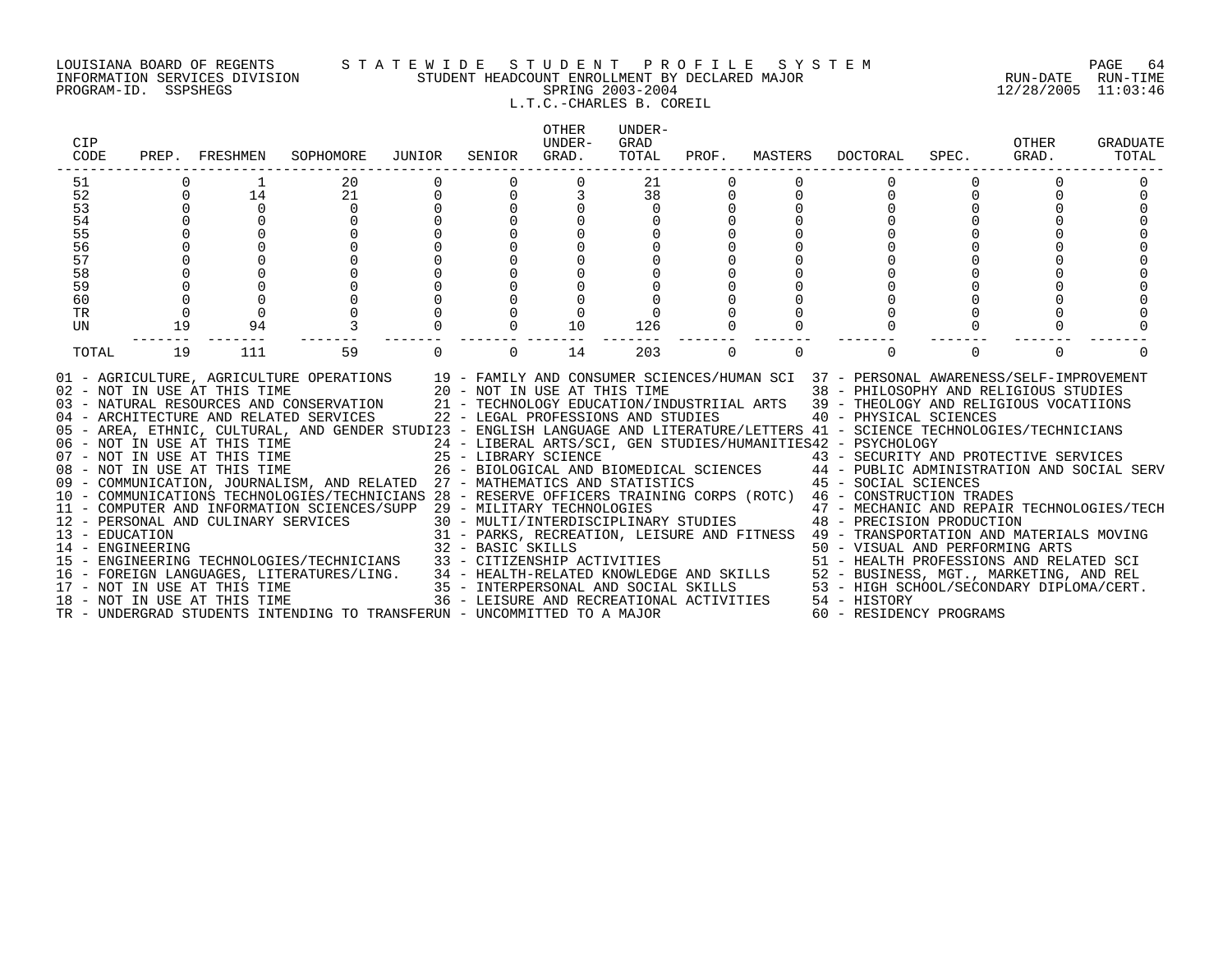LOUISIANA BOARD OF REGENTS — STATEWIDE STUDENT PROFILE SYSTEM
INFORMATION SERVICES DIVISION — STUDENT HEADCOUNT ENROLLMENT BY DECLARED MAJOR — RUN-DATE 12/28/2005 RUN-TIME 11:03:46
PROGRAM-ID. SSPSHEGS — SPRING 2003-2004

L.T.C.-CHARLES B. COREIL

| CIP CODE | PREP. | FRESHMEN | SOPHOMORE | JUNIOR | SENIOR | OTHER UNDER-GRAD. | UNDER-GRAD TOTAL | PROF. | MASTERS | DOCTORAL | SPEC. | OTHER GRAD. | GRADUATE TOTAL |
|---|---|---|---|---|---|---|---|---|---|---|---|---|---|
| 51 | 0 | 1 | 20 | 0 | 0 | 0 | 21 | 0 | 0 | 0 | 0 | 0 | 0 |
| 52 | 0 | 14 | 21 | 0 | 0 | 3 | 38 | 0 | 0 | 0 | 0 | 0 | 0 |
| 53 | 0 | 0 | 0 | 0 | 0 | 0 | 0 | 0 | 0 | 0 | 0 | 0 | 0 |
| 54 | 0 | 0 | 0 | 0 | 0 | 0 | 0 | 0 | 0 | 0 | 0 | 0 | 0 |
| 55 | 0 | 0 | 0 | 0 | 0 | 0 | 0 | 0 | 0 | 0 | 0 | 0 | 0 |
| 56 | 0 | 0 | 0 | 0 | 0 | 0 | 0 | 0 | 0 | 0 | 0 | 0 | 0 |
| 57 | 0 | 0 | 0 | 0 | 0 | 0 | 0 | 0 | 0 | 0 | 0 | 0 | 0 |
| 58 | 0 | 0 | 0 | 0 | 0 | 0 | 0 | 0 | 0 | 0 | 0 | 0 | 0 |
| 59 | 0 | 0 | 0 | 0 | 0 | 0 | 0 | 0 | 0 | 0 | 0 | 0 | 0 |
| 60 | 0 | 0 | 0 | 0 | 0 | 0 | 0 | 0 | 0 | 0 | 0 | 0 | 0 |
| TR | 0 | 0 | 0 | 0 | 0 | 0 | 0 | 0 | 0 | 0 | 0 | 0 | 0 |
| UN | 19 | 94 | 3 | 0 | 0 | 10 | 126 | 0 | 0 | 0 | 0 | 0 | 0 |
| TOTAL | 19 | 111 | 59 | 0 | 0 | 14 | 203 | 0 | 0 | 0 | 0 | 0 | 0 |

01 - AGRICULTURE, AGRICULTURE OPERATIONS
02 - NOT IN USE AT THIS TIME
03 - NATURAL RESOURCES AND CONSERVATION
04 - ARCHITECTURE AND RELATED SERVICES
05 - AREA, ETHNIC, CULTURAL, AND GENDER STUDI
06 - NOT IN USE AT THIS TIME
07 - NOT IN USE AT THIS TIME
08 - NOT IN USE AT THIS TIME
09 - COMMUNICATION, JOURNALISM, AND RELATED
10 - COMMUNICATIONS TECHNOLOGIES/TECHNICIANS
11 - COMPUTER AND INFORMATION SCIENCES/SUPP
12 - PERSONAL AND CULINARY SERVICES
13 - EDUCATION
14 - ENGINEERING
15 - ENGINEERING TECHNOLOGIES/TECHNICIANS
16 - FOREIGN LANGUAGES, LITERATURES/LING.
17 - NOT IN USE AT THIS TIME
18 - NOT IN USE AT THIS TIME
19 - FAMILY AND CONSUMER SCIENCES/HUMAN SCI
20 - NOT IN USE AT THIS TIME
21 - TECHNOLOGY EDUCATION/INDUSTRIIAL ARTS
22 - LEGAL PROFESSIONS AND STUDIES
23 - ENGLISH LANGUAGE AND LITERATURE/LETTERS
24 - LIBERAL ARTS/SCI, GEN STUDIES/HUMANITIES
25 - LIBRARY SCIENCE
26 - BIOLOGICAL AND BIOMEDICAL SCIENCES
27 - MATHEMATICS AND STATISTICS
28 - RESERVE OFFICERS TRAINING CORPS (ROTC)
29 - MILITARY TECHNOLOGIES
30 - MULTI/INTERDISCIPLINARY STUDIES
31 - PARKS, RECREATION, LEISURE AND FITNESS
32 - BASIC SKILLS
33 - CITIZENSHIP ACTIVITIES
34 - HEALTH-RELATED KNOWLEDGE AND SKILLS
35 - INTERPERSONAL AND SOCIAL SKILLS
36 - LEISURE AND RECREATIONAL ACTIVITIES
37 - PERSONAL AWARENESS/SELF-IMPROVEMENT
38 - PHILOSOPHY AND RELIGIOUS STUDIES
39 - THEOLOGY AND RELIGIOUS VOCATIIONS
40 - PHYSICAL SCIENCES
41 - SCIENCE TECHNOLOGIES/TECHNICIANS
42 - PSYCHOLOGY
43 - SECURITY AND PROTECTIVE SERVICES
44 - PUBLIC ADMINISTRATION AND SOCIAL SERV
45 - SOCIAL SCIENCES
46 - CONSTRUCTION TRADES
47 - MECHANIC AND REPAIR TECHNOLOGIES/TECH
48 - PRECISION PRODUCTION
49 - TRANSPORTATION AND MATERIALS MOVING
50 - VISUAL AND PERFORMING ARTS
51 - HEALTH PROFESSIONS AND RELATED SCI
52 - BUSINESS, MGT., MARKETING, AND REL
53 - HIGH SCHOOL/SECONDARY DIPLOMA/CERT.
54 - HISTORY
60 - RESIDENCY PROGRAMS
TR - UNDERGRAD STUDENTS INTENDING TO TRANSFER
UN - UNCOMMITTED TO A MAJOR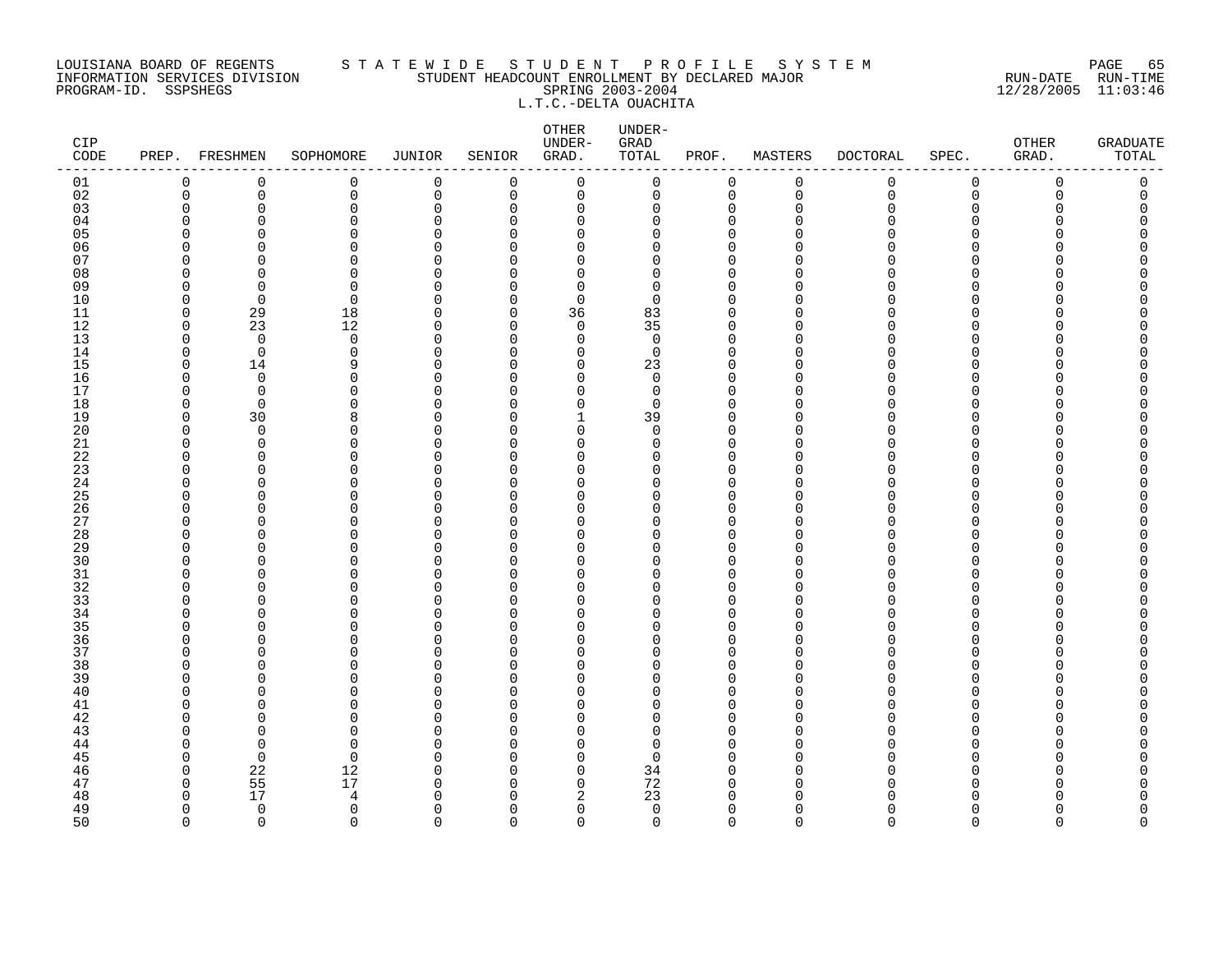LOUISIANA BOARD OF REGENTS
INFORMATION SERVICES DIVISION
PROGRAM-ID. SSPSHEGS

S T A T E W I D E   S T U D E N T   P R O F I L E   S Y S T E M
STUDENT HEADCOUNT ENROLLMENT BY DECLARED MAJOR
SPRING 2003-2004
L.T.C.-DELTA OUACHITA

RUN-DATE 12/28/2005 RUN-TIME 11:03:46

| CIP CODE | PREP. | FRESHMEN | SOPHOMORE | JUNIOR | SENIOR | OTHER UNDER-GRAD. | UNDER-GRAD TOTAL | PROF. | MASTERS | DOCTORAL | SPEC. | OTHER GRAD. | GRADUATE TOTAL |
|---|---|---|---|---|---|---|---|---|---|---|---|---|---|
| 01 | 0 | 0 | 0 | 0 | 0 | 0 | 0 | 0 | 0 | 0 | 0 | 0 | 0 |
| 02 | 0 | 0 | 0 | 0 | 0 | 0 | 0 | 0 | 0 | 0 | 0 | 0 | 0 |
| 03 | 0 | 0 | 0 | 0 | 0 | 0 | 0 | 0 | 0 | 0 | 0 | 0 | 0 |
| 04 | 0 | 0 | 0 | 0 | 0 | 0 | 0 | 0 | 0 | 0 | 0 | 0 | 0 |
| 05 | 0 | 0 | 0 | 0 | 0 | 0 | 0 | 0 | 0 | 0 | 0 | 0 | 0 |
| 06 | 0 | 0 | 0 | 0 | 0 | 0 | 0 | 0 | 0 | 0 | 0 | 0 | 0 |
| 07 | 0 | 0 | 0 | 0 | 0 | 0 | 0 | 0 | 0 | 0 | 0 | 0 | 0 |
| 08 | 0 | 0 | 0 | 0 | 0 | 0 | 0 | 0 | 0 | 0 | 0 | 0 | 0 |
| 09 | 0 | 0 | 0 | 0 | 0 | 0 | 0 | 0 | 0 | 0 | 0 | 0 | 0 |
| 10 | 0 | 0 | 0 | 0 | 0 | 0 | 0 | 0 | 0 | 0 | 0 | 0 | 0 |
| 11 | 0 | 29 | 18 | 0 | 0 | 36 | 83 | 0 | 0 | 0 | 0 | 0 | 0 |
| 12 | 0 | 23 | 12 | 0 | 0 | 0 | 35 | 0 | 0 | 0 | 0 | 0 | 0 |
| 13 | 0 | 0 | 0 | 0 | 0 | 0 | 0 | 0 | 0 | 0 | 0 | 0 | 0 |
| 14 | 0 | 0 | 0 | 0 | 0 | 0 | 0 | 0 | 0 | 0 | 0 | 0 | 0 |
| 15 | 0 | 14 | 9 | 0 | 0 | 0 | 23 | 0 | 0 | 0 | 0 | 0 | 0 |
| 16 | 0 | 0 | 0 | 0 | 0 | 0 | 0 | 0 | 0 | 0 | 0 | 0 | 0 |
| 17 | 0 | 0 | 0 | 0 | 0 | 0 | 0 | 0 | 0 | 0 | 0 | 0 | 0 |
| 18 | 0 | 0 | 0 | 0 | 0 | 0 | 0 | 0 | 0 | 0 | 0 | 0 | 0 |
| 19 | 0 | 30 | 8 | 0 | 0 | 1 | 39 | 0 | 0 | 0 | 0 | 0 | 0 |
| 20 | 0 | 0 | 0 | 0 | 0 | 0 | 0 | 0 | 0 | 0 | 0 | 0 | 0 |
| 21 | 0 | 0 | 0 | 0 | 0 | 0 | 0 | 0 | 0 | 0 | 0 | 0 | 0 |
| 22 | 0 | 0 | 0 | 0 | 0 | 0 | 0 | 0 | 0 | 0 | 0 | 0 | 0 |
| 23 | 0 | 0 | 0 | 0 | 0 | 0 | 0 | 0 | 0 | 0 | 0 | 0 | 0 |
| 24 | 0 | 0 | 0 | 0 | 0 | 0 | 0 | 0 | 0 | 0 | 0 | 0 | 0 |
| 25 | 0 | 0 | 0 | 0 | 0 | 0 | 0 | 0 | 0 | 0 | 0 | 0 | 0 |
| 26 | 0 | 0 | 0 | 0 | 0 | 0 | 0 | 0 | 0 | 0 | 0 | 0 | 0 |
| 27 | 0 | 0 | 0 | 0 | 0 | 0 | 0 | 0 | 0 | 0 | 0 | 0 | 0 |
| 28 | 0 | 0 | 0 | 0 | 0 | 0 | 0 | 0 | 0 | 0 | 0 | 0 | 0 |
| 29 | 0 | 0 | 0 | 0 | 0 | 0 | 0 | 0 | 0 | 0 | 0 | 0 | 0 |
| 30 | 0 | 0 | 0 | 0 | 0 | 0 | 0 | 0 | 0 | 0 | 0 | 0 | 0 |
| 31 | 0 | 0 | 0 | 0 | 0 | 0 | 0 | 0 | 0 | 0 | 0 | 0 | 0 |
| 32 | 0 | 0 | 0 | 0 | 0 | 0 | 0 | 0 | 0 | 0 | 0 | 0 | 0 |
| 33 | 0 | 0 | 0 | 0 | 0 | 0 | 0 | 0 | 0 | 0 | 0 | 0 | 0 |
| 34 | 0 | 0 | 0 | 0 | 0 | 0 | 0 | 0 | 0 | 0 | 0 | 0 | 0 |
| 35 | 0 | 0 | 0 | 0 | 0 | 0 | 0 | 0 | 0 | 0 | 0 | 0 | 0 |
| 36 | 0 | 0 | 0 | 0 | 0 | 0 | 0 | 0 | 0 | 0 | 0 | 0 | 0 |
| 37 | 0 | 0 | 0 | 0 | 0 | 0 | 0 | 0 | 0 | 0 | 0 | 0 | 0 |
| 38 | 0 | 0 | 0 | 0 | 0 | 0 | 0 | 0 | 0 | 0 | 0 | 0 | 0 |
| 39 | 0 | 0 | 0 | 0 | 0 | 0 | 0 | 0 | 0 | 0 | 0 | 0 | 0 |
| 40 | 0 | 0 | 0 | 0 | 0 | 0 | 0 | 0 | 0 | 0 | 0 | 0 | 0 |
| 41 | 0 | 0 | 0 | 0 | 0 | 0 | 0 | 0 | 0 | 0 | 0 | 0 | 0 |
| 42 | 0 | 0 | 0 | 0 | 0 | 0 | 0 | 0 | 0 | 0 | 0 | 0 | 0 |
| 43 | 0 | 0 | 0 | 0 | 0 | 0 | 0 | 0 | 0 | 0 | 0 | 0 | 0 |
| 44 | 0 | 0 | 0 | 0 | 0 | 0 | 0 | 0 | 0 | 0 | 0 | 0 | 0 |
| 45 | 0 | 0 | 0 | 0 | 0 | 0 | 0 | 0 | 0 | 0 | 0 | 0 | 0 |
| 46 | 0 | 22 | 12 | 0 | 0 | 0 | 34 | 0 | 0 | 0 | 0 | 0 | 0 |
| 47 | 0 | 55 | 17 | 0 | 0 | 0 | 72 | 0 | 0 | 0 | 0 | 0 | 0 |
| 48 | 0 | 17 | 4 | 0 | 0 | 2 | 23 | 0 | 0 | 0 | 0 | 0 | 0 |
| 49 | 0 | 0 | 0 | 0 | 0 | 0 | 0 | 0 | 0 | 0 | 0 | 0 | 0 |
| 50 | 0 | 0 | 0 | 0 | 0 | 0 | 0 | 0 | 0 | 0 | 0 | 0 | 0 |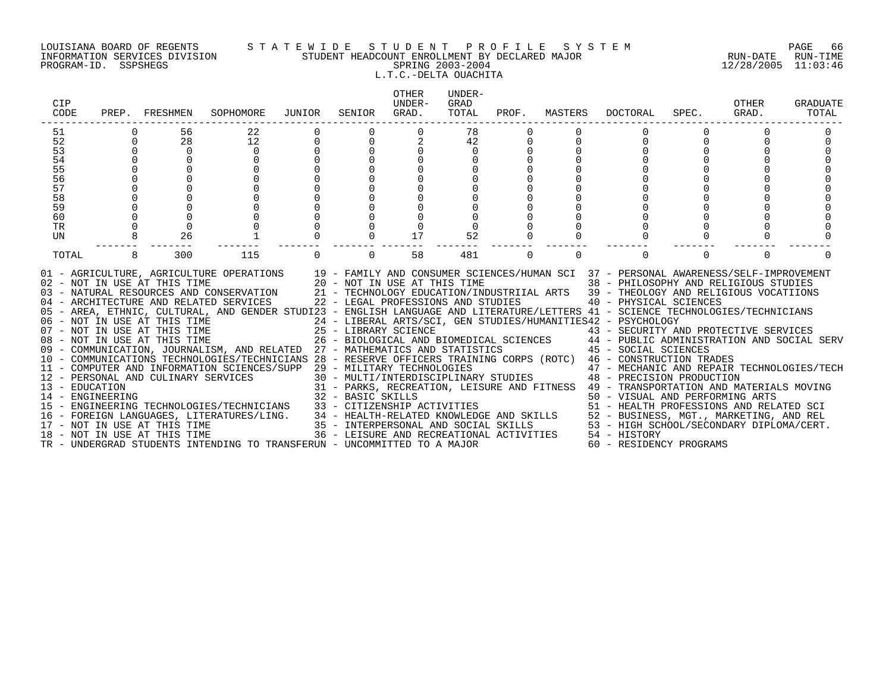LOUISIANA BOARD OF REGENTS — STATEWIDE STUDENT PROFILE SYSTEM
INFORMATION SERVICES DIVISION — STUDENT HEADCOUNT ENROLLMENT BY DECLARED MAJOR — RUN-DATE 12/28/2005 RUN-TIME 11:03:46
PROGRAM-ID. SSPSHEGS — SPRING 2003-2004

L.T.C.-DELTA OUACHITA

| CIP CODE | PREP. | FRESHMEN | SOPHOMORE | JUNIOR | SENIOR | OTHER UNDER-GRAD. | UNDER-GRAD TOTAL | PROF. | MASTERS | DOCTORAL | SPEC. | OTHER GRAD. | GRADUATE TOTAL |
|---|---|---|---|---|---|---|---|---|---|---|---|---|---|
| 51 | 0 | 56 | 22 | 0 | 0 | 0 | 78 | 0 | 0 | 0 | 0 | 0 | 0 |
| 52 | 0 | 28 | 12 | 0 | 0 | 2 | 42 | 0 | 0 | 0 | 0 | 0 | 0 |
| 53 | 0 | 0 | 0 | 0 | 0 | 0 | 0 | 0 | 0 | 0 | 0 | 0 | 0 |
| 54 | 0 | 0 | 0 | 0 | 0 | 0 | 0 | 0 | 0 | 0 | 0 | 0 | 0 |
| 55 | 0 | 0 | 0 | 0 | 0 | 0 | 0 | 0 | 0 | 0 | 0 | 0 | 0 |
| 56 | 0 | 0 | 0 | 0 | 0 | 0 | 0 | 0 | 0 | 0 | 0 | 0 | 0 |
| 57 | 0 | 0 | 0 | 0 | 0 | 0 | 0 | 0 | 0 | 0 | 0 | 0 | 0 |
| 58 | 0 | 0 | 0 | 0 | 0 | 0 | 0 | 0 | 0 | 0 | 0 | 0 | 0 |
| 59 | 0 | 0 | 0 | 0 | 0 | 0 | 0 | 0 | 0 | 0 | 0 | 0 | 0 |
| 60 | 0 | 0 | 0 | 0 | 0 | 0 | 0 | 0 | 0 | 0 | 0 | 0 | 0 |
| TR | 0 | 0 | 0 | 0 | 0 | 0 | 0 | 0 | 0 | 0 | 0 | 0 | 0 |
| UN | 8 | 26 | 1 | 0 | 0 | 17 | 52 | 0 | 0 | 0 | 0 | 0 | 0 |
| TOTAL | 8 | 300 | 115 | 0 | 0 | 58 | 481 | 0 | 0 | 0 | 0 | 0 | 0 |

01 - AGRICULTURE, AGRICULTURE OPERATIONS
02 - NOT IN USE AT THIS TIME
03 - NATURAL RESOURCES AND CONSERVATION
04 - ARCHITECTURE AND RELATED SERVICES
05 - AREA, ETHNIC, CULTURAL, AND GENDER STUDI
06 - NOT IN USE AT THIS TIME
07 - NOT IN USE AT THIS TIME
08 - NOT IN USE AT THIS TIME
09 - COMMUNICATION, JOURNALISM, AND RELATED
10 - COMMUNICATIONS TECHNOLOGIES/TECHNICIANS
11 - COMPUTER AND INFORMATION SCIENCES/SUPP
12 - PERSONAL AND CULINARY SERVICES
13 - EDUCATION
14 - ENGINEERING
15 - ENGINEERING TECHNOLOGIES/TECHNICIANS
16 - FOREIGN LANGUAGES, LITERATURES/LING.
17 - NOT IN USE AT THIS TIME
18 - NOT IN USE AT THIS TIME
19 - FAMILY AND CONSUMER SCIENCES/HUMAN SCI
20 - NOT IN USE AT THIS TIME
21 - TECHNOLOGY EDUCATION/INDUSTRIIAL ARTS
22 - LEGAL PROFESSIONS AND STUDIES
23 - ENGLISH LANGUAGE AND LITERATURE/LETTERS
24 - LIBERAL ARTS/SCI, GEN STUDIES/HUMANITIES
25 - LIBRARY SCIENCE
26 - BIOLOGICAL AND BIOMEDICAL SCIENCES
27 - MATHEMATICS AND STATISTICS
28 - RESERVE OFFICERS TRAINING CORPS (ROTC)
29 - MILITARY TECHNOLOGIES
30 - MULTI/INTERDISCIPLINARY STUDIES
31 - PARKS, RECREATION, LEISURE AND FITNESS
32 - BASIC SKILLS
33 - CITIZENSHIP ACTIVITIES
34 - HEALTH-RELATED KNOWLEDGE AND SKILLS
35 - INTERPERSONAL AND SOCIAL SKILLS
36 - LEISURE AND RECREATIONAL ACTIVITIES
37 - PERSONAL AWARENESS/SELF-IMPROVEMENT
38 - PHILOSOPHY AND RELIGIOUS STUDIES
39 - THEOLOGY AND RELIGIOUS VOCATIIONS
40 - PHYSICAL SCIENCES
41 - SCIENCE TECHNOLOGIES/TECHNICIANS
42 - PSYCHOLOGY
43 - SECURITY AND PROTECTIVE SERVICES
44 - PUBLIC ADMINISTRATION AND SOCIAL SERV
45 - SOCIAL SCIENCES
46 - CONSTRUCTION TRADES
47 - MECHANIC AND REPAIR TECHNOLOGIES/TECH
48 - PRECISION PRODUCTION
49 - TRANSPORTATION AND MATERIALS MOVING
50 - VISUAL AND PERFORMING ARTS
51 - HEALTH PROFESSIONS AND RELATED SCI
52 - BUSINESS, MGT., MARKETING, AND REL
53 - HIGH SCHOOL/SECONDARY DIPLOMA/CERT.
54 - HISTORY
60 - RESIDENCY PROGRAMS
TR - UNDERGRAD STUDENTS INTENDING TO TRANSFER
UN - UNCOMMITTED TO A MAJOR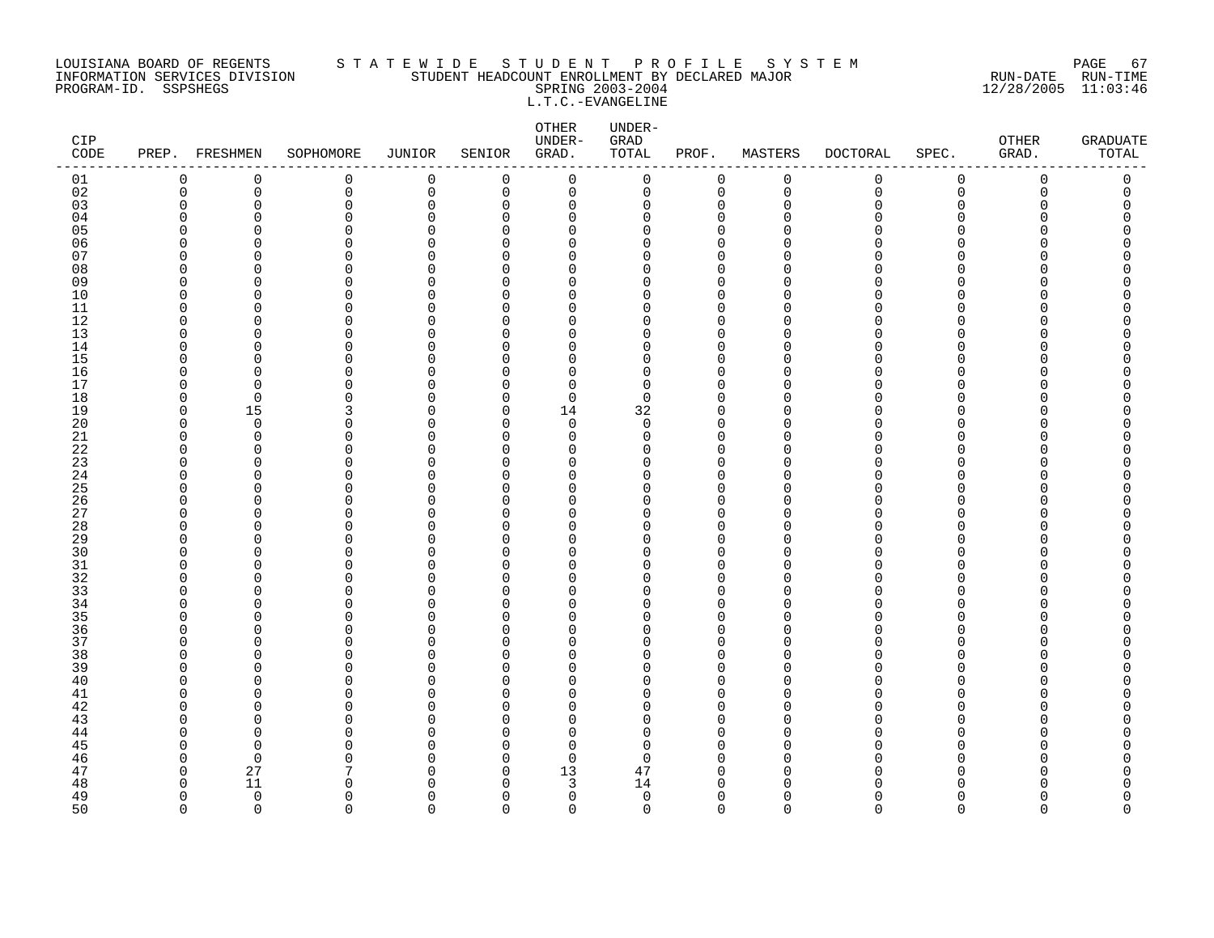LOUISIANA BOARD OF REGENTS
INFORMATION SERVICES DIVISION
PROGRAM-ID. SSPSHEGS

STATEWIDE STUDENT PROFILE SYSTEM
STUDENT HEADCOUNT ENROLLMENT BY DECLARED MAJOR
SPRING 2003-2004
L.T.C.-EVANGELINE

RUN-DATE 12/28/2005 RUN-TIME 11:03:46

| CIP CODE | PREP. | FRESHMEN | SOPHOMORE | JUNIOR | SENIOR | OTHER UNDER-GRAD. | UNDER-GRAD TOTAL | PROF. | MASTERS | DOCTORAL | SPEC. | OTHER GRAD. | GRADUATE TOTAL |
|---|---|---|---|---|---|---|---|---|---|---|---|---|---|
| 01 | 0 | 0 | 0 | 0 | 0 | 0 | 0 | 0 | 0 | 0 | 0 | 0 | 0 |
| 02 | 0 | 0 | 0 | 0 | 0 | 0 | 0 | 0 | 0 | 0 | 0 | 0 | 0 |
| 03 | 0 | 0 | 0 | 0 | 0 | 0 | 0 | 0 | 0 | 0 | 0 | 0 | 0 |
| 04 | 0 | 0 | 0 | 0 | 0 | 0 | 0 | 0 | 0 | 0 | 0 | 0 | 0 |
| 05 | 0 | 0 | 0 | 0 | 0 | 0 | 0 | 0 | 0 | 0 | 0 | 0 | 0 |
| 06 | 0 | 0 | 0 | 0 | 0 | 0 | 0 | 0 | 0 | 0 | 0 | 0 | 0 |
| 07 | 0 | 0 | 0 | 0 | 0 | 0 | 0 | 0 | 0 | 0 | 0 | 0 | 0 |
| 08 | 0 | 0 | 0 | 0 | 0 | 0 | 0 | 0 | 0 | 0 | 0 | 0 | 0 |
| 09 | 0 | 0 | 0 | 0 | 0 | 0 | 0 | 0 | 0 | 0 | 0 | 0 | 0 |
| 10 | 0 | 0 | 0 | 0 | 0 | 0 | 0 | 0 | 0 | 0 | 0 | 0 | 0 |
| 11 | 0 | 0 | 0 | 0 | 0 | 0 | 0 | 0 | 0 | 0 | 0 | 0 | 0 |
| 12 | 0 | 0 | 0 | 0 | 0 | 0 | 0 | 0 | 0 | 0 | 0 | 0 | 0 |
| 13 | 0 | 0 | 0 | 0 | 0 | 0 | 0 | 0 | 0 | 0 | 0 | 0 | 0 |
| 14 | 0 | 0 | 0 | 0 | 0 | 0 | 0 | 0 | 0 | 0 | 0 | 0 | 0 |
| 15 | 0 | 0 | 0 | 0 | 0 | 0 | 0 | 0 | 0 | 0 | 0 | 0 | 0 |
| 16 | 0 | 0 | 0 | 0 | 0 | 0 | 0 | 0 | 0 | 0 | 0 | 0 | 0 |
| 17 | 0 | 0 | 0 | 0 | 0 | 0 | 0 | 0 | 0 | 0 | 0 | 0 | 0 |
| 18 | 0 | 0 | 0 | 0 | 0 | 0 | 0 | 0 | 0 | 0 | 0 | 0 | 0 |
| 19 | 0 | 15 | 3 | 0 | 0 | 14 | 32 | 0 | 0 | 0 | 0 | 0 | 0 |
| 20 | 0 | 0 | 0 | 0 | 0 | 0 | 0 | 0 | 0 | 0 | 0 | 0 | 0 |
| 21 | 0 | 0 | 0 | 0 | 0 | 0 | 0 | 0 | 0 | 0 | 0 | 0 | 0 |
| 22 | 0 | 0 | 0 | 0 | 0 | 0 | 0 | 0 | 0 | 0 | 0 | 0 | 0 |
| 23 | 0 | 0 | 0 | 0 | 0 | 0 | 0 | 0 | 0 | 0 | 0 | 0 | 0 |
| 24 | 0 | 0 | 0 | 0 | 0 | 0 | 0 | 0 | 0 | 0 | 0 | 0 | 0 |
| 25 | 0 | 0 | 0 | 0 | 0 | 0 | 0 | 0 | 0 | 0 | 0 | 0 | 0 |
| 26 | 0 | 0 | 0 | 0 | 0 | 0 | 0 | 0 | 0 | 0 | 0 | 0 | 0 |
| 27 | 0 | 0 | 0 | 0 | 0 | 0 | 0 | 0 | 0 | 0 | 0 | 0 | 0 |
| 28 | 0 | 0 | 0 | 0 | 0 | 0 | 0 | 0 | 0 | 0 | 0 | 0 | 0 |
| 29 | 0 | 0 | 0 | 0 | 0 | 0 | 0 | 0 | 0 | 0 | 0 | 0 | 0 |
| 30 | 0 | 0 | 0 | 0 | 0 | 0 | 0 | 0 | 0 | 0 | 0 | 0 | 0 |
| 31 | 0 | 0 | 0 | 0 | 0 | 0 | 0 | 0 | 0 | 0 | 0 | 0 | 0 |
| 32 | 0 | 0 | 0 | 0 | 0 | 0 | 0 | 0 | 0 | 0 | 0 | 0 | 0 |
| 33 | 0 | 0 | 0 | 0 | 0 | 0 | 0 | 0 | 0 | 0 | 0 | 0 | 0 |
| 34 | 0 | 0 | 0 | 0 | 0 | 0 | 0 | 0 | 0 | 0 | 0 | 0 | 0 |
| 35 | 0 | 0 | 0 | 0 | 0 | 0 | 0 | 0 | 0 | 0 | 0 | 0 | 0 |
| 36 | 0 | 0 | 0 | 0 | 0 | 0 | 0 | 0 | 0 | 0 | 0 | 0 | 0 |
| 37 | 0 | 0 | 0 | 0 | 0 | 0 | 0 | 0 | 0 | 0 | 0 | 0 | 0 |
| 38 | 0 | 0 | 0 | 0 | 0 | 0 | 0 | 0 | 0 | 0 | 0 | 0 | 0 |
| 39 | 0 | 0 | 0 | 0 | 0 | 0 | 0 | 0 | 0 | 0 | 0 | 0 | 0 |
| 40 | 0 | 0 | 0 | 0 | 0 | 0 | 0 | 0 | 0 | 0 | 0 | 0 | 0 |
| 41 | 0 | 0 | 0 | 0 | 0 | 0 | 0 | 0 | 0 | 0 | 0 | 0 | 0 |
| 42 | 0 | 0 | 0 | 0 | 0 | 0 | 0 | 0 | 0 | 0 | 0 | 0 | 0 |
| 43 | 0 | 0 | 0 | 0 | 0 | 0 | 0 | 0 | 0 | 0 | 0 | 0 | 0 |
| 44 | 0 | 0 | 0 | 0 | 0 | 0 | 0 | 0 | 0 | 0 | 0 | 0 | 0 |
| 45 | 0 | 0 | 0 | 0 | 0 | 0 | 0 | 0 | 0 | 0 | 0 | 0 | 0 |
| 46 | 0 | 0 | 0 | 0 | 0 | 0 | 0 | 0 | 0 | 0 | 0 | 0 | 0 |
| 47 | 0 | 27 | 7 | 0 | 0 | 13 | 47 | 0 | 0 | 0 | 0 | 0 | 0 |
| 48 | 0 | 11 | 0 | 0 | 0 | 3 | 14 | 0 | 0 | 0 | 0 | 0 | 0 |
| 49 | 0 | 0 | 0 | 0 | 0 | 0 | 0 | 0 | 0 | 0 | 0 | 0 | 0 |
| 50 | 0 | 0 | 0 | 0 | 0 | 0 | 0 | 0 | 0 | 0 | 0 | 0 | 0 |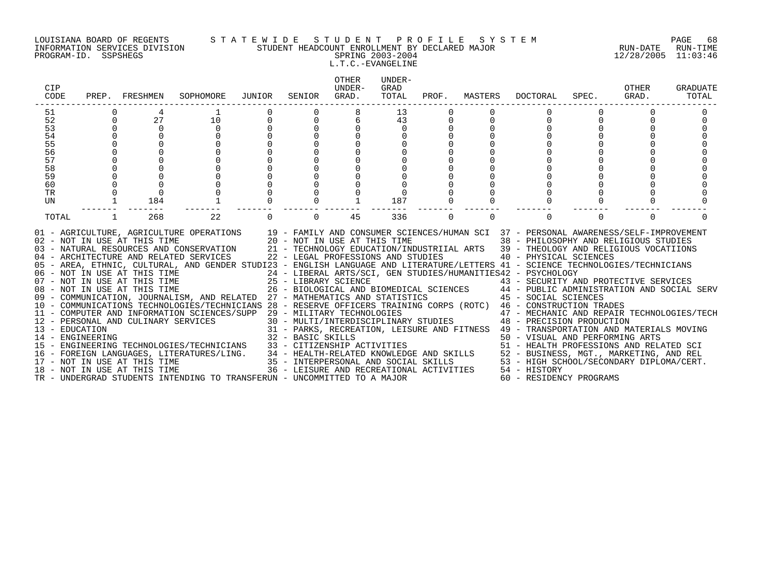LOUISIANA BOARD OF REGENTS — STATEWIDE STUDENT PROFILE SYSTEM
INFORMATION SERVICES DIVISION — STUDENT HEADCOUNT ENROLLMENT BY DECLARED MAJOR — RUN-DATE 12/28/2005 RUN-TIME 11:03:46
PROGRAM-ID. SSPSHEGS — SPRING 2003-2004

L.T.C.-EVANGELINE

| CIP CODE | PREP. | FRESHMEN | SOPHOMORE | JUNIOR | SENIOR | OTHER UNDER-GRAD. | UNDER-GRAD TOTAL | PROF. | MASTERS | DOCTORAL | SPEC. | OTHER GRAD. | GRADUATE TOTAL |
|---|---|---|---|---|---|---|---|---|---|---|---|---|---|
| 51 | 0 | 4 | 1 | 0 | 0 | 8 | 13 | 0 | 0 | 0 | 0 | 0 | 0 |
| 52 | 0 | 27 | 10 | 0 | 0 | 6 | 43 | 0 | 0 | 0 | 0 | 0 | 0 |
| 53 | 0 | 0 | 0 | 0 | 0 | 0 | 0 | 0 | 0 | 0 | 0 | 0 | 0 |
| 54 | 0 | 0 | 0 | 0 | 0 | 0 | 0 | 0 | 0 | 0 | 0 | 0 | 0 |
| 55 | 0 | 0 | 0 | 0 | 0 | 0 | 0 | 0 | 0 | 0 | 0 | 0 | 0 |
| 56 | 0 | 0 | 0 | 0 | 0 | 0 | 0 | 0 | 0 | 0 | 0 | 0 | 0 |
| 57 | 0 | 0 | 0 | 0 | 0 | 0 | 0 | 0 | 0 | 0 | 0 | 0 | 0 |
| 58 | 0 | 0 | 0 | 0 | 0 | 0 | 0 | 0 | 0 | 0 | 0 | 0 | 0 |
| 59 | 0 | 0 | 0 | 0 | 0 | 0 | 0 | 0 | 0 | 0 | 0 | 0 | 0 |
| 60 | 0 | 0 | 0 | 0 | 0 | 0 | 0 | 0 | 0 | 0 | 0 | 0 | 0 |
| TR | 0 | 0 | 0 | 0 | 0 | 0 | 0 | 0 | 0 | 0 | 0 | 0 | 0 |
| UN | 1 | 184 | 1 | 0 | 0 | 1 | 187 | 0 | 0 | 0 | 0 | 0 | 0 |
| TOTAL | 1 | 268 | 22 | 0 | 0 | 45 | 336 | 0 | 0 | 0 | 0 | 0 | 0 |

01 - AGRICULTURE, AGRICULTURE OPERATIONS
02 - NOT IN USE AT THIS TIME
03 - NATURAL RESOURCES AND CONSERVATION
04 - ARCHITECTURE AND RELATED SERVICES
05 - AREA, ETHNIC, CULTURAL, AND GENDER STUDI
06 - NOT IN USE AT THIS TIME
07 - NOT IN USE AT THIS TIME
08 - NOT IN USE AT THIS TIME
09 - COMMUNICATION, JOURNALISM, AND RELATED
10 - COMMUNICATIONS TECHNOLOGIES/TECHNICIANS
11 - COMPUTER AND INFORMATION SCIENCES/SUPP
12 - PERSONAL AND CULINARY SERVICES
13 - EDUCATION
14 - ENGINEERING
15 - ENGINEERING TECHNOLOGIES/TECHNICIANS
16 - FOREIGN LANGUAGES, LITERATURES/LING.
17 - NOT IN USE AT THIS TIME
18 - NOT IN USE AT THIS TIME
19 - FAMILY AND CONSUMER SCIENCES/HUMAN SCI
20 - NOT IN USE AT THIS TIME
21 - TECHNOLOGY EDUCATION/INDUSTRIIAL ARTS
22 - LEGAL PROFESSIONS AND STUDIES
23 - ENGLISH LANGUAGE AND LITERATURE/LETTERS
24 - LIBERAL ARTS/SCI, GEN STUDIES/HUMANITIES
25 - LIBRARY SCIENCE
26 - BIOLOGICAL AND BIOMEDICAL SCIENCES
27 - MATHEMATICS AND STATISTICS
28 - RESERVE OFFICERS TRAINING CORPS (ROTC)
29 - MILITARY TECHNOLOGIES
30 - MULTI/INTERDISCIPLINARY STUDIES
31 - PARKS, RECREATION, LEISURE AND FITNESS
32 - BASIC SKILLS
33 - CITIZENSHIP ACTIVITIES
34 - HEALTH-RELATED KNOWLEDGE AND SKILLS
35 - INTERPERSONAL AND SOCIAL SKILLS
36 - LEISURE AND RECREATIONAL ACTIVITIES
37 - PERSONAL AWARENESS/SELF-IMPROVEMENT
38 - PHILOSOPHY AND RELIGIOUS STUDIES
39 - THEOLOGY AND RELIGIOUS VOCATIIONS
40 - PHYSICAL SCIENCES
41 - SCIENCE TECHNOLOGIES/TECHNICIANS
42 - PSYCHOLOGY
43 - SECURITY AND PROTECTIVE SERVICES
44 - PUBLIC ADMINISTRATION AND SOCIAL SERV
45 - SOCIAL SCIENCES
46 - CONSTRUCTION TRADES
47 - MECHANIC AND REPAIR TECHNOLOGIES/TECH
48 - PRECISION PRODUCTION
49 - TRANSPORTATION AND MATERIALS MOVING
50 - VISUAL AND PERFORMING ARTS
51 - HEALTH PROFESSIONS AND RELATED SCI
52 - BUSINESS, MGT., MARKETING, AND REL
53 - HIGH SCHOOL/SECONDARY DIPLOMA/CERT.
54 - HISTORY
60 - RESIDENCY PROGRAMS
TR - UNDERGRAD STUDENTS INTENDING TO TRANSFER
UN - UNCOMMITTED TO A MAJOR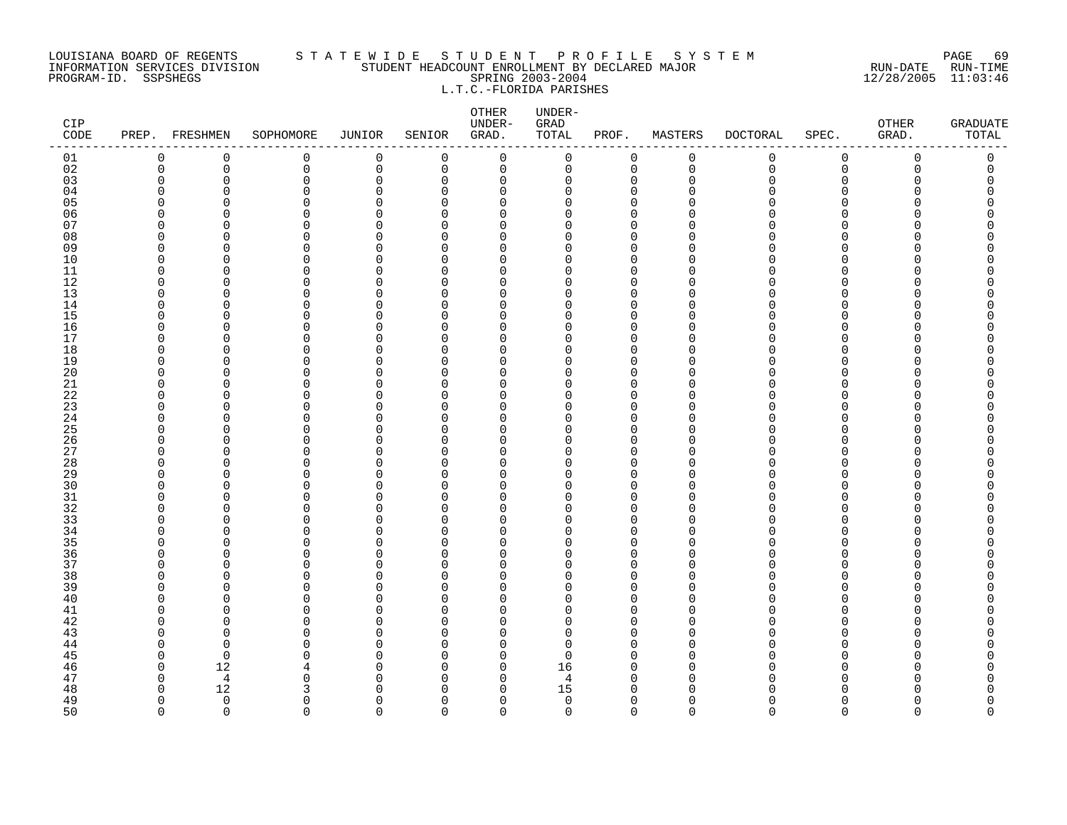LOUISIANA BOARD OF REGENTS — STATEWIDE STUDENT PROFILE SYSTEM

INFORMATION SERVICES DIVISION — STUDENT HEADCOUNT ENROLLMENT BY DECLARED MAJOR — RUN-DATE 12/28/2005 RUN-TIME 11:03:46

PROGRAM-ID. SSPSHEGS — SPRING 2003-2004

L.T.C.-FLORIDA PARISHES

| CIP CODE | PREP. | FRESHMEN | SOPHOMORE | JUNIOR | SENIOR | OTHER UNDER-GRAD. | UNDER-GRAD TOTAL | PROF. | MASTERS | DOCTORAL | SPEC. | OTHER GRAD. | GRADUATE TOTAL |
|---|---|---|---|---|---|---|---|---|---|---|---|---|---|
| 01 | 0 | 0 | 0 | 0 | 0 | 0 | 0 | 0 | 0 | 0 | 0 | 0 | 0 |
| 02 | 0 | 0 | 0 | 0 | 0 | 0 | 0 | 0 | 0 | 0 | 0 | 0 | 0 |
| 03 | 0 | 0 | 0 | 0 | 0 | 0 | 0 | 0 | 0 | 0 | 0 | 0 | 0 |
| 04 | 0 | 0 | 0 | 0 | 0 | 0 | 0 | 0 | 0 | 0 | 0 | 0 | 0 |
| 05 | 0 | 0 | 0 | 0 | 0 | 0 | 0 | 0 | 0 | 0 | 0 | 0 | 0 |
| 06 | 0 | 0 | 0 | 0 | 0 | 0 | 0 | 0 | 0 | 0 | 0 | 0 | 0 |
| 07 | 0 | 0 | 0 | 0 | 0 | 0 | 0 | 0 | 0 | 0 | 0 | 0 | 0 |
| 08 | 0 | 0 | 0 | 0 | 0 | 0 | 0 | 0 | 0 | 0 | 0 | 0 | 0 |
| 09 | 0 | 0 | 0 | 0 | 0 | 0 | 0 | 0 | 0 | 0 | 0 | 0 | 0 |
| 10 | 0 | 0 | 0 | 0 | 0 | 0 | 0 | 0 | 0 | 0 | 0 | 0 | 0 |
| 11 | 0 | 0 | 0 | 0 | 0 | 0 | 0 | 0 | 0 | 0 | 0 | 0 | 0 |
| 12 | 0 | 0 | 0 | 0 | 0 | 0 | 0 | 0 | 0 | 0 | 0 | 0 | 0 |
| 13 | 0 | 0 | 0 | 0 | 0 | 0 | 0 | 0 | 0 | 0 | 0 | 0 | 0 |
| 14 | 0 | 0 | 0 | 0 | 0 | 0 | 0 | 0 | 0 | 0 | 0 | 0 | 0 |
| 15 | 0 | 0 | 0 | 0 | 0 | 0 | 0 | 0 | 0 | 0 | 0 | 0 | 0 |
| 16 | 0 | 0 | 0 | 0 | 0 | 0 | 0 | 0 | 0 | 0 | 0 | 0 | 0 |
| 17 | 0 | 0 | 0 | 0 | 0 | 0 | 0 | 0 | 0 | 0 | 0 | 0 | 0 |
| 18 | 0 | 0 | 0 | 0 | 0 | 0 | 0 | 0 | 0 | 0 | 0 | 0 | 0 |
| 19 | 0 | 0 | 0 | 0 | 0 | 0 | 0 | 0 | 0 | 0 | 0 | 0 | 0 |
| 20 | 0 | 0 | 0 | 0 | 0 | 0 | 0 | 0 | 0 | 0 | 0 | 0 | 0 |
| 21 | 0 | 0 | 0 | 0 | 0 | 0 | 0 | 0 | 0 | 0 | 0 | 0 | 0 |
| 22 | 0 | 0 | 0 | 0 | 0 | 0 | 0 | 0 | 0 | 0 | 0 | 0 | 0 |
| 23 | 0 | 0 | 0 | 0 | 0 | 0 | 0 | 0 | 0 | 0 | 0 | 0 | 0 |
| 24 | 0 | 0 | 0 | 0 | 0 | 0 | 0 | 0 | 0 | 0 | 0 | 0 | 0 |
| 25 | 0 | 0 | 0 | 0 | 0 | 0 | 0 | 0 | 0 | 0 | 0 | 0 | 0 |
| 26 | 0 | 0 | 0 | 0 | 0 | 0 | 0 | 0 | 0 | 0 | 0 | 0 | 0 |
| 27 | 0 | 0 | 0 | 0 | 0 | 0 | 0 | 0 | 0 | 0 | 0 | 0 | 0 |
| 28 | 0 | 0 | 0 | 0 | 0 | 0 | 0 | 0 | 0 | 0 | 0 | 0 | 0 |
| 29 | 0 | 0 | 0 | 0 | 0 | 0 | 0 | 0 | 0 | 0 | 0 | 0 | 0 |
| 30 | 0 | 0 | 0 | 0 | 0 | 0 | 0 | 0 | 0 | 0 | 0 | 0 | 0 |
| 31 | 0 | 0 | 0 | 0 | 0 | 0 | 0 | 0 | 0 | 0 | 0 | 0 | 0 |
| 32 | 0 | 0 | 0 | 0 | 0 | 0 | 0 | 0 | 0 | 0 | 0 | 0 | 0 |
| 33 | 0 | 0 | 0 | 0 | 0 | 0 | 0 | 0 | 0 | 0 | 0 | 0 | 0 |
| 34 | 0 | 0 | 0 | 0 | 0 | 0 | 0 | 0 | 0 | 0 | 0 | 0 | 0 |
| 35 | 0 | 0 | 0 | 0 | 0 | 0 | 0 | 0 | 0 | 0 | 0 | 0 | 0 |
| 36 | 0 | 0 | 0 | 0 | 0 | 0 | 0 | 0 | 0 | 0 | 0 | 0 | 0 |
| 37 | 0 | 0 | 0 | 0 | 0 | 0 | 0 | 0 | 0 | 0 | 0 | 0 | 0 |
| 38 | 0 | 0 | 0 | 0 | 0 | 0 | 0 | 0 | 0 | 0 | 0 | 0 | 0 |
| 39 | 0 | 0 | 0 | 0 | 0 | 0 | 0 | 0 | 0 | 0 | 0 | 0 | 0 |
| 40 | 0 | 0 | 0 | 0 | 0 | 0 | 0 | 0 | 0 | 0 | 0 | 0 | 0 |
| 41 | 0 | 0 | 0 | 0 | 0 | 0 | 0 | 0 | 0 | 0 | 0 | 0 | 0 |
| 42 | 0 | 0 | 0 | 0 | 0 | 0 | 0 | 0 | 0 | 0 | 0 | 0 | 0 |
| 43 | 0 | 0 | 0 | 0 | 0 | 0 | 0 | 0 | 0 | 0 | 0 | 0 | 0 |
| 44 | 0 | 0 | 0 | 0 | 0 | 0 | 0 | 0 | 0 | 0 | 0 | 0 | 0 |
| 45 | 0 | 0 | 0 | 0 | 0 | 0 | 0 | 0 | 0 | 0 | 0 | 0 | 0 |
| 46 | 0 | 12 | 4 | 0 | 0 | 0 | 16 | 0 | 0 | 0 | 0 | 0 | 0 |
| 47 | 0 | 4 | 0 | 0 | 0 | 0 | 4 | 0 | 0 | 0 | 0 | 0 | 0 |
| 48 | 0 | 12 | 3 | 0 | 0 | 0 | 15 | 0 | 0 | 0 | 0 | 0 | 0 |
| 49 | 0 | 0 | 0 | 0 | 0 | 0 | 0 | 0 | 0 | 0 | 0 | 0 | 0 |
| 50 | 0 | 0 | 0 | 0 | 0 | 0 | 0 | 0 | 0 | 0 | 0 | 0 | 0 |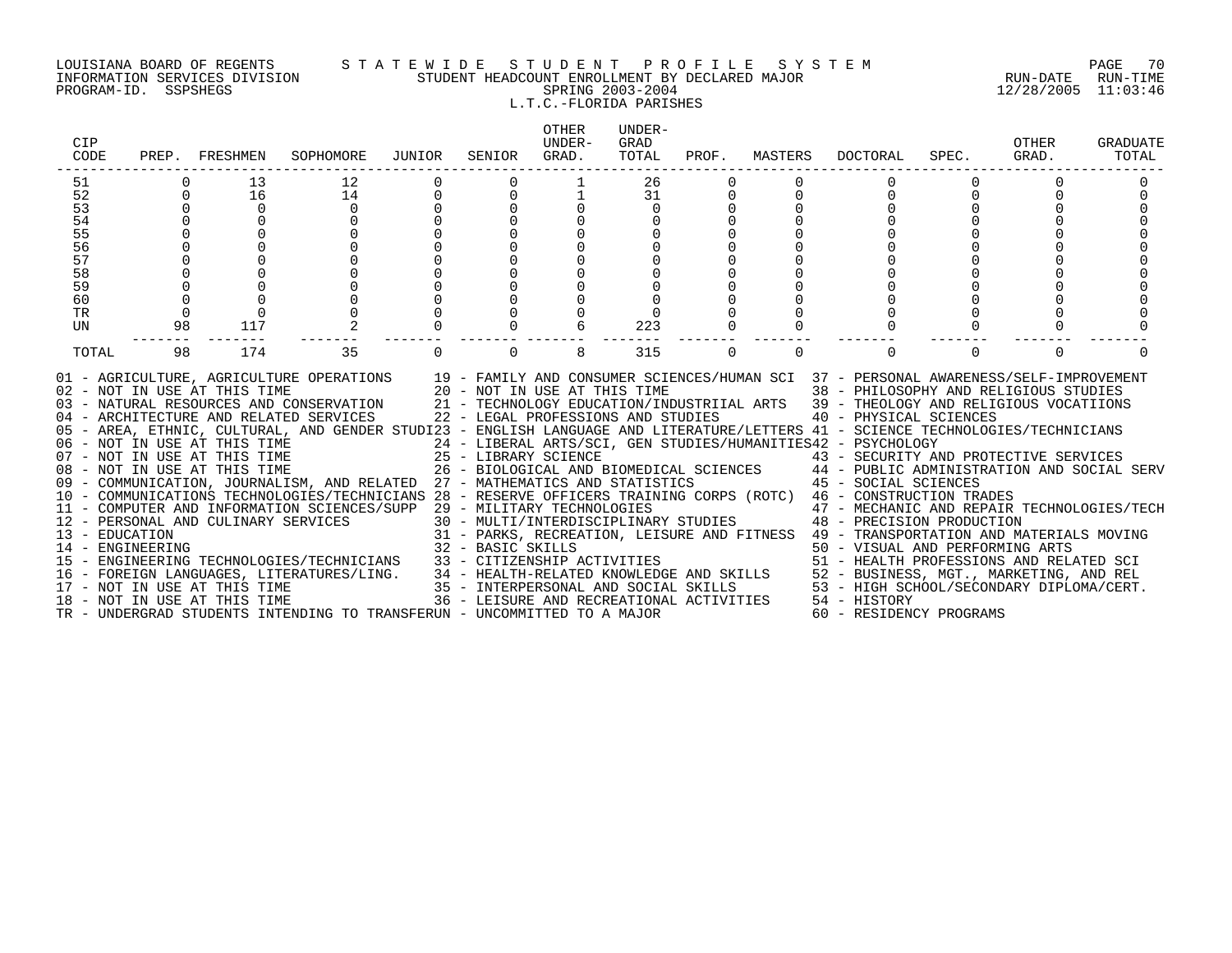LOUISIANA BOARD OF REGENTS — STATEWIDE STUDENT PROFILE SYSTEM
INFORMATION SERVICES DIVISION — STUDENT HEADCOUNT ENROLLMENT BY DECLARED MAJOR — RUN-DATE 12/28/2005 RUN-TIME 11:03:46
PROGRAM-ID. SSPSHEGS — SPRING 2003-2004

L.T.C.-FLORIDA PARISHES

| CIP CODE | PREP. | FRESHMEN | SOPHOMORE | JUNIOR | SENIOR | OTHER UNDER-GRAD. | UNDER-GRAD TOTAL | PROF. | MASTERS | DOCTORAL | SPEC. | OTHER GRAD. | GRADUATE TOTAL |
|---|---|---|---|---|---|---|---|---|---|---|---|---|---|
| 51 | 0 | 13 | 12 | 0 | 0 | 1 | 26 | 0 | 0 | 0 | 0 | 0 | 0 |
| 52 | 0 | 16 | 14 | 0 | 0 | 1 | 31 | 0 | 0 | 0 | 0 | 0 | 0 |
| 53 | 0 | 0 | 0 | 0 | 0 | 0 | 0 | 0 | 0 | 0 | 0 | 0 | 0 |
| 54 | 0 | 0 | 0 | 0 | 0 | 0 | 0 | 0 | 0 | 0 | 0 | 0 | 0 |
| 55 | 0 | 0 | 0 | 0 | 0 | 0 | 0 | 0 | 0 | 0 | 0 | 0 | 0 |
| 56 | 0 | 0 | 0 | 0 | 0 | 0 | 0 | 0 | 0 | 0 | 0 | 0 | 0 |
| 57 | 0 | 0 | 0 | 0 | 0 | 0 | 0 | 0 | 0 | 0 | 0 | 0 | 0 |
| 58 | 0 | 0 | 0 | 0 | 0 | 0 | 0 | 0 | 0 | 0 | 0 | 0 | 0 |
| 59 | 0 | 0 | 0 | 0 | 0 | 0 | 0 | 0 | 0 | 0 | 0 | 0 | 0 |
| 60 | 0 | 0 | 0 | 0 | 0 | 0 | 0 | 0 | 0 | 0 | 0 | 0 | 0 |
| TR | 0 | 0 | 0 | 0 | 0 | 0 | 0 | 0 | 0 | 0 | 0 | 0 | 0 |
| UN | 98 | 117 | 2 | 0 | 0 | 6 | 223 | 0 | 0 | 0 | 0 | 0 | 0 |
| TOTAL | 98 | 174 | 35 | 0 | 0 | 8 | 315 | 0 | 0 | 0 | 0 | 0 | 0 |

01 - AGRICULTURE, AGRICULTURE OPERATIONS
02 - NOT IN USE AT THIS TIME
03 - NATURAL RESOURCES AND CONSERVATION
04 - ARCHITECTURE AND RELATED SERVICES
05 - AREA, ETHNIC, CULTURAL, AND GENDER STUDI
06 - NOT IN USE AT THIS TIME
07 - NOT IN USE AT THIS TIME
08 - NOT IN USE AT THIS TIME
09 - COMMUNICATION, JOURNALISM, AND RELATED
10 - COMMUNICATIONS TECHNOLOGIES/TECHNICIANS
11 - COMPUTER AND INFORMATION SCIENCES/SUPP
12 - PERSONAL AND CULINARY SERVICES
13 - EDUCATION
14 - ENGINEERING
15 - ENGINEERING TECHNOLOGIES/TECHNICIANS
16 - FOREIGN LANGUAGES, LITERATURES/LING.
17 - NOT IN USE AT THIS TIME
18 - NOT IN USE AT THIS TIME
19 - FAMILY AND CONSUMER SCIENCES/HUMAN SCI
20 - NOT IN USE AT THIS TIME
21 - TECHNOLOGY EDUCATION/INDUSTRIIAL ARTS
22 - LEGAL PROFESSIONS AND STUDIES
23 - ENGLISH LANGUAGE AND LITERATURE/LETTERS
24 - LIBERAL ARTS/SCI, GEN STUDIES/HUMANITIES
25 - LIBRARY SCIENCE
26 - BIOLOGICAL AND BIOMEDICAL SCIENCES
27 - MATHEMATICS AND STATISTICS
28 - RESERVE OFFICERS TRAINING CORPS (ROTC)
29 - MILITARY TECHNOLOGIES
30 - MULTI/INTERDISCIPLINARY STUDIES
31 - PARKS, RECREATION, LEISURE AND FITNESS
32 - BASIC SKILLS
33 - CITIZENSHIP ACTIVITIES
34 - HEALTH-RELATED KNOWLEDGE AND SKILLS
35 - INTERPERSONAL AND SOCIAL SKILLS
36 - LEISURE AND RECREATIONAL ACTIVITIES
37 - PERSONAL AWARENESS/SELF-IMPROVEMENT
38 - PHILOSOPHY AND RELIGIOUS STUDIES
39 - THEOLOGY AND RELIGIOUS VOCATIIONS
40 - PHYSICAL SCIENCES
41 - SCIENCE TECHNOLOGIES/TECHNICIANS
42 - PSYCHOLOGY
43 - SECURITY AND PROTECTIVE SERVICES
44 - PUBLIC ADMINISTRATION AND SOCIAL SERV
45 - SOCIAL SCIENCES
46 - CONSTRUCTION TRADES
47 - MECHANIC AND REPAIR TECHNOLOGIES/TECH
48 - PRECISION PRODUCTION
49 - TRANSPORTATION AND MATERIALS MOVING
50 - VISUAL AND PERFORMING ARTS
51 - HEALTH PROFESSIONS AND RELATED SCI
52 - BUSINESS, MGT., MARKETING, AND REL
53 - HIGH SCHOOL/SECONDARY DIPLOMA/CERT.
54 - HISTORY
60 - RESIDENCY PROGRAMS
TR - UNDERGRAD STUDENTS INTENDING TO TRANSFER
UN - UNCOMMITTED TO A MAJOR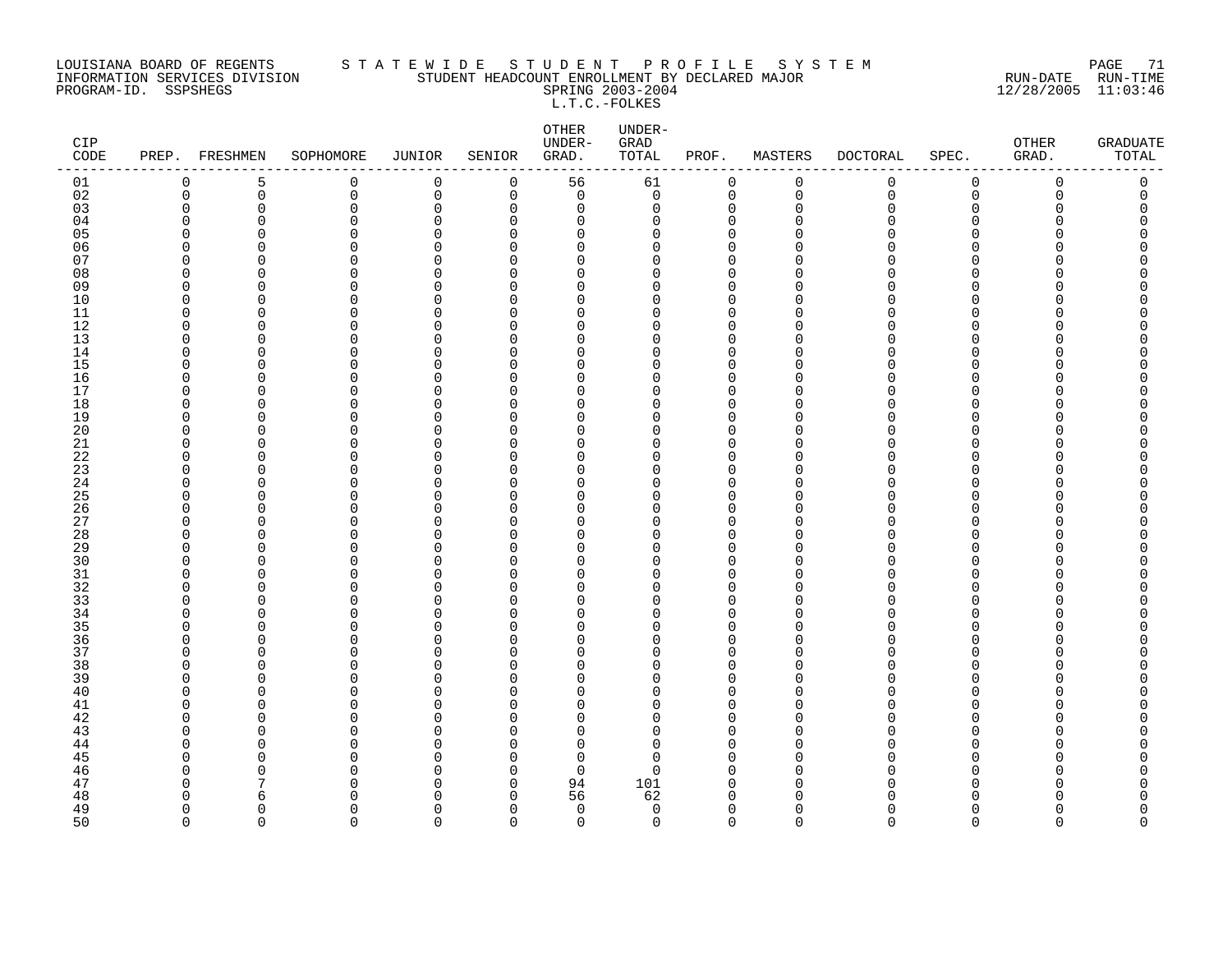LOUISIANA BOARD OF REGENTS
INFORMATION SERVICES DIVISION
PROGRAM-ID. SSPSHEGS

STATEWIDE STUDENT PROFILE SYSTEM
STUDENT HEADCOUNT ENROLLMENT BY DECLARED MAJOR
SPRING 2003-2004
L.T.C.-FOLKES

RUN-DATE 12/28/2005 RUN-TIME 11:03:46

| CIP CODE | PREP. | FRESHMEN | SOPHOMORE | JUNIOR | SENIOR | OTHER UNDER-GRAD. | UNDER-GRAD TOTAL | PROF. | MASTERS | DOCTORAL | SPEC. | OTHER GRAD. | GRADUATE TOTAL |
|---|---|---|---|---|---|---|---|---|---|---|---|---|---|
| 01 | 0 | 5 | 0 | 0 | 0 | 56 | 61 | 0 | 0 | 0 | 0 | 0 | 0 |
| 02 | 0 | 0 | 0 | 0 | 0 | 0 | 0 | 0 | 0 | 0 | 0 | 0 | 0 |
| 03 | 0 | 0 | 0 | 0 | 0 | 0 | 0 | 0 | 0 | 0 | 0 | 0 | 0 |
| 04 | 0 | 0 | 0 | 0 | 0 | 0 | 0 | 0 | 0 | 0 | 0 | 0 | 0 |
| 05 | 0 | 0 | 0 | 0 | 0 | 0 | 0 | 0 | 0 | 0 | 0 | 0 | 0 |
| 06 | 0 | 0 | 0 | 0 | 0 | 0 | 0 | 0 | 0 | 0 | 0 | 0 | 0 |
| 07 | 0 | 0 | 0 | 0 | 0 | 0 | 0 | 0 | 0 | 0 | 0 | 0 | 0 |
| 08 | 0 | 0 | 0 | 0 | 0 | 0 | 0 | 0 | 0 | 0 | 0 | 0 | 0 |
| 09 | 0 | 0 | 0 | 0 | 0 | 0 | 0 | 0 | 0 | 0 | 0 | 0 | 0 |
| 10 | 0 | 0 | 0 | 0 | 0 | 0 | 0 | 0 | 0 | 0 | 0 | 0 | 0 |
| 11 | 0 | 0 | 0 | 0 | 0 | 0 | 0 | 0 | 0 | 0 | 0 | 0 | 0 |
| 12 | 0 | 0 | 0 | 0 | 0 | 0 | 0 | 0 | 0 | 0 | 0 | 0 | 0 |
| 13 | 0 | 0 | 0 | 0 | 0 | 0 | 0 | 0 | 0 | 0 | 0 | 0 | 0 |
| 14 | 0 | 0 | 0 | 0 | 0 | 0 | 0 | 0 | 0 | 0 | 0 | 0 | 0 |
| 15 | 0 | 0 | 0 | 0 | 0 | 0 | 0 | 0 | 0 | 0 | 0 | 0 | 0 |
| 16 | 0 | 0 | 0 | 0 | 0 | 0 | 0 | 0 | 0 | 0 | 0 | 0 | 0 |
| 17 | 0 | 0 | 0 | 0 | 0 | 0 | 0 | 0 | 0 | 0 | 0 | 0 | 0 |
| 18 | 0 | 0 | 0 | 0 | 0 | 0 | 0 | 0 | 0 | 0 | 0 | 0 | 0 |
| 19 | 0 | 0 | 0 | 0 | 0 | 0 | 0 | 0 | 0 | 0 | 0 | 0 | 0 |
| 20 | 0 | 0 | 0 | 0 | 0 | 0 | 0 | 0 | 0 | 0 | 0 | 0 | 0 |
| 21 | 0 | 0 | 0 | 0 | 0 | 0 | 0 | 0 | 0 | 0 | 0 | 0 | 0 |
| 22 | 0 | 0 | 0 | 0 | 0 | 0 | 0 | 0 | 0 | 0 | 0 | 0 | 0 |
| 23 | 0 | 0 | 0 | 0 | 0 | 0 | 0 | 0 | 0 | 0 | 0 | 0 | 0 |
| 24 | 0 | 0 | 0 | 0 | 0 | 0 | 0 | 0 | 0 | 0 | 0 | 0 | 0 |
| 25 | 0 | 0 | 0 | 0 | 0 | 0 | 0 | 0 | 0 | 0 | 0 | 0 | 0 |
| 26 | 0 | 0 | 0 | 0 | 0 | 0 | 0 | 0 | 0 | 0 | 0 | 0 | 0 |
| 27 | 0 | 0 | 0 | 0 | 0 | 0 | 0 | 0 | 0 | 0 | 0 | 0 | 0 |
| 28 | 0 | 0 | 0 | 0 | 0 | 0 | 0 | 0 | 0 | 0 | 0 | 0 | 0 |
| 29 | 0 | 0 | 0 | 0 | 0 | 0 | 0 | 0 | 0 | 0 | 0 | 0 | 0 |
| 30 | 0 | 0 | 0 | 0 | 0 | 0 | 0 | 0 | 0 | 0 | 0 | 0 | 0 |
| 31 | 0 | 0 | 0 | 0 | 0 | 0 | 0 | 0 | 0 | 0 | 0 | 0 | 0 |
| 32 | 0 | 0 | 0 | 0 | 0 | 0 | 0 | 0 | 0 | 0 | 0 | 0 | 0 |
| 33 | 0 | 0 | 0 | 0 | 0 | 0 | 0 | 0 | 0 | 0 | 0 | 0 | 0 |
| 34 | 0 | 0 | 0 | 0 | 0 | 0 | 0 | 0 | 0 | 0 | 0 | 0 | 0 |
| 35 | 0 | 0 | 0 | 0 | 0 | 0 | 0 | 0 | 0 | 0 | 0 | 0 | 0 |
| 36 | 0 | 0 | 0 | 0 | 0 | 0 | 0 | 0 | 0 | 0 | 0 | 0 | 0 |
| 37 | 0 | 0 | 0 | 0 | 0 | 0 | 0 | 0 | 0 | 0 | 0 | 0 | 0 |
| 38 | 0 | 0 | 0 | 0 | 0 | 0 | 0 | 0 | 0 | 0 | 0 | 0 | 0 |
| 39 | 0 | 0 | 0 | 0 | 0 | 0 | 0 | 0 | 0 | 0 | 0 | 0 | 0 |
| 40 | 0 | 0 | 0 | 0 | 0 | 0 | 0 | 0 | 0 | 0 | 0 | 0 | 0 |
| 41 | 0 | 0 | 0 | 0 | 0 | 0 | 0 | 0 | 0 | 0 | 0 | 0 | 0 |
| 42 | 0 | 0 | 0 | 0 | 0 | 0 | 0 | 0 | 0 | 0 | 0 | 0 | 0 |
| 43 | 0 | 0 | 0 | 0 | 0 | 0 | 0 | 0 | 0 | 0 | 0 | 0 | 0 |
| 44 | 0 | 0 | 0 | 0 | 0 | 0 | 0 | 0 | 0 | 0 | 0 | 0 | 0 |
| 45 | 0 | 0 | 0 | 0 | 0 | 0 | 0 | 0 | 0 | 0 | 0 | 0 | 0 |
| 46 | 0 | 0 | 0 | 0 | 0 | 0 | 0 | 0 | 0 | 0 | 0 | 0 | 0 |
| 47 | 0 | 7 | 0 | 0 | 0 | 94 | 101 | 0 | 0 | 0 | 0 | 0 | 0 |
| 48 | 0 | 6 | 0 | 0 | 0 | 56 | 62 | 0 | 0 | 0 | 0 | 0 | 0 |
| 49 | 0 | 0 | 0 | 0 | 0 | 0 | 0 | 0 | 0 | 0 | 0 | 0 | 0 |
| 50 | 0 | 0 | 0 | 0 | 0 | 0 | 0 | 0 | 0 | 0 | 0 | 0 | 0 |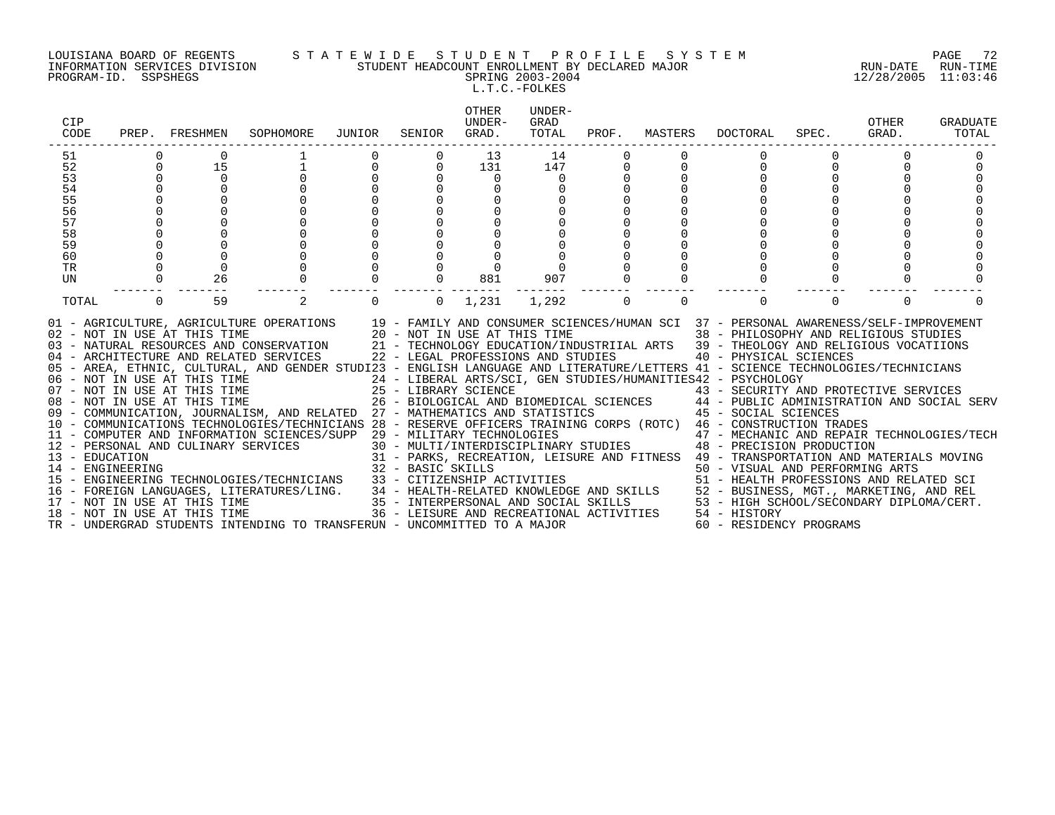LOUISIANA BOARD OF REGENTS
INFORMATION SERVICES DIVISION
PROGRAM-ID. SSPSHEGS

# STATEWIDE STUDENT PROFILE SYSTEM

## STUDENT HEADCOUNT ENROLLMENT BY DECLARED MAJOR

SPRING 2003-2004

L.T.C.-FOLKES

RUN-DATE 12/28/2005 RUN-TIME 11:03:46

| CIP CODE | PREP. | FRESHMEN | SOPHOMORE | JUNIOR | SENIOR | OTHER UNDER-GRAD. | UNDER-GRAD TOTAL | PROF. | MASTERS | DOCTORAL | SPEC. | OTHER GRAD. | GRADUATE TOTAL |
|---|---|---|---|---|---|---|---|---|---|---|---|---|---|
| 51 | 0 | 0 | 1 | 0 | 0 | 13 | 14 | 0 | 0 | 0 | 0 | 0 | 0 |
| 52 | 0 | 15 | 1 | 0 | 0 | 131 | 147 | 0 | 0 | 0 | 0 | 0 | 0 |
| 53 | 0 | 0 | 0 | 0 | 0 | 0 | 0 | 0 | 0 | 0 | 0 | 0 | 0 |
| 54 | 0 | 0 | 0 | 0 | 0 | 0 | 0 | 0 | 0 | 0 | 0 | 0 | 0 |
| 55 | 0 | 0 | 0 | 0 | 0 | 0 | 0 | 0 | 0 | 0 | 0 | 0 | 0 |
| 56 | 0 | 0 | 0 | 0 | 0 | 0 | 0 | 0 | 0 | 0 | 0 | 0 | 0 |
| 57 | 0 | 0 | 0 | 0 | 0 | 0 | 0 | 0 | 0 | 0 | 0 | 0 | 0 |
| 58 | 0 | 0 | 0 | 0 | 0 | 0 | 0 | 0 | 0 | 0 | 0 | 0 | 0 |
| 59 | 0 | 0 | 0 | 0 | 0 | 0 | 0 | 0 | 0 | 0 | 0 | 0 | 0 |
| 60 | 0 | 0 | 0 | 0 | 0 | 0 | 0 | 0 | 0 | 0 | 0 | 0 | 0 |
| TR | 0 | 0 | 0 | 0 | 0 | 0 | 0 | 0 | 0 | 0 | 0 | 0 | 0 |
| UN | 0 | 26 | 0 | 0 | 0 | 881 | 907 | 0 | 0 | 0 | 0 | 0 | 0 |
| TOTAL | 0 | 59 | 2 | 0 | 0 | 1,231 | 1,292 | 0 | 0 | 0 | 0 | 0 | 0 |

01 - AGRICULTURE, AGRICULTURE OPERATIONS
02 - NOT IN USE AT THIS TIME
03 - NATURAL RESOURCES AND CONSERVATION
04 - ARCHITECTURE AND RELATED SERVICES
05 - AREA, ETHNIC, CULTURAL, AND GENDER STUDI
06 - NOT IN USE AT THIS TIME
07 - NOT IN USE AT THIS TIME
08 - NOT IN USE AT THIS TIME
09 - COMMUNICATION, JOURNALISM, AND RELATED
10 - COMMUNICATIONS TECHNOLOGIES/TECHNICIANS
11 - COMPUTER AND INFORMATION SCIENCES/SUPP
12 - PERSONAL AND CULINARY SERVICES
13 - EDUCATION
14 - ENGINEERING
15 - ENGINEERING TECHNOLOGIES/TECHNICIANS
16 - FOREIGN LANGUAGES, LITERATURES/LING.
17 - NOT IN USE AT THIS TIME
18 - NOT IN USE AT THIS TIME
19 - FAMILY AND CONSUMER SCIENCES/HUMAN SCI
20 - NOT IN USE AT THIS TIME
21 - TECHNOLOGY EDUCATION/INDUSTRIIAL ARTS
22 - LEGAL PROFESSIONS AND STUDIES
23 - ENGLISH LANGUAGE AND LITERATURE/LETTERS
24 - LIBERAL ARTS/SCI, GEN STUDIES/HUMANITIES
25 - LIBRARY SCIENCE
26 - BIOLOGICAL AND BIOMEDICAL SCIENCES
27 - MATHEMATICS AND STATISTICS
28 - RESERVE OFFICERS TRAINING CORPS (ROTC)
29 - MILITARY TECHNOLOGIES
30 - MULTI/INTERDISCIPLINARY STUDIES
31 - PARKS, RECREATION, LEISURE AND FITNESS
32 - BASIC SKILLS
33 - CITIZENSHIP ACTIVITIES
34 - HEALTH-RELATED KNOWLEDGE AND SKILLS
35 - INTERPERSONAL AND SOCIAL SKILLS
36 - LEISURE AND RECREATIONAL ACTIVITIES
37 - PERSONAL AWARENESS/SELF-IMPROVEMENT
38 - PHILOSOPHY AND RELIGIOUS STUDIES
39 - THEOLOGY AND RELIGIOUS VOCATIIONS
40 - PHYSICAL SCIENCES
41 - SCIENCE TECHNOLOGIES/TECHNICIANS
42 - PSYCHOLOGY
43 - SECURITY AND PROTECTIVE SERVICES
44 - PUBLIC ADMINISTRATION AND SOCIAL SERV
45 - SOCIAL SCIENCES
46 - CONSTRUCTION TRADES
47 - MECHANIC AND REPAIR TECHNOLOGIES/TECH
48 - PRECISION PRODUCTION
49 - TRANSPORTATION AND MATERIALS MOVING
50 - VISUAL AND PERFORMING ARTS
51 - HEALTH PROFESSIONS AND RELATED SCI
52 - BUSINESS, MGT., MARKETING, AND REL
53 - HIGH SCHOOL/SECONDARY DIPLOMA/CERT.
54 - HISTORY
60 - RESIDENCY PROGRAMS
TR - UNDERGRAD STUDENTS INTENDING TO TRANSFER
UN - UNCOMMITTED TO A MAJOR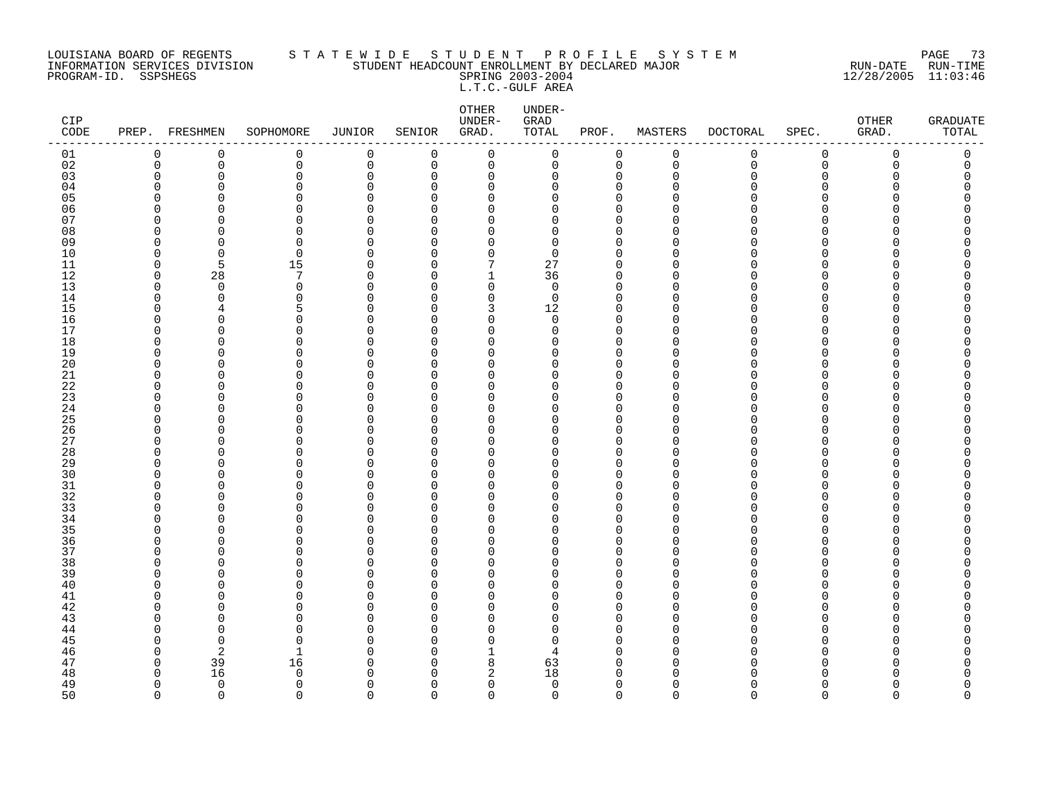LOUISIANA BOARD OF REGENTS
INFORMATION SERVICES DIVISION
PROGRAM-ID. SSPSHEGS

S T A T E W I D E   S T U D E N T   P R O F I L E   S Y S T E M
STUDENT HEADCOUNT ENROLLMENT BY DECLARED MAJOR
SPRING 2003-2004
L.T.C.-GULF AREA

RUN-DATE 12/28/2005 RUN-TIME 11:03:46

| CIP CODE | PREP. | FRESHMEN | SOPHOMORE | JUNIOR | SENIOR | OTHER UNDER-GRAD. | UNDER-GRAD TOTAL | PROF. | MASTERS | DOCTORAL | SPEC. | OTHER GRAD. | GRADUATE TOTAL |
|---|---|---|---|---|---|---|---|---|---|---|---|---|---|
| 01 | 0 | 0 | 0 | 0 | 0 | 0 | 0 | 0 | 0 | 0 | 0 | 0 | 0 |
| 02 | 0 | 0 | 0 | 0 | 0 | 0 | 0 | 0 | 0 | 0 | 0 | 0 | 0 |
| 03 | 0 | 0 | 0 | 0 | 0 | 0 | 0 | 0 | 0 | 0 | 0 | 0 | 0 |
| 04 | 0 | 0 | 0 | 0 | 0 | 0 | 0 | 0 | 0 | 0 | 0 | 0 | 0 |
| 05 | 0 | 0 | 0 | 0 | 0 | 0 | 0 | 0 | 0 | 0 | 0 | 0 | 0 |
| 06 | 0 | 0 | 0 | 0 | 0 | 0 | 0 | 0 | 0 | 0 | 0 | 0 | 0 |
| 07 | 0 | 0 | 0 | 0 | 0 | 0 | 0 | 0 | 0 | 0 | 0 | 0 | 0 |
| 08 | 0 | 0 | 0 | 0 | 0 | 0 | 0 | 0 | 0 | 0 | 0 | 0 | 0 |
| 09 | 0 | 0 | 0 | 0 | 0 | 0 | 0 | 0 | 0 | 0 | 0 | 0 | 0 |
| 10 | 0 | 0 | 0 | 0 | 0 | 0 | 0 | 0 | 0 | 0 | 0 | 0 | 0 |
| 11 | 0 | 5 | 15 | 0 | 0 | 7 | 27 | 0 | 0 | 0 | 0 | 0 | 0 |
| 12 | 0 | 28 | 7 | 0 | 0 | 1 | 36 | 0 | 0 | 0 | 0 | 0 | 0 |
| 13 | 0 | 0 | 0 | 0 | 0 | 0 | 0 | 0 | 0 | 0 | 0 | 0 | 0 |
| 14 | 0 | 0 | 0 | 0 | 0 | 0 | 0 | 0 | 0 | 0 | 0 | 0 | 0 |
| 15 | 0 | 4 | 5 | 0 | 0 | 3 | 12 | 0 | 0 | 0 | 0 | 0 | 0 |
| 16 | 0 | 0 | 0 | 0 | 0 | 0 | 0 | 0 | 0 | 0 | 0 | 0 | 0 |
| 17 | 0 | 0 | 0 | 0 | 0 | 0 | 0 | 0 | 0 | 0 | 0 | 0 | 0 |
| 18 | 0 | 0 | 0 | 0 | 0 | 0 | 0 | 0 | 0 | 0 | 0 | 0 | 0 |
| 19 | 0 | 0 | 0 | 0 | 0 | 0 | 0 | 0 | 0 | 0 | 0 | 0 | 0 |
| 20 | 0 | 0 | 0 | 0 | 0 | 0 | 0 | 0 | 0 | 0 | 0 | 0 | 0 |
| 21 | 0 | 0 | 0 | 0 | 0 | 0 | 0 | 0 | 0 | 0 | 0 | 0 | 0 |
| 22 | 0 | 0 | 0 | 0 | 0 | 0 | 0 | 0 | 0 | 0 | 0 | 0 | 0 |
| 23 | 0 | 0 | 0 | 0 | 0 | 0 | 0 | 0 | 0 | 0 | 0 | 0 | 0 |
| 24 | 0 | 0 | 0 | 0 | 0 | 0 | 0 | 0 | 0 | 0 | 0 | 0 | 0 |
| 25 | 0 | 0 | 0 | 0 | 0 | 0 | 0 | 0 | 0 | 0 | 0 | 0 | 0 |
| 26 | 0 | 0 | 0 | 0 | 0 | 0 | 0 | 0 | 0 | 0 | 0 | 0 | 0 |
| 27 | 0 | 0 | 0 | 0 | 0 | 0 | 0 | 0 | 0 | 0 | 0 | 0 | 0 |
| 28 | 0 | 0 | 0 | 0 | 0 | 0 | 0 | 0 | 0 | 0 | 0 | 0 | 0 |
| 29 | 0 | 0 | 0 | 0 | 0 | 0 | 0 | 0 | 0 | 0 | 0 | 0 | 0 |
| 30 | 0 | 0 | 0 | 0 | 0 | 0 | 0 | 0 | 0 | 0 | 0 | 0 | 0 |
| 31 | 0 | 0 | 0 | 0 | 0 | 0 | 0 | 0 | 0 | 0 | 0 | 0 | 0 |
| 32 | 0 | 0 | 0 | 0 | 0 | 0 | 0 | 0 | 0 | 0 | 0 | 0 | 0 |
| 33 | 0 | 0 | 0 | 0 | 0 | 0 | 0 | 0 | 0 | 0 | 0 | 0 | 0 |
| 34 | 0 | 0 | 0 | 0 | 0 | 0 | 0 | 0 | 0 | 0 | 0 | 0 | 0 |
| 35 | 0 | 0 | 0 | 0 | 0 | 0 | 0 | 0 | 0 | 0 | 0 | 0 | 0 |
| 36 | 0 | 0 | 0 | 0 | 0 | 0 | 0 | 0 | 0 | 0 | 0 | 0 | 0 |
| 37 | 0 | 0 | 0 | 0 | 0 | 0 | 0 | 0 | 0 | 0 | 0 | 0 | 0 |
| 38 | 0 | 0 | 0 | 0 | 0 | 0 | 0 | 0 | 0 | 0 | 0 | 0 | 0 |
| 39 | 0 | 0 | 0 | 0 | 0 | 0 | 0 | 0 | 0 | 0 | 0 | 0 | 0 |
| 40 | 0 | 0 | 0 | 0 | 0 | 0 | 0 | 0 | 0 | 0 | 0 | 0 | 0 |
| 41 | 0 | 0 | 0 | 0 | 0 | 0 | 0 | 0 | 0 | 0 | 0 | 0 | 0 |
| 42 | 0 | 0 | 0 | 0 | 0 | 0 | 0 | 0 | 0 | 0 | 0 | 0 | 0 |
| 43 | 0 | 0 | 0 | 0 | 0 | 0 | 0 | 0 | 0 | 0 | 0 | 0 | 0 |
| 44 | 0 | 0 | 0 | 0 | 0 | 0 | 0 | 0 | 0 | 0 | 0 | 0 | 0 |
| 45 | 0 | 0 | 0 | 0 | 0 | 0 | 0 | 0 | 0 | 0 | 0 | 0 | 0 |
| 46 | 0 | 2 | 1 | 0 | 0 | 1 | 4 | 0 | 0 | 0 | 0 | 0 | 0 |
| 47 | 0 | 39 | 16 | 0 | 0 | 8 | 63 | 0 | 0 | 0 | 0 | 0 | 0 |
| 48 | 0 | 16 | 0 | 0 | 0 | 2 | 18 | 0 | 0 | 0 | 0 | 0 | 0 |
| 49 | 0 | 0 | 0 | 0 | 0 | 0 | 0 | 0 | 0 | 0 | 0 | 0 | 0 |
| 50 | 0 | 0 | 0 | 0 | 0 | 0 | 0 | 0 | 0 | 0 | 0 | 0 | 0 |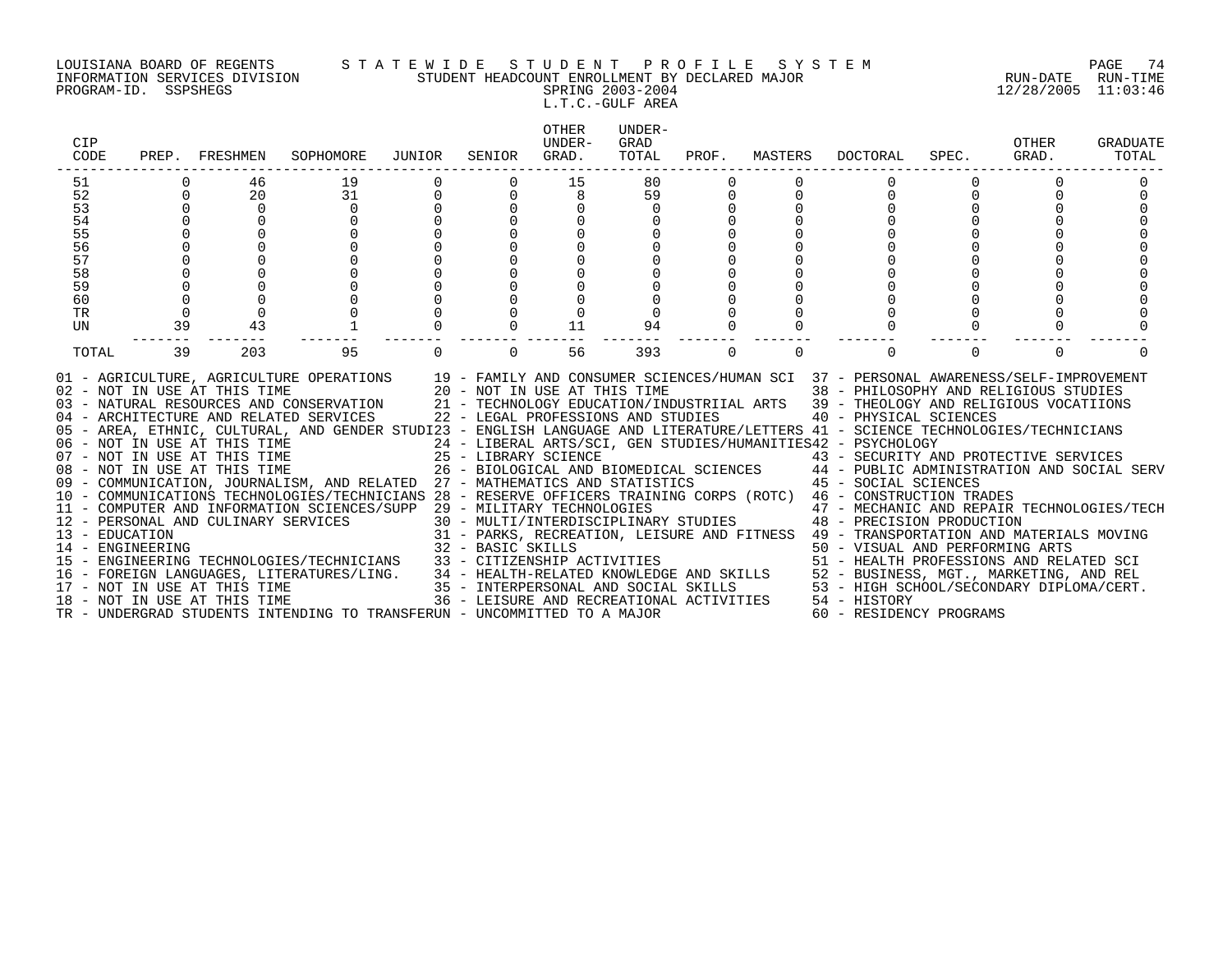LOUISIANA BOARD OF REGENTS — STATEWIDE STUDENT PROFILE SYSTEM
INFORMATION SERVICES DIVISION — STUDENT HEADCOUNT ENROLLMENT BY DECLARED MAJOR — RUN-DATE 12/28/2005 RUN-TIME 11:03:46
PROGRAM-ID. SSPSHEGS

SPRING 2003-2004
L.T.C.-GULF AREA

| CIP CODE | PREP. | FRESHMEN | SOPHOMORE | JUNIOR | SENIOR | OTHER UNDER-GRAD. | UNDER-GRAD TOTAL | PROF. | MASTERS | DOCTORAL | SPEC. | OTHER GRAD. | GRADUATE TOTAL |
|---|---|---|---|---|---|---|---|---|---|---|---|---|---|
| 51 | 0 | 46 | 19 | 0 | 0 | 15 | 80 | 0 | 0 | 0 | 0 | 0 | 0 |
| 52 | 0 | 20 | 31 | 0 | 0 | 8 | 59 | 0 | 0 | 0 | 0 | 0 | 0 |
| 53 | 0 | 0 | 0 | 0 | 0 | 0 | 0 | 0 | 0 | 0 | 0 | 0 | 0 |
| 54 | 0 | 0 | 0 | 0 | 0 | 0 | 0 | 0 | 0 | 0 | 0 | 0 | 0 |
| 55 | 0 | 0 | 0 | 0 | 0 | 0 | 0 | 0 | 0 | 0 | 0 | 0 | 0 |
| 56 | 0 | 0 | 0 | 0 | 0 | 0 | 0 | 0 | 0 | 0 | 0 | 0 | 0 |
| 57 | 0 | 0 | 0 | 0 | 0 | 0 | 0 | 0 | 0 | 0 | 0 | 0 | 0 |
| 58 | 0 | 0 | 0 | 0 | 0 | 0 | 0 | 0 | 0 | 0 | 0 | 0 | 0 |
| 59 | 0 | 0 | 0 | 0 | 0 | 0 | 0 | 0 | 0 | 0 | 0 | 0 | 0 |
| 60 | 0 | 0 | 0 | 0 | 0 | 0 | 0 | 0 | 0 | 0 | 0 | 0 | 0 |
| TR | 0 | 0 | 0 | 0 | 0 | 0 | 0 | 0 | 0 | 0 | 0 | 0 | 0 |
| UN | 39 | 43 | 1 | 0 | 0 | 11 | 94 | 0 | 0 | 0 | 0 | 0 | 0 |
| TOTAL | 39 | 203 | 95 | 0 | 0 | 56 | 393 | 0 | 0 | 0 | 0 | 0 | 0 |

01 - AGRICULTURE, AGRICULTURE OPERATIONS
02 - NOT IN USE AT THIS TIME
03 - NATURAL RESOURCES AND CONSERVATION
04 - ARCHITECTURE AND RELATED SERVICES
05 - AREA, ETHNIC, CULTURAL, AND GENDER STUDI
06 - NOT IN USE AT THIS TIME
07 - NOT IN USE AT THIS TIME
08 - NOT IN USE AT THIS TIME
09 - COMMUNICATION, JOURNALISM, AND RELATED
10 - COMMUNICATIONS TECHNOLOGIES/TECHNICIANS
11 - COMPUTER AND INFORMATION SCIENCES/SUPP
12 - PERSONAL AND CULINARY SERVICES
13 - EDUCATION
14 - ENGINEERING
15 - ENGINEERING TECHNOLOGIES/TECHNICIANS
16 - FOREIGN LANGUAGES, LITERATURES/LING.
17 - NOT IN USE AT THIS TIME
18 - NOT IN USE AT THIS TIME
19 - FAMILY AND CONSUMER SCIENCES/HUMAN SCI
20 - NOT IN USE AT THIS TIME
21 - TECHNOLOGY EDUCATION/INDUSTRIIAL ARTS
22 - LEGAL PROFESSIONS AND STUDIES
23 - ENGLISH LANGUAGE AND LITERATURE/LETTERS
24 - LIBERAL ARTS/SCI, GEN STUDIES/HUMANITIES
25 - LIBRARY SCIENCE
26 - BIOLOGICAL AND BIOMEDICAL SCIENCES
27 - MATHEMATICS AND STATISTICS
28 - RESERVE OFFICERS TRAINING CORPS (ROTC)
29 - MILITARY TECHNOLOGIES
30 - MULTI/INTERDISCIPLINARY STUDIES
31 - PARKS, RECREATION, LEISURE AND FITNESS
32 - BASIC SKILLS
33 - CITIZENSHIP ACTIVITIES
34 - HEALTH-RELATED KNOWLEDGE AND SKILLS
35 - INTERPERSONAL AND SOCIAL SKILLS
36 - LEISURE AND RECREATIONAL ACTIVITIES
37 - PERSONAL AWARENESS/SELF-IMPROVEMENT
38 - PHILOSOPHY AND RELIGIOUS STUDIES
39 - THEOLOGY AND RELIGIOUS VOCATIIONS
40 - PHYSICAL SCIENCES
41 - SCIENCE TECHNOLOGIES/TECHNICIANS
42 - PSYCHOLOGY
43 - SECURITY AND PROTECTIVE SERVICES
44 - PUBLIC ADMINISTRATION AND SOCIAL SERV
45 - SOCIAL SCIENCES
46 - CONSTRUCTION TRADES
47 - MECHANIC AND REPAIR TECHNOLOGIES/TECH
48 - PRECISION PRODUCTION
49 - TRANSPORTATION AND MATERIALS MOVING
50 - VISUAL AND PERFORMING ARTS
51 - HEALTH PROFESSIONS AND RELATED SCI
52 - BUSINESS, MGT., MARKETING, AND REL
53 - HIGH SCHOOL/SECONDARY DIPLOMA/CERT.
54 - HISTORY
60 - RESIDENCY PROGRAMS
TR - UNDERGRAD STUDENTS INTENDING TO TRANSFER
UN - UNCOMMITTED TO A MAJOR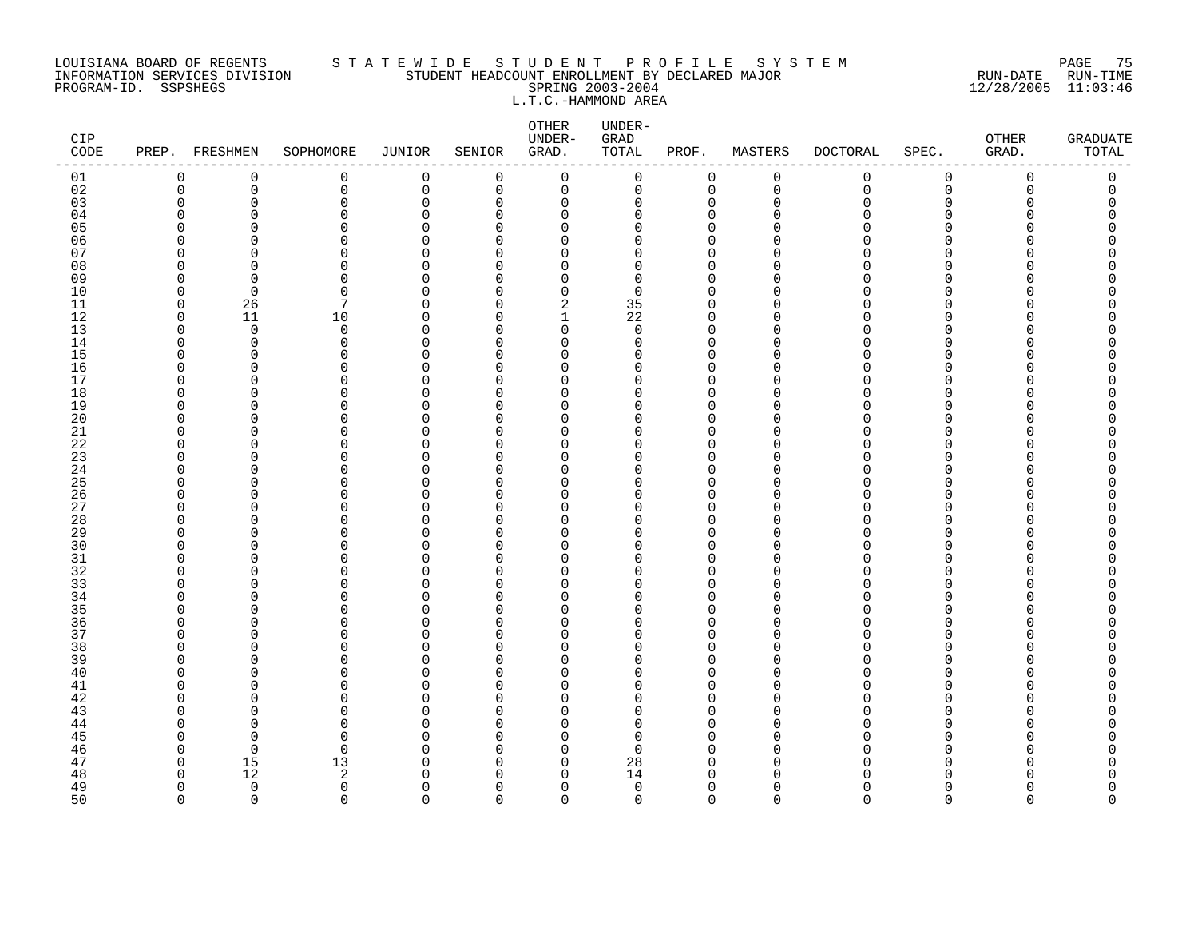LOUISIANA BOARD OF REGENTS — STATEWIDE STUDENT PROFILE SYSTEM
INFORMATION SERVICES DIVISION — STUDENT HEADCOUNT ENROLLMENT BY DECLARED MAJOR — RUN-DATE 12/28/2005 RUN-TIME 11:03:46
PROGRAM-ID. SSPSHEGS — SPRING 2003-2004

L.T.C.-HAMMOND AREA

| CIP CODE | PREP. | FRESHMEN | SOPHOMORE | JUNIOR | SENIOR | OTHER UNDER-GRAD. | UNDER-GRAD TOTAL | PROF. | MASTERS | DOCTORAL | SPEC. | OTHER GRAD. | GRADUATE TOTAL |
|---|---|---|---|---|---|---|---|---|---|---|---|---|---|
| 01 | 0 | 0 | 0 | 0 | 0 | 0 | 0 | 0 | 0 | 0 | 0 | 0 | 0 |
| 02 | 0 | 0 | 0 | 0 | 0 | 0 | 0 | 0 | 0 | 0 | 0 | 0 | 0 |
| 03 | 0 | 0 | 0 | 0 | 0 | 0 | 0 | 0 | 0 | 0 | 0 | 0 | 0 |
| 04 | 0 | 0 | 0 | 0 | 0 | 0 | 0 | 0 | 0 | 0 | 0 | 0 | 0 |
| 05 | 0 | 0 | 0 | 0 | 0 | 0 | 0 | 0 | 0 | 0 | 0 | 0 | 0 |
| 06 | 0 | 0 | 0 | 0 | 0 | 0 | 0 | 0 | 0 | 0 | 0 | 0 | 0 |
| 07 | 0 | 0 | 0 | 0 | 0 | 0 | 0 | 0 | 0 | 0 | 0 | 0 | 0 |
| 08 | 0 | 0 | 0 | 0 | 0 | 0 | 0 | 0 | 0 | 0 | 0 | 0 | 0 |
| 09 | 0 | 0 | 0 | 0 | 0 | 0 | 0 | 0 | 0 | 0 | 0 | 0 | 0 |
| 10 | 0 | 0 | 0 | 0 | 0 | 0 | 0 | 0 | 0 | 0 | 0 | 0 | 0 |
| 11 | 0 | 26 | 7 | 0 | 0 | 2 | 35 | 0 | 0 | 0 | 0 | 0 | 0 |
| 12 | 0 | 11 | 10 | 0 | 0 | 1 | 22 | 0 | 0 | 0 | 0 | 0 | 0 |
| 13 | 0 | 0 | 0 | 0 | 0 | 0 | 0 | 0 | 0 | 0 | 0 | 0 | 0 |
| 14 | 0 | 0 | 0 | 0 | 0 | 0 | 0 | 0 | 0 | 0 | 0 | 0 | 0 |
| 15 | 0 | 0 | 0 | 0 | 0 | 0 | 0 | 0 | 0 | 0 | 0 | 0 | 0 |
| 16 | 0 | 0 | 0 | 0 | 0 | 0 | 0 | 0 | 0 | 0 | 0 | 0 | 0 |
| 17 | 0 | 0 | 0 | 0 | 0 | 0 | 0 | 0 | 0 | 0 | 0 | 0 | 0 |
| 18 | 0 | 0 | 0 | 0 | 0 | 0 | 0 | 0 | 0 | 0 | 0 | 0 | 0 |
| 19 | 0 | 0 | 0 | 0 | 0 | 0 | 0 | 0 | 0 | 0 | 0 | 0 | 0 |
| 20 | 0 | 0 | 0 | 0 | 0 | 0 | 0 | 0 | 0 | 0 | 0 | 0 | 0 |
| 21 | 0 | 0 | 0 | 0 | 0 | 0 | 0 | 0 | 0 | 0 | 0 | 0 | 0 |
| 22 | 0 | 0 | 0 | 0 | 0 | 0 | 0 | 0 | 0 | 0 | 0 | 0 | 0 |
| 23 | 0 | 0 | 0 | 0 | 0 | 0 | 0 | 0 | 0 | 0 | 0 | 0 | 0 |
| 24 | 0 | 0 | 0 | 0 | 0 | 0 | 0 | 0 | 0 | 0 | 0 | 0 | 0 |
| 25 | 0 | 0 | 0 | 0 | 0 | 0 | 0 | 0 | 0 | 0 | 0 | 0 | 0 |
| 26 | 0 | 0 | 0 | 0 | 0 | 0 | 0 | 0 | 0 | 0 | 0 | 0 | 0 |
| 27 | 0 | 0 | 0 | 0 | 0 | 0 | 0 | 0 | 0 | 0 | 0 | 0 | 0 |
| 28 | 0 | 0 | 0 | 0 | 0 | 0 | 0 | 0 | 0 | 0 | 0 | 0 | 0 |
| 29 | 0 | 0 | 0 | 0 | 0 | 0 | 0 | 0 | 0 | 0 | 0 | 0 | 0 |
| 30 | 0 | 0 | 0 | 0 | 0 | 0 | 0 | 0 | 0 | 0 | 0 | 0 | 0 |
| 31 | 0 | 0 | 0 | 0 | 0 | 0 | 0 | 0 | 0 | 0 | 0 | 0 | 0 |
| 32 | 0 | 0 | 0 | 0 | 0 | 0 | 0 | 0 | 0 | 0 | 0 | 0 | 0 |
| 33 | 0 | 0 | 0 | 0 | 0 | 0 | 0 | 0 | 0 | 0 | 0 | 0 | 0 |
| 34 | 0 | 0 | 0 | 0 | 0 | 0 | 0 | 0 | 0 | 0 | 0 | 0 | 0 |
| 35 | 0 | 0 | 0 | 0 | 0 | 0 | 0 | 0 | 0 | 0 | 0 | 0 | 0 |
| 36 | 0 | 0 | 0 | 0 | 0 | 0 | 0 | 0 | 0 | 0 | 0 | 0 | 0 |
| 37 | 0 | 0 | 0 | 0 | 0 | 0 | 0 | 0 | 0 | 0 | 0 | 0 | 0 |
| 38 | 0 | 0 | 0 | 0 | 0 | 0 | 0 | 0 | 0 | 0 | 0 | 0 | 0 |
| 39 | 0 | 0 | 0 | 0 | 0 | 0 | 0 | 0 | 0 | 0 | 0 | 0 | 0 |
| 40 | 0 | 0 | 0 | 0 | 0 | 0 | 0 | 0 | 0 | 0 | 0 | 0 | 0 |
| 41 | 0 | 0 | 0 | 0 | 0 | 0 | 0 | 0 | 0 | 0 | 0 | 0 | 0 |
| 42 | 0 | 0 | 0 | 0 | 0 | 0 | 0 | 0 | 0 | 0 | 0 | 0 | 0 |
| 43 | 0 | 0 | 0 | 0 | 0 | 0 | 0 | 0 | 0 | 0 | 0 | 0 | 0 |
| 44 | 0 | 0 | 0 | 0 | 0 | 0 | 0 | 0 | 0 | 0 | 0 | 0 | 0 |
| 45 | 0 | 0 | 0 | 0 | 0 | 0 | 0 | 0 | 0 | 0 | 0 | 0 | 0 |
| 46 | 0 | 0 | 0 | 0 | 0 | 0 | 0 | 0 | 0 | 0 | 0 | 0 | 0 |
| 47 | 0 | 15 | 13 | 0 | 0 | 0 | 28 | 0 | 0 | 0 | 0 | 0 | 0 |
| 48 | 0 | 12 | 2 | 0 | 0 | 0 | 14 | 0 | 0 | 0 | 0 | 0 | 0 |
| 49 | 0 | 0 | 0 | 0 | 0 | 0 | 0 | 0 | 0 | 0 | 0 | 0 | 0 |
| 50 | 0 | 0 | 0 | 0 | 0 | 0 | 0 | 0 | 0 | 0 | 0 | 0 | 0 |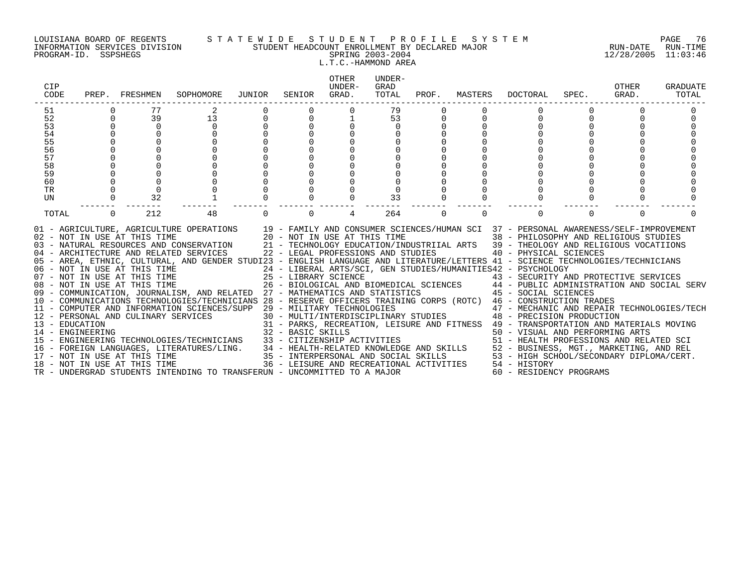LOUISIANA BOARD OF REGENTS — STATEWIDE STUDENT PROFILE SYSTEM
INFORMATION SERVICES DIVISION — STUDENT HEADCOUNT ENROLLMENT BY DECLARED MAJOR — RUN-DATE 12/28/2005 RUN-TIME 11:03:46
PROGRAM-ID. SSPSHEGS — SPRING 2003-2004

L.T.C.-HAMMOND AREA

| CIP CODE | PREP. | FRESHMEN | SOPHOMORE | JUNIOR | SENIOR | OTHER UNDER-GRAD. | UNDER-GRAD TOTAL | PROF. | MASTERS | DOCTORAL | SPEC. | OTHER GRAD. | GRADUATE TOTAL |
|---|---|---|---|---|---|---|---|---|---|---|---|---|---|
| 51 | 0 | 77 | 2 | 0 | 0 | 0 | 79 | 0 | 0 | 0 | 0 | 0 | 0 |
| 52 | 0 | 39 | 13 | 0 | 0 | 1 | 53 | 0 | 0 | 0 | 0 | 0 | 0 |
| 53 | 0 | 0 | 0 | 0 | 0 | 0 | 0 | 0 | 0 | 0 | 0 | 0 | 0 |
| 54 | 0 | 0 | 0 | 0 | 0 | 0 | 0 | 0 | 0 | 0 | 0 | 0 | 0 |
| 55 | 0 | 0 | 0 | 0 | 0 | 0 | 0 | 0 | 0 | 0 | 0 | 0 | 0 |
| 56 | 0 | 0 | 0 | 0 | 0 | 0 | 0 | 0 | 0 | 0 | 0 | 0 | 0 |
| 57 | 0 | 0 | 0 | 0 | 0 | 0 | 0 | 0 | 0 | 0 | 0 | 0 | 0 |
| 58 | 0 | 0 | 0 | 0 | 0 | 0 | 0 | 0 | 0 | 0 | 0 | 0 | 0 |
| 59 | 0 | 0 | 0 | 0 | 0 | 0 | 0 | 0 | 0 | 0 | 0 | 0 | 0 |
| 60 | 0 | 0 | 0 | 0 | 0 | 0 | 0 | 0 | 0 | 0 | 0 | 0 | 0 |
| TR | 0 | 0 | 0 | 0 | 0 | 0 | 0 | 0 | 0 | 0 | 0 | 0 | 0 |
| UN | 0 | 32 | 1 | 0 | 0 | 0 | 33 | 0 | 0 | 0 | 0 | 0 | 0 |
| TOTAL | 0 | 212 | 48 | 0 | 0 | 4 | 264 | 0 | 0 | 0 | 0 | 0 | 0 |

01 - AGRICULTURE, AGRICULTURE OPERATIONS
02 - NOT IN USE AT THIS TIME
03 - NATURAL RESOURCES AND CONSERVATION
04 - ARCHITECTURE AND RELATED SERVICES
05 - AREA, ETHNIC, CULTURAL, AND GENDER STUDI
06 - NOT IN USE AT THIS TIME
07 - NOT IN USE AT THIS TIME
08 - NOT IN USE AT THIS TIME
09 - COMMUNICATION, JOURNALISM, AND RELATED
10 - COMMUNICATIONS TECHNOLOGIES/TECHNICIANS
11 - COMPUTER AND INFORMATION SCIENCES/SUPP
12 - PERSONAL AND CULINARY SERVICES
13 - EDUCATION
14 - ENGINEERING
15 - ENGINEERING TECHNOLOGIES/TECHNICIANS
16 - FOREIGN LANGUAGES, LITERATURES/LING.
17 - NOT IN USE AT THIS TIME
18 - NOT IN USE AT THIS TIME
19 - FAMILY AND CONSUMER SCIENCES/HUMAN SCI
20 - NOT IN USE AT THIS TIME
21 - TECHNOLOGY EDUCATION/INDUSTRIIAL ARTS
22 - LEGAL PROFESSIONS AND STUDIES
23 - ENGLISH LANGUAGE AND LITERATURE/LETTERS
24 - LIBERAL ARTS/SCI, GEN STUDIES/HUMANITIES
25 - LIBRARY SCIENCE
26 - BIOLOGICAL AND BIOMEDICAL SCIENCES
27 - MATHEMATICS AND STATISTICS
28 - RESERVE OFFICERS TRAINING CORPS (ROTC)
29 - MILITARY TECHNOLOGIES
30 - MULTI/INTERDISCIPLINARY STUDIES
31 - PARKS, RECREATION, LEISURE AND FITNESS
32 - BASIC SKILLS
33 - CITIZENSHIP ACTIVITIES
34 - HEALTH-RELATED KNOWLEDGE AND SKILLS
35 - INTERPERSONAL AND SOCIAL SKILLS
36 - LEISURE AND RECREATIONAL ACTIVITIES
37 - PERSONAL AWARENESS/SELF-IMPROVEMENT
38 - PHILOSOPHY AND RELIGIOUS STUDIES
39 - THEOLOGY AND RELIGIOUS VOCATIIONS
40 - PHYSICAL SCIENCES
41 - SCIENCE TECHNOLOGIES/TECHNICIANS
42 - PSYCHOLOGY
43 - SECURITY AND PROTECTIVE SERVICES
44 - PUBLIC ADMINISTRATION AND SOCIAL SERV
45 - SOCIAL SCIENCES
46 - CONSTRUCTION TRADES
47 - MECHANIC AND REPAIR TECHNOLOGIES/TECH
48 - PRECISION PRODUCTION
49 - TRANSPORTATION AND MATERIALS MOVING
50 - VISUAL AND PERFORMING ARTS
51 - HEALTH PROFESSIONS AND RELATED SCI
52 - BUSINESS, MGT., MARKETING, AND REL
53 - HIGH SCHOOL/SECONDARY DIPLOMA/CERT.
54 - HISTORY
60 - RESIDENCY PROGRAMS
TR - UNDERGRAD STUDENTS INTENDING TO TRANSFER
UN - UNCOMMITTED TO A MAJOR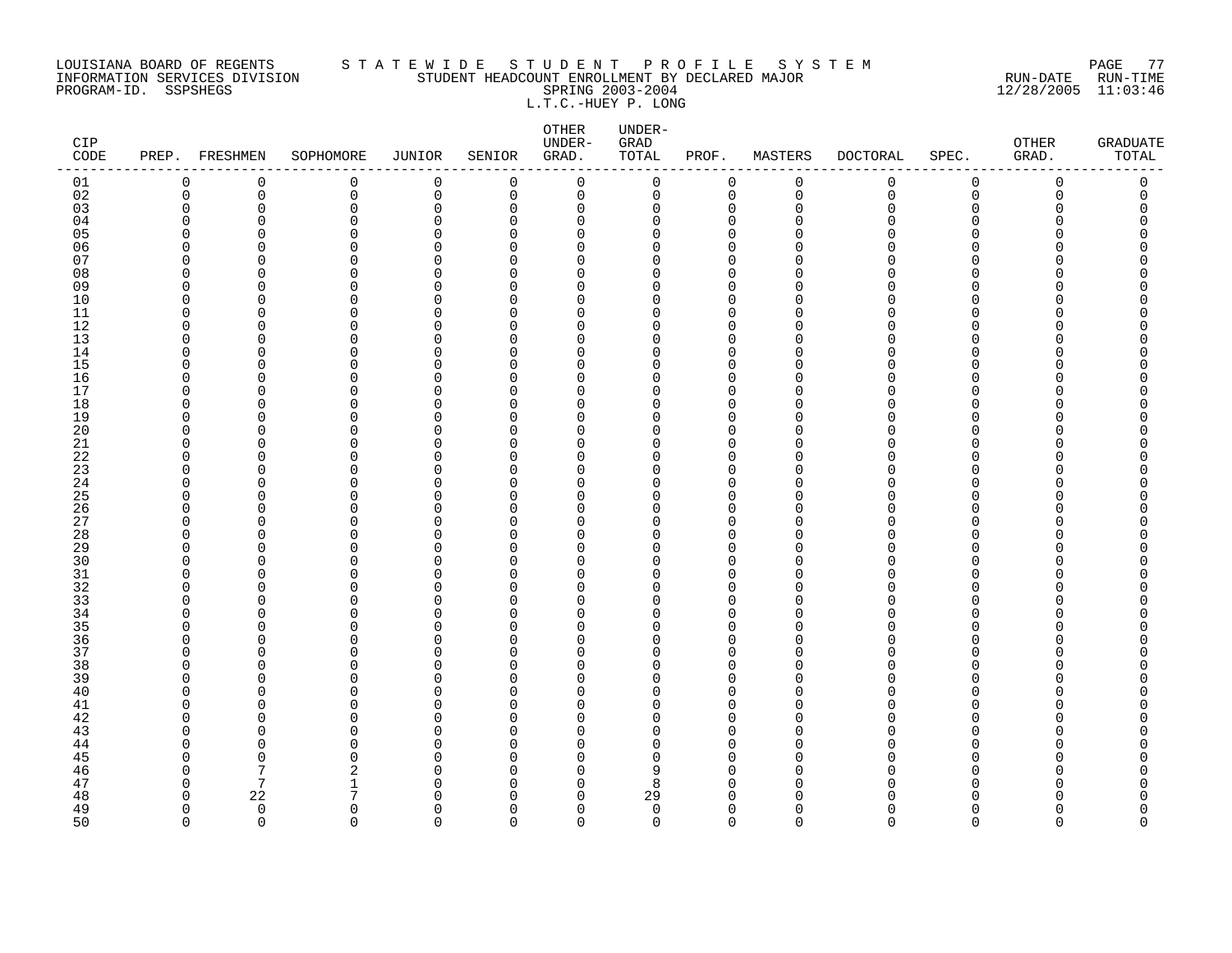LOUISIANA BOARD OF REGENTS S T A T E W I D E S T U D E N T P R O F I L E S Y S T E M
INFORMATION SERVICES DIVISION STUDENT HEADCOUNT ENROLLMENT BY DECLARED MAJOR RUN-DATE RUN-TIME
PROGRAM-ID. SSPSHEGS SPRING 2003-2004 12/28/2005 11:03:46
L.T.C.-HUEY P. LONG

| CIP CODE | PREP. | FRESHMEN | SOPHOMORE | JUNIOR | SENIOR | OTHER UNDER-GRAD. | UNDER-GRAD TOTAL | PROF. | MASTERS | DOCTORAL | SPEC. | OTHER GRAD. | GRADUATE TOTAL |
|---|---|---|---|---|---|---|---|---|---|---|---|---|---|
| 01 | 0 | 0 | 0 | 0 | 0 | 0 | 0 | 0 | 0 | 0 | 0 | 0 | 0 |
| 02 | 0 | 0 | 0 | 0 | 0 | 0 | 0 | 0 | 0 | 0 | 0 | 0 | 0 |
| 03 | 0 | 0 | 0 | 0 | 0 | 0 | 0 | 0 | 0 | 0 | 0 | 0 | 0 |
| 04 | 0 | 0 | 0 | 0 | 0 | 0 | 0 | 0 | 0 | 0 | 0 | 0 | 0 |
| 05 | 0 | 0 | 0 | 0 | 0 | 0 | 0 | 0 | 0 | 0 | 0 | 0 | 0 |
| 06 | 0 | 0 | 0 | 0 | 0 | 0 | 0 | 0 | 0 | 0 | 0 | 0 | 0 |
| 07 | 0 | 0 | 0 | 0 | 0 | 0 | 0 | 0 | 0 | 0 | 0 | 0 | 0 |
| 08 | 0 | 0 | 0 | 0 | 0 | 0 | 0 | 0 | 0 | 0 | 0 | 0 | 0 |
| 09 | 0 | 0 | 0 | 0 | 0 | 0 | 0 | 0 | 0 | 0 | 0 | 0 | 0 |
| 10 | 0 | 0 | 0 | 0 | 0 | 0 | 0 | 0 | 0 | 0 | 0 | 0 | 0 |
| 11 | 0 | 0 | 0 | 0 | 0 | 0 | 0 | 0 | 0 | 0 | 0 | 0 | 0 |
| 12 | 0 | 0 | 0 | 0 | 0 | 0 | 0 | 0 | 0 | 0 | 0 | 0 | 0 |
| 13 | 0 | 0 | 0 | 0 | 0 | 0 | 0 | 0 | 0 | 0 | 0 | 0 | 0 |
| 14 | 0 | 0 | 0 | 0 | 0 | 0 | 0 | 0 | 0 | 0 | 0 | 0 | 0 |
| 15 | 0 | 0 | 0 | 0 | 0 | 0 | 0 | 0 | 0 | 0 | 0 | 0 | 0 |
| 16 | 0 | 0 | 0 | 0 | 0 | 0 | 0 | 0 | 0 | 0 | 0 | 0 | 0 |
| 17 | 0 | 0 | 0 | 0 | 0 | 0 | 0 | 0 | 0 | 0 | 0 | 0 | 0 |
| 18 | 0 | 0 | 0 | 0 | 0 | 0 | 0 | 0 | 0 | 0 | 0 | 0 | 0 |
| 19 | 0 | 0 | 0 | 0 | 0 | 0 | 0 | 0 | 0 | 0 | 0 | 0 | 0 |
| 20 | 0 | 0 | 0 | 0 | 0 | 0 | 0 | 0 | 0 | 0 | 0 | 0 | 0 |
| 21 | 0 | 0 | 0 | 0 | 0 | 0 | 0 | 0 | 0 | 0 | 0 | 0 | 0 |
| 22 | 0 | 0 | 0 | 0 | 0 | 0 | 0 | 0 | 0 | 0 | 0 | 0 | 0 |
| 23 | 0 | 0 | 0 | 0 | 0 | 0 | 0 | 0 | 0 | 0 | 0 | 0 | 0 |
| 24 | 0 | 0 | 0 | 0 | 0 | 0 | 0 | 0 | 0 | 0 | 0 | 0 | 0 |
| 25 | 0 | 0 | 0 | 0 | 0 | 0 | 0 | 0 | 0 | 0 | 0 | 0 | 0 |
| 26 | 0 | 0 | 0 | 0 | 0 | 0 | 0 | 0 | 0 | 0 | 0 | 0 | 0 |
| 27 | 0 | 0 | 0 | 0 | 0 | 0 | 0 | 0 | 0 | 0 | 0 | 0 | 0 |
| 28 | 0 | 0 | 0 | 0 | 0 | 0 | 0 | 0 | 0 | 0 | 0 | 0 | 0 |
| 29 | 0 | 0 | 0 | 0 | 0 | 0 | 0 | 0 | 0 | 0 | 0 | 0 | 0 |
| 30 | 0 | 0 | 0 | 0 | 0 | 0 | 0 | 0 | 0 | 0 | 0 | 0 | 0 |
| 31 | 0 | 0 | 0 | 0 | 0 | 0 | 0 | 0 | 0 | 0 | 0 | 0 | 0 |
| 32 | 0 | 0 | 0 | 0 | 0 | 0 | 0 | 0 | 0 | 0 | 0 | 0 | 0 |
| 33 | 0 | 0 | 0 | 0 | 0 | 0 | 0 | 0 | 0 | 0 | 0 | 0 | 0 |
| 34 | 0 | 0 | 0 | 0 | 0 | 0 | 0 | 0 | 0 | 0 | 0 | 0 | 0 |
| 35 | 0 | 0 | 0 | 0 | 0 | 0 | 0 | 0 | 0 | 0 | 0 | 0 | 0 |
| 36 | 0 | 0 | 0 | 0 | 0 | 0 | 0 | 0 | 0 | 0 | 0 | 0 | 0 |
| 37 | 0 | 0 | 0 | 0 | 0 | 0 | 0 | 0 | 0 | 0 | 0 | 0 | 0 |
| 38 | 0 | 0 | 0 | 0 | 0 | 0 | 0 | 0 | 0 | 0 | 0 | 0 | 0 |
| 39 | 0 | 0 | 0 | 0 | 0 | 0 | 0 | 0 | 0 | 0 | 0 | 0 | 0 |
| 40 | 0 | 0 | 0 | 0 | 0 | 0 | 0 | 0 | 0 | 0 | 0 | 0 | 0 |
| 41 | 0 | 0 | 0 | 0 | 0 | 0 | 0 | 0 | 0 | 0 | 0 | 0 | 0 |
| 42 | 0 | 0 | 0 | 0 | 0 | 0 | 0 | 0 | 0 | 0 | 0 | 0 | 0 |
| 43 | 0 | 0 | 0 | 0 | 0 | 0 | 0 | 0 | 0 | 0 | 0 | 0 | 0 |
| 44 | 0 | 0 | 0 | 0 | 0 | 0 | 0 | 0 | 0 | 0 | 0 | 0 | 0 |
| 45 | 0 | 0 | 0 | 0 | 0 | 0 | 0 | 0 | 0 | 0 | 0 | 0 | 0 |
| 46 | 0 | 7 | 2 | 0 | 0 | 0 | 9 | 0 | 0 | 0 | 0 | 0 | 0 |
| 47 | 0 | 7 | 1 | 0 | 0 | 0 | 8 | 0 | 0 | 0 | 0 | 0 | 0 |
| 48 | 0 | 22 | 7 | 0 | 0 | 0 | 29 | 0 | 0 | 0 | 0 | 0 | 0 |
| 49 | 0 | 0 | 0 | 0 | 0 | 0 | 0 | 0 | 0 | 0 | 0 | 0 | 0 |
| 50 | 0 | 0 | 0 | 0 | 0 | 0 | 0 | 0 | 0 | 0 | 0 | 0 | 0 |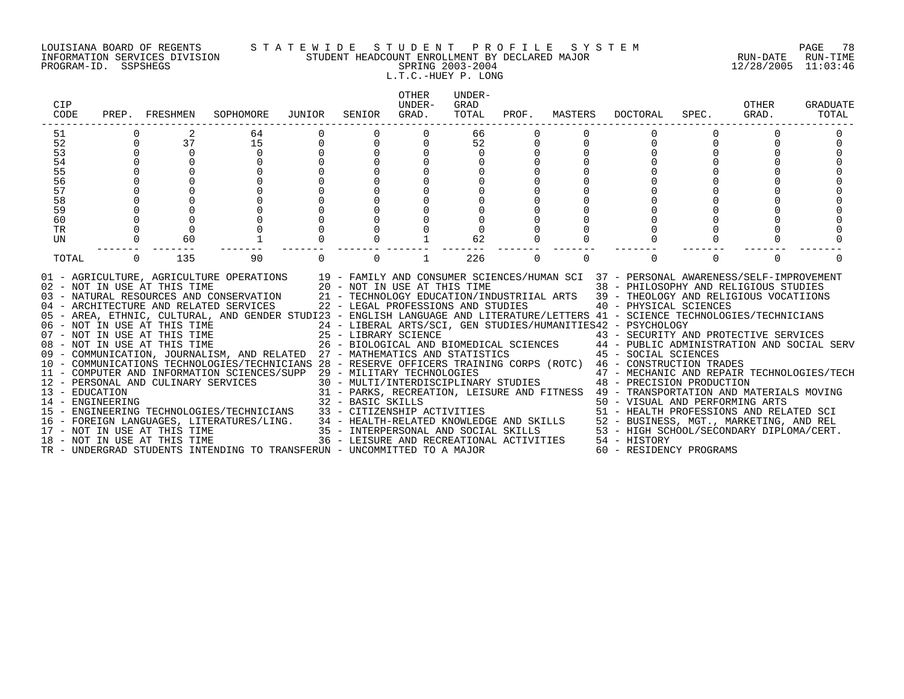LOUISIANA BOARD OF REGENTS — STATEWIDE STUDENT PROFILE SYSTEM
INFORMATION SERVICES DIVISION — STUDENT HEADCOUNT ENROLLMENT BY DECLARED MAJOR — RUN-DATE 12/28/2005 RUN-TIME 11:03:46
PROGRAM-ID. SSPSHEGS — SPRING 2003-2004

L.T.C.-HUEY P. LONG

| CIP CODE | PREP. | FRESHMEN | SOPHOMORE | JUNIOR | SENIOR | OTHER UNDER-GRAD. | UNDER-GRAD TOTAL | PROF. | MASTERS | DOCTORAL | SPEC. | OTHER GRAD. | GRADUATE TOTAL |
|---|---|---|---|---|---|---|---|---|---|---|---|---|---|
| 51 | 0 | 2 | 64 | 0 | 0 | 0 | 66 | 0 | 0 | 0 | 0 | 0 | 0 |
| 52 | 0 | 37 | 15 | 0 | 0 | 0 | 52 | 0 | 0 | 0 | 0 | 0 | 0 |
| 53 | 0 | 0 | 0 | 0 | 0 | 0 | 0 | 0 | 0 | 0 | 0 | 0 | 0 |
| 54 | 0 | 0 | 0 | 0 | 0 | 0 | 0 | 0 | 0 | 0 | 0 | 0 | 0 |
| 55 | 0 | 0 | 0 | 0 | 0 | 0 | 0 | 0 | 0 | 0 | 0 | 0 | 0 |
| 56 | 0 | 0 | 0 | 0 | 0 | 0 | 0 | 0 | 0 | 0 | 0 | 0 | 0 |
| 57 | 0 | 0 | 0 | 0 | 0 | 0 | 0 | 0 | 0 | 0 | 0 | 0 | 0 |
| 58 | 0 | 0 | 0 | 0 | 0 | 0 | 0 | 0 | 0 | 0 | 0 | 0 | 0 |
| 59 | 0 | 0 | 0 | 0 | 0 | 0 | 0 | 0 | 0 | 0 | 0 | 0 | 0 |
| 60 | 0 | 0 | 0 | 0 | 0 | 0 | 0 | 0 | 0 | 0 | 0 | 0 | 0 |
| TR | 0 | 0 | 0 | 0 | 0 | 0 | 0 | 0 | 0 | 0 | 0 | 0 | 0 |
| UN | 0 | 60 | 1 | 0 | 0 | 1 | 62 | 0 | 0 | 0 | 0 | 0 | 0 |
| TOTAL | 0 | 135 | 90 | 0 | 0 | 1 | 226 | 0 | 0 | 0 | 0 | 0 | 0 |

01 - AGRICULTURE, AGRICULTURE OPERATIONS
02 - NOT IN USE AT THIS TIME
03 - NATURAL RESOURCES AND CONSERVATION
04 - ARCHITECTURE AND RELATED SERVICES
05 - AREA, ETHNIC, CULTURAL, AND GENDER STUDI
06 - NOT IN USE AT THIS TIME
07 - NOT IN USE AT THIS TIME
08 - NOT IN USE AT THIS TIME
09 - COMMUNICATION, JOURNALISM, AND RELATED
10 - COMMUNICATIONS TECHNOLOGIES/TECHNICIANS
11 - COMPUTER AND INFORMATION SCIENCES/SUPP
12 - PERSONAL AND CULINARY SERVICES
13 - EDUCATION
14 - ENGINEERING
15 - ENGINEERING TECHNOLOGIES/TECHNICIANS
16 - FOREIGN LANGUAGES, LITERATURES/LING.
17 - NOT IN USE AT THIS TIME
18 - NOT IN USE AT THIS TIME
19 - FAMILY AND CONSUMER SCIENCES/HUMAN SCI
20 - NOT IN USE AT THIS TIME
21 - TECHNOLOGY EDUCATION/INDUSTRIIAL ARTS
22 - LEGAL PROFESSIONS AND STUDIES
23 - ENGLISH LANGUAGE AND LITERATURE/LETTERS
24 - LIBERAL ARTS/SCI, GEN STUDIES/HUMANITIES
25 - LIBRARY SCIENCE
26 - BIOLOGICAL AND BIOMEDICAL SCIENCES
27 - MATHEMATICS AND STATISTICS
28 - RESERVE OFFICERS TRAINING CORPS (ROTC)
29 - MILITARY TECHNOLOGIES
30 - MULTI/INTERDISCIPLINARY STUDIES
31 - PARKS, RECREATION, LEISURE AND FITNESS
32 - BASIC SKILLS
33 - CITIZENSHIP ACTIVITIES
34 - HEALTH-RELATED KNOWLEDGE AND SKILLS
35 - INTERPERSONAL AND SOCIAL SKILLS
36 - LEISURE AND RECREATIONAL ACTIVITIES
37 - PERSONAL AWARENESS/SELF-IMPROVEMENT
38 - PHILOSOPHY AND RELIGIOUS STUDIES
39 - THEOLOGY AND RELIGIOUS VOCATIIONS
40 - PHYSICAL SCIENCES
41 - SCIENCE TECHNOLOGIES/TECHNICIANS
42 - PSYCHOLOGY
43 - SECURITY AND PROTECTIVE SERVICES
44 - PUBLIC ADMINISTRATION AND SOCIAL SERV
45 - SOCIAL SCIENCES
46 - CONSTRUCTION TRADES
47 - MECHANIC AND REPAIR TECHNOLOGIES/TECH
48 - PRECISION PRODUCTION
49 - TRANSPORTATION AND MATERIALS MOVING
50 - VISUAL AND PERFORMING ARTS
51 - HEALTH PROFESSIONS AND RELATED SCI
52 - BUSINESS, MGT., MARKETING, AND REL
53 - HIGH SCHOOL/SECONDARY DIPLOMA/CERT.
54 - HISTORY
60 - RESIDENCY PROGRAMS
TR - UNDERGRAD STUDENTS INTENDING TO TRANSFER
UN - UNCOMMITTED TO A MAJOR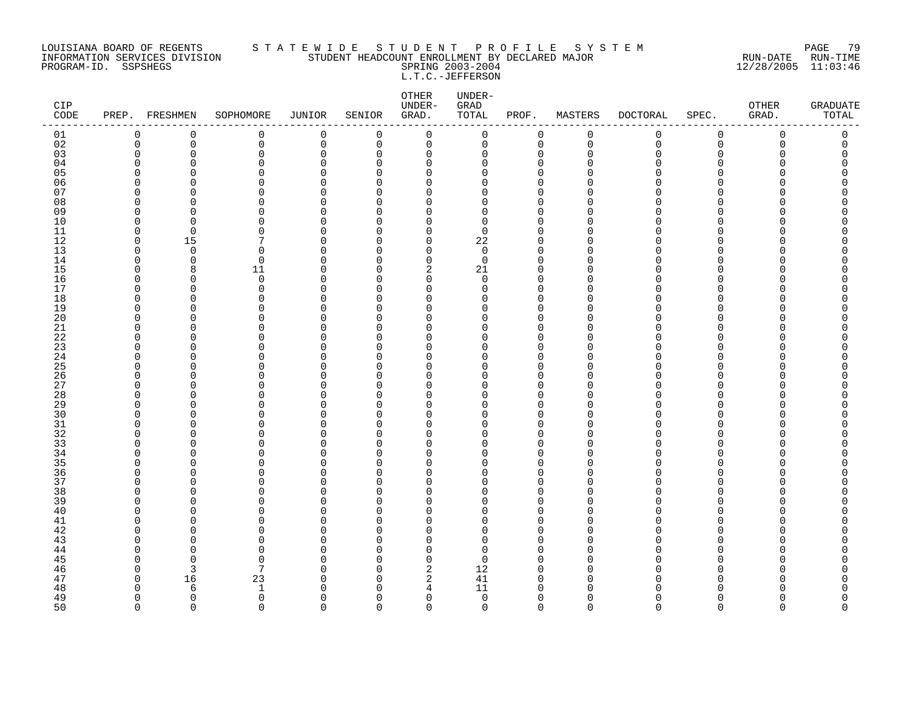LOUISIANA BOARD OF REGENTS
INFORMATION SERVICES DIVISION
PROGRAM-ID. SSPSHEGS

STATEWIDE STUDENT PROFILE SYSTEM
STUDENT HEADCOUNT ENROLLMENT BY DECLARED MAJOR
SPRING 2003-2004
L.T.C.-JEFFERSON

RUN-DATE 12/28/2005 RUN-TIME 11:03:46

| CIP CODE | PREP. | FRESHMEN | SOPHOMORE | JUNIOR | SENIOR | OTHER UNDER-GRAD. | UNDER-GRAD TOTAL | PROF. | MASTERS | DOCTORAL | SPEC. | OTHER GRAD. | GRADUATE TOTAL |
|---|---|---|---|---|---|---|---|---|---|---|---|---|---|
| 01 | 0 | 0 | 0 | 0 | 0 | 0 | 0 | 0 | 0 | 0 | 0 | 0 | 0 |
| 02 | 0 | 0 | 0 | 0 | 0 | 0 | 0 | 0 | 0 | 0 | 0 | 0 | 0 |
| 03 | 0 | 0 | 0 | 0 | 0 | 0 | 0 | 0 | 0 | 0 | 0 | 0 | 0 |
| 04 | 0 | 0 | 0 | 0 | 0 | 0 | 0 | 0 | 0 | 0 | 0 | 0 | 0 |
| 05 | 0 | 0 | 0 | 0 | 0 | 0 | 0 | 0 | 0 | 0 | 0 | 0 | 0 |
| 06 | 0 | 0 | 0 | 0 | 0 | 0 | 0 | 0 | 0 | 0 | 0 | 0 | 0 |
| 07 | 0 | 0 | 0 | 0 | 0 | 0 | 0 | 0 | 0 | 0 | 0 | 0 | 0 |
| 08 | 0 | 0 | 0 | 0 | 0 | 0 | 0 | 0 | 0 | 0 | 0 | 0 | 0 |
| 09 | 0 | 0 | 0 | 0 | 0 | 0 | 0 | 0 | 0 | 0 | 0 | 0 | 0 |
| 10 | 0 | 0 | 0 | 0 | 0 | 0 | 0 | 0 | 0 | 0 | 0 | 0 | 0 |
| 11 | 0 | 0 | 0 | 0 | 0 | 0 | 0 | 0 | 0 | 0 | 0 | 0 | 0 |
| 12 | 0 | 15 | 7 | 0 | 0 | 0 | 22 | 0 | 0 | 0 | 0 | 0 | 0 |
| 13 | 0 | 0 | 0 | 0 | 0 | 0 | 0 | 0 | 0 | 0 | 0 | 0 | 0 |
| 14 | 0 | 0 | 0 | 0 | 0 | 0 | 0 | 0 | 0 | 0 | 0 | 0 | 0 |
| 15 | 0 | 8 | 11 | 0 | 0 | 2 | 21 | 0 | 0 | 0 | 0 | 0 | 0 |
| 16 | 0 | 0 | 0 | 0 | 0 | 0 | 0 | 0 | 0 | 0 | 0 | 0 | 0 |
| 17 | 0 | 0 | 0 | 0 | 0 | 0 | 0 | 0 | 0 | 0 | 0 | 0 | 0 |
| 18 | 0 | 0 | 0 | 0 | 0 | 0 | 0 | 0 | 0 | 0 | 0 | 0 | 0 |
| 19 | 0 | 0 | 0 | 0 | 0 | 0 | 0 | 0 | 0 | 0 | 0 | 0 | 0 |
| 20 | 0 | 0 | 0 | 0 | 0 | 0 | 0 | 0 | 0 | 0 | 0 | 0 | 0 |
| 21 | 0 | 0 | 0 | 0 | 0 | 0 | 0 | 0 | 0 | 0 | 0 | 0 | 0 |
| 22 | 0 | 0 | 0 | 0 | 0 | 0 | 0 | 0 | 0 | 0 | 0 | 0 | 0 |
| 23 | 0 | 0 | 0 | 0 | 0 | 0 | 0 | 0 | 0 | 0 | 0 | 0 | 0 |
| 24 | 0 | 0 | 0 | 0 | 0 | 0 | 0 | 0 | 0 | 0 | 0 | 0 | 0 |
| 25 | 0 | 0 | 0 | 0 | 0 | 0 | 0 | 0 | 0 | 0 | 0 | 0 | 0 |
| 26 | 0 | 0 | 0 | 0 | 0 | 0 | 0 | 0 | 0 | 0 | 0 | 0 | 0 |
| 27 | 0 | 0 | 0 | 0 | 0 | 0 | 0 | 0 | 0 | 0 | 0 | 0 | 0 |
| 28 | 0 | 0 | 0 | 0 | 0 | 0 | 0 | 0 | 0 | 0 | 0 | 0 | 0 |
| 29 | 0 | 0 | 0 | 0 | 0 | 0 | 0 | 0 | 0 | 0 | 0 | 0 | 0 |
| 30 | 0 | 0 | 0 | 0 | 0 | 0 | 0 | 0 | 0 | 0 | 0 | 0 | 0 |
| 31 | 0 | 0 | 0 | 0 | 0 | 0 | 0 | 0 | 0 | 0 | 0 | 0 | 0 |
| 32 | 0 | 0 | 0 | 0 | 0 | 0 | 0 | 0 | 0 | 0 | 0 | 0 | 0 |
| 33 | 0 | 0 | 0 | 0 | 0 | 0 | 0 | 0 | 0 | 0 | 0 | 0 | 0 |
| 34 | 0 | 0 | 0 | 0 | 0 | 0 | 0 | 0 | 0 | 0 | 0 | 0 | 0 |
| 35 | 0 | 0 | 0 | 0 | 0 | 0 | 0 | 0 | 0 | 0 | 0 | 0 | 0 |
| 36 | 0 | 0 | 0 | 0 | 0 | 0 | 0 | 0 | 0 | 0 | 0 | 0 | 0 |
| 37 | 0 | 0 | 0 | 0 | 0 | 0 | 0 | 0 | 0 | 0 | 0 | 0 | 0 |
| 38 | 0 | 0 | 0 | 0 | 0 | 0 | 0 | 0 | 0 | 0 | 0 | 0 | 0 |
| 39 | 0 | 0 | 0 | 0 | 0 | 0 | 0 | 0 | 0 | 0 | 0 | 0 | 0 |
| 40 | 0 | 0 | 0 | 0 | 0 | 0 | 0 | 0 | 0 | 0 | 0 | 0 | 0 |
| 41 | 0 | 0 | 0 | 0 | 0 | 0 | 0 | 0 | 0 | 0 | 0 | 0 | 0 |
| 42 | 0 | 0 | 0 | 0 | 0 | 0 | 0 | 0 | 0 | 0 | 0 | 0 | 0 |
| 43 | 0 | 0 | 0 | 0 | 0 | 0 | 0 | 0 | 0 | 0 | 0 | 0 | 0 |
| 44 | 0 | 0 | 0 | 0 | 0 | 0 | 0 | 0 | 0 | 0 | 0 | 0 | 0 |
| 45 | 0 | 0 | 0 | 0 | 0 | 0 | 0 | 0 | 0 | 0 | 0 | 0 | 0 |
| 46 | 0 | 3 | 7 | 0 | 0 | 2 | 12 | 0 | 0 | 0 | 0 | 0 | 0 |
| 47 | 0 | 16 | 23 | 0 | 0 | 2 | 41 | 0 | 0 | 0 | 0 | 0 | 0 |
| 48 | 0 | 6 | 1 | 0 | 0 | 4 | 11 | 0 | 0 | 0 | 0 | 0 | 0 |
| 49 | 0 | 0 | 0 | 0 | 0 | 0 | 0 | 0 | 0 | 0 | 0 | 0 | 0 |
| 50 | 0 | 0 | 0 | 0 | 0 | 0 | 0 | 0 | 0 | 0 | 0 | 0 | 0 |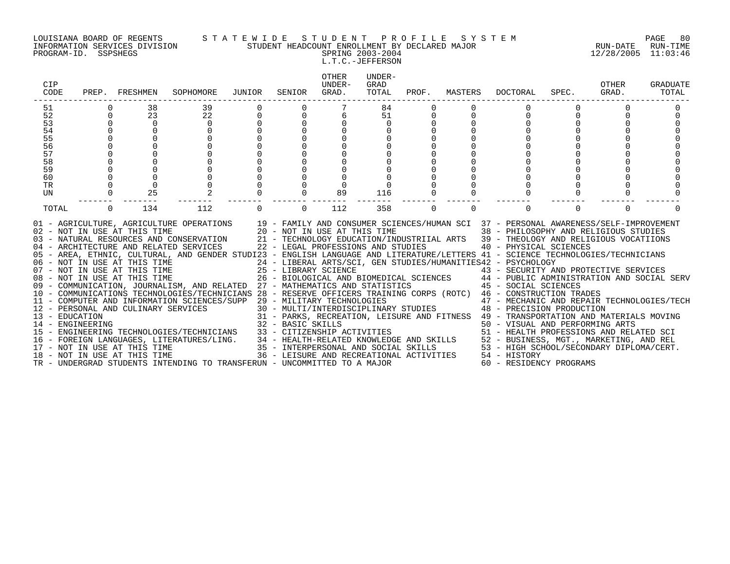LOUISIANA BOARD OF REGENTS — STATEWIDE STUDENT PROFILE SYSTEM
INFORMATION SERVICES DIVISION — STUDENT HEADCOUNT ENROLLMENT BY DECLARED MAJOR — RUN-DATE 12/28/2005 RUN-TIME 11:03:46
PROGRAM-ID. SSPSHEGS — SPRING 2003-2004
L.T.C.-JEFFERSON

| CIP CODE | PREP. | FRESHMEN | SOPHOMORE | JUNIOR | SENIOR | OTHER UNDER-GRAD. | UNDER-GRAD TOTAL | PROF. | MASTERS | DOCTORAL | SPEC. | OTHER GRAD. | GRADUATE TOTAL |
|---|---|---|---|---|---|---|---|---|---|---|---|---|---|
| 51 | 0 | 38 | 39 | 0 | 0 | 7 | 84 | 0 | 0 | 0 | 0 | 0 | 0 |
| 52 | 0 | 23 | 22 | 0 | 0 | 6 | 51 | 0 | 0 | 0 | 0 | 0 | 0 |
| 53 | 0 | 0 | 0 | 0 | 0 | 0 | 0 | 0 | 0 | 0 | 0 | 0 | 0 |
| 54 | 0 | 0 | 0 | 0 | 0 | 0 | 0 | 0 | 0 | 0 | 0 | 0 | 0 |
| 55 | 0 | 0 | 0 | 0 | 0 | 0 | 0 | 0 | 0 | 0 | 0 | 0 | 0 |
| 56 | 0 | 0 | 0 | 0 | 0 | 0 | 0 | 0 | 0 | 0 | 0 | 0 | 0 |
| 57 | 0 | 0 | 0 | 0 | 0 | 0 | 0 | 0 | 0 | 0 | 0 | 0 | 0 |
| 58 | 0 | 0 | 0 | 0 | 0 | 0 | 0 | 0 | 0 | 0 | 0 | 0 | 0 |
| 59 | 0 | 0 | 0 | 0 | 0 | 0 | 0 | 0 | 0 | 0 | 0 | 0 | 0 |
| 60 | 0 | 0 | 0 | 0 | 0 | 0 | 0 | 0 | 0 | 0 | 0 | 0 | 0 |
| TR | 0 | 0 | 0 | 0 | 0 | 0 | 0 | 0 | 0 | 0 | 0 | 0 | 0 |
| UN | 0 | 25 | 2 | 0 | 0 | 89 | 116 | 0 | 0 | 0 | 0 | 0 | 0 |
| TOTAL | 0 | 134 | 112 | 0 | 0 | 112 | 358 | 0 | 0 | 0 | 0 | 0 | 0 |

01 - AGRICULTURE, AGRICULTURE OPERATIONS
02 - NOT IN USE AT THIS TIME
03 - NATURAL RESOURCES AND CONSERVATION
04 - ARCHITECTURE AND RELATED SERVICES
05 - AREA, ETHNIC, CULTURAL, AND GENDER STUDI
06 - NOT IN USE AT THIS TIME
07 - NOT IN USE AT THIS TIME
08 - NOT IN USE AT THIS TIME
09 - COMMUNICATION, JOURNALISM, AND RELATED
10 - COMMUNICATIONS TECHNOLOGIES/TECHNICIANS
11 - COMPUTER AND INFORMATION SCIENCES/SUPP
12 - PERSONAL AND CULINARY SERVICES
13 - EDUCATION
14 - ENGINEERING
15 - ENGINEERING TECHNOLOGIES/TECHNICIANS
16 - FOREIGN LANGUAGES, LITERATURES/LING.
17 - NOT IN USE AT THIS TIME
18 - NOT IN USE AT THIS TIME
19 - FAMILY AND CONSUMER SCIENCES/HUMAN SCI
20 - NOT IN USE AT THIS TIME
21 - TECHNOLOGY EDUCATION/INDUSTRIIAL ARTS
22 - LEGAL PROFESSIONS AND STUDIES
23 - ENGLISH LANGUAGE AND LITERATURE/LETTERS
24 - LIBERAL ARTS/SCI, GEN STUDIES/HUMANITIES
25 - LIBRARY SCIENCE
26 - BIOLOGICAL AND BIOMEDICAL SCIENCES
27 - MATHEMATICS AND STATISTICS
28 - RESERVE OFFICERS TRAINING CORPS (ROTC)
29 - MILITARY TECHNOLOGIES
30 - MULTI/INTERDISCIPLINARY STUDIES
31 - PARKS, RECREATION, LEISURE AND FITNESS
32 - BASIC SKILLS
33 - CITIZENSHIP ACTIVITIES
34 - HEALTH-RELATED KNOWLEDGE AND SKILLS
35 - INTERPERSONAL AND SOCIAL SKILLS
36 - LEISURE AND RECREATIONAL ACTIVITIES
37 - PERSONAL AWARENESS/SELF-IMPROVEMENT
38 - PHILOSOPHY AND RELIGIOUS STUDIES
39 - THEOLOGY AND RELIGIOUS VOCATIIONS
40 - PHYSICAL SCIENCES
41 - SCIENCE TECHNOLOGIES/TECHNICIANS
42 - PSYCHOLOGY
43 - SECURITY AND PROTECTIVE SERVICES
44 - PUBLIC ADMINISTRATION AND SOCIAL SERV
45 - SOCIAL SCIENCES
46 - CONSTRUCTION TRADES
47 - MECHANIC AND REPAIR TECHNOLOGIES/TECH
48 - PRECISION PRODUCTION
49 - TRANSPORTATION AND MATERIALS MOVING
50 - VISUAL AND PERFORMING ARTS
51 - HEALTH PROFESSIONS AND RELATED SCI
52 - BUSINESS, MGT., MARKETING, AND REL
53 - HIGH SCHOOL/SECONDARY DIPLOMA/CERT.
54 - HISTORY
60 - RESIDENCY PROGRAMS
TR - UNDERGRAD STUDENTS INTENDING TO TRANSFER
UN - UNCOMMITTED TO A MAJOR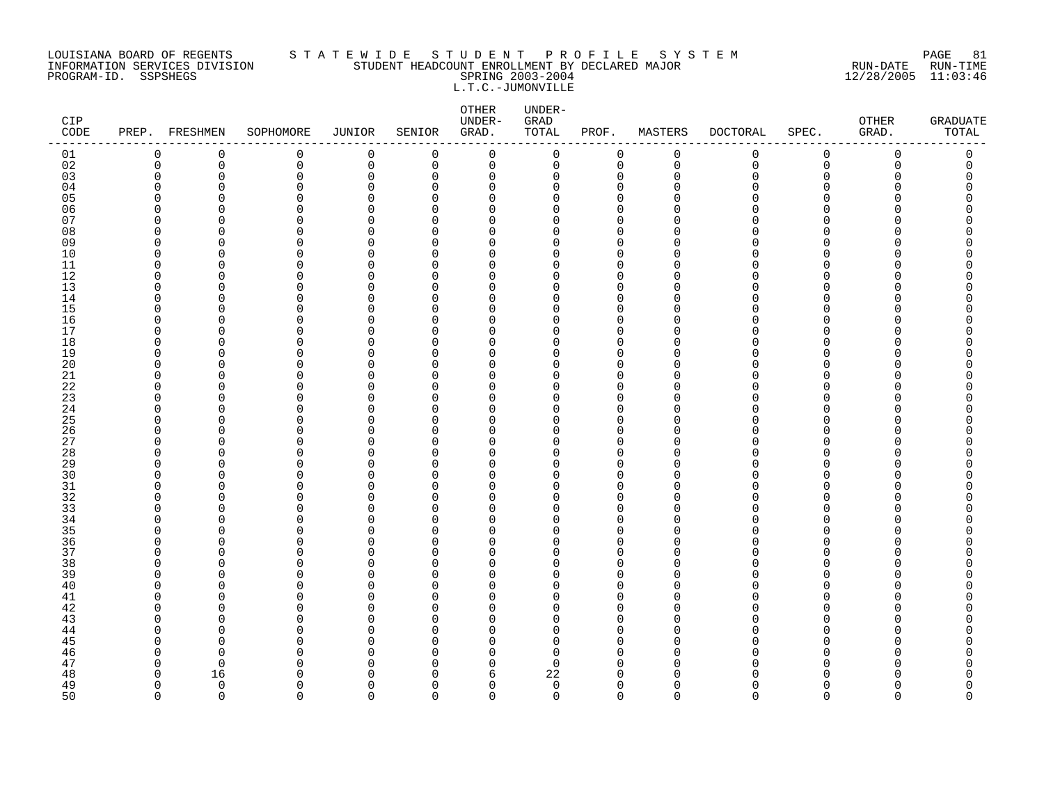LOUISIANA BOARD OF REGENTS — S T A T E W I D E   S T U D E N T   P R O F I L E   S Y S T E M
INFORMATION SERVICES DIVISION — STUDENT HEADCOUNT ENROLLMENT BY DECLARED MAJOR — RUN-DATE 12/28/2005 RUN-TIME 11:03:46
PROGRAM-ID. SSPSHEGS — SPRING 2003-2004

L.T.C.-JUMONVILLE

| CIP CODE | PREP. | FRESHMEN | SOPHOMORE | JUNIOR | SENIOR | OTHER UNDER-GRAD. | UNDER-GRAD TOTAL | PROF. | MASTERS | DOCTORAL | SPEC. | OTHER GRAD. | GRADUATE TOTAL |
|---|---|---|---|---|---|---|---|---|---|---|---|---|---|
| 01 | 0 | 0 | 0 | 0 | 0 | 0 | 0 | 0 | 0 | 0 | 0 | 0 | 0 |
| 02 | 0 | 0 | 0 | 0 | 0 | 0 | 0 | 0 | 0 | 0 | 0 | 0 | 0 |
| 03 | 0 | 0 | 0 | 0 | 0 | 0 | 0 | 0 | 0 | 0 | 0 | 0 | 0 |
| 04 | 0 | 0 | 0 | 0 | 0 | 0 | 0 | 0 | 0 | 0 | 0 | 0 | 0 |
| 05 | 0 | 0 | 0 | 0 | 0 | 0 | 0 | 0 | 0 | 0 | 0 | 0 | 0 |
| 06 | 0 | 0 | 0 | 0 | 0 | 0 | 0 | 0 | 0 | 0 | 0 | 0 | 0 |
| 07 | 0 | 0 | 0 | 0 | 0 | 0 | 0 | 0 | 0 | 0 | 0 | 0 | 0 |
| 08 | 0 | 0 | 0 | 0 | 0 | 0 | 0 | 0 | 0 | 0 | 0 | 0 | 0 |
| 09 | 0 | 0 | 0 | 0 | 0 | 0 | 0 | 0 | 0 | 0 | 0 | 0 | 0 |
| 10 | 0 | 0 | 0 | 0 | 0 | 0 | 0 | 0 | 0 | 0 | 0 | 0 | 0 |
| 11 | 0 | 0 | 0 | 0 | 0 | 0 | 0 | 0 | 0 | 0 | 0 | 0 | 0 |
| 12 | 0 | 0 | 0 | 0 | 0 | 0 | 0 | 0 | 0 | 0 | 0 | 0 | 0 |
| 13 | 0 | 0 | 0 | 0 | 0 | 0 | 0 | 0 | 0 | 0 | 0 | 0 | 0 |
| 14 | 0 | 0 | 0 | 0 | 0 | 0 | 0 | 0 | 0 | 0 | 0 | 0 | 0 |
| 15 | 0 | 0 | 0 | 0 | 0 | 0 | 0 | 0 | 0 | 0 | 0 | 0 | 0 |
| 16 | 0 | 0 | 0 | 0 | 0 | 0 | 0 | 0 | 0 | 0 | 0 | 0 | 0 |
| 17 | 0 | 0 | 0 | 0 | 0 | 0 | 0 | 0 | 0 | 0 | 0 | 0 | 0 |
| 18 | 0 | 0 | 0 | 0 | 0 | 0 | 0 | 0 | 0 | 0 | 0 | 0 | 0 |
| 19 | 0 | 0 | 0 | 0 | 0 | 0 | 0 | 0 | 0 | 0 | 0 | 0 | 0 |
| 20 | 0 | 0 | 0 | 0 | 0 | 0 | 0 | 0 | 0 | 0 | 0 | 0 | 0 |
| 21 | 0 | 0 | 0 | 0 | 0 | 0 | 0 | 0 | 0 | 0 | 0 | 0 | 0 |
| 22 | 0 | 0 | 0 | 0 | 0 | 0 | 0 | 0 | 0 | 0 | 0 | 0 | 0 |
| 23 | 0 | 0 | 0 | 0 | 0 | 0 | 0 | 0 | 0 | 0 | 0 | 0 | 0 |
| 24 | 0 | 0 | 0 | 0 | 0 | 0 | 0 | 0 | 0 | 0 | 0 | 0 | 0 |
| 25 | 0 | 0 | 0 | 0 | 0 | 0 | 0 | 0 | 0 | 0 | 0 | 0 | 0 |
| 26 | 0 | 0 | 0 | 0 | 0 | 0 | 0 | 0 | 0 | 0 | 0 | 0 | 0 |
| 27 | 0 | 0 | 0 | 0 | 0 | 0 | 0 | 0 | 0 | 0 | 0 | 0 | 0 |
| 28 | 0 | 0 | 0 | 0 | 0 | 0 | 0 | 0 | 0 | 0 | 0 | 0 | 0 |
| 29 | 0 | 0 | 0 | 0 | 0 | 0 | 0 | 0 | 0 | 0 | 0 | 0 | 0 |
| 30 | 0 | 0 | 0 | 0 | 0 | 0 | 0 | 0 | 0 | 0 | 0 | 0 | 0 |
| 31 | 0 | 0 | 0 | 0 | 0 | 0 | 0 | 0 | 0 | 0 | 0 | 0 | 0 |
| 32 | 0 | 0 | 0 | 0 | 0 | 0 | 0 | 0 | 0 | 0 | 0 | 0 | 0 |
| 33 | 0 | 0 | 0 | 0 | 0 | 0 | 0 | 0 | 0 | 0 | 0 | 0 | 0 |
| 34 | 0 | 0 | 0 | 0 | 0 | 0 | 0 | 0 | 0 | 0 | 0 | 0 | 0 |
| 35 | 0 | 0 | 0 | 0 | 0 | 0 | 0 | 0 | 0 | 0 | 0 | 0 | 0 |
| 36 | 0 | 0 | 0 | 0 | 0 | 0 | 0 | 0 | 0 | 0 | 0 | 0 | 0 |
| 37 | 0 | 0 | 0 | 0 | 0 | 0 | 0 | 0 | 0 | 0 | 0 | 0 | 0 |
| 38 | 0 | 0 | 0 | 0 | 0 | 0 | 0 | 0 | 0 | 0 | 0 | 0 | 0 |
| 39 | 0 | 0 | 0 | 0 | 0 | 0 | 0 | 0 | 0 | 0 | 0 | 0 | 0 |
| 40 | 0 | 0 | 0 | 0 | 0 | 0 | 0 | 0 | 0 | 0 | 0 | 0 | 0 |
| 41 | 0 | 0 | 0 | 0 | 0 | 0 | 0 | 0 | 0 | 0 | 0 | 0 | 0 |
| 42 | 0 | 0 | 0 | 0 | 0 | 0 | 0 | 0 | 0 | 0 | 0 | 0 | 0 |
| 43 | 0 | 0 | 0 | 0 | 0 | 0 | 0 | 0 | 0 | 0 | 0 | 0 | 0 |
| 44 | 0 | 0 | 0 | 0 | 0 | 0 | 0 | 0 | 0 | 0 | 0 | 0 | 0 |
| 45 | 0 | 0 | 0 | 0 | 0 | 0 | 0 | 0 | 0 | 0 | 0 | 0 | 0 |
| 46 | 0 | 0 | 0 | 0 | 0 | 0 | 0 | 0 | 0 | 0 | 0 | 0 | 0 |
| 47 | 0 | 0 | 0 | 0 | 0 | 0 | 0 | 0 | 0 | 0 | 0 | 0 | 0 |
| 48 | 0 | 16 | 0 | 0 | 0 | 6 | 22 | 0 | 0 | 0 | 0 | 0 | 0 |
| 49 | 0 | 0 | 0 | 0 | 0 | 0 | 0 | 0 | 0 | 0 | 0 | 0 | 0 |
| 50 | 0 | 0 | 0 | 0 | 0 | 0 | 0 | 0 | 0 | 0 | 0 | 0 | 0 |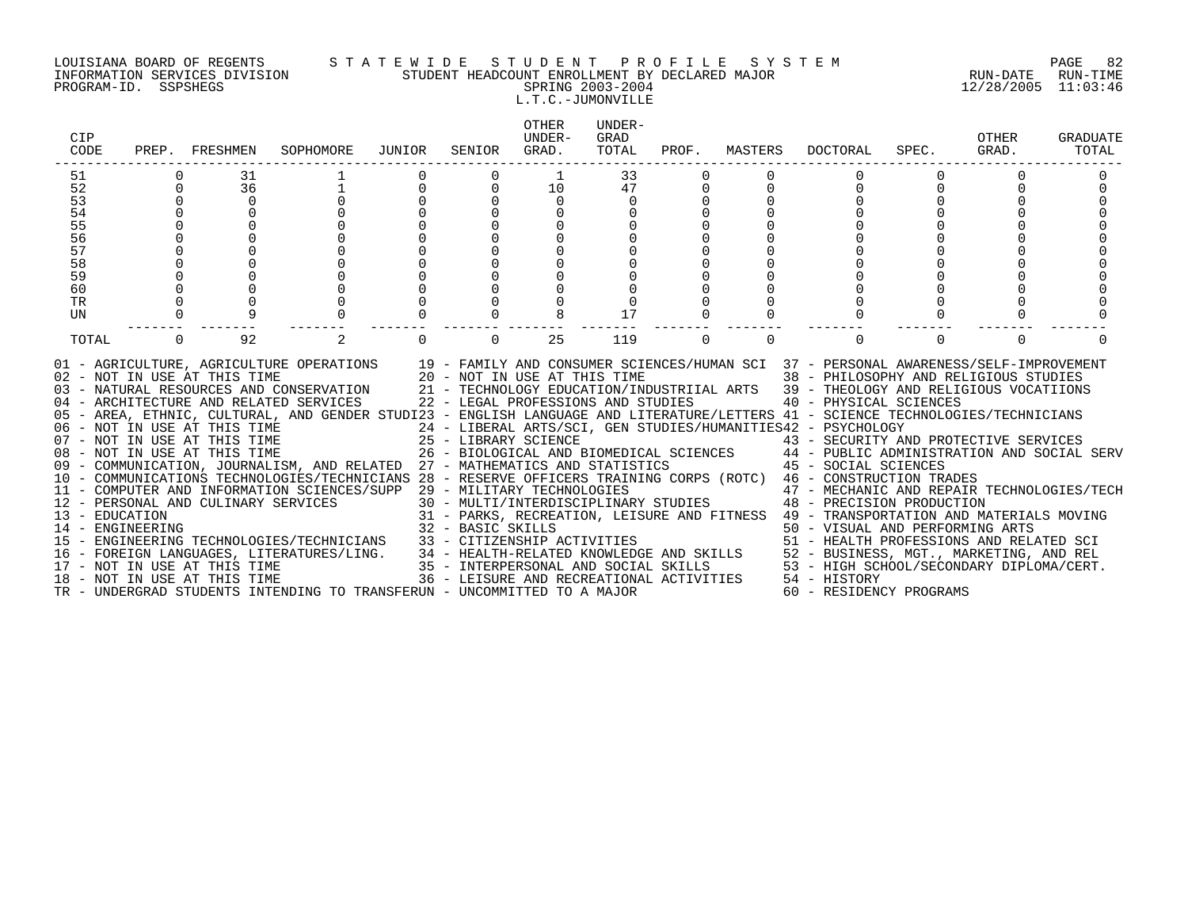LOUISIANA BOARD OF REGENTS — STATEWIDE STUDENT PROFILE SYSTEM
INFORMATION SERVICES DIVISION — STUDENT HEADCOUNT ENROLLMENT BY DECLARED MAJOR — RUN-DATE 12/28/2005 RUN-TIME 11:03:46
PROGRAM-ID. SSPSHEGS — SPRING 2003-2004
L.T.C.-JUMONVILLE

| CIP CODE | PREP. | FRESHMEN | SOPHOMORE | JUNIOR | SENIOR | OTHER UNDER-GRAD. | UNDER-GRAD TOTAL | PROF. | MASTERS | DOCTORAL | SPEC. | OTHER GRAD. | GRADUATE TOTAL |
|---|---|---|---|---|---|---|---|---|---|---|---|---|---|
| 51 | 0 | 31 | 1 | 0 | 0 | 1 | 33 | 0 | 0 | 0 | 0 | 0 | 0 |
| 52 | 0 | 36 | 1 | 0 | 0 | 10 | 47 | 0 | 0 | 0 | 0 | 0 | 0 |
| 53 | 0 | 0 | 0 | 0 | 0 | 0 | 0 | 0 | 0 | 0 | 0 | 0 | 0 |
| 54 | 0 | 0 | 0 | 0 | 0 | 0 | 0 | 0 | 0 | 0 | 0 | 0 | 0 |
| 55 | 0 | 0 | 0 | 0 | 0 | 0 | 0 | 0 | 0 | 0 | 0 | 0 | 0 |
| 56 | 0 | 0 | 0 | 0 | 0 | 0 | 0 | 0 | 0 | 0 | 0 | 0 | 0 |
| 57 | 0 | 0 | 0 | 0 | 0 | 0 | 0 | 0 | 0 | 0 | 0 | 0 | 0 |
| 58 | 0 | 0 | 0 | 0 | 0 | 0 | 0 | 0 | 0 | 0 | 0 | 0 | 0 |
| 59 | 0 | 0 | 0 | 0 | 0 | 0 | 0 | 0 | 0 | 0 | 0 | 0 | 0 |
| 60 | 0 | 0 | 0 | 0 | 0 | 0 | 0 | 0 | 0 | 0 | 0 | 0 | 0 |
| TR | 0 | 0 | 0 | 0 | 0 | 0 | 0 | 0 | 0 | 0 | 0 | 0 | 0 |
| UN | 0 | 9 | 0 | 0 | 0 | 8 | 17 | 0 | 0 | 0 | 0 | 0 | 0 |
| TOTAL | 0 | 92 | 2 | 0 | 0 | 25 | 119 | 0 | 0 | 0 | 0 | 0 | 0 |

01 - AGRICULTURE, AGRICULTURE OPERATIONS
02 - NOT IN USE AT THIS TIME
03 - NATURAL RESOURCES AND CONSERVATION
04 - ARCHITECTURE AND RELATED SERVICES
05 - AREA, ETHNIC, CULTURAL, AND GENDER STUDI
06 - NOT IN USE AT THIS TIME
07 - NOT IN USE AT THIS TIME
08 - NOT IN USE AT THIS TIME
09 - COMMUNICATION, JOURNALISM, AND RELATED
10 - COMMUNICATIONS TECHNOLOGIES/TECHNICIANS
11 - COMPUTER AND INFORMATION SCIENCES/SUPP
12 - PERSONAL AND CULINARY SERVICES
13 - EDUCATION
14 - ENGINEERING
15 - ENGINEERING TECHNOLOGIES/TECHNICIANS
16 - FOREIGN LANGUAGES, LITERATURES/LING.
17 - NOT IN USE AT THIS TIME
18 - NOT IN USE AT THIS TIME
19 - FAMILY AND CONSUMER SCIENCES/HUMAN SCI
20 - NOT IN USE AT THIS TIME
21 - TECHNOLOGY EDUCATION/INDUSTRIIAL ARTS
22 - LEGAL PROFESSIONS AND STUDIES
23 - ENGLISH LANGUAGE AND LITERATURE/LETTERS
24 - LIBERAL ARTS/SCI, GEN STUDIES/HUMANITIES
25 - LIBRARY SCIENCE
26 - BIOLOGICAL AND BIOMEDICAL SCIENCES
27 - MATHEMATICS AND STATISTICS
28 - RESERVE OFFICERS TRAINING CORPS (ROTC)
29 - MILITARY TECHNOLOGIES
30 - MULTI/INTERDISCIPLINARY STUDIES
31 - PARKS, RECREATION, LEISURE AND FITNESS
32 - BASIC SKILLS
33 - CITIZENSHIP ACTIVITIES
34 - HEALTH-RELATED KNOWLEDGE AND SKILLS
35 - INTERPERSONAL AND SOCIAL SKILLS
36 - LEISURE AND RECREATIONAL ACTIVITIES
37 - PERSONAL AWARENESS/SELF-IMPROVEMENT
38 - PHILOSOPHY AND RELIGIOUS STUDIES
39 - THEOLOGY AND RELIGIOUS VOCATIIONS
40 - PHYSICAL SCIENCES
41 - SCIENCE TECHNOLOGIES/TECHNICIANS
42 - PSYCHOLOGY
43 - SECURITY AND PROTECTIVE SERVICES
44 - PUBLIC ADMINISTRATION AND SOCIAL SERV
45 - SOCIAL SCIENCES
46 - CONSTRUCTION TRADES
47 - MECHANIC AND REPAIR TECHNOLOGIES/TECH
48 - PRECISION PRODUCTION
49 - TRANSPORTATION AND MATERIALS MOVING
50 - VISUAL AND PERFORMING ARTS
51 - HEALTH PROFESSIONS AND RELATED SCI
52 - BUSINESS, MGT., MARKETING, AND REL
53 - HIGH SCHOOL/SECONDARY DIPLOMA/CERT.
54 - HISTORY
60 - RESIDENCY PROGRAMS
TR - UNDERGRAD STUDENTS INTENDING TO TRANSFER
UN - UNCOMMITTED TO A MAJOR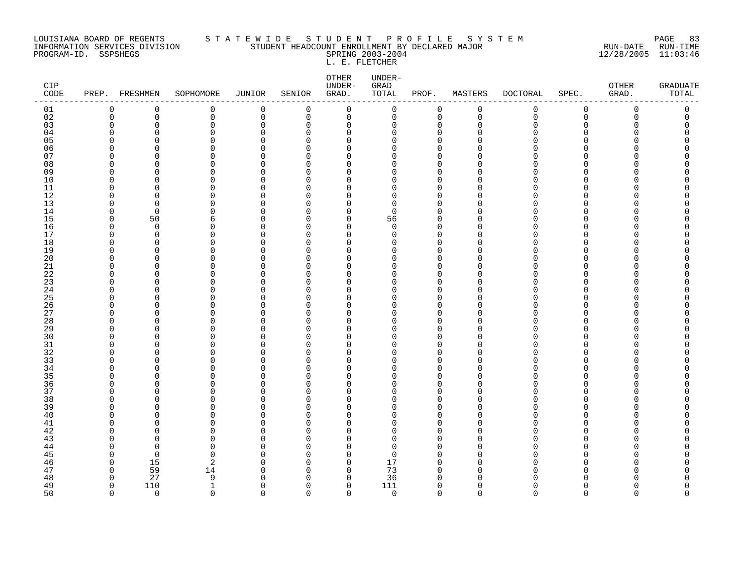LOUISIANA BOARD OF REGENTS
INFORMATION SERVICES DIVISION
PROGRAM-ID. SSPSHEGS

STATEWIDE STUDENT PROFILE SYSTEM
STUDENT HEADCOUNT ENROLLMENT BY DECLARED MAJOR
SPRING 2003-2004
L. E. FLETCHER

RUN-DATE 12/28/2005 RUN-TIME 11:03:46

| CIP CODE | PREP. | FRESHMEN | SOPHOMORE | JUNIOR | SENIOR | OTHER UNDER-GRAD. | UNDER-GRAD TOTAL | PROF. | MASTERS | DOCTORAL | SPEC. | OTHER GRAD. | GRADUATE TOTAL |
|---|---|---|---|---|---|---|---|---|---|---|---|---|---|
| 01 | 0 | 0 | 0 | 0 | 0 | 0 | 0 | 0 | 0 | 0 | 0 | 0 | 0 |
| 02 | 0 | 0 | 0 | 0 | 0 | 0 | 0 | 0 | 0 | 0 | 0 | 0 | 0 |
| 03 | 0 | 0 | 0 | 0 | 0 | 0 | 0 | 0 | 0 | 0 | 0 | 0 | 0 |
| 04 | 0 | 0 | 0 | 0 | 0 | 0 | 0 | 0 | 0 | 0 | 0 | 0 | 0 |
| 05 | 0 | 0 | 0 | 0 | 0 | 0 | 0 | 0 | 0 | 0 | 0 | 0 | 0 |
| 06 | 0 | 0 | 0 | 0 | 0 | 0 | 0 | 0 | 0 | 0 | 0 | 0 | 0 |
| 07 | 0 | 0 | 0 | 0 | 0 | 0 | 0 | 0 | 0 | 0 | 0 | 0 | 0 |
| 08 | 0 | 0 | 0 | 0 | 0 | 0 | 0 | 0 | 0 | 0 | 0 | 0 | 0 |
| 09 | 0 | 0 | 0 | 0 | 0 | 0 | 0 | 0 | 0 | 0 | 0 | 0 | 0 |
| 10 | 0 | 0 | 0 | 0 | 0 | 0 | 0 | 0 | 0 | 0 | 0 | 0 | 0 |
| 11 | 0 | 0 | 0 | 0 | 0 | 0 | 0 | 0 | 0 | 0 | 0 | 0 | 0 |
| 12 | 0 | 0 | 0 | 0 | 0 | 0 | 0 | 0 | 0 | 0 | 0 | 0 | 0 |
| 13 | 0 | 0 | 0 | 0 | 0 | 0 | 0 | 0 | 0 | 0 | 0 | 0 | 0 |
| 14 | 0 | 0 | 0 | 0 | 0 | 0 | 0 | 0 | 0 | 0 | 0 | 0 | 0 |
| 15 | 0 | 50 | 6 | 0 | 0 | 0 | 56 | 0 | 0 | 0 | 0 | 0 | 0 |
| 16 | 0 | 0 | 0 | 0 | 0 | 0 | 0 | 0 | 0 | 0 | 0 | 0 | 0 |
| 17 | 0 | 0 | 0 | 0 | 0 | 0 | 0 | 0 | 0 | 0 | 0 | 0 | 0 |
| 18 | 0 | 0 | 0 | 0 | 0 | 0 | 0 | 0 | 0 | 0 | 0 | 0 | 0 |
| 19 | 0 | 0 | 0 | 0 | 0 | 0 | 0 | 0 | 0 | 0 | 0 | 0 | 0 |
| 20 | 0 | 0 | 0 | 0 | 0 | 0 | 0 | 0 | 0 | 0 | 0 | 0 | 0 |
| 21 | 0 | 0 | 0 | 0 | 0 | 0 | 0 | 0 | 0 | 0 | 0 | 0 | 0 |
| 22 | 0 | 0 | 0 | 0 | 0 | 0 | 0 | 0 | 0 | 0 | 0 | 0 | 0 |
| 23 | 0 | 0 | 0 | 0 | 0 | 0 | 0 | 0 | 0 | 0 | 0 | 0 | 0 |
| 24 | 0 | 0 | 0 | 0 | 0 | 0 | 0 | 0 | 0 | 0 | 0 | 0 | 0 |
| 25 | 0 | 0 | 0 | 0 | 0 | 0 | 0 | 0 | 0 | 0 | 0 | 0 | 0 |
| 26 | 0 | 0 | 0 | 0 | 0 | 0 | 0 | 0 | 0 | 0 | 0 | 0 | 0 |
| 27 | 0 | 0 | 0 | 0 | 0 | 0 | 0 | 0 | 0 | 0 | 0 | 0 | 0 |
| 28 | 0 | 0 | 0 | 0 | 0 | 0 | 0 | 0 | 0 | 0 | 0 | 0 | 0 |
| 29 | 0 | 0 | 0 | 0 | 0 | 0 | 0 | 0 | 0 | 0 | 0 | 0 | 0 |
| 30 | 0 | 0 | 0 | 0 | 0 | 0 | 0 | 0 | 0 | 0 | 0 | 0 | 0 |
| 31 | 0 | 0 | 0 | 0 | 0 | 0 | 0 | 0 | 0 | 0 | 0 | 0 | 0 |
| 32 | 0 | 0 | 0 | 0 | 0 | 0 | 0 | 0 | 0 | 0 | 0 | 0 | 0 |
| 33 | 0 | 0 | 0 | 0 | 0 | 0 | 0 | 0 | 0 | 0 | 0 | 0 | 0 |
| 34 | 0 | 0 | 0 | 0 | 0 | 0 | 0 | 0 | 0 | 0 | 0 | 0 | 0 |
| 35 | 0 | 0 | 0 | 0 | 0 | 0 | 0 | 0 | 0 | 0 | 0 | 0 | 0 |
| 36 | 0 | 0 | 0 | 0 | 0 | 0 | 0 | 0 | 0 | 0 | 0 | 0 | 0 |
| 37 | 0 | 0 | 0 | 0 | 0 | 0 | 0 | 0 | 0 | 0 | 0 | 0 | 0 |
| 38 | 0 | 0 | 0 | 0 | 0 | 0 | 0 | 0 | 0 | 0 | 0 | 0 | 0 |
| 39 | 0 | 0 | 0 | 0 | 0 | 0 | 0 | 0 | 0 | 0 | 0 | 0 | 0 |
| 40 | 0 | 0 | 0 | 0 | 0 | 0 | 0 | 0 | 0 | 0 | 0 | 0 | 0 |
| 41 | 0 | 0 | 0 | 0 | 0 | 0 | 0 | 0 | 0 | 0 | 0 | 0 | 0 |
| 42 | 0 | 0 | 0 | 0 | 0 | 0 | 0 | 0 | 0 | 0 | 0 | 0 | 0 |
| 43 | 0 | 0 | 0 | 0 | 0 | 0 | 0 | 0 | 0 | 0 | 0 | 0 | 0 |
| 44 | 0 | 0 | 0 | 0 | 0 | 0 | 0 | 0 | 0 | 0 | 0 | 0 | 0 |
| 45 | 0 | 0 | 0 | 0 | 0 | 0 | 0 | 0 | 0 | 0 | 0 | 0 | 0 |
| 46 | 0 | 15 | 2 | 0 | 0 | 0 | 17 | 0 | 0 | 0 | 0 | 0 | 0 |
| 47 | 0 | 59 | 14 | 0 | 0 | 0 | 73 | 0 | 0 | 0 | 0 | 0 | 0 |
| 48 | 0 | 27 | 9 | 0 | 0 | 0 | 36 | 0 | 0 | 0 | 0 | 0 | 0 |
| 49 | 0 | 110 | 1 | 0 | 0 | 0 | 111 | 0 | 0 | 0 | 0 | 0 | 0 |
| 50 | 0 | 0 | 0 | 0 | 0 | 0 | 0 | 0 | 0 | 0 | 0 | 0 | 0 |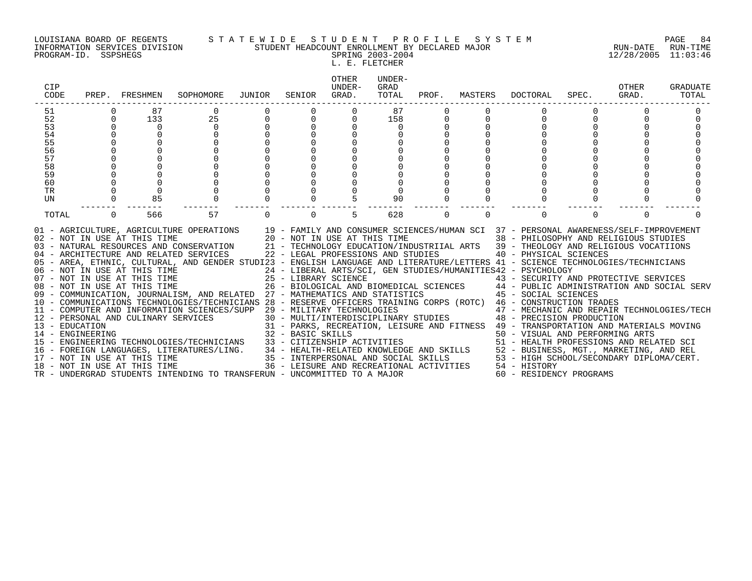LOUISIANA BOARD OF REGENTS S T A T E W I D E S T U D E N T P R O F I L E S Y S T E M
INFORMATION SERVICES DIVISION STUDENT HEADCOUNT ENROLLMENT BY DECLARED MAJOR RUN-DATE RUN-TIME
PROGRAM-ID. SSPSHEGS SPRING 2003-2004 12/28/2005 11:03:46

L. E. FLETCHER

| CIP CODE | PREP. | FRESHMEN | SOPHOMORE | JUNIOR | SENIOR | OTHER UNDER-GRAD. | UNDER-GRAD TOTAL | PROF. | MASTERS | DOCTORAL | SPEC. | OTHER GRAD. | GRADUATE TOTAL |
|---|---|---|---|---|---|---|---|---|---|---|---|---|---|
| 51 | 0 | 87 | 0 | 0 | 0 | 0 | 87 | 0 | 0 | 0 | 0 | 0 | 0 |
| 52 | 0 | 133 | 25 | 0 | 0 | 0 | 158 | 0 | 0 | 0 | 0 | 0 | 0 |
| 53 | 0 | 0 | 0 | 0 | 0 | 0 | 0 | 0 | 0 | 0 | 0 | 0 | 0 |
| 54 | 0 | 0 | 0 | 0 | 0 | 0 | 0 | 0 | 0 | 0 | 0 | 0 | 0 |
| 55 | 0 | 0 | 0 | 0 | 0 | 0 | 0 | 0 | 0 | 0 | 0 | 0 | 0 |
| 56 | 0 | 0 | 0 | 0 | 0 | 0 | 0 | 0 | 0 | 0 | 0 | 0 | 0 |
| 57 | 0 | 0 | 0 | 0 | 0 | 0 | 0 | 0 | 0 | 0 | 0 | 0 | 0 |
| 58 | 0 | 0 | 0 | 0 | 0 | 0 | 0 | 0 | 0 | 0 | 0 | 0 | 0 |
| 59 | 0 | 0 | 0 | 0 | 0 | 0 | 0 | 0 | 0 | 0 | 0 | 0 | 0 |
| 60 | 0 | 0 | 0 | 0 | 0 | 0 | 0 | 0 | 0 | 0 | 0 | 0 | 0 |
| TR | 0 | 0 | 0 | 0 | 0 | 0 | 0 | 0 | 0 | 0 | 0 | 0 | 0 |
| UN | 0 | 85 | 0 | 0 | 0 | 5 | 90 | 0 | 0 | 0 | 0 | 0 | 0 |
| TOTAL | 0 | 566 | 57 | 0 | 0 | 5 | 628 | 0 | 0 | 0 | 0 | 0 | 0 |

01 - AGRICULTURE, AGRICULTURE OPERATIONS
02 - NOT IN USE AT THIS TIME
03 - NATURAL RESOURCES AND CONSERVATION
04 - ARCHITECTURE AND RELATED SERVICES
05 - AREA, ETHNIC, CULTURAL, AND GENDER STUDI
06 - NOT IN USE AT THIS TIME
07 - NOT IN USE AT THIS TIME
08 - NOT IN USE AT THIS TIME
09 - COMMUNICATION, JOURNALISM, AND RELATED
10 - COMMUNICATIONS TECHNOLOGIES/TECHNICIANS
11 - COMPUTER AND INFORMATION SCIENCES/SUPP
12 - PERSONAL AND CULINARY SERVICES
13 - EDUCATION
14 - ENGINEERING
15 - ENGINEERING TECHNOLOGIES/TECHNICIANS
16 - FOREIGN LANGUAGES, LITERATURES/LING.
17 - NOT IN USE AT THIS TIME
18 - NOT IN USE AT THIS TIME
19 - FAMILY AND CONSUMER SCIENCES/HUMAN SCI
20 - NOT IN USE AT THIS TIME
21 - TECHNOLOGY EDUCATION/INDUSTRIIAL ARTS
22 - LEGAL PROFESSIONS AND STUDIES
23 - ENGLISH LANGUAGE AND LITERATURE/LETTERS
24 - LIBERAL ARTS/SCI, GEN STUDIES/HUMANITIES
25 - LIBRARY SCIENCE
26 - BIOLOGICAL AND BIOMEDICAL SCIENCES
27 - MATHEMATICS AND STATISTICS
28 - RESERVE OFFICERS TRAINING CORPS (ROTC)
29 - MILITARY TECHNOLOGIES
30 - MULTI/INTERDISCIPLINARY STUDIES
31 - PARKS, RECREATION, LEISURE AND FITNESS
32 - BASIC SKILLS
33 - CITIZENSHIP ACTIVITIES
34 - HEALTH-RELATED KNOWLEDGE AND SKILLS
35 - INTERPERSONAL AND SOCIAL SKILLS
36 - LEISURE AND RECREATIONAL ACTIVITIES
37 - PERSONAL AWARENESS/SELF-IMPROVEMENT
38 - PHILOSOPHY AND RELIGIOUS STUDIES
39 - THEOLOGY AND RELIGIOUS VOCATIIONS
40 - PHYSICAL SCIENCES
41 - SCIENCE TECHNOLOGIES/TECHNICIANS
42 - PSYCHOLOGY
43 - SECURITY AND PROTECTIVE SERVICES
44 - PUBLIC ADMINISTRATION AND SOCIAL SERV
45 - SOCIAL SCIENCES
46 - CONSTRUCTION TRADES
47 - MECHANIC AND REPAIR TECHNOLOGIES/TECH
48 - PRECISION PRODUCTION
49 - TRANSPORTATION AND MATERIALS MOVING
50 - VISUAL AND PERFORMING ARTS
51 - HEALTH PROFESSIONS AND RELATED SCI
52 - BUSINESS, MGT., MARKETING, AND REL
53 - HIGH SCHOOL/SECONDARY DIPLOMA/CERT.
54 - HISTORY
60 - RESIDENCY PROGRAMS
TR - UNDERGRAD STUDENTS INTENDING TO TRANSFER
UN - UNCOMMITTED TO A MAJOR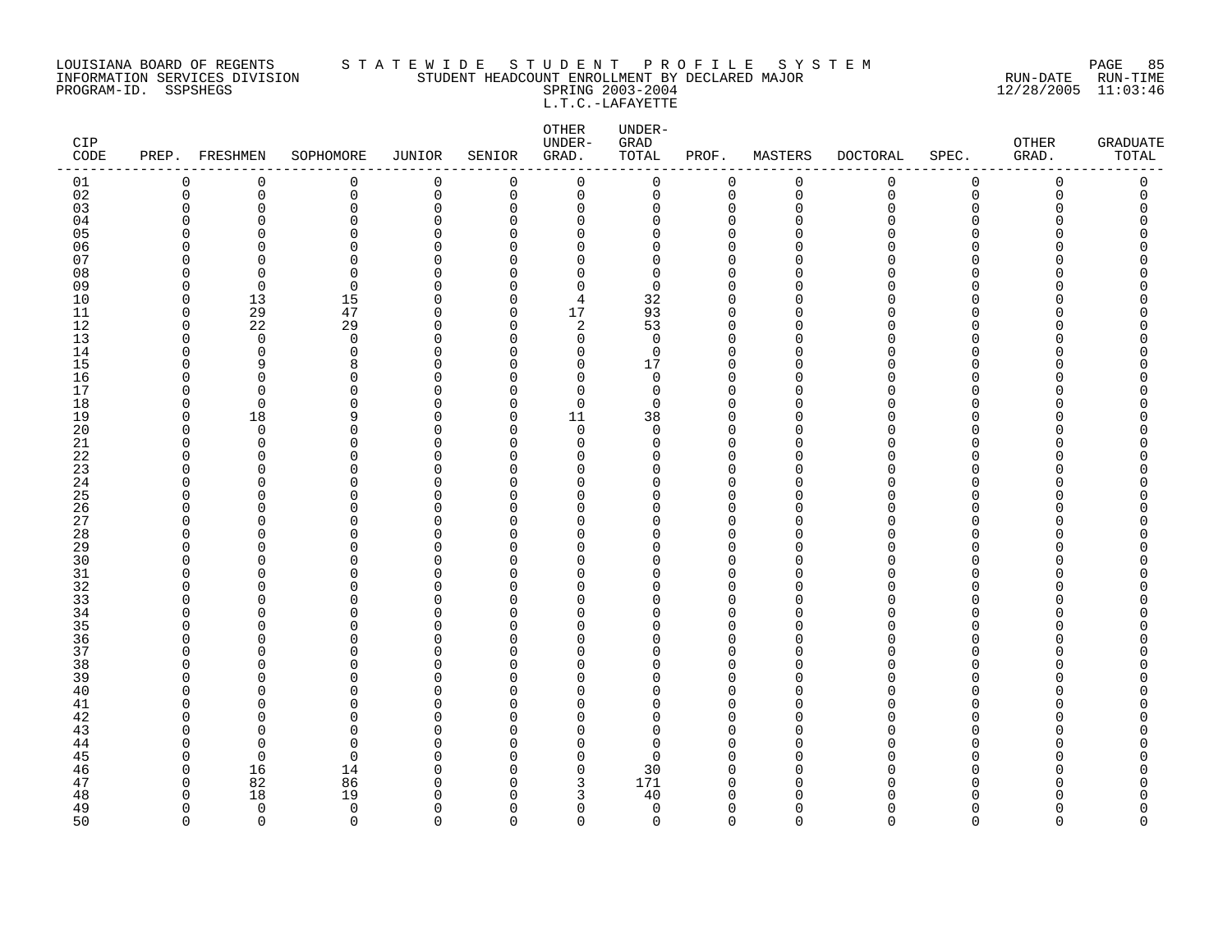LOUISIANA BOARD OF REGENTS — INFORMATION SERVICES DIVISION — PROGRAM-ID. SSPSHEGS

STATEWIDE STUDENT PROFILE SYSTEM

STUDENT HEADCOUNT ENROLLMENT BY DECLARED MAJOR

SPRING 2003-2004

L.T.C.-LAFAYETTE

RUN-DATE 12/28/2005 RUN-TIME 11:03:46

| CIP CODE | PREP. | FRESHMEN | SOPHOMORE | JUNIOR | SENIOR | OTHER UNDER-GRAD. | UNDER-GRAD TOTAL | PROF. | MASTERS | DOCTORAL | SPEC. | OTHER GRAD. | GRADUATE TOTAL |
|---|---|---|---|---|---|---|---|---|---|---|---|---|---|
| 01 | 0 | 0 | 0 | 0 | 0 | 0 | 0 | 0 | 0 | 0 | 0 | 0 | 0 |
| 02 | 0 | 0 | 0 | 0 | 0 | 0 | 0 | 0 | 0 | 0 | 0 | 0 | 0 |
| 03 | 0 | 0 | 0 | 0 | 0 | 0 | 0 | 0 | 0 | 0 | 0 | 0 | 0 |
| 04 | 0 | 0 | 0 | 0 | 0 | 0 | 0 | 0 | 0 | 0 | 0 | 0 | 0 |
| 05 | 0 | 0 | 0 | 0 | 0 | 0 | 0 | 0 | 0 | 0 | 0 | 0 | 0 |
| 06 | 0 | 0 | 0 | 0 | 0 | 0 | 0 | 0 | 0 | 0 | 0 | 0 | 0 |
| 07 | 0 | 0 | 0 | 0 | 0 | 0 | 0 | 0 | 0 | 0 | 0 | 0 | 0 |
| 08 | 0 | 0 | 0 | 0 | 0 | 0 | 0 | 0 | 0 | 0 | 0 | 0 | 0 |
| 09 | 0 | 0 | 0 | 0 | 0 | 0 | 0 | 0 | 0 | 0 | 0 | 0 | 0 |
| 10 | 0 | 13 | 15 | 0 | 0 | 4 | 32 | 0 | 0 | 0 | 0 | 0 | 0 |
| 11 | 0 | 29 | 47 | 0 | 0 | 17 | 93 | 0 | 0 | 0 | 0 | 0 | 0 |
| 12 | 0 | 22 | 29 | 0 | 0 | 2 | 53 | 0 | 0 | 0 | 0 | 0 | 0 |
| 13 | 0 | 0 | 0 | 0 | 0 | 0 | 0 | 0 | 0 | 0 | 0 | 0 | 0 |
| 14 | 0 | 0 | 0 | 0 | 0 | 0 | 0 | 0 | 0 | 0 | 0 | 0 | 0 |
| 15 | 0 | 9 | 8 | 0 | 0 | 0 | 17 | 0 | 0 | 0 | 0 | 0 | 0 |
| 16 | 0 | 0 | 0 | 0 | 0 | 0 | 0 | 0 | 0 | 0 | 0 | 0 | 0 |
| 17 | 0 | 0 | 0 | 0 | 0 | 0 | 0 | 0 | 0 | 0 | 0 | 0 | 0 |
| 18 | 0 | 0 | 0 | 0 | 0 | 0 | 0 | 0 | 0 | 0 | 0 | 0 | 0 |
| 19 | 0 | 18 | 9 | 0 | 0 | 11 | 38 | 0 | 0 | 0 | 0 | 0 | 0 |
| 20 | 0 | 0 | 0 | 0 | 0 | 0 | 0 | 0 | 0 | 0 | 0 | 0 | 0 |
| 21 | 0 | 0 | 0 | 0 | 0 | 0 | 0 | 0 | 0 | 0 | 0 | 0 | 0 |
| 22 | 0 | 0 | 0 | 0 | 0 | 0 | 0 | 0 | 0 | 0 | 0 | 0 | 0 |
| 23 | 0 | 0 | 0 | 0 | 0 | 0 | 0 | 0 | 0 | 0 | 0 | 0 | 0 |
| 24 | 0 | 0 | 0 | 0 | 0 | 0 | 0 | 0 | 0 | 0 | 0 | 0 | 0 |
| 25 | 0 | 0 | 0 | 0 | 0 | 0 | 0 | 0 | 0 | 0 | 0 | 0 | 0 |
| 26 | 0 | 0 | 0 | 0 | 0 | 0 | 0 | 0 | 0 | 0 | 0 | 0 | 0 |
| 27 | 0 | 0 | 0 | 0 | 0 | 0 | 0 | 0 | 0 | 0 | 0 | 0 | 0 |
| 28 | 0 | 0 | 0 | 0 | 0 | 0 | 0 | 0 | 0 | 0 | 0 | 0 | 0 |
| 29 | 0 | 0 | 0 | 0 | 0 | 0 | 0 | 0 | 0 | 0 | 0 | 0 | 0 |
| 30 | 0 | 0 | 0 | 0 | 0 | 0 | 0 | 0 | 0 | 0 | 0 | 0 | 0 |
| 31 | 0 | 0 | 0 | 0 | 0 | 0 | 0 | 0 | 0 | 0 | 0 | 0 | 0 |
| 32 | 0 | 0 | 0 | 0 | 0 | 0 | 0 | 0 | 0 | 0 | 0 | 0 | 0 |
| 33 | 0 | 0 | 0 | 0 | 0 | 0 | 0 | 0 | 0 | 0 | 0 | 0 | 0 |
| 34 | 0 | 0 | 0 | 0 | 0 | 0 | 0 | 0 | 0 | 0 | 0 | 0 | 0 |
| 35 | 0 | 0 | 0 | 0 | 0 | 0 | 0 | 0 | 0 | 0 | 0 | 0 | 0 |
| 36 | 0 | 0 | 0 | 0 | 0 | 0 | 0 | 0 | 0 | 0 | 0 | 0 | 0 |
| 37 | 0 | 0 | 0 | 0 | 0 | 0 | 0 | 0 | 0 | 0 | 0 | 0 | 0 |
| 38 | 0 | 0 | 0 | 0 | 0 | 0 | 0 | 0 | 0 | 0 | 0 | 0 | 0 |
| 39 | 0 | 0 | 0 | 0 | 0 | 0 | 0 | 0 | 0 | 0 | 0 | 0 | 0 |
| 40 | 0 | 0 | 0 | 0 | 0 | 0 | 0 | 0 | 0 | 0 | 0 | 0 | 0 |
| 41 | 0 | 0 | 0 | 0 | 0 | 0 | 0 | 0 | 0 | 0 | 0 | 0 | 0 |
| 42 | 0 | 0 | 0 | 0 | 0 | 0 | 0 | 0 | 0 | 0 | 0 | 0 | 0 |
| 43 | 0 | 0 | 0 | 0 | 0 | 0 | 0 | 0 | 0 | 0 | 0 | 0 | 0 |
| 44 | 0 | 0 | 0 | 0 | 0 | 0 | 0 | 0 | 0 | 0 | 0 | 0 | 0 |
| 45 | 0 | 0 | 0 | 0 | 0 | 0 | 0 | 0 | 0 | 0 | 0 | 0 | 0 |
| 46 | 0 | 16 | 14 | 0 | 0 | 0 | 30 | 0 | 0 | 0 | 0 | 0 | 0 |
| 47 | 0 | 82 | 86 | 0 | 0 | 3 | 171 | 0 | 0 | 0 | 0 | 0 | 0 |
| 48 | 0 | 18 | 19 | 0 | 0 | 3 | 40 | 0 | 0 | 0 | 0 | 0 | 0 |
| 49 | 0 | 0 | 0 | 0 | 0 | 0 | 0 | 0 | 0 | 0 | 0 | 0 | 0 |
| 50 | 0 | 0 | 0 | 0 | 0 | 0 | 0 | 0 | 0 | 0 | 0 | 0 | 0 |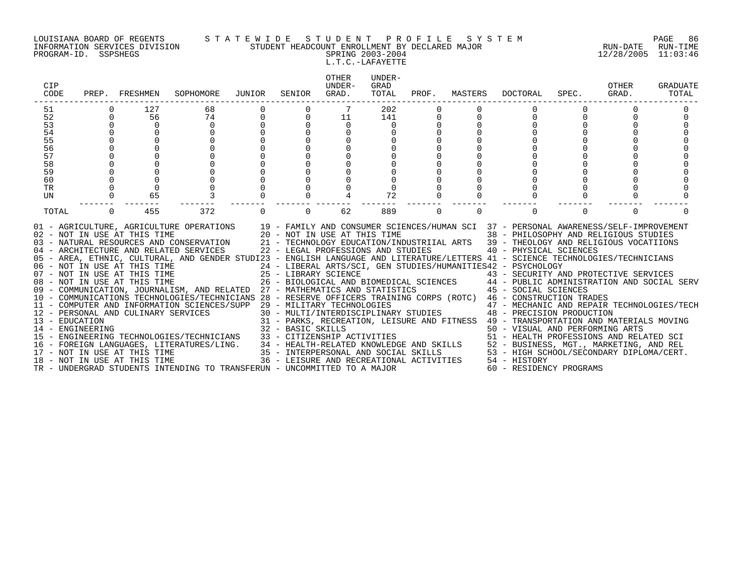LOUISIANA BOARD OF REGENTS — STATEWIDE STUDENT PROFILE SYSTEM
INFORMATION SERVICES DIVISION — STUDENT HEADCOUNT ENROLLMENT BY DECLARED MAJOR — RUN-DATE 12/28/2005 RUN-TIME 11:03:46
PROGRAM-ID. SSPSHEGS — SPRING 2003-2004

L.T.C.-LAFAYETTE

| CIP CODE | PREP. | FRESHMEN | SOPHOMORE | JUNIOR | SENIOR | OTHER UNDER-GRAD. | UNDER-GRAD TOTAL | PROF. | MASTERS | DOCTORAL | SPEC. | OTHER GRAD. | GRADUATE TOTAL |
|---|---|---|---|---|---|---|---|---|---|---|---|---|---|
| 51 | 0 | 127 | 68 | 0 | 0 | 7 | 202 | 0 | 0 | 0 | 0 | 0 | 0 |
| 52 | 0 | 56 | 74 | 0 | 0 | 11 | 141 | 0 | 0 | 0 | 0 | 0 | 0 |
| 53 | 0 | 0 | 0 | 0 | 0 | 0 | 0 | 0 | 0 | 0 | 0 | 0 | 0 |
| 54 | 0 | 0 | 0 | 0 | 0 | 0 | 0 | 0 | 0 | 0 | 0 | 0 | 0 |
| 55 | 0 | 0 | 0 | 0 | 0 | 0 | 0 | 0 | 0 | 0 | 0 | 0 | 0 |
| 56 | 0 | 0 | 0 | 0 | 0 | 0 | 0 | 0 | 0 | 0 | 0 | 0 | 0 |
| 57 | 0 | 0 | 0 | 0 | 0 | 0 | 0 | 0 | 0 | 0 | 0 | 0 | 0 |
| 58 | 0 | 0 | 0 | 0 | 0 | 0 | 0 | 0 | 0 | 0 | 0 | 0 | 0 |
| 59 | 0 | 0 | 0 | 0 | 0 | 0 | 0 | 0 | 0 | 0 | 0 | 0 | 0 |
| 60 | 0 | 0 | 0 | 0 | 0 | 0 | 0 | 0 | 0 | 0 | 0 | 0 | 0 |
| TR | 0 | 0 | 0 | 0 | 0 | 0 | 0 | 0 | 0 | 0 | 0 | 0 | 0 |
| UN | 0 | 65 | 3 | 0 | 0 | 4 | 72 | 0 | 0 | 0 | 0 | 0 | 0 |
| TOTAL | 0 | 455 | 372 | 0 | 0 | 62 | 889 | 0 | 0 | 0 | 0 | 0 | 0 |

01 - AGRICULTURE, AGRICULTURE OPERATIONS
02 - NOT IN USE AT THIS TIME
03 - NATURAL RESOURCES AND CONSERVATION
04 - ARCHITECTURE AND RELATED SERVICES
05 - AREA, ETHNIC, CULTURAL, AND GENDER STUDI
06 - NOT IN USE AT THIS TIME
07 - NOT IN USE AT THIS TIME
08 - NOT IN USE AT THIS TIME
09 - COMMUNICATION, JOURNALISM, AND RELATED
10 - COMMUNICATIONS TECHNOLOGIES/TECHNICIANS
11 - COMPUTER AND INFORMATION SCIENCES/SUPP
12 - PERSONAL AND CULINARY SERVICES
13 - EDUCATION
14 - ENGINEERING
15 - ENGINEERING TECHNOLOGIES/TECHNICIANS
16 - FOREIGN LANGUAGES, LITERATURES/LING.
17 - NOT IN USE AT THIS TIME
18 - NOT IN USE AT THIS TIME
19 - FAMILY AND CONSUMER SCIENCES/HUMAN SCI
20 - NOT IN USE AT THIS TIME
21 - TECHNOLOGY EDUCATION/INDUSTRIIAL ARTS
22 - LEGAL PROFESSIONS AND STUDIES
23 - ENGLISH LANGUAGE AND LITERATURE/LETTERS
24 - LIBERAL ARTS/SCI, GEN STUDIES/HUMANITIES
25 - LIBRARY SCIENCE
26 - BIOLOGICAL AND BIOMEDICAL SCIENCES
27 - MATHEMATICS AND STATISTICS
28 - RESERVE OFFICERS TRAINING CORPS (ROTC)
29 - MILITARY TECHNOLOGIES
30 - MULTI/INTERDISCIPLINARY STUDIES
31 - PARKS, RECREATION, LEISURE AND FITNESS
32 - BASIC SKILLS
33 - CITIZENSHIP ACTIVITIES
34 - HEALTH-RELATED KNOWLEDGE AND SKILLS
35 - INTERPERSONAL AND SOCIAL SKILLS
36 - LEISURE AND RECREATIONAL ACTIVITIES
37 - PERSONAL AWARENESS/SELF-IMPROVEMENT
38 - PHILOSOPHY AND RELIGIOUS STUDIES
39 - THEOLOGY AND RELIGIOUS VOCATIIONS
40 - PHYSICAL SCIENCES
41 - SCIENCE TECHNOLOGIES/TECHNICIANS
42 - PSYCHOLOGY
43 - SECURITY AND PROTECTIVE SERVICES
44 - PUBLIC ADMINISTRATION AND SOCIAL SERV
45 - SOCIAL SCIENCES
46 - CONSTRUCTION TRADES
47 - MECHANIC AND REPAIR TECHNOLOGIES/TECH
48 - PRECISION PRODUCTION
49 - TRANSPORTATION AND MATERIALS MOVING
50 - VISUAL AND PERFORMING ARTS
51 - HEALTH PROFESSIONS AND RELATED SCI
52 - BUSINESS, MGT., MARKETING, AND REL
53 - HIGH SCHOOL/SECONDARY DIPLOMA/CERT.
54 - HISTORY
60 - RESIDENCY PROGRAMS
TR - UNDERGRAD STUDENTS INTENDING TO TRANSFER
UN - UNCOMMITTED TO A MAJOR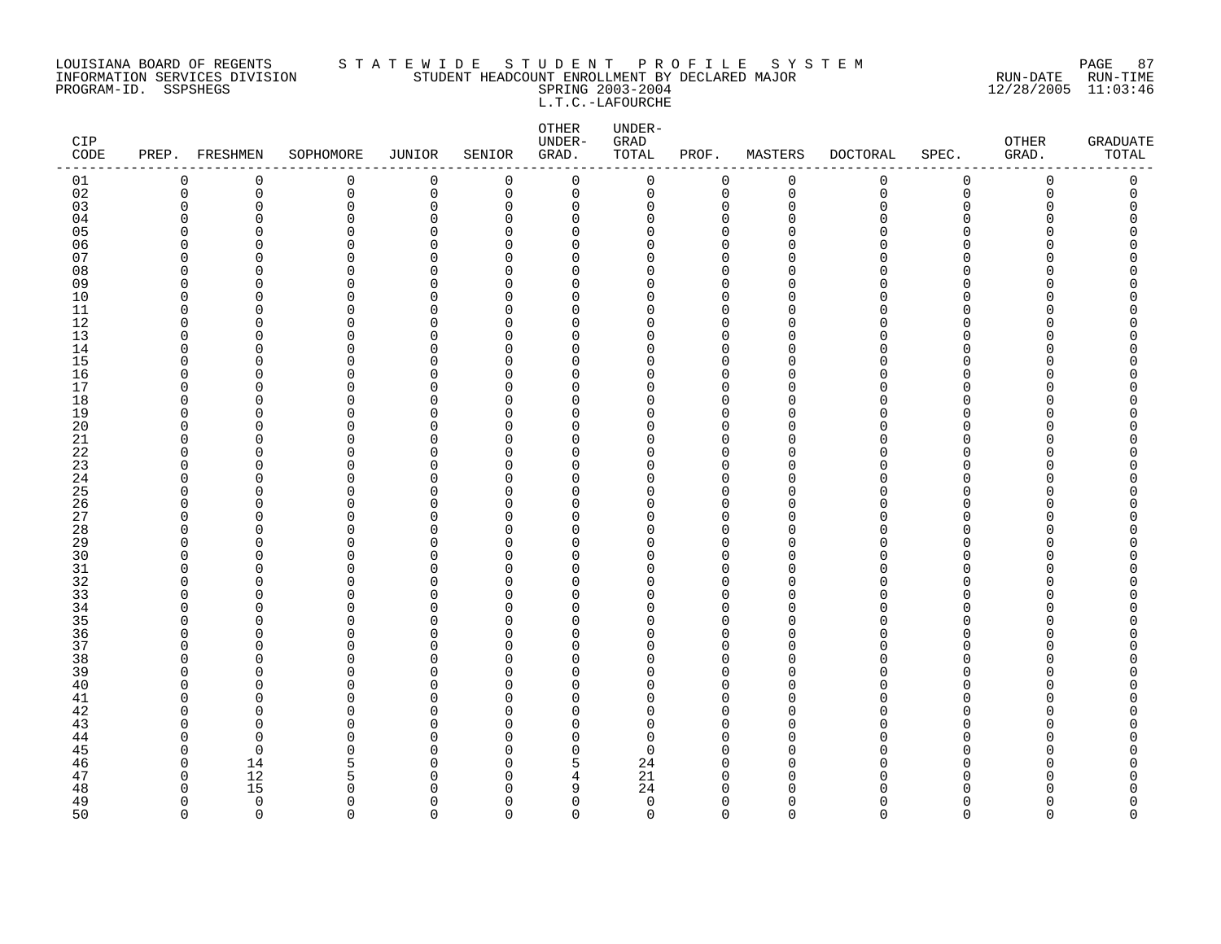LOUISIANA BOARD OF REGENTS
INFORMATION SERVICES DIVISION
PROGRAM-ID. SSPSHEGS

S T A T E W I D E   S T U D E N T   P R O F I L E   S Y S T E M
STUDENT HEADCOUNT ENROLLMENT BY DECLARED MAJOR
SPRING 2003-2004
L.T.C.-LAFOURCHE

RUN-DATE 12/28/2005 RUN-TIME 11:03:46

| CIP CODE | PREP. | FRESHMEN | SOPHOMORE | JUNIOR | SENIOR | OTHER UNDER-GRAD. | UNDER-GRAD TOTAL | PROF. | MASTERS | DOCTORAL | SPEC. | OTHER GRAD. | GRADUATE TOTAL |
|---|---|---|---|---|---|---|---|---|---|---|---|---|---|
| 01 | 0 | 0 | 0 | 0 | 0 | 0 | 0 | 0 | 0 | 0 | 0 | 0 | 0 |
| 02 | 0 | 0 | 0 | 0 | 0 | 0 | 0 | 0 | 0 | 0 | 0 | 0 | 0 |
| 03 | 0 | 0 | 0 | 0 | 0 | 0 | 0 | 0 | 0 | 0 | 0 | 0 | 0 |
| 04 | 0 | 0 | 0 | 0 | 0 | 0 | 0 | 0 | 0 | 0 | 0 | 0 | 0 |
| 05 | 0 | 0 | 0 | 0 | 0 | 0 | 0 | 0 | 0 | 0 | 0 | 0 | 0 |
| 06 | 0 | 0 | 0 | 0 | 0 | 0 | 0 | 0 | 0 | 0 | 0 | 0 | 0 |
| 07 | 0 | 0 | 0 | 0 | 0 | 0 | 0 | 0 | 0 | 0 | 0 | 0 | 0 |
| 08 | 0 | 0 | 0 | 0 | 0 | 0 | 0 | 0 | 0 | 0 | 0 | 0 | 0 |
| 09 | 0 | 0 | 0 | 0 | 0 | 0 | 0 | 0 | 0 | 0 | 0 | 0 | 0 |
| 10 | 0 | 0 | 0 | 0 | 0 | 0 | 0 | 0 | 0 | 0 | 0 | 0 | 0 |
| 11 | 0 | 0 | 0 | 0 | 0 | 0 | 0 | 0 | 0 | 0 | 0 | 0 | 0 |
| 12 | 0 | 0 | 0 | 0 | 0 | 0 | 0 | 0 | 0 | 0 | 0 | 0 | 0 |
| 13 | 0 | 0 | 0 | 0 | 0 | 0 | 0 | 0 | 0 | 0 | 0 | 0 | 0 |
| 14 | 0 | 0 | 0 | 0 | 0 | 0 | 0 | 0 | 0 | 0 | 0 | 0 | 0 |
| 15 | 0 | 0 | 0 | 0 | 0 | 0 | 0 | 0 | 0 | 0 | 0 | 0 | 0 |
| 16 | 0 | 0 | 0 | 0 | 0 | 0 | 0 | 0 | 0 | 0 | 0 | 0 | 0 |
| 17 | 0 | 0 | 0 | 0 | 0 | 0 | 0 | 0 | 0 | 0 | 0 | 0 | 0 |
| 18 | 0 | 0 | 0 | 0 | 0 | 0 | 0 | 0 | 0 | 0 | 0 | 0 | 0 |
| 19 | 0 | 0 | 0 | 0 | 0 | 0 | 0 | 0 | 0 | 0 | 0 | 0 | 0 |
| 20 | 0 | 0 | 0 | 0 | 0 | 0 | 0 | 0 | 0 | 0 | 0 | 0 | 0 |
| 21 | 0 | 0 | 0 | 0 | 0 | 0 | 0 | 0 | 0 | 0 | 0 | 0 | 0 |
| 22 | 0 | 0 | 0 | 0 | 0 | 0 | 0 | 0 | 0 | 0 | 0 | 0 | 0 |
| 23 | 0 | 0 | 0 | 0 | 0 | 0 | 0 | 0 | 0 | 0 | 0 | 0 | 0 |
| 24 | 0 | 0 | 0 | 0 | 0 | 0 | 0 | 0 | 0 | 0 | 0 | 0 | 0 |
| 25 | 0 | 0 | 0 | 0 | 0 | 0 | 0 | 0 | 0 | 0 | 0 | 0 | 0 |
| 26 | 0 | 0 | 0 | 0 | 0 | 0 | 0 | 0 | 0 | 0 | 0 | 0 | 0 |
| 27 | 0 | 0 | 0 | 0 | 0 | 0 | 0 | 0 | 0 | 0 | 0 | 0 | 0 |
| 28 | 0 | 0 | 0 | 0 | 0 | 0 | 0 | 0 | 0 | 0 | 0 | 0 | 0 |
| 29 | 0 | 0 | 0 | 0 | 0 | 0 | 0 | 0 | 0 | 0 | 0 | 0 | 0 |
| 30 | 0 | 0 | 0 | 0 | 0 | 0 | 0 | 0 | 0 | 0 | 0 | 0 | 0 |
| 31 | 0 | 0 | 0 | 0 | 0 | 0 | 0 | 0 | 0 | 0 | 0 | 0 | 0 |
| 32 | 0 | 0 | 0 | 0 | 0 | 0 | 0 | 0 | 0 | 0 | 0 | 0 | 0 |
| 33 | 0 | 0 | 0 | 0 | 0 | 0 | 0 | 0 | 0 | 0 | 0 | 0 | 0 |
| 34 | 0 | 0 | 0 | 0 | 0 | 0 | 0 | 0 | 0 | 0 | 0 | 0 | 0 |
| 35 | 0 | 0 | 0 | 0 | 0 | 0 | 0 | 0 | 0 | 0 | 0 | 0 | 0 |
| 36 | 0 | 0 | 0 | 0 | 0 | 0 | 0 | 0 | 0 | 0 | 0 | 0 | 0 |
| 37 | 0 | 0 | 0 | 0 | 0 | 0 | 0 | 0 | 0 | 0 | 0 | 0 | 0 |
| 38 | 0 | 0 | 0 | 0 | 0 | 0 | 0 | 0 | 0 | 0 | 0 | 0 | 0 |
| 39 | 0 | 0 | 0 | 0 | 0 | 0 | 0 | 0 | 0 | 0 | 0 | 0 | 0 |
| 40 | 0 | 0 | 0 | 0 | 0 | 0 | 0 | 0 | 0 | 0 | 0 | 0 | 0 |
| 41 | 0 | 0 | 0 | 0 | 0 | 0 | 0 | 0 | 0 | 0 | 0 | 0 | 0 |
| 42 | 0 | 0 | 0 | 0 | 0 | 0 | 0 | 0 | 0 | 0 | 0 | 0 | 0 |
| 43 | 0 | 0 | 0 | 0 | 0 | 0 | 0 | 0 | 0 | 0 | 0 | 0 | 0 |
| 44 | 0 | 0 | 0 | 0 | 0 | 0 | 0 | 0 | 0 | 0 | 0 | 0 | 0 |
| 45 | 0 | 0 | 0 | 0 | 0 | 0 | 0 | 0 | 0 | 0 | 0 | 0 | 0 |
| 46 | 0 | 14 | 5 | 0 | 0 | 5 | 24 | 0 | 0 | 0 | 0 | 0 | 0 |
| 47 | 0 | 12 | 5 | 0 | 0 | 4 | 21 | 0 | 0 | 0 | 0 | 0 | 0 |
| 48 | 0 | 15 | 0 | 0 | 0 | 9 | 24 | 0 | 0 | 0 | 0 | 0 | 0 |
| 49 | 0 | 0 | 0 | 0 | 0 | 0 | 0 | 0 | 0 | 0 | 0 | 0 | 0 |
| 50 | 0 | 0 | 0 | 0 | 0 | 0 | 0 | 0 | 0 | 0 | 0 | 0 | 0 |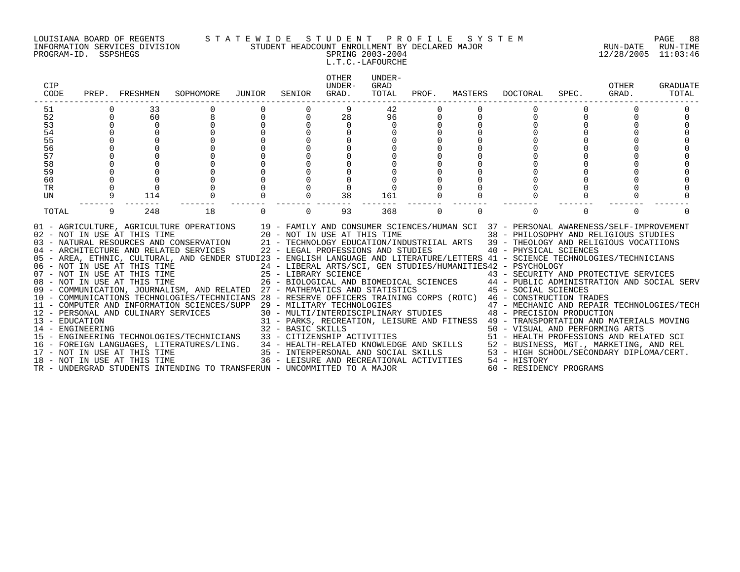LOUISIANA BOARD OF REGENTS
INFORMATION SERVICES DIVISION
PROGRAM-ID. SSPSHEGS

# S T A T E W I D E   S T U D E N T   P R O F I L E   S Y S T E M

## STUDENT HEADCOUNT ENROLLMENT BY DECLARED MAJOR

SPRING 2003-2004

L.T.C.-LAFOURCHE

RUN-DATE 12/28/2005  RUN-TIME 11:03:46

| CIP CODE | PREP. | FRESHMEN | SOPHOMORE | JUNIOR | SENIOR | OTHER UNDER-GRAD. | UNDER-GRAD TOTAL | PROF. | MASTERS | DOCTORAL | SPEC. | OTHER GRAD. | GRADUATE TOTAL |
|---|---|---|---|---|---|---|---|---|---|---|---|---|---|
| 51 | 0 | 33 | 0 | 0 | 0 | 9 | 42 | 0 | 0 | 0 | 0 | 0 | 0 |
| 52 | 0 | 60 | 8 | 0 | 0 | 28 | 96 | 0 | 0 | 0 | 0 | 0 | 0 |
| 53 | 0 | 0 | 0 | 0 | 0 | 0 | 0 | 0 | 0 | 0 | 0 | 0 | 0 |
| 54 | 0 | 0 | 0 | 0 | 0 | 0 | 0 | 0 | 0 | 0 | 0 | 0 | 0 |
| 55 | 0 | 0 | 0 | 0 | 0 | 0 | 0 | 0 | 0 | 0 | 0 | 0 | 0 |
| 56 | 0 | 0 | 0 | 0 | 0 | 0 | 0 | 0 | 0 | 0 | 0 | 0 | 0 |
| 57 | 0 | 0 | 0 | 0 | 0 | 0 | 0 | 0 | 0 | 0 | 0 | 0 | 0 |
| 58 | 0 | 0 | 0 | 0 | 0 | 0 | 0 | 0 | 0 | 0 | 0 | 0 | 0 |
| 59 | 0 | 0 | 0 | 0 | 0 | 0 | 0 | 0 | 0 | 0 | 0 | 0 | 0 |
| 60 | 0 | 0 | 0 | 0 | 0 | 0 | 0 | 0 | 0 | 0 | 0 | 0 | 0 |
| TR | 0 | 0 | 0 | 0 | 0 | 0 | 0 | 0 | 0 | 0 | 0 | 0 | 0 |
| UN | 9 | 114 | 0 | 0 | 0 | 38 | 161 | 0 | 0 | 0 | 0 | 0 | 0 |
| TOTAL | 9 | 248 | 18 | 0 | 0 | 93 | 368 | 0 | 0 | 0 | 0 | 0 | 0 |

01 - AGRICULTURE, AGRICULTURE OPERATIONS
02 - NOT IN USE AT THIS TIME
03 - NATURAL RESOURCES AND CONSERVATION
04 - ARCHITECTURE AND RELATED SERVICES
05 - AREA, ETHNIC, CULTURAL, AND GENDER STUDI
06 - NOT IN USE AT THIS TIME
07 - NOT IN USE AT THIS TIME
08 - NOT IN USE AT THIS TIME
09 - COMMUNICATION, JOURNALISM, AND RELATED
10 - COMMUNICATIONS TECHNOLOGIES/TECHNICIANS
11 - COMPUTER AND INFORMATION SCIENCES/SUPP
12 - PERSONAL AND CULINARY SERVICES
13 - EDUCATION
14 - ENGINEERING
15 - ENGINEERING TECHNOLOGIES/TECHNICIANS
16 - FOREIGN LANGUAGES, LITERATURES/LING.
17 - NOT IN USE AT THIS TIME
18 - NOT IN USE AT THIS TIME
19 - FAMILY AND CONSUMER SCIENCES/HUMAN SCI
20 - NOT IN USE AT THIS TIME
21 - TECHNOLOGY EDUCATION/INDUSTRIIAL ARTS
22 - LEGAL PROFESSIONS AND STUDIES
23 - ENGLISH LANGUAGE AND LITERATURE/LETTERS
24 - LIBERAL ARTS/SCI, GEN STUDIES/HUMANITIES
25 - LIBRARY SCIENCE
26 - BIOLOGICAL AND BIOMEDICAL SCIENCES
27 - MATHEMATICS AND STATISTICS
28 - RESERVE OFFICERS TRAINING CORPS (ROTC)
29 - MILITARY TECHNOLOGIES
30 - MULTI/INTERDISCIPLINARY STUDIES
31 - PARKS, RECREATION, LEISURE AND FITNESS
32 - BASIC SKILLS
33 - CITIZENSHIP ACTIVITIES
34 - HEALTH-RELATED KNOWLEDGE AND SKILLS
35 - INTERPERSONAL AND SOCIAL SKILLS
36 - LEISURE AND RECREATIONAL ACTIVITIES
37 - PERSONAL AWARENESS/SELF-IMPROVEMENT
38 - PHILOSOPHY AND RELIGIOUS STUDIES
39 - THEOLOGY AND RELIGIOUS VOCATIIONS
40 - PHYSICAL SCIENCES
41 - SCIENCE TECHNOLOGIES/TECHNICIANS
42 - PSYCHOLOGY
43 - SECURITY AND PROTECTIVE SERVICES
44 - PUBLIC ADMINISTRATION AND SOCIAL SERV
45 - SOCIAL SCIENCES
46 - CONSTRUCTION TRADES
47 - MECHANIC AND REPAIR TECHNOLOGIES/TECH
48 - PRECISION PRODUCTION
49 - TRANSPORTATION AND MATERIALS MOVING
50 - VISUAL AND PERFORMING ARTS
51 - HEALTH PROFESSIONS AND RELATED SCI
52 - BUSINESS, MGT., MARKETING, AND REL
53 - HIGH SCHOOL/SECONDARY DIPLOMA/CERT.
54 - HISTORY
60 - RESIDENCY PROGRAMS
TR - UNDERGRAD STUDENTS INTENDING TO TRANSFER
UN - UNCOMMITTED TO A MAJOR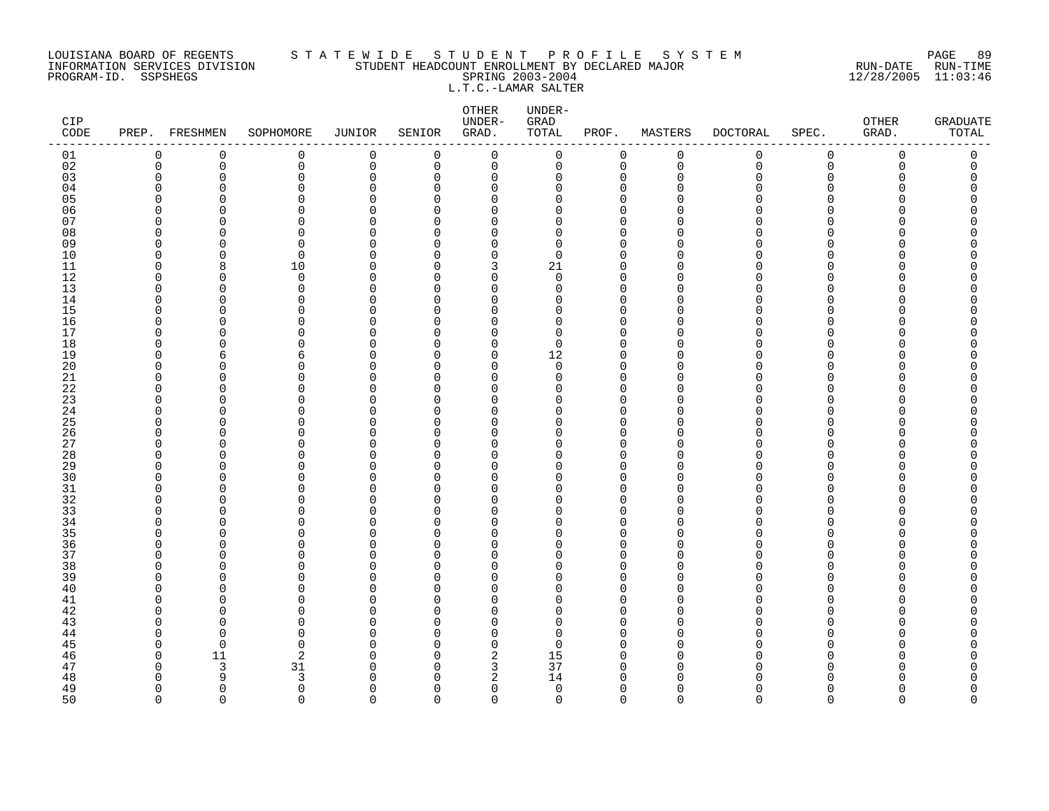LOUISIANA BOARD OF REGENTS
INFORMATION SERVICES DIVISION
PROGRAM-ID. SSPSHEGS

# STATEWIDE STUDENT PROFILE SYSTEM
## STUDENT HEADCOUNT ENROLLMENT BY DECLARED MAJOR
### SPRING 2003-2004
### L.T.C.-LAMAR SALTER

RUN-DATE 12/28/2005 RUN-TIME 11:03:46

| CIP CODE | PREP. | FRESHMEN | SOPHOMORE | JUNIOR | SENIOR | OTHER UNDER-GRAD. | UNDER-GRAD TOTAL | PROF. | MASTERS | DOCTORAL | SPEC. | OTHER GRAD. | GRADUATE TOTAL |
|---|---|---|---|---|---|---|---|---|---|---|---|---|---|
| 01 | 0 | 0 | 0 | 0 | 0 | 0 | 0 | 0 | 0 | 0 | 0 | 0 | 0 |
| 02 | 0 | 0 | 0 | 0 | 0 | 0 | 0 | 0 | 0 | 0 | 0 | 0 | 0 |
| 03 | 0 | 0 | 0 | 0 | 0 | 0 | 0 | 0 | 0 | 0 | 0 | 0 | 0 |
| 04 | 0 | 0 | 0 | 0 | 0 | 0 | 0 | 0 | 0 | 0 | 0 | 0 | 0 |
| 05 | 0 | 0 | 0 | 0 | 0 | 0 | 0 | 0 | 0 | 0 | 0 | 0 | 0 |
| 06 | 0 | 0 | 0 | 0 | 0 | 0 | 0 | 0 | 0 | 0 | 0 | 0 | 0 |
| 07 | 0 | 0 | 0 | 0 | 0 | 0 | 0 | 0 | 0 | 0 | 0 | 0 | 0 |
| 08 | 0 | 0 | 0 | 0 | 0 | 0 | 0 | 0 | 0 | 0 | 0 | 0 | 0 |
| 09 | 0 | 0 | 0 | 0 | 0 | 0 | 0 | 0 | 0 | 0 | 0 | 0 | 0 |
| 10 | 0 | 0 | 0 | 0 | 0 | 0 | 0 | 0 | 0 | 0 | 0 | 0 | 0 |
| 11 | 0 | 8 | 10 | 0 | 0 | 3 | 21 | 0 | 0 | 0 | 0 | 0 | 0 |
| 12 | 0 | 0 | 0 | 0 | 0 | 0 | 0 | 0 | 0 | 0 | 0 | 0 | 0 |
| 13 | 0 | 0 | 0 | 0 | 0 | 0 | 0 | 0 | 0 | 0 | 0 | 0 | 0 |
| 14 | 0 | 0 | 0 | 0 | 0 | 0 | 0 | 0 | 0 | 0 | 0 | 0 | 0 |
| 15 | 0 | 0 | 0 | 0 | 0 | 0 | 0 | 0 | 0 | 0 | 0 | 0 | 0 |
| 16 | 0 | 0 | 0 | 0 | 0 | 0 | 0 | 0 | 0 | 0 | 0 | 0 | 0 |
| 17 | 0 | 0 | 0 | 0 | 0 | 0 | 0 | 0 | 0 | 0 | 0 | 0 | 0 |
| 18 | 0 | 0 | 0 | 0 | 0 | 0 | 0 | 0 | 0 | 0 | 0 | 0 | 0 |
| 19 | 0 | 6 | 6 | 0 | 0 | 0 | 12 | 0 | 0 | 0 | 0 | 0 | 0 |
| 20 | 0 | 0 | 0 | 0 | 0 | 0 | 0 | 0 | 0 | 0 | 0 | 0 | 0 |
| 21 | 0 | 0 | 0 | 0 | 0 | 0 | 0 | 0 | 0 | 0 | 0 | 0 | 0 |
| 22 | 0 | 0 | 0 | 0 | 0 | 0 | 0 | 0 | 0 | 0 | 0 | 0 | 0 |
| 23 | 0 | 0 | 0 | 0 | 0 | 0 | 0 | 0 | 0 | 0 | 0 | 0 | 0 |
| 24 | 0 | 0 | 0 | 0 | 0 | 0 | 0 | 0 | 0 | 0 | 0 | 0 | 0 |
| 25 | 0 | 0 | 0 | 0 | 0 | 0 | 0 | 0 | 0 | 0 | 0 | 0 | 0 |
| 26 | 0 | 0 | 0 | 0 | 0 | 0 | 0 | 0 | 0 | 0 | 0 | 0 | 0 |
| 27 | 0 | 0 | 0 | 0 | 0 | 0 | 0 | 0 | 0 | 0 | 0 | 0 | 0 |
| 28 | 0 | 0 | 0 | 0 | 0 | 0 | 0 | 0 | 0 | 0 | 0 | 0 | 0 |
| 29 | 0 | 0 | 0 | 0 | 0 | 0 | 0 | 0 | 0 | 0 | 0 | 0 | 0 |
| 30 | 0 | 0 | 0 | 0 | 0 | 0 | 0 | 0 | 0 | 0 | 0 | 0 | 0 |
| 31 | 0 | 0 | 0 | 0 | 0 | 0 | 0 | 0 | 0 | 0 | 0 | 0 | 0 |
| 32 | 0 | 0 | 0 | 0 | 0 | 0 | 0 | 0 | 0 | 0 | 0 | 0 | 0 |
| 33 | 0 | 0 | 0 | 0 | 0 | 0 | 0 | 0 | 0 | 0 | 0 | 0 | 0 |
| 34 | 0 | 0 | 0 | 0 | 0 | 0 | 0 | 0 | 0 | 0 | 0 | 0 | 0 |
| 35 | 0 | 0 | 0 | 0 | 0 | 0 | 0 | 0 | 0 | 0 | 0 | 0 | 0 |
| 36 | 0 | 0 | 0 | 0 | 0 | 0 | 0 | 0 | 0 | 0 | 0 | 0 | 0 |
| 37 | 0 | 0 | 0 | 0 | 0 | 0 | 0 | 0 | 0 | 0 | 0 | 0 | 0 |
| 38 | 0 | 0 | 0 | 0 | 0 | 0 | 0 | 0 | 0 | 0 | 0 | 0 | 0 |
| 39 | 0 | 0 | 0 | 0 | 0 | 0 | 0 | 0 | 0 | 0 | 0 | 0 | 0 |
| 40 | 0 | 0 | 0 | 0 | 0 | 0 | 0 | 0 | 0 | 0 | 0 | 0 | 0 |
| 41 | 0 | 0 | 0 | 0 | 0 | 0 | 0 | 0 | 0 | 0 | 0 | 0 | 0 |
| 42 | 0 | 0 | 0 | 0 | 0 | 0 | 0 | 0 | 0 | 0 | 0 | 0 | 0 |
| 43 | 0 | 0 | 0 | 0 | 0 | 0 | 0 | 0 | 0 | 0 | 0 | 0 | 0 |
| 44 | 0 | 0 | 0 | 0 | 0 | 0 | 0 | 0 | 0 | 0 | 0 | 0 | 0 |
| 45 | 0 | 0 | 0 | 0 | 0 | 0 | 0 | 0 | 0 | 0 | 0 | 0 | 0 |
| 46 | 0 | 11 | 2 | 0 | 0 | 2 | 15 | 0 | 0 | 0 | 0 | 0 | 0 |
| 47 | 0 | 3 | 31 | 0 | 0 | 3 | 37 | 0 | 0 | 0 | 0 | 0 | 0 |
| 48 | 0 | 9 | 3 | 0 | 0 | 2 | 14 | 0 | 0 | 0 | 0 | 0 | 0 |
| 49 | 0 | 0 | 0 | 0 | 0 | 0 | 0 | 0 | 0 | 0 | 0 | 0 | 0 |
| 50 | 0 | 0 | 0 | 0 | 0 | 0 | 0 | 0 | 0 | 0 | 0 | 0 | 0 |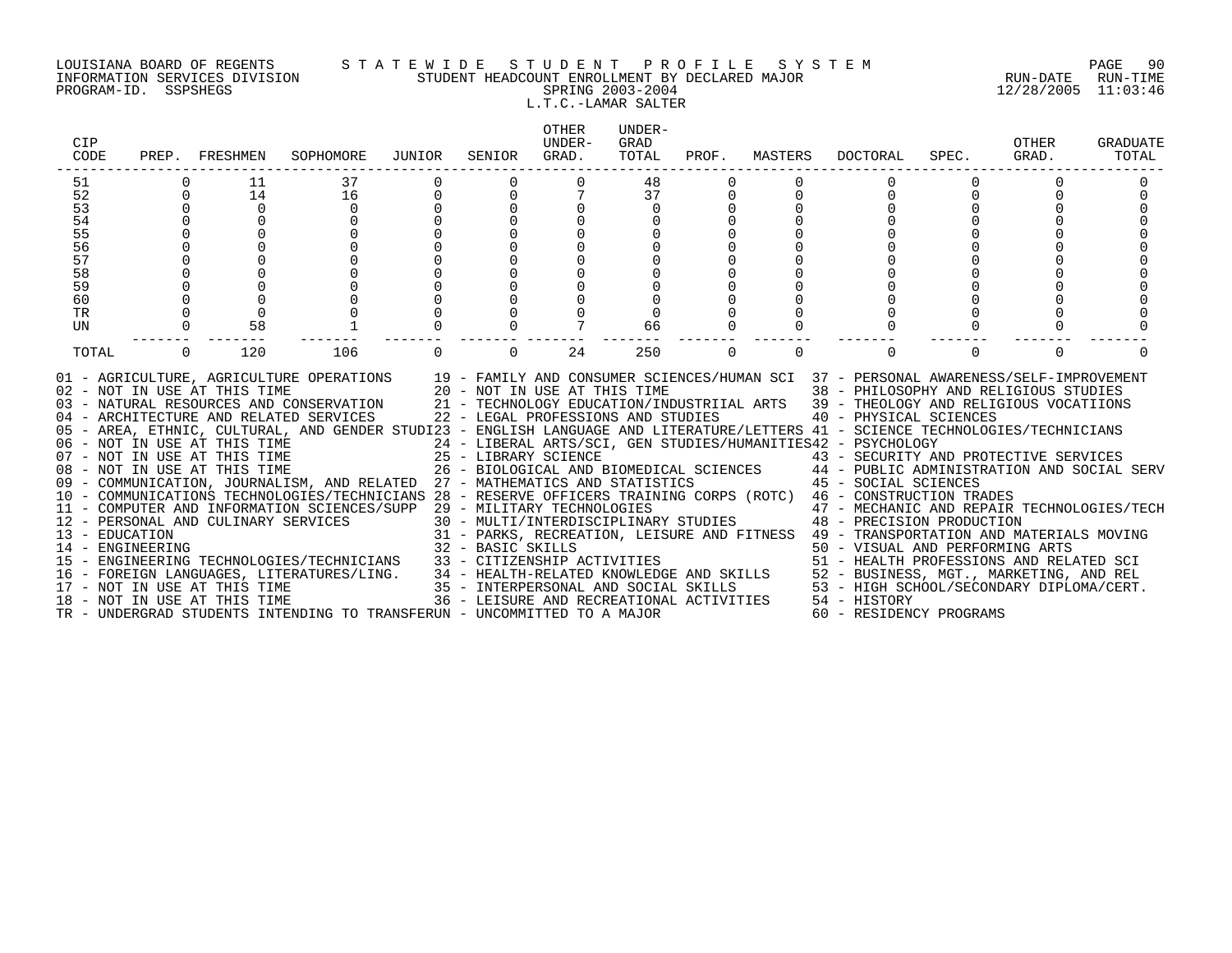LOUISIANA BOARD OF REGENTS
INFORMATION SERVICES DIVISION
PROGRAM-ID. SSPSHEGS

# STATEWIDE STUDENT PROFILE SYSTEM

## STUDENT HEADCOUNT ENROLLMENT BY DECLARED MAJOR

SPRING 2003-2004

L.T.C.-LAMAR SALTER

RUN-DATE 12/28/2005 RUN-TIME 11:03:46

| CIP CODE | PREP. | FRESHMEN | SOPHOMORE | JUNIOR | SENIOR | OTHER UNDER-GRAD. | UNDER-GRAD TOTAL | PROF. | MASTERS | DOCTORAL | SPEC. | OTHER GRAD. | GRADUATE TOTAL |
|---|---|---|---|---|---|---|---|---|---|---|---|---|---|
| 51 | 0 | 11 | 37 | 0 | 0 | 0 | 48 | 0 | 0 | 0 | 0 | 0 | 0 |
| 52 | 0 | 14 | 16 | 0 | 0 | 7 | 37 | 0 | 0 | 0 | 0 | 0 | 0 |
| 53 | 0 | 0 | 0 | 0 | 0 | 0 | 0 | 0 | 0 | 0 | 0 | 0 | 0 |
| 54 | 0 | 0 | 0 | 0 | 0 | 0 | 0 | 0 | 0 | 0 | 0 | 0 | 0 |
| 55 | 0 | 0 | 0 | 0 | 0 | 0 | 0 | 0 | 0 | 0 | 0 | 0 | 0 |
| 56 | 0 | 0 | 0 | 0 | 0 | 0 | 0 | 0 | 0 | 0 | 0 | 0 | 0 |
| 57 | 0 | 0 | 0 | 0 | 0 | 0 | 0 | 0 | 0 | 0 | 0 | 0 | 0 |
| 58 | 0 | 0 | 0 | 0 | 0 | 0 | 0 | 0 | 0 | 0 | 0 | 0 | 0 |
| 59 | 0 | 0 | 0 | 0 | 0 | 0 | 0 | 0 | 0 | 0 | 0 | 0 | 0 |
| 60 | 0 | 0 | 0 | 0 | 0 | 0 | 0 | 0 | 0 | 0 | 0 | 0 | 0 |
| TR | 0 | 0 | 0 | 0 | 0 | 0 | 0 | 0 | 0 | 0 | 0 | 0 | 0 |
| UN | 0 | 58 | 1 | 0 | 0 | 7 | 66 | 0 | 0 | 0 | 0 | 0 | 0 |
| TOTAL | 0 | 120 | 106 | 0 | 0 | 24 | 250 | 0 | 0 | 0 | 0 | 0 | 0 |

01 - AGRICULTURE, AGRICULTURE OPERATIONS
02 - NOT IN USE AT THIS TIME
03 - NATURAL RESOURCES AND CONSERVATION
04 - ARCHITECTURE AND RELATED SERVICES
05 - AREA, ETHNIC, CULTURAL, AND GENDER STUDI
06 - NOT IN USE AT THIS TIME
07 - NOT IN USE AT THIS TIME
08 - NOT IN USE AT THIS TIME
09 - COMMUNICATION, JOURNALISM, AND RELATED
10 - COMMUNICATIONS TECHNOLOGIES/TECHNICIANS
11 - COMPUTER AND INFORMATION SCIENCES/SUPP
12 - PERSONAL AND CULINARY SERVICES
13 - EDUCATION
14 - ENGINEERING
15 - ENGINEERING TECHNOLOGIES/TECHNICIANS
16 - FOREIGN LANGUAGES, LITERATURES/LING.
17 - NOT IN USE AT THIS TIME
18 - NOT IN USE AT THIS TIME
19 - FAMILY AND CONSUMER SCIENCES/HUMAN SCI
20 - NOT IN USE AT THIS TIME
21 - TECHNOLOGY EDUCATION/INDUSTRIIAL ARTS
22 - LEGAL PROFESSIONS AND STUDIES
23 - ENGLISH LANGUAGE AND LITERATURE/LETTERS
24 - LIBERAL ARTS/SCI, GEN STUDIES/HUMANITIES
25 - LIBRARY SCIENCE
26 - BIOLOGICAL AND BIOMEDICAL SCIENCES
27 - MATHEMATICS AND STATISTICS
28 - RESERVE OFFICERS TRAINING CORPS (ROTC)
29 - MILITARY TECHNOLOGIES
30 - MULTI/INTERDISCIPLINARY STUDIES
31 - PARKS, RECREATION, LEISURE AND FITNESS
32 - BASIC SKILLS
33 - CITIZENSHIP ACTIVITIES
34 - HEALTH-RELATED KNOWLEDGE AND SKILLS
35 - INTERPERSONAL AND SOCIAL SKILLS
36 - LEISURE AND RECREATIONAL ACTIVITIES
37 - PERSONAL AWARENESS/SELF-IMPROVEMENT
38 - PHILOSOPHY AND RELIGIOUS STUDIES
39 - THEOLOGY AND RELIGIOUS VOCATIIONS
40 - PHYSICAL SCIENCES
41 - SCIENCE TECHNOLOGIES/TECHNICIANS
42 - PSYCHOLOGY
43 - SECURITY AND PROTECTIVE SERVICES
44 - PUBLIC ADMINISTRATION AND SOCIAL SERV
45 - SOCIAL SCIENCES
46 - CONSTRUCTION TRADES
47 - MECHANIC AND REPAIR TECHNOLOGIES/TECH
48 - PRECISION PRODUCTION
49 - TRANSPORTATION AND MATERIALS MOVING
50 - VISUAL AND PERFORMING ARTS
51 - HEALTH PROFESSIONS AND RELATED SCI
52 - BUSINESS, MGT., MARKETING, AND REL
53 - HIGH SCHOOL/SECONDARY DIPLOMA/CERT.
54 - HISTORY
60 - RESIDENCY PROGRAMS
TR - UNDERGRAD STUDENTS INTENDING TO TRANSFER
UN - UNCOMMITTED TO A MAJOR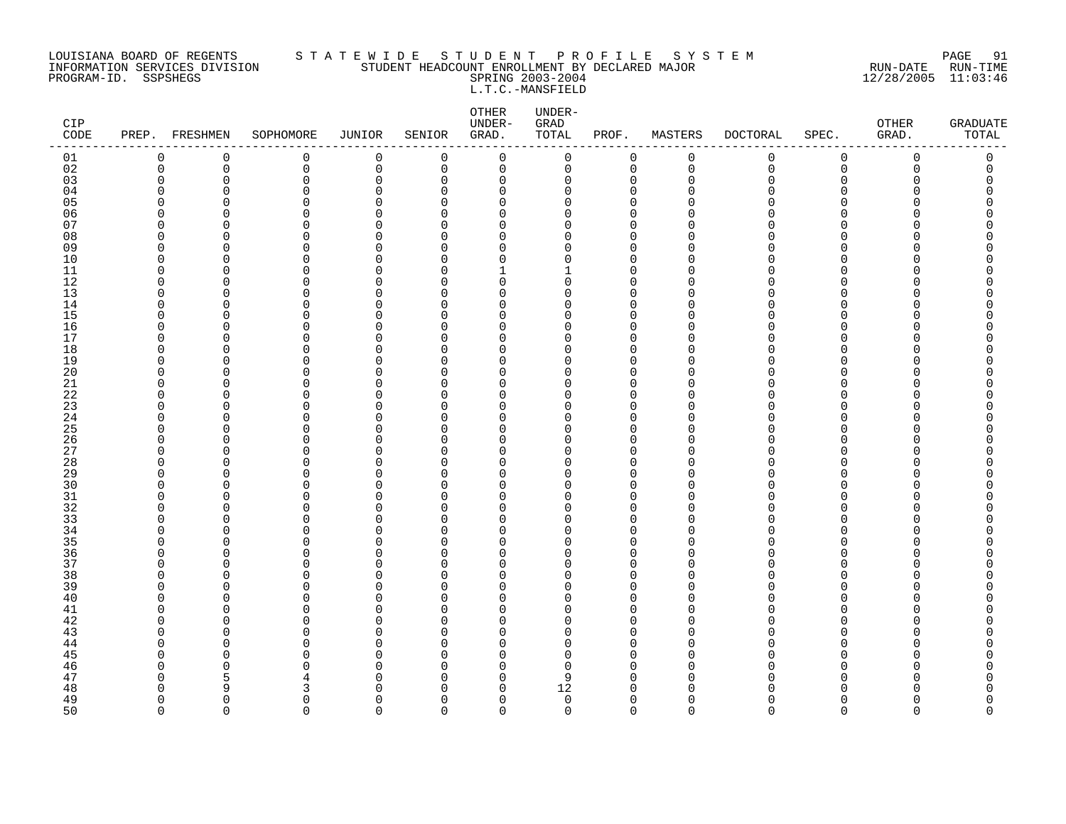LOUISIANA BOARD OF REGENTS — STATEWIDE STUDENT PROFILE SYSTEM
INFORMATION SERVICES DIVISION — STUDENT HEADCOUNT ENROLLMENT BY DECLARED MAJOR — RUN-DATE 12/28/2005 RUN-TIME 11:03:46
PROGRAM-ID. SSPSHEGS — SPRING 2003-2004

L.T.C.-MANSFIELD

| CIP CODE | PREP. | FRESHMEN | SOPHOMORE | JUNIOR | SENIOR | OTHER UNDER-GRAD. | UNDER-GRAD TOTAL | PROF. | MASTERS | DOCTORAL | SPEC. | OTHER GRAD. | GRADUATE TOTAL |
|---|---|---|---|---|---|---|---|---|---|---|---|---|---|
| 01 | 0 | 0 | 0 | 0 | 0 | 0 | 0 | 0 | 0 | 0 | 0 | 0 | 0 |
| 02 | 0 | 0 | 0 | 0 | 0 | 0 | 0 | 0 | 0 | 0 | 0 | 0 | 0 |
| 03 | 0 | 0 | 0 | 0 | 0 | 0 | 0 | 0 | 0 | 0 | 0 | 0 | 0 |
| 04 | 0 | 0 | 0 | 0 | 0 | 0 | 0 | 0 | 0 | 0 | 0 | 0 | 0 |
| 05 | 0 | 0 | 0 | 0 | 0 | 0 | 0 | 0 | 0 | 0 | 0 | 0 | 0 |
| 06 | 0 | 0 | 0 | 0 | 0 | 0 | 0 | 0 | 0 | 0 | 0 | 0 | 0 |
| 07 | 0 | 0 | 0 | 0 | 0 | 0 | 0 | 0 | 0 | 0 | 0 | 0 | 0 |
| 08 | 0 | 0 | 0 | 0 | 0 | 0 | 0 | 0 | 0 | 0 | 0 | 0 | 0 |
| 09 | 0 | 0 | 0 | 0 | 0 | 0 | 0 | 0 | 0 | 0 | 0 | 0 | 0 |
| 10 | 0 | 0 | 0 | 0 | 0 | 0 | 0 | 0 | 0 | 0 | 0 | 0 | 0 |
| 11 | 0 | 0 | 0 | 0 | 0 | 1 | 1 | 0 | 0 | 0 | 0 | 0 | 0 |
| 12 | 0 | 0 | 0 | 0 | 0 | 0 | 0 | 0 | 0 | 0 | 0 | 0 | 0 |
| 13 | 0 | 0 | 0 | 0 | 0 | 0 | 0 | 0 | 0 | 0 | 0 | 0 | 0 |
| 14 | 0 | 0 | 0 | 0 | 0 | 0 | 0 | 0 | 0 | 0 | 0 | 0 | 0 |
| 15 | 0 | 0 | 0 | 0 | 0 | 0 | 0 | 0 | 0 | 0 | 0 | 0 | 0 |
| 16 | 0 | 0 | 0 | 0 | 0 | 0 | 0 | 0 | 0 | 0 | 0 | 0 | 0 |
| 17 | 0 | 0 | 0 | 0 | 0 | 0 | 0 | 0 | 0 | 0 | 0 | 0 | 0 |
| 18 | 0 | 0 | 0 | 0 | 0 | 0 | 0 | 0 | 0 | 0 | 0 | 0 | 0 |
| 19 | 0 | 0 | 0 | 0 | 0 | 0 | 0 | 0 | 0 | 0 | 0 | 0 | 0 |
| 20 | 0 | 0 | 0 | 0 | 0 | 0 | 0 | 0 | 0 | 0 | 0 | 0 | 0 |
| 21 | 0 | 0 | 0 | 0 | 0 | 0 | 0 | 0 | 0 | 0 | 0 | 0 | 0 |
| 22 | 0 | 0 | 0 | 0 | 0 | 0 | 0 | 0 | 0 | 0 | 0 | 0 | 0 |
| 23 | 0 | 0 | 0 | 0 | 0 | 0 | 0 | 0 | 0 | 0 | 0 | 0 | 0 |
| 24 | 0 | 0 | 0 | 0 | 0 | 0 | 0 | 0 | 0 | 0 | 0 | 0 | 0 |
| 25 | 0 | 0 | 0 | 0 | 0 | 0 | 0 | 0 | 0 | 0 | 0 | 0 | 0 |
| 26 | 0 | 0 | 0 | 0 | 0 | 0 | 0 | 0 | 0 | 0 | 0 | 0 | 0 |
| 27 | 0 | 0 | 0 | 0 | 0 | 0 | 0 | 0 | 0 | 0 | 0 | 0 | 0 |
| 28 | 0 | 0 | 0 | 0 | 0 | 0 | 0 | 0 | 0 | 0 | 0 | 0 | 0 |
| 29 | 0 | 0 | 0 | 0 | 0 | 0 | 0 | 0 | 0 | 0 | 0 | 0 | 0 |
| 30 | 0 | 0 | 0 | 0 | 0 | 0 | 0 | 0 | 0 | 0 | 0 | 0 | 0 |
| 31 | 0 | 0 | 0 | 0 | 0 | 0 | 0 | 0 | 0 | 0 | 0 | 0 | 0 |
| 32 | 0 | 0 | 0 | 0 | 0 | 0 | 0 | 0 | 0 | 0 | 0 | 0 | 0 |
| 33 | 0 | 0 | 0 | 0 | 0 | 0 | 0 | 0 | 0 | 0 | 0 | 0 | 0 |
| 34 | 0 | 0 | 0 | 0 | 0 | 0 | 0 | 0 | 0 | 0 | 0 | 0 | 0 |
| 35 | 0 | 0 | 0 | 0 | 0 | 0 | 0 | 0 | 0 | 0 | 0 | 0 | 0 |
| 36 | 0 | 0 | 0 | 0 | 0 | 0 | 0 | 0 | 0 | 0 | 0 | 0 | 0 |
| 37 | 0 | 0 | 0 | 0 | 0 | 0 | 0 | 0 | 0 | 0 | 0 | 0 | 0 |
| 38 | 0 | 0 | 0 | 0 | 0 | 0 | 0 | 0 | 0 | 0 | 0 | 0 | 0 |
| 39 | 0 | 0 | 0 | 0 | 0 | 0 | 0 | 0 | 0 | 0 | 0 | 0 | 0 |
| 40 | 0 | 0 | 0 | 0 | 0 | 0 | 0 | 0 | 0 | 0 | 0 | 0 | 0 |
| 41 | 0 | 0 | 0 | 0 | 0 | 0 | 0 | 0 | 0 | 0 | 0 | 0 | 0 |
| 42 | 0 | 0 | 0 | 0 | 0 | 0 | 0 | 0 | 0 | 0 | 0 | 0 | 0 |
| 43 | 0 | 0 | 0 | 0 | 0 | 0 | 0 | 0 | 0 | 0 | 0 | 0 | 0 |
| 44 | 0 | 0 | 0 | 0 | 0 | 0 | 0 | 0 | 0 | 0 | 0 | 0 | 0 |
| 45 | 0 | 0 | 0 | 0 | 0 | 0 | 0 | 0 | 0 | 0 | 0 | 0 | 0 |
| 46 | 0 | 0 | 0 | 0 | 0 | 0 | 0 | 0 | 0 | 0 | 0 | 0 | 0 |
| 47 | 0 | 5 | 4 | 0 | 0 | 0 | 9 | 0 | 0 | 0 | 0 | 0 | 0 |
| 48 | 0 | 9 | 3 | 0 | 0 | 0 | 12 | 0 | 0 | 0 | 0 | 0 | 0 |
| 49 | 0 | 0 | 0 | 0 | 0 | 0 | 0 | 0 | 0 | 0 | 0 | 0 | 0 |
| 50 | 0 | 0 | 0 | 0 | 0 | 0 | 0 | 0 | 0 | 0 | 0 | 0 | 0 |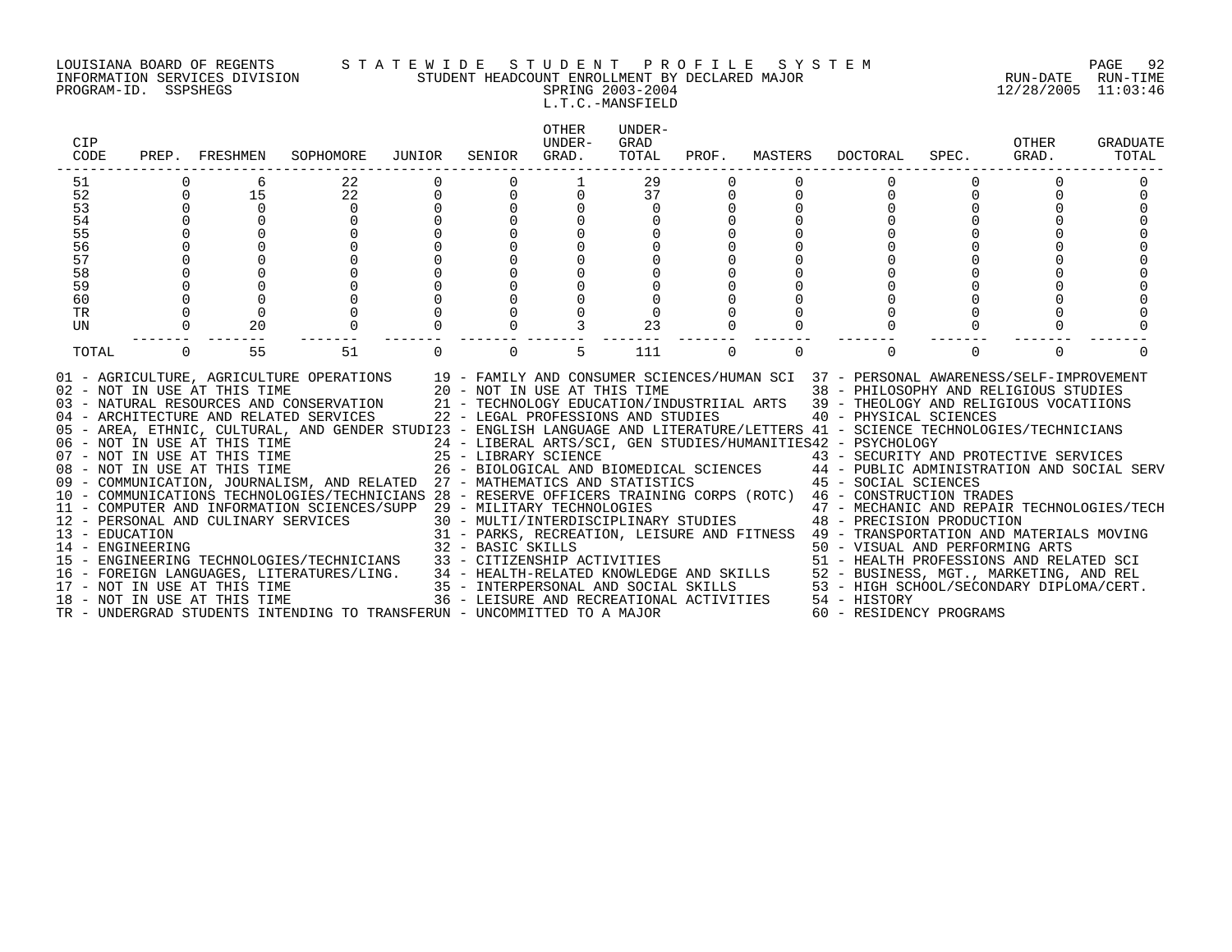LOUISIANA BOARD OF REGENTS — STATEWIDE STUDENT PROFILE SYSTEM
INFORMATION SERVICES DIVISION — STUDENT HEADCOUNT ENROLLMENT BY DECLARED MAJOR — RUN-DATE 12/28/2005 RUN-TIME 11:03:46
PROGRAM-ID. SSPSHEGS — SPRING 2003-2004

L.T.C.-MANSFIELD

| CIP CODE | PREP. | FRESHMEN | SOPHOMORE | JUNIOR | SENIOR | OTHER UNDER-GRAD. | UNDER-GRAD TOTAL | PROF. | MASTERS | DOCTORAL | SPEC. | OTHER GRAD. | GRADUATE TOTAL |
|---|---|---|---|---|---|---|---|---|---|---|---|---|---|
| 51 | 0 | 6 | 22 | 0 | 0 | 1 | 29 | 0 | 0 | 0 | 0 | 0 | 0 |
| 52 | 0 | 15 | 22 | 0 | 0 | 0 | 37 | 0 | 0 | 0 | 0 | 0 | 0 |
| 53 | 0 | 0 | 0 | 0 | 0 | 0 | 0 | 0 | 0 | 0 | 0 | 0 | 0 |
| 54 | 0 | 0 | 0 | 0 | 0 | 0 | 0 | 0 | 0 | 0 | 0 | 0 | 0 |
| 55 | 0 | 0 | 0 | 0 | 0 | 0 | 0 | 0 | 0 | 0 | 0 | 0 | 0 |
| 56 | 0 | 0 | 0 | 0 | 0 | 0 | 0 | 0 | 0 | 0 | 0 | 0 | 0 |
| 57 | 0 | 0 | 0 | 0 | 0 | 0 | 0 | 0 | 0 | 0 | 0 | 0 | 0 |
| 58 | 0 | 0 | 0 | 0 | 0 | 0 | 0 | 0 | 0 | 0 | 0 | 0 | 0 |
| 59 | 0 | 0 | 0 | 0 | 0 | 0 | 0 | 0 | 0 | 0 | 0 | 0 | 0 |
| 60 | 0 | 0 | 0 | 0 | 0 | 0 | 0 | 0 | 0 | 0 | 0 | 0 | 0 |
| TR | 0 | 0 | 0 | 0 | 0 | 0 | 0 | 0 | 0 | 0 | 0 | 0 | 0 |
| UN | 0 | 20 | 0 | 0 | 0 | 3 | 23 | 0 | 0 | 0 | 0 | 0 | 0 |
| TOTAL | 0 | 55 | 51 | 0 | 0 | 5 | 111 | 0 | 0 | 0 | 0 | 0 | 0 |

01 - AGRICULTURE, AGRICULTURE OPERATIONS
02 - NOT IN USE AT THIS TIME
03 - NATURAL RESOURCES AND CONSERVATION
04 - ARCHITECTURE AND RELATED SERVICES
05 - AREA, ETHNIC, CULTURAL, AND GENDER STUDI
06 - NOT IN USE AT THIS TIME
07 - NOT IN USE AT THIS TIME
08 - NOT IN USE AT THIS TIME
09 - COMMUNICATION, JOURNALISM, AND RELATED
10 - COMMUNICATIONS TECHNOLOGIES/TECHNICIANS
11 - COMPUTER AND INFORMATION SCIENCES/SUPP
12 - PERSONAL AND CULINARY SERVICES
13 - EDUCATION
14 - ENGINEERING
15 - ENGINEERING TECHNOLOGIES/TECHNICIANS
16 - FOREIGN LANGUAGES, LITERATURES/LING.
17 - NOT IN USE AT THIS TIME
18 - NOT IN USE AT THIS TIME
19 - FAMILY AND CONSUMER SCIENCES/HUMAN SCI
20 - NOT IN USE AT THIS TIME
21 - TECHNOLOGY EDUCATION/INDUSTRIIAL ARTS
22 - LEGAL PROFESSIONS AND STUDIES
23 - ENGLISH LANGUAGE AND LITERATURE/LETTERS
24 - LIBERAL ARTS/SCI, GEN STUDIES/HUMANITIES
25 - LIBRARY SCIENCE
26 - BIOLOGICAL AND BIOMEDICAL SCIENCES
27 - MATHEMATICS AND STATISTICS
28 - RESERVE OFFICERS TRAINING CORPS (ROTC)
29 - MILITARY TECHNOLOGIES
30 - MULTI/INTERDISCIPLINARY STUDIES
31 - PARKS, RECREATION, LEISURE AND FITNESS
32 - BASIC SKILLS
33 - CITIZENSHIP ACTIVITIES
34 - HEALTH-RELATED KNOWLEDGE AND SKILLS
35 - INTERPERSONAL AND SOCIAL SKILLS
36 - LEISURE AND RECREATIONAL ACTIVITIES
37 - PERSONAL AWARENESS/SELF-IMPROVEMENT
38 - PHILOSOPHY AND RELIGIOUS STUDIES
39 - THEOLOGY AND RELIGIOUS VOCATIIONS
40 - PHYSICAL SCIENCES
41 - SCIENCE TECHNOLOGIES/TECHNICIANS
42 - PSYCHOLOGY
43 - SECURITY AND PROTECTIVE SERVICES
44 - PUBLIC ADMINISTRATION AND SOCIAL SERV
45 - SOCIAL SCIENCES
46 - CONSTRUCTION TRADES
47 - MECHANIC AND REPAIR TECHNOLOGIES/TECH
48 - PRECISION PRODUCTION
49 - TRANSPORTATION AND MATERIALS MOVING
50 - VISUAL AND PERFORMING ARTS
51 - HEALTH PROFESSIONS AND RELATED SCI
52 - BUSINESS, MGT., MARKETING, AND REL
53 - HIGH SCHOOL/SECONDARY DIPLOMA/CERT.
54 - HISTORY
60 - RESIDENCY PROGRAMS
TR - UNDERGRAD STUDENTS INTENDING TO TRANSFER
UN - UNCOMMITTED TO A MAJOR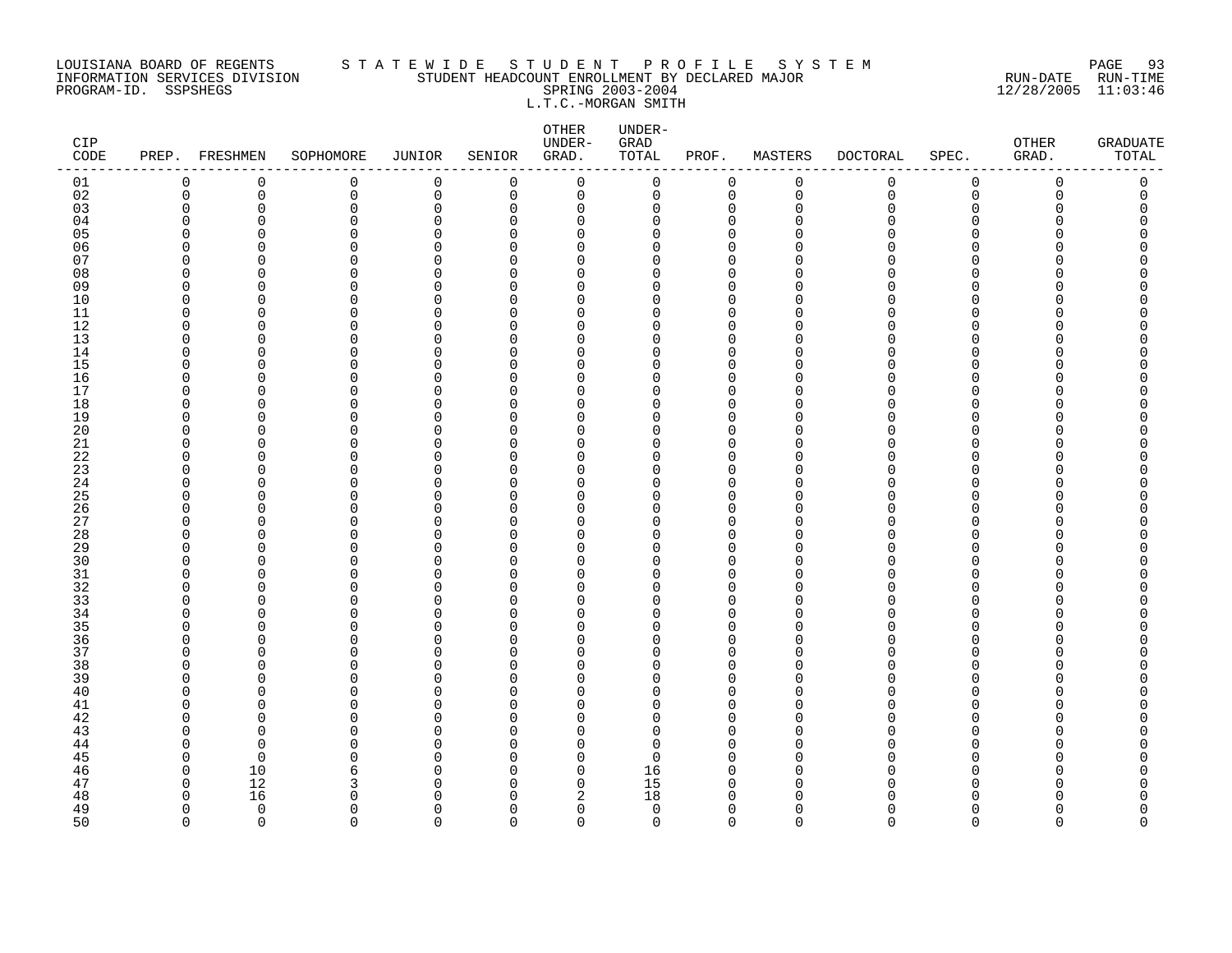LOUISIANA BOARD OF REGENTS
INFORMATION SERVICES DIVISION
PROGRAM-ID. SSPSHEGS

S T A T E W I D E   S T U D E N T   P R O F I L E   S Y S T E M
STUDENT HEADCOUNT ENROLLMENT BY DECLARED MAJOR
SPRING 2003-2004
L.T.C.-MORGAN SMITH

RUN-DATE 12/28/2005 RUN-TIME 11:03:46

| CIP CODE | PREP. | FRESHMEN | SOPHOMORE | JUNIOR | SENIOR | OTHER UNDER-GRAD. | UNDER-GRAD TOTAL | PROF. | MASTERS | DOCTORAL | SPEC. | OTHER GRAD. | GRADUATE TOTAL |
|---|---|---|---|---|---|---|---|---|---|---|---|---|---|
| 01 | 0 | 0 | 0 | 0 | 0 | 0 | 0 | 0 | 0 | 0 | 0 | 0 | 0 |
| 02 | 0 | 0 | 0 | 0 | 0 | 0 | 0 | 0 | 0 | 0 | 0 | 0 | 0 |
| 03 | 0 | 0 | 0 | 0 | 0 | 0 | 0 | 0 | 0 | 0 | 0 | 0 | 0 |
| 04 | 0 | 0 | 0 | 0 | 0 | 0 | 0 | 0 | 0 | 0 | 0 | 0 | 0 |
| 05 | 0 | 0 | 0 | 0 | 0 | 0 | 0 | 0 | 0 | 0 | 0 | 0 | 0 |
| 06 | 0 | 0 | 0 | 0 | 0 | 0 | 0 | 0 | 0 | 0 | 0 | 0 | 0 |
| 07 | 0 | 0 | 0 | 0 | 0 | 0 | 0 | 0 | 0 | 0 | 0 | 0 | 0 |
| 08 | 0 | 0 | 0 | 0 | 0 | 0 | 0 | 0 | 0 | 0 | 0 | 0 | 0 |
| 09 | 0 | 0 | 0 | 0 | 0 | 0 | 0 | 0 | 0 | 0 | 0 | 0 | 0 |
| 10 | 0 | 0 | 0 | 0 | 0 | 0 | 0 | 0 | 0 | 0 | 0 | 0 | 0 |
| 11 | 0 | 0 | 0 | 0 | 0 | 0 | 0 | 0 | 0 | 0 | 0 | 0 | 0 |
| 12 | 0 | 0 | 0 | 0 | 0 | 0 | 0 | 0 | 0 | 0 | 0 | 0 | 0 |
| 13 | 0 | 0 | 0 | 0 | 0 | 0 | 0 | 0 | 0 | 0 | 0 | 0 | 0 |
| 14 | 0 | 0 | 0 | 0 | 0 | 0 | 0 | 0 | 0 | 0 | 0 | 0 | 0 |
| 15 | 0 | 0 | 0 | 0 | 0 | 0 | 0 | 0 | 0 | 0 | 0 | 0 | 0 |
| 16 | 0 | 0 | 0 | 0 | 0 | 0 | 0 | 0 | 0 | 0 | 0 | 0 | 0 |
| 17 | 0 | 0 | 0 | 0 | 0 | 0 | 0 | 0 | 0 | 0 | 0 | 0 | 0 |
| 18 | 0 | 0 | 0 | 0 | 0 | 0 | 0 | 0 | 0 | 0 | 0 | 0 | 0 |
| 19 | 0 | 0 | 0 | 0 | 0 | 0 | 0 | 0 | 0 | 0 | 0 | 0 | 0 |
| 20 | 0 | 0 | 0 | 0 | 0 | 0 | 0 | 0 | 0 | 0 | 0 | 0 | 0 |
| 21 | 0 | 0 | 0 | 0 | 0 | 0 | 0 | 0 | 0 | 0 | 0 | 0 | 0 |
| 22 | 0 | 0 | 0 | 0 | 0 | 0 | 0 | 0 | 0 | 0 | 0 | 0 | 0 |
| 23 | 0 | 0 | 0 | 0 | 0 | 0 | 0 | 0 | 0 | 0 | 0 | 0 | 0 |
| 24 | 0 | 0 | 0 | 0 | 0 | 0 | 0 | 0 | 0 | 0 | 0 | 0 | 0 |
| 25 | 0 | 0 | 0 | 0 | 0 | 0 | 0 | 0 | 0 | 0 | 0 | 0 | 0 |
| 26 | 0 | 0 | 0 | 0 | 0 | 0 | 0 | 0 | 0 | 0 | 0 | 0 | 0 |
| 27 | 0 | 0 | 0 | 0 | 0 | 0 | 0 | 0 | 0 | 0 | 0 | 0 | 0 |
| 28 | 0 | 0 | 0 | 0 | 0 | 0 | 0 | 0 | 0 | 0 | 0 | 0 | 0 |
| 29 | 0 | 0 | 0 | 0 | 0 | 0 | 0 | 0 | 0 | 0 | 0 | 0 | 0 |
| 30 | 0 | 0 | 0 | 0 | 0 | 0 | 0 | 0 | 0 | 0 | 0 | 0 | 0 |
| 31 | 0 | 0 | 0 | 0 | 0 | 0 | 0 | 0 | 0 | 0 | 0 | 0 | 0 |
| 32 | 0 | 0 | 0 | 0 | 0 | 0 | 0 | 0 | 0 | 0 | 0 | 0 | 0 |
| 33 | 0 | 0 | 0 | 0 | 0 | 0 | 0 | 0 | 0 | 0 | 0 | 0 | 0 |
| 34 | 0 | 0 | 0 | 0 | 0 | 0 | 0 | 0 | 0 | 0 | 0 | 0 | 0 |
| 35 | 0 | 0 | 0 | 0 | 0 | 0 | 0 | 0 | 0 | 0 | 0 | 0 | 0 |
| 36 | 0 | 0 | 0 | 0 | 0 | 0 | 0 | 0 | 0 | 0 | 0 | 0 | 0 |
| 37 | 0 | 0 | 0 | 0 | 0 | 0 | 0 | 0 | 0 | 0 | 0 | 0 | 0 |
| 38 | 0 | 0 | 0 | 0 | 0 | 0 | 0 | 0 | 0 | 0 | 0 | 0 | 0 |
| 39 | 0 | 0 | 0 | 0 | 0 | 0 | 0 | 0 | 0 | 0 | 0 | 0 | 0 |
| 40 | 0 | 0 | 0 | 0 | 0 | 0 | 0 | 0 | 0 | 0 | 0 | 0 | 0 |
| 41 | 0 | 0 | 0 | 0 | 0 | 0 | 0 | 0 | 0 | 0 | 0 | 0 | 0 |
| 42 | 0 | 0 | 0 | 0 | 0 | 0 | 0 | 0 | 0 | 0 | 0 | 0 | 0 |
| 43 | 0 | 0 | 0 | 0 | 0 | 0 | 0 | 0 | 0 | 0 | 0 | 0 | 0 |
| 44 | 0 | 0 | 0 | 0 | 0 | 0 | 0 | 0 | 0 | 0 | 0 | 0 | 0 |
| 45 | 0 | 0 | 0 | 0 | 0 | 0 | 0 | 0 | 0 | 0 | 0 | 0 | 0 |
| 46 | 0 | 10 | 6 | 0 | 0 | 0 | 16 | 0 | 0 | 0 | 0 | 0 | 0 |
| 47 | 0 | 12 | 3 | 0 | 0 | 0 | 15 | 0 | 0 | 0 | 0 | 0 | 0 |
| 48 | 0 | 16 | 0 | 0 | 0 | 2 | 18 | 0 | 0 | 0 | 0 | 0 | 0 |
| 49 | 0 | 0 | 0 | 0 | 0 | 0 | 0 | 0 | 0 | 0 | 0 | 0 | 0 |
| 50 | 0 | 0 | 0 | 0 | 0 | 0 | 0 | 0 | 0 | 0 | 0 | 0 | 0 |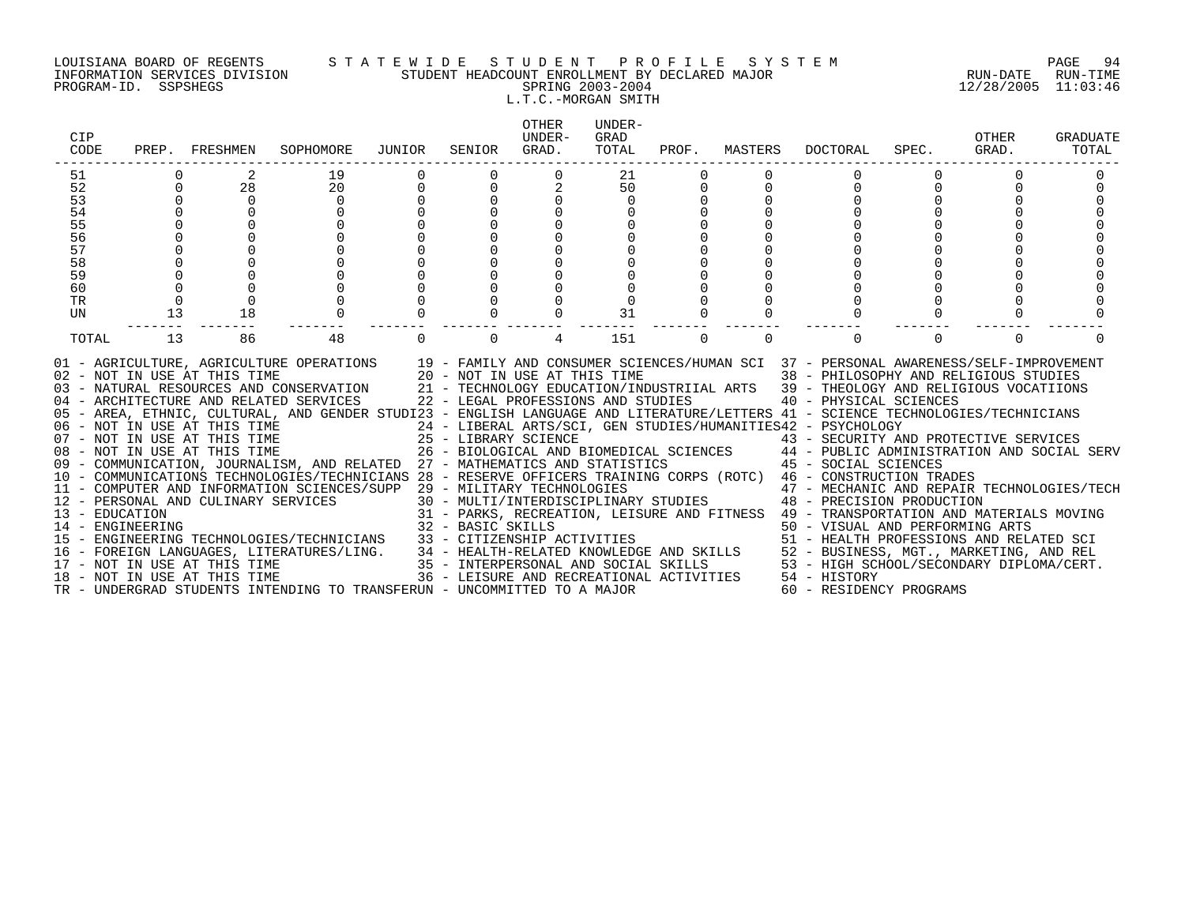LOUISIANA BOARD OF REGENTS — STATEWIDE STUDENT PROFILE SYSTEM
INFORMATION SERVICES DIVISION — STUDENT HEADCOUNT ENROLLMENT BY DECLARED MAJOR — RUN-DATE 12/28/2005 RUN-TIME 11:03:46
PROGRAM-ID. SSPSHEGS — SPRING 2003-2004

L.T.C.-MORGAN SMITH

| CIP CODE | PREP. | FRESHMEN | SOPHOMORE | JUNIOR | SENIOR | OTHER UNDER-GRAD. | UNDER-GRAD TOTAL | PROF. | MASTERS | DOCTORAL | SPEC. | OTHER GRAD. | GRADUATE TOTAL |
|---|---|---|---|---|---|---|---|---|---|---|---|---|---|
| 51 | 0 | 2 | 19 | 0 | 0 | 0 | 21 | 0 | 0 | 0 | 0 | 0 | 0 |
| 52 | 0 | 28 | 20 | 0 | 0 | 2 | 50 | 0 | 0 | 0 | 0 | 0 | 0 |
| 53 | 0 | 0 | 0 | 0 | 0 | 0 | 0 | 0 | 0 | 0 | 0 | 0 | 0 |
| 54 | 0 | 0 | 0 | 0 | 0 | 0 | 0 | 0 | 0 | 0 | 0 | 0 | 0 |
| 55 | 0 | 0 | 0 | 0 | 0 | 0 | 0 | 0 | 0 | 0 | 0 | 0 | 0 |
| 56 | 0 | 0 | 0 | 0 | 0 | 0 | 0 | 0 | 0 | 0 | 0 | 0 | 0 |
| 57 | 0 | 0 | 0 | 0 | 0 | 0 | 0 | 0 | 0 | 0 | 0 | 0 | 0 |
| 58 | 0 | 0 | 0 | 0 | 0 | 0 | 0 | 0 | 0 | 0 | 0 | 0 | 0 |
| 59 | 0 | 0 | 0 | 0 | 0 | 0 | 0 | 0 | 0 | 0 | 0 | 0 | 0 |
| 60 | 0 | 0 | 0 | 0 | 0 | 0 | 0 | 0 | 0 | 0 | 0 | 0 | 0 |
| TR | 0 | 0 | 0 | 0 | 0 | 0 | 0 | 0 | 0 | 0 | 0 | 0 | 0 |
| UN | 13 | 18 | 0 | 0 | 0 | 0 | 31 | 0 | 0 | 0 | 0 | 0 | 0 |
| TOTAL | 13 | 86 | 48 | 0 | 0 | 4 | 151 | 0 | 0 | 0 | 0 | 0 | 0 |

01 - AGRICULTURE, AGRICULTURE OPERATIONS
02 - NOT IN USE AT THIS TIME
03 - NATURAL RESOURCES AND CONSERVATION
04 - ARCHITECTURE AND RELATED SERVICES
05 - AREA, ETHNIC, CULTURAL, AND GENDER STUDI
06 - NOT IN USE AT THIS TIME
07 - NOT IN USE AT THIS TIME
08 - NOT IN USE AT THIS TIME
09 - COMMUNICATION, JOURNALISM, AND RELATED
10 - COMMUNICATIONS TECHNOLOGIES/TECHNICIANS
11 - COMPUTER AND INFORMATION SCIENCES/SUPP
12 - PERSONAL AND CULINARY SERVICES
13 - EDUCATION
14 - ENGINEERING
15 - ENGINEERING TECHNOLOGIES/TECHNICIANS
16 - FOREIGN LANGUAGES, LITERATURES/LING.
17 - NOT IN USE AT THIS TIME
18 - NOT IN USE AT THIS TIME
19 - FAMILY AND CONSUMER SCIENCES/HUMAN SCI
20 - NOT IN USE AT THIS TIME
21 - TECHNOLOGY EDUCATION/INDUSTRIIAL ARTS
22 - LEGAL PROFESSIONS AND STUDIES
23 - ENGLISH LANGUAGE AND LITERATURE/LETTERS
24 - LIBERAL ARTS/SCI, GEN STUDIES/HUMANITIES
25 - LIBRARY SCIENCE
26 - BIOLOGICAL AND BIOMEDICAL SCIENCES
27 - MATHEMATICS AND STATISTICS
28 - RESERVE OFFICERS TRAINING CORPS (ROTC)
29 - MILITARY TECHNOLOGIES
30 - MULTI/INTERDISCIPLINARY STUDIES
31 - PARKS, RECREATION, LEISURE AND FITNESS
32 - BASIC SKILLS
33 - CITIZENSHIP ACTIVITIES
34 - HEALTH-RELATED KNOWLEDGE AND SKILLS
35 - INTERPERSONAL AND SOCIAL SKILLS
36 - LEISURE AND RECREATIONAL ACTIVITIES
37 - PERSONAL AWARENESS/SELF-IMPROVEMENT
38 - PHILOSOPHY AND RELIGIOUS STUDIES
39 - THEOLOGY AND RELIGIOUS VOCATIIONS
40 - PHYSICAL SCIENCES
41 - SCIENCE TECHNOLOGIES/TECHNICIANS
42 - PSYCHOLOGY
43 - SECURITY AND PROTECTIVE SERVICES
44 - PUBLIC ADMINISTRATION AND SOCIAL SERV
45 - SOCIAL SCIENCES
46 - CONSTRUCTION TRADES
47 - MECHANIC AND REPAIR TECHNOLOGIES/TECH
48 - PRECISION PRODUCTION
49 - TRANSPORTATION AND MATERIALS MOVING
50 - VISUAL AND PERFORMING ARTS
51 - HEALTH PROFESSIONS AND RELATED SCI
52 - BUSINESS, MGT., MARKETING, AND REL
53 - HIGH SCHOOL/SECONDARY DIPLOMA/CERT.
54 - HISTORY
60 - RESIDENCY PROGRAMS
TR - UNDERGRAD STUDENTS INTENDING TO TRANSFER
UN - UNCOMMITTED TO A MAJOR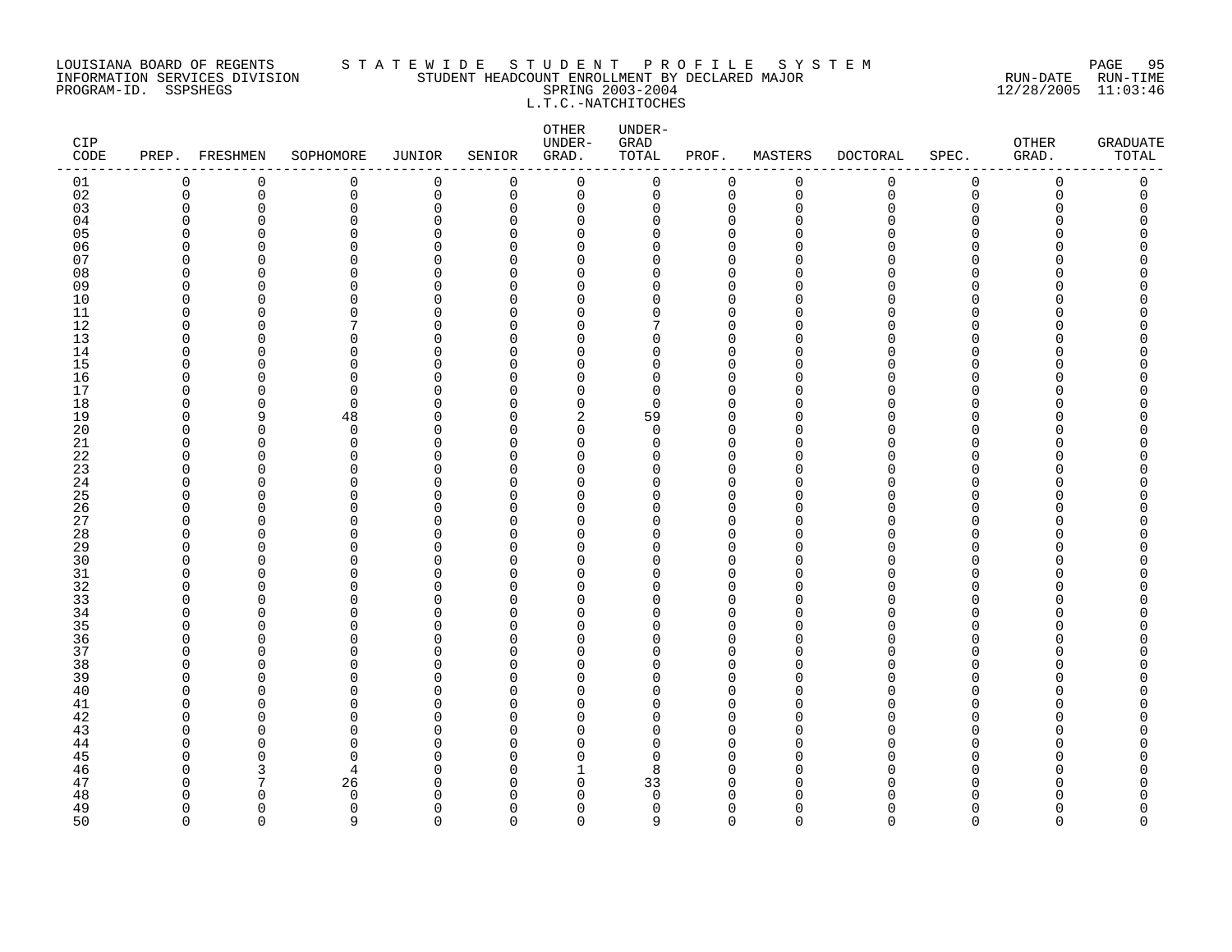LOUISIANA BOARD OF REGENTS S T A T E W I D E S T U D E N T P R O F I L E S Y S T E M
INFORMATION SERVICES DIVISION STUDENT HEADCOUNT ENROLLMENT BY DECLARED MAJOR RUN-DATE RUN-TIME
PROGRAM-ID. SSPSHEGS SPRING 2003-2004 12/28/2005 11:03:46
L.T.C.-NATCHITOCHES

| CIP CODE | PREP. | FRESHMEN | SOPHOMORE | JUNIOR | SENIOR | OTHER UNDER-GRAD. | UNDER-GRAD TOTAL | PROF. | MASTERS | DOCTORAL | SPEC. | OTHER GRAD. | GRADUATE TOTAL |
|---|---|---|---|---|---|---|---|---|---|---|---|---|---|
| 01 | 0 | 0 | 0 | 0 | 0 | 0 | 0 | 0 | 0 | 0 | 0 | 0 | 0 |
| 02 | 0 | 0 | 0 | 0 | 0 | 0 | 0 | 0 | 0 | 0 | 0 | 0 | 0 |
| 03 | 0 | 0 | 0 | 0 | 0 | 0 | 0 | 0 | 0 | 0 | 0 | 0 | 0 |
| 04 | 0 | 0 | 0 | 0 | 0 | 0 | 0 | 0 | 0 | 0 | 0 | 0 | 0 |
| 05 | 0 | 0 | 0 | 0 | 0 | 0 | 0 | 0 | 0 | 0 | 0 | 0 | 0 |
| 06 | 0 | 0 | 0 | 0 | 0 | 0 | 0 | 0 | 0 | 0 | 0 | 0 | 0 |
| 07 | 0 | 0 | 0 | 0 | 0 | 0 | 0 | 0 | 0 | 0 | 0 | 0 | 0 |
| 08 | 0 | 0 | 0 | 0 | 0 | 0 | 0 | 0 | 0 | 0 | 0 | 0 | 0 |
| 09 | 0 | 0 | 0 | 0 | 0 | 0 | 0 | 0 | 0 | 0 | 0 | 0 | 0 |
| 10 | 0 | 0 | 0 | 0 | 0 | 0 | 0 | 0 | 0 | 0 | 0 | 0 | 0 |
| 11 | 0 | 0 | 0 | 0 | 0 | 0 | 0 | 0 | 0 | 0 | 0 | 0 | 0 |
| 12 | 0 | 0 | 7 | 0 | 0 | 0 | 7 | 0 | 0 | 0 | 0 | 0 | 0 |
| 13 | 0 | 0 | 0 | 0 | 0 | 0 | 0 | 0 | 0 | 0 | 0 | 0 | 0 |
| 14 | 0 | 0 | 0 | 0 | 0 | 0 | 0 | 0 | 0 | 0 | 0 | 0 | 0 |
| 15 | 0 | 0 | 0 | 0 | 0 | 0 | 0 | 0 | 0 | 0 | 0 | 0 | 0 |
| 16 | 0 | 0 | 0 | 0 | 0 | 0 | 0 | 0 | 0 | 0 | 0 | 0 | 0 |
| 17 | 0 | 0 | 0 | 0 | 0 | 0 | 0 | 0 | 0 | 0 | 0 | 0 | 0 |
| 18 | 0 | 0 | 0 | 0 | 0 | 0 | 0 | 0 | 0 | 0 | 0 | 0 | 0 |
| 19 | 0 | 9 | 48 | 0 | 0 | 2 | 59 | 0 | 0 | 0 | 0 | 0 | 0 |
| 20 | 0 | 0 | 0 | 0 | 0 | 0 | 0 | 0 | 0 | 0 | 0 | 0 | 0 |
| 21 | 0 | 0 | 0 | 0 | 0 | 0 | 0 | 0 | 0 | 0 | 0 | 0 | 0 |
| 22 | 0 | 0 | 0 | 0 | 0 | 0 | 0 | 0 | 0 | 0 | 0 | 0 | 0 |
| 23 | 0 | 0 | 0 | 0 | 0 | 0 | 0 | 0 | 0 | 0 | 0 | 0 | 0 |
| 24 | 0 | 0 | 0 | 0 | 0 | 0 | 0 | 0 | 0 | 0 | 0 | 0 | 0 |
| 25 | 0 | 0 | 0 | 0 | 0 | 0 | 0 | 0 | 0 | 0 | 0 | 0 | 0 |
| 26 | 0 | 0 | 0 | 0 | 0 | 0 | 0 | 0 | 0 | 0 | 0 | 0 | 0 |
| 27 | 0 | 0 | 0 | 0 | 0 | 0 | 0 | 0 | 0 | 0 | 0 | 0 | 0 |
| 28 | 0 | 0 | 0 | 0 | 0 | 0 | 0 | 0 | 0 | 0 | 0 | 0 | 0 |
| 29 | 0 | 0 | 0 | 0 | 0 | 0 | 0 | 0 | 0 | 0 | 0 | 0 | 0 |
| 30 | 0 | 0 | 0 | 0 | 0 | 0 | 0 | 0 | 0 | 0 | 0 | 0 | 0 |
| 31 | 0 | 0 | 0 | 0 | 0 | 0 | 0 | 0 | 0 | 0 | 0 | 0 | 0 |
| 32 | 0 | 0 | 0 | 0 | 0 | 0 | 0 | 0 | 0 | 0 | 0 | 0 | 0 |
| 33 | 0 | 0 | 0 | 0 | 0 | 0 | 0 | 0 | 0 | 0 | 0 | 0 | 0 |
| 34 | 0 | 0 | 0 | 0 | 0 | 0 | 0 | 0 | 0 | 0 | 0 | 0 | 0 |
| 35 | 0 | 0 | 0 | 0 | 0 | 0 | 0 | 0 | 0 | 0 | 0 | 0 | 0 |
| 36 | 0 | 0 | 0 | 0 | 0 | 0 | 0 | 0 | 0 | 0 | 0 | 0 | 0 |
| 37 | 0 | 0 | 0 | 0 | 0 | 0 | 0 | 0 | 0 | 0 | 0 | 0 | 0 |
| 38 | 0 | 0 | 0 | 0 | 0 | 0 | 0 | 0 | 0 | 0 | 0 | 0 | 0 |
| 39 | 0 | 0 | 0 | 0 | 0 | 0 | 0 | 0 | 0 | 0 | 0 | 0 | 0 |
| 40 | 0 | 0 | 0 | 0 | 0 | 0 | 0 | 0 | 0 | 0 | 0 | 0 | 0 |
| 41 | 0 | 0 | 0 | 0 | 0 | 0 | 0 | 0 | 0 | 0 | 0 | 0 | 0 |
| 42 | 0 | 0 | 0 | 0 | 0 | 0 | 0 | 0 | 0 | 0 | 0 | 0 | 0 |
| 43 | 0 | 0 | 0 | 0 | 0 | 0 | 0 | 0 | 0 | 0 | 0 | 0 | 0 |
| 44 | 0 | 0 | 0 | 0 | 0 | 0 | 0 | 0 | 0 | 0 | 0 | 0 | 0 |
| 45 | 0 | 0 | 0 | 0 | 0 | 0 | 0 | 0 | 0 | 0 | 0 | 0 | 0 |
| 46 | 0 | 3 | 4 | 0 | 0 | 1 | 8 | 0 | 0 | 0 | 0 | 0 | 0 |
| 47 | 0 | 7 | 26 | 0 | 0 | 0 | 33 | 0 | 0 | 0 | 0 | 0 | 0 |
| 48 | 0 | 0 | 0 | 0 | 0 | 0 | 0 | 0 | 0 | 0 | 0 | 0 | 0 |
| 49 | 0 | 0 | 0 | 0 | 0 | 0 | 0 | 0 | 0 | 0 | 0 | 0 | 0 |
| 50 | 0 | 0 | 9 | 0 | 0 | 0 | 9 | 0 | 0 | 0 | 0 | 0 | 0 |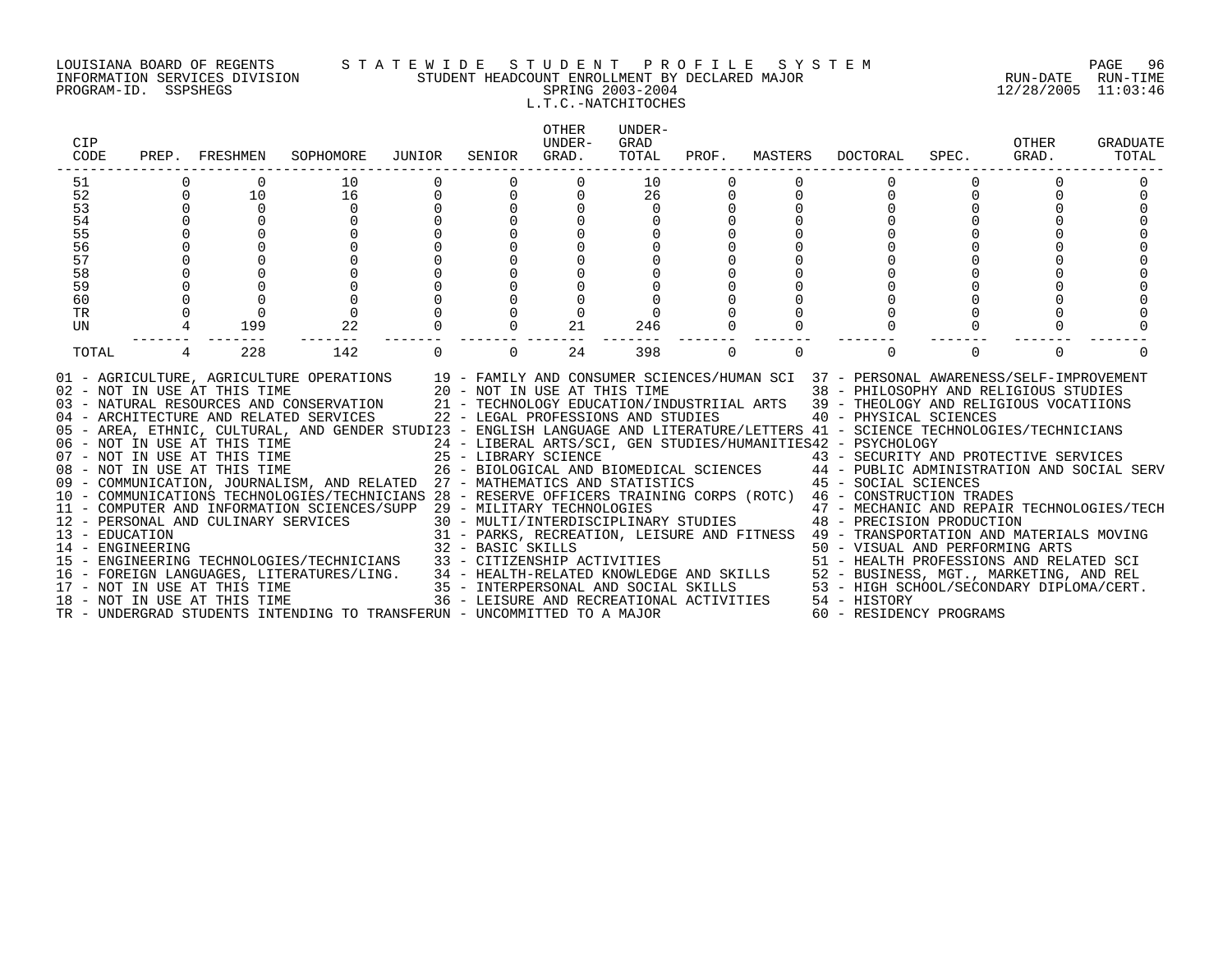LOUISIANA BOARD OF REGENTS — STATEWIDE STUDENT PROFILE SYSTEM
INFORMATION SERVICES DIVISION — STUDENT HEADCOUNT ENROLLMENT BY DECLARED MAJOR — RUN-DATE 12/28/2005 RUN-TIME 11:03:46
PROGRAM-ID. SSPSHEGS — SPRING 2003-2004

L.T.C.-NATCHITOCHES

| CIP CODE | PREP. | FRESHMEN | SOPHOMORE | JUNIOR | SENIOR | OTHER UNDER-GRAD. | UNDER-GRAD TOTAL | PROF. | MASTERS | DOCTORAL | SPEC. | OTHER GRAD. | GRADUATE TOTAL |
|---|---|---|---|---|---|---|---|---|---|---|---|---|---|
| 51 | 0 | 0 | 10 | 0 | 0 | 0 | 10 | 0 | 0 | 0 | 0 | 0 | 0 |
| 52 | 0 | 10 | 16 | 0 | 0 | 0 | 26 | 0 | 0 | 0 | 0 | 0 | 0 |
| 53 | 0 | 0 | 0 | 0 | 0 | 0 | 0 | 0 | 0 | 0 | 0 | 0 | 0 |
| 54 | 0 | 0 | 0 | 0 | 0 | 0 | 0 | 0 | 0 | 0 | 0 | 0 | 0 |
| 55 | 0 | 0 | 0 | 0 | 0 | 0 | 0 | 0 | 0 | 0 | 0 | 0 | 0 |
| 56 | 0 | 0 | 0 | 0 | 0 | 0 | 0 | 0 | 0 | 0 | 0 | 0 | 0 |
| 57 | 0 | 0 | 0 | 0 | 0 | 0 | 0 | 0 | 0 | 0 | 0 | 0 | 0 |
| 58 | 0 | 0 | 0 | 0 | 0 | 0 | 0 | 0 | 0 | 0 | 0 | 0 | 0 |
| 59 | 0 | 0 | 0 | 0 | 0 | 0 | 0 | 0 | 0 | 0 | 0 | 0 | 0 |
| 60 | 0 | 0 | 0 | 0 | 0 | 0 | 0 | 0 | 0 | 0 | 0 | 0 | 0 |
| TR | 0 | 0 | 0 | 0 | 0 | 0 | 0 | 0 | 0 | 0 | 0 | 0 | 0 |
| UN | 4 | 199 | 22 | 0 | 0 | 21 | 246 | 0 | 0 | 0 | 0 | 0 | 0 |
| TOTAL | 4 | 228 | 142 | 0 | 0 | 24 | 398 | 0 | 0 | 0 | 0 | 0 | 0 |

01 - AGRICULTURE, AGRICULTURE OPERATIONS
02 - NOT IN USE AT THIS TIME
03 - NATURAL RESOURCES AND CONSERVATION
04 - ARCHITECTURE AND RELATED SERVICES
05 - AREA, ETHNIC, CULTURAL, AND GENDER STUDI
06 - NOT IN USE AT THIS TIME
07 - NOT IN USE AT THIS TIME
08 - NOT IN USE AT THIS TIME
09 - COMMUNICATION, JOURNALISM, AND RELATED
10 - COMMUNICATIONS TECHNOLOGIES/TECHNICIANS
11 - COMPUTER AND INFORMATION SCIENCES/SUPP
12 - PERSONAL AND CULINARY SERVICES
13 - EDUCATION
14 - ENGINEERING
15 - ENGINEERING TECHNOLOGIES/TECHNICIANS
16 - FOREIGN LANGUAGES, LITERATURES/LING.
17 - NOT IN USE AT THIS TIME
18 - NOT IN USE AT THIS TIME
19 - FAMILY AND CONSUMER SCIENCES/HUMAN SCI
20 - NOT IN USE AT THIS TIME
21 - TECHNOLOGY EDUCATION/INDUSTRIIAL ARTS
22 - LEGAL PROFESSIONS AND STUDIES
23 - ENGLISH LANGUAGE AND LITERATURE/LETTERS
24 - LIBERAL ARTS/SCI, GEN STUDIES/HUMANITIES
25 - LIBRARY SCIENCE
26 - BIOLOGICAL AND BIOMEDICAL SCIENCES
27 - MATHEMATICS AND STATISTICS
28 - RESERVE OFFICERS TRAINING CORPS (ROTC)
29 - MILITARY TECHNOLOGIES
30 - MULTI/INTERDISCIPLINARY STUDIES
31 - PARKS, RECREATION, LEISURE AND FITNESS
32 - BASIC SKILLS
33 - CITIZENSHIP ACTIVITIES
34 - HEALTH-RELATED KNOWLEDGE AND SKILLS
35 - INTERPERSONAL AND SOCIAL SKILLS
36 - LEISURE AND RECREATIONAL ACTIVITIES
37 - PERSONAL AWARENESS/SELF-IMPROVEMENT
38 - PHILOSOPHY AND RELIGIOUS STUDIES
39 - THEOLOGY AND RELIGIOUS VOCATIIONS
40 - PHYSICAL SCIENCES
41 - SCIENCE TECHNOLOGIES/TECHNICIANS
42 - PSYCHOLOGY
43 - SECURITY AND PROTECTIVE SERVICES
44 - PUBLIC ADMINISTRATION AND SOCIAL SERV
45 - SOCIAL SCIENCES
46 - CONSTRUCTION TRADES
47 - MECHANIC AND REPAIR TECHNOLOGIES/TECH
48 - PRECISION PRODUCTION
49 - TRANSPORTATION AND MATERIALS MOVING
50 - VISUAL AND PERFORMING ARTS
51 - HEALTH PROFESSIONS AND RELATED SCI
52 - BUSINESS, MGT., MARKETING, AND REL
53 - HIGH SCHOOL/SECONDARY DIPLOMA/CERT.
54 - HISTORY
60 - RESIDENCY PROGRAMS
TR - UNDERGRAD STUDENTS INTENDING TO TRANSFER
UN - UNCOMMITTED TO A MAJOR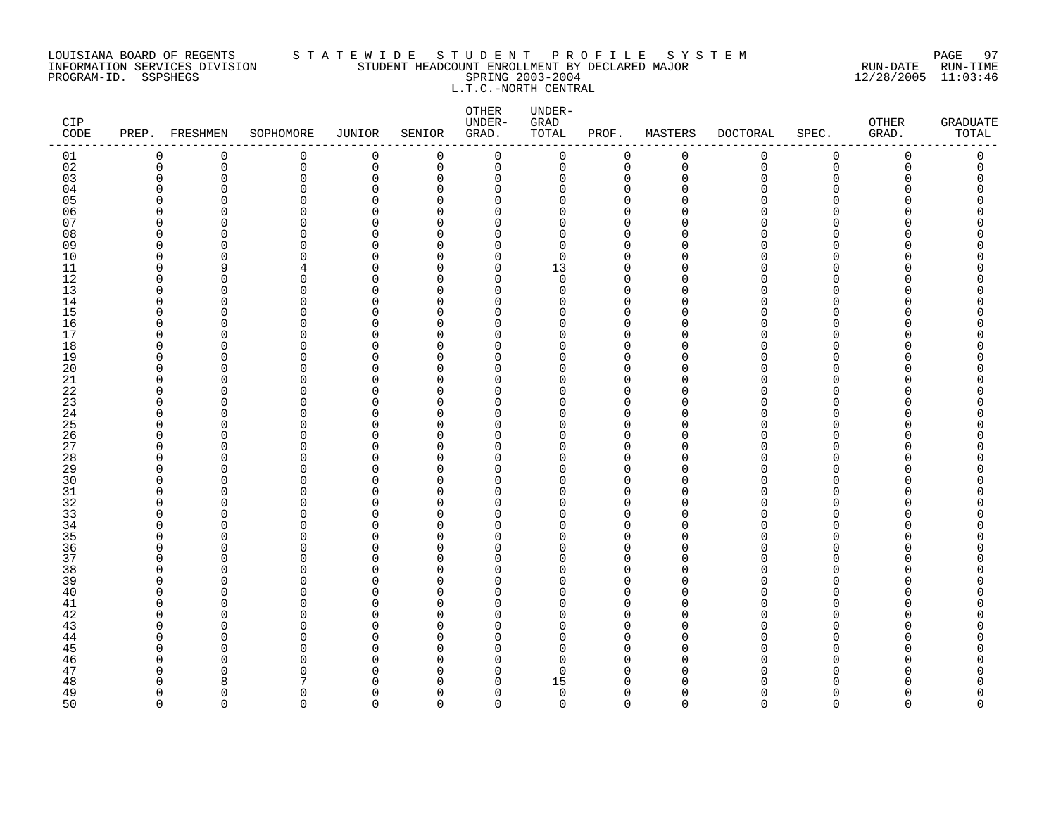LOUISIANA BOARD OF REGENTS — STATEWIDE STUDENT PROFILE SYSTEM
INFORMATION SERVICES DIVISION — STUDENT HEADCOUNT ENROLLMENT BY DECLARED MAJOR
PROGRAM-ID. SSPSHEGS — SPRING 2003-2004
L.T.C.-NORTH CENTRAL

RUN-DATE 12/28/2005 RUN-TIME 11:03:46

| CIP CODE | PREP. | FRESHMEN | SOPHOMORE | JUNIOR | SENIOR | OTHER UNDER-GRAD. | UNDER-GRAD TOTAL | PROF. | MASTERS | DOCTORAL | SPEC. | OTHER GRAD. | GRADUATE TOTAL |
|---|---|---|---|---|---|---|---|---|---|---|---|---|---|
| 01 | 0 | 0 | 0 | 0 | 0 | 0 | 0 | 0 | 0 | 0 | 0 | 0 | 0 |
| 02 | 0 | 0 | 0 | 0 | 0 | 0 | 0 | 0 | 0 | 0 | 0 | 0 | 0 |
| 03 | 0 | 0 | 0 | 0 | 0 | 0 | 0 | 0 | 0 | 0 | 0 | 0 | 0 |
| 04 | 0 | 0 | 0 | 0 | 0 | 0 | 0 | 0 | 0 | 0 | 0 | 0 | 0 |
| 05 | 0 | 0 | 0 | 0 | 0 | 0 | 0 | 0 | 0 | 0 | 0 | 0 | 0 |
| 06 | 0 | 0 | 0 | 0 | 0 | 0 | 0 | 0 | 0 | 0 | 0 | 0 | 0 |
| 07 | 0 | 0 | 0 | 0 | 0 | 0 | 0 | 0 | 0 | 0 | 0 | 0 | 0 |
| 08 | 0 | 0 | 0 | 0 | 0 | 0 | 0 | 0 | 0 | 0 | 0 | 0 | 0 |
| 09 | 0 | 0 | 0 | 0 | 0 | 0 | 0 | 0 | 0 | 0 | 0 | 0 | 0 |
| 10 | 0 | 0 | 0 | 0 | 0 | 0 | 0 | 0 | 0 | 0 | 0 | 0 | 0 |
| 11 | 0 | 9 | 4 | 0 | 0 | 0 | 13 | 0 | 0 | 0 | 0 | 0 | 0 |
| 12 | 0 | 0 | 0 | 0 | 0 | 0 | 0 | 0 | 0 | 0 | 0 | 0 | 0 |
| 13 | 0 | 0 | 0 | 0 | 0 | 0 | 0 | 0 | 0 | 0 | 0 | 0 | 0 |
| 14 | 0 | 0 | 0 | 0 | 0 | 0 | 0 | 0 | 0 | 0 | 0 | 0 | 0 |
| 15 | 0 | 0 | 0 | 0 | 0 | 0 | 0 | 0 | 0 | 0 | 0 | 0 | 0 |
| 16 | 0 | 0 | 0 | 0 | 0 | 0 | 0 | 0 | 0 | 0 | 0 | 0 | 0 |
| 17 | 0 | 0 | 0 | 0 | 0 | 0 | 0 | 0 | 0 | 0 | 0 | 0 | 0 |
| 18 | 0 | 0 | 0 | 0 | 0 | 0 | 0 | 0 | 0 | 0 | 0 | 0 | 0 |
| 19 | 0 | 0 | 0 | 0 | 0 | 0 | 0 | 0 | 0 | 0 | 0 | 0 | 0 |
| 20 | 0 | 0 | 0 | 0 | 0 | 0 | 0 | 0 | 0 | 0 | 0 | 0 | 0 |
| 21 | 0 | 0 | 0 | 0 | 0 | 0 | 0 | 0 | 0 | 0 | 0 | 0 | 0 |
| 22 | 0 | 0 | 0 | 0 | 0 | 0 | 0 | 0 | 0 | 0 | 0 | 0 | 0 |
| 23 | 0 | 0 | 0 | 0 | 0 | 0 | 0 | 0 | 0 | 0 | 0 | 0 | 0 |
| 24 | 0 | 0 | 0 | 0 | 0 | 0 | 0 | 0 | 0 | 0 | 0 | 0 | 0 |
| 25 | 0 | 0 | 0 | 0 | 0 | 0 | 0 | 0 | 0 | 0 | 0 | 0 | 0 |
| 26 | 0 | 0 | 0 | 0 | 0 | 0 | 0 | 0 | 0 | 0 | 0 | 0 | 0 |
| 27 | 0 | 0 | 0 | 0 | 0 | 0 | 0 | 0 | 0 | 0 | 0 | 0 | 0 |
| 28 | 0 | 0 | 0 | 0 | 0 | 0 | 0 | 0 | 0 | 0 | 0 | 0 | 0 |
| 29 | 0 | 0 | 0 | 0 | 0 | 0 | 0 | 0 | 0 | 0 | 0 | 0 | 0 |
| 30 | 0 | 0 | 0 | 0 | 0 | 0 | 0 | 0 | 0 | 0 | 0 | 0 | 0 |
| 31 | 0 | 0 | 0 | 0 | 0 | 0 | 0 | 0 | 0 | 0 | 0 | 0 | 0 |
| 32 | 0 | 0 | 0 | 0 | 0 | 0 | 0 | 0 | 0 | 0 | 0 | 0 | 0 |
| 33 | 0 | 0 | 0 | 0 | 0 | 0 | 0 | 0 | 0 | 0 | 0 | 0 | 0 |
| 34 | 0 | 0 | 0 | 0 | 0 | 0 | 0 | 0 | 0 | 0 | 0 | 0 | 0 |
| 35 | 0 | 0 | 0 | 0 | 0 | 0 | 0 | 0 | 0 | 0 | 0 | 0 | 0 |
| 36 | 0 | 0 | 0 | 0 | 0 | 0 | 0 | 0 | 0 | 0 | 0 | 0 | 0 |
| 37 | 0 | 0 | 0 | 0 | 0 | 0 | 0 | 0 | 0 | 0 | 0 | 0 | 0 |
| 38 | 0 | 0 | 0 | 0 | 0 | 0 | 0 | 0 | 0 | 0 | 0 | 0 | 0 |
| 39 | 0 | 0 | 0 | 0 | 0 | 0 | 0 | 0 | 0 | 0 | 0 | 0 | 0 |
| 40 | 0 | 0 | 0 | 0 | 0 | 0 | 0 | 0 | 0 | 0 | 0 | 0 | 0 |
| 41 | 0 | 0 | 0 | 0 | 0 | 0 | 0 | 0 | 0 | 0 | 0 | 0 | 0 |
| 42 | 0 | 0 | 0 | 0 | 0 | 0 | 0 | 0 | 0 | 0 | 0 | 0 | 0 |
| 43 | 0 | 0 | 0 | 0 | 0 | 0 | 0 | 0 | 0 | 0 | 0 | 0 | 0 |
| 44 | 0 | 0 | 0 | 0 | 0 | 0 | 0 | 0 | 0 | 0 | 0 | 0 | 0 |
| 45 | 0 | 0 | 0 | 0 | 0 | 0 | 0 | 0 | 0 | 0 | 0 | 0 | 0 |
| 46 | 0 | 0 | 0 | 0 | 0 | 0 | 0 | 0 | 0 | 0 | 0 | 0 | 0 |
| 47 | 0 | 0 | 0 | 0 | 0 | 0 | 0 | 0 | 0 | 0 | 0 | 0 | 0 |
| 48 | 0 | 8 | 7 | 0 | 0 | 0 | 15 | 0 | 0 | 0 | 0 | 0 | 0 |
| 49 | 0 | 0 | 0 | 0 | 0 | 0 | 0 | 0 | 0 | 0 | 0 | 0 | 0 |
| 50 | 0 | 0 | 0 | 0 | 0 | 0 | 0 | 0 | 0 | 0 | 0 | 0 | 0 |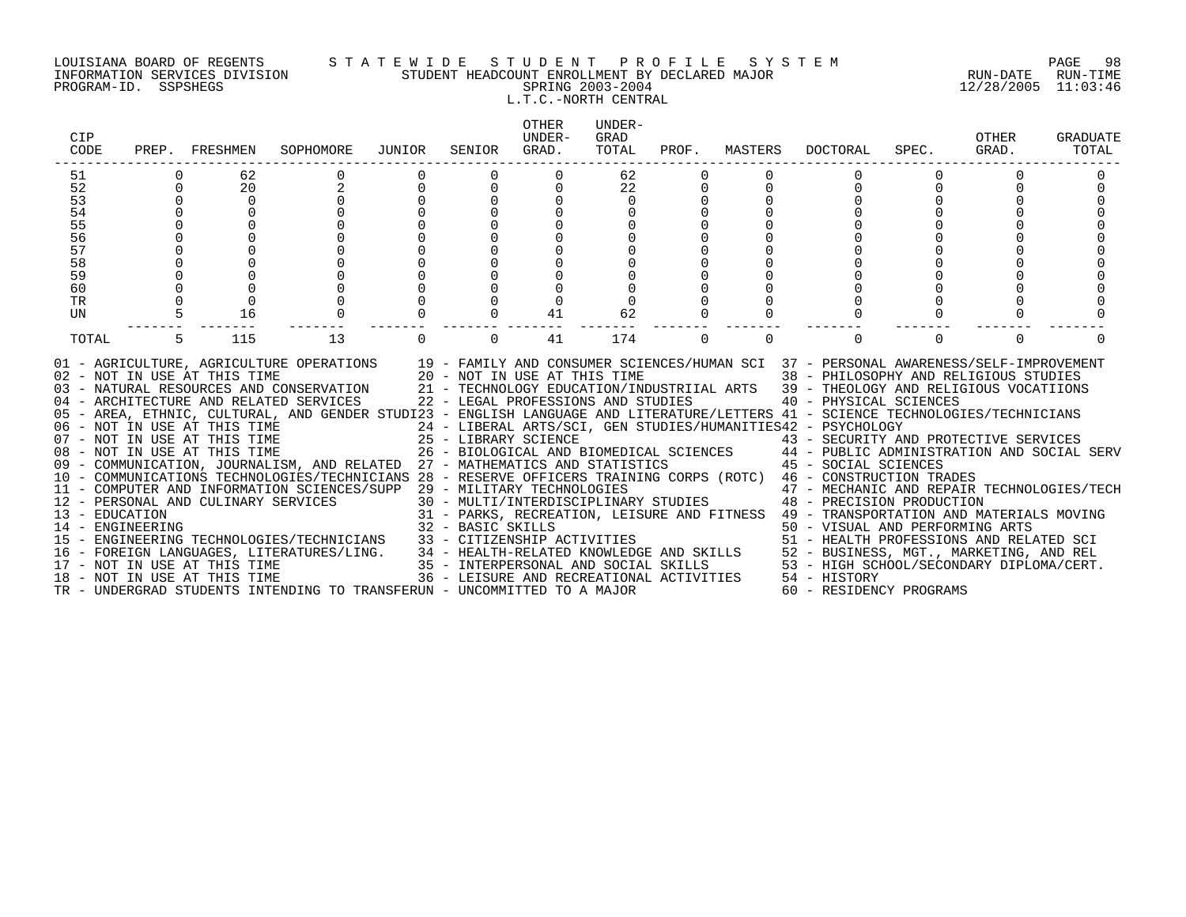LOUISIANA BOARD OF REGENTS — STATEWIDE STUDENT PROFILE SYSTEM
INFORMATION SERVICES DIVISION — STUDENT HEADCOUNT ENROLLMENT BY DECLARED MAJOR — RUN-DATE 12/28/2005 RUN-TIME 11:03:46
PROGRAM-ID. SSPSHEGS — SPRING 2003-2004

L.T.C.-NORTH CENTRAL

| CIP CODE | PREP. | FRESHMEN | SOPHOMORE | JUNIOR | SENIOR | OTHER UNDER-GRAD. | UNDER-GRAD TOTAL | PROF. | MASTERS | DOCTORAL | SPEC. | OTHER GRAD. | GRADUATE TOTAL |
|---|---|---|---|---|---|---|---|---|---|---|---|---|---|
| 51 | 0 | 62 | 0 | 0 | 0 | 0 | 62 | 0 | 0 | 0 | 0 | 0 | 0 |
| 52 | 0 | 20 | 2 | 0 | 0 | 0 | 22 | 0 | 0 | 0 | 0 | 0 | 0 |
| 53 | 0 | 0 | 0 | 0 | 0 | 0 | 0 | 0 | 0 | 0 | 0 | 0 | 0 |
| 54 | 0 | 0 | 0 | 0 | 0 | 0 | 0 | 0 | 0 | 0 | 0 | 0 | 0 |
| 55 | 0 | 0 | 0 | 0 | 0 | 0 | 0 | 0 | 0 | 0 | 0 | 0 | 0 |
| 56 | 0 | 0 | 0 | 0 | 0 | 0 | 0 | 0 | 0 | 0 | 0 | 0 | 0 |
| 57 | 0 | 0 | 0 | 0 | 0 | 0 | 0 | 0 | 0 | 0 | 0 | 0 | 0 |
| 58 | 0 | 0 | 0 | 0 | 0 | 0 | 0 | 0 | 0 | 0 | 0 | 0 | 0 |
| 59 | 0 | 0 | 0 | 0 | 0 | 0 | 0 | 0 | 0 | 0 | 0 | 0 | 0 |
| 60 | 0 | 0 | 0 | 0 | 0 | 0 | 0 | 0 | 0 | 0 | 0 | 0 | 0 |
| TR | 0 | 0 | 0 | 0 | 0 | 0 | 0 | 0 | 0 | 0 | 0 | 0 | 0 |
| UN | 5 | 16 | 0 | 0 | 0 | 41 | 62 | 0 | 0 | 0 | 0 | 0 | 0 |
| TOTAL | 5 | 115 | 13 | 0 | 0 | 41 | 174 | 0 | 0 | 0 | 0 | 0 | 0 |

01 - AGRICULTURE, AGRICULTURE OPERATIONS
02 - NOT IN USE AT THIS TIME
03 - NATURAL RESOURCES AND CONSERVATION
04 - ARCHITECTURE AND RELATED SERVICES
05 - AREA, ETHNIC, CULTURAL, AND GENDER STUDI
06 - NOT IN USE AT THIS TIME
07 - NOT IN USE AT THIS TIME
08 - NOT IN USE AT THIS TIME
09 - COMMUNICATION, JOURNALISM, AND RELATED
10 - COMMUNICATIONS TECHNOLOGIES/TECHNICIANS
11 - COMPUTER AND INFORMATION SCIENCES/SUPP
12 - PERSONAL AND CULINARY SERVICES
13 - EDUCATION
14 - ENGINEERING
15 - ENGINEERING TECHNOLOGIES/TECHNICIANS
16 - FOREIGN LANGUAGES, LITERATURES/LING.
17 - NOT IN USE AT THIS TIME
18 - NOT IN USE AT THIS TIME
19 - FAMILY AND CONSUMER SCIENCES/HUMAN SCI
20 - NOT IN USE AT THIS TIME
21 - TECHNOLOGY EDUCATION/INDUSTRIIAL ARTS
22 - LEGAL PROFESSIONS AND STUDIES
23 - ENGLISH LANGUAGE AND LITERATURE/LETTERS
24 - LIBERAL ARTS/SCI, GEN STUDIES/HUMANITIES
25 - LIBRARY SCIENCE
26 - BIOLOGICAL AND BIOMEDICAL SCIENCES
27 - MATHEMATICS AND STATISTICS
28 - RESERVE OFFICERS TRAINING CORPS (ROTC)
29 - MILITARY TECHNOLOGIES
30 - MULTI/INTERDISCIPLINARY STUDIES
31 - PARKS, RECREATION, LEISURE AND FITNESS
32 - BASIC SKILLS
33 - CITIZENSHIP ACTIVITIES
34 - HEALTH-RELATED KNOWLEDGE AND SKILLS
35 - INTERPERSONAL AND SOCIAL SKILLS
36 - LEISURE AND RECREATIONAL ACTIVITIES
37 - PERSONAL AWARENESS/SELF-IMPROVEMENT
38 - PHILOSOPHY AND RELIGIOUS STUDIES
39 - THEOLOGY AND RELIGIOUS VOCATIIONS
40 - PHYSICAL SCIENCES
41 - SCIENCE TECHNOLOGIES/TECHNICIANS
42 - PSYCHOLOGY
43 - SECURITY AND PROTECTIVE SERVICES
44 - PUBLIC ADMINISTRATION AND SOCIAL SERV
45 - SOCIAL SCIENCES
46 - CONSTRUCTION TRADES
47 - MECHANIC AND REPAIR TECHNOLOGIES/TECH
48 - PRECISION PRODUCTION
49 - TRANSPORTATION AND MATERIALS MOVING
50 - VISUAL AND PERFORMING ARTS
51 - HEALTH PROFESSIONS AND RELATED SCI
52 - BUSINESS, MGT., MARKETING, AND REL
53 - HIGH SCHOOL/SECONDARY DIPLOMA/CERT.
54 - HISTORY
60 - RESIDENCY PROGRAMS
TR - UNDERGRAD STUDENTS INTENDING TO TRANSFER
UN - UNCOMMITTED TO A MAJOR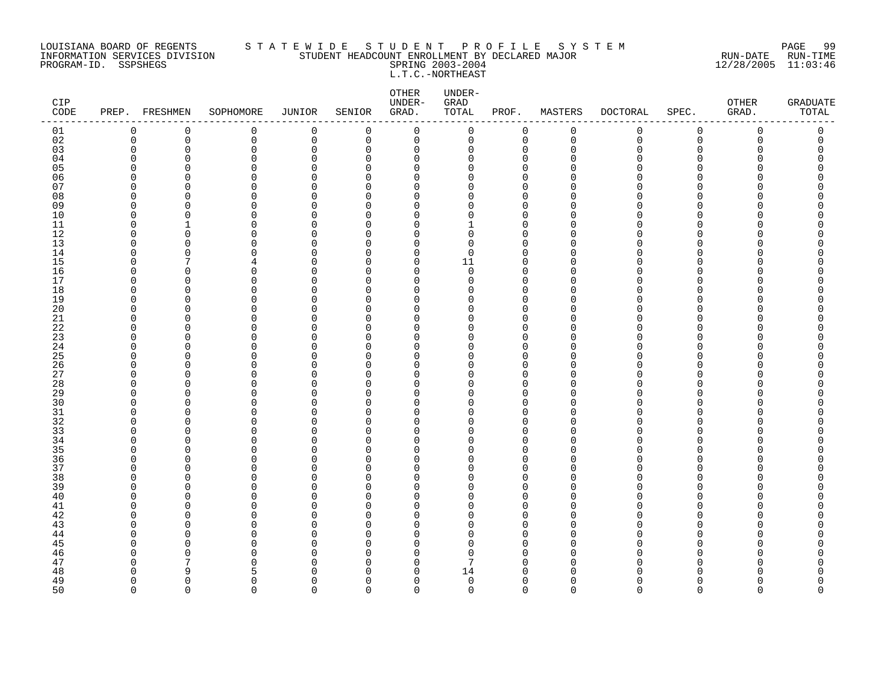LOUISIANA BOARD OF REGENTS — STATEWIDE STUDENT PROFILE SYSTEM
INFORMATION SERVICES DIVISION — STUDENT HEADCOUNT ENROLLMENT BY DECLARED MAJOR — RUN-DATE 12/28/2005 RUN-TIME 11:03:46
PROGRAM-ID. SSPSHEGS — SPRING 2003-2004
L.T.C.-NORTHEAST

| CIP CODE | PREP. | FRESHMEN | SOPHOMORE | JUNIOR | SENIOR | OTHER UNDER-GRAD. | UNDER-GRAD TOTAL | PROF. | MASTERS | DOCTORAL | SPEC. | OTHER GRAD. | GRADUATE TOTAL |
|---|---|---|---|---|---|---|---|---|---|---|---|---|---|
| 01 | 0 | 0 | 0 | 0 | 0 | 0 | 0 | 0 | 0 | 0 | 0 | 0 | 0 |
| 02 | 0 | 0 | 0 | 0 | 0 | 0 | 0 | 0 | 0 | 0 | 0 | 0 | 0 |
| 03 | 0 | 0 | 0 | 0 | 0 | 0 | 0 | 0 | 0 | 0 | 0 | 0 | 0 |
| 04 | 0 | 0 | 0 | 0 | 0 | 0 | 0 | 0 | 0 | 0 | 0 | 0 | 0 |
| 05 | 0 | 0 | 0 | 0 | 0 | 0 | 0 | 0 | 0 | 0 | 0 | 0 | 0 |
| 06 | 0 | 0 | 0 | 0 | 0 | 0 | 0 | 0 | 0 | 0 | 0 | 0 | 0 |
| 07 | 0 | 0 | 0 | 0 | 0 | 0 | 0 | 0 | 0 | 0 | 0 | 0 | 0 |
| 08 | 0 | 0 | 0 | 0 | 0 | 0 | 0 | 0 | 0 | 0 | 0 | 0 | 0 |
| 09 | 0 | 0 | 0 | 0 | 0 | 0 | 0 | 0 | 0 | 0 | 0 | 0 | 0 |
| 10 | 0 | 0 | 0 | 0 | 0 | 0 | 0 | 0 | 0 | 0 | 0 | 0 | 0 |
| 11 | 0 | 1 | 0 | 0 | 0 | 0 | 1 | 0 | 0 | 0 | 0 | 0 | 0 |
| 12 | 0 | 0 | 0 | 0 | 0 | 0 | 0 | 0 | 0 | 0 | 0 | 0 | 0 |
| 13 | 0 | 0 | 0 | 0 | 0 | 0 | 0 | 0 | 0 | 0 | 0 | 0 | 0 |
| 14 | 0 | 0 | 0 | 0 | 0 | 0 | 0 | 0 | 0 | 0 | 0 | 0 | 0 |
| 15 | 0 | 7 | 4 | 0 | 0 | 0 | 11 | 0 | 0 | 0 | 0 | 0 | 0 |
| 16 | 0 | 0 | 0 | 0 | 0 | 0 | 0 | 0 | 0 | 0 | 0 | 0 | 0 |
| 17 | 0 | 0 | 0 | 0 | 0 | 0 | 0 | 0 | 0 | 0 | 0 | 0 | 0 |
| 18 | 0 | 0 | 0 | 0 | 0 | 0 | 0 | 0 | 0 | 0 | 0 | 0 | 0 |
| 19 | 0 | 0 | 0 | 0 | 0 | 0 | 0 | 0 | 0 | 0 | 0 | 0 | 0 |
| 20 | 0 | 0 | 0 | 0 | 0 | 0 | 0 | 0 | 0 | 0 | 0 | 0 | 0 |
| 21 | 0 | 0 | 0 | 0 | 0 | 0 | 0 | 0 | 0 | 0 | 0 | 0 | 0 |
| 22 | 0 | 0 | 0 | 0 | 0 | 0 | 0 | 0 | 0 | 0 | 0 | 0 | 0 |
| 23 | 0 | 0 | 0 | 0 | 0 | 0 | 0 | 0 | 0 | 0 | 0 | 0 | 0 |
| 24 | 0 | 0 | 0 | 0 | 0 | 0 | 0 | 0 | 0 | 0 | 0 | 0 | 0 |
| 25 | 0 | 0 | 0 | 0 | 0 | 0 | 0 | 0 | 0 | 0 | 0 | 0 | 0 |
| 26 | 0 | 0 | 0 | 0 | 0 | 0 | 0 | 0 | 0 | 0 | 0 | 0 | 0 |
| 27 | 0 | 0 | 0 | 0 | 0 | 0 | 0 | 0 | 0 | 0 | 0 | 0 | 0 |
| 28 | 0 | 0 | 0 | 0 | 0 | 0 | 0 | 0 | 0 | 0 | 0 | 0 | 0 |
| 29 | 0 | 0 | 0 | 0 | 0 | 0 | 0 | 0 | 0 | 0 | 0 | 0 | 0 |
| 30 | 0 | 0 | 0 | 0 | 0 | 0 | 0 | 0 | 0 | 0 | 0 | 0 | 0 |
| 31 | 0 | 0 | 0 | 0 | 0 | 0 | 0 | 0 | 0 | 0 | 0 | 0 | 0 |
| 32 | 0 | 0 | 0 | 0 | 0 | 0 | 0 | 0 | 0 | 0 | 0 | 0 | 0 |
| 33 | 0 | 0 | 0 | 0 | 0 | 0 | 0 | 0 | 0 | 0 | 0 | 0 | 0 |
| 34 | 0 | 0 | 0 | 0 | 0 | 0 | 0 | 0 | 0 | 0 | 0 | 0 | 0 |
| 35 | 0 | 0 | 0 | 0 | 0 | 0 | 0 | 0 | 0 | 0 | 0 | 0 | 0 |
| 36 | 0 | 0 | 0 | 0 | 0 | 0 | 0 | 0 | 0 | 0 | 0 | 0 | 0 |
| 37 | 0 | 0 | 0 | 0 | 0 | 0 | 0 | 0 | 0 | 0 | 0 | 0 | 0 |
| 38 | 0 | 0 | 0 | 0 | 0 | 0 | 0 | 0 | 0 | 0 | 0 | 0 | 0 |
| 39 | 0 | 0 | 0 | 0 | 0 | 0 | 0 | 0 | 0 | 0 | 0 | 0 | 0 |
| 40 | 0 | 0 | 0 | 0 | 0 | 0 | 0 | 0 | 0 | 0 | 0 | 0 | 0 |
| 41 | 0 | 0 | 0 | 0 | 0 | 0 | 0 | 0 | 0 | 0 | 0 | 0 | 0 |
| 42 | 0 | 0 | 0 | 0 | 0 | 0 | 0 | 0 | 0 | 0 | 0 | 0 | 0 |
| 43 | 0 | 0 | 0 | 0 | 0 | 0 | 0 | 0 | 0 | 0 | 0 | 0 | 0 |
| 44 | 0 | 0 | 0 | 0 | 0 | 0 | 0 | 0 | 0 | 0 | 0 | 0 | 0 |
| 45 | 0 | 0 | 0 | 0 | 0 | 0 | 0 | 0 | 0 | 0 | 0 | 0 | 0 |
| 46 | 0 | 0 | 0 | 0 | 0 | 0 | 0 | 0 | 0 | 0 | 0 | 0 | 0 |
| 47 | 0 | 7 | 0 | 0 | 0 | 0 | 7 | 0 | 0 | 0 | 0 | 0 | 0 |
| 48 | 0 | 9 | 5 | 0 | 0 | 0 | 14 | 0 | 0 | 0 | 0 | 0 | 0 |
| 49 | 0 | 0 | 0 | 0 | 0 | 0 | 0 | 0 | 0 | 0 | 0 | 0 | 0 |
| 50 | 0 | 0 | 0 | 0 | 0 | 0 | 0 | 0 | 0 | 0 | 0 | 0 | 0 |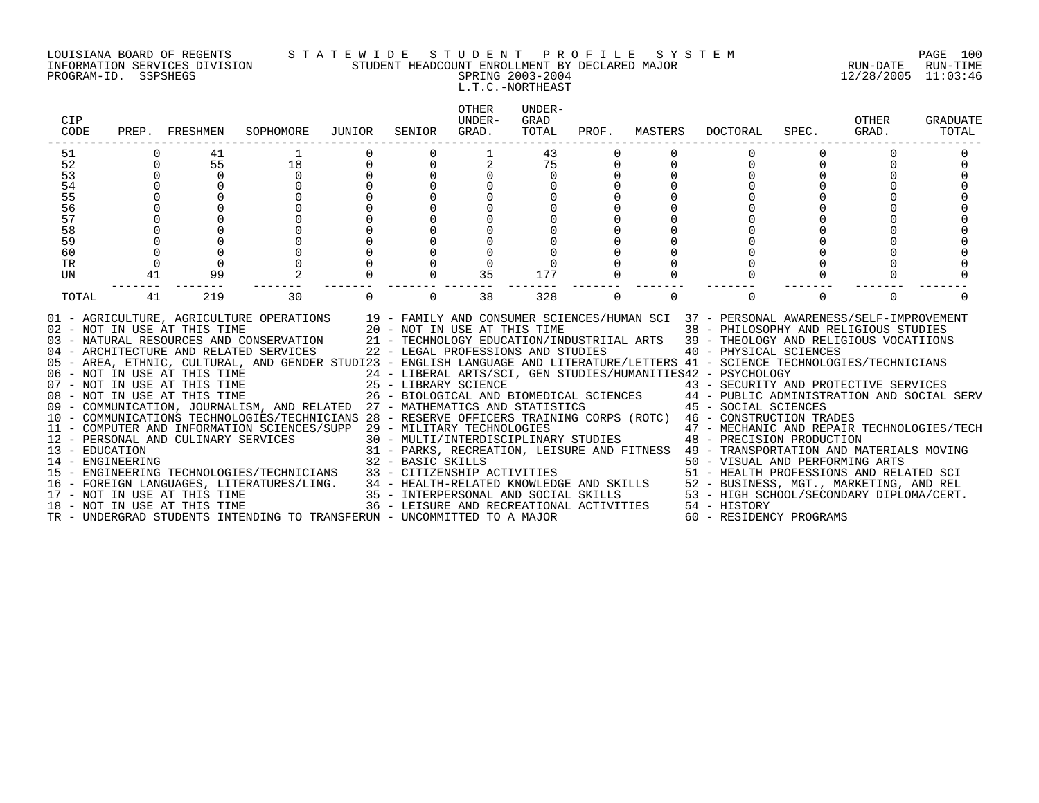LOUISIANA BOARD OF REGENTS — STATEWIDE STUDENT PROFILE SYSTEM
INFORMATION SERVICES DIVISION — STUDENT HEADCOUNT ENROLLMENT BY DECLARED MAJOR — RUN-DATE 12/28/2005 RUN-TIME 11:03:46
PROGRAM-ID. SSPSHEGS — SPRING 2003-2004

L.T.C.-NORTHEAST

| CIP CODE | PREP. | FRESHMEN | SOPHOMORE | JUNIOR | SENIOR | OTHER UNDER-GRAD. | UNDER-GRAD TOTAL | PROF. | MASTERS | DOCTORAL | SPEC. | OTHER GRAD. | GRADUATE TOTAL |
|---|---|---|---|---|---|---|---|---|---|---|---|---|---|
| 51 | 0 | 41 | 1 | 0 | 0 | 1 | 43 | 0 | 0 | 0 | 0 | 0 | 0 |
| 52 | 0 | 55 | 18 | 0 | 0 | 2 | 75 | 0 | 0 | 0 | 0 | 0 | 0 |
| 53 | 0 | 0 | 0 | 0 | 0 | 0 | 0 | 0 | 0 | 0 | 0 | 0 | 0 |
| 54 | 0 | 0 | 0 | 0 | 0 | 0 | 0 | 0 | 0 | 0 | 0 | 0 | 0 |
| 55 | 0 | 0 | 0 | 0 | 0 | 0 | 0 | 0 | 0 | 0 | 0 | 0 | 0 |
| 56 | 0 | 0 | 0 | 0 | 0 | 0 | 0 | 0 | 0 | 0 | 0 | 0 | 0 |
| 57 | 0 | 0 | 0 | 0 | 0 | 0 | 0 | 0 | 0 | 0 | 0 | 0 | 0 |
| 58 | 0 | 0 | 0 | 0 | 0 | 0 | 0 | 0 | 0 | 0 | 0 | 0 | 0 |
| 59 | 0 | 0 | 0 | 0 | 0 | 0 | 0 | 0 | 0 | 0 | 0 | 0 | 0 |
| 60 | 0 | 0 | 0 | 0 | 0 | 0 | 0 | 0 | 0 | 0 | 0 | 0 | 0 |
| TR | 0 | 0 | 0 | 0 | 0 | 0 | 0 | 0 | 0 | 0 | 0 | 0 | 0 |
| UN | 41 | 99 | 2 | 0 | 0 | 35 | 177 | 0 | 0 | 0 | 0 | 0 | 0 |
| TOTAL | 41 | 219 | 30 | 0 | 0 | 38 | 328 | 0 | 0 | 0 | 0 | 0 | 0 |

01 - AGRICULTURE, AGRICULTURE OPERATIONS
02 - NOT IN USE AT THIS TIME
03 - NATURAL RESOURCES AND CONSERVATION
04 - ARCHITECTURE AND RELATED SERVICES
05 - AREA, ETHNIC, CULTURAL, AND GENDER STUDI
06 - NOT IN USE AT THIS TIME
07 - NOT IN USE AT THIS TIME
08 - NOT IN USE AT THIS TIME
09 - COMMUNICATION, JOURNALISM, AND RELATED
10 - COMMUNICATIONS TECHNOLOGIES/TECHNICIANS
11 - COMPUTER AND INFORMATION SCIENCES/SUPP
12 - PERSONAL AND CULINARY SERVICES
13 - EDUCATION
14 - ENGINEERING
15 - ENGINEERING TECHNOLOGIES/TECHNICIANS
16 - FOREIGN LANGUAGES, LITERATURES/LING.
17 - NOT IN USE AT THIS TIME
18 - NOT IN USE AT THIS TIME
19 - FAMILY AND CONSUMER SCIENCES/HUMAN SCI
20 - NOT IN USE AT THIS TIME
21 - TECHNOLOGY EDUCATION/INDUSTRIIAL ARTS
22 - LEGAL PROFESSIONS AND STUDIES
23 - ENGLISH LANGUAGE AND LITERATURE/LETTERS
24 - LIBERAL ARTS/SCI, GEN STUDIES/HUMANITIES
25 - LIBRARY SCIENCE
26 - BIOLOGICAL AND BIOMEDICAL SCIENCES
27 - MATHEMATICS AND STATISTICS
28 - RESERVE OFFICERS TRAINING CORPS (ROTC)
29 - MILITARY TECHNOLOGIES
30 - MULTI/INTERDISCIPLINARY STUDIES
31 - PARKS, RECREATION, LEISURE AND FITNESS
32 - BASIC SKILLS
33 - CITIZENSHIP ACTIVITIES
34 - HEALTH-RELATED KNOWLEDGE AND SKILLS
35 - INTERPERSONAL AND SOCIAL SKILLS
36 - LEISURE AND RECREATIONAL ACTIVITIES
37 - PERSONAL AWARENESS/SELF-IMPROVEMENT
38 - PHILOSOPHY AND RELIGIOUS STUDIES
39 - THEOLOGY AND RELIGIOUS VOCATIIONS
40 - PHYSICAL SCIENCES
41 - SCIENCE TECHNOLOGIES/TECHNICIANS
42 - PSYCHOLOGY
43 - SECURITY AND PROTECTIVE SERVICES
44 - PUBLIC ADMINISTRATION AND SOCIAL SERV
45 - SOCIAL SCIENCES
46 - CONSTRUCTION TRADES
47 - MECHANIC AND REPAIR TECHNOLOGIES/TECH
48 - PRECISION PRODUCTION
49 - TRANSPORTATION AND MATERIALS MOVING
50 - VISUAL AND PERFORMING ARTS
51 - HEALTH PROFESSIONS AND RELATED SCI
52 - BUSINESS, MGT., MARKETING, AND REL
53 - HIGH SCHOOL/SECONDARY DIPLOMA/CERT.
54 - HISTORY
60 - RESIDENCY PROGRAMS
TR - UNDERGRAD STUDENTS INTENDING TO TRANSFER
UN - UNCOMMITTED TO A MAJOR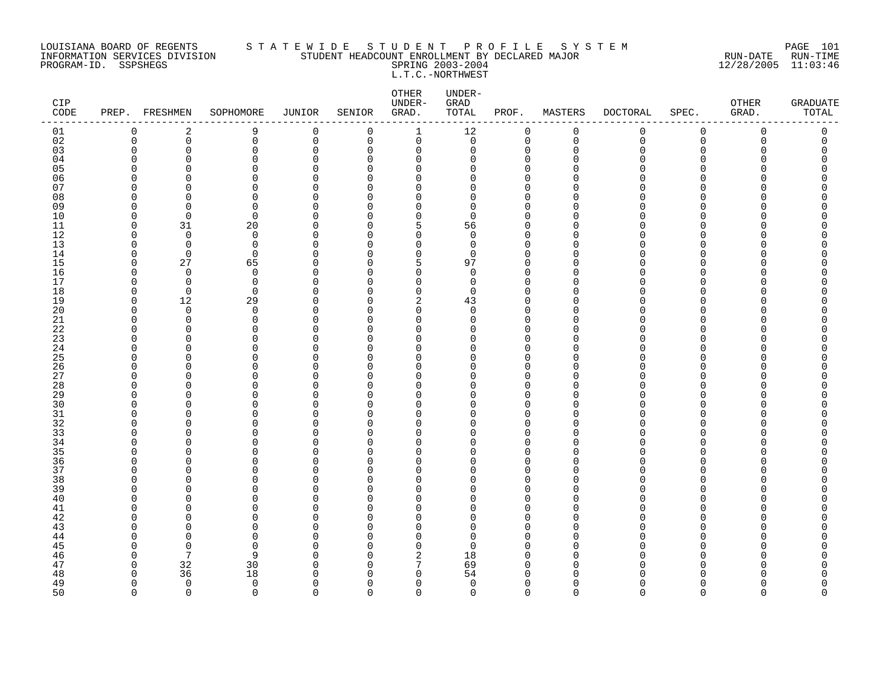LOUISIANA BOARD OF REGENTS — INFORMATION SERVICES DIVISION — PROGRAM-ID. SSPSHEGS

STATEWIDE STUDENT PROFILE SYSTEM

STUDENT HEADCOUNT ENROLLMENT BY DECLARED MAJOR

SPRING 2003-2004

L.T.C.-NORTHWEST

RUN-DATE 12/28/2005 RUN-TIME 11:03:46

| CIP CODE | PREP. | FRESHMEN | SOPHOMORE | JUNIOR | SENIOR | OTHER UNDER-GRAD. | UNDER-GRAD TOTAL | PROF. | MASTERS | DOCTORAL | SPEC. | OTHER GRAD. | GRADUATE TOTAL |
|---|---|---|---|---|---|---|---|---|---|---|---|---|---|
| 01 | 0 | 2 | 9 | 0 | 0 | 1 | 12 | 0 | 0 | 0 | 0 | 0 | 0 |
| 02 | 0 | 0 | 0 | 0 | 0 | 0 | 0 | 0 | 0 | 0 | 0 | 0 | 0 |
| 03 | 0 | 0 | 0 | 0 | 0 | 0 | 0 | 0 | 0 | 0 | 0 | 0 | 0 |
| 04 | 0 | 0 | 0 | 0 | 0 | 0 | 0 | 0 | 0 | 0 | 0 | 0 | 0 |
| 05 | 0 | 0 | 0 | 0 | 0 | 0 | 0 | 0 | 0 | 0 | 0 | 0 | 0 |
| 06 | 0 | 0 | 0 | 0 | 0 | 0 | 0 | 0 | 0 | 0 | 0 | 0 | 0 |
| 07 | 0 | 0 | 0 | 0 | 0 | 0 | 0 | 0 | 0 | 0 | 0 | 0 | 0 |
| 08 | 0 | 0 | 0 | 0 | 0 | 0 | 0 | 0 | 0 | 0 | 0 | 0 | 0 |
| 09 | 0 | 0 | 0 | 0 | 0 | 0 | 0 | 0 | 0 | 0 | 0 | 0 | 0 |
| 10 | 0 | 0 | 0 | 0 | 0 | 0 | 0 | 0 | 0 | 0 | 0 | 0 | 0 |
| 11 | 0 | 31 | 20 | 0 | 0 | 5 | 56 | 0 | 0 | 0 | 0 | 0 | 0 |
| 12 | 0 | 0 | 0 | 0 | 0 | 0 | 0 | 0 | 0 | 0 | 0 | 0 | 0 |
| 13 | 0 | 0 | 0 | 0 | 0 | 0 | 0 | 0 | 0 | 0 | 0 | 0 | 0 |
| 14 | 0 | 0 | 0 | 0 | 0 | 0 | 0 | 0 | 0 | 0 | 0 | 0 | 0 |
| 15 | 0 | 27 | 65 | 0 | 0 | 5 | 97 | 0 | 0 | 0 | 0 | 0 | 0 |
| 16 | 0 | 0 | 0 | 0 | 0 | 0 | 0 | 0 | 0 | 0 | 0 | 0 | 0 |
| 17 | 0 | 0 | 0 | 0 | 0 | 0 | 0 | 0 | 0 | 0 | 0 | 0 | 0 |
| 18 | 0 | 0 | 0 | 0 | 0 | 0 | 0 | 0 | 0 | 0 | 0 | 0 | 0 |
| 19 | 0 | 12 | 29 | 0 | 0 | 2 | 43 | 0 | 0 | 0 | 0 | 0 | 0 |
| 20 | 0 | 0 | 0 | 0 | 0 | 0 | 0 | 0 | 0 | 0 | 0 | 0 | 0 |
| 21 | 0 | 0 | 0 | 0 | 0 | 0 | 0 | 0 | 0 | 0 | 0 | 0 | 0 |
| 22 | 0 | 0 | 0 | 0 | 0 | 0 | 0 | 0 | 0 | 0 | 0 | 0 | 0 |
| 23 | 0 | 0 | 0 | 0 | 0 | 0 | 0 | 0 | 0 | 0 | 0 | 0 | 0 |
| 24 | 0 | 0 | 0 | 0 | 0 | 0 | 0 | 0 | 0 | 0 | 0 | 0 | 0 |
| 25 | 0 | 0 | 0 | 0 | 0 | 0 | 0 | 0 | 0 | 0 | 0 | 0 | 0 |
| 26 | 0 | 0 | 0 | 0 | 0 | 0 | 0 | 0 | 0 | 0 | 0 | 0 | 0 |
| 27 | 0 | 0 | 0 | 0 | 0 | 0 | 0 | 0 | 0 | 0 | 0 | 0 | 0 |
| 28 | 0 | 0 | 0 | 0 | 0 | 0 | 0 | 0 | 0 | 0 | 0 | 0 | 0 |
| 29 | 0 | 0 | 0 | 0 | 0 | 0 | 0 | 0 | 0 | 0 | 0 | 0 | 0 |
| 30 | 0 | 0 | 0 | 0 | 0 | 0 | 0 | 0 | 0 | 0 | 0 | 0 | 0 |
| 31 | 0 | 0 | 0 | 0 | 0 | 0 | 0 | 0 | 0 | 0 | 0 | 0 | 0 |
| 32 | 0 | 0 | 0 | 0 | 0 | 0 | 0 | 0 | 0 | 0 | 0 | 0 | 0 |
| 33 | 0 | 0 | 0 | 0 | 0 | 0 | 0 | 0 | 0 | 0 | 0 | 0 | 0 |
| 34 | 0 | 0 | 0 | 0 | 0 | 0 | 0 | 0 | 0 | 0 | 0 | 0 | 0 |
| 35 | 0 | 0 | 0 | 0 | 0 | 0 | 0 | 0 | 0 | 0 | 0 | 0 | 0 |
| 36 | 0 | 0 | 0 | 0 | 0 | 0 | 0 | 0 | 0 | 0 | 0 | 0 | 0 |
| 37 | 0 | 0 | 0 | 0 | 0 | 0 | 0 | 0 | 0 | 0 | 0 | 0 | 0 |
| 38 | 0 | 0 | 0 | 0 | 0 | 0 | 0 | 0 | 0 | 0 | 0 | 0 | 0 |
| 39 | 0 | 0 | 0 | 0 | 0 | 0 | 0 | 0 | 0 | 0 | 0 | 0 | 0 |
| 40 | 0 | 0 | 0 | 0 | 0 | 0 | 0 | 0 | 0 | 0 | 0 | 0 | 0 |
| 41 | 0 | 0 | 0 | 0 | 0 | 0 | 0 | 0 | 0 | 0 | 0 | 0 | 0 |
| 42 | 0 | 0 | 0 | 0 | 0 | 0 | 0 | 0 | 0 | 0 | 0 | 0 | 0 |
| 43 | 0 | 0 | 0 | 0 | 0 | 0 | 0 | 0 | 0 | 0 | 0 | 0 | 0 |
| 44 | 0 | 0 | 0 | 0 | 0 | 0 | 0 | 0 | 0 | 0 | 0 | 0 | 0 |
| 45 | 0 | 0 | 0 | 0 | 0 | 0 | 0 | 0 | 0 | 0 | 0 | 0 | 0 |
| 46 | 0 | 7 | 9 | 0 | 0 | 2 | 18 | 0 | 0 | 0 | 0 | 0 | 0 |
| 47 | 0 | 32 | 30 | 0 | 0 | 7 | 69 | 0 | 0 | 0 | 0 | 0 | 0 |
| 48 | 0 | 36 | 18 | 0 | 0 | 0 | 54 | 0 | 0 | 0 | 0 | 0 | 0 |
| 49 | 0 | 0 | 0 | 0 | 0 | 0 | 0 | 0 | 0 | 0 | 0 | 0 | 0 |
| 50 | 0 | 0 | 0 | 0 | 0 | 0 | 0 | 0 | 0 | 0 | 0 | 0 | 0 |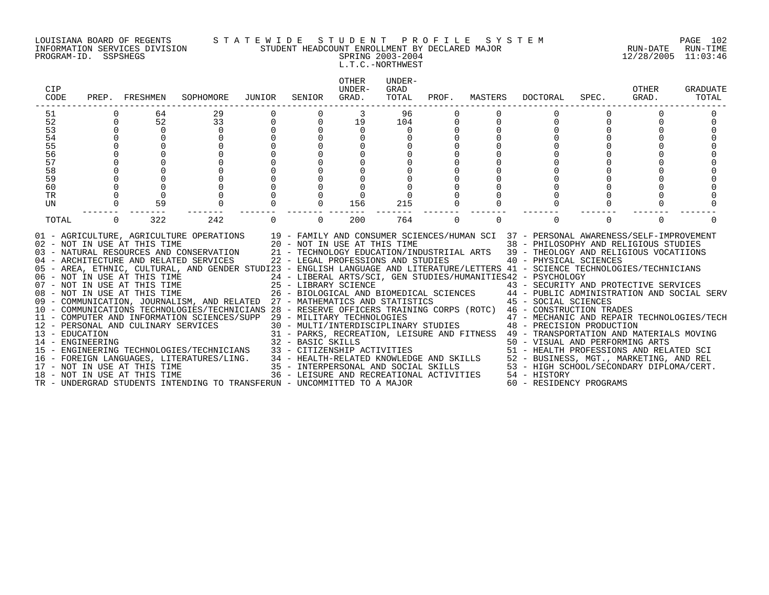LOUISIANA BOARD OF REGENTS — STATEWIDE STUDENT PROFILE SYSTEM
INFORMATION SERVICES DIVISION — STUDENT HEADCOUNT ENROLLMENT BY DECLARED MAJOR — RUN-DATE 12/28/2005 RUN-TIME 11:03:46
PROGRAM-ID. SSPSHEGS — SPRING 2003-2004
L.T.C.-NORTHWEST

| CIP CODE | PREP. | FRESHMEN | SOPHOMORE | JUNIOR | SENIOR | OTHER UNDER-GRAD. | UNDER-GRAD TOTAL | PROF. | MASTERS | DOCTORAL | SPEC. | OTHER GRAD. | GRADUATE TOTAL |
|---|---|---|---|---|---|---|---|---|---|---|---|---|---|
| 51 | 0 | 64 | 29 | 0 | 0 | 3 | 96 | 0 | 0 | 0 | 0 | 0 | 0 |
| 52 | 0 | 52 | 33 | 0 | 0 | 19 | 104 | 0 | 0 | 0 | 0 | 0 | 0 |
| 53 | 0 | 0 | 0 | 0 | 0 | 0 | 0 | 0 | 0 | 0 | 0 | 0 | 0 |
| 54 | 0 | 0 | 0 | 0 | 0 | 0 | 0 | 0 | 0 | 0 | 0 | 0 | 0 |
| 55 | 0 | 0 | 0 | 0 | 0 | 0 | 0 | 0 | 0 | 0 | 0 | 0 | 0 |
| 56 | 0 | 0 | 0 | 0 | 0 | 0 | 0 | 0 | 0 | 0 | 0 | 0 | 0 |
| 57 | 0 | 0 | 0 | 0 | 0 | 0 | 0 | 0 | 0 | 0 | 0 | 0 | 0 |
| 58 | 0 | 0 | 0 | 0 | 0 | 0 | 0 | 0 | 0 | 0 | 0 | 0 | 0 |
| 59 | 0 | 0 | 0 | 0 | 0 | 0 | 0 | 0 | 0 | 0 | 0 | 0 | 0 |
| 60 | 0 | 0 | 0 | 0 | 0 | 0 | 0 | 0 | 0 | 0 | 0 | 0 | 0 |
| TR | 0 | 0 | 0 | 0 | 0 | 0 | 0 | 0 | 0 | 0 | 0 | 0 | 0 |
| UN | 0 | 59 | 0 | 0 | 0 | 156 | 215 | 0 | 0 | 0 | 0 | 0 | 0 |
| TOTAL | 0 | 322 | 242 | 0 | 0 | 200 | 764 | 0 | 0 | 0 | 0 | 0 | 0 |

01 - AGRICULTURE, AGRICULTURE OPERATIONS
02 - NOT IN USE AT THIS TIME
03 - NATURAL RESOURCES AND CONSERVATION
04 - ARCHITECTURE AND RELATED SERVICES
05 - AREA, ETHNIC, CULTURAL, AND GENDER STUDI
06 - NOT IN USE AT THIS TIME
07 - NOT IN USE AT THIS TIME
08 - NOT IN USE AT THIS TIME
09 - COMMUNICATION, JOURNALISM, AND RELATED
10 - COMMUNICATIONS TECHNOLOGIES/TECHNICIANS
11 - COMPUTER AND INFORMATION SCIENCES/SUPP
12 - PERSONAL AND CULINARY SERVICES
13 - EDUCATION
14 - ENGINEERING
15 - ENGINEERING TECHNOLOGIES/TECHNICIANS
16 - FOREIGN LANGUAGES, LITERATURES/LING.
17 - NOT IN USE AT THIS TIME
18 - NOT IN USE AT THIS TIME
19 - FAMILY AND CONSUMER SCIENCES/HUMAN SCI
20 - NOT IN USE AT THIS TIME
21 - TECHNOLOGY EDUCATION/INDUSTRIIAL ARTS
22 - LEGAL PROFESSIONS AND STUDIES
23 - ENGLISH LANGUAGE AND LITERATURE/LETTERS
24 - LIBERAL ARTS/SCI, GEN STUDIES/HUMANITIES
25 - LIBRARY SCIENCE
26 - BIOLOGICAL AND BIOMEDICAL SCIENCES
27 - MATHEMATICS AND STATISTICS
28 - RESERVE OFFICERS TRAINING CORPS (ROTC)
29 - MILITARY TECHNOLOGIES
30 - MULTI/INTERDISCIPLINARY STUDIES
31 - PARKS, RECREATION, LEISURE AND FITNESS
32 - BASIC SKILLS
33 - CITIZENSHIP ACTIVITIES
34 - HEALTH-RELATED KNOWLEDGE AND SKILLS
35 - INTERPERSONAL AND SOCIAL SKILLS
36 - LEISURE AND RECREATIONAL ACTIVITIES
37 - PERSONAL AWARENESS/SELF-IMPROVEMENT
38 - PHILOSOPHY AND RELIGIOUS STUDIES
39 - THEOLOGY AND RELIGIOUS VOCATIIONS
40 - PHYSICAL SCIENCES
41 - SCIENCE TECHNOLOGIES/TECHNICIANS
42 - PSYCHOLOGY
43 - SECURITY AND PROTECTIVE SERVICES
44 - PUBLIC ADMINISTRATION AND SOCIAL SERV
45 - SOCIAL SCIENCES
46 - CONSTRUCTION TRADES
47 - MECHANIC AND REPAIR TECHNOLOGIES/TECH
48 - PRECISION PRODUCTION
49 - TRANSPORTATION AND MATERIALS MOVING
50 - VISUAL AND PERFORMING ARTS
51 - HEALTH PROFESSIONS AND RELATED SCI
52 - BUSINESS, MGT., MARKETING, AND REL
53 - HIGH SCHOOL/SECONDARY DIPLOMA/CERT.
54 - HISTORY
60 - RESIDENCY PROGRAMS
TR - UNDERGRAD STUDENTS INTENDING TO TRANSFER
UN - UNCOMMITTED TO A MAJOR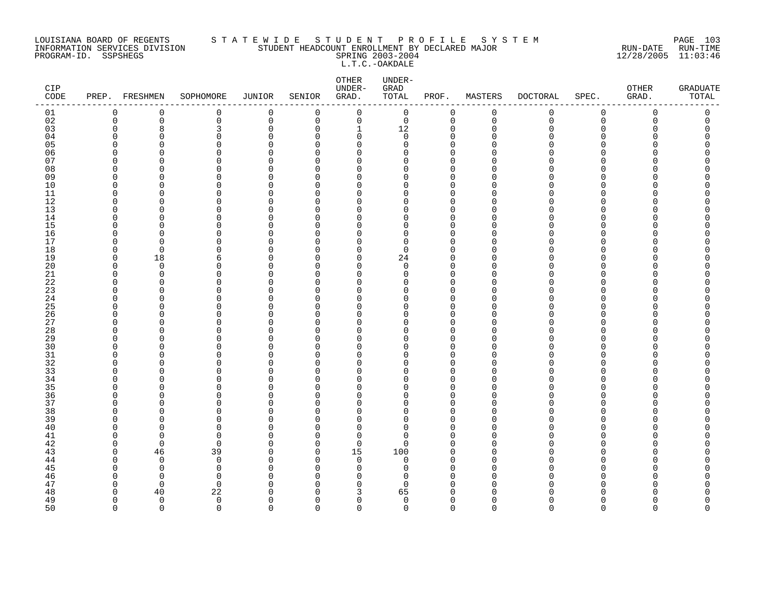LOUISIANA BOARD OF REGENTS
INFORMATION SERVICES DIVISION
PROGRAM-ID. SSPSHEGS

S T A T E W I D E   S T U D E N T   P R O F I L E   S Y S T E M
STUDENT HEADCOUNT ENROLLMENT BY DECLARED MAJOR
SPRING 2003-2004
L.T.C.-OAKDALE

RUN-DATE 12/28/2005 RUN-TIME 11:03:46

| CIP CODE | PREP. | FRESHMEN | SOPHOMORE | JUNIOR | SENIOR | OTHER UNDER-GRAD. | UNDER-GRAD TOTAL | PROF. | MASTERS | DOCTORAL | SPEC. | OTHER GRAD. | GRADUATE TOTAL |
|---|---|---|---|---|---|---|---|---|---|---|---|---|---|
| 01 | 0 | 0 | 0 | 0 | 0 | 0 | 0 | 0 | 0 | 0 | 0 | 0 | 0 |
| 02 | 0 | 0 | 0 | 0 | 0 | 0 | 0 | 0 | 0 | 0 | 0 | 0 | 0 |
| 03 | 0 | 8 | 3 | 0 | 0 | 1 | 12 | 0 | 0 | 0 | 0 | 0 | 0 |
| 04 | 0 | 0 | 0 | 0 | 0 | 0 | 0 | 0 | 0 | 0 | 0 | 0 | 0 |
| 05 | 0 | 0 | 0 | 0 | 0 | 0 | 0 | 0 | 0 | 0 | 0 | 0 | 0 |
| 06 | 0 | 0 | 0 | 0 | 0 | 0 | 0 | 0 | 0 | 0 | 0 | 0 | 0 |
| 07 | 0 | 0 | 0 | 0 | 0 | 0 | 0 | 0 | 0 | 0 | 0 | 0 | 0 |
| 08 | 0 | 0 | 0 | 0 | 0 | 0 | 0 | 0 | 0 | 0 | 0 | 0 | 0 |
| 09 | 0 | 0 | 0 | 0 | 0 | 0 | 0 | 0 | 0 | 0 | 0 | 0 | 0 |
| 10 | 0 | 0 | 0 | 0 | 0 | 0 | 0 | 0 | 0 | 0 | 0 | 0 | 0 |
| 11 | 0 | 0 | 0 | 0 | 0 | 0 | 0 | 0 | 0 | 0 | 0 | 0 | 0 |
| 12 | 0 | 0 | 0 | 0 | 0 | 0 | 0 | 0 | 0 | 0 | 0 | 0 | 0 |
| 13 | 0 | 0 | 0 | 0 | 0 | 0 | 0 | 0 | 0 | 0 | 0 | 0 | 0 |
| 14 | 0 | 0 | 0 | 0 | 0 | 0 | 0 | 0 | 0 | 0 | 0 | 0 | 0 |
| 15 | 0 | 0 | 0 | 0 | 0 | 0 | 0 | 0 | 0 | 0 | 0 | 0 | 0 |
| 16 | 0 | 0 | 0 | 0 | 0 | 0 | 0 | 0 | 0 | 0 | 0 | 0 | 0 |
| 17 | 0 | 0 | 0 | 0 | 0 | 0 | 0 | 0 | 0 | 0 | 0 | 0 | 0 |
| 18 | 0 | 0 | 0 | 0 | 0 | 0 | 0 | 0 | 0 | 0 | 0 | 0 | 0 |
| 19 | 0 | 18 | 6 | 0 | 0 | 0 | 24 | 0 | 0 | 0 | 0 | 0 | 0 |
| 20 | 0 | 0 | 0 | 0 | 0 | 0 | 0 | 0 | 0 | 0 | 0 | 0 | 0 |
| 21 | 0 | 0 | 0 | 0 | 0 | 0 | 0 | 0 | 0 | 0 | 0 | 0 | 0 |
| 22 | 0 | 0 | 0 | 0 | 0 | 0 | 0 | 0 | 0 | 0 | 0 | 0 | 0 |
| 23 | 0 | 0 | 0 | 0 | 0 | 0 | 0 | 0 | 0 | 0 | 0 | 0 | 0 |
| 24 | 0 | 0 | 0 | 0 | 0 | 0 | 0 | 0 | 0 | 0 | 0 | 0 | 0 |
| 25 | 0 | 0 | 0 | 0 | 0 | 0 | 0 | 0 | 0 | 0 | 0 | 0 | 0 |
| 26 | 0 | 0 | 0 | 0 | 0 | 0 | 0 | 0 | 0 | 0 | 0 | 0 | 0 |
| 27 | 0 | 0 | 0 | 0 | 0 | 0 | 0 | 0 | 0 | 0 | 0 | 0 | 0 |
| 28 | 0 | 0 | 0 | 0 | 0 | 0 | 0 | 0 | 0 | 0 | 0 | 0 | 0 |
| 29 | 0 | 0 | 0 | 0 | 0 | 0 | 0 | 0 | 0 | 0 | 0 | 0 | 0 |
| 30 | 0 | 0 | 0 | 0 | 0 | 0 | 0 | 0 | 0 | 0 | 0 | 0 | 0 |
| 31 | 0 | 0 | 0 | 0 | 0 | 0 | 0 | 0 | 0 | 0 | 0 | 0 | 0 |
| 32 | 0 | 0 | 0 | 0 | 0 | 0 | 0 | 0 | 0 | 0 | 0 | 0 | 0 |
| 33 | 0 | 0 | 0 | 0 | 0 | 0 | 0 | 0 | 0 | 0 | 0 | 0 | 0 |
| 34 | 0 | 0 | 0 | 0 | 0 | 0 | 0 | 0 | 0 | 0 | 0 | 0 | 0 |
| 35 | 0 | 0 | 0 | 0 | 0 | 0 | 0 | 0 | 0 | 0 | 0 | 0 | 0 |
| 36 | 0 | 0 | 0 | 0 | 0 | 0 | 0 | 0 | 0 | 0 | 0 | 0 | 0 |
| 37 | 0 | 0 | 0 | 0 | 0 | 0 | 0 | 0 | 0 | 0 | 0 | 0 | 0 |
| 38 | 0 | 0 | 0 | 0 | 0 | 0 | 0 | 0 | 0 | 0 | 0 | 0 | 0 |
| 39 | 0 | 0 | 0 | 0 | 0 | 0 | 0 | 0 | 0 | 0 | 0 | 0 | 0 |
| 40 | 0 | 0 | 0 | 0 | 0 | 0 | 0 | 0 | 0 | 0 | 0 | 0 | 0 |
| 41 | 0 | 0 | 0 | 0 | 0 | 0 | 0 | 0 | 0 | 0 | 0 | 0 | 0 |
| 42 | 0 | 0 | 0 | 0 | 0 | 0 | 0 | 0 | 0 | 0 | 0 | 0 | 0 |
| 43 | 0 | 46 | 39 | 0 | 0 | 15 | 100 | 0 | 0 | 0 | 0 | 0 | 0 |
| 44 | 0 | 0 | 0 | 0 | 0 | 0 | 0 | 0 | 0 | 0 | 0 | 0 | 0 |
| 45 | 0 | 0 | 0 | 0 | 0 | 0 | 0 | 0 | 0 | 0 | 0 | 0 | 0 |
| 46 | 0 | 0 | 0 | 0 | 0 | 0 | 0 | 0 | 0 | 0 | 0 | 0 | 0 |
| 47 | 0 | 0 | 0 | 0 | 0 | 0 | 0 | 0 | 0 | 0 | 0 | 0 | 0 |
| 48 | 0 | 40 | 22 | 0 | 0 | 3 | 65 | 0 | 0 | 0 | 0 | 0 | 0 |
| 49 | 0 | 0 | 0 | 0 | 0 | 0 | 0 | 0 | 0 | 0 | 0 | 0 | 0 |
| 50 | 0 | 0 | 0 | 0 | 0 | 0 | 0 | 0 | 0 | 0 | 0 | 0 | 0 |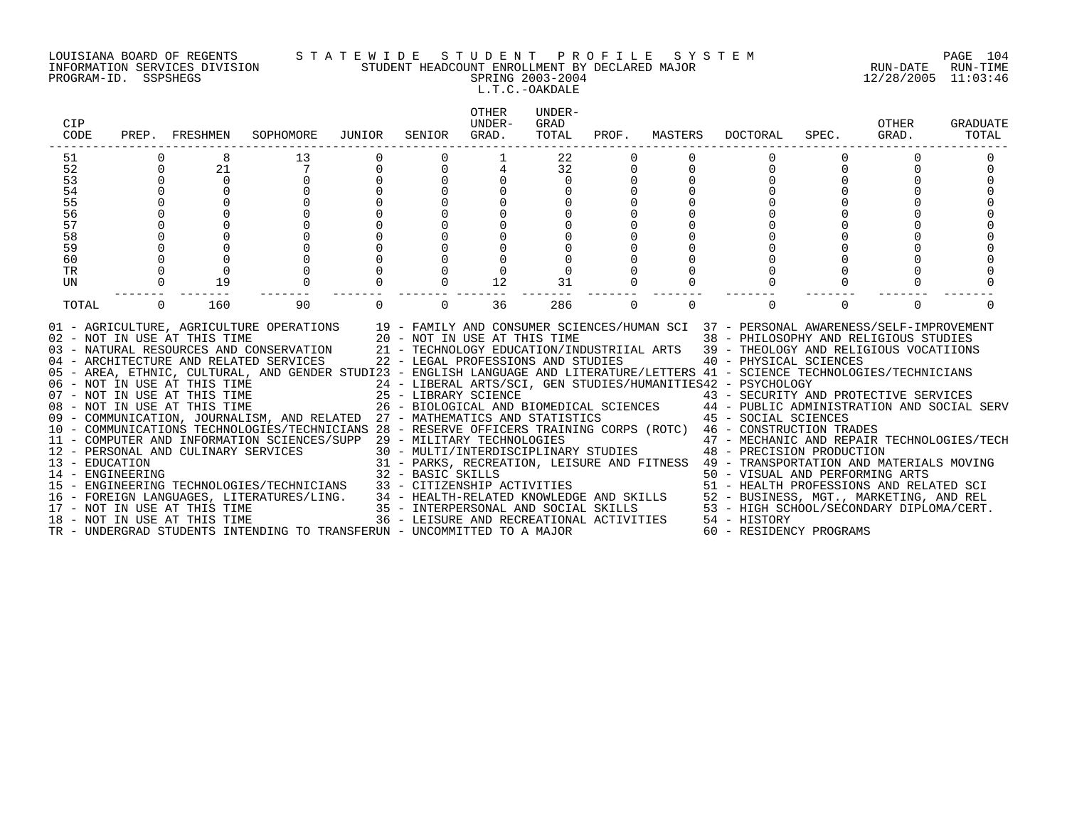LOUISIANA BOARD OF REGENTS — STATEWIDE STUDENT PROFILE SYSTEM
INFORMATION SERVICES DIVISION — STUDENT HEADCOUNT ENROLLMENT BY DECLARED MAJOR — RUN-DATE 12/28/2005 RUN-TIME 11:03:46
PROGRAM-ID. SSPSHEGS — SPRING 2003-2004

L.T.C.-OAKDALE

| CIP CODE | PREP. | FRESHMEN | SOPHOMORE | JUNIOR | SENIOR | OTHER UNDER-GRAD. | UNDER-GRAD TOTAL | PROF. | MASTERS | DOCTORAL | SPEC. | OTHER GRAD. | GRADUATE TOTAL |
|---|---|---|---|---|---|---|---|---|---|---|---|---|---|
| 51 | 0 | 8 | 13 | 0 | 0 | 1 | 22 | 0 | 0 | 0 | 0 | 0 | 0 |
| 52 | 0 | 21 | 7 | 0 | 0 | 4 | 32 | 0 | 0 | 0 | 0 | 0 | 0 |
| 53 | 0 | 0 | 0 | 0 | 0 | 0 | 0 | 0 | 0 | 0 | 0 | 0 | 0 |
| 54 | 0 | 0 | 0 | 0 | 0 | 0 | 0 | 0 | 0 | 0 | 0 | 0 | 0 |
| 55 | 0 | 0 | 0 | 0 | 0 | 0 | 0 | 0 | 0 | 0 | 0 | 0 | 0 |
| 56 | 0 | 0 | 0 | 0 | 0 | 0 | 0 | 0 | 0 | 0 | 0 | 0 | 0 |
| 57 | 0 | 0 | 0 | 0 | 0 | 0 | 0 | 0 | 0 | 0 | 0 | 0 | 0 |
| 58 | 0 | 0 | 0 | 0 | 0 | 0 | 0 | 0 | 0 | 0 | 0 | 0 | 0 |
| 59 | 0 | 0 | 0 | 0 | 0 | 0 | 0 | 0 | 0 | 0 | 0 | 0 | 0 |
| 60 | 0 | 0 | 0 | 0 | 0 | 0 | 0 | 0 | 0 | 0 | 0 | 0 | 0 |
| TR | 0 | 0 | 0 | 0 | 0 | 0 | 0 | 0 | 0 | 0 | 0 | 0 | 0 |
| UN | 0 | 19 | 0 | 0 | 0 | 12 | 31 | 0 | 0 | 0 | 0 | 0 | 0 |
| TOTAL | 0 | 160 | 90 | 0 | 0 | 36 | 286 | 0 | 0 | 0 | 0 | 0 | 0 |

01 - AGRICULTURE, AGRICULTURE OPERATIONS
02 - NOT IN USE AT THIS TIME
03 - NATURAL RESOURCES AND CONSERVATION
04 - ARCHITECTURE AND RELATED SERVICES
05 - AREA, ETHNIC, CULTURAL, AND GENDER STUDI
06 - NOT IN USE AT THIS TIME
07 - NOT IN USE AT THIS TIME
08 - NOT IN USE AT THIS TIME
09 - COMMUNICATION, JOURNALISM, AND RELATED
10 - COMMUNICATIONS TECHNOLOGIES/TECHNICIANS
11 - COMPUTER AND INFORMATION SCIENCES/SUPP
12 - PERSONAL AND CULINARY SERVICES
13 - EDUCATION
14 - ENGINEERING
15 - ENGINEERING TECHNOLOGIES/TECHNICIANS
16 - FOREIGN LANGUAGES, LITERATURES/LING.
17 - NOT IN USE AT THIS TIME
18 - NOT IN USE AT THIS TIME
19 - FAMILY AND CONSUMER SCIENCES/HUMAN SCI
20 - NOT IN USE AT THIS TIME
21 - TECHNOLOGY EDUCATION/INDUSTRIIAL ARTS
22 - LEGAL PROFESSIONS AND STUDIES
23 - ENGLISH LANGUAGE AND LITERATURE/LETTERS
24 - LIBERAL ARTS/SCI, GEN STUDIES/HUMANITIES
25 - LIBRARY SCIENCE
26 - BIOLOGICAL AND BIOMEDICAL SCIENCES
27 - MATHEMATICS AND STATISTICS
28 - RESERVE OFFICERS TRAINING CORPS (ROTC)
29 - MILITARY TECHNOLOGIES
30 - MULTI/INTERDISCIPLINARY STUDIES
31 - PARKS, RECREATION, LEISURE AND FITNESS
32 - BASIC SKILLS
33 - CITIZENSHIP ACTIVITIES
34 - HEALTH-RELATED KNOWLEDGE AND SKILLS
35 - INTERPERSONAL AND SOCIAL SKILLS
36 - LEISURE AND RECREATIONAL ACTIVITIES
37 - PERSONAL AWARENESS/SELF-IMPROVEMENT
38 - PHILOSOPHY AND RELIGIOUS STUDIES
39 - THEOLOGY AND RELIGIOUS VOCATIIONS
40 - PHYSICAL SCIENCES
41 - SCIENCE TECHNOLOGIES/TECHNICIANS
42 - PSYCHOLOGY
43 - SECURITY AND PROTECTIVE SERVICES
44 - PUBLIC ADMINISTRATION AND SOCIAL SERV
45 - SOCIAL SCIENCES
46 - CONSTRUCTION TRADES
47 - MECHANIC AND REPAIR TECHNOLOGIES/TECH
48 - PRECISION PRODUCTION
49 - TRANSPORTATION AND MATERIALS MOVING
50 - VISUAL AND PERFORMING ARTS
51 - HEALTH PROFESSIONS AND RELATED SCI
52 - BUSINESS, MGT., MARKETING, AND REL
53 - HIGH SCHOOL/SECONDARY DIPLOMA/CERT.
54 - HISTORY
60 - RESIDENCY PROGRAMS
TR - UNDERGRAD STUDENTS INTENDING TO TRANSFER
UN - UNCOMMITTED TO A MAJOR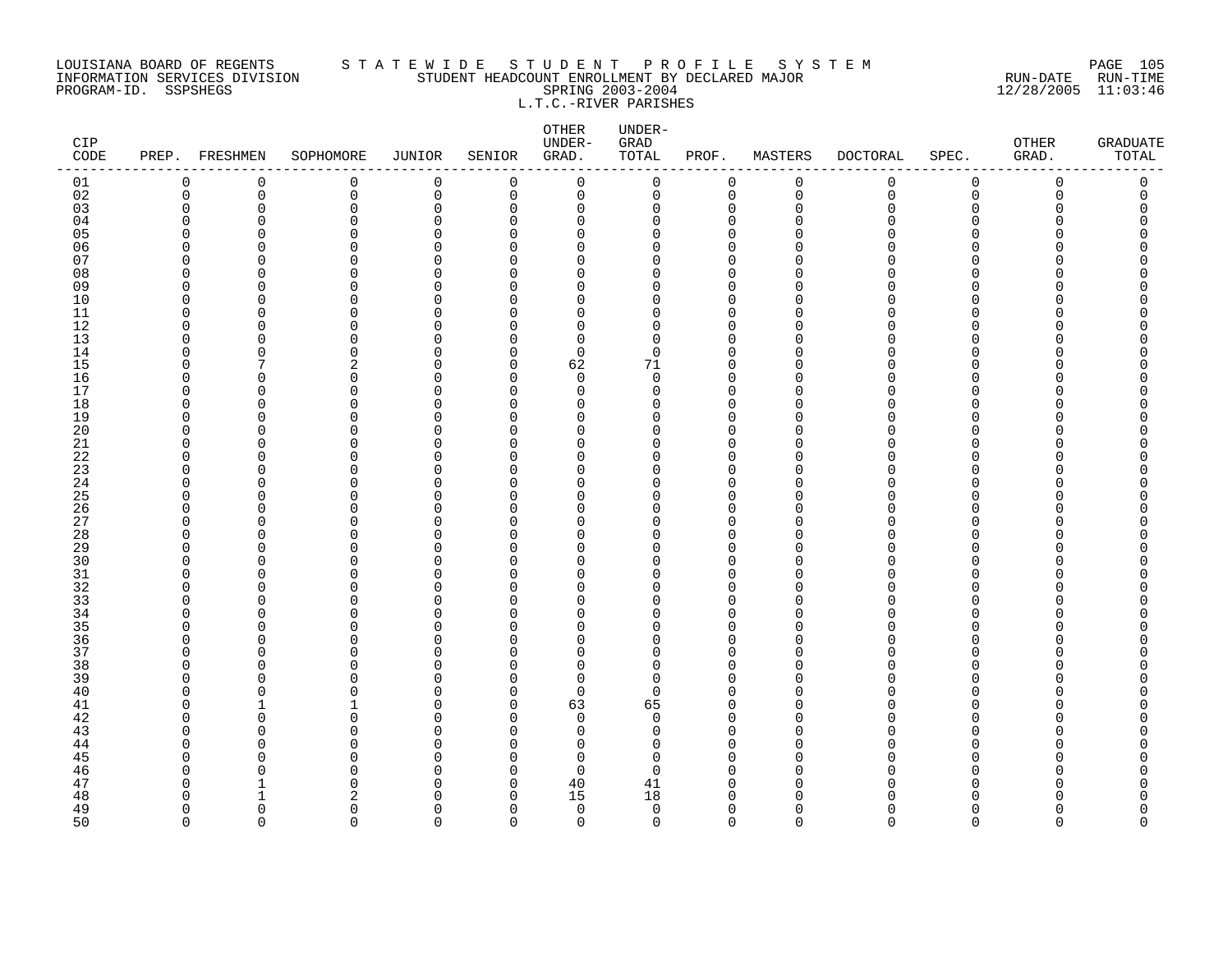LOUISIANA BOARD OF REGENTS — STATEWIDE STUDENT PROFILE SYSTEM
INFORMATION SERVICES DIVISION — STUDENT HEADCOUNT ENROLLMENT BY DECLARED MAJOR — RUN-DATE 12/28/2005 RUN-TIME 11:03:46
PROGRAM-ID. SSPSHEGS — SPRING 2003-2004

L.T.C.-RIVER PARISHES

| CIP CODE | PREP. | FRESHMEN | SOPHOMORE | JUNIOR | SENIOR | OTHER UNDER-GRAD. | UNDER-GRAD TOTAL | PROF. | MASTERS | DOCTORAL | SPEC. | OTHER GRAD. | GRADUATE TOTAL |
|---|---|---|---|---|---|---|---|---|---|---|---|---|---|
| 01 | 0 | 0 | 0 | 0 | 0 | 0 | 0 | 0 | 0 | 0 | 0 | 0 | 0 |
| 02 | 0 | 0 | 0 | 0 | 0 | 0 | 0 | 0 | 0 | 0 | 0 | 0 | 0 |
| 03 | 0 | 0 | 0 | 0 | 0 | 0 | 0 | 0 | 0 | 0 | 0 | 0 | 0 |
| 04 | 0 | 0 | 0 | 0 | 0 | 0 | 0 | 0 | 0 | 0 | 0 | 0 | 0 |
| 05 | 0 | 0 | 0 | 0 | 0 | 0 | 0 | 0 | 0 | 0 | 0 | 0 | 0 |
| 06 | 0 | 0 | 0 | 0 | 0 | 0 | 0 | 0 | 0 | 0 | 0 | 0 | 0 |
| 07 | 0 | 0 | 0 | 0 | 0 | 0 | 0 | 0 | 0 | 0 | 0 | 0 | 0 |
| 08 | 0 | 0 | 0 | 0 | 0 | 0 | 0 | 0 | 0 | 0 | 0 | 0 | 0 |
| 09 | 0 | 0 | 0 | 0 | 0 | 0 | 0 | 0 | 0 | 0 | 0 | 0 | 0 |
| 10 | 0 | 0 | 0 | 0 | 0 | 0 | 0 | 0 | 0 | 0 | 0 | 0 | 0 |
| 11 | 0 | 0 | 0 | 0 | 0 | 0 | 0 | 0 | 0 | 0 | 0 | 0 | 0 |
| 12 | 0 | 0 | 0 | 0 | 0 | 0 | 0 | 0 | 0 | 0 | 0 | 0 | 0 |
| 13 | 0 | 0 | 0 | 0 | 0 | 0 | 0 | 0 | 0 | 0 | 0 | 0 | 0 |
| 14 | 0 | 0 | 0 | 0 | 0 | 0 | 0 | 0 | 0 | 0 | 0 | 0 | 0 |
| 15 | 0 | 7 | 2 | 0 | 0 | 62 | 71 | 0 | 0 | 0 | 0 | 0 | 0 |
| 16 | 0 | 0 | 0 | 0 | 0 | 0 | 0 | 0 | 0 | 0 | 0 | 0 | 0 |
| 17 | 0 | 0 | 0 | 0 | 0 | 0 | 0 | 0 | 0 | 0 | 0 | 0 | 0 |
| 18 | 0 | 0 | 0 | 0 | 0 | 0 | 0 | 0 | 0 | 0 | 0 | 0 | 0 |
| 19 | 0 | 0 | 0 | 0 | 0 | 0 | 0 | 0 | 0 | 0 | 0 | 0 | 0 |
| 20 | 0 | 0 | 0 | 0 | 0 | 0 | 0 | 0 | 0 | 0 | 0 | 0 | 0 |
| 21 | 0 | 0 | 0 | 0 | 0 | 0 | 0 | 0 | 0 | 0 | 0 | 0 | 0 |
| 22 | 0 | 0 | 0 | 0 | 0 | 0 | 0 | 0 | 0 | 0 | 0 | 0 | 0 |
| 23 | 0 | 0 | 0 | 0 | 0 | 0 | 0 | 0 | 0 | 0 | 0 | 0 | 0 |
| 24 | 0 | 0 | 0 | 0 | 0 | 0 | 0 | 0 | 0 | 0 | 0 | 0 | 0 |
| 25 | 0 | 0 | 0 | 0 | 0 | 0 | 0 | 0 | 0 | 0 | 0 | 0 | 0 |
| 26 | 0 | 0 | 0 | 0 | 0 | 0 | 0 | 0 | 0 | 0 | 0 | 0 | 0 |
| 27 | 0 | 0 | 0 | 0 | 0 | 0 | 0 | 0 | 0 | 0 | 0 | 0 | 0 |
| 28 | 0 | 0 | 0 | 0 | 0 | 0 | 0 | 0 | 0 | 0 | 0 | 0 | 0 |
| 29 | 0 | 0 | 0 | 0 | 0 | 0 | 0 | 0 | 0 | 0 | 0 | 0 | 0 |
| 30 | 0 | 0 | 0 | 0 | 0 | 0 | 0 | 0 | 0 | 0 | 0 | 0 | 0 |
| 31 | 0 | 0 | 0 | 0 | 0 | 0 | 0 | 0 | 0 | 0 | 0 | 0 | 0 |
| 32 | 0 | 0 | 0 | 0 | 0 | 0 | 0 | 0 | 0 | 0 | 0 | 0 | 0 |
| 33 | 0 | 0 | 0 | 0 | 0 | 0 | 0 | 0 | 0 | 0 | 0 | 0 | 0 |
| 34 | 0 | 0 | 0 | 0 | 0 | 0 | 0 | 0 | 0 | 0 | 0 | 0 | 0 |
| 35 | 0 | 0 | 0 | 0 | 0 | 0 | 0 | 0 | 0 | 0 | 0 | 0 | 0 |
| 36 | 0 | 0 | 0 | 0 | 0 | 0 | 0 | 0 | 0 | 0 | 0 | 0 | 0 |
| 37 | 0 | 0 | 0 | 0 | 0 | 0 | 0 | 0 | 0 | 0 | 0 | 0 | 0 |
| 38 | 0 | 0 | 0 | 0 | 0 | 0 | 0 | 0 | 0 | 0 | 0 | 0 | 0 |
| 39 | 0 | 0 | 0 | 0 | 0 | 0 | 0 | 0 | 0 | 0 | 0 | 0 | 0 |
| 40 | 0 | 0 | 0 | 0 | 0 | 0 | 0 | 0 | 0 | 0 | 0 | 0 | 0 |
| 41 | 0 | 1 | 1 | 0 | 0 | 63 | 65 | 0 | 0 | 0 | 0 | 0 | 0 |
| 42 | 0 | 0 | 0 | 0 | 0 | 0 | 0 | 0 | 0 | 0 | 0 | 0 | 0 |
| 43 | 0 | 0 | 0 | 0 | 0 | 0 | 0 | 0 | 0 | 0 | 0 | 0 | 0 |
| 44 | 0 | 0 | 0 | 0 | 0 | 0 | 0 | 0 | 0 | 0 | 0 | 0 | 0 |
| 45 | 0 | 0 | 0 | 0 | 0 | 0 | 0 | 0 | 0 | 0 | 0 | 0 | 0 |
| 46 | 0 | 0 | 0 | 0 | 0 | 0 | 0 | 0 | 0 | 0 | 0 | 0 | 0 |
| 47 | 0 | 1 | 0 | 0 | 0 | 40 | 41 | 0 | 0 | 0 | 0 | 0 | 0 |
| 48 | 0 | 1 | 2 | 0 | 0 | 15 | 18 | 0 | 0 | 0 | 0 | 0 | 0 |
| 49 | 0 | 0 | 0 | 0 | 0 | 0 | 0 | 0 | 0 | 0 | 0 | 0 | 0 |
| 50 | 0 | 0 | 0 | 0 | 0 | 0 | 0 | 0 | 0 | 0 | 0 | 0 | 0 |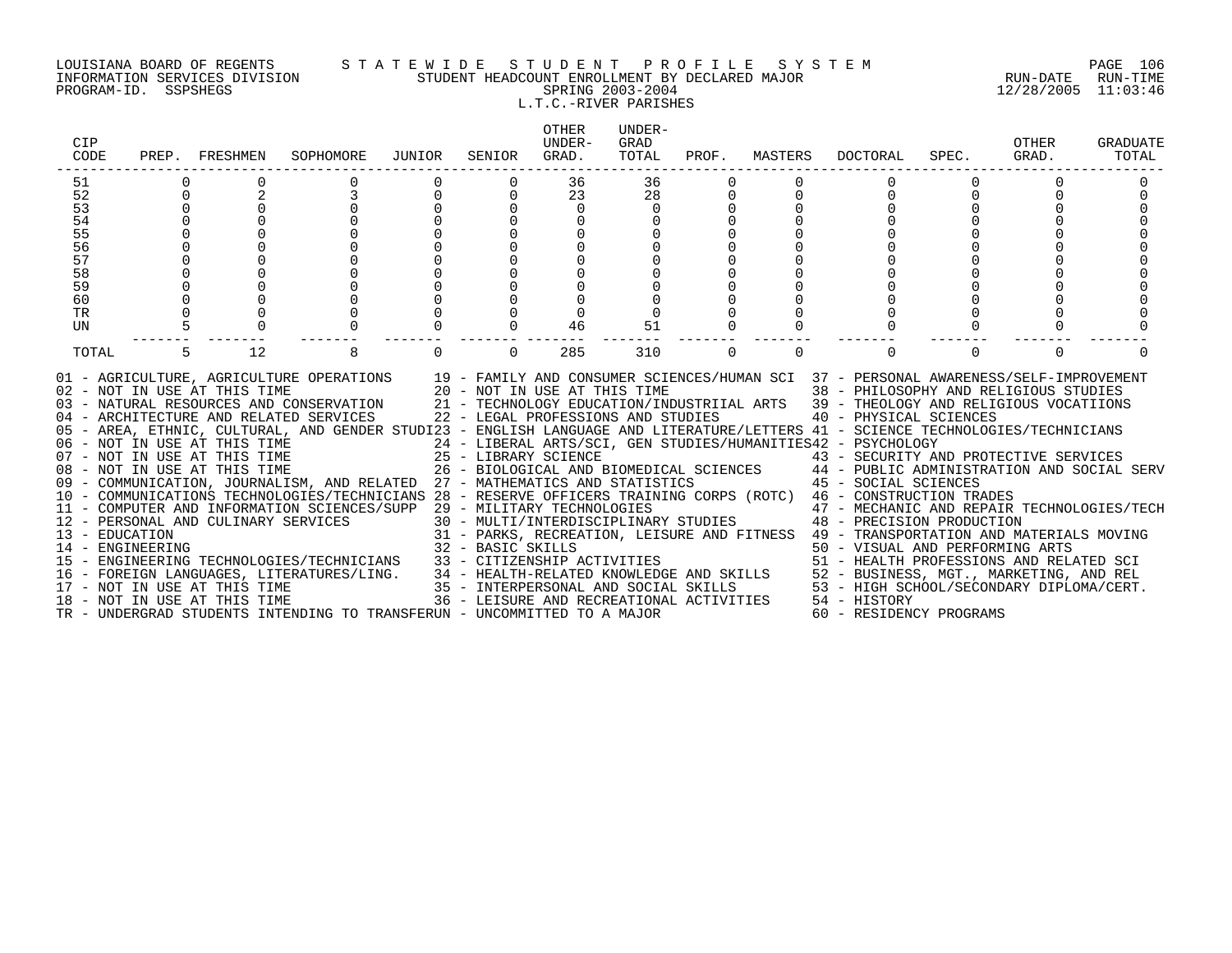LOUISIANA BOARD OF REGENTS — STATEWIDE STUDENT PROFILE SYSTEM
INFORMATION SERVICES DIVISION — STUDENT HEADCOUNT ENROLLMENT BY DECLARED MAJOR — RUN-DATE 12/28/2005 RUN-TIME 11:03:46
PROGRAM-ID. SSPSHEGS — SPRING 2003-2004

L.T.C.-RIVER PARISHES

| CIP CODE | PREP. | FRESHMEN | SOPHOMORE | JUNIOR | SENIOR | OTHER UNDER-GRAD. | UNDER-GRAD TOTAL | PROF. | MASTERS | DOCTORAL | SPEC. | OTHER GRAD. | GRADUATE TOTAL |
|---|---|---|---|---|---|---|---|---|---|---|---|---|---|
| 51 | 0 | 0 | 0 | 0 | 0 | 36 | 36 | 0 | 0 | 0 | 0 | 0 | 0 |
| 52 | 0 | 2 | 3 | 0 | 0 | 23 | 28 | 0 | 0 | 0 | 0 | 0 | 0 |
| 53 | 0 | 0 | 0 | 0 | 0 | 0 | 0 | 0 | 0 | 0 | 0 | 0 | 0 |
| 54 | 0 | 0 | 0 | 0 | 0 | 0 | 0 | 0 | 0 | 0 | 0 | 0 | 0 |
| 55 | 0 | 0 | 0 | 0 | 0 | 0 | 0 | 0 | 0 | 0 | 0 | 0 | 0 |
| 56 | 0 | 0 | 0 | 0 | 0 | 0 | 0 | 0 | 0 | 0 | 0 | 0 | 0 |
| 57 | 0 | 0 | 0 | 0 | 0 | 0 | 0 | 0 | 0 | 0 | 0 | 0 | 0 |
| 58 | 0 | 0 | 0 | 0 | 0 | 0 | 0 | 0 | 0 | 0 | 0 | 0 | 0 |
| 59 | 0 | 0 | 0 | 0 | 0 | 0 | 0 | 0 | 0 | 0 | 0 | 0 | 0 |
| 60 | 0 | 0 | 0 | 0 | 0 | 0 | 0 | 0 | 0 | 0 | 0 | 0 | 0 |
| TR | 0 | 0 | 0 | 0 | 0 | 0 | 0 | 0 | 0 | 0 | 0 | 0 | 0 |
| UN | 5 | 0 | 0 | 0 | 0 | 46 | 51 | 0 | 0 | 0 | 0 | 0 | 0 |
| TOTAL | 5 | 12 | 8 | 0 | 0 | 285 | 310 | 0 | 0 | 0 | 0 | 0 | 0 |

01 - AGRICULTURE, AGRICULTURE OPERATIONS
02 - NOT IN USE AT THIS TIME
03 - NATURAL RESOURCES AND CONSERVATION
04 - ARCHITECTURE AND RELATED SERVICES
05 - AREA, ETHNIC, CULTURAL, AND GENDER STUDI
06 - NOT IN USE AT THIS TIME
07 - NOT IN USE AT THIS TIME
08 - NOT IN USE AT THIS TIME
09 - COMMUNICATION, JOURNALISM, AND RELATED
10 - COMMUNICATIONS TECHNOLOGIES/TECHNICIANS
11 - COMPUTER AND INFORMATION SCIENCES/SUPP
12 - PERSONAL AND CULINARY SERVICES
13 - EDUCATION
14 - ENGINEERING
15 - ENGINEERING TECHNOLOGIES/TECHNICIANS
16 - FOREIGN LANGUAGES, LITERATURES/LING.
17 - NOT IN USE AT THIS TIME
18 - NOT IN USE AT THIS TIME
19 - FAMILY AND CONSUMER SCIENCES/HUMAN SCI
20 - NOT IN USE AT THIS TIME
21 - TECHNOLOGY EDUCATION/INDUSTRIIAL ARTS
22 - LEGAL PROFESSIONS AND STUDIES
23 - ENGLISH LANGUAGE AND LITERATURE/LETTERS
24 - LIBERAL ARTS/SCI, GEN STUDIES/HUMANITIES
25 - LIBRARY SCIENCE
26 - BIOLOGICAL AND BIOMEDICAL SCIENCES
27 - MATHEMATICS AND STATISTICS
28 - RESERVE OFFICERS TRAINING CORPS (ROTC)
29 - MILITARY TECHNOLOGIES
30 - MULTI/INTERDISCIPLINARY STUDIES
31 - PARKS, RECREATION, LEISURE AND FITNESS
32 - BASIC SKILLS
33 - CITIZENSHIP ACTIVITIES
34 - HEALTH-RELATED KNOWLEDGE AND SKILLS
35 - INTERPERSONAL AND SOCIAL SKILLS
36 - LEISURE AND RECREATIONAL ACTIVITIES
37 - PERSONAL AWARENESS/SELF-IMPROVEMENT
38 - PHILOSOPHY AND RELIGIOUS STUDIES
39 - THEOLOGY AND RELIGIOUS VOCATIIONS
40 - PHYSICAL SCIENCES
41 - SCIENCE TECHNOLOGIES/TECHNICIANS
42 - PSYCHOLOGY
43 - SECURITY AND PROTECTIVE SERVICES
44 - PUBLIC ADMINISTRATION AND SOCIAL SERV
45 - SOCIAL SCIENCES
46 - CONSTRUCTION TRADES
47 - MECHANIC AND REPAIR TECHNOLOGIES/TECH
48 - PRECISION PRODUCTION
49 - TRANSPORTATION AND MATERIALS MOVING
50 - VISUAL AND PERFORMING ARTS
51 - HEALTH PROFESSIONS AND RELATED SCI
52 - BUSINESS, MGT., MARKETING, AND REL
53 - HIGH SCHOOL/SECONDARY DIPLOMA/CERT.
54 - HISTORY
60 - RESIDENCY PROGRAMS
TR - UNDERGRAD STUDENTS INTENDING TO TRANSFER
UN - UNCOMMITTED TO A MAJOR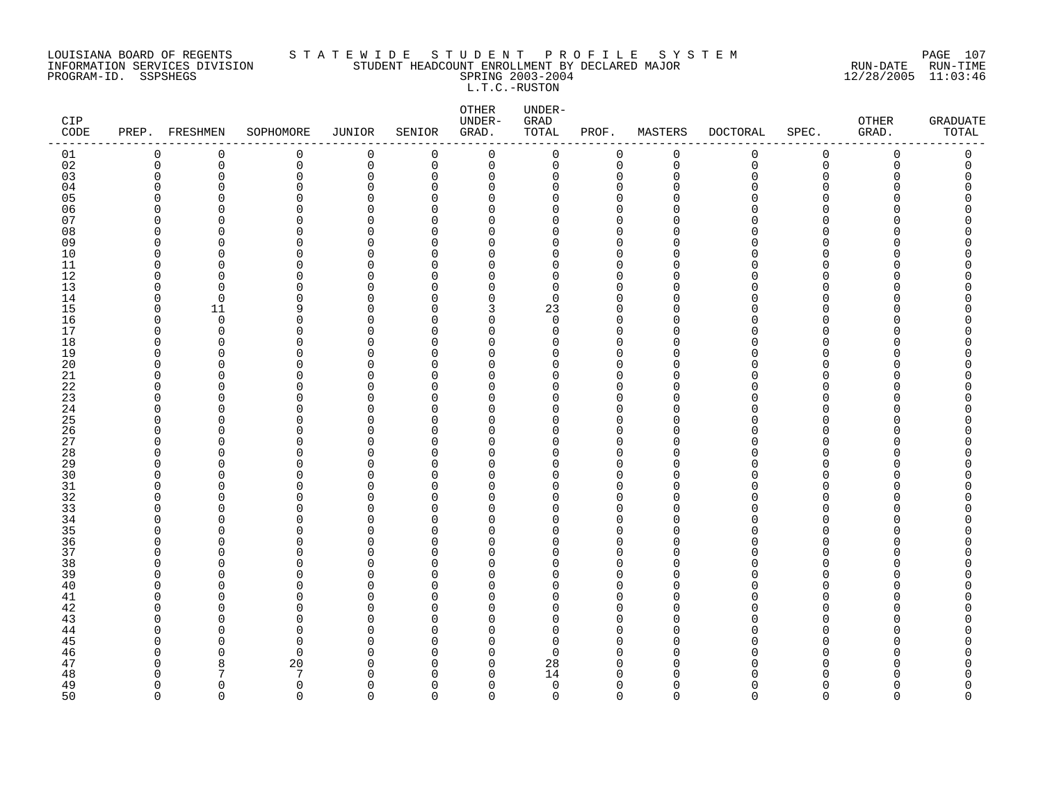LOUISIANA BOARD OF REGENTS
INFORMATION SERVICES DIVISION
PROGRAM-ID. SSPSHEGS

S T A T E W I D E   S T U D E N T   P R O F I L E   S Y S T E M
STUDENT HEADCOUNT ENROLLMENT BY DECLARED MAJOR
SPRING 2003-2004
L.T.C.-RUSTON

RUN-DATE 12/28/2005 RUN-TIME 11:03:46

| CIP CODE | PREP. | FRESHMEN | SOPHOMORE | JUNIOR | SENIOR | OTHER UNDER-GRAD. | UNDER-GRAD TOTAL | PROF. | MASTERS | DOCTORAL | SPEC. | OTHER GRAD. | GRADUATE TOTAL |
|---|---|---|---|---|---|---|---|---|---|---|---|---|---|
| 01 | 0 | 0 | 0 | 0 | 0 | 0 | 0 | 0 | 0 | 0 | 0 | 0 | 0 |
| 02 | 0 | 0 | 0 | 0 | 0 | 0 | 0 | 0 | 0 | 0 | 0 | 0 | 0 |
| 03 | 0 | 0 | 0 | 0 | 0 | 0 | 0 | 0 | 0 | 0 | 0 | 0 | 0 |
| 04 | 0 | 0 | 0 | 0 | 0 | 0 | 0 | 0 | 0 | 0 | 0 | 0 | 0 |
| 05 | 0 | 0 | 0 | 0 | 0 | 0 | 0 | 0 | 0 | 0 | 0 | 0 | 0 |
| 06 | 0 | 0 | 0 | 0 | 0 | 0 | 0 | 0 | 0 | 0 | 0 | 0 | 0 |
| 07 | 0 | 0 | 0 | 0 | 0 | 0 | 0 | 0 | 0 | 0 | 0 | 0 | 0 |
| 08 | 0 | 0 | 0 | 0 | 0 | 0 | 0 | 0 | 0 | 0 | 0 | 0 | 0 |
| 09 | 0 | 0 | 0 | 0 | 0 | 0 | 0 | 0 | 0 | 0 | 0 | 0 | 0 |
| 10 | 0 | 0 | 0 | 0 | 0 | 0 | 0 | 0 | 0 | 0 | 0 | 0 | 0 |
| 11 | 0 | 0 | 0 | 0 | 0 | 0 | 0 | 0 | 0 | 0 | 0 | 0 | 0 |
| 12 | 0 | 0 | 0 | 0 | 0 | 0 | 0 | 0 | 0 | 0 | 0 | 0 | 0 |
| 13 | 0 | 0 | 0 | 0 | 0 | 0 | 0 | 0 | 0 | 0 | 0 | 0 | 0 |
| 14 | 0 | 0 | 0 | 0 | 0 | 0 | 0 | 0 | 0 | 0 | 0 | 0 | 0 |
| 15 | 0 | 11 | 9 | 0 | 0 | 3 | 23 | 0 | 0 | 0 | 0 | 0 | 0 |
| 16 | 0 | 0 | 0 | 0 | 0 | 0 | 0 | 0 | 0 | 0 | 0 | 0 | 0 |
| 17 | 0 | 0 | 0 | 0 | 0 | 0 | 0 | 0 | 0 | 0 | 0 | 0 | 0 |
| 18 | 0 | 0 | 0 | 0 | 0 | 0 | 0 | 0 | 0 | 0 | 0 | 0 | 0 |
| 19 | 0 | 0 | 0 | 0 | 0 | 0 | 0 | 0 | 0 | 0 | 0 | 0 | 0 |
| 20 | 0 | 0 | 0 | 0 | 0 | 0 | 0 | 0 | 0 | 0 | 0 | 0 | 0 |
| 21 | 0 | 0 | 0 | 0 | 0 | 0 | 0 | 0 | 0 | 0 | 0 | 0 | 0 |
| 22 | 0 | 0 | 0 | 0 | 0 | 0 | 0 | 0 | 0 | 0 | 0 | 0 | 0 |
| 23 | 0 | 0 | 0 | 0 | 0 | 0 | 0 | 0 | 0 | 0 | 0 | 0 | 0 |
| 24 | 0 | 0 | 0 | 0 | 0 | 0 | 0 | 0 | 0 | 0 | 0 | 0 | 0 |
| 25 | 0 | 0 | 0 | 0 | 0 | 0 | 0 | 0 | 0 | 0 | 0 | 0 | 0 |
| 26 | 0 | 0 | 0 | 0 | 0 | 0 | 0 | 0 | 0 | 0 | 0 | 0 | 0 |
| 27 | 0 | 0 | 0 | 0 | 0 | 0 | 0 | 0 | 0 | 0 | 0 | 0 | 0 |
| 28 | 0 | 0 | 0 | 0 | 0 | 0 | 0 | 0 | 0 | 0 | 0 | 0 | 0 |
| 29 | 0 | 0 | 0 | 0 | 0 | 0 | 0 | 0 | 0 | 0 | 0 | 0 | 0 |
| 30 | 0 | 0 | 0 | 0 | 0 | 0 | 0 | 0 | 0 | 0 | 0 | 0 | 0 |
| 31 | 0 | 0 | 0 | 0 | 0 | 0 | 0 | 0 | 0 | 0 | 0 | 0 | 0 |
| 32 | 0 | 0 | 0 | 0 | 0 | 0 | 0 | 0 | 0 | 0 | 0 | 0 | 0 |
| 33 | 0 | 0 | 0 | 0 | 0 | 0 | 0 | 0 | 0 | 0 | 0 | 0 | 0 |
| 34 | 0 | 0 | 0 | 0 | 0 | 0 | 0 | 0 | 0 | 0 | 0 | 0 | 0 |
| 35 | 0 | 0 | 0 | 0 | 0 | 0 | 0 | 0 | 0 | 0 | 0 | 0 | 0 |
| 36 | 0 | 0 | 0 | 0 | 0 | 0 | 0 | 0 | 0 | 0 | 0 | 0 | 0 |
| 37 | 0 | 0 | 0 | 0 | 0 | 0 | 0 | 0 | 0 | 0 | 0 | 0 | 0 |
| 38 | 0 | 0 | 0 | 0 | 0 | 0 | 0 | 0 | 0 | 0 | 0 | 0 | 0 |
| 39 | 0 | 0 | 0 | 0 | 0 | 0 | 0 | 0 | 0 | 0 | 0 | 0 | 0 |
| 40 | 0 | 0 | 0 | 0 | 0 | 0 | 0 | 0 | 0 | 0 | 0 | 0 | 0 |
| 41 | 0 | 0 | 0 | 0 | 0 | 0 | 0 | 0 | 0 | 0 | 0 | 0 | 0 |
| 42 | 0 | 0 | 0 | 0 | 0 | 0 | 0 | 0 | 0 | 0 | 0 | 0 | 0 |
| 43 | 0 | 0 | 0 | 0 | 0 | 0 | 0 | 0 | 0 | 0 | 0 | 0 | 0 |
| 44 | 0 | 0 | 0 | 0 | 0 | 0 | 0 | 0 | 0 | 0 | 0 | 0 | 0 |
| 45 | 0 | 0 | 0 | 0 | 0 | 0 | 0 | 0 | 0 | 0 | 0 | 0 | 0 |
| 46 | 0 | 0 | 0 | 0 | 0 | 0 | 0 | 0 | 0 | 0 | 0 | 0 | 0 |
| 47 | 0 | 8 | 20 | 0 | 0 | 0 | 28 | 0 | 0 | 0 | 0 | 0 | 0 |
| 48 | 0 | 7 | 7 | 0 | 0 | 0 | 14 | 0 | 0 | 0 | 0 | 0 | 0 |
| 49 | 0 | 0 | 0 | 0 | 0 | 0 | 0 | 0 | 0 | 0 | 0 | 0 | 0 |
| 50 | 0 | 0 | 0 | 0 | 0 | 0 | 0 | 0 | 0 | 0 | 0 | 0 | 0 |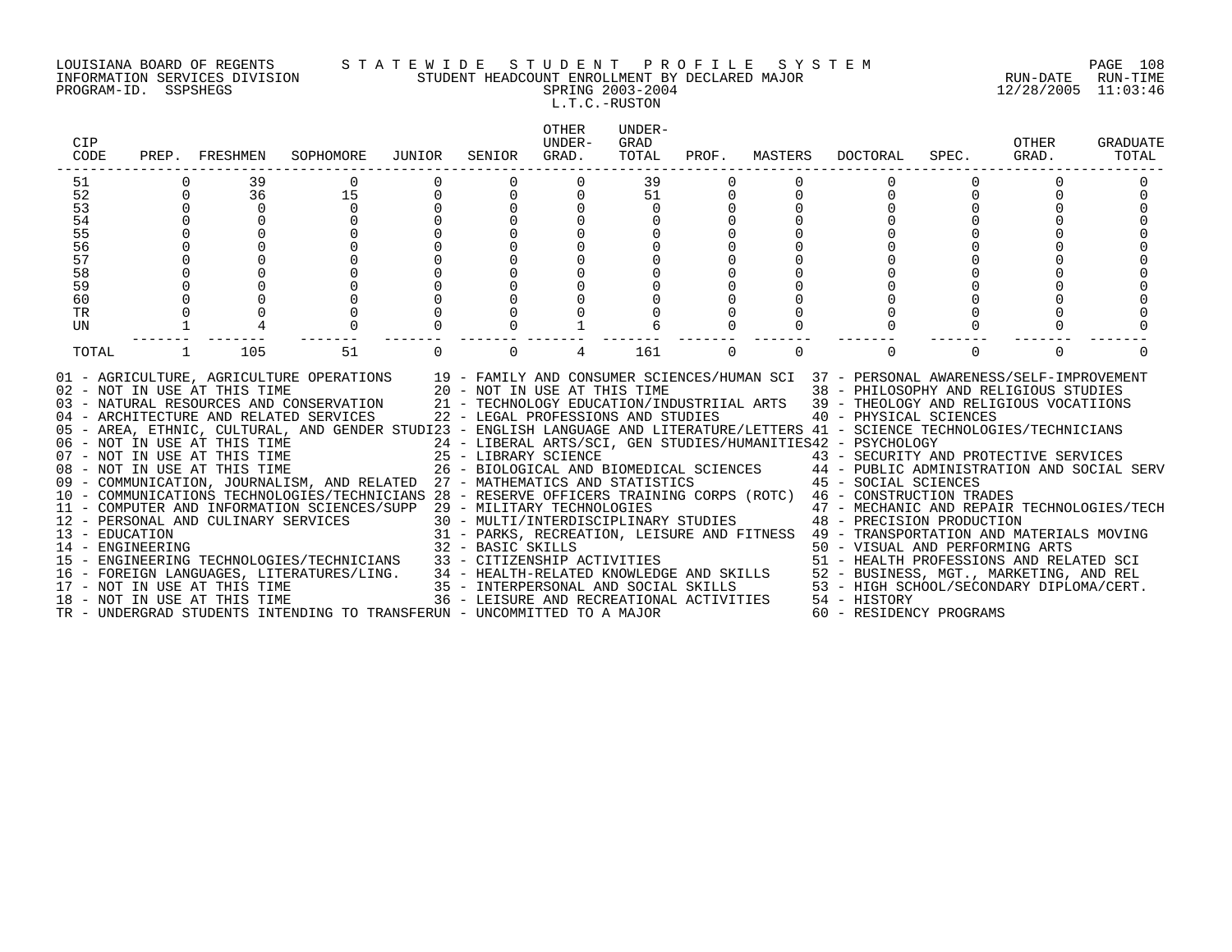LOUISIANA BOARD OF REGENTS — STATEWIDE STUDENT PROFILE SYSTEM
INFORMATION SERVICES DIVISION — STUDENT HEADCOUNT ENROLLMENT BY DECLARED MAJOR — RUN-DATE 12/28/2005 RUN-TIME 11:03:46
PROGRAM-ID. SSPSHEGS — SPRING 2003-2004

L.T.C.-RUSTON

| CIP CODE | PREP. | FRESHMEN | SOPHOMORE | JUNIOR | SENIOR | OTHER UNDER-GRAD. | UNDER-GRAD TOTAL | PROF. | MASTERS | DOCTORAL | SPEC. | OTHER GRAD. | GRADUATE TOTAL |
|---|---|---|---|---|---|---|---|---|---|---|---|---|---|
| 51 | 0 | 39 | 0 | 0 | 0 | 0 | 39 | 0 | 0 | 0 | 0 | 0 | 0 |
| 52 | 0 | 36 | 15 | 0 | 0 | 0 | 51 | 0 | 0 | 0 | 0 | 0 | 0 |
| 53 | 0 | 0 | 0 | 0 | 0 | 0 | 0 | 0 | 0 | 0 | 0 | 0 | 0 |
| 54 | 0 | 0 | 0 | 0 | 0 | 0 | 0 | 0 | 0 | 0 | 0 | 0 | 0 |
| 55 | 0 | 0 | 0 | 0 | 0 | 0 | 0 | 0 | 0 | 0 | 0 | 0 | 0 |
| 56 | 0 | 0 | 0 | 0 | 0 | 0 | 0 | 0 | 0 | 0 | 0 | 0 | 0 |
| 57 | 0 | 0 | 0 | 0 | 0 | 0 | 0 | 0 | 0 | 0 | 0 | 0 | 0 |
| 58 | 0 | 0 | 0 | 0 | 0 | 0 | 0 | 0 | 0 | 0 | 0 | 0 | 0 |
| 59 | 0 | 0 | 0 | 0 | 0 | 0 | 0 | 0 | 0 | 0 | 0 | 0 | 0 |
| 60 | 0 | 0 | 0 | 0 | 0 | 0 | 0 | 0 | 0 | 0 | 0 | 0 | 0 |
| TR | 0 | 0 | 0 | 0 | 0 | 0 | 0 | 0 | 0 | 0 | 0 | 0 | 0 |
| UN | 1 | 4 | 0 | 0 | 0 | 1 | 6 | 0 | 0 | 0 | 0 | 0 | 0 |
| TOTAL | 1 | 105 | 51 | 0 | 0 | 4 | 161 | 0 | 0 | 0 | 0 | 0 | 0 |

01 - AGRICULTURE, AGRICULTURE OPERATIONS
02 - NOT IN USE AT THIS TIME
03 - NATURAL RESOURCES AND CONSERVATION
04 - ARCHITECTURE AND RELATED SERVICES
05 - AREA, ETHNIC, CULTURAL, AND GENDER STUDI
06 - NOT IN USE AT THIS TIME
07 - NOT IN USE AT THIS TIME
08 - NOT IN USE AT THIS TIME
09 - COMMUNICATION, JOURNALISM, AND RELATED
10 - COMMUNICATIONS TECHNOLOGIES/TECHNICIANS
11 - COMPUTER AND INFORMATION SCIENCES/SUPP
12 - PERSONAL AND CULINARY SERVICES
13 - EDUCATION
14 - ENGINEERING
15 - ENGINEERING TECHNOLOGIES/TECHNICIANS
16 - FOREIGN LANGUAGES, LITERATURES/LING.
17 - NOT IN USE AT THIS TIME
18 - NOT IN USE AT THIS TIME
19 - FAMILY AND CONSUMER SCIENCES/HUMAN SCI
20 - NOT IN USE AT THIS TIME
21 - TECHNOLOGY EDUCATION/INDUSTRIIAL ARTS
22 - LEGAL PROFESSIONS AND STUDIES
23 - ENGLISH LANGUAGE AND LITERATURE/LETTERS
24 - LIBERAL ARTS/SCI, GEN STUDIES/HUMANITIES
25 - LIBRARY SCIENCE
26 - BIOLOGICAL AND BIOMEDICAL SCIENCES
27 - MATHEMATICS AND STATISTICS
28 - RESERVE OFFICERS TRAINING CORPS (ROTC)
29 - MILITARY TECHNOLOGIES
30 - MULTI/INTERDISCIPLINARY STUDIES
31 - PARKS, RECREATION, LEISURE AND FITNESS
32 - BASIC SKILLS
33 - CITIZENSHIP ACTIVITIES
34 - HEALTH-RELATED KNOWLEDGE AND SKILLS
35 - INTERPERSONAL AND SOCIAL SKILLS
36 - LEISURE AND RECREATIONAL ACTIVITIES
37 - PERSONAL AWARENESS/SELF-IMPROVEMENT
38 - PHILOSOPHY AND RELIGIOUS STUDIES
39 - THEOLOGY AND RELIGIOUS VOCATIIONS
40 - PHYSICAL SCIENCES
41 - SCIENCE TECHNOLOGIES/TECHNICIANS
42 - PSYCHOLOGY
43 - SECURITY AND PROTECTIVE SERVICES
44 - PUBLIC ADMINISTRATION AND SOCIAL SERV
45 - SOCIAL SCIENCES
46 - CONSTRUCTION TRADES
47 - MECHANIC AND REPAIR TECHNOLOGIES/TECH
48 - PRECISION PRODUCTION
49 - TRANSPORTATION AND MATERIALS MOVING
50 - VISUAL AND PERFORMING ARTS
51 - HEALTH PROFESSIONS AND RELATED SCI
52 - BUSINESS, MGT., MARKETING, AND REL
53 - HIGH SCHOOL/SECONDARY DIPLOMA/CERT.
54 - HISTORY
60 - RESIDENCY PROGRAMS
TR - UNDERGRAD STUDENTS INTENDING TO TRANSFER
UN - UNCOMMITTED TO A MAJOR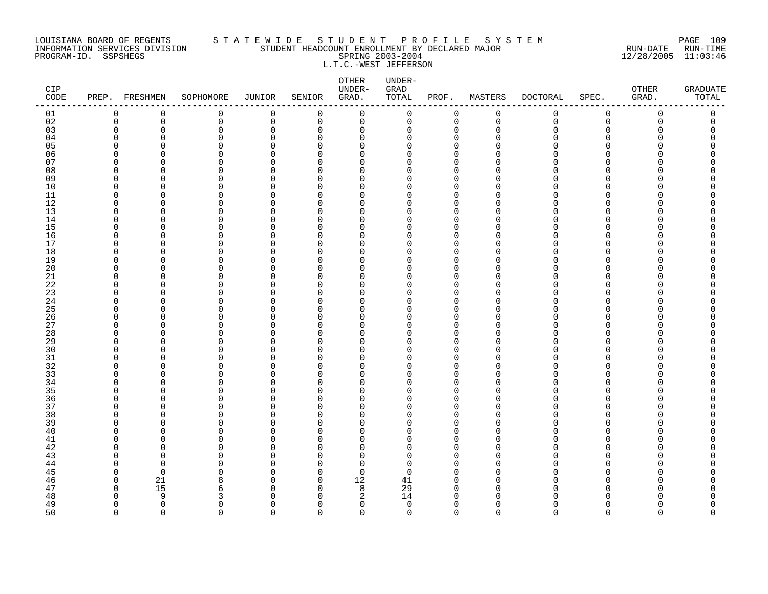LOUISIANA BOARD OF REGENTS
INFORMATION SERVICES DIVISION
PROGRAM-ID. SSPSHEGS

S T A T E W I D E   S T U D E N T   P R O F I L E   S Y S T E M
STUDENT HEADCOUNT ENROLLMENT BY DECLARED MAJOR
SPRING 2003-2004
L.T.C.-WEST JEFFERSON

RUN-DATE 12/28/2005  RUN-TIME 11:03:46

| CIP CODE | PREP. | FRESHMEN | SOPHOMORE | JUNIOR | SENIOR | OTHER UNDER-GRAD. | UNDER-GRAD TOTAL | PROF. | MASTERS | DOCTORAL | SPEC. | OTHER GRAD. | GRADUATE TOTAL |
|---|---|---|---|---|---|---|---|---|---|---|---|---|---|
| 01 | 0 | 0 | 0 | 0 | 0 | 0 | 0 | 0 | 0 | 0 | 0 | 0 | 0 |
| 02 | 0 | 0 | 0 | 0 | 0 | 0 | 0 | 0 | 0 | 0 | 0 | 0 | 0 |
| 03 | 0 | 0 | 0 | 0 | 0 | 0 | 0 | 0 | 0 | 0 | 0 | 0 | 0 |
| 04 | 0 | 0 | 0 | 0 | 0 | 0 | 0 | 0 | 0 | 0 | 0 | 0 | 0 |
| 05 | 0 | 0 | 0 | 0 | 0 | 0 | 0 | 0 | 0 | 0 | 0 | 0 | 0 |
| 06 | 0 | 0 | 0 | 0 | 0 | 0 | 0 | 0 | 0 | 0 | 0 | 0 | 0 |
| 07 | 0 | 0 | 0 | 0 | 0 | 0 | 0 | 0 | 0 | 0 | 0 | 0 | 0 |
| 08 | 0 | 0 | 0 | 0 | 0 | 0 | 0 | 0 | 0 | 0 | 0 | 0 | 0 |
| 09 | 0 | 0 | 0 | 0 | 0 | 0 | 0 | 0 | 0 | 0 | 0 | 0 | 0 |
| 10 | 0 | 0 | 0 | 0 | 0 | 0 | 0 | 0 | 0 | 0 | 0 | 0 | 0 |
| 11 | 0 | 0 | 0 | 0 | 0 | 0 | 0 | 0 | 0 | 0 | 0 | 0 | 0 |
| 12 | 0 | 0 | 0 | 0 | 0 | 0 | 0 | 0 | 0 | 0 | 0 | 0 | 0 |
| 13 | 0 | 0 | 0 | 0 | 0 | 0 | 0 | 0 | 0 | 0 | 0 | 0 | 0 |
| 14 | 0 | 0 | 0 | 0 | 0 | 0 | 0 | 0 | 0 | 0 | 0 | 0 | 0 |
| 15 | 0 | 0 | 0 | 0 | 0 | 0 | 0 | 0 | 0 | 0 | 0 | 0 | 0 |
| 16 | 0 | 0 | 0 | 0 | 0 | 0 | 0 | 0 | 0 | 0 | 0 | 0 | 0 |
| 17 | 0 | 0 | 0 | 0 | 0 | 0 | 0 | 0 | 0 | 0 | 0 | 0 | 0 |
| 18 | 0 | 0 | 0 | 0 | 0 | 0 | 0 | 0 | 0 | 0 | 0 | 0 | 0 |
| 19 | 0 | 0 | 0 | 0 | 0 | 0 | 0 | 0 | 0 | 0 | 0 | 0 | 0 |
| 20 | 0 | 0 | 0 | 0 | 0 | 0 | 0 | 0 | 0 | 0 | 0 | 0 | 0 |
| 21 | 0 | 0 | 0 | 0 | 0 | 0 | 0 | 0 | 0 | 0 | 0 | 0 | 0 |
| 22 | 0 | 0 | 0 | 0 | 0 | 0 | 0 | 0 | 0 | 0 | 0 | 0 | 0 |
| 23 | 0 | 0 | 0 | 0 | 0 | 0 | 0 | 0 | 0 | 0 | 0 | 0 | 0 |
| 24 | 0 | 0 | 0 | 0 | 0 | 0 | 0 | 0 | 0 | 0 | 0 | 0 | 0 |
| 25 | 0 | 0 | 0 | 0 | 0 | 0 | 0 | 0 | 0 | 0 | 0 | 0 | 0 |
| 26 | 0 | 0 | 0 | 0 | 0 | 0 | 0 | 0 | 0 | 0 | 0 | 0 | 0 |
| 27 | 0 | 0 | 0 | 0 | 0 | 0 | 0 | 0 | 0 | 0 | 0 | 0 | 0 |
| 28 | 0 | 0 | 0 | 0 | 0 | 0 | 0 | 0 | 0 | 0 | 0 | 0 | 0 |
| 29 | 0 | 0 | 0 | 0 | 0 | 0 | 0 | 0 | 0 | 0 | 0 | 0 | 0 |
| 30 | 0 | 0 | 0 | 0 | 0 | 0 | 0 | 0 | 0 | 0 | 0 | 0 | 0 |
| 31 | 0 | 0 | 0 | 0 | 0 | 0 | 0 | 0 | 0 | 0 | 0 | 0 | 0 |
| 32 | 0 | 0 | 0 | 0 | 0 | 0 | 0 | 0 | 0 | 0 | 0 | 0 | 0 |
| 33 | 0 | 0 | 0 | 0 | 0 | 0 | 0 | 0 | 0 | 0 | 0 | 0 | 0 |
| 34 | 0 | 0 | 0 | 0 | 0 | 0 | 0 | 0 | 0 | 0 | 0 | 0 | 0 |
| 35 | 0 | 0 | 0 | 0 | 0 | 0 | 0 | 0 | 0 | 0 | 0 | 0 | 0 |
| 36 | 0 | 0 | 0 | 0 | 0 | 0 | 0 | 0 | 0 | 0 | 0 | 0 | 0 |
| 37 | 0 | 0 | 0 | 0 | 0 | 0 | 0 | 0 | 0 | 0 | 0 | 0 | 0 |
| 38 | 0 | 0 | 0 | 0 | 0 | 0 | 0 | 0 | 0 | 0 | 0 | 0 | 0 |
| 39 | 0 | 0 | 0 | 0 | 0 | 0 | 0 | 0 | 0 | 0 | 0 | 0 | 0 |
| 40 | 0 | 0 | 0 | 0 | 0 | 0 | 0 | 0 | 0 | 0 | 0 | 0 | 0 |
| 41 | 0 | 0 | 0 | 0 | 0 | 0 | 0 | 0 | 0 | 0 | 0 | 0 | 0 |
| 42 | 0 | 0 | 0 | 0 | 0 | 0 | 0 | 0 | 0 | 0 | 0 | 0 | 0 |
| 43 | 0 | 0 | 0 | 0 | 0 | 0 | 0 | 0 | 0 | 0 | 0 | 0 | 0 |
| 44 | 0 | 0 | 0 | 0 | 0 | 0 | 0 | 0 | 0 | 0 | 0 | 0 | 0 |
| 45 | 0 | 0 | 0 | 0 | 0 | 0 | 0 | 0 | 0 | 0 | 0 | 0 | 0 |
| 46 | 0 | 21 | 8 | 0 | 0 | 12 | 41 | 0 | 0 | 0 | 0 | 0 | 0 |
| 47 | 0 | 15 | 6 | 0 | 0 | 8 | 29 | 0 | 0 | 0 | 0 | 0 | 0 |
| 48 | 0 | 9 | 3 | 0 | 0 | 2 | 14 | 0 | 0 | 0 | 0 | 0 | 0 |
| 49 | 0 | 0 | 0 | 0 | 0 | 0 | 0 | 0 | 0 | 0 | 0 | 0 | 0 |
| 50 | 0 | 0 | 0 | 0 | 0 | 0 | 0 | 0 | 0 | 0 | 0 | 0 | 0 |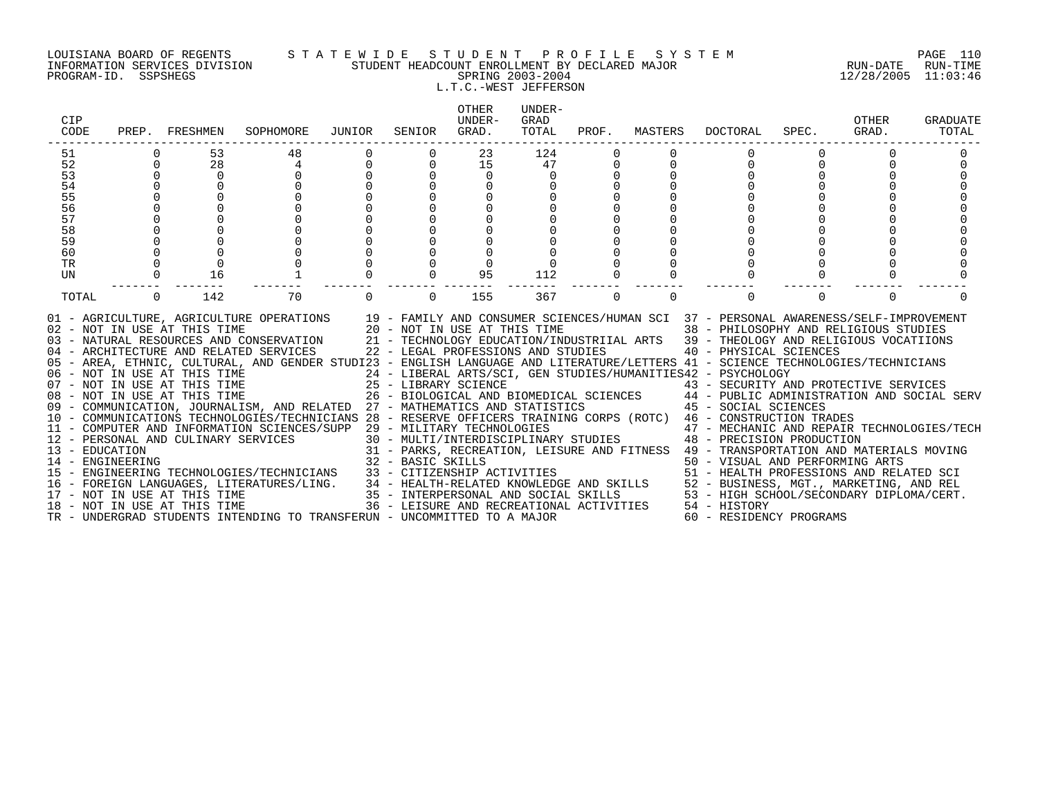LOUISIANA BOARD OF REGENTS — STATEWIDE STUDENT PROFILE SYSTEM
INFORMATION SERVICES DIVISION — STUDENT HEADCOUNT ENROLLMENT BY DECLARED MAJOR — RUN-DATE 12/28/2005 RUN-TIME 11:03:46
PROGRAM-ID. SSPSHEGS — SPRING 2003-2004

L.T.C.-WEST JEFFERSON

| CIP CODE | PREP. | FRESHMEN | SOPHOMORE | JUNIOR | SENIOR | OTHER UNDER-GRAD. | UNDER-GRAD TOTAL | PROF. | MASTERS | DOCTORAL | SPEC. | OTHER GRAD. | GRADUATE TOTAL |
|---|---|---|---|---|---|---|---|---|---|---|---|---|---|
| 51 | 0 | 53 | 48 | 0 | 0 | 23 | 124 | 0 | 0 | 0 | 0 | 0 | 0 |
| 52 | 0 | 28 | 4 | 0 | 0 | 15 | 47 | 0 | 0 | 0 | 0 | 0 | 0 |
| 53 | 0 | 0 | 0 | 0 | 0 | 0 | 0 | 0 | 0 | 0 | 0 | 0 | 0 |
| 54 | 0 | 0 | 0 | 0 | 0 | 0 | 0 | 0 | 0 | 0 | 0 | 0 | 0 |
| 55 | 0 | 0 | 0 | 0 | 0 | 0 | 0 | 0 | 0 | 0 | 0 | 0 | 0 |
| 56 | 0 | 0 | 0 | 0 | 0 | 0 | 0 | 0 | 0 | 0 | 0 | 0 | 0 |
| 57 | 0 | 0 | 0 | 0 | 0 | 0 | 0 | 0 | 0 | 0 | 0 | 0 | 0 |
| 58 | 0 | 0 | 0 | 0 | 0 | 0 | 0 | 0 | 0 | 0 | 0 | 0 | 0 |
| 59 | 0 | 0 | 0 | 0 | 0 | 0 | 0 | 0 | 0 | 0 | 0 | 0 | 0 |
| 60 | 0 | 0 | 0 | 0 | 0 | 0 | 0 | 0 | 0 | 0 | 0 | 0 | 0 |
| TR | 0 | 0 | 0 | 0 | 0 | 0 | 0 | 0 | 0 | 0 | 0 | 0 | 0 |
| UN | 0 | 16 | 1 | 0 | 0 | 95 | 112 | 0 | 0 | 0 | 0 | 0 | 0 |
| TOTAL | 0 | 142 | 70 | 0 | 0 | 155 | 367 | 0 | 0 | 0 | 0 | 0 | 0 |

01 - AGRICULTURE, AGRICULTURE OPERATIONS
02 - NOT IN USE AT THIS TIME
03 - NATURAL RESOURCES AND CONSERVATION
04 - ARCHITECTURE AND RELATED SERVICES
05 - AREA, ETHNIC, CULTURAL, AND GENDER STUDI
06 - NOT IN USE AT THIS TIME
07 - NOT IN USE AT THIS TIME
08 - NOT IN USE AT THIS TIME
09 - COMMUNICATION, JOURNALISM, AND RELATED
10 - COMMUNICATIONS TECHNOLOGIES/TECHNICIANS
11 - COMPUTER AND INFORMATION SCIENCES/SUPP
12 - PERSONAL AND CULINARY SERVICES
13 - EDUCATION
14 - ENGINEERING
15 - ENGINEERING TECHNOLOGIES/TECHNICIANS
16 - FOREIGN LANGUAGES, LITERATURES/LING.
17 - NOT IN USE AT THIS TIME
18 - NOT IN USE AT THIS TIME
19 - FAMILY AND CONSUMER SCIENCES/HUMAN SCI
20 - NOT IN USE AT THIS TIME
21 - TECHNOLOGY EDUCATION/INDUSTRIIAL ARTS
22 - LEGAL PROFESSIONS AND STUDIES
23 - ENGLISH LANGUAGE AND LITERATURE/LETTERS
24 - LIBERAL ARTS/SCI, GEN STUDIES/HUMANITIES
25 - LIBRARY SCIENCE
26 - BIOLOGICAL AND BIOMEDICAL SCIENCES
27 - MATHEMATICS AND STATISTICS
28 - RESERVE OFFICERS TRAINING CORPS (ROTC)
29 - MILITARY TECHNOLOGIES
30 - MULTI/INTERDISCIPLINARY STUDIES
31 - PARKS, RECREATION, LEISURE AND FITNESS
32 - BASIC SKILLS
33 - CITIZENSHIP ACTIVITIES
34 - HEALTH-RELATED KNOWLEDGE AND SKILLS
35 - INTERPERSONAL AND SOCIAL SKILLS
36 - LEISURE AND RECREATIONAL ACTIVITIES
37 - PERSONAL AWARENESS/SELF-IMPROVEMENT
38 - PHILOSOPHY AND RELIGIOUS STUDIES
39 - THEOLOGY AND RELIGIOUS VOCATIIONS
40 - PHYSICAL SCIENCES
41 - SCIENCE TECHNOLOGIES/TECHNICIANS
42 - PSYCHOLOGY
43 - SECURITY AND PROTECTIVE SERVICES
44 - PUBLIC ADMINISTRATION AND SOCIAL SERV
45 - SOCIAL SCIENCES
46 - CONSTRUCTION TRADES
47 - MECHANIC AND REPAIR TECHNOLOGIES/TECH
48 - PRECISION PRODUCTION
49 - TRANSPORTATION AND MATERIALS MOVING
50 - VISUAL AND PERFORMING ARTS
51 - HEALTH PROFESSIONS AND RELATED SCI
52 - BUSINESS, MGT., MARKETING, AND REL
53 - HIGH SCHOOL/SECONDARY DIPLOMA/CERT.
54 - HISTORY
60 - RESIDENCY PROGRAMS
TR - UNDERGRAD STUDENTS INTENDING TO TRANSFER
UN - UNCOMMITTED TO A MAJOR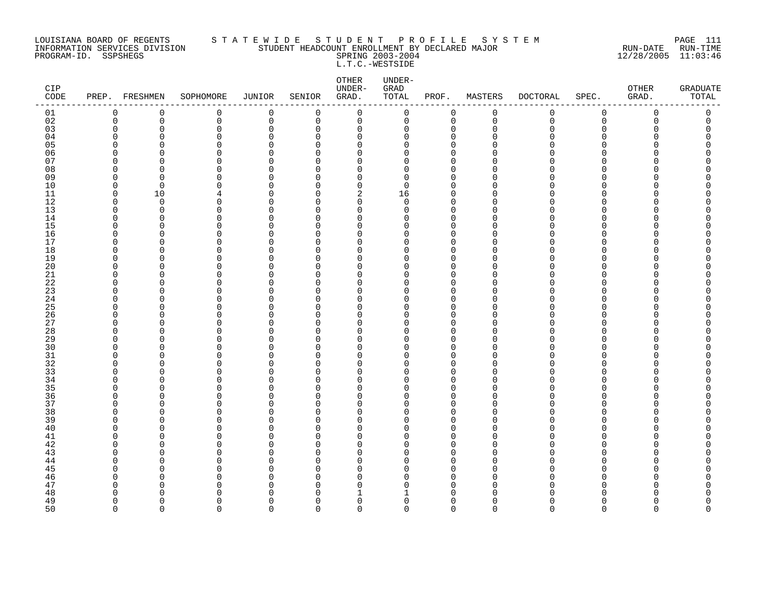LOUISIANA BOARD OF REGENTS
INFORMATION SERVICES DIVISION
PROGRAM-ID. SSPSHEGS

STATEWIDE STUDENT PROFILE SYSTEM
STUDENT HEADCOUNT ENROLLMENT BY DECLARED MAJOR
SPRING 2003-2004
L.T.C.-WESTSIDE

RUN-DATE 12/28/2005 RUN-TIME 11:03:46

| CIP CODE | PREP. | FRESHMEN | SOPHOMORE | JUNIOR | SENIOR | OTHER UNDER-GRAD. | UNDER-GRAD TOTAL | PROF. | MASTERS | DOCTORAL | SPEC. | OTHER GRAD. | GRADUATE TOTAL |
|---|---|---|---|---|---|---|---|---|---|---|---|---|---|
| 01 | 0 | 0 | 0 | 0 | 0 | 0 | 0 | 0 | 0 | 0 | 0 | 0 | 0 |
| 02 | 0 | 0 | 0 | 0 | 0 | 0 | 0 | 0 | 0 | 0 | 0 | 0 | 0 |
| 03 | 0 | 0 | 0 | 0 | 0 | 0 | 0 | 0 | 0 | 0 | 0 | 0 | 0 |
| 04 | 0 | 0 | 0 | 0 | 0 | 0 | 0 | 0 | 0 | 0 | 0 | 0 | 0 |
| 05 | 0 | 0 | 0 | 0 | 0 | 0 | 0 | 0 | 0 | 0 | 0 | 0 | 0 |
| 06 | 0 | 0 | 0 | 0 | 0 | 0 | 0 | 0 | 0 | 0 | 0 | 0 | 0 |
| 07 | 0 | 0 | 0 | 0 | 0 | 0 | 0 | 0 | 0 | 0 | 0 | 0 | 0 |
| 08 | 0 | 0 | 0 | 0 | 0 | 0 | 0 | 0 | 0 | 0 | 0 | 0 | 0 |
| 09 | 0 | 0 | 0 | 0 | 0 | 0 | 0 | 0 | 0 | 0 | 0 | 0 | 0 |
| 10 | 0 | 0 | 0 | 0 | 0 | 0 | 0 | 0 | 0 | 0 | 0 | 0 | 0 |
| 11 | 0 | 10 | 4 | 0 | 0 | 2 | 16 | 0 | 0 | 0 | 0 | 0 | 0 |
| 12 | 0 | 0 | 0 | 0 | 0 | 0 | 0 | 0 | 0 | 0 | 0 | 0 | 0 |
| 13 | 0 | 0 | 0 | 0 | 0 | 0 | 0 | 0 | 0 | 0 | 0 | 0 | 0 |
| 14 | 0 | 0 | 0 | 0 | 0 | 0 | 0 | 0 | 0 | 0 | 0 | 0 | 0 |
| 15 | 0 | 0 | 0 | 0 | 0 | 0 | 0 | 0 | 0 | 0 | 0 | 0 | 0 |
| 16 | 0 | 0 | 0 | 0 | 0 | 0 | 0 | 0 | 0 | 0 | 0 | 0 | 0 |
| 17 | 0 | 0 | 0 | 0 | 0 | 0 | 0 | 0 | 0 | 0 | 0 | 0 | 0 |
| 18 | 0 | 0 | 0 | 0 | 0 | 0 | 0 | 0 | 0 | 0 | 0 | 0 | 0 |
| 19 | 0 | 0 | 0 | 0 | 0 | 0 | 0 | 0 | 0 | 0 | 0 | 0 | 0 |
| 20 | 0 | 0 | 0 | 0 | 0 | 0 | 0 | 0 | 0 | 0 | 0 | 0 | 0 |
| 21 | 0 | 0 | 0 | 0 | 0 | 0 | 0 | 0 | 0 | 0 | 0 | 0 | 0 |
| 22 | 0 | 0 | 0 | 0 | 0 | 0 | 0 | 0 | 0 | 0 | 0 | 0 | 0 |
| 23 | 0 | 0 | 0 | 0 | 0 | 0 | 0 | 0 | 0 | 0 | 0 | 0 | 0 |
| 24 | 0 | 0 | 0 | 0 | 0 | 0 | 0 | 0 | 0 | 0 | 0 | 0 | 0 |
| 25 | 0 | 0 | 0 | 0 | 0 | 0 | 0 | 0 | 0 | 0 | 0 | 0 | 0 |
| 26 | 0 | 0 | 0 | 0 | 0 | 0 | 0 | 0 | 0 | 0 | 0 | 0 | 0 |
| 27 | 0 | 0 | 0 | 0 | 0 | 0 | 0 | 0 | 0 | 0 | 0 | 0 | 0 |
| 28 | 0 | 0 | 0 | 0 | 0 | 0 | 0 | 0 | 0 | 0 | 0 | 0 | 0 |
| 29 | 0 | 0 | 0 | 0 | 0 | 0 | 0 | 0 | 0 | 0 | 0 | 0 | 0 |
| 30 | 0 | 0 | 0 | 0 | 0 | 0 | 0 | 0 | 0 | 0 | 0 | 0 | 0 |
| 31 | 0 | 0 | 0 | 0 | 0 | 0 | 0 | 0 | 0 | 0 | 0 | 0 | 0 |
| 32 | 0 | 0 | 0 | 0 | 0 | 0 | 0 | 0 | 0 | 0 | 0 | 0 | 0 |
| 33 | 0 | 0 | 0 | 0 | 0 | 0 | 0 | 0 | 0 | 0 | 0 | 0 | 0 |
| 34 | 0 | 0 | 0 | 0 | 0 | 0 | 0 | 0 | 0 | 0 | 0 | 0 | 0 |
| 35 | 0 | 0 | 0 | 0 | 0 | 0 | 0 | 0 | 0 | 0 | 0 | 0 | 0 |
| 36 | 0 | 0 | 0 | 0 | 0 | 0 | 0 | 0 | 0 | 0 | 0 | 0 | 0 |
| 37 | 0 | 0 | 0 | 0 | 0 | 0 | 0 | 0 | 0 | 0 | 0 | 0 | 0 |
| 38 | 0 | 0 | 0 | 0 | 0 | 0 | 0 | 0 | 0 | 0 | 0 | 0 | 0 |
| 39 | 0 | 0 | 0 | 0 | 0 | 0 | 0 | 0 | 0 | 0 | 0 | 0 | 0 |
| 40 | 0 | 0 | 0 | 0 | 0 | 0 | 0 | 0 | 0 | 0 | 0 | 0 | 0 |
| 41 | 0 | 0 | 0 | 0 | 0 | 0 | 0 | 0 | 0 | 0 | 0 | 0 | 0 |
| 42 | 0 | 0 | 0 | 0 | 0 | 0 | 0 | 0 | 0 | 0 | 0 | 0 | 0 |
| 43 | 0 | 0 | 0 | 0 | 0 | 0 | 0 | 0 | 0 | 0 | 0 | 0 | 0 |
| 44 | 0 | 0 | 0 | 0 | 0 | 0 | 0 | 0 | 0 | 0 | 0 | 0 | 0 |
| 45 | 0 | 0 | 0 | 0 | 0 | 0 | 0 | 0 | 0 | 0 | 0 | 0 | 0 |
| 46 | 0 | 0 | 0 | 0 | 0 | 0 | 0 | 0 | 0 | 0 | 0 | 0 | 0 |
| 47 | 0 | 0 | 0 | 0 | 0 | 0 | 0 | 0 | 0 | 0 | 0 | 0 | 0 |
| 48 | 0 | 0 | 0 | 0 | 0 | 1 | 1 | 0 | 0 | 0 | 0 | 0 | 0 |
| 49 | 0 | 0 | 0 | 0 | 0 | 0 | 0 | 0 | 0 | 0 | 0 | 0 | 0 |
| 50 | 0 | 0 | 0 | 0 | 0 | 0 | 0 | 0 | 0 | 0 | 0 | 0 | 0 |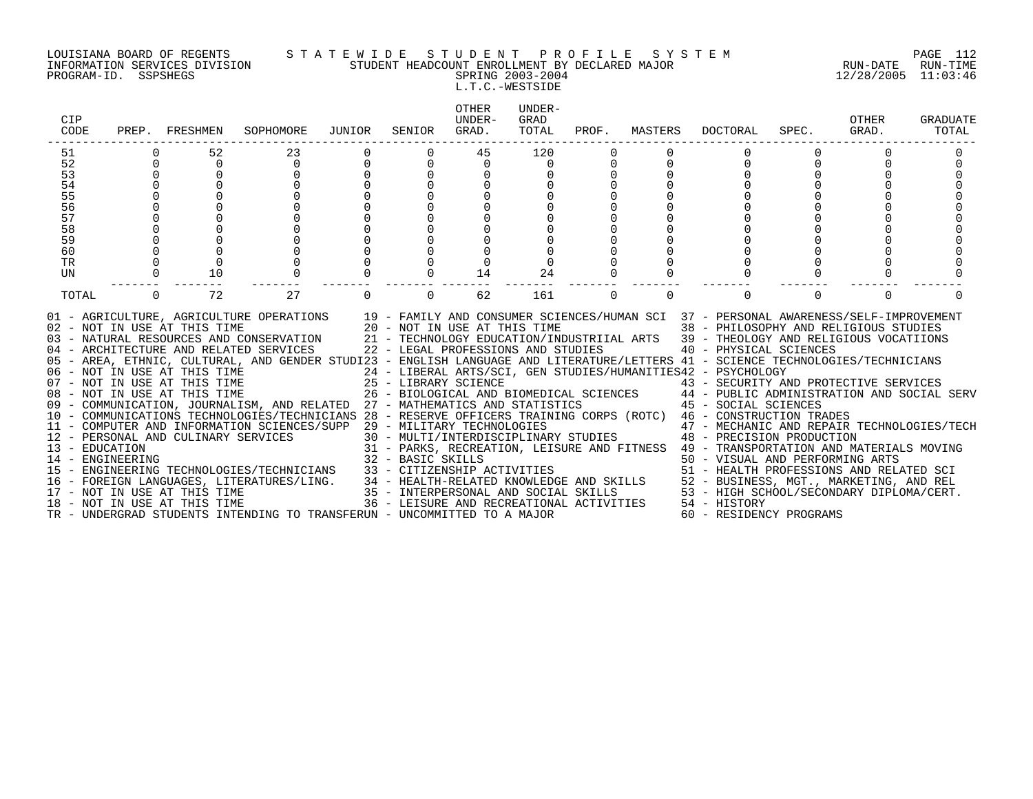LOUISIANA BOARD OF REGENTS — STATEWIDE STUDENT PROFILE SYSTEM
INFORMATION SERVICES DIVISION — STUDENT HEADCOUNT ENROLLMENT BY DECLARED MAJOR — RUN-DATE 12/28/2005 RUN-TIME 11:03:46
PROGRAM-ID. SSPSHEGS — SPRING 2003-2004

L.T.C.-WESTSIDE

| CIP CODE | PREP. | FRESHMEN | SOPHOMORE | JUNIOR | SENIOR | OTHER UNDER-GRAD. | UNDER-GRAD TOTAL | PROF. | MASTERS | DOCTORAL | SPEC. | OTHER GRAD. | GRADUATE TOTAL |
|---|---|---|---|---|---|---|---|---|---|---|---|---|---|
| 51 | 0 | 52 | 23 | 0 | 0 | 45 | 120 | 0 | 0 | 0 | 0 | 0 | 0 |
| 52 | 0 | 0 | 0 | 0 | 0 | 0 | 0 | 0 | 0 | 0 | 0 | 0 | 0 |
| 53 | 0 | 0 | 0 | 0 | 0 | 0 | 0 | 0 | 0 | 0 | 0 | 0 | 0 |
| 54 | 0 | 0 | 0 | 0 | 0 | 0 | 0 | 0 | 0 | 0 | 0 | 0 | 0 |
| 55 | 0 | 0 | 0 | 0 | 0 | 0 | 0 | 0 | 0 | 0 | 0 | 0 | 0 |
| 56 | 0 | 0 | 0 | 0 | 0 | 0 | 0 | 0 | 0 | 0 | 0 | 0 | 0 |
| 57 | 0 | 0 | 0 | 0 | 0 | 0 | 0 | 0 | 0 | 0 | 0 | 0 | 0 |
| 58 | 0 | 0 | 0 | 0 | 0 | 0 | 0 | 0 | 0 | 0 | 0 | 0 | 0 |
| 59 | 0 | 0 | 0 | 0 | 0 | 0 | 0 | 0 | 0 | 0 | 0 | 0 | 0 |
| 60 | 0 | 0 | 0 | 0 | 0 | 0 | 0 | 0 | 0 | 0 | 0 | 0 | 0 |
| TR | 0 | 0 | 0 | 0 | 0 | 0 | 0 | 0 | 0 | 0 | 0 | 0 | 0 |
| UN | 0 | 10 | 0 | 0 | 0 | 14 | 24 | 0 | 0 | 0 | 0 | 0 | 0 |
| TOTAL | 0 | 72 | 27 | 0 | 0 | 62 | 161 | 0 | 0 | 0 | 0 | 0 | 0 |

01 - AGRICULTURE, AGRICULTURE OPERATIONS
02 - NOT IN USE AT THIS TIME
03 - NATURAL RESOURCES AND CONSERVATION
04 - ARCHITECTURE AND RELATED SERVICES
05 - AREA, ETHNIC, CULTURAL, AND GENDER STUDI
06 - NOT IN USE AT THIS TIME
07 - NOT IN USE AT THIS TIME
08 - NOT IN USE AT THIS TIME
09 - COMMUNICATION, JOURNALISM, AND RELATED
10 - COMMUNICATIONS TECHNOLOGIES/TECHNICIANS
11 - COMPUTER AND INFORMATION SCIENCES/SUPP
12 - PERSONAL AND CULINARY SERVICES
13 - EDUCATION
14 - ENGINEERING
15 - ENGINEERING TECHNOLOGIES/TECHNICIANS
16 - FOREIGN LANGUAGES, LITERATURES/LING.
17 - NOT IN USE AT THIS TIME
18 - NOT IN USE AT THIS TIME
19 - FAMILY AND CONSUMER SCIENCES/HUMAN SCI
20 - NOT IN USE AT THIS TIME
21 - TECHNOLOGY EDUCATION/INDUSTRIIAL ARTS
22 - LEGAL PROFESSIONS AND STUDIES
23 - ENGLISH LANGUAGE AND LITERATURE/LETTERS
24 - LIBERAL ARTS/SCI, GEN STUDIES/HUMANITIES
25 - LIBRARY SCIENCE
26 - BIOLOGICAL AND BIOMEDICAL SCIENCES
27 - MATHEMATICS AND STATISTICS
28 - RESERVE OFFICERS TRAINING CORPS (ROTC)
29 - MILITARY TECHNOLOGIES
30 - MULTI/INTERDISCIPLINARY STUDIES
31 - PARKS, RECREATION, LEISURE AND FITNESS
32 - BASIC SKILLS
33 - CITIZENSHIP ACTIVITIES
34 - HEALTH-RELATED KNOWLEDGE AND SKILLS
35 - INTERPERSONAL AND SOCIAL SKILLS
36 - LEISURE AND RECREATIONAL ACTIVITIES
37 - PERSONAL AWARENESS/SELF-IMPROVEMENT
38 - PHILOSOPHY AND RELIGIOUS STUDIES
39 - THEOLOGY AND RELIGIOUS VOCATIIONS
40 - PHYSICAL SCIENCES
41 - SCIENCE TECHNOLOGIES/TECHNICIANS
42 - PSYCHOLOGY
43 - SECURITY AND PROTECTIVE SERVICES
44 - PUBLIC ADMINISTRATION AND SOCIAL SERV
45 - SOCIAL SCIENCES
46 - CONSTRUCTION TRADES
47 - MECHANIC AND REPAIR TECHNOLOGIES/TECH
48 - PRECISION PRODUCTION
49 - TRANSPORTATION AND MATERIALS MOVING
50 - VISUAL AND PERFORMING ARTS
51 - HEALTH PROFESSIONS AND RELATED SCI
52 - BUSINESS, MGT., MARKETING, AND REL
53 - HIGH SCHOOL/SECONDARY DIPLOMA/CERT.
54 - HISTORY
60 - RESIDENCY PROGRAMS
TR - UNDERGRAD STUDENTS INTENDING TO TRANSFER
UN - UNCOMMITTED TO A MAJOR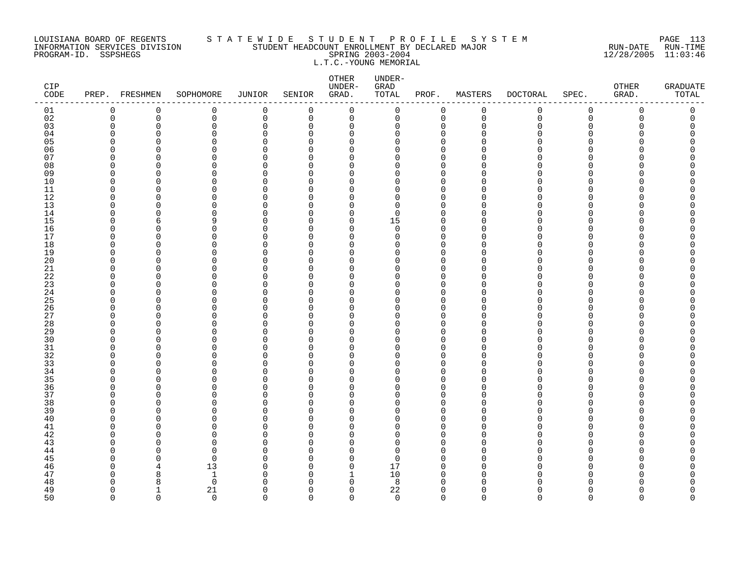LOUISIANA BOARD OF REGENTS — STATEWIDE STUDENT PROFILE SYSTEM
INFORMATION SERVICES DIVISION — STUDENT HEADCOUNT ENROLLMENT BY DECLARED MAJOR — RUN-DATE 12/28/2005 RUN-TIME 11:03:46
PROGRAM-ID. SSPSHEGS — SPRING 2003-2004

L.T.C.-YOUNG MEMORIAL

| CIP CODE | PREP. | FRESHMEN | SOPHOMORE | JUNIOR | SENIOR | OTHER UNDER-GRAD. | UNDER-GRAD TOTAL | PROF. | MASTERS | DOCTORAL | SPEC. | OTHER GRAD. | GRADUATE TOTAL |
|---|---|---|---|---|---|---|---|---|---|---|---|---|---|
| 01 | 0 | 0 | 0 | 0 | 0 | 0 | 0 | 0 | 0 | 0 | 0 | 0 | 0 |
| 02 | 0 | 0 | 0 | 0 | 0 | 0 | 0 | 0 | 0 | 0 | 0 | 0 | 0 |
| 03 | 0 | 0 | 0 | 0 | 0 | 0 | 0 | 0 | 0 | 0 | 0 | 0 | 0 |
| 04 | 0 | 0 | 0 | 0 | 0 | 0 | 0 | 0 | 0 | 0 | 0 | 0 | 0 |
| 05 | 0 | 0 | 0 | 0 | 0 | 0 | 0 | 0 | 0 | 0 | 0 | 0 | 0 |
| 06 | 0 | 0 | 0 | 0 | 0 | 0 | 0 | 0 | 0 | 0 | 0 | 0 | 0 |
| 07 | 0 | 0 | 0 | 0 | 0 | 0 | 0 | 0 | 0 | 0 | 0 | 0 | 0 |
| 08 | 0 | 0 | 0 | 0 | 0 | 0 | 0 | 0 | 0 | 0 | 0 | 0 | 0 |
| 09 | 0 | 0 | 0 | 0 | 0 | 0 | 0 | 0 | 0 | 0 | 0 | 0 | 0 |
| 10 | 0 | 0 | 0 | 0 | 0 | 0 | 0 | 0 | 0 | 0 | 0 | 0 | 0 |
| 11 | 0 | 0 | 0 | 0 | 0 | 0 | 0 | 0 | 0 | 0 | 0 | 0 | 0 |
| 12 | 0 | 0 | 0 | 0 | 0 | 0 | 0 | 0 | 0 | 0 | 0 | 0 | 0 |
| 13 | 0 | 0 | 0 | 0 | 0 | 0 | 0 | 0 | 0 | 0 | 0 | 0 | 0 |
| 14 | 0 | 0 | 0 | 0 | 0 | 0 | 0 | 0 | 0 | 0 | 0 | 0 | 0 |
| 15 | 0 | 6 | 9 | 0 | 0 | 0 | 15 | 0 | 0 | 0 | 0 | 0 | 0 |
| 16 | 0 | 0 | 0 | 0 | 0 | 0 | 0 | 0 | 0 | 0 | 0 | 0 | 0 |
| 17 | 0 | 0 | 0 | 0 | 0 | 0 | 0 | 0 | 0 | 0 | 0 | 0 | 0 |
| 18 | 0 | 0 | 0 | 0 | 0 | 0 | 0 | 0 | 0 | 0 | 0 | 0 | 0 |
| 19 | 0 | 0 | 0 | 0 | 0 | 0 | 0 | 0 | 0 | 0 | 0 | 0 | 0 |
| 20 | 0 | 0 | 0 | 0 | 0 | 0 | 0 | 0 | 0 | 0 | 0 | 0 | 0 |
| 21 | 0 | 0 | 0 | 0 | 0 | 0 | 0 | 0 | 0 | 0 | 0 | 0 | 0 |
| 22 | 0 | 0 | 0 | 0 | 0 | 0 | 0 | 0 | 0 | 0 | 0 | 0 | 0 |
| 23 | 0 | 0 | 0 | 0 | 0 | 0 | 0 | 0 | 0 | 0 | 0 | 0 | 0 |
| 24 | 0 | 0 | 0 | 0 | 0 | 0 | 0 | 0 | 0 | 0 | 0 | 0 | 0 |
| 25 | 0 | 0 | 0 | 0 | 0 | 0 | 0 | 0 | 0 | 0 | 0 | 0 | 0 |
| 26 | 0 | 0 | 0 | 0 | 0 | 0 | 0 | 0 | 0 | 0 | 0 | 0 | 0 |
| 27 | 0 | 0 | 0 | 0 | 0 | 0 | 0 | 0 | 0 | 0 | 0 | 0 | 0 |
| 28 | 0 | 0 | 0 | 0 | 0 | 0 | 0 | 0 | 0 | 0 | 0 | 0 | 0 |
| 29 | 0 | 0 | 0 | 0 | 0 | 0 | 0 | 0 | 0 | 0 | 0 | 0 | 0 |
| 30 | 0 | 0 | 0 | 0 | 0 | 0 | 0 | 0 | 0 | 0 | 0 | 0 | 0 |
| 31 | 0 | 0 | 0 | 0 | 0 | 0 | 0 | 0 | 0 | 0 | 0 | 0 | 0 |
| 32 | 0 | 0 | 0 | 0 | 0 | 0 | 0 | 0 | 0 | 0 | 0 | 0 | 0 |
| 33 | 0 | 0 | 0 | 0 | 0 | 0 | 0 | 0 | 0 | 0 | 0 | 0 | 0 |
| 34 | 0 | 0 | 0 | 0 | 0 | 0 | 0 | 0 | 0 | 0 | 0 | 0 | 0 |
| 35 | 0 | 0 | 0 | 0 | 0 | 0 | 0 | 0 | 0 | 0 | 0 | 0 | 0 |
| 36 | 0 | 0 | 0 | 0 | 0 | 0 | 0 | 0 | 0 | 0 | 0 | 0 | 0 |
| 37 | 0 | 0 | 0 | 0 | 0 | 0 | 0 | 0 | 0 | 0 | 0 | 0 | 0 |
| 38 | 0 | 0 | 0 | 0 | 0 | 0 | 0 | 0 | 0 | 0 | 0 | 0 | 0 |
| 39 | 0 | 0 | 0 | 0 | 0 | 0 | 0 | 0 | 0 | 0 | 0 | 0 | 0 |
| 40 | 0 | 0 | 0 | 0 | 0 | 0 | 0 | 0 | 0 | 0 | 0 | 0 | 0 |
| 41 | 0 | 0 | 0 | 0 | 0 | 0 | 0 | 0 | 0 | 0 | 0 | 0 | 0 |
| 42 | 0 | 0 | 0 | 0 | 0 | 0 | 0 | 0 | 0 | 0 | 0 | 0 | 0 |
| 43 | 0 | 0 | 0 | 0 | 0 | 0 | 0 | 0 | 0 | 0 | 0 | 0 | 0 |
| 44 | 0 | 0 | 0 | 0 | 0 | 0 | 0 | 0 | 0 | 0 | 0 | 0 | 0 |
| 45 | 0 | 0 | 0 | 0 | 0 | 0 | 0 | 0 | 0 | 0 | 0 | 0 | 0 |
| 46 | 0 | 4 | 13 | 0 | 0 | 0 | 17 | 0 | 0 | 0 | 0 | 0 | 0 |
| 47 | 0 | 8 | 1 | 0 | 0 | 1 | 10 | 0 | 0 | 0 | 0 | 0 | 0 |
| 48 | 0 | 8 | 0 | 0 | 0 | 0 | 8 | 0 | 0 | 0 | 0 | 0 | 0 |
| 49 | 0 | 1 | 21 | 0 | 0 | 0 | 22 | 0 | 0 | 0 | 0 | 0 | 0 |
| 50 | 0 | 0 | 0 | 0 | 0 | 0 | 0 | 0 | 0 | 0 | 0 | 0 | 0 |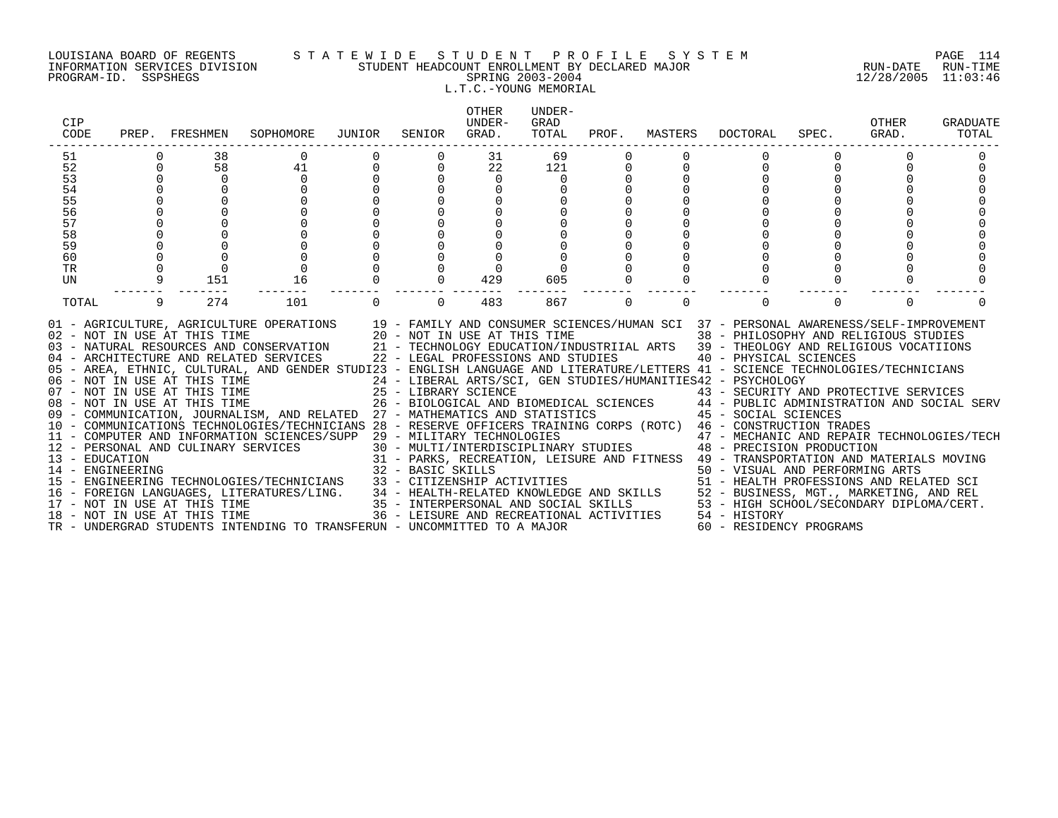LOUISIANA BOARD OF REGENTS — STATEWIDE STUDENT PROFILE SYSTEM
INFORMATION SERVICES DIVISION — STUDENT HEADCOUNT ENROLLMENT BY DECLARED MAJOR — RUN-DATE 12/28/2005 RUN-TIME 11:03:46
PROGRAM-ID. SSPSHEGS — SPRING 2003-2004

L.T.C.-YOUNG MEMORIAL

| CIP CODE | PREP. | FRESHMEN | SOPHOMORE | JUNIOR | SENIOR | OTHER UNDER-GRAD. | UNDER-GRAD TOTAL | PROF. | MASTERS | DOCTORAL | SPEC. | OTHER GRAD. | GRADUATE TOTAL |
|---|---|---|---|---|---|---|---|---|---|---|---|---|---|
| 51 | 0 | 38 | 0 | 0 | 0 | 31 | 69 | 0 | 0 | 0 | 0 | 0 | 0 |
| 52 | 0 | 58 | 41 | 0 | 0 | 22 | 121 | 0 | 0 | 0 | 0 | 0 | 0 |
| 53 | 0 | 0 | 0 | 0 | 0 | 0 | 0 | 0 | 0 | 0 | 0 | 0 | 0 |
| 54 | 0 | 0 | 0 | 0 | 0 | 0 | 0 | 0 | 0 | 0 | 0 | 0 | 0 |
| 55 | 0 | 0 | 0 | 0 | 0 | 0 | 0 | 0 | 0 | 0 | 0 | 0 | 0 |
| 56 | 0 | 0 | 0 | 0 | 0 | 0 | 0 | 0 | 0 | 0 | 0 | 0 | 0 |
| 57 | 0 | 0 | 0 | 0 | 0 | 0 | 0 | 0 | 0 | 0 | 0 | 0 | 0 |
| 58 | 0 | 0 | 0 | 0 | 0 | 0 | 0 | 0 | 0 | 0 | 0 | 0 | 0 |
| 59 | 0 | 0 | 0 | 0 | 0 | 0 | 0 | 0 | 0 | 0 | 0 | 0 | 0 |
| 60 | 0 | 0 | 0 | 0 | 0 | 0 | 0 | 0 | 0 | 0 | 0 | 0 | 0 |
| TR | 0 | 0 | 0 | 0 | 0 | 0 | 0 | 0 | 0 | 0 | 0 | 0 | 0 |
| UN | 9 | 151 | 16 | 0 | 0 | 429 | 605 | 0 | 0 | 0 | 0 | 0 | 0 |
| TOTAL | 9 | 274 | 101 | 0 | 0 | 483 | 867 | 0 | 0 | 0 | 0 | 0 | 0 |

01 - AGRICULTURE, AGRICULTURE OPERATIONS
02 - NOT IN USE AT THIS TIME
03 - NATURAL RESOURCES AND CONSERVATION
04 - ARCHITECTURE AND RELATED SERVICES
05 - AREA, ETHNIC, CULTURAL, AND GENDER STUDI
06 - NOT IN USE AT THIS TIME
07 - NOT IN USE AT THIS TIME
08 - NOT IN USE AT THIS TIME
09 - COMMUNICATION, JOURNALISM, AND RELATED
10 - COMMUNICATIONS TECHNOLOGIES/TECHNICIANS
11 - COMPUTER AND INFORMATION SCIENCES/SUPP
12 - PERSONAL AND CULINARY SERVICES
13 - EDUCATION
14 - ENGINEERING
15 - ENGINEERING TECHNOLOGIES/TECHNICIANS
16 - FOREIGN LANGUAGES, LITERATURES/LING.
17 - NOT IN USE AT THIS TIME
18 - NOT IN USE AT THIS TIME
19 - FAMILY AND CONSUMER SCIENCES/HUMAN SCI
20 - NOT IN USE AT THIS TIME
21 - TECHNOLOGY EDUCATION/INDUSTRIIAL ARTS
22 - LEGAL PROFESSIONS AND STUDIES
23 - ENGLISH LANGUAGE AND LITERATURE/LETTERS
24 - LIBERAL ARTS/SCI, GEN STUDIES/HUMANITIES
25 - LIBRARY SCIENCE
26 - BIOLOGICAL AND BIOMEDICAL SCIENCES
27 - MATHEMATICS AND STATISTICS
28 - RESERVE OFFICERS TRAINING CORPS (ROTC)
29 - MILITARY TECHNOLOGIES
30 - MULTI/INTERDISCIPLINARY STUDIES
31 - PARKS, RECREATION, LEISURE AND FITNESS
32 - BASIC SKILLS
33 - CITIZENSHIP ACTIVITIES
34 - HEALTH-RELATED KNOWLEDGE AND SKILLS
35 - INTERPERSONAL AND SOCIAL SKILLS
36 - LEISURE AND RECREATIONAL ACTIVITIES
37 - PERSONAL AWARENESS/SELF-IMPROVEMENT
38 - PHILOSOPHY AND RELIGIOUS STUDIES
39 - THEOLOGY AND RELIGIOUS VOCATIIONS
40 - PHYSICAL SCIENCES
41 - SCIENCE TECHNOLOGIES/TECHNICIANS
42 - PSYCHOLOGY
43 - SECURITY AND PROTECTIVE SERVICES
44 - PUBLIC ADMINISTRATION AND SOCIAL SERV
45 - SOCIAL SCIENCES
46 - CONSTRUCTION TRADES
47 - MECHANIC AND REPAIR TECHNOLOGIES/TECH
48 - PRECISION PRODUCTION
49 - TRANSPORTATION AND MATERIALS MOVING
50 - VISUAL AND PERFORMING ARTS
51 - HEALTH PROFESSIONS AND RELATED SCI
52 - BUSINESS, MGT., MARKETING, AND REL
53 - HIGH SCHOOL/SECONDARY DIPLOMA/CERT.
54 - HISTORY
60 - RESIDENCY PROGRAMS
TR - UNDERGRAD STUDENTS INTENDING TO TRANSFER
UN - UNCOMMITTED TO A MAJOR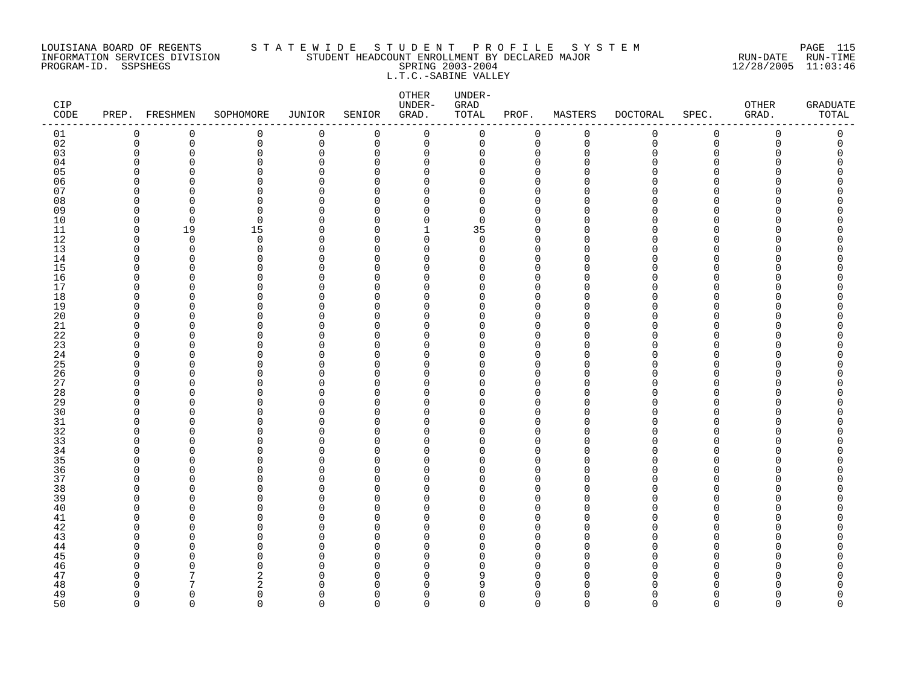LOUISIANA BOARD OF REGENTS
INFORMATION SERVICES DIVISION
PROGRAM-ID. SSPSHEGS

S T A T E W I D E   S T U D E N T   P R O F I L E   S Y S T E M
STUDENT HEADCOUNT ENROLLMENT BY DECLARED MAJOR
SPRING 2003-2004
L.T.C.-SABINE VALLEY

RUN-DATE 12/28/2005   RUN-TIME 11:03:46

| CIP CODE | PREP. | FRESHMEN | SOPHOMORE | JUNIOR | SENIOR | OTHER UNDER-GRAD. | UNDER-GRAD TOTAL | PROF. | MASTERS | DOCTORAL | SPEC. | OTHER GRAD. | GRADUATE TOTAL |
|---|---|---|---|---|---|---|---|---|---|---|---|---|---|
| 01 | 0 | 0 | 0 | 0 | 0 | 0 | 0 | 0 | 0 | 0 | 0 | 0 | 0 |
| 02 | 0 | 0 | 0 | 0 | 0 | 0 | 0 | 0 | 0 | 0 | 0 | 0 | 0 |
| 03 | 0 | 0 | 0 | 0 | 0 | 0 | 0 | 0 | 0 | 0 | 0 | 0 | 0 |
| 04 | 0 | 0 | 0 | 0 | 0 | 0 | 0 | 0 | 0 | 0 | 0 | 0 | 0 |
| 05 | 0 | 0 | 0 | 0 | 0 | 0 | 0 | 0 | 0 | 0 | 0 | 0 | 0 |
| 06 | 0 | 0 | 0 | 0 | 0 | 0 | 0 | 0 | 0 | 0 | 0 | 0 | 0 |
| 07 | 0 | 0 | 0 | 0 | 0 | 0 | 0 | 0 | 0 | 0 | 0 | 0 | 0 |
| 08 | 0 | 0 | 0 | 0 | 0 | 0 | 0 | 0 | 0 | 0 | 0 | 0 | 0 |
| 09 | 0 | 0 | 0 | 0 | 0 | 0 | 0 | 0 | 0 | 0 | 0 | 0 | 0 |
| 10 | 0 | 0 | 0 | 0 | 0 | 0 | 0 | 0 | 0 | 0 | 0 | 0 | 0 |
| 11 | 0 | 19 | 15 | 0 | 0 | 1 | 35 | 0 | 0 | 0 | 0 | 0 | 0 |
| 12 | 0 | 0 | 0 | 0 | 0 | 0 | 0 | 0 | 0 | 0 | 0 | 0 | 0 |
| 13 | 0 | 0 | 0 | 0 | 0 | 0 | 0 | 0 | 0 | 0 | 0 | 0 | 0 |
| 14 | 0 | 0 | 0 | 0 | 0 | 0 | 0 | 0 | 0 | 0 | 0 | 0 | 0 |
| 15 | 0 | 0 | 0 | 0 | 0 | 0 | 0 | 0 | 0 | 0 | 0 | 0 | 0 |
| 16 | 0 | 0 | 0 | 0 | 0 | 0 | 0 | 0 | 0 | 0 | 0 | 0 | 0 |
| 17 | 0 | 0 | 0 | 0 | 0 | 0 | 0 | 0 | 0 | 0 | 0 | 0 | 0 |
| 18 | 0 | 0 | 0 | 0 | 0 | 0 | 0 | 0 | 0 | 0 | 0 | 0 | 0 |
| 19 | 0 | 0 | 0 | 0 | 0 | 0 | 0 | 0 | 0 | 0 | 0 | 0 | 0 |
| 20 | 0 | 0 | 0 | 0 | 0 | 0 | 0 | 0 | 0 | 0 | 0 | 0 | 0 |
| 21 | 0 | 0 | 0 | 0 | 0 | 0 | 0 | 0 | 0 | 0 | 0 | 0 | 0 |
| 22 | 0 | 0 | 0 | 0 | 0 | 0 | 0 | 0 | 0 | 0 | 0 | 0 | 0 |
| 23 | 0 | 0 | 0 | 0 | 0 | 0 | 0 | 0 | 0 | 0 | 0 | 0 | 0 |
| 24 | 0 | 0 | 0 | 0 | 0 | 0 | 0 | 0 | 0 | 0 | 0 | 0 | 0 |
| 25 | 0 | 0 | 0 | 0 | 0 | 0 | 0 | 0 | 0 | 0 | 0 | 0 | 0 |
| 26 | 0 | 0 | 0 | 0 | 0 | 0 | 0 | 0 | 0 | 0 | 0 | 0 | 0 |
| 27 | 0 | 0 | 0 | 0 | 0 | 0 | 0 | 0 | 0 | 0 | 0 | 0 | 0 |
| 28 | 0 | 0 | 0 | 0 | 0 | 0 | 0 | 0 | 0 | 0 | 0 | 0 | 0 |
| 29 | 0 | 0 | 0 | 0 | 0 | 0 | 0 | 0 | 0 | 0 | 0 | 0 | 0 |
| 30 | 0 | 0 | 0 | 0 | 0 | 0 | 0 | 0 | 0 | 0 | 0 | 0 | 0 |
| 31 | 0 | 0 | 0 | 0 | 0 | 0 | 0 | 0 | 0 | 0 | 0 | 0 | 0 |
| 32 | 0 | 0 | 0 | 0 | 0 | 0 | 0 | 0 | 0 | 0 | 0 | 0 | 0 |
| 33 | 0 | 0 | 0 | 0 | 0 | 0 | 0 | 0 | 0 | 0 | 0 | 0 | 0 |
| 34 | 0 | 0 | 0 | 0 | 0 | 0 | 0 | 0 | 0 | 0 | 0 | 0 | 0 |
| 35 | 0 | 0 | 0 | 0 | 0 | 0 | 0 | 0 | 0 | 0 | 0 | 0 | 0 |
| 36 | 0 | 0 | 0 | 0 | 0 | 0 | 0 | 0 | 0 | 0 | 0 | 0 | 0 |
| 37 | 0 | 0 | 0 | 0 | 0 | 0 | 0 | 0 | 0 | 0 | 0 | 0 | 0 |
| 38 | 0 | 0 | 0 | 0 | 0 | 0 | 0 | 0 | 0 | 0 | 0 | 0 | 0 |
| 39 | 0 | 0 | 0 | 0 | 0 | 0 | 0 | 0 | 0 | 0 | 0 | 0 | 0 |
| 40 | 0 | 0 | 0 | 0 | 0 | 0 | 0 | 0 | 0 | 0 | 0 | 0 | 0 |
| 41 | 0 | 0 | 0 | 0 | 0 | 0 | 0 | 0 | 0 | 0 | 0 | 0 | 0 |
| 42 | 0 | 0 | 0 | 0 | 0 | 0 | 0 | 0 | 0 | 0 | 0 | 0 | 0 |
| 43 | 0 | 0 | 0 | 0 | 0 | 0 | 0 | 0 | 0 | 0 | 0 | 0 | 0 |
| 44 | 0 | 0 | 0 | 0 | 0 | 0 | 0 | 0 | 0 | 0 | 0 | 0 | 0 |
| 45 | 0 | 0 | 0 | 0 | 0 | 0 | 0 | 0 | 0 | 0 | 0 | 0 | 0 |
| 46 | 0 | 0 | 0 | 0 | 0 | 0 | 0 | 0 | 0 | 0 | 0 | 0 | 0 |
| 47 | 0 | 7 | 2 | 0 | 0 | 0 | 9 | 0 | 0 | 0 | 0 | 0 | 0 |
| 48 | 0 | 7 | 2 | 0 | 0 | 0 | 9 | 0 | 0 | 0 | 0 | 0 | 0 |
| 49 | 0 | 0 | 0 | 0 | 0 | 0 | 0 | 0 | 0 | 0 | 0 | 0 | 0 |
| 50 | 0 | 0 | 0 | 0 | 0 | 0 | 0 | 0 | 0 | 0 | 0 | 0 | 0 |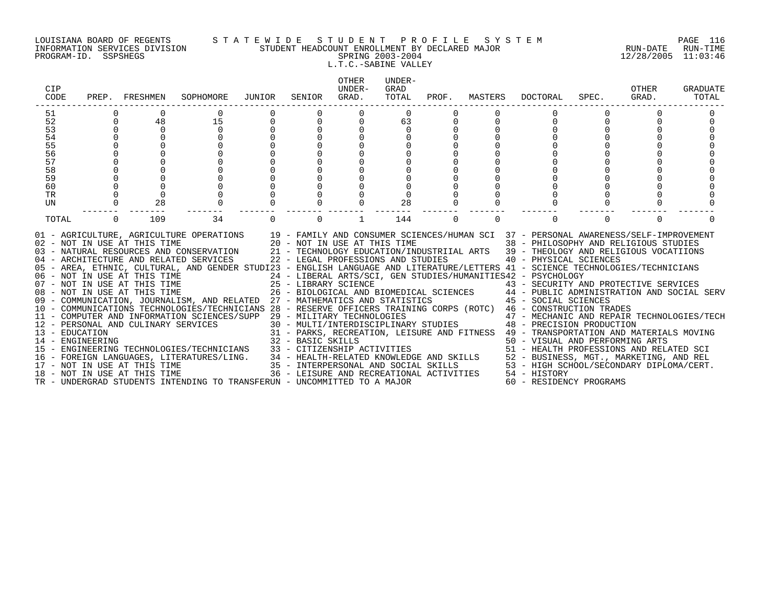LOUISIANA BOARD OF REGENTS — STATEWIDE STUDENT PROFILE SYSTEM
INFORMATION SERVICES DIVISION — STUDENT HEADCOUNT ENROLLMENT BY DECLARED MAJOR — RUN-DATE 12/28/2005 RUN-TIME 11:03:46
PROGRAM-ID. SSPSHEGS — SPRING 2003-2004

L.T.C.-SABINE VALLEY

| CIP CODE | PREP. | FRESHMEN | SOPHOMORE | JUNIOR | SENIOR | OTHER UNDER-GRAD. | UNDER-GRAD TOTAL | PROF. | MASTERS | DOCTORAL | SPEC. | OTHER GRAD. | GRADUATE TOTAL |
|---|---|---|---|---|---|---|---|---|---|---|---|---|---|
| 51 | 0 | 0 | 0 | 0 | 0 | 0 | 0 | 0 | 0 | 0 | 0 | 0 | 0 |
| 52 | 0 | 48 | 15 | 0 | 0 | 0 | 63 | 0 | 0 | 0 | 0 | 0 | 0 |
| 53 | 0 | 0 | 0 | 0 | 0 | 0 | 0 | 0 | 0 | 0 | 0 | 0 | 0 |
| 54 | 0 | 0 | 0 | 0 | 0 | 0 | 0 | 0 | 0 | 0 | 0 | 0 | 0 |
| 55 | 0 | 0 | 0 | 0 | 0 | 0 | 0 | 0 | 0 | 0 | 0 | 0 | 0 |
| 56 | 0 | 0 | 0 | 0 | 0 | 0 | 0 | 0 | 0 | 0 | 0 | 0 | 0 |
| 57 | 0 | 0 | 0 | 0 | 0 | 0 | 0 | 0 | 0 | 0 | 0 | 0 | 0 |
| 58 | 0 | 0 | 0 | 0 | 0 | 0 | 0 | 0 | 0 | 0 | 0 | 0 | 0 |
| 59 | 0 | 0 | 0 | 0 | 0 | 0 | 0 | 0 | 0 | 0 | 0 | 0 | 0 |
| 60 | 0 | 0 | 0 | 0 | 0 | 0 | 0 | 0 | 0 | 0 | 0 | 0 | 0 |
| TR | 0 | 0 | 0 | 0 | 0 | 0 | 0 | 0 | 0 | 0 | 0 | 0 | 0 |
| UN | 0 | 28 | 0 | 0 | 0 | 0 | 28 | 0 | 0 | 0 | 0 | 0 | 0 |
| TOTAL | 0 | 109 | 34 | 0 | 0 | 1 | 144 | 0 | 0 | 0 | 0 | 0 | 0 |

01 - AGRICULTURE, AGRICULTURE OPERATIONS
02 - NOT IN USE AT THIS TIME
03 - NATURAL RESOURCES AND CONSERVATION
04 - ARCHITECTURE AND RELATED SERVICES
05 - AREA, ETHNIC, CULTURAL, AND GENDER STUDI
06 - NOT IN USE AT THIS TIME
07 - NOT IN USE AT THIS TIME
08 - NOT IN USE AT THIS TIME
09 - COMMUNICATION, JOURNALISM, AND RELATED
10 - COMMUNICATIONS TECHNOLOGIES/TECHNICIANS
11 - COMPUTER AND INFORMATION SCIENCES/SUPP
12 - PERSONAL AND CULINARY SERVICES
13 - EDUCATION
14 - ENGINEERING
15 - ENGINEERING TECHNOLOGIES/TECHNICIANS
16 - FOREIGN LANGUAGES, LITERATURES/LING.
17 - NOT IN USE AT THIS TIME
18 - NOT IN USE AT THIS TIME
19 - FAMILY AND CONSUMER SCIENCES/HUMAN SCI
20 - NOT IN USE AT THIS TIME
21 - TECHNOLOGY EDUCATION/INDUSTRIIAL ARTS
22 - LEGAL PROFESSIONS AND STUDIES
23 - ENGLISH LANGUAGE AND LITERATURE/LETTERS
24 - LIBERAL ARTS/SCI, GEN STUDIES/HUMANITIES
25 - LIBRARY SCIENCE
26 - BIOLOGICAL AND BIOMEDICAL SCIENCES
27 - MATHEMATICS AND STATISTICS
28 - RESERVE OFFICERS TRAINING CORPS (ROTC)
29 - MILITARY TECHNOLOGIES
30 - MULTI/INTERDISCIPLINARY STUDIES
31 - PARKS, RECREATION, LEISURE AND FITNESS
32 - BASIC SKILLS
33 - CITIZENSHIP ACTIVITIES
34 - HEALTH-RELATED KNOWLEDGE AND SKILLS
35 - INTERPERSONAL AND SOCIAL SKILLS
36 - LEISURE AND RECREATIONAL ACTIVITIES
37 - PERSONAL AWARENESS/SELF-IMPROVEMENT
38 - PHILOSOPHY AND RELIGIOUS STUDIES
39 - THEOLOGY AND RELIGIOUS VOCATIIONS
40 - PHYSICAL SCIENCES
41 - SCIENCE TECHNOLOGIES/TECHNICIANS
42 - PSYCHOLOGY
43 - SECURITY AND PROTECTIVE SERVICES
44 - PUBLIC ADMINISTRATION AND SOCIAL SERV
45 - SOCIAL SCIENCES
46 - CONSTRUCTION TRADES
47 - MECHANIC AND REPAIR TECHNOLOGIES/TECH
48 - PRECISION PRODUCTION
49 - TRANSPORTATION AND MATERIALS MOVING
50 - VISUAL AND PERFORMING ARTS
51 - HEALTH PROFESSIONS AND RELATED SCI
52 - BUSINESS, MGT., MARKETING, AND REL
53 - HIGH SCHOOL/SECONDARY DIPLOMA/CERT.
54 - HISTORY
60 - RESIDENCY PROGRAMS
TR - UNDERGRAD STUDENTS INTENDING TO TRANSFER
UN - UNCOMMITTED TO A MAJOR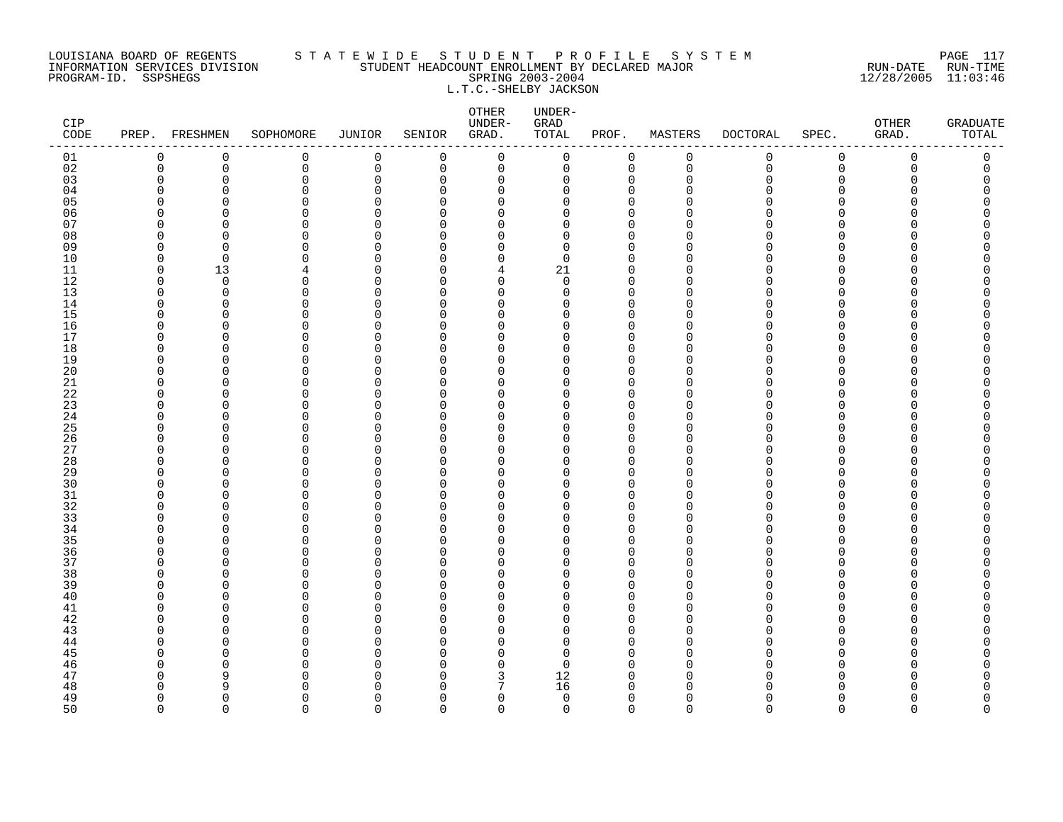LOUISIANA BOARD OF REGENTS — STATEWIDE STUDENT PROFILE SYSTEM
INFORMATION SERVICES DIVISION — STUDENT HEADCOUNT ENROLLMENT BY DECLARED MAJOR — RUN-DATE 12/28/2005 RUN-TIME 11:03:46
PROGRAM-ID. SSPSHEGS — SPRING 2003-2004

L.T.C.-SHELBY JACKSON

| CIP CODE | PREP. | FRESHMEN | SOPHOMORE | JUNIOR | SENIOR | OTHER UNDER-GRAD. | UNDER-GRAD TOTAL | PROF. | MASTERS | DOCTORAL | SPEC. | OTHER GRAD. | GRADUATE TOTAL |
|---|---|---|---|---|---|---|---|---|---|---|---|---|---|
| 01 | 0 | 0 | 0 | 0 | 0 | 0 | 0 | 0 | 0 | 0 | 0 | 0 | 0 |
| 02 | 0 | 0 | 0 | 0 | 0 | 0 | 0 | 0 | 0 | 0 | 0 | 0 | 0 |
| 03 | 0 | 0 | 0 | 0 | 0 | 0 | 0 | 0 | 0 | 0 | 0 | 0 | 0 |
| 04 | 0 | 0 | 0 | 0 | 0 | 0 | 0 | 0 | 0 | 0 | 0 | 0 | 0 |
| 05 | 0 | 0 | 0 | 0 | 0 | 0 | 0 | 0 | 0 | 0 | 0 | 0 | 0 |
| 06 | 0 | 0 | 0 | 0 | 0 | 0 | 0 | 0 | 0 | 0 | 0 | 0 | 0 |
| 07 | 0 | 0 | 0 | 0 | 0 | 0 | 0 | 0 | 0 | 0 | 0 | 0 | 0 |
| 08 | 0 | 0 | 0 | 0 | 0 | 0 | 0 | 0 | 0 | 0 | 0 | 0 | 0 |
| 09 | 0 | 0 | 0 | 0 | 0 | 0 | 0 | 0 | 0 | 0 | 0 | 0 | 0 |
| 10 | 0 | 0 | 0 | 0 | 0 | 0 | 0 | 0 | 0 | 0 | 0 | 0 | 0 |
| 11 | 0 | 13 | 4 | 0 | 0 | 4 | 21 | 0 | 0 | 0 | 0 | 0 | 0 |
| 12 | 0 | 0 | 0 | 0 | 0 | 0 | 0 | 0 | 0 | 0 | 0 | 0 | 0 |
| 13 | 0 | 0 | 0 | 0 | 0 | 0 | 0 | 0 | 0 | 0 | 0 | 0 | 0 |
| 14 | 0 | 0 | 0 | 0 | 0 | 0 | 0 | 0 | 0 | 0 | 0 | 0 | 0 |
| 15 | 0 | 0 | 0 | 0 | 0 | 0 | 0 | 0 | 0 | 0 | 0 | 0 | 0 |
| 16 | 0 | 0 | 0 | 0 | 0 | 0 | 0 | 0 | 0 | 0 | 0 | 0 | 0 |
| 17 | 0 | 0 | 0 | 0 | 0 | 0 | 0 | 0 | 0 | 0 | 0 | 0 | 0 |
| 18 | 0 | 0 | 0 | 0 | 0 | 0 | 0 | 0 | 0 | 0 | 0 | 0 | 0 |
| 19 | 0 | 0 | 0 | 0 | 0 | 0 | 0 | 0 | 0 | 0 | 0 | 0 | 0 |
| 20 | 0 | 0 | 0 | 0 | 0 | 0 | 0 | 0 | 0 | 0 | 0 | 0 | 0 |
| 21 | 0 | 0 | 0 | 0 | 0 | 0 | 0 | 0 | 0 | 0 | 0 | 0 | 0 |
| 22 | 0 | 0 | 0 | 0 | 0 | 0 | 0 | 0 | 0 | 0 | 0 | 0 | 0 |
| 23 | 0 | 0 | 0 | 0 | 0 | 0 | 0 | 0 | 0 | 0 | 0 | 0 | 0 |
| 24 | 0 | 0 | 0 | 0 | 0 | 0 | 0 | 0 | 0 | 0 | 0 | 0 | 0 |
| 25 | 0 | 0 | 0 | 0 | 0 | 0 | 0 | 0 | 0 | 0 | 0 | 0 | 0 |
| 26 | 0 | 0 | 0 | 0 | 0 | 0 | 0 | 0 | 0 | 0 | 0 | 0 | 0 |
| 27 | 0 | 0 | 0 | 0 | 0 | 0 | 0 | 0 | 0 | 0 | 0 | 0 | 0 |
| 28 | 0 | 0 | 0 | 0 | 0 | 0 | 0 | 0 | 0 | 0 | 0 | 0 | 0 |
| 29 | 0 | 0 | 0 | 0 | 0 | 0 | 0 | 0 | 0 | 0 | 0 | 0 | 0 |
| 30 | 0 | 0 | 0 | 0 | 0 | 0 | 0 | 0 | 0 | 0 | 0 | 0 | 0 |
| 31 | 0 | 0 | 0 | 0 | 0 | 0 | 0 | 0 | 0 | 0 | 0 | 0 | 0 |
| 32 | 0 | 0 | 0 | 0 | 0 | 0 | 0 | 0 | 0 | 0 | 0 | 0 | 0 |
| 33 | 0 | 0 | 0 | 0 | 0 | 0 | 0 | 0 | 0 | 0 | 0 | 0 | 0 |
| 34 | 0 | 0 | 0 | 0 | 0 | 0 | 0 | 0 | 0 | 0 | 0 | 0 | 0 |
| 35 | 0 | 0 | 0 | 0 | 0 | 0 | 0 | 0 | 0 | 0 | 0 | 0 | 0 |
| 36 | 0 | 0 | 0 | 0 | 0 | 0 | 0 | 0 | 0 | 0 | 0 | 0 | 0 |
| 37 | 0 | 0 | 0 | 0 | 0 | 0 | 0 | 0 | 0 | 0 | 0 | 0 | 0 |
| 38 | 0 | 0 | 0 | 0 | 0 | 0 | 0 | 0 | 0 | 0 | 0 | 0 | 0 |
| 39 | 0 | 0 | 0 | 0 | 0 | 0 | 0 | 0 | 0 | 0 | 0 | 0 | 0 |
| 40 | 0 | 0 | 0 | 0 | 0 | 0 | 0 | 0 | 0 | 0 | 0 | 0 | 0 |
| 41 | 0 | 0 | 0 | 0 | 0 | 0 | 0 | 0 | 0 | 0 | 0 | 0 | 0 |
| 42 | 0 | 0 | 0 | 0 | 0 | 0 | 0 | 0 | 0 | 0 | 0 | 0 | 0 |
| 43 | 0 | 0 | 0 | 0 | 0 | 0 | 0 | 0 | 0 | 0 | 0 | 0 | 0 |
| 44 | 0 | 0 | 0 | 0 | 0 | 0 | 0 | 0 | 0 | 0 | 0 | 0 | 0 |
| 45 | 0 | 0 | 0 | 0 | 0 | 0 | 0 | 0 | 0 | 0 | 0 | 0 | 0 |
| 46 | 0 | 0 | 0 | 0 | 0 | 0 | 0 | 0 | 0 | 0 | 0 | 0 | 0 |
| 47 | 0 | 9 | 0 | 0 | 0 | 3 | 12 | 0 | 0 | 0 | 0 | 0 | 0 |
| 48 | 0 | 9 | 0 | 0 | 0 | 7 | 16 | 0 | 0 | 0 | 0 | 0 | 0 |
| 49 | 0 | 0 | 0 | 0 | 0 | 0 | 0 | 0 | 0 | 0 | 0 | 0 | 0 |
| 50 | 0 | 0 | 0 | 0 | 0 | 0 | 0 | 0 | 0 | 0 | 0 | 0 | 0 |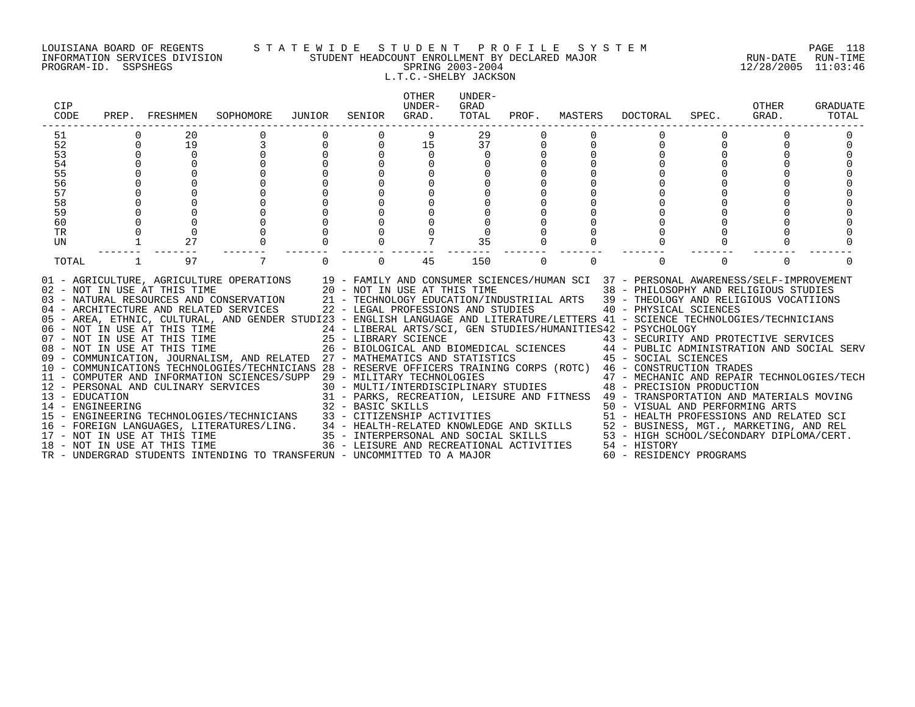LOUISIANA BOARD OF REGENTS — STATEWIDE STUDENT PROFILE SYSTEM
INFORMATION SERVICES DIVISION — STUDENT HEADCOUNT ENROLLMENT BY DECLARED MAJOR — RUN-DATE 12/28/2005 RUN-TIME 11:03:46
PROGRAM-ID. SSPSHEGS — SPRING 2003-2004

L.T.C.-SHELBY JACKSON

| CIP CODE | PREP. | FRESHMEN | SOPHOMORE | JUNIOR | SENIOR | OTHER UNDER-GRAD. | UNDER-GRAD TOTAL | PROF. | MASTERS | DOCTORAL | SPEC. | OTHER GRAD. | GRADUATE TOTAL |
|---|---|---|---|---|---|---|---|---|---|---|---|---|---|
| 51 | 0 | 20 | 0 | 0 | 0 | 9 | 29 | 0 | 0 | 0 | 0 | 0 | 0 |
| 52 | 0 | 19 | 3 | 0 | 0 | 15 | 37 | 0 | 0 | 0 | 0 | 0 | 0 |
| 53 | 0 | 0 | 0 | 0 | 0 | 0 | 0 | 0 | 0 | 0 | 0 | 0 | 0 |
| 54 | 0 | 0 | 0 | 0 | 0 | 0 | 0 | 0 | 0 | 0 | 0 | 0 | 0 |
| 55 | 0 | 0 | 0 | 0 | 0 | 0 | 0 | 0 | 0 | 0 | 0 | 0 | 0 |
| 56 | 0 | 0 | 0 | 0 | 0 | 0 | 0 | 0 | 0 | 0 | 0 | 0 | 0 |
| 57 | 0 | 0 | 0 | 0 | 0 | 0 | 0 | 0 | 0 | 0 | 0 | 0 | 0 |
| 58 | 0 | 0 | 0 | 0 | 0 | 0 | 0 | 0 | 0 | 0 | 0 | 0 | 0 |
| 59 | 0 | 0 | 0 | 0 | 0 | 0 | 0 | 0 | 0 | 0 | 0 | 0 | 0 |
| 60 | 0 | 0 | 0 | 0 | 0 | 0 | 0 | 0 | 0 | 0 | 0 | 0 | 0 |
| TR | 0 | 0 | 0 | 0 | 0 | 0 | 0 | 0 | 0 | 0 | 0 | 0 | 0 |
| UN | 1 | 27 | 0 | 0 | 0 | 7 | 35 | 0 | 0 | 0 | 0 | 0 | 0 |
| TOTAL | 1 | 97 | 7 | 0 | 0 | 45 | 150 | 0 | 0 | 0 | 0 | 0 | 0 |

01 - AGRICULTURE, AGRICULTURE OPERATIONS
02 - NOT IN USE AT THIS TIME
03 - NATURAL RESOURCES AND CONSERVATION
04 - ARCHITECTURE AND RELATED SERVICES
05 - AREA, ETHNIC, CULTURAL, AND GENDER STUDI
06 - NOT IN USE AT THIS TIME
07 - NOT IN USE AT THIS TIME
08 - NOT IN USE AT THIS TIME
09 - COMMUNICATION, JOURNALISM, AND RELATED
10 - COMMUNICATIONS TECHNOLOGIES/TECHNICIANS
11 - COMPUTER AND INFORMATION SCIENCES/SUPP
12 - PERSONAL AND CULINARY SERVICES
13 - EDUCATION
14 - ENGINEERING
15 - ENGINEERING TECHNOLOGIES/TECHNICIANS
16 - FOREIGN LANGUAGES, LITERATURES/LING.
17 - NOT IN USE AT THIS TIME
18 - NOT IN USE AT THIS TIME
19 - FAMILY AND CONSUMER SCIENCES/HUMAN SCI
20 - NOT IN USE AT THIS TIME
21 - TECHNOLOGY EDUCATION/INDUSTRIIAL ARTS
22 - LEGAL PROFESSIONS AND STUDIES
23 - ENGLISH LANGUAGE AND LITERATURE/LETTERS
24 - LIBERAL ARTS/SCI, GEN STUDIES/HUMANITIES
25 - LIBRARY SCIENCE
26 - BIOLOGICAL AND BIOMEDICAL SCIENCES
27 - MATHEMATICS AND STATISTICS
28 - RESERVE OFFICERS TRAINING CORPS (ROTC)
29 - MILITARY TECHNOLOGIES
30 - MULTI/INTERDISCIPLINARY STUDIES
31 - PARKS, RECREATION, LEISURE AND FITNESS
32 - BASIC SKILLS
33 - CITIZENSHIP ACTIVITIES
34 - HEALTH-RELATED KNOWLEDGE AND SKILLS
35 - INTERPERSONAL AND SOCIAL SKILLS
36 - LEISURE AND RECREATIONAL ACTIVITIES
37 - PERSONAL AWARENESS/SELF-IMPROVEMENT
38 - PHILOSOPHY AND RELIGIOUS STUDIES
39 - THEOLOGY AND RELIGIOUS VOCATIIONS
40 - PHYSICAL SCIENCES
41 - SCIENCE TECHNOLOGIES/TECHNICIANS
42 - PSYCHOLOGY
43 - SECURITY AND PROTECTIVE SERVICES
44 - PUBLIC ADMINISTRATION AND SOCIAL SERV
45 - SOCIAL SCIENCES
46 - CONSTRUCTION TRADES
47 - MECHANIC AND REPAIR TECHNOLOGIES/TECH
48 - PRECISION PRODUCTION
49 - TRANSPORTATION AND MATERIALS MOVING
50 - VISUAL AND PERFORMING ARTS
51 - HEALTH PROFESSIONS AND RELATED SCI
52 - BUSINESS, MGT., MARKETING, AND REL
53 - HIGH SCHOOL/SECONDARY DIPLOMA/CERT.
54 - HISTORY
60 - RESIDENCY PROGRAMS
TR - UNDERGRAD STUDENTS INTENDING TO TRANSFER
UN - UNCOMMITTED TO A MAJOR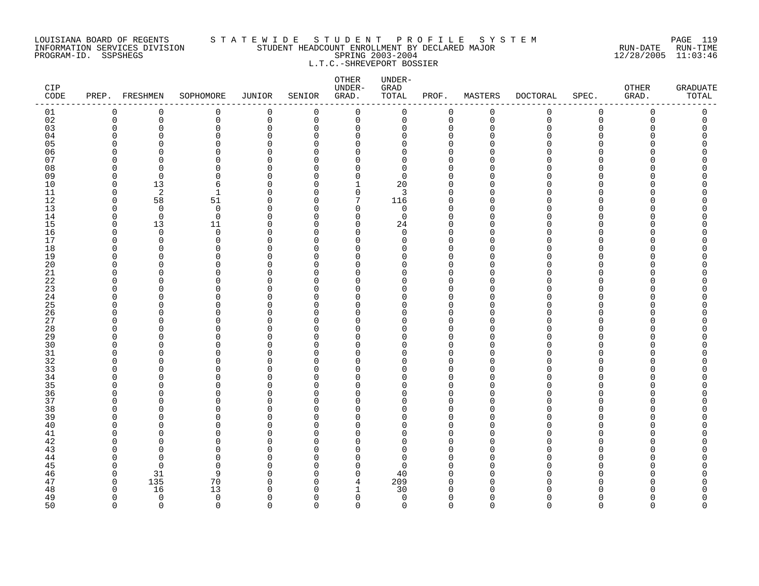LOUISIANA BOARD OF REGENTS — INFORMATION SERVICES DIVISION — PROGRAM-ID. SSPSHEGS

STATEWIDE STUDENT PROFILE SYSTEM

STUDENT HEADCOUNT ENROLLMENT BY DECLARED MAJOR

SPRING 2003-2004

L.T.C.-SHREVEPORT BOSSIER

RUN-DATE 12/28/2005 RUN-TIME 11:03:46

| CIP CODE | PREP. | FRESHMEN | SOPHOMORE | JUNIOR | SENIOR | OTHER UNDER-GRAD. | UNDER-GRAD TOTAL | PROF. | MASTERS | DOCTORAL | SPEC. | OTHER GRAD. | GRADUATE TOTAL |
|---|---|---|---|---|---|---|---|---|---|---|---|---|---|
| 01 | 0 | 0 | 0 | 0 | 0 | 0 | 0 | 0 | 0 | 0 | 0 | 0 | 0 |
| 02 | 0 | 0 | 0 | 0 | 0 | 0 | 0 | 0 | 0 | 0 | 0 | 0 | 0 |
| 03 | 0 | 0 | 0 | 0 | 0 | 0 | 0 | 0 | 0 | 0 | 0 | 0 | 0 |
| 04 | 0 | 0 | 0 | 0 | 0 | 0 | 0 | 0 | 0 | 0 | 0 | 0 | 0 |
| 05 | 0 | 0 | 0 | 0 | 0 | 0 | 0 | 0 | 0 | 0 | 0 | 0 | 0 |
| 06 | 0 | 0 | 0 | 0 | 0 | 0 | 0 | 0 | 0 | 0 | 0 | 0 | 0 |
| 07 | 0 | 0 | 0 | 0 | 0 | 0 | 0 | 0 | 0 | 0 | 0 | 0 | 0 |
| 08 | 0 | 0 | 0 | 0 | 0 | 0 | 0 | 0 | 0 | 0 | 0 | 0 | 0 |
| 09 | 0 | 0 | 0 | 0 | 0 | 0 | 0 | 0 | 0 | 0 | 0 | 0 | 0 |
| 10 | 0 | 13 | 6 | 0 | 0 | 1 | 20 | 0 | 0 | 0 | 0 | 0 | 0 |
| 11 | 0 | 2 | 1 | 0 | 0 | 0 | 3 | 0 | 0 | 0 | 0 | 0 | 0 |
| 12 | 0 | 58 | 51 | 0 | 0 | 7 | 116 | 0 | 0 | 0 | 0 | 0 | 0 |
| 13 | 0 | 0 | 0 | 0 | 0 | 0 | 0 | 0 | 0 | 0 | 0 | 0 | 0 |
| 14 | 0 | 0 | 0 | 0 | 0 | 0 | 0 | 0 | 0 | 0 | 0 | 0 | 0 |
| 15 | 0 | 13 | 11 | 0 | 0 | 0 | 24 | 0 | 0 | 0 | 0 | 0 | 0 |
| 16 | 0 | 0 | 0 | 0 | 0 | 0 | 0 | 0 | 0 | 0 | 0 | 0 | 0 |
| 17 | 0 | 0 | 0 | 0 | 0 | 0 | 0 | 0 | 0 | 0 | 0 | 0 | 0 |
| 18 | 0 | 0 | 0 | 0 | 0 | 0 | 0 | 0 | 0 | 0 | 0 | 0 | 0 |
| 19 | 0 | 0 | 0 | 0 | 0 | 0 | 0 | 0 | 0 | 0 | 0 | 0 | 0 |
| 20 | 0 | 0 | 0 | 0 | 0 | 0 | 0 | 0 | 0 | 0 | 0 | 0 | 0 |
| 21 | 0 | 0 | 0 | 0 | 0 | 0 | 0 | 0 | 0 | 0 | 0 | 0 | 0 |
| 22 | 0 | 0 | 0 | 0 | 0 | 0 | 0 | 0 | 0 | 0 | 0 | 0 | 0 |
| 23 | 0 | 0 | 0 | 0 | 0 | 0 | 0 | 0 | 0 | 0 | 0 | 0 | 0 |
| 24 | 0 | 0 | 0 | 0 | 0 | 0 | 0 | 0 | 0 | 0 | 0 | 0 | 0 |
| 25 | 0 | 0 | 0 | 0 | 0 | 0 | 0 | 0 | 0 | 0 | 0 | 0 | 0 |
| 26 | 0 | 0 | 0 | 0 | 0 | 0 | 0 | 0 | 0 | 0 | 0 | 0 | 0 |
| 27 | 0 | 0 | 0 | 0 | 0 | 0 | 0 | 0 | 0 | 0 | 0 | 0 | 0 |
| 28 | 0 | 0 | 0 | 0 | 0 | 0 | 0 | 0 | 0 | 0 | 0 | 0 | 0 |
| 29 | 0 | 0 | 0 | 0 | 0 | 0 | 0 | 0 | 0 | 0 | 0 | 0 | 0 |
| 30 | 0 | 0 | 0 | 0 | 0 | 0 | 0 | 0 | 0 | 0 | 0 | 0 | 0 |
| 31 | 0 | 0 | 0 | 0 | 0 | 0 | 0 | 0 | 0 | 0 | 0 | 0 | 0 |
| 32 | 0 | 0 | 0 | 0 | 0 | 0 | 0 | 0 | 0 | 0 | 0 | 0 | 0 |
| 33 | 0 | 0 | 0 | 0 | 0 | 0 | 0 | 0 | 0 | 0 | 0 | 0 | 0 |
| 34 | 0 | 0 | 0 | 0 | 0 | 0 | 0 | 0 | 0 | 0 | 0 | 0 | 0 |
| 35 | 0 | 0 | 0 | 0 | 0 | 0 | 0 | 0 | 0 | 0 | 0 | 0 | 0 |
| 36 | 0 | 0 | 0 | 0 | 0 | 0 | 0 | 0 | 0 | 0 | 0 | 0 | 0 |
| 37 | 0 | 0 | 0 | 0 | 0 | 0 | 0 | 0 | 0 | 0 | 0 | 0 | 0 |
| 38 | 0 | 0 | 0 | 0 | 0 | 0 | 0 | 0 | 0 | 0 | 0 | 0 | 0 |
| 39 | 0 | 0 | 0 | 0 | 0 | 0 | 0 | 0 | 0 | 0 | 0 | 0 | 0 |
| 40 | 0 | 0 | 0 | 0 | 0 | 0 | 0 | 0 | 0 | 0 | 0 | 0 | 0 |
| 41 | 0 | 0 | 0 | 0 | 0 | 0 | 0 | 0 | 0 | 0 | 0 | 0 | 0 |
| 42 | 0 | 0 | 0 | 0 | 0 | 0 | 0 | 0 | 0 | 0 | 0 | 0 | 0 |
| 43 | 0 | 0 | 0 | 0 | 0 | 0 | 0 | 0 | 0 | 0 | 0 | 0 | 0 |
| 44 | 0 | 0 | 0 | 0 | 0 | 0 | 0 | 0 | 0 | 0 | 0 | 0 | 0 |
| 45 | 0 | 0 | 0 | 0 | 0 | 0 | 0 | 0 | 0 | 0 | 0 | 0 | 0 |
| 46 | 0 | 31 | 9 | 0 | 0 | 0 | 40 | 0 | 0 | 0 | 0 | 0 | 0 |
| 47 | 0 | 135 | 70 | 0 | 0 | 4 | 209 | 0 | 0 | 0 | 0 | 0 | 0 |
| 48 | 0 | 16 | 13 | 0 | 0 | 1 | 30 | 0 | 0 | 0 | 0 | 0 | 0 |
| 49 | 0 | 0 | 0 | 0 | 0 | 0 | 0 | 0 | 0 | 0 | 0 | 0 | 0 |
| 50 | 0 | 0 | 0 | 0 | 0 | 0 | 0 | 0 | 0 | 0 | 0 | 0 | 0 |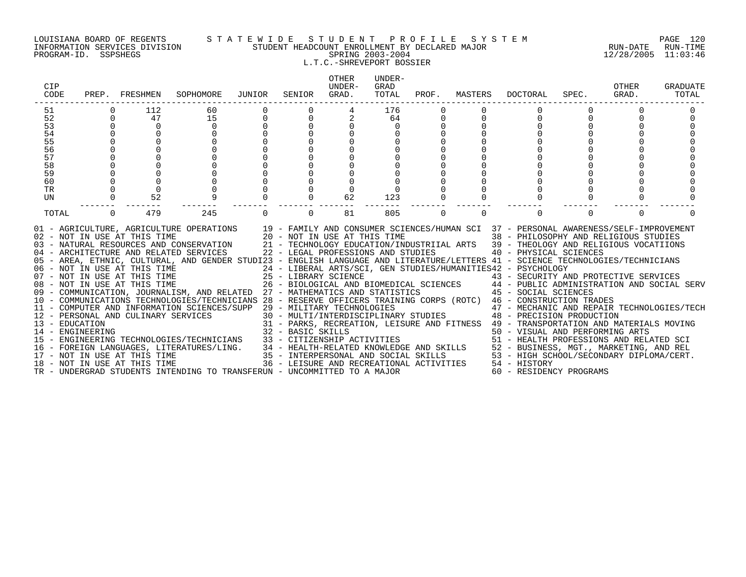LOUISIANA BOARD OF REGENTS — STATEWIDE STUDENT PROFILE SYSTEM
INFORMATION SERVICES DIVISION — STUDENT HEADCOUNT ENROLLMENT BY DECLARED MAJOR — RUN-DATE 12/28/2005 RUN-TIME 11:03:46
PROGRAM-ID. SSPSHEGS — SPRING 2003-2004

L.T.C.-SHREVEPORT BOSSIER

| CIP CODE | PREP. | FRESHMEN | SOPHOMORE | JUNIOR | SENIOR | OTHER UNDER-GRAD. | UNDER-GRAD TOTAL | PROF. | MASTERS | DOCTORAL | SPEC. | OTHER GRAD. | GRADUATE TOTAL |
|---|---|---|---|---|---|---|---|---|---|---|---|---|---|
| 51 | 0 | 112 | 60 | 0 | 0 | 4 | 176 | 0 | 0 | 0 | 0 | 0 | 0 |
| 52 | 0 | 47 | 15 | 0 | 0 | 2 | 64 | 0 | 0 | 0 | 0 | 0 | 0 |
| 53 | 0 | 0 | 0 | 0 | 0 | 0 | 0 | 0 | 0 | 0 | 0 | 0 | 0 |
| 54 | 0 | 0 | 0 | 0 | 0 | 0 | 0 | 0 | 0 | 0 | 0 | 0 | 0 |
| 55 | 0 | 0 | 0 | 0 | 0 | 0 | 0 | 0 | 0 | 0 | 0 | 0 | 0 |
| 56 | 0 | 0 | 0 | 0 | 0 | 0 | 0 | 0 | 0 | 0 | 0 | 0 | 0 |
| 57 | 0 | 0 | 0 | 0 | 0 | 0 | 0 | 0 | 0 | 0 | 0 | 0 | 0 |
| 58 | 0 | 0 | 0 | 0 | 0 | 0 | 0 | 0 | 0 | 0 | 0 | 0 | 0 |
| 59 | 0 | 0 | 0 | 0 | 0 | 0 | 0 | 0 | 0 | 0 | 0 | 0 | 0 |
| 60 | 0 | 0 | 0 | 0 | 0 | 0 | 0 | 0 | 0 | 0 | 0 | 0 | 0 |
| TR | 0 | 0 | 0 | 0 | 0 | 0 | 0 | 0 | 0 | 0 | 0 | 0 | 0 |
| UN | 0 | 52 | 9 | 0 | 0 | 62 | 123 | 0 | 0 | 0 | 0 | 0 | 0 |
| TOTAL | 0 | 479 | 245 | 0 | 0 | 81 | 805 | 0 | 0 | 0 | 0 | 0 | 0 |

01 - AGRICULTURE, AGRICULTURE OPERATIONS
02 - NOT IN USE AT THIS TIME
03 - NATURAL RESOURCES AND CONSERVATION
04 - ARCHITECTURE AND RELATED SERVICES
05 - AREA, ETHNIC, CULTURAL, AND GENDER STUDI
06 - NOT IN USE AT THIS TIME
07 - NOT IN USE AT THIS TIME
08 - NOT IN USE AT THIS TIME
09 - COMMUNICATION, JOURNALISM, AND RELATED
10 - COMMUNICATIONS TECHNOLOGIES/TECHNICIANS
11 - COMPUTER AND INFORMATION SCIENCES/SUPP
12 - PERSONAL AND CULINARY SERVICES
13 - EDUCATION
14 - ENGINEERING
15 - ENGINEERING TECHNOLOGIES/TECHNICIANS
16 - FOREIGN LANGUAGES, LITERATURES/LING.
17 - NOT IN USE AT THIS TIME
18 - NOT IN USE AT THIS TIME
19 - FAMILY AND CONSUMER SCIENCES/HUMAN SCI
20 - NOT IN USE AT THIS TIME
21 - TECHNOLOGY EDUCATION/INDUSTRIIAL ARTS
22 - LEGAL PROFESSIONS AND STUDIES
23 - ENGLISH LANGUAGE AND LITERATURE/LETTERS
24 - LIBERAL ARTS/SCI, GEN STUDIES/HUMANITIES
25 - LIBRARY SCIENCE
26 - BIOLOGICAL AND BIOMEDICAL SCIENCES
27 - MATHEMATICS AND STATISTICS
28 - RESERVE OFFICERS TRAINING CORPS (ROTC)
29 - MILITARY TECHNOLOGIES
30 - MULTI/INTERDISCIPLINARY STUDIES
31 - PARKS, RECREATION, LEISURE AND FITNESS
32 - BASIC SKILLS
33 - CITIZENSHIP ACTIVITIES
34 - HEALTH-RELATED KNOWLEDGE AND SKILLS
35 - INTERPERSONAL AND SOCIAL SKILLS
36 - LEISURE AND RECREATIONAL ACTIVITIES
37 - PERSONAL AWARENESS/SELF-IMPROVEMENT
38 - PHILOSOPHY AND RELIGIOUS STUDIES
39 - THEOLOGY AND RELIGIOUS VOCATIIONS
40 - PHYSICAL SCIENCES
41 - SCIENCE TECHNOLOGIES/TECHNICIANS
42 - PSYCHOLOGY
43 - SECURITY AND PROTECTIVE SERVICES
44 - PUBLIC ADMINISTRATION AND SOCIAL SERV
45 - SOCIAL SCIENCES
46 - CONSTRUCTION TRADES
47 - MECHANIC AND REPAIR TECHNOLOGIES/TECH
48 - PRECISION PRODUCTION
49 - TRANSPORTATION AND MATERIALS MOVING
50 - VISUAL AND PERFORMING ARTS
51 - HEALTH PROFESSIONS AND RELATED SCI
52 - BUSINESS, MGT., MARKETING, AND REL
53 - HIGH SCHOOL/SECONDARY DIPLOMA/CERT.
54 - HISTORY
60 - RESIDENCY PROGRAMS
TR - UNDERGRAD STUDENTS INTENDING TO TRANSFER
UN - UNCOMMITTED TO A MAJOR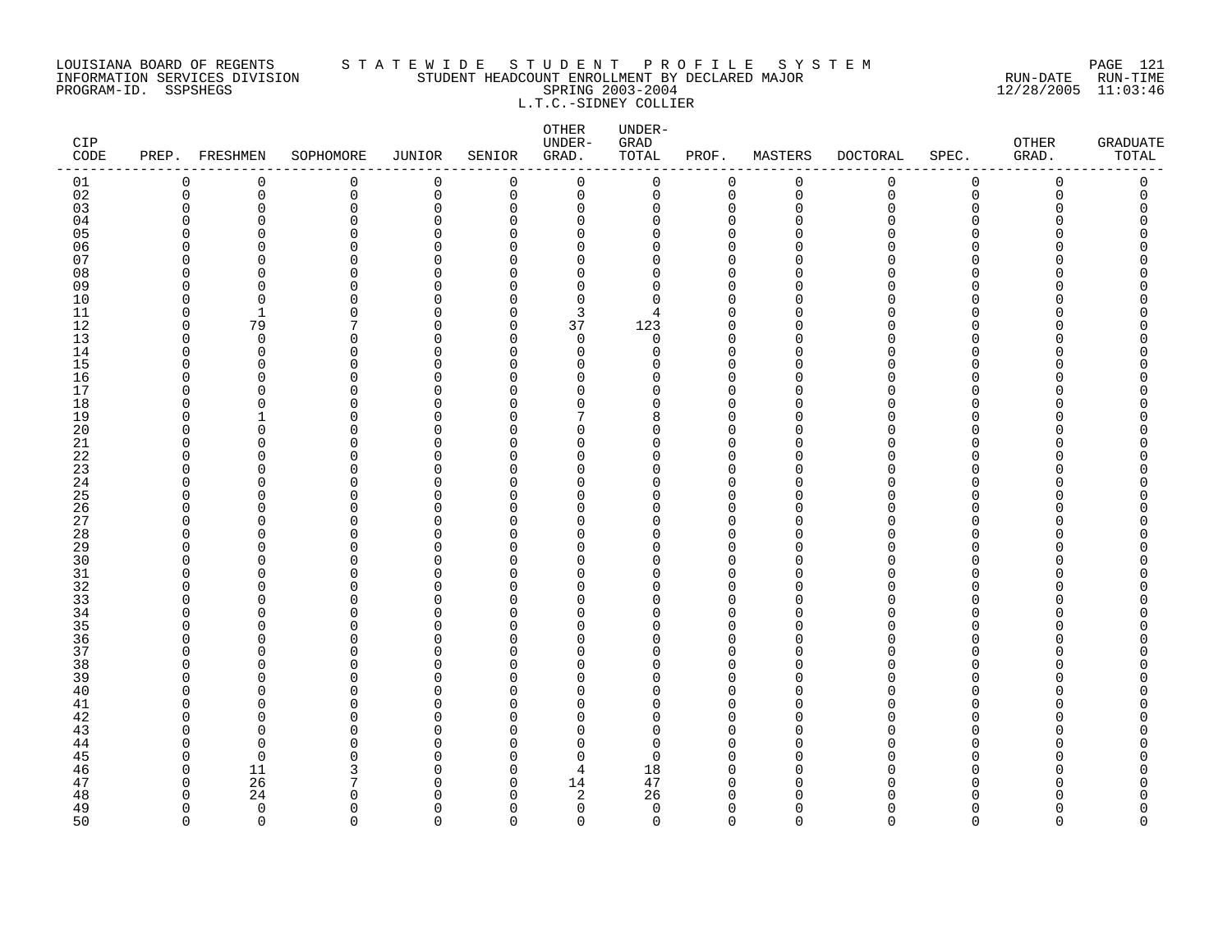LOUISIANA BOARD OF REGENTS — STATEWIDE STUDENT PROFILE SYSTEM
INFORMATION SERVICES DIVISION — STUDENT HEADCOUNT ENROLLMENT BY DECLARED MAJOR — RUN-DATE 12/28/2005 RUN-TIME 11:03:46
PROGRAM-ID. SSPSHEGS — SPRING 2003-2004

L.T.C.-SIDNEY COLLIER

| CIP CODE | PREP. | FRESHMEN | SOPHOMORE | JUNIOR | SENIOR | OTHER UNDER-GRAD. | UNDER-GRAD TOTAL | PROF. | MASTERS | DOCTORAL | SPEC. | OTHER GRAD. | GRADUATE TOTAL |
|---|---|---|---|---|---|---|---|---|---|---|---|---|---|
| 01 | 0 | 0 | 0 | 0 | 0 | 0 | 0 | 0 | 0 | 0 | 0 | 0 | 0 |
| 02 | 0 | 0 | 0 | 0 | 0 | 0 | 0 | 0 | 0 | 0 | 0 | 0 | 0 |
| 03 | 0 | 0 | 0 | 0 | 0 | 0 | 0 | 0 | 0 | 0 | 0 | 0 | 0 |
| 04 | 0 | 0 | 0 | 0 | 0 | 0 | 0 | 0 | 0 | 0 | 0 | 0 | 0 |
| 05 | 0 | 0 | 0 | 0 | 0 | 0 | 0 | 0 | 0 | 0 | 0 | 0 | 0 |
| 06 | 0 | 0 | 0 | 0 | 0 | 0 | 0 | 0 | 0 | 0 | 0 | 0 | 0 |
| 07 | 0 | 0 | 0 | 0 | 0 | 0 | 0 | 0 | 0 | 0 | 0 | 0 | 0 |
| 08 | 0 | 0 | 0 | 0 | 0 | 0 | 0 | 0 | 0 | 0 | 0 | 0 | 0 |
| 09 | 0 | 0 | 0 | 0 | 0 | 0 | 0 | 0 | 0 | 0 | 0 | 0 | 0 |
| 10 | 0 | 0 | 0 | 0 | 0 | 0 | 0 | 0 | 0 | 0 | 0 | 0 | 0 |
| 11 | 0 | 1 | 0 | 0 | 0 | 3 | 4 | 0 | 0 | 0 | 0 | 0 | 0 |
| 12 | 0 | 79 | 7 | 0 | 0 | 37 | 123 | 0 | 0 | 0 | 0 | 0 | 0 |
| 13 | 0 | 0 | 0 | 0 | 0 | 0 | 0 | 0 | 0 | 0 | 0 | 0 | 0 |
| 14 | 0 | 0 | 0 | 0 | 0 | 0 | 0 | 0 | 0 | 0 | 0 | 0 | 0 |
| 15 | 0 | 0 | 0 | 0 | 0 | 0 | 0 | 0 | 0 | 0 | 0 | 0 | 0 |
| 16 | 0 | 0 | 0 | 0 | 0 | 0 | 0 | 0 | 0 | 0 | 0 | 0 | 0 |
| 17 | 0 | 0 | 0 | 0 | 0 | 0 | 0 | 0 | 0 | 0 | 0 | 0 | 0 |
| 18 | 0 | 0 | 0 | 0 | 0 | 0 | 0 | 0 | 0 | 0 | 0 | 0 | 0 |
| 19 | 0 | 1 | 0 | 0 | 0 | 7 | 8 | 0 | 0 | 0 | 0 | 0 | 0 |
| 20 | 0 | 0 | 0 | 0 | 0 | 0 | 0 | 0 | 0 | 0 | 0 | 0 | 0 |
| 21 | 0 | 0 | 0 | 0 | 0 | 0 | 0 | 0 | 0 | 0 | 0 | 0 | 0 |
| 22 | 0 | 0 | 0 | 0 | 0 | 0 | 0 | 0 | 0 | 0 | 0 | 0 | 0 |
| 23 | 0 | 0 | 0 | 0 | 0 | 0 | 0 | 0 | 0 | 0 | 0 | 0 | 0 |
| 24 | 0 | 0 | 0 | 0 | 0 | 0 | 0 | 0 | 0 | 0 | 0 | 0 | 0 |
| 25 | 0 | 0 | 0 | 0 | 0 | 0 | 0 | 0 | 0 | 0 | 0 | 0 | 0 |
| 26 | 0 | 0 | 0 | 0 | 0 | 0 | 0 | 0 | 0 | 0 | 0 | 0 | 0 |
| 27 | 0 | 0 | 0 | 0 | 0 | 0 | 0 | 0 | 0 | 0 | 0 | 0 | 0 |
| 28 | 0 | 0 | 0 | 0 | 0 | 0 | 0 | 0 | 0 | 0 | 0 | 0 | 0 |
| 29 | 0 | 0 | 0 | 0 | 0 | 0 | 0 | 0 | 0 | 0 | 0 | 0 | 0 |
| 30 | 0 | 0 | 0 | 0 | 0 | 0 | 0 | 0 | 0 | 0 | 0 | 0 | 0 |
| 31 | 0 | 0 | 0 | 0 | 0 | 0 | 0 | 0 | 0 | 0 | 0 | 0 | 0 |
| 32 | 0 | 0 | 0 | 0 | 0 | 0 | 0 | 0 | 0 | 0 | 0 | 0 | 0 |
| 33 | 0 | 0 | 0 | 0 | 0 | 0 | 0 | 0 | 0 | 0 | 0 | 0 | 0 |
| 34 | 0 | 0 | 0 | 0 | 0 | 0 | 0 | 0 | 0 | 0 | 0 | 0 | 0 |
| 35 | 0 | 0 | 0 | 0 | 0 | 0 | 0 | 0 | 0 | 0 | 0 | 0 | 0 |
| 36 | 0 | 0 | 0 | 0 | 0 | 0 | 0 | 0 | 0 | 0 | 0 | 0 | 0 |
| 37 | 0 | 0 | 0 | 0 | 0 | 0 | 0 | 0 | 0 | 0 | 0 | 0 | 0 |
| 38 | 0 | 0 | 0 | 0 | 0 | 0 | 0 | 0 | 0 | 0 | 0 | 0 | 0 |
| 39 | 0 | 0 | 0 | 0 | 0 | 0 | 0 | 0 | 0 | 0 | 0 | 0 | 0 |
| 40 | 0 | 0 | 0 | 0 | 0 | 0 | 0 | 0 | 0 | 0 | 0 | 0 | 0 |
| 41 | 0 | 0 | 0 | 0 | 0 | 0 | 0 | 0 | 0 | 0 | 0 | 0 | 0 |
| 42 | 0 | 0 | 0 | 0 | 0 | 0 | 0 | 0 | 0 | 0 | 0 | 0 | 0 |
| 43 | 0 | 0 | 0 | 0 | 0 | 0 | 0 | 0 | 0 | 0 | 0 | 0 | 0 |
| 44 | 0 | 0 | 0 | 0 | 0 | 0 | 0 | 0 | 0 | 0 | 0 | 0 | 0 |
| 45 | 0 | 0 | 0 | 0 | 0 | 0 | 0 | 0 | 0 | 0 | 0 | 0 | 0 |
| 46 | 0 | 11 | 3 | 0 | 0 | 4 | 18 | 0 | 0 | 0 | 0 | 0 | 0 |
| 47 | 0 | 26 | 7 | 0 | 0 | 14 | 47 | 0 | 0 | 0 | 0 | 0 | 0 |
| 48 | 0 | 24 | 0 | 0 | 0 | 2 | 26 | 0 | 0 | 0 | 0 | 0 | 0 |
| 49 | 0 | 0 | 0 | 0 | 0 | 0 | 0 | 0 | 0 | 0 | 0 | 0 | 0 |
| 50 | 0 | 0 | 0 | 0 | 0 | 0 | 0 | 0 | 0 | 0 | 0 | 0 | 0 |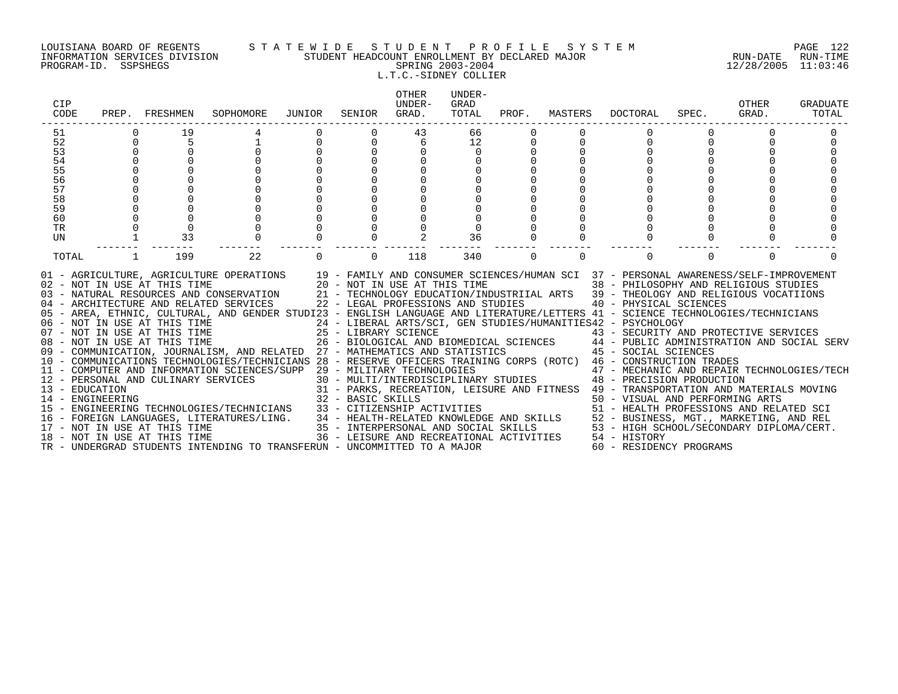LOUISIANA BOARD OF REGENTS — STATEWIDE STUDENT PROFILE SYSTEM
INFORMATION SERVICES DIVISION — STUDENT HEADCOUNT ENROLLMENT BY DECLARED MAJOR — RUN-DATE 12/28/2005 RUN-TIME 11:03:46
PROGRAM-ID. SSPSHEGS — SPRING 2003-2004

L.T.C.-SIDNEY COLLIER

| CIP CODE | PREP. | FRESHMEN | SOPHOMORE | JUNIOR | SENIOR | OTHER UNDER-GRAD. | UNDER-GRAD TOTAL | PROF. | MASTERS | DOCTORAL | SPEC. | OTHER GRAD. | GRADUATE TOTAL |
|---|---|---|---|---|---|---|---|---|---|---|---|---|---|
| 51 | 0 | 19 | 4 | 0 | 0 | 43 | 66 | 0 | 0 | 0 | 0 | 0 | 0 |
| 52 | 0 | 5 | 1 | 0 | 0 | 6 | 12 | 0 | 0 | 0 | 0 | 0 | 0 |
| 53 | 0 | 0 | 0 | 0 | 0 | 0 | 0 | 0 | 0 | 0 | 0 | 0 | 0 |
| 54 | 0 | 0 | 0 | 0 | 0 | 0 | 0 | 0 | 0 | 0 | 0 | 0 | 0 |
| 55 | 0 | 0 | 0 | 0 | 0 | 0 | 0 | 0 | 0 | 0 | 0 | 0 | 0 |
| 56 | 0 | 0 | 0 | 0 | 0 | 0 | 0 | 0 | 0 | 0 | 0 | 0 | 0 |
| 57 | 0 | 0 | 0 | 0 | 0 | 0 | 0 | 0 | 0 | 0 | 0 | 0 | 0 |
| 58 | 0 | 0 | 0 | 0 | 0 | 0 | 0 | 0 | 0 | 0 | 0 | 0 | 0 |
| 59 | 0 | 0 | 0 | 0 | 0 | 0 | 0 | 0 | 0 | 0 | 0 | 0 | 0 |
| 60 | 0 | 0 | 0 | 0 | 0 | 0 | 0 | 0 | 0 | 0 | 0 | 0 | 0 |
| TR | 0 | 0 | 0 | 0 | 0 | 0 | 0 | 0 | 0 | 0 | 0 | 0 | 0 |
| UN | 1 | 33 | 0 | 0 | 0 | 2 | 36 | 0 | 0 | 0 | 0 | 0 | 0 |
| TOTAL | 1 | 199 | 22 | 0 | 0 | 118 | 340 | 0 | 0 | 0 | 0 | 0 | 0 |

01 - AGRICULTURE, AGRICULTURE OPERATIONS
02 - NOT IN USE AT THIS TIME
03 - NATURAL RESOURCES AND CONSERVATION
04 - ARCHITECTURE AND RELATED SERVICES
05 - AREA, ETHNIC, CULTURAL, AND GENDER STUDI
06 - NOT IN USE AT THIS TIME
07 - NOT IN USE AT THIS TIME
08 - NOT IN USE AT THIS TIME
09 - COMMUNICATION, JOURNALISM, AND RELATED
10 - COMMUNICATIONS TECHNOLOGIES/TECHNICIANS
11 - COMPUTER AND INFORMATION SCIENCES/SUPP
12 - PERSONAL AND CULINARY SERVICES
13 - EDUCATION
14 - ENGINEERING
15 - ENGINEERING TECHNOLOGIES/TECHNICIANS
16 - FOREIGN LANGUAGES, LITERATURES/LING.
17 - NOT IN USE AT THIS TIME
18 - NOT IN USE AT THIS TIME
19 - FAMILY AND CONSUMER SCIENCES/HUMAN SCI
20 - NOT IN USE AT THIS TIME
21 - TECHNOLOGY EDUCATION/INDUSTRIIAL ARTS
22 - LEGAL PROFESSIONS AND STUDIES
23 - ENGLISH LANGUAGE AND LITERATURE/LETTERS
24 - LIBERAL ARTS/SCI, GEN STUDIES/HUMANITIES
25 - LIBRARY SCIENCE
26 - BIOLOGICAL AND BIOMEDICAL SCIENCES
27 - MATHEMATICS AND STATISTICS
28 - RESERVE OFFICERS TRAINING CORPS (ROTC)
29 - MILITARY TECHNOLOGIES
30 - MULTI/INTERDISCIPLINARY STUDIES
31 - PARKS, RECREATION, LEISURE AND FITNESS
32 - BASIC SKILLS
33 - CITIZENSHIP ACTIVITIES
34 - HEALTH-RELATED KNOWLEDGE AND SKILLS
35 - INTERPERSONAL AND SOCIAL SKILLS
36 - LEISURE AND RECREATIONAL ACTIVITIES
37 - PERSONAL AWARENESS/SELF-IMPROVEMENT
38 - PHILOSOPHY AND RELIGIOUS STUDIES
39 - THEOLOGY AND RELIGIOUS VOCATIIONS
40 - PHYSICAL SCIENCES
41 - SCIENCE TECHNOLOGIES/TECHNICIANS
42 - PSYCHOLOGY
43 - SECURITY AND PROTECTIVE SERVICES
44 - PUBLIC ADMINISTRATION AND SOCIAL SERV
45 - SOCIAL SCIENCES
46 - CONSTRUCTION TRADES
47 - MECHANIC AND REPAIR TECHNOLOGIES/TECH
48 - PRECISION PRODUCTION
49 - TRANSPORTATION AND MATERIALS MOVING
50 - VISUAL AND PERFORMING ARTS
51 - HEALTH PROFESSIONS AND RELATED SCI
52 - BUSINESS, MGT., MARKETING, AND REL
53 - HIGH SCHOOL/SECONDARY DIPLOMA/CERT.
54 - HISTORY
60 - RESIDENCY PROGRAMS
TR - UNDERGRAD STUDENTS INTENDING TO TRANSFER
UN - UNCOMMITTED TO A MAJOR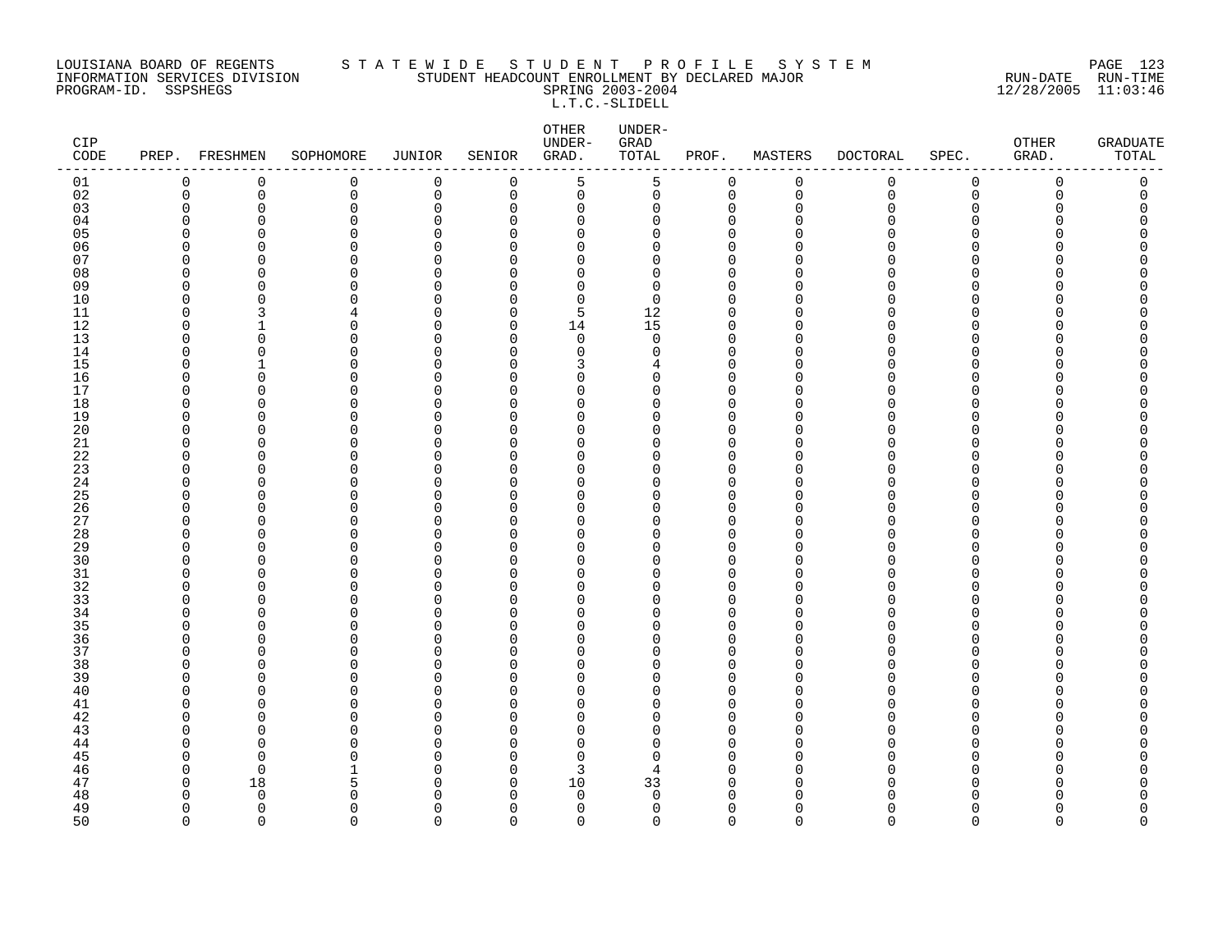LOUISIANA BOARD OF REGENTS
INFORMATION SERVICES DIVISION
PROGRAM-ID. SSPSHEGS

# S T A T E W I D E   S T U D E N T   P R O F I L E   S Y S T E M
## STUDENT HEADCOUNT ENROLLMENT BY DECLARED MAJOR
### SPRING 2003-2004
### L.T.C.-SLIDELL

RUN-DATE 12/28/2005 RUN-TIME 11:03:46

| CIP CODE | PREP. | FRESHMEN | SOPHOMORE | JUNIOR | SENIOR | OTHER UNDER-GRAD. | UNDER-GRAD TOTAL | PROF. | MASTERS | DOCTORAL | SPEC. | OTHER GRAD. | GRADUATE TOTAL |
|---|---|---|---|---|---|---|---|---|---|---|---|---|---|
| 01 | 0 | 0 | 0 | 0 | 0 | 5 | 5 | 0 | 0 | 0 | 0 | 0 | 0 |
| 02 | 0 | 0 | 0 | 0 | 0 | 0 | 0 | 0 | 0 | 0 | 0 | 0 | 0 |
| 03 | 0 | 0 | 0 | 0 | 0 | 0 | 0 | 0 | 0 | 0 | 0 | 0 | 0 |
| 04 | 0 | 0 | 0 | 0 | 0 | 0 | 0 | 0 | 0 | 0 | 0 | 0 | 0 |
| 05 | 0 | 0 | 0 | 0 | 0 | 0 | 0 | 0 | 0 | 0 | 0 | 0 | 0 |
| 06 | 0 | 0 | 0 | 0 | 0 | 0 | 0 | 0 | 0 | 0 | 0 | 0 | 0 |
| 07 | 0 | 0 | 0 | 0 | 0 | 0 | 0 | 0 | 0 | 0 | 0 | 0 | 0 |
| 08 | 0 | 0 | 0 | 0 | 0 | 0 | 0 | 0 | 0 | 0 | 0 | 0 | 0 |
| 09 | 0 | 0 | 0 | 0 | 0 | 0 | 0 | 0 | 0 | 0 | 0 | 0 | 0 |
| 10 | 0 | 0 | 0 | 0 | 0 | 0 | 0 | 0 | 0 | 0 | 0 | 0 | 0 |
| 11 | 0 | 3 | 4 | 0 | 0 | 5 | 12 | 0 | 0 | 0 | 0 | 0 | 0 |
| 12 | 0 | 1 | 0 | 0 | 0 | 14 | 15 | 0 | 0 | 0 | 0 | 0 | 0 |
| 13 | 0 | 0 | 0 | 0 | 0 | 0 | 0 | 0 | 0 | 0 | 0 | 0 | 0 |
| 14 | 0 | 0 | 0 | 0 | 0 | 0 | 0 | 0 | 0 | 0 | 0 | 0 | 0 |
| 15 | 0 | 1 | 0 | 0 | 0 | 3 | 4 | 0 | 0 | 0 | 0 | 0 | 0 |
| 16 | 0 | 0 | 0 | 0 | 0 | 0 | 0 | 0 | 0 | 0 | 0 | 0 | 0 |
| 17 | 0 | 0 | 0 | 0 | 0 | 0 | 0 | 0 | 0 | 0 | 0 | 0 | 0 |
| 18 | 0 | 0 | 0 | 0 | 0 | 0 | 0 | 0 | 0 | 0 | 0 | 0 | 0 |
| 19 | 0 | 0 | 0 | 0 | 0 | 0 | 0 | 0 | 0 | 0 | 0 | 0 | 0 |
| 20 | 0 | 0 | 0 | 0 | 0 | 0 | 0 | 0 | 0 | 0 | 0 | 0 | 0 |
| 21 | 0 | 0 | 0 | 0 | 0 | 0 | 0 | 0 | 0 | 0 | 0 | 0 | 0 |
| 22 | 0 | 0 | 0 | 0 | 0 | 0 | 0 | 0 | 0 | 0 | 0 | 0 | 0 |
| 23 | 0 | 0 | 0 | 0 | 0 | 0 | 0 | 0 | 0 | 0 | 0 | 0 | 0 |
| 24 | 0 | 0 | 0 | 0 | 0 | 0 | 0 | 0 | 0 | 0 | 0 | 0 | 0 |
| 25 | 0 | 0 | 0 | 0 | 0 | 0 | 0 | 0 | 0 | 0 | 0 | 0 | 0 |
| 26 | 0 | 0 | 0 | 0 | 0 | 0 | 0 | 0 | 0 | 0 | 0 | 0 | 0 |
| 27 | 0 | 0 | 0 | 0 | 0 | 0 | 0 | 0 | 0 | 0 | 0 | 0 | 0 |
| 28 | 0 | 0 | 0 | 0 | 0 | 0 | 0 | 0 | 0 | 0 | 0 | 0 | 0 |
| 29 | 0 | 0 | 0 | 0 | 0 | 0 | 0 | 0 | 0 | 0 | 0 | 0 | 0 |
| 30 | 0 | 0 | 0 | 0 | 0 | 0 | 0 | 0 | 0 | 0 | 0 | 0 | 0 |
| 31 | 0 | 0 | 0 | 0 | 0 | 0 | 0 | 0 | 0 | 0 | 0 | 0 | 0 |
| 32 | 0 | 0 | 0 | 0 | 0 | 0 | 0 | 0 | 0 | 0 | 0 | 0 | 0 |
| 33 | 0 | 0 | 0 | 0 | 0 | 0 | 0 | 0 | 0 | 0 | 0 | 0 | 0 |
| 34 | 0 | 0 | 0 | 0 | 0 | 0 | 0 | 0 | 0 | 0 | 0 | 0 | 0 |
| 35 | 0 | 0 | 0 | 0 | 0 | 0 | 0 | 0 | 0 | 0 | 0 | 0 | 0 |
| 36 | 0 | 0 | 0 | 0 | 0 | 0 | 0 | 0 | 0 | 0 | 0 | 0 | 0 |
| 37 | 0 | 0 | 0 | 0 | 0 | 0 | 0 | 0 | 0 | 0 | 0 | 0 | 0 |
| 38 | 0 | 0 | 0 | 0 | 0 | 0 | 0 | 0 | 0 | 0 | 0 | 0 | 0 |
| 39 | 0 | 0 | 0 | 0 | 0 | 0 | 0 | 0 | 0 | 0 | 0 | 0 | 0 |
| 40 | 0 | 0 | 0 | 0 | 0 | 0 | 0 | 0 | 0 | 0 | 0 | 0 | 0 |
| 41 | 0 | 0 | 0 | 0 | 0 | 0 | 0 | 0 | 0 | 0 | 0 | 0 | 0 |
| 42 | 0 | 0 | 0 | 0 | 0 | 0 | 0 | 0 | 0 | 0 | 0 | 0 | 0 |
| 43 | 0 | 0 | 0 | 0 | 0 | 0 | 0 | 0 | 0 | 0 | 0 | 0 | 0 |
| 44 | 0 | 0 | 0 | 0 | 0 | 0 | 0 | 0 | 0 | 0 | 0 | 0 | 0 |
| 45 | 0 | 0 | 0 | 0 | 0 | 0 | 0 | 0 | 0 | 0 | 0 | 0 | 0 |
| 46 | 0 | 0 | 1 | 0 | 0 | 3 | 4 | 0 | 0 | 0 | 0 | 0 | 0 |
| 47 | 0 | 18 | 5 | 0 | 0 | 10 | 33 | 0 | 0 | 0 | 0 | 0 | 0 |
| 48 | 0 | 0 | 0 | 0 | 0 | 0 | 0 | 0 | 0 | 0 | 0 | 0 | 0 |
| 49 | 0 | 0 | 0 | 0 | 0 | 0 | 0 | 0 | 0 | 0 | 0 | 0 | 0 |
| 50 | 0 | 0 | 0 | 0 | 0 | 0 | 0 | 0 | 0 | 0 | 0 | 0 | 0 |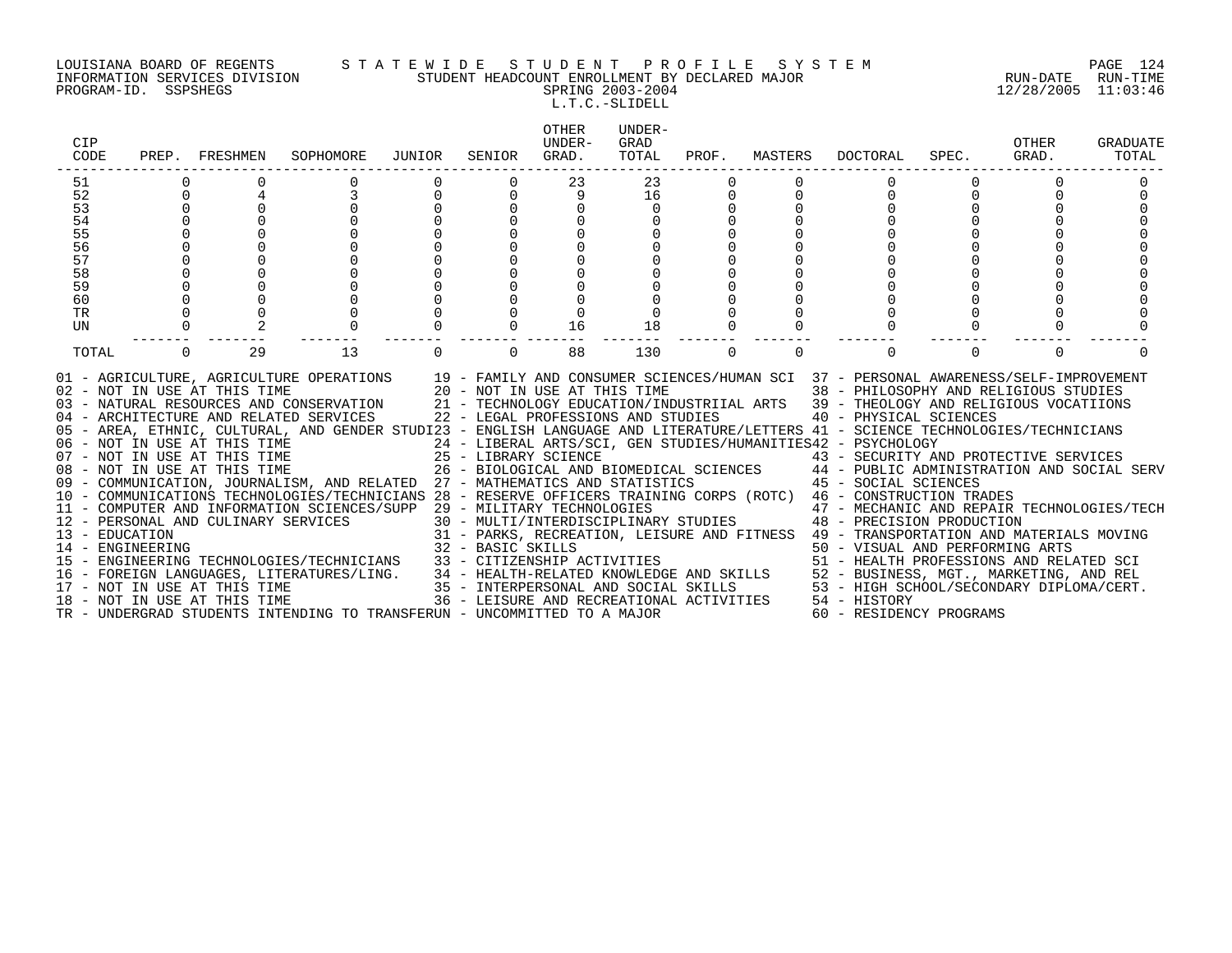LOUISIANA BOARD OF REGENTS
INFORMATION SERVICES DIVISION
PROGRAM-ID. SSPSHEGS

# S T A T E W I D E   S T U D E N T   P R O F I L E   S Y S T E M

## STUDENT HEADCOUNT ENROLLMENT BY DECLARED MAJOR

SPRING 2003-2004

L.T.C.-SLIDELL

RUN-DATE 12/28/2005 RUN-TIME 11:03:46

| CIP CODE | PREP. | FRESHMEN | SOPHOMORE | JUNIOR | SENIOR | OTHER UNDER-GRAD. | UNDER-GRAD TOTAL | PROF. | MASTERS | DOCTORAL | SPEC. | OTHER GRAD. | GRADUATE TOTAL |
|---|---|---|---|---|---|---|---|---|---|---|---|---|---|
| 51 | 0 | 0 | 0 | 0 | 0 | 23 | 23 | 0 | 0 | 0 | 0 | 0 | 0 |
| 52 | 0 | 4 | 3 | 0 | 0 | 9 | 16 | 0 | 0 | 0 | 0 | 0 | 0 |
| 53 | 0 | 0 | 0 | 0 | 0 | 0 | 0 | 0 | 0 | 0 | 0 | 0 | 0 |
| 54 | 0 | 0 | 0 | 0 | 0 | 0 | 0 | 0 | 0 | 0 | 0 | 0 | 0 |
| 55 | 0 | 0 | 0 | 0 | 0 | 0 | 0 | 0 | 0 | 0 | 0 | 0 | 0 |
| 56 | 0 | 0 | 0 | 0 | 0 | 0 | 0 | 0 | 0 | 0 | 0 | 0 | 0 |
| 57 | 0 | 0 | 0 | 0 | 0 | 0 | 0 | 0 | 0 | 0 | 0 | 0 | 0 |
| 58 | 0 | 0 | 0 | 0 | 0 | 0 | 0 | 0 | 0 | 0 | 0 | 0 | 0 |
| 59 | 0 | 0 | 0 | 0 | 0 | 0 | 0 | 0 | 0 | 0 | 0 | 0 | 0 |
| 60 | 0 | 0 | 0 | 0 | 0 | 0 | 0 | 0 | 0 | 0 | 0 | 0 | 0 |
| TR | 0 | 0 | 0 | 0 | 0 | 0 | 0 | 0 | 0 | 0 | 0 | 0 | 0 |
| UN | 0 | 2 | 0 | 0 | 0 | 16 | 18 | 0 | 0 | 0 | 0 | 0 | 0 |
| TOTAL | 0 | 29 | 13 | 0 | 0 | 88 | 130 | 0 | 0 | 0 | 0 | 0 | 0 |

01 - AGRICULTURE, AGRICULTURE OPERATIONS
02 - NOT IN USE AT THIS TIME
03 - NATURAL RESOURCES AND CONSERVATION
04 - ARCHITECTURE AND RELATED SERVICES
05 - AREA, ETHNIC, CULTURAL, AND GENDER STUDI
06 - NOT IN USE AT THIS TIME
07 - NOT IN USE AT THIS TIME
08 - NOT IN USE AT THIS TIME
09 - COMMUNICATION, JOURNALISM, AND RELATED
10 - COMMUNICATIONS TECHNOLOGIES/TECHNICIANS
11 - COMPUTER AND INFORMATION SCIENCES/SUPP
12 - PERSONAL AND CULINARY SERVICES
13 - EDUCATION
14 - ENGINEERING
15 - ENGINEERING TECHNOLOGIES/TECHNICIANS
16 - FOREIGN LANGUAGES, LITERATURES/LING.
17 - NOT IN USE AT THIS TIME
18 - NOT IN USE AT THIS TIME
19 - FAMILY AND CONSUMER SCIENCES/HUMAN SCI
20 - NOT IN USE AT THIS TIME
21 - TECHNOLOGY EDUCATION/INDUSTRIIAL ARTS
22 - LEGAL PROFESSIONS AND STUDIES
23 - ENGLISH LANGUAGE AND LITERATURE/LETTERS
24 - LIBERAL ARTS/SCI, GEN STUDIES/HUMANITIES
25 - LIBRARY SCIENCE
26 - BIOLOGICAL AND BIOMEDICAL SCIENCES
27 - MATHEMATICS AND STATISTICS
28 - RESERVE OFFICERS TRAINING CORPS (ROTC)
29 - MILITARY TECHNOLOGIES
30 - MULTI/INTERDISCIPLINARY STUDIES
31 - PARKS, RECREATION, LEISURE AND FITNESS
32 - BASIC SKILLS
33 - CITIZENSHIP ACTIVITIES
34 - HEALTH-RELATED KNOWLEDGE AND SKILLS
35 - INTERPERSONAL AND SOCIAL SKILLS
36 - LEISURE AND RECREATIONAL ACTIVITIES
37 - PERSONAL AWARENESS/SELF-IMPROVEMENT
38 - PHILOSOPHY AND RELIGIOUS STUDIES
39 - THEOLOGY AND RELIGIOUS VOCATIIONS
40 - PHYSICAL SCIENCES
41 - SCIENCE TECHNOLOGIES/TECHNICIANS
42 - PSYCHOLOGY
43 - SECURITY AND PROTECTIVE SERVICES
44 - PUBLIC ADMINISTRATION AND SOCIAL SERV
45 - SOCIAL SCIENCES
46 - CONSTRUCTION TRADES
47 - MECHANIC AND REPAIR TECHNOLOGIES/TECH
48 - PRECISION PRODUCTION
49 - TRANSPORTATION AND MATERIALS MOVING
50 - VISUAL AND PERFORMING ARTS
51 - HEALTH PROFESSIONS AND RELATED SCI
52 - BUSINESS, MGT., MARKETING, AND REL
53 - HIGH SCHOOL/SECONDARY DIPLOMA/CERT.
54 - HISTORY
60 - RESIDENCY PROGRAMS
TR - UNDERGRAD STUDENTS INTENDING TO TRANSFER
UN - UNCOMMITTED TO A MAJOR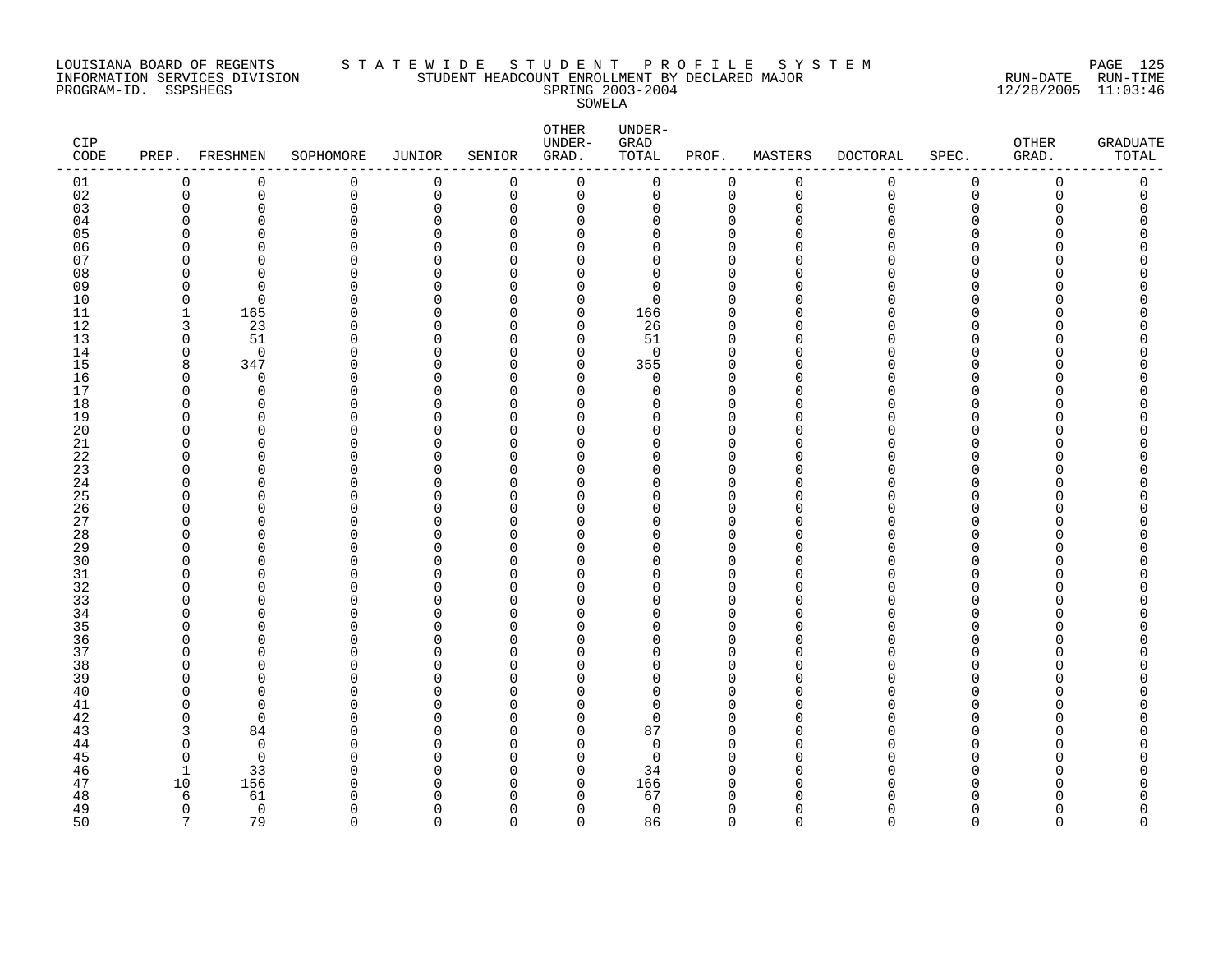LOUISIANA BOARD OF REGENTS — STATEWIDE STUDENT PROFILE SYSTEM
INFORMATION SERVICES DIVISION — STUDENT HEADCOUNT ENROLLMENT BY DECLARED MAJOR — RUN-DATE 12/28/2005 RUN-TIME 11:03:46
PROGRAM-ID. SSPSHEGS — SPRING 2003-2004

SOWELA

| CIP CODE | PREP. | FRESHMEN | SOPHOMORE | JUNIOR | SENIOR | OTHER UNDER-GRAD. | UNDER-GRAD TOTAL | PROF. | MASTERS | DOCTORAL | SPEC. | OTHER GRAD. | GRADUATE TOTAL |
|---|---|---|---|---|---|---|---|---|---|---|---|---|---|
| 01 | 0 | 0 | 0 | 0 | 0 | 0 | 0 | 0 | 0 | 0 | 0 | 0 | 0 |
| 02 | 0 | 0 | 0 | 0 | 0 | 0 | 0 | 0 | 0 | 0 | 0 | 0 | 0 |
| 03 | 0 | 0 | 0 | 0 | 0 | 0 | 0 | 0 | 0 | 0 | 0 | 0 | 0 |
| 04 | 0 | 0 | 0 | 0 | 0 | 0 | 0 | 0 | 0 | 0 | 0 | 0 | 0 |
| 05 | 0 | 0 | 0 | 0 | 0 | 0 | 0 | 0 | 0 | 0 | 0 | 0 | 0 |
| 06 | 0 | 0 | 0 | 0 | 0 | 0 | 0 | 0 | 0 | 0 | 0 | 0 | 0 |
| 07 | 0 | 0 | 0 | 0 | 0 | 0 | 0 | 0 | 0 | 0 | 0 | 0 | 0 |
| 08 | 0 | 0 | 0 | 0 | 0 | 0 | 0 | 0 | 0 | 0 | 0 | 0 | 0 |
| 09 | 0 | 0 | 0 | 0 | 0 | 0 | 0 | 0 | 0 | 0 | 0 | 0 | 0 |
| 10 | 0 | 0 | 0 | 0 | 0 | 0 | 0 | 0 | 0 | 0 | 0 | 0 | 0 |
| 11 | 1 | 165 | 0 | 0 | 0 | 0 | 166 | 0 | 0 | 0 | 0 | 0 | 0 |
| 12 | 3 | 23 | 0 | 0 | 0 | 0 | 26 | 0 | 0 | 0 | 0 | 0 | 0 |
| 13 | 0 | 51 | 0 | 0 | 0 | 0 | 51 | 0 | 0 | 0 | 0 | 0 | 0 |
| 14 | 0 | 0 | 0 | 0 | 0 | 0 | 0 | 0 | 0 | 0 | 0 | 0 | 0 |
| 15 | 8 | 347 | 0 | 0 | 0 | 0 | 355 | 0 | 0 | 0 | 0 | 0 | 0 |
| 16 | 0 | 0 | 0 | 0 | 0 | 0 | 0 | 0 | 0 | 0 | 0 | 0 | 0 |
| 17 | 0 | 0 | 0 | 0 | 0 | 0 | 0 | 0 | 0 | 0 | 0 | 0 | 0 |
| 18 | 0 | 0 | 0 | 0 | 0 | 0 | 0 | 0 | 0 | 0 | 0 | 0 | 0 |
| 19 | 0 | 0 | 0 | 0 | 0 | 0 | 0 | 0 | 0 | 0 | 0 | 0 | 0 |
| 20 | 0 | 0 | 0 | 0 | 0 | 0 | 0 | 0 | 0 | 0 | 0 | 0 | 0 |
| 21 | 0 | 0 | 0 | 0 | 0 | 0 | 0 | 0 | 0 | 0 | 0 | 0 | 0 |
| 22 | 0 | 0 | 0 | 0 | 0 | 0 | 0 | 0 | 0 | 0 | 0 | 0 | 0 |
| 23 | 0 | 0 | 0 | 0 | 0 | 0 | 0 | 0 | 0 | 0 | 0 | 0 | 0 |
| 24 | 0 | 0 | 0 | 0 | 0 | 0 | 0 | 0 | 0 | 0 | 0 | 0 | 0 |
| 25 | 0 | 0 | 0 | 0 | 0 | 0 | 0 | 0 | 0 | 0 | 0 | 0 | 0 |
| 26 | 0 | 0 | 0 | 0 | 0 | 0 | 0 | 0 | 0 | 0 | 0 | 0 | 0 |
| 27 | 0 | 0 | 0 | 0 | 0 | 0 | 0 | 0 | 0 | 0 | 0 | 0 | 0 |
| 28 | 0 | 0 | 0 | 0 | 0 | 0 | 0 | 0 | 0 | 0 | 0 | 0 | 0 |
| 29 | 0 | 0 | 0 | 0 | 0 | 0 | 0 | 0 | 0 | 0 | 0 | 0 | 0 |
| 30 | 0 | 0 | 0 | 0 | 0 | 0 | 0 | 0 | 0 | 0 | 0 | 0 | 0 |
| 31 | 0 | 0 | 0 | 0 | 0 | 0 | 0 | 0 | 0 | 0 | 0 | 0 | 0 |
| 32 | 0 | 0 | 0 | 0 | 0 | 0 | 0 | 0 | 0 | 0 | 0 | 0 | 0 |
| 33 | 0 | 0 | 0 | 0 | 0 | 0 | 0 | 0 | 0 | 0 | 0 | 0 | 0 |
| 34 | 0 | 0 | 0 | 0 | 0 | 0 | 0 | 0 | 0 | 0 | 0 | 0 | 0 |
| 35 | 0 | 0 | 0 | 0 | 0 | 0 | 0 | 0 | 0 | 0 | 0 | 0 | 0 |
| 36 | 0 | 0 | 0 | 0 | 0 | 0 | 0 | 0 | 0 | 0 | 0 | 0 | 0 |
| 37 | 0 | 0 | 0 | 0 | 0 | 0 | 0 | 0 | 0 | 0 | 0 | 0 | 0 |
| 38 | 0 | 0 | 0 | 0 | 0 | 0 | 0 | 0 | 0 | 0 | 0 | 0 | 0 |
| 39 | 0 | 0 | 0 | 0 | 0 | 0 | 0 | 0 | 0 | 0 | 0 | 0 | 0 |
| 40 | 0 | 0 | 0 | 0 | 0 | 0 | 0 | 0 | 0 | 0 | 0 | 0 | 0 |
| 41 | 0 | 0 | 0 | 0 | 0 | 0 | 0 | 0 | 0 | 0 | 0 | 0 | 0 |
| 42 | 0 | 0 | 0 | 0 | 0 | 0 | 0 | 0 | 0 | 0 | 0 | 0 | 0 |
| 43 | 3 | 84 | 0 | 0 | 0 | 0 | 87 | 0 | 0 | 0 | 0 | 0 | 0 |
| 44 | 0 | 0 | 0 | 0 | 0 | 0 | 0 | 0 | 0 | 0 | 0 | 0 | 0 |
| 45 | 0 | 0 | 0 | 0 | 0 | 0 | 0 | 0 | 0 | 0 | 0 | 0 | 0 |
| 46 | 1 | 33 | 0 | 0 | 0 | 0 | 34 | 0 | 0 | 0 | 0 | 0 | 0 |
| 47 | 10 | 156 | 0 | 0 | 0 | 0 | 166 | 0 | 0 | 0 | 0 | 0 | 0 |
| 48 | 6 | 61 | 0 | 0 | 0 | 0 | 67 | 0 | 0 | 0 | 0 | 0 | 0 |
| 49 | 0 | 0 | 0 | 0 | 0 | 0 | 0 | 0 | 0 | 0 | 0 | 0 | 0 |
| 50 | 7 | 79 | 0 | 0 | 0 | 0 | 86 | 0 | 0 | 0 | 0 | 0 | 0 |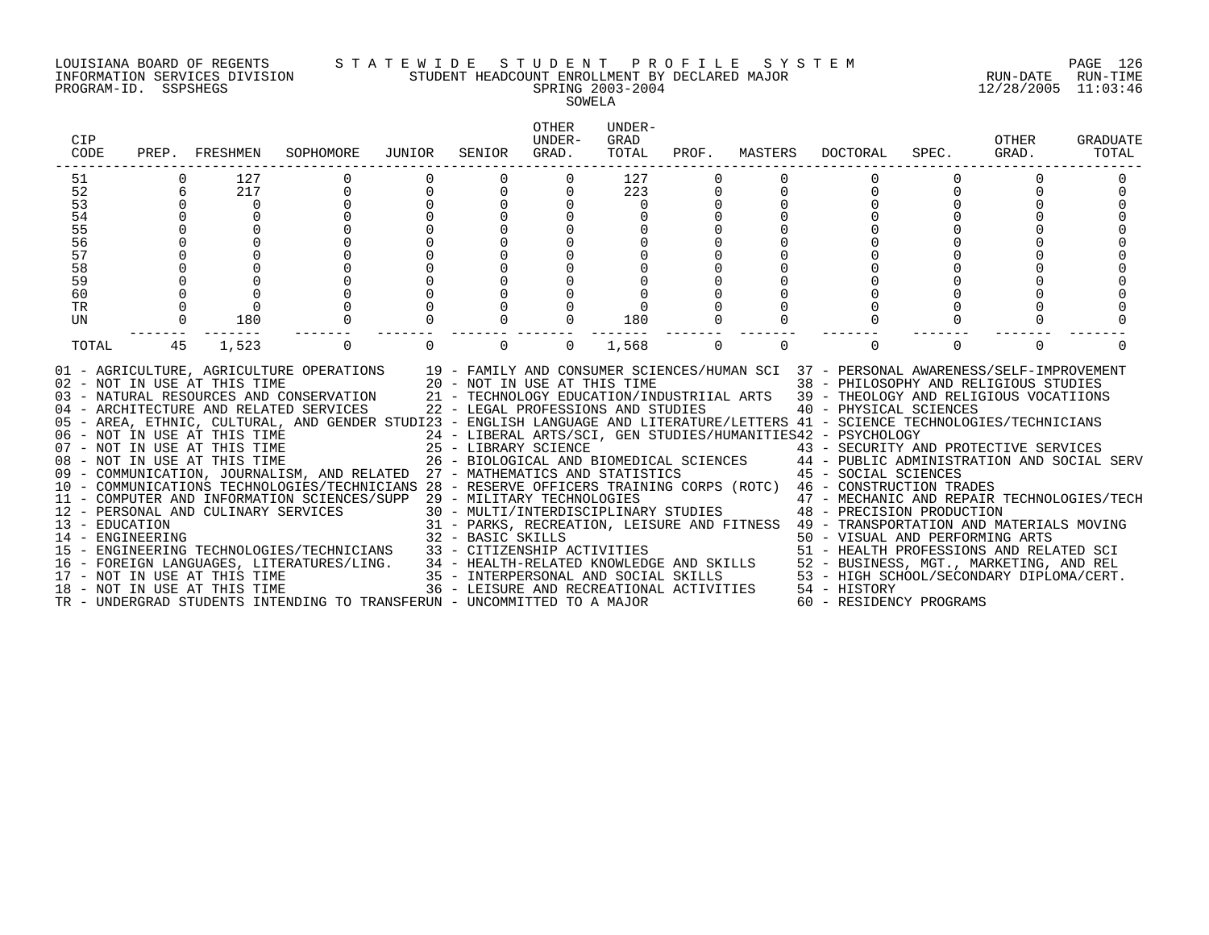LOUISIANA BOARD OF REGENTS — STATEWIDE STUDENT PROFILE SYSTEM
INFORMATION SERVICES DIVISION — STUDENT HEADCOUNT ENROLLMENT BY DECLARED MAJOR — RUN-DATE 12/28/2005 RUN-TIME 11:03:46
PROGRAM-ID. SSPSHEGS — SPRING 2003-2004

SOWELA

| CIP CODE | PREP. | FRESHMEN | SOPHOMORE | JUNIOR | SENIOR | OTHER UNDER-GRAD. | UNDER-GRAD TOTAL | PROF. | MASTERS | DOCTORAL | SPEC. | OTHER GRAD. | GRADUATE TOTAL |
|---|---|---|---|---|---|---|---|---|---|---|---|---|---|
| 51 | 0 | 127 | 0 | 0 | 0 | 0 | 127 | 0 | 0 | 0 | 0 | 0 | 0 |
| 52 | 6 | 217 | 0 | 0 | 0 | 0 | 223 | 0 | 0 | 0 | 0 | 0 | 0 |
| 53 | 0 | 0 | 0 | 0 | 0 | 0 | 0 | 0 | 0 | 0 | 0 | 0 | 0 |
| 54 | 0 | 0 | 0 | 0 | 0 | 0 | 0 | 0 | 0 | 0 | 0 | 0 | 0 |
| 55 | 0 | 0 | 0 | 0 | 0 | 0 | 0 | 0 | 0 | 0 | 0 | 0 | 0 |
| 56 | 0 | 0 | 0 | 0 | 0 | 0 | 0 | 0 | 0 | 0 | 0 | 0 | 0 |
| 57 | 0 | 0 | 0 | 0 | 0 | 0 | 0 | 0 | 0 | 0 | 0 | 0 | 0 |
| 58 | 0 | 0 | 0 | 0 | 0 | 0 | 0 | 0 | 0 | 0 | 0 | 0 | 0 |
| 59 | 0 | 0 | 0 | 0 | 0 | 0 | 0 | 0 | 0 | 0 | 0 | 0 | 0 |
| 60 | 0 | 0 | 0 | 0 | 0 | 0 | 0 | 0 | 0 | 0 | 0 | 0 | 0 |
| TR | 0 | 0 | 0 | 0 | 0 | 0 | 0 | 0 | 0 | 0 | 0 | 0 | 0 |
| UN | 0 | 180 | 0 | 0 | 0 | 0 | 180 | 0 | 0 | 0 | 0 | 0 | 0 |
| TOTAL | 45 | 1,523 | 0 | 0 | 0 | 0 | 1,568 | 0 | 0 | 0 | 0 | 0 | 0 |

01 - AGRICULTURE, AGRICULTURE OPERATIONS
02 - NOT IN USE AT THIS TIME
03 - NATURAL RESOURCES AND CONSERVATION
04 - ARCHITECTURE AND RELATED SERVICES
05 - AREA, ETHNIC, CULTURAL, AND GENDER STUDI
06 - NOT IN USE AT THIS TIME
07 - NOT IN USE AT THIS TIME
08 - NOT IN USE AT THIS TIME
09 - COMMUNICATION, JOURNALISM, AND RELATED
10 - COMMUNICATIONS TECHNOLOGIES/TECHNICIANS
11 - COMPUTER AND INFORMATION SCIENCES/SUPP
12 - PERSONAL AND CULINARY SERVICES
13 - EDUCATION
14 - ENGINEERING
15 - ENGINEERING TECHNOLOGIES/TECHNICIANS
16 - FOREIGN LANGUAGES, LITERATURES/LING.
17 - NOT IN USE AT THIS TIME
18 - NOT IN USE AT THIS TIME
19 - FAMILY AND CONSUMER SCIENCES/HUMAN SCI
20 - NOT IN USE AT THIS TIME
21 - TECHNOLOGY EDUCATION/INDUSTRIIAL ARTS
22 - LEGAL PROFESSIONS AND STUDIES
23 - ENGLISH LANGUAGE AND LITERATURE/LETTERS
24 - LIBERAL ARTS/SCI, GEN STUDIES/HUMANITIES
25 - LIBRARY SCIENCE
26 - BIOLOGICAL AND BIOMEDICAL SCIENCES
27 - MATHEMATICS AND STATISTICS
28 - RESERVE OFFICERS TRAINING CORPS (ROTC)
29 - MILITARY TECHNOLOGIES
30 - MULTI/INTERDISCIPLINARY STUDIES
31 - PARKS, RECREATION, LEISURE AND FITNESS
32 - BASIC SKILLS
33 - CITIZENSHIP ACTIVITIES
34 - HEALTH-RELATED KNOWLEDGE AND SKILLS
35 - INTERPERSONAL AND SOCIAL SKILLS
36 - LEISURE AND RECREATIONAL ACTIVITIES
37 - PERSONAL AWARENESS/SELF-IMPROVEMENT
38 - PHILOSOPHY AND RELIGIOUS STUDIES
39 - THEOLOGY AND RELIGIOUS VOCATIIONS
40 - PHYSICAL SCIENCES
41 - SCIENCE TECHNOLOGIES/TECHNICIANS
42 - PSYCHOLOGY
43 - SECURITY AND PROTECTIVE SERVICES
44 - PUBLIC ADMINISTRATION AND SOCIAL SERV
45 - SOCIAL SCIENCES
46 - CONSTRUCTION TRADES
47 - MECHANIC AND REPAIR TECHNOLOGIES/TECH
48 - PRECISION PRODUCTION
49 - TRANSPORTATION AND MATERIALS MOVING
50 - VISUAL AND PERFORMING ARTS
51 - HEALTH PROFESSIONS AND RELATED SCI
52 - BUSINESS, MGT., MARKETING, AND REL
53 - HIGH SCHOOL/SECONDARY DIPLOMA/CERT.
54 - HISTORY
60 - RESIDENCY PROGRAMS
TR - UNDERGRAD STUDENTS INTENDING TO TRANSFER
UN - UNCOMMITTED TO A MAJOR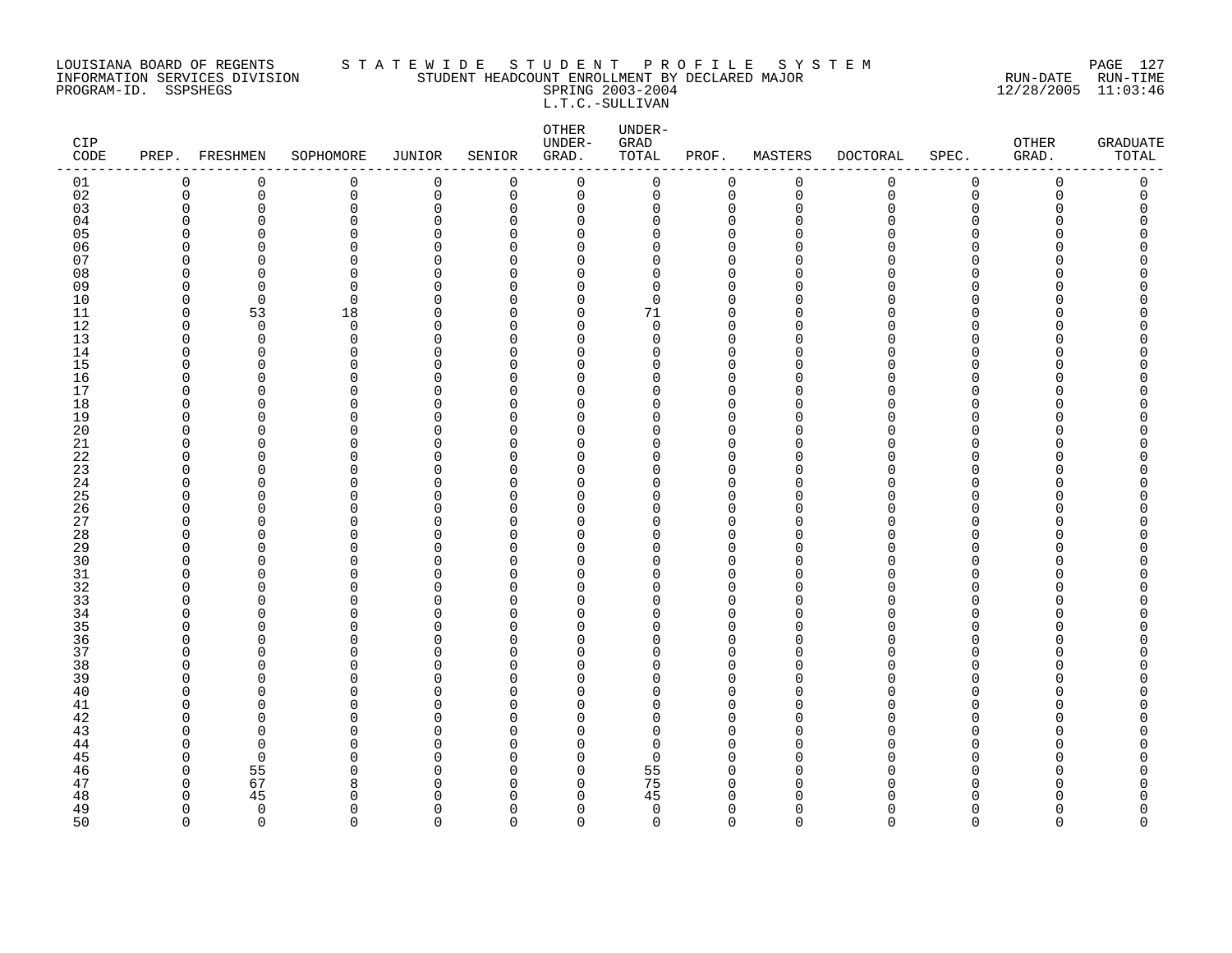LOUISIANA BOARD OF REGENTS — STATEWIDE STUDENT PROFILE SYSTEM
INFORMATION SERVICES DIVISION — STUDENT HEADCOUNT ENROLLMENT BY DECLARED MAJOR
PROGRAM-ID. SSPSHEGS — SPRING 2003-2004
RUN-DATE 12/28/2005 RUN-TIME 11:03:46

L.T.C.-SULLIVAN

| CIP CODE | PREP. | FRESHMEN | SOPHOMORE | JUNIOR | SENIOR | OTHER UNDER-GRAD. | UNDER-GRAD TOTAL | PROF. | MASTERS | DOCTORAL | SPEC. | OTHER GRAD. | GRADUATE TOTAL |
|---|---|---|---|---|---|---|---|---|---|---|---|---|---|
| 01 | 0 | 0 | 0 | 0 | 0 | 0 | 0 | 0 | 0 | 0 | 0 | 0 | 0 |
| 02 | 0 | 0 | 0 | 0 | 0 | 0 | 0 | 0 | 0 | 0 | 0 | 0 | 0 |
| 03 | 0 | 0 | 0 | 0 | 0 | 0 | 0 | 0 | 0 | 0 | 0 | 0 | 0 |
| 04 | 0 | 0 | 0 | 0 | 0 | 0 | 0 | 0 | 0 | 0 | 0 | 0 | 0 |
| 05 | 0 | 0 | 0 | 0 | 0 | 0 | 0 | 0 | 0 | 0 | 0 | 0 | 0 |
| 06 | 0 | 0 | 0 | 0 | 0 | 0 | 0 | 0 | 0 | 0 | 0 | 0 | 0 |
| 07 | 0 | 0 | 0 | 0 | 0 | 0 | 0 | 0 | 0 | 0 | 0 | 0 | 0 |
| 08 | 0 | 0 | 0 | 0 | 0 | 0 | 0 | 0 | 0 | 0 | 0 | 0 | 0 |
| 09 | 0 | 0 | 0 | 0 | 0 | 0 | 0 | 0 | 0 | 0 | 0 | 0 | 0 |
| 10 | 0 | 0 | 0 | 0 | 0 | 0 | 0 | 0 | 0 | 0 | 0 | 0 | 0 |
| 11 | 0 | 53 | 18 | 0 | 0 | 0 | 71 | 0 | 0 | 0 | 0 | 0 | 0 |
| 12 | 0 | 0 | 0 | 0 | 0 | 0 | 0 | 0 | 0 | 0 | 0 | 0 | 0 |
| 13 | 0 | 0 | 0 | 0 | 0 | 0 | 0 | 0 | 0 | 0 | 0 | 0 | 0 |
| 14 | 0 | 0 | 0 | 0 | 0 | 0 | 0 | 0 | 0 | 0 | 0 | 0 | 0 |
| 15 | 0 | 0 | 0 | 0 | 0 | 0 | 0 | 0 | 0 | 0 | 0 | 0 | 0 |
| 16 | 0 | 0 | 0 | 0 | 0 | 0 | 0 | 0 | 0 | 0 | 0 | 0 | 0 |
| 17 | 0 | 0 | 0 | 0 | 0 | 0 | 0 | 0 | 0 | 0 | 0 | 0 | 0 |
| 18 | 0 | 0 | 0 | 0 | 0 | 0 | 0 | 0 | 0 | 0 | 0 | 0 | 0 |
| 19 | 0 | 0 | 0 | 0 | 0 | 0 | 0 | 0 | 0 | 0 | 0 | 0 | 0 |
| 20 | 0 | 0 | 0 | 0 | 0 | 0 | 0 | 0 | 0 | 0 | 0 | 0 | 0 |
| 21 | 0 | 0 | 0 | 0 | 0 | 0 | 0 | 0 | 0 | 0 | 0 | 0 | 0 |
| 22 | 0 | 0 | 0 | 0 | 0 | 0 | 0 | 0 | 0 | 0 | 0 | 0 | 0 |
| 23 | 0 | 0 | 0 | 0 | 0 | 0 | 0 | 0 | 0 | 0 | 0 | 0 | 0 |
| 24 | 0 | 0 | 0 | 0 | 0 | 0 | 0 | 0 | 0 | 0 | 0 | 0 | 0 |
| 25 | 0 | 0 | 0 | 0 | 0 | 0 | 0 | 0 | 0 | 0 | 0 | 0 | 0 |
| 26 | 0 | 0 | 0 | 0 | 0 | 0 | 0 | 0 | 0 | 0 | 0 | 0 | 0 |
| 27 | 0 | 0 | 0 | 0 | 0 | 0 | 0 | 0 | 0 | 0 | 0 | 0 | 0 |
| 28 | 0 | 0 | 0 | 0 | 0 | 0 | 0 | 0 | 0 | 0 | 0 | 0 | 0 |
| 29 | 0 | 0 | 0 | 0 | 0 | 0 | 0 | 0 | 0 | 0 | 0 | 0 | 0 |
| 30 | 0 | 0 | 0 | 0 | 0 | 0 | 0 | 0 | 0 | 0 | 0 | 0 | 0 |
| 31 | 0 | 0 | 0 | 0 | 0 | 0 | 0 | 0 | 0 | 0 | 0 | 0 | 0 |
| 32 | 0 | 0 | 0 | 0 | 0 | 0 | 0 | 0 | 0 | 0 | 0 | 0 | 0 |
| 33 | 0 | 0 | 0 | 0 | 0 | 0 | 0 | 0 | 0 | 0 | 0 | 0 | 0 |
| 34 | 0 | 0 | 0 | 0 | 0 | 0 | 0 | 0 | 0 | 0 | 0 | 0 | 0 |
| 35 | 0 | 0 | 0 | 0 | 0 | 0 | 0 | 0 | 0 | 0 | 0 | 0 | 0 |
| 36 | 0 | 0 | 0 | 0 | 0 | 0 | 0 | 0 | 0 | 0 | 0 | 0 | 0 |
| 37 | 0 | 0 | 0 | 0 | 0 | 0 | 0 | 0 | 0 | 0 | 0 | 0 | 0 |
| 38 | 0 | 0 | 0 | 0 | 0 | 0 | 0 | 0 | 0 | 0 | 0 | 0 | 0 |
| 39 | 0 | 0 | 0 | 0 | 0 | 0 | 0 | 0 | 0 | 0 | 0 | 0 | 0 |
| 40 | 0 | 0 | 0 | 0 | 0 | 0 | 0 | 0 | 0 | 0 | 0 | 0 | 0 |
| 41 | 0 | 0 | 0 | 0 | 0 | 0 | 0 | 0 | 0 | 0 | 0 | 0 | 0 |
| 42 | 0 | 0 | 0 | 0 | 0 | 0 | 0 | 0 | 0 | 0 | 0 | 0 | 0 |
| 43 | 0 | 0 | 0 | 0 | 0 | 0 | 0 | 0 | 0 | 0 | 0 | 0 | 0 |
| 44 | 0 | 0 | 0 | 0 | 0 | 0 | 0 | 0 | 0 | 0 | 0 | 0 | 0 |
| 45 | 0 | 0 | 0 | 0 | 0 | 0 | 0 | 0 | 0 | 0 | 0 | 0 | 0 |
| 46 | 0 | 55 | 0 | 0 | 0 | 0 | 55 | 0 | 0 | 0 | 0 | 0 | 0 |
| 47 | 0 | 67 | 8 | 0 | 0 | 0 | 75 | 0 | 0 | 0 | 0 | 0 | 0 |
| 48 | 0 | 45 | 0 | 0 | 0 | 0 | 45 | 0 | 0 | 0 | 0 | 0 | 0 |
| 49 | 0 | 0 | 0 | 0 | 0 | 0 | 0 | 0 | 0 | 0 | 0 | 0 | 0 |
| 50 | 0 | 0 | 0 | 0 | 0 | 0 | 0 | 0 | 0 | 0 | 0 | 0 | 0 |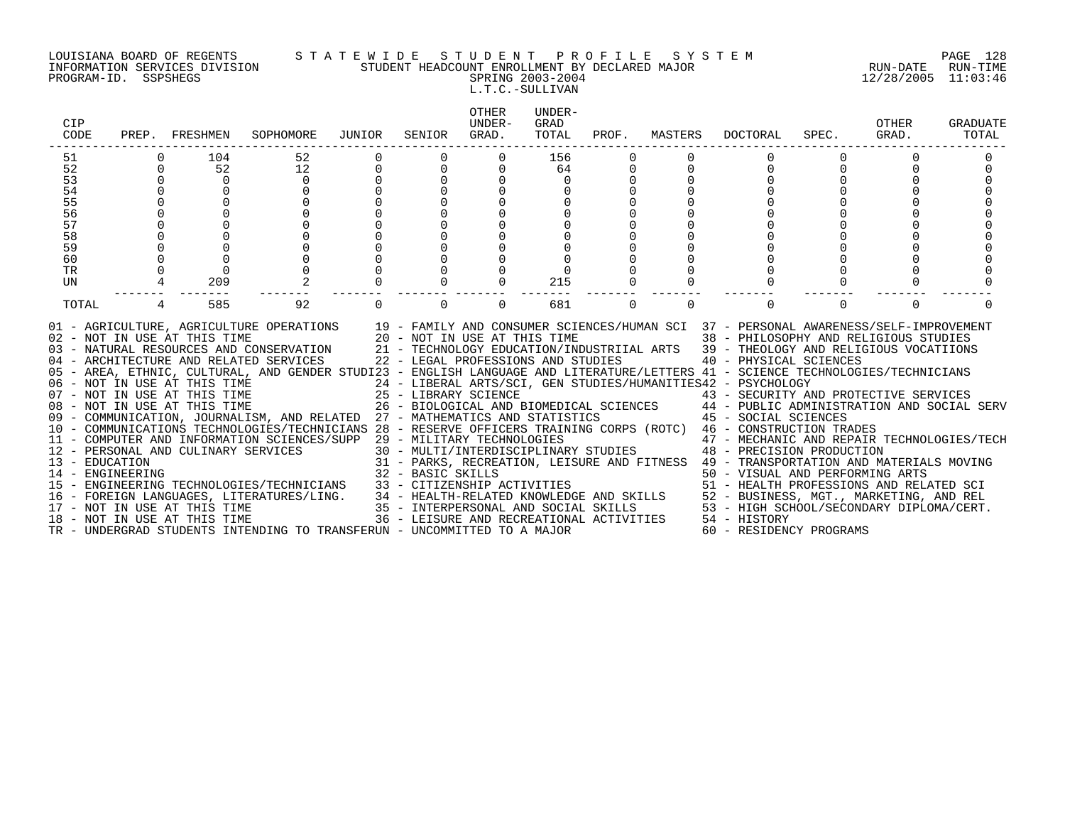LOUISIANA BOARD OF REGENTS — STATEWIDE STUDENT PROFILE SYSTEM
INFORMATION SERVICES DIVISION — STUDENT HEADCOUNT ENROLLMENT BY DECLARED MAJOR — RUN-DATE 12/28/2005 RUN-TIME 11:03:46
PROGRAM-ID. SSPSHEGS — SPRING 2003-2004

L.T.C.-SULLIVAN

| CIP CODE | PREP. | FRESHMEN | SOPHOMORE | JUNIOR | SENIOR | OTHER UNDER-GRAD. | UNDER-GRAD TOTAL | PROF. | MASTERS | DOCTORAL | SPEC. | OTHER GRAD. | GRADUATE TOTAL |
|---|---|---|---|---|---|---|---|---|---|---|---|---|---|
| 51 | 0 | 104 | 52 | 0 | 0 | 0 | 156 | 0 | 0 | 0 | 0 | 0 | 0 |
| 52 | 0 | 52 | 12 | 0 | 0 | 0 | 64 | 0 | 0 | 0 | 0 | 0 | 0 |
| 53 | 0 | 0 | 0 | 0 | 0 | 0 | 0 | 0 | 0 | 0 | 0 | 0 | 0 |
| 54 | 0 | 0 | 0 | 0 | 0 | 0 | 0 | 0 | 0 | 0 | 0 | 0 | 0 |
| 55 | 0 | 0 | 0 | 0 | 0 | 0 | 0 | 0 | 0 | 0 | 0 | 0 | 0 |
| 56 | 0 | 0 | 0 | 0 | 0 | 0 | 0 | 0 | 0 | 0 | 0 | 0 | 0 |
| 57 | 0 | 0 | 0 | 0 | 0 | 0 | 0 | 0 | 0 | 0 | 0 | 0 | 0 |
| 58 | 0 | 0 | 0 | 0 | 0 | 0 | 0 | 0 | 0 | 0 | 0 | 0 | 0 |
| 59 | 0 | 0 | 0 | 0 | 0 | 0 | 0 | 0 | 0 | 0 | 0 | 0 | 0 |
| 60 | 0 | 0 | 0 | 0 | 0 | 0 | 0 | 0 | 0 | 0 | 0 | 0 | 0 |
| TR | 0 | 0 | 0 | 0 | 0 | 0 | 0 | 0 | 0 | 0 | 0 | 0 | 0 |
| UN | 4 | 209 | 2 | 0 | 0 | 0 | 215 | 0 | 0 | 0 | 0 | 0 | 0 |
| TOTAL | 4 | 585 | 92 | 0 | 0 | 0 | 681 | 0 | 0 | 0 | 0 | 0 | 0 |

01 - AGRICULTURE, AGRICULTURE OPERATIONS
02 - NOT IN USE AT THIS TIME
03 - NATURAL RESOURCES AND CONSERVATION
04 - ARCHITECTURE AND RELATED SERVICES
05 - AREA, ETHNIC, CULTURAL, AND GENDER STUDI
06 - NOT IN USE AT THIS TIME
07 - NOT IN USE AT THIS TIME
08 - NOT IN USE AT THIS TIME
09 - COMMUNICATION, JOURNALISM, AND RELATED
10 - COMMUNICATIONS TECHNOLOGIES/TECHNICIANS
11 - COMPUTER AND INFORMATION SCIENCES/SUPP
12 - PERSONAL AND CULINARY SERVICES
13 - EDUCATION
14 - ENGINEERING
15 - ENGINEERING TECHNOLOGIES/TECHNICIANS
16 - FOREIGN LANGUAGES, LITERATURES/LING.
17 - NOT IN USE AT THIS TIME
18 - NOT IN USE AT THIS TIME
19 - FAMILY AND CONSUMER SCIENCES/HUMAN SCI
20 - NOT IN USE AT THIS TIME
21 - TECHNOLOGY EDUCATION/INDUSTRIIAL ARTS
22 - LEGAL PROFESSIONS AND STUDIES
23 - ENGLISH LANGUAGE AND LITERATURE/LETTERS
24 - LIBERAL ARTS/SCI, GEN STUDIES/HUMANITIES
25 - LIBRARY SCIENCE
26 - BIOLOGICAL AND BIOMEDICAL SCIENCES
27 - MATHEMATICS AND STATISTICS
28 - RESERVE OFFICERS TRAINING CORPS (ROTC)
29 - MILITARY TECHNOLOGIES
30 - MULTI/INTERDISCIPLINARY STUDIES
31 - PARKS, RECREATION, LEISURE AND FITNESS
32 - BASIC SKILLS
33 - CITIZENSHIP ACTIVITIES
34 - HEALTH-RELATED KNOWLEDGE AND SKILLS
35 - INTERPERSONAL AND SOCIAL SKILLS
36 - LEISURE AND RECREATIONAL ACTIVITIES
37 - PERSONAL AWARENESS/SELF-IMPROVEMENT
38 - PHILOSOPHY AND RELIGIOUS STUDIES
39 - THEOLOGY AND RELIGIOUS VOCATIIONS
40 - PHYSICAL SCIENCES
41 - SCIENCE TECHNOLOGIES/TECHNICIANS
42 - PSYCHOLOGY
43 - SECURITY AND PROTECTIVE SERVICES
44 - PUBLIC ADMINISTRATION AND SOCIAL SERV
45 - SOCIAL SCIENCES
46 - CONSTRUCTION TRADES
47 - MECHANIC AND REPAIR TECHNOLOGIES/TECH
48 - PRECISION PRODUCTION
49 - TRANSPORTATION AND MATERIALS MOVING
50 - VISUAL AND PERFORMING ARTS
51 - HEALTH PROFESSIONS AND RELATED SCI
52 - BUSINESS, MGT., MARKETING, AND REL
53 - HIGH SCHOOL/SECONDARY DIPLOMA/CERT.
54 - HISTORY
60 - RESIDENCY PROGRAMS
TR - UNDERGRAD STUDENTS INTENDING TO TRANSFER
UN - UNCOMMITTED TO A MAJOR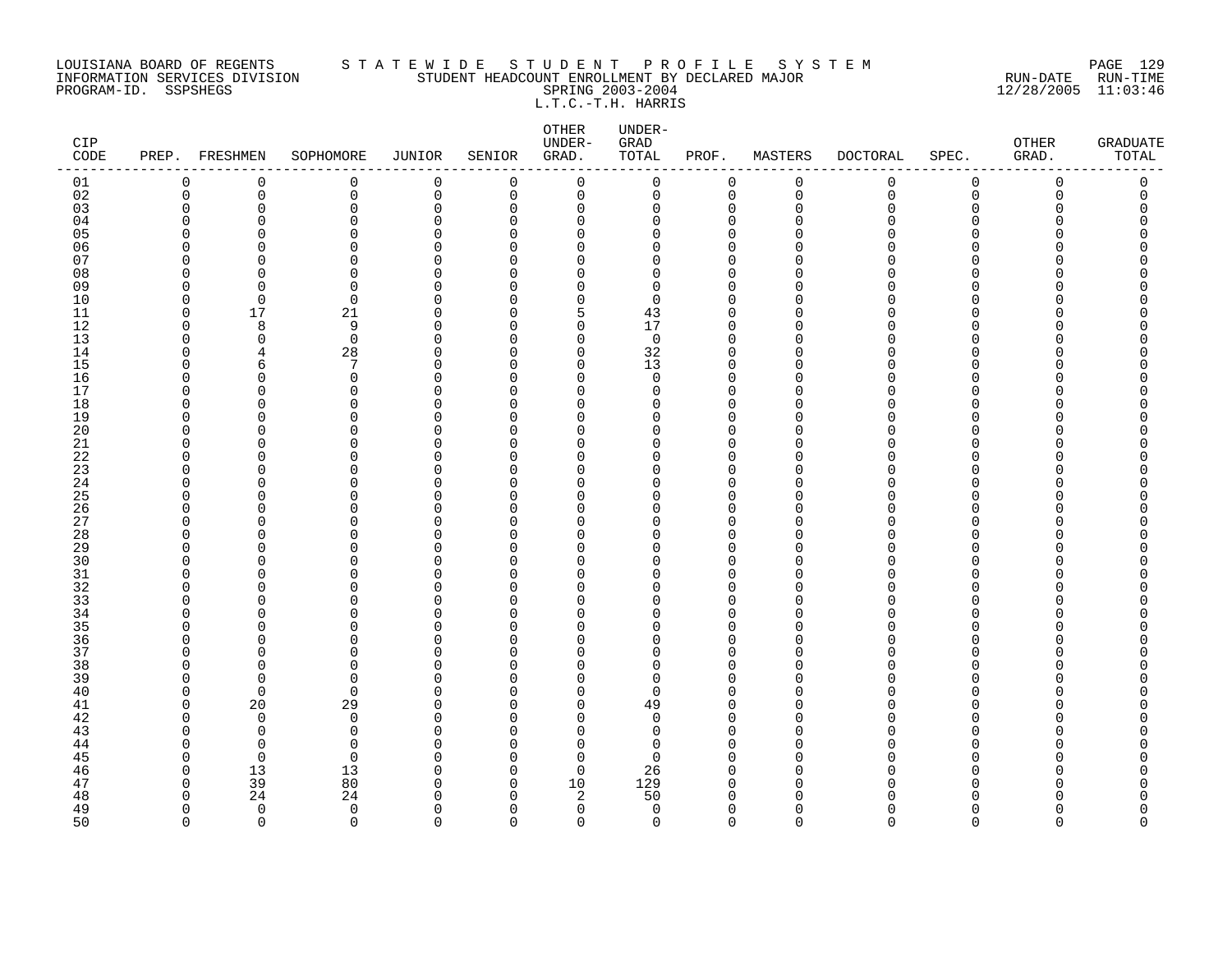LOUISIANA BOARD OF REGENTS — STATEWIDE STUDENT PROFILE SYSTEM
INFORMATION SERVICES DIVISION — STUDENT HEADCOUNT ENROLLMENT BY DECLARED MAJOR — RUN-DATE 12/28/2005 RUN-TIME 11:03:46
PROGRAM-ID. SSPSHEGS — SPRING 2003-2004

L.T.C.-T.H. HARRIS

| CIP CODE | PREP. | FRESHMEN | SOPHOMORE | JUNIOR | SENIOR | OTHER UNDER-GRAD. | UNDER-GRAD TOTAL | PROF. | MASTERS | DOCTORAL | SPEC. | OTHER GRAD. | GRADUATE TOTAL |
|---|---|---|---|---|---|---|---|---|---|---|---|---|---|
| 01 | 0 | 0 | 0 | 0 | 0 | 0 | 0 | 0 | 0 | 0 | 0 | 0 | 0 |
| 02 | 0 | 0 | 0 | 0 | 0 | 0 | 0 | 0 | 0 | 0 | 0 | 0 | 0 |
| 03 | 0 | 0 | 0 | 0 | 0 | 0 | 0 | 0 | 0 | 0 | 0 | 0 | 0 |
| 04 | 0 | 0 | 0 | 0 | 0 | 0 | 0 | 0 | 0 | 0 | 0 | 0 | 0 |
| 05 | 0 | 0 | 0 | 0 | 0 | 0 | 0 | 0 | 0 | 0 | 0 | 0 | 0 |
| 06 | 0 | 0 | 0 | 0 | 0 | 0 | 0 | 0 | 0 | 0 | 0 | 0 | 0 |
| 07 | 0 | 0 | 0 | 0 | 0 | 0 | 0 | 0 | 0 | 0 | 0 | 0 | 0 |
| 08 | 0 | 0 | 0 | 0 | 0 | 0 | 0 | 0 | 0 | 0 | 0 | 0 | 0 |
| 09 | 0 | 0 | 0 | 0 | 0 | 0 | 0 | 0 | 0 | 0 | 0 | 0 | 0 |
| 10 | 0 | 0 | 0 | 0 | 0 | 0 | 0 | 0 | 0 | 0 | 0 | 0 | 0 |
| 11 | 0 | 17 | 21 | 0 | 0 | 5 | 43 | 0 | 0 | 0 | 0 | 0 | 0 |
| 12 | 0 | 8 | 9 | 0 | 0 | 0 | 17 | 0 | 0 | 0 | 0 | 0 | 0 |
| 13 | 0 | 0 | 0 | 0 | 0 | 0 | 0 | 0 | 0 | 0 | 0 | 0 | 0 |
| 14 | 0 | 4 | 28 | 0 | 0 | 0 | 32 | 0 | 0 | 0 | 0 | 0 | 0 |
| 15 | 0 | 6 | 7 | 0 | 0 | 0 | 13 | 0 | 0 | 0 | 0 | 0 | 0 |
| 16 | 0 | 0 | 0 | 0 | 0 | 0 | 0 | 0 | 0 | 0 | 0 | 0 | 0 |
| 17 | 0 | 0 | 0 | 0 | 0 | 0 | 0 | 0 | 0 | 0 | 0 | 0 | 0 |
| 18 | 0 | 0 | 0 | 0 | 0 | 0 | 0 | 0 | 0 | 0 | 0 | 0 | 0 |
| 19 | 0 | 0 | 0 | 0 | 0 | 0 | 0 | 0 | 0 | 0 | 0 | 0 | 0 |
| 20 | 0 | 0 | 0 | 0 | 0 | 0 | 0 | 0 | 0 | 0 | 0 | 0 | 0 |
| 21 | 0 | 0 | 0 | 0 | 0 | 0 | 0 | 0 | 0 | 0 | 0 | 0 | 0 |
| 22 | 0 | 0 | 0 | 0 | 0 | 0 | 0 | 0 | 0 | 0 | 0 | 0 | 0 |
| 23 | 0 | 0 | 0 | 0 | 0 | 0 | 0 | 0 | 0 | 0 | 0 | 0 | 0 |
| 24 | 0 | 0 | 0 | 0 | 0 | 0 | 0 | 0 | 0 | 0 | 0 | 0 | 0 |
| 25 | 0 | 0 | 0 | 0 | 0 | 0 | 0 | 0 | 0 | 0 | 0 | 0 | 0 |
| 26 | 0 | 0 | 0 | 0 | 0 | 0 | 0 | 0 | 0 | 0 | 0 | 0 | 0 |
| 27 | 0 | 0 | 0 | 0 | 0 | 0 | 0 | 0 | 0 | 0 | 0 | 0 | 0 |
| 28 | 0 | 0 | 0 | 0 | 0 | 0 | 0 | 0 | 0 | 0 | 0 | 0 | 0 |
| 29 | 0 | 0 | 0 | 0 | 0 | 0 | 0 | 0 | 0 | 0 | 0 | 0 | 0 |
| 30 | 0 | 0 | 0 | 0 | 0 | 0 | 0 | 0 | 0 | 0 | 0 | 0 | 0 |
| 31 | 0 | 0 | 0 | 0 | 0 | 0 | 0 | 0 | 0 | 0 | 0 | 0 | 0 |
| 32 | 0 | 0 | 0 | 0 | 0 | 0 | 0 | 0 | 0 | 0 | 0 | 0 | 0 |
| 33 | 0 | 0 | 0 | 0 | 0 | 0 | 0 | 0 | 0 | 0 | 0 | 0 | 0 |
| 34 | 0 | 0 | 0 | 0 | 0 | 0 | 0 | 0 | 0 | 0 | 0 | 0 | 0 |
| 35 | 0 | 0 | 0 | 0 | 0 | 0 | 0 | 0 | 0 | 0 | 0 | 0 | 0 |
| 36 | 0 | 0 | 0 | 0 | 0 | 0 | 0 | 0 | 0 | 0 | 0 | 0 | 0 |
| 37 | 0 | 0 | 0 | 0 | 0 | 0 | 0 | 0 | 0 | 0 | 0 | 0 | 0 |
| 38 | 0 | 0 | 0 | 0 | 0 | 0 | 0 | 0 | 0 | 0 | 0 | 0 | 0 |
| 39 | 0 | 0 | 0 | 0 | 0 | 0 | 0 | 0 | 0 | 0 | 0 | 0 | 0 |
| 40 | 0 | 0 | 0 | 0 | 0 | 0 | 0 | 0 | 0 | 0 | 0 | 0 | 0 |
| 41 | 0 | 20 | 29 | 0 | 0 | 0 | 49 | 0 | 0 | 0 | 0 | 0 | 0 |
| 42 | 0 | 0 | 0 | 0 | 0 | 0 | 0 | 0 | 0 | 0 | 0 | 0 | 0 |
| 43 | 0 | 0 | 0 | 0 | 0 | 0 | 0 | 0 | 0 | 0 | 0 | 0 | 0 |
| 44 | 0 | 0 | 0 | 0 | 0 | 0 | 0 | 0 | 0 | 0 | 0 | 0 | 0 |
| 45 | 0 | 0 | 0 | 0 | 0 | 0 | 0 | 0 | 0 | 0 | 0 | 0 | 0 |
| 46 | 0 | 13 | 13 | 0 | 0 | 0 | 26 | 0 | 0 | 0 | 0 | 0 | 0 |
| 47 | 0 | 39 | 80 | 0 | 0 | 10 | 129 | 0 | 0 | 0 | 0 | 0 | 0 |
| 48 | 0 | 24 | 24 | 0 | 0 | 2 | 50 | 0 | 0 | 0 | 0 | 0 | 0 |
| 49 | 0 | 0 | 0 | 0 | 0 | 0 | 0 | 0 | 0 | 0 | 0 | 0 | 0 |
| 50 | 0 | 0 | 0 | 0 | 0 | 0 | 0 | 0 | 0 | 0 | 0 | 0 | 0 |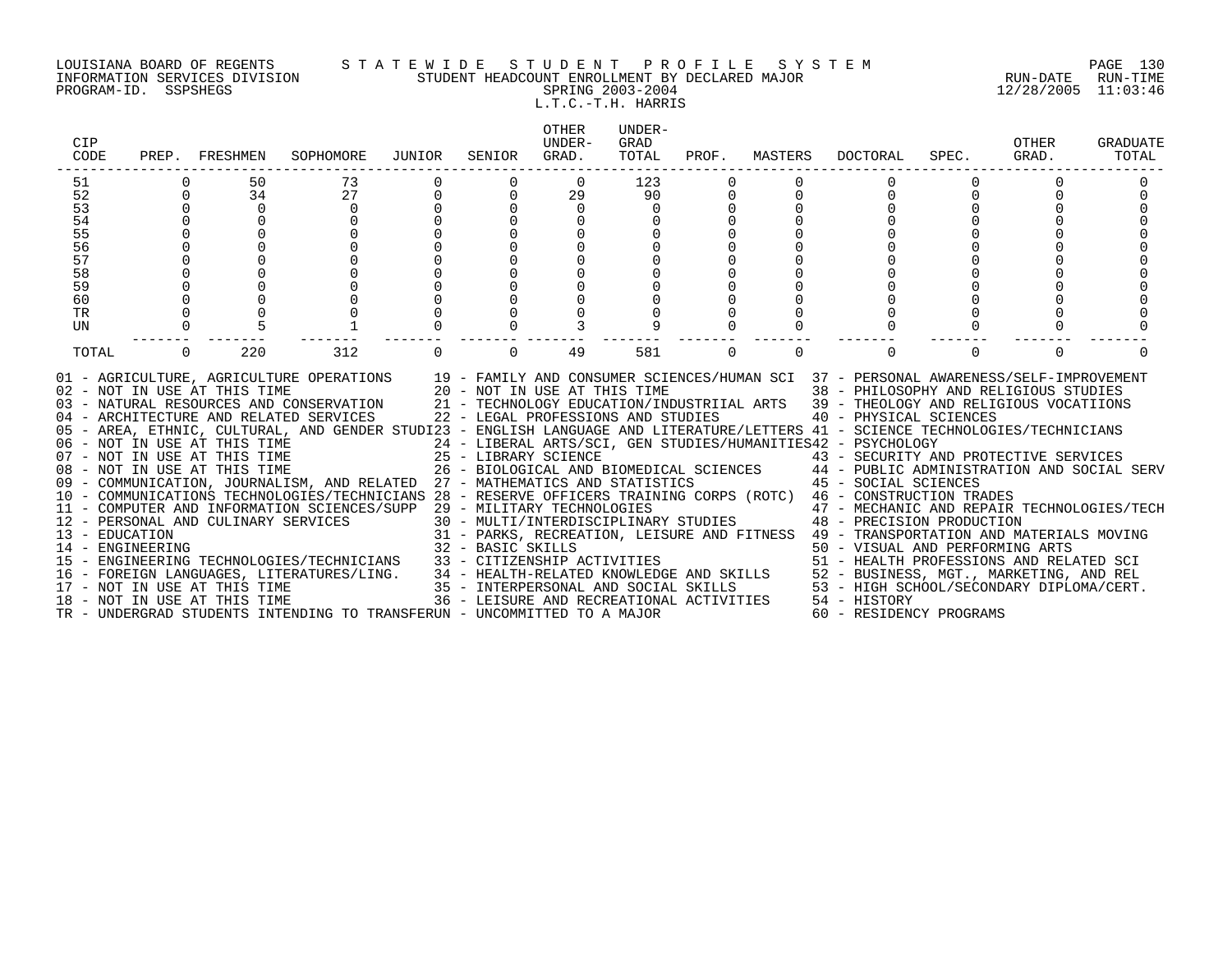LOUISIANA BOARD OF REGENTS — STATEWIDE STUDENT PROFILE SYSTEM
INFORMATION SERVICES DIVISION — STUDENT HEADCOUNT ENROLLMENT BY DECLARED MAJOR — RUN-DATE 12/28/2005 RUN-TIME 11:03:46
PROGRAM-ID. SSPSHEGS — SPRING 2003-2004

L.T.C.-T.H. HARRIS

| CIP CODE | PREP. | FRESHMEN | SOPHOMORE | JUNIOR | SENIOR | OTHER UNDER-GRAD. | UNDER-GRAD TOTAL | PROF. | MASTERS | DOCTORAL | SPEC. | OTHER GRAD. | GRADUATE TOTAL |
|---|---|---|---|---|---|---|---|---|---|---|---|---|---|
| 51 | 0 | 50 | 73 | 0 | 0 | 0 | 123 | 0 | 0 | 0 | 0 | 0 | 0 |
| 52 | 0 | 34 | 27 | 0 | 0 | 29 | 90 | 0 | 0 | 0 | 0 | 0 | 0 |
| 53 | 0 | 0 | 0 | 0 | 0 | 0 | 0 | 0 | 0 | 0 | 0 | 0 | 0 |
| 54 | 0 | 0 | 0 | 0 | 0 | 0 | 0 | 0 | 0 | 0 | 0 | 0 | 0 |
| 55 | 0 | 0 | 0 | 0 | 0 | 0 | 0 | 0 | 0 | 0 | 0 | 0 | 0 |
| 56 | 0 | 0 | 0 | 0 | 0 | 0 | 0 | 0 | 0 | 0 | 0 | 0 | 0 |
| 57 | 0 | 0 | 0 | 0 | 0 | 0 | 0 | 0 | 0 | 0 | 0 | 0 | 0 |
| 58 | 0 | 0 | 0 | 0 | 0 | 0 | 0 | 0 | 0 | 0 | 0 | 0 | 0 |
| 59 | 0 | 0 | 0 | 0 | 0 | 0 | 0 | 0 | 0 | 0 | 0 | 0 | 0 |
| 60 | 0 | 0 | 0 | 0 | 0 | 0 | 0 | 0 | 0 | 0 | 0 | 0 | 0 |
| TR | 0 | 0 | 0 | 0 | 0 | 0 | 0 | 0 | 0 | 0 | 0 | 0 | 0 |
| UN | 0 | 5 | 1 | 0 | 0 | 3 | 9 | 0 | 0 | 0 | 0 | 0 | 0 |
| TOTAL | 0 | 220 | 312 | 0 | 0 | 49 | 581 | 0 | 0 | 0 | 0 | 0 | 0 |

01 - AGRICULTURE, AGRICULTURE OPERATIONS
02 - NOT IN USE AT THIS TIME
03 - NATURAL RESOURCES AND CONSERVATION
04 - ARCHITECTURE AND RELATED SERVICES
05 - AREA, ETHNIC, CULTURAL, AND GENDER STUDI
06 - NOT IN USE AT THIS TIME
07 - NOT IN USE AT THIS TIME
08 - NOT IN USE AT THIS TIME
09 - COMMUNICATION, JOURNALISM, AND RELATED
10 - COMMUNICATIONS TECHNOLOGIES/TECHNICIANS
11 - COMPUTER AND INFORMATION SCIENCES/SUPP
12 - PERSONAL AND CULINARY SERVICES
13 - EDUCATION
14 - ENGINEERING
15 - ENGINEERING TECHNOLOGIES/TECHNICIANS
16 - FOREIGN LANGUAGES, LITERATURES/LING.
17 - NOT IN USE AT THIS TIME
18 - NOT IN USE AT THIS TIME
19 - FAMILY AND CONSUMER SCIENCES/HUMAN SCI
20 - NOT IN USE AT THIS TIME
21 - TECHNOLOGY EDUCATION/INDUSTRIIAL ARTS
22 - LEGAL PROFESSIONS AND STUDIES
23 - ENGLISH LANGUAGE AND LITERATURE/LETTERS
24 - LIBERAL ARTS/SCI, GEN STUDIES/HUMANITIES
25 - LIBRARY SCIENCE
26 - BIOLOGICAL AND BIOMEDICAL SCIENCES
27 - MATHEMATICS AND STATISTICS
28 - RESERVE OFFICERS TRAINING CORPS (ROTC)
29 - MILITARY TECHNOLOGIES
30 - MULTI/INTERDISCIPLINARY STUDIES
31 - PARKS, RECREATION, LEISURE AND FITNESS
32 - BASIC SKILLS
33 - CITIZENSHIP ACTIVITIES
34 - HEALTH-RELATED KNOWLEDGE AND SKILLS
35 - INTERPERSONAL AND SOCIAL SKILLS
36 - LEISURE AND RECREATIONAL ACTIVITIES
37 - PERSONAL AWARENESS/SELF-IMPROVEMENT
38 - PHILOSOPHY AND RELIGIOUS STUDIES
39 - THEOLOGY AND RELIGIOUS VOCATIIONS
40 - PHYSICAL SCIENCES
41 - SCIENCE TECHNOLOGIES/TECHNICIANS
42 - PSYCHOLOGY
43 - SECURITY AND PROTECTIVE SERVICES
44 - PUBLIC ADMINISTRATION AND SOCIAL SERV
45 - SOCIAL SCIENCES
46 - CONSTRUCTION TRADES
47 - MECHANIC AND REPAIR TECHNOLOGIES/TECH
48 - PRECISION PRODUCTION
49 - TRANSPORTATION AND MATERIALS MOVING
50 - VISUAL AND PERFORMING ARTS
51 - HEALTH PROFESSIONS AND RELATED SCI
52 - BUSINESS, MGT., MARKETING, AND REL
53 - HIGH SCHOOL/SECONDARY DIPLOMA/CERT.
54 - HISTORY
60 - RESIDENCY PROGRAMS
TR - UNDERGRAD STUDENTS INTENDING TO TRANSFER
UN - UNCOMMITTED TO A MAJOR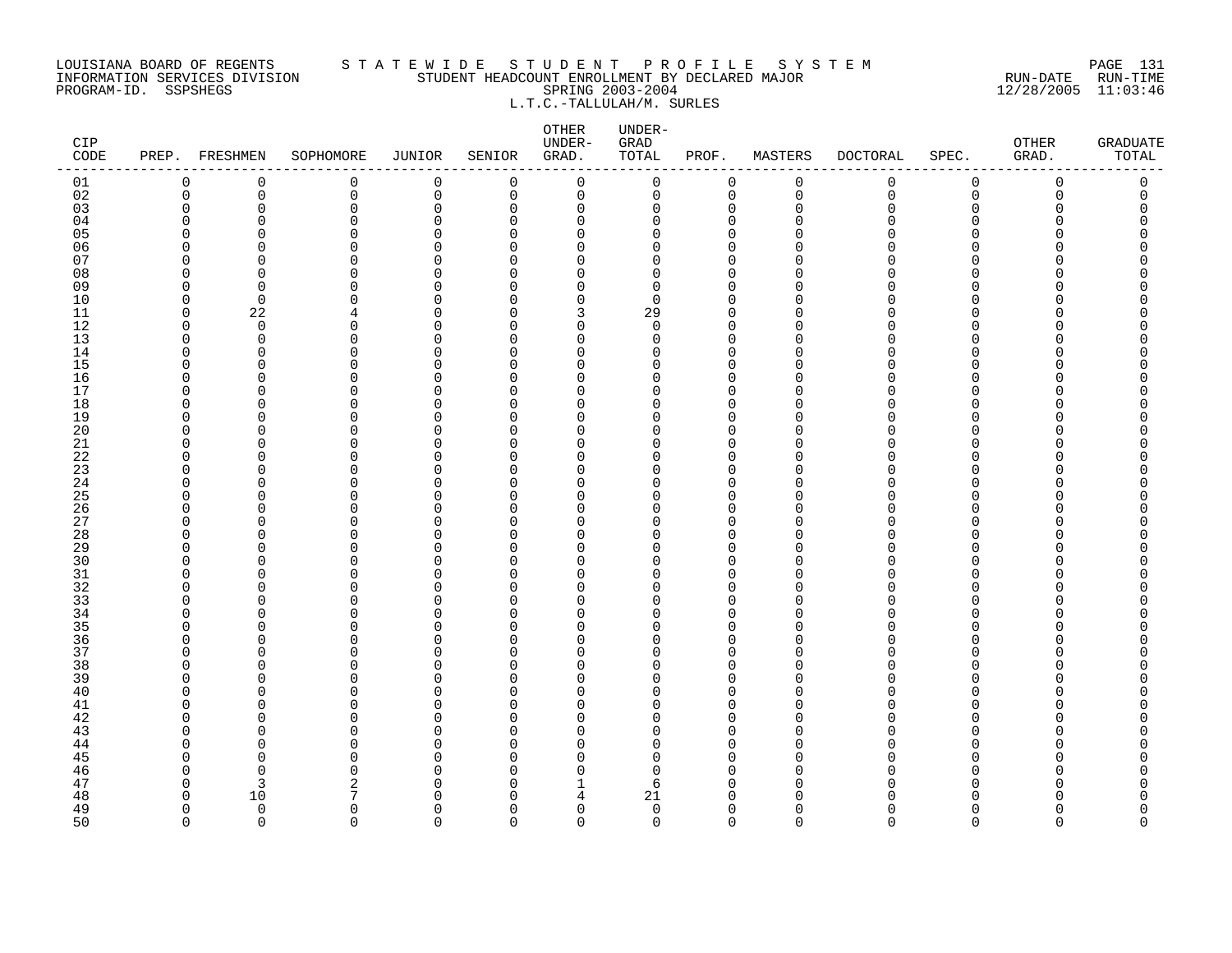LOUISIANA BOARD OF REGENTS
INFORMATION SERVICES DIVISION
PROGRAM-ID. SSPSHEGS

STATEWIDE STUDENT PROFILE SYSTEM
STUDENT HEADCOUNT ENROLLMENT BY DECLARED MAJOR
SPRING 2003-2004
L.T.C.-TALLULAH/M. SURLES

RUN-DATE 12/28/2005 RUN-TIME 11:03:46

| CIP CODE | PREP. | FRESHMEN | SOPHOMORE | JUNIOR | SENIOR | OTHER UNDER-GRAD. | UNDER-GRAD TOTAL | PROF. | MASTERS | DOCTORAL | SPEC. | OTHER GRAD. | GRADUATE TOTAL |
|---|---|---|---|---|---|---|---|---|---|---|---|---|---|
| 01 | 0 | 0 | 0 | 0 | 0 | 0 | 0 | 0 | 0 | 0 | 0 | 0 | 0 |
| 02 | 0 | 0 | 0 | 0 | 0 | 0 | 0 | 0 | 0 | 0 | 0 | 0 | 0 |
| 03 | 0 | 0 | 0 | 0 | 0 | 0 | 0 | 0 | 0 | 0 | 0 | 0 | 0 |
| 04 | 0 | 0 | 0 | 0 | 0 | 0 | 0 | 0 | 0 | 0 | 0 | 0 | 0 |
| 05 | 0 | 0 | 0 | 0 | 0 | 0 | 0 | 0 | 0 | 0 | 0 | 0 | 0 |
| 06 | 0 | 0 | 0 | 0 | 0 | 0 | 0 | 0 | 0 | 0 | 0 | 0 | 0 |
| 07 | 0 | 0 | 0 | 0 | 0 | 0 | 0 | 0 | 0 | 0 | 0 | 0 | 0 |
| 08 | 0 | 0 | 0 | 0 | 0 | 0 | 0 | 0 | 0 | 0 | 0 | 0 | 0 |
| 09 | 0 | 0 | 0 | 0 | 0 | 0 | 0 | 0 | 0 | 0 | 0 | 0 | 0 |
| 10 | 0 | 0 | 0 | 0 | 0 | 0 | 0 | 0 | 0 | 0 | 0 | 0 | 0 |
| 11 | 0 | 22 | 4 | 0 | 0 | 3 | 29 | 0 | 0 | 0 | 0 | 0 | 0 |
| 12 | 0 | 0 | 0 | 0 | 0 | 0 | 0 | 0 | 0 | 0 | 0 | 0 | 0 |
| 13 | 0 | 0 | 0 | 0 | 0 | 0 | 0 | 0 | 0 | 0 | 0 | 0 | 0 |
| 14 | 0 | 0 | 0 | 0 | 0 | 0 | 0 | 0 | 0 | 0 | 0 | 0 | 0 |
| 15 | 0 | 0 | 0 | 0 | 0 | 0 | 0 | 0 | 0 | 0 | 0 | 0 | 0 |
| 16 | 0 | 0 | 0 | 0 | 0 | 0 | 0 | 0 | 0 | 0 | 0 | 0 | 0 |
| 17 | 0 | 0 | 0 | 0 | 0 | 0 | 0 | 0 | 0 | 0 | 0 | 0 | 0 |
| 18 | 0 | 0 | 0 | 0 | 0 | 0 | 0 | 0 | 0 | 0 | 0 | 0 | 0 |
| 19 | 0 | 0 | 0 | 0 | 0 | 0 | 0 | 0 | 0 | 0 | 0 | 0 | 0 |
| 20 | 0 | 0 | 0 | 0 | 0 | 0 | 0 | 0 | 0 | 0 | 0 | 0 | 0 |
| 21 | 0 | 0 | 0 | 0 | 0 | 0 | 0 | 0 | 0 | 0 | 0 | 0 | 0 |
| 22 | 0 | 0 | 0 | 0 | 0 | 0 | 0 | 0 | 0 | 0 | 0 | 0 | 0 |
| 23 | 0 | 0 | 0 | 0 | 0 | 0 | 0 | 0 | 0 | 0 | 0 | 0 | 0 |
| 24 | 0 | 0 | 0 | 0 | 0 | 0 | 0 | 0 | 0 | 0 | 0 | 0 | 0 |
| 25 | 0 | 0 | 0 | 0 | 0 | 0 | 0 | 0 | 0 | 0 | 0 | 0 | 0 |
| 26 | 0 | 0 | 0 | 0 | 0 | 0 | 0 | 0 | 0 | 0 | 0 | 0 | 0 |
| 27 | 0 | 0 | 0 | 0 | 0 | 0 | 0 | 0 | 0 | 0 | 0 | 0 | 0 |
| 28 | 0 | 0 | 0 | 0 | 0 | 0 | 0 | 0 | 0 | 0 | 0 | 0 | 0 |
| 29 | 0 | 0 | 0 | 0 | 0 | 0 | 0 | 0 | 0 | 0 | 0 | 0 | 0 |
| 30 | 0 | 0 | 0 | 0 | 0 | 0 | 0 | 0 | 0 | 0 | 0 | 0 | 0 |
| 31 | 0 | 0 | 0 | 0 | 0 | 0 | 0 | 0 | 0 | 0 | 0 | 0 | 0 |
| 32 | 0 | 0 | 0 | 0 | 0 | 0 | 0 | 0 | 0 | 0 | 0 | 0 | 0 |
| 33 | 0 | 0 | 0 | 0 | 0 | 0 | 0 | 0 | 0 | 0 | 0 | 0 | 0 |
| 34 | 0 | 0 | 0 | 0 | 0 | 0 | 0 | 0 | 0 | 0 | 0 | 0 | 0 |
| 35 | 0 | 0 | 0 | 0 | 0 | 0 | 0 | 0 | 0 | 0 | 0 | 0 | 0 |
| 36 | 0 | 0 | 0 | 0 | 0 | 0 | 0 | 0 | 0 | 0 | 0 | 0 | 0 |
| 37 | 0 | 0 | 0 | 0 | 0 | 0 | 0 | 0 | 0 | 0 | 0 | 0 | 0 |
| 38 | 0 | 0 | 0 | 0 | 0 | 0 | 0 | 0 | 0 | 0 | 0 | 0 | 0 |
| 39 | 0 | 0 | 0 | 0 | 0 | 0 | 0 | 0 | 0 | 0 | 0 | 0 | 0 |
| 40 | 0 | 0 | 0 | 0 | 0 | 0 | 0 | 0 | 0 | 0 | 0 | 0 | 0 |
| 41 | 0 | 0 | 0 | 0 | 0 | 0 | 0 | 0 | 0 | 0 | 0 | 0 | 0 |
| 42 | 0 | 0 | 0 | 0 | 0 | 0 | 0 | 0 | 0 | 0 | 0 | 0 | 0 |
| 43 | 0 | 0 | 0 | 0 | 0 | 0 | 0 | 0 | 0 | 0 | 0 | 0 | 0 |
| 44 | 0 | 0 | 0 | 0 | 0 | 0 | 0 | 0 | 0 | 0 | 0 | 0 | 0 |
| 45 | 0 | 0 | 0 | 0 | 0 | 0 | 0 | 0 | 0 | 0 | 0 | 0 | 0 |
| 46 | 0 | 0 | 0 | 0 | 0 | 0 | 0 | 0 | 0 | 0 | 0 | 0 | 0 |
| 47 | 0 | 3 | 2 | 0 | 0 | 1 | 6 | 0 | 0 | 0 | 0 | 0 | 0 |
| 48 | 0 | 10 | 7 | 0 | 0 | 4 | 21 | 0 | 0 | 0 | 0 | 0 | 0 |
| 49 | 0 | 0 | 0 | 0 | 0 | 0 | 0 | 0 | 0 | 0 | 0 | 0 | 0 |
| 50 | 0 | 0 | 0 | 0 | 0 | 0 | 0 | 0 | 0 | 0 | 0 | 0 | 0 |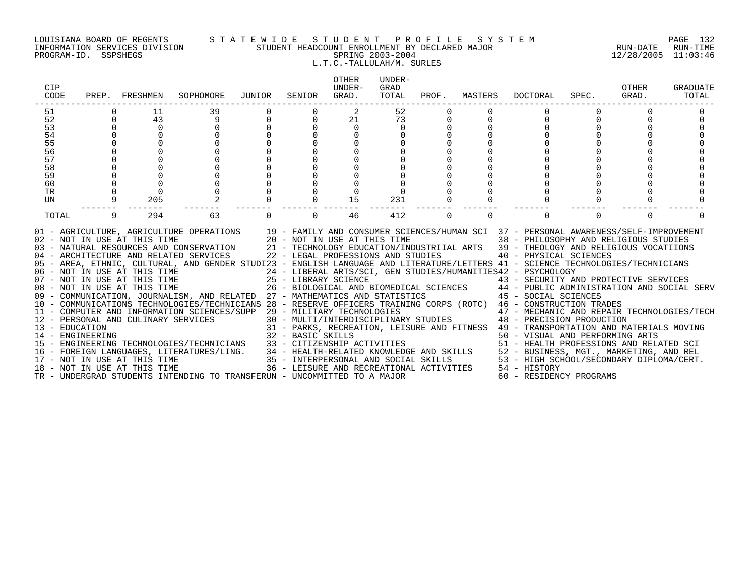LOUISIANA BOARD OF REGENTS — STATEWIDE STUDENT PROFILE SYSTEM
INFORMATION SERVICES DIVISION — STUDENT HEADCOUNT ENROLLMENT BY DECLARED MAJOR — RUN-DATE 12/28/2005 RUN-TIME 11:03:46
PROGRAM-ID. SSPSHEGS — SPRING 2003-2004

L.T.C.-TALLULAH/M. SURLES

| CIP CODE | PREP. | FRESHMEN | SOPHOMORE | JUNIOR | SENIOR | OTHER UNDER-GRAD. | UNDER-GRAD TOTAL | PROF. | MASTERS | DOCTORAL | SPEC. | OTHER GRAD. | GRADUATE TOTAL |
|---|---|---|---|---|---|---|---|---|---|---|---|---|---|
| 51 | 0 | 11 | 39 | 0 | 0 | 2 | 52 | 0 | 0 | 0 | 0 | 0 | 0 |
| 52 | 0 | 43 | 9 | 0 | 0 | 21 | 73 | 0 | 0 | 0 | 0 | 0 | 0 |
| 53 | 0 | 0 | 0 | 0 | 0 | 0 | 0 | 0 | 0 | 0 | 0 | 0 | 0 |
| 54 | 0 | 0 | 0 | 0 | 0 | 0 | 0 | 0 | 0 | 0 | 0 | 0 | 0 |
| 55 | 0 | 0 | 0 | 0 | 0 | 0 | 0 | 0 | 0 | 0 | 0 | 0 | 0 |
| 56 | 0 | 0 | 0 | 0 | 0 | 0 | 0 | 0 | 0 | 0 | 0 | 0 | 0 |
| 57 | 0 | 0 | 0 | 0 | 0 | 0 | 0 | 0 | 0 | 0 | 0 | 0 | 0 |
| 58 | 0 | 0 | 0 | 0 | 0 | 0 | 0 | 0 | 0 | 0 | 0 | 0 | 0 |
| 59 | 0 | 0 | 0 | 0 | 0 | 0 | 0 | 0 | 0 | 0 | 0 | 0 | 0 |
| 60 | 0 | 0 | 0 | 0 | 0 | 0 | 0 | 0 | 0 | 0 | 0 | 0 | 0 |
| TR | 0 | 0 | 0 | 0 | 0 | 0 | 0 | 0 | 0 | 0 | 0 | 0 | 0 |
| UN | 9 | 205 | 2 | 0 | 0 | 15 | 231 | 0 | 0 | 0 | 0 | 0 | 0 |
| TOTAL | 9 | 294 | 63 | 0 | 0 | 46 | 412 | 0 | 0 | 0 | 0 | 0 | 0 |

01 - AGRICULTURE, AGRICULTURE OPERATIONS
02 - NOT IN USE AT THIS TIME
03 - NATURAL RESOURCES AND CONSERVATION
04 - ARCHITECTURE AND RELATED SERVICES
05 - AREA, ETHNIC, CULTURAL, AND GENDER STUDI
06 - NOT IN USE AT THIS TIME
07 - NOT IN USE AT THIS TIME
08 - NOT IN USE AT THIS TIME
09 - COMMUNICATION, JOURNALISM, AND RELATED
10 - COMMUNICATIONS TECHNOLOGIES/TECHNICIANS
11 - COMPUTER AND INFORMATION SCIENCES/SUPP
12 - PERSONAL AND CULINARY SERVICES
13 - EDUCATION
14 - ENGINEERING
15 - ENGINEERING TECHNOLOGIES/TECHNICIANS
16 - FOREIGN LANGUAGES, LITERATURES/LING.
17 - NOT IN USE AT THIS TIME
18 - NOT IN USE AT THIS TIME
19 - FAMILY AND CONSUMER SCIENCES/HUMAN SCI
20 - NOT IN USE AT THIS TIME
21 - TECHNOLOGY EDUCATION/INDUSTRIIAL ARTS
22 - LEGAL PROFESSIONS AND STUDIES
23 - ENGLISH LANGUAGE AND LITERATURE/LETTERS
24 - LIBERAL ARTS/SCI, GEN STUDIES/HUMANITIES
25 - LIBRARY SCIENCE
26 - BIOLOGICAL AND BIOMEDICAL SCIENCES
27 - MATHEMATICS AND STATISTICS
28 - RESERVE OFFICERS TRAINING CORPS (ROTC)
29 - MILITARY TECHNOLOGIES
30 - MULTI/INTERDISCIPLINARY STUDIES
31 - PARKS, RECREATION, LEISURE AND FITNESS
32 - BASIC SKILLS
33 - CITIZENSHIP ACTIVITIES
34 - HEALTH-RELATED KNOWLEDGE AND SKILLS
35 - INTERPERSONAL AND SOCIAL SKILLS
36 - LEISURE AND RECREATIONAL ACTIVITIES
37 - PERSONAL AWARENESS/SELF-IMPROVEMENT
38 - PHILOSOPHY AND RELIGIOUS STUDIES
39 - THEOLOGY AND RELIGIOUS VOCATIIONS
40 - PHYSICAL SCIENCES
41 - SCIENCE TECHNOLOGIES/TECHNICIANS
42 - PSYCHOLOGY
43 - SECURITY AND PROTECTIVE SERVICES
44 - PUBLIC ADMINISTRATION AND SOCIAL SERV
45 - SOCIAL SCIENCES
46 - CONSTRUCTION TRADES
47 - MECHANIC AND REPAIR TECHNOLOGIES/TECH
48 - PRECISION PRODUCTION
49 - TRANSPORTATION AND MATERIALS MOVING
50 - VISUAL AND PERFORMING ARTS
51 - HEALTH PROFESSIONS AND RELATED SCI
52 - BUSINESS, MGT., MARKETING, AND REL
53 - HIGH SCHOOL/SECONDARY DIPLOMA/CERT.
54 - HISTORY
60 - RESIDENCY PROGRAMS
TR - UNDERGRAD STUDENTS INTENDING TO TRANSFER
UN - UNCOMMITTED TO A MAJOR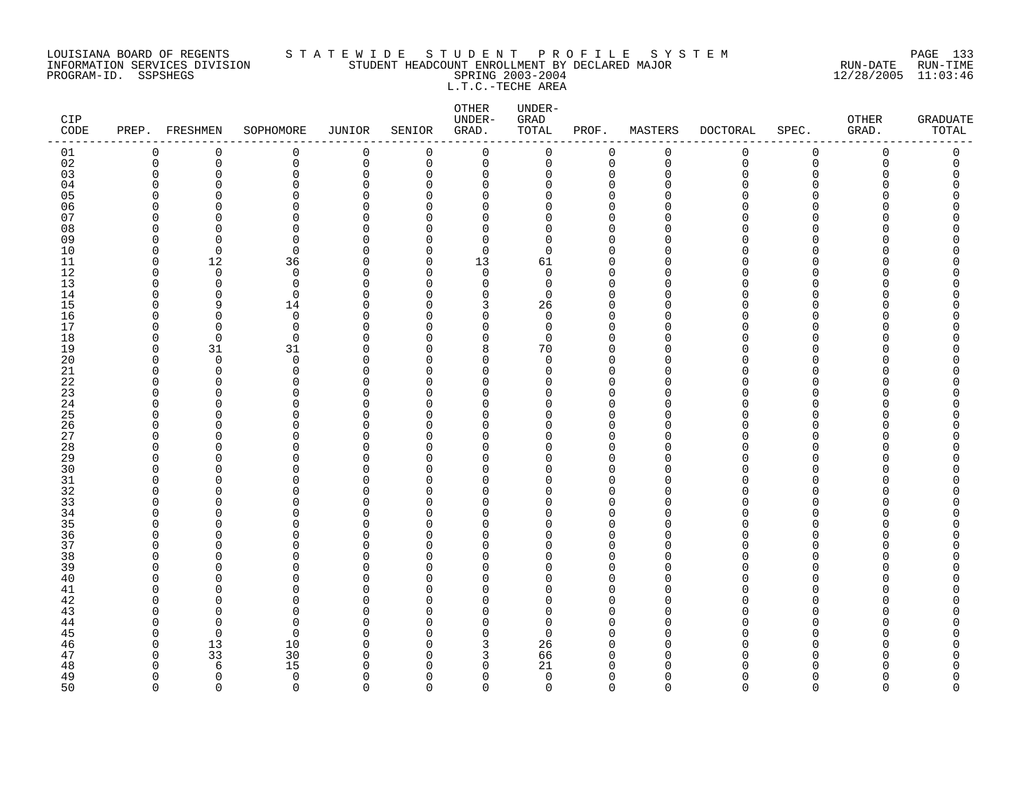LOUISIANA BOARD OF REGENTS
INFORMATION SERVICES DIVISION
PROGRAM-ID. SSPSHEGS

S T A T E W I D E   S T U D E N T   P R O F I L E   S Y S T E M
STUDENT HEADCOUNT ENROLLMENT BY DECLARED MAJOR
SPRING 2003-2004
L.T.C.-TECHE AREA

RUN-DATE 12/28/2005 RUN-TIME 11:03:46

| CIP CODE | PREP. | FRESHMEN | SOPHOMORE | JUNIOR | SENIOR | OTHER UNDER-GRAD. | UNDER-GRAD TOTAL | PROF. | MASTERS | DOCTORAL | SPEC. | OTHER GRAD. | GRADUATE TOTAL |
|---|---|---|---|---|---|---|---|---|---|---|---|---|---|
| 01 | 0 | 0 | 0 | 0 | 0 | 0 | 0 | 0 | 0 | 0 | 0 | 0 | 0 |
| 02 | 0 | 0 | 0 | 0 | 0 | 0 | 0 | 0 | 0 | 0 | 0 | 0 | 0 |
| 03 | 0 | 0 | 0 | 0 | 0 | 0 | 0 | 0 | 0 | 0 | 0 | 0 | 0 |
| 04 | 0 | 0 | 0 | 0 | 0 | 0 | 0 | 0 | 0 | 0 | 0 | 0 | 0 |
| 05 | 0 | 0 | 0 | 0 | 0 | 0 | 0 | 0 | 0 | 0 | 0 | 0 | 0 |
| 06 | 0 | 0 | 0 | 0 | 0 | 0 | 0 | 0 | 0 | 0 | 0 | 0 | 0 |
| 07 | 0 | 0 | 0 | 0 | 0 | 0 | 0 | 0 | 0 | 0 | 0 | 0 | 0 |
| 08 | 0 | 0 | 0 | 0 | 0 | 0 | 0 | 0 | 0 | 0 | 0 | 0 | 0 |
| 09 | 0 | 0 | 0 | 0 | 0 | 0 | 0 | 0 | 0 | 0 | 0 | 0 | 0 |
| 10 | 0 | 0 | 0 | 0 | 0 | 0 | 0 | 0 | 0 | 0 | 0 | 0 | 0 |
| 11 | 0 | 12 | 36 | 0 | 0 | 13 | 61 | 0 | 0 | 0 | 0 | 0 | 0 |
| 12 | 0 | 0 | 0 | 0 | 0 | 0 | 0 | 0 | 0 | 0 | 0 | 0 | 0 |
| 13 | 0 | 0 | 0 | 0 | 0 | 0 | 0 | 0 | 0 | 0 | 0 | 0 | 0 |
| 14 | 0 | 0 | 0 | 0 | 0 | 0 | 0 | 0 | 0 | 0 | 0 | 0 | 0 |
| 15 | 0 | 9 | 14 | 0 | 0 | 3 | 26 | 0 | 0 | 0 | 0 | 0 | 0 |
| 16 | 0 | 0 | 0 | 0 | 0 | 0 | 0 | 0 | 0 | 0 | 0 | 0 | 0 |
| 17 | 0 | 0 | 0 | 0 | 0 | 0 | 0 | 0 | 0 | 0 | 0 | 0 | 0 |
| 18 | 0 | 0 | 0 | 0 | 0 | 0 | 0 | 0 | 0 | 0 | 0 | 0 | 0 |
| 19 | 0 | 31 | 31 | 0 | 0 | 8 | 70 | 0 | 0 | 0 | 0 | 0 | 0 |
| 20 | 0 | 0 | 0 | 0 | 0 | 0 | 0 | 0 | 0 | 0 | 0 | 0 | 0 |
| 21 | 0 | 0 | 0 | 0 | 0 | 0 | 0 | 0 | 0 | 0 | 0 | 0 | 0 |
| 22 | 0 | 0 | 0 | 0 | 0 | 0 | 0 | 0 | 0 | 0 | 0 | 0 | 0 |
| 23 | 0 | 0 | 0 | 0 | 0 | 0 | 0 | 0 | 0 | 0 | 0 | 0 | 0 |
| 24 | 0 | 0 | 0 | 0 | 0 | 0 | 0 | 0 | 0 | 0 | 0 | 0 | 0 |
| 25 | 0 | 0 | 0 | 0 | 0 | 0 | 0 | 0 | 0 | 0 | 0 | 0 | 0 |
| 26 | 0 | 0 | 0 | 0 | 0 | 0 | 0 | 0 | 0 | 0 | 0 | 0 | 0 |
| 27 | 0 | 0 | 0 | 0 | 0 | 0 | 0 | 0 | 0 | 0 | 0 | 0 | 0 |
| 28 | 0 | 0 | 0 | 0 | 0 | 0 | 0 | 0 | 0 | 0 | 0 | 0 | 0 |
| 29 | 0 | 0 | 0 | 0 | 0 | 0 | 0 | 0 | 0 | 0 | 0 | 0 | 0 |
| 30 | 0 | 0 | 0 | 0 | 0 | 0 | 0 | 0 | 0 | 0 | 0 | 0 | 0 |
| 31 | 0 | 0 | 0 | 0 | 0 | 0 | 0 | 0 | 0 | 0 | 0 | 0 | 0 |
| 32 | 0 | 0 | 0 | 0 | 0 | 0 | 0 | 0 | 0 | 0 | 0 | 0 | 0 |
| 33 | 0 | 0 | 0 | 0 | 0 | 0 | 0 | 0 | 0 | 0 | 0 | 0 | 0 |
| 34 | 0 | 0 | 0 | 0 | 0 | 0 | 0 | 0 | 0 | 0 | 0 | 0 | 0 |
| 35 | 0 | 0 | 0 | 0 | 0 | 0 | 0 | 0 | 0 | 0 | 0 | 0 | 0 |
| 36 | 0 | 0 | 0 | 0 | 0 | 0 | 0 | 0 | 0 | 0 | 0 | 0 | 0 |
| 37 | 0 | 0 | 0 | 0 | 0 | 0 | 0 | 0 | 0 | 0 | 0 | 0 | 0 |
| 38 | 0 | 0 | 0 | 0 | 0 | 0 | 0 | 0 | 0 | 0 | 0 | 0 | 0 |
| 39 | 0 | 0 | 0 | 0 | 0 | 0 | 0 | 0 | 0 | 0 | 0 | 0 | 0 |
| 40 | 0 | 0 | 0 | 0 | 0 | 0 | 0 | 0 | 0 | 0 | 0 | 0 | 0 |
| 41 | 0 | 0 | 0 | 0 | 0 | 0 | 0 | 0 | 0 | 0 | 0 | 0 | 0 |
| 42 | 0 | 0 | 0 | 0 | 0 | 0 | 0 | 0 | 0 | 0 | 0 | 0 | 0 |
| 43 | 0 | 0 | 0 | 0 | 0 | 0 | 0 | 0 | 0 | 0 | 0 | 0 | 0 |
| 44 | 0 | 0 | 0 | 0 | 0 | 0 | 0 | 0 | 0 | 0 | 0 | 0 | 0 |
| 45 | 0 | 0 | 0 | 0 | 0 | 0 | 0 | 0 | 0 | 0 | 0 | 0 | 0 |
| 46 | 0 | 13 | 10 | 0 | 0 | 3 | 26 | 0 | 0 | 0 | 0 | 0 | 0 |
| 47 | 0 | 33 | 30 | 0 | 0 | 3 | 66 | 0 | 0 | 0 | 0 | 0 | 0 |
| 48 | 0 | 6 | 15 | 0 | 0 | 0 | 21 | 0 | 0 | 0 | 0 | 0 | 0 |
| 49 | 0 | 0 | 0 | 0 | 0 | 0 | 0 | 0 | 0 | 0 | 0 | 0 | 0 |
| 50 | 0 | 0 | 0 | 0 | 0 | 0 | 0 | 0 | 0 | 0 | 0 | 0 | 0 |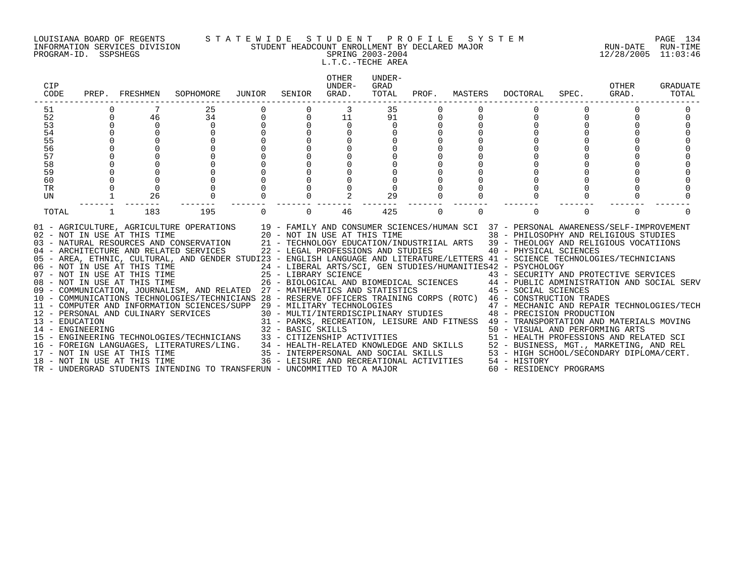LOUISIANA BOARD OF REGENTS — STATEWIDE STUDENT PROFILE SYSTEM
INFORMATION SERVICES DIVISION — STUDENT HEADCOUNT ENROLLMENT BY DECLARED MAJOR — RUN-DATE 12/28/2005 RUN-TIME 11:03:46
PROGRAM-ID. SSPSHEGS — SPRING 2003-2004

L.T.C.-TECHE AREA

| CIP CODE | PREP. | FRESHMEN | SOPHOMORE | JUNIOR | SENIOR | OTHER UNDER-GRAD. | UNDER-GRAD TOTAL | PROF. | MASTERS | DOCTORAL | SPEC. | OTHER GRAD. | GRADUATE TOTAL |
|---|---|---|---|---|---|---|---|---|---|---|---|---|---|
| 51 | 0 | 7 | 25 | 0 | 0 | 3 | 35 | 0 | 0 | 0 | 0 | 0 | 0 |
| 52 | 0 | 46 | 34 | 0 | 0 | 11 | 91 | 0 | 0 | 0 | 0 | 0 | 0 |
| 53 | 0 | 0 | 0 | 0 | 0 | 0 | 0 | 0 | 0 | 0 | 0 | 0 | 0 |
| 54 | 0 | 0 | 0 | 0 | 0 | 0 | 0 | 0 | 0 | 0 | 0 | 0 | 0 |
| 55 | 0 | 0 | 0 | 0 | 0 | 0 | 0 | 0 | 0 | 0 | 0 | 0 | 0 |
| 56 | 0 | 0 | 0 | 0 | 0 | 0 | 0 | 0 | 0 | 0 | 0 | 0 | 0 |
| 57 | 0 | 0 | 0 | 0 | 0 | 0 | 0 | 0 | 0 | 0 | 0 | 0 | 0 |
| 58 | 0 | 0 | 0 | 0 | 0 | 0 | 0 | 0 | 0 | 0 | 0 | 0 | 0 |
| 59 | 0 | 0 | 0 | 0 | 0 | 0 | 0 | 0 | 0 | 0 | 0 | 0 | 0 |
| 60 | 0 | 0 | 0 | 0 | 0 | 0 | 0 | 0 | 0 | 0 | 0 | 0 | 0 |
| TR | 0 | 0 | 0 | 0 | 0 | 0 | 0 | 0 | 0 | 0 | 0 | 0 | 0 |
| UN | 1 | 26 | 0 | 0 | 0 | 2 | 29 | 0 | 0 | 0 | 0 | 0 | 0 |
| TOTAL | 1 | 183 | 195 | 0 | 0 | 46 | 425 | 0 | 0 | 0 | 0 | 0 | 0 |

01 - AGRICULTURE, AGRICULTURE OPERATIONS
02 - NOT IN USE AT THIS TIME
03 - NATURAL RESOURCES AND CONSERVATION
04 - ARCHITECTURE AND RELATED SERVICES
05 - AREA, ETHNIC, CULTURAL, AND GENDER STUDI
06 - NOT IN USE AT THIS TIME
07 - NOT IN USE AT THIS TIME
08 - NOT IN USE AT THIS TIME
09 - COMMUNICATION, JOURNALISM, AND RELATED
10 - COMMUNICATIONS TECHNOLOGIES/TECHNICIANS
11 - COMPUTER AND INFORMATION SCIENCES/SUPP
12 - PERSONAL AND CULINARY SERVICES
13 - EDUCATION
14 - ENGINEERING
15 - ENGINEERING TECHNOLOGIES/TECHNICIANS
16 - FOREIGN LANGUAGES, LITERATURES/LING.
17 - NOT IN USE AT THIS TIME
18 - NOT IN USE AT THIS TIME
19 - FAMILY AND CONSUMER SCIENCES/HUMAN SCI
20 - NOT IN USE AT THIS TIME
21 - TECHNOLOGY EDUCATION/INDUSTRIIAL ARTS
22 - LEGAL PROFESSIONS AND STUDIES
23 - ENGLISH LANGUAGE AND LITERATURE/LETTERS
24 - LIBERAL ARTS/SCI, GEN STUDIES/HUMANITIES
25 - LIBRARY SCIENCE
26 - BIOLOGICAL AND BIOMEDICAL SCIENCES
27 - MATHEMATICS AND STATISTICS
28 - RESERVE OFFICERS TRAINING CORPS (ROTC)
29 - MILITARY TECHNOLOGIES
30 - MULTI/INTERDISCIPLINARY STUDIES
31 - PARKS, RECREATION, LEISURE AND FITNESS
32 - BASIC SKILLS
33 - CITIZENSHIP ACTIVITIES
34 - HEALTH-RELATED KNOWLEDGE AND SKILLS
35 - INTERPERSONAL AND SOCIAL SKILLS
36 - LEISURE AND RECREATIONAL ACTIVITIES
37 - PERSONAL AWARENESS/SELF-IMPROVEMENT
38 - PHILOSOPHY AND RELIGIOUS STUDIES
39 - THEOLOGY AND RELIGIOUS VOCATIIONS
40 - PHYSICAL SCIENCES
41 - SCIENCE TECHNOLOGIES/TECHNICIANS
42 - PSYCHOLOGY
43 - SECURITY AND PROTECTIVE SERVICES
44 - PUBLIC ADMINISTRATION AND SOCIAL SERV
45 - SOCIAL SCIENCES
46 - CONSTRUCTION TRADES
47 - MECHANIC AND REPAIR TECHNOLOGIES/TECH
48 - PRECISION PRODUCTION
49 - TRANSPORTATION AND MATERIALS MOVING
50 - VISUAL AND PERFORMING ARTS
51 - HEALTH PROFESSIONS AND RELATED SCI
52 - BUSINESS, MGT., MARKETING, AND REL
53 - HIGH SCHOOL/SECONDARY DIPLOMA/CERT.
54 - HISTORY
60 - RESIDENCY PROGRAMS
TR - UNDERGRAD STUDENTS INTENDING TO TRANSFER
UN - UNCOMMITTED TO A MAJOR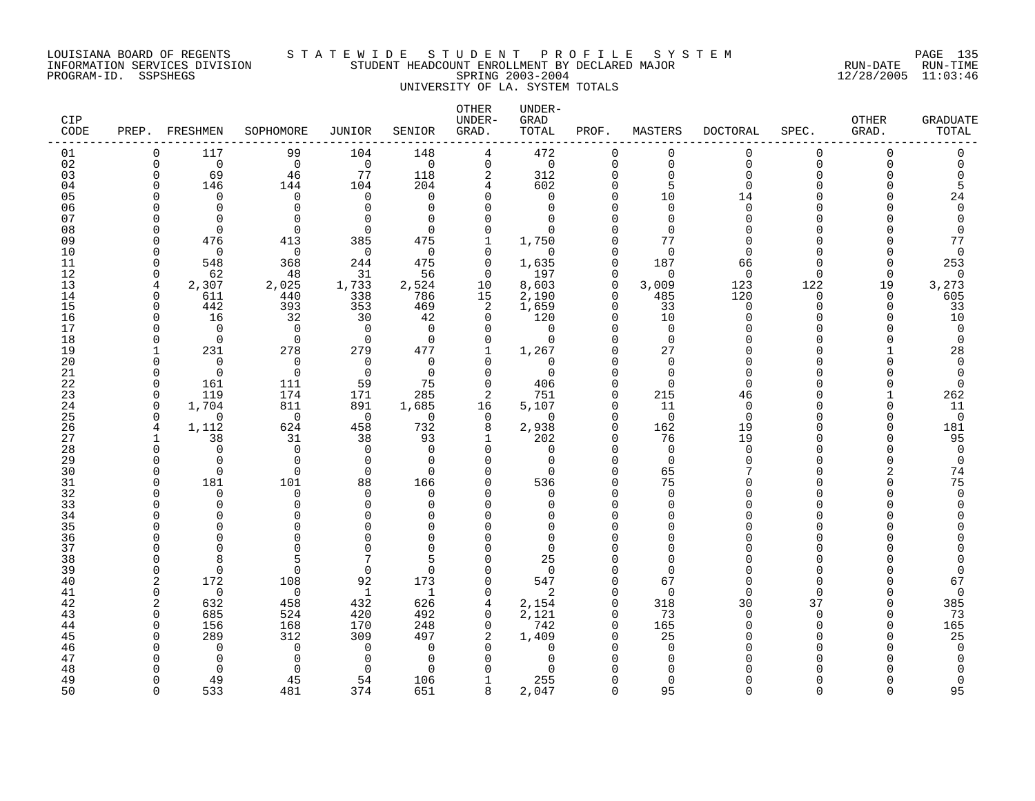LOUISIANA BOARD OF REGENTS — STATEWIDE STUDENT PROFILE SYSTEM
INFORMATION SERVICES DIVISION — STUDENT HEADCOUNT ENROLLMENT BY DECLARED MAJOR — RUN-DATE 12/28/2005 RUN-TIME 11:03:46
PROGRAM-ID. SSPSHEGS — SPRING 2003-2004

UNIVERSITY OF LA. SYSTEM TOTALS

| CIP CODE | PREP. | FRESHMEN | SOPHOMORE | JUNIOR | SENIOR | OTHER UNDER-GRAD. | UNDER-GRAD TOTAL | PROF. | MASTERS | DOCTORAL | SPEC. | OTHER GRAD. | GRADUATE TOTAL |
|---|---|---|---|---|---|---|---|---|---|---|---|---|---|
| 01 | 0 | 117 | 99 | 104 | 148 | 4 | 472 | 0 | 0 | 0 | 0 | 0 | 0 |
| 02 | 0 | 0 | 0 | 0 | 0 | 0 | 0 | 0 | 0 | 0 | 0 | 0 | 0 |
| 03 | 0 | 69 | 46 | 77 | 118 | 2 | 312 | 0 | 0 | 0 | 0 | 0 | 0 |
| 04 | 0 | 146 | 144 | 104 | 204 | 4 | 602 | 0 | 5 | 0 | 0 | 0 | 5 |
| 05 | 0 | 0 | 0 | 0 | 0 | 0 | 0 | 0 | 10 | 14 | 0 | 0 | 24 |
| 06 | 0 | 0 | 0 | 0 | 0 | 0 | 0 | 0 | 0 | 0 | 0 | 0 | 0 |
| 07 | 0 | 0 | 0 | 0 | 0 | 0 | 0 | 0 | 0 | 0 | 0 | 0 | 0 |
| 08 | 0 | 0 | 0 | 0 | 0 | 0 | 0 | 0 | 0 | 0 | 0 | 0 | 0 |
| 09 | 0 | 476 | 413 | 385 | 475 | 1 | 1,750 | 0 | 77 | 0 | 0 | 0 | 77 |
| 10 | 0 | 0 | 0 | 0 | 0 | 0 | 0 | 0 | 0 | 0 | 0 | 0 | 0 |
| 11 | 0 | 548 | 368 | 244 | 475 | 0 | 1,635 | 0 | 187 | 66 | 0 | 0 | 253 |
| 12 | 0 | 62 | 48 | 31 | 56 | 0 | 197 | 0 | 0 | 0 | 0 | 0 | 0 |
| 13 | 4 | 2,307 | 2,025 | 1,733 | 2,524 | 10 | 8,603 | 0 | 3,009 | 123 | 122 | 19 | 3,273 |
| 14 | 0 | 611 | 440 | 338 | 786 | 15 | 2,190 | 0 | 485 | 120 | 0 | 0 | 605 |
| 15 | 0 | 442 | 393 | 353 | 469 | 2 | 1,659 | 0 | 33 | 0 | 0 | 0 | 33 |
| 16 | 0 | 16 | 32 | 30 | 42 | 0 | 120 | 0 | 10 | 0 | 0 | 0 | 10 |
| 17 | 0 | 0 | 0 | 0 | 0 | 0 | 0 | 0 | 0 | 0 | 0 | 0 | 0 |
| 18 | 0 | 0 | 0 | 0 | 0 | 0 | 0 | 0 | 0 | 0 | 0 | 0 | 0 |
| 19 | 1 | 231 | 278 | 279 | 477 | 1 | 1,267 | 0 | 27 | 0 | 0 | 1 | 28 |
| 20 | 0 | 0 | 0 | 0 | 0 | 0 | 0 | 0 | 0 | 0 | 0 | 0 | 0 |
| 21 | 0 | 0 | 0 | 0 | 0 | 0 | 0 | 0 | 0 | 0 | 0 | 0 | 0 |
| 22 | 0 | 161 | 111 | 59 | 75 | 0 | 406 | 0 | 0 | 0 | 0 | 0 | 0 |
| 23 | 0 | 119 | 174 | 171 | 285 | 2 | 751 | 0 | 215 | 46 | 0 | 1 | 262 |
| 24 | 0 | 1,704 | 811 | 891 | 1,685 | 16 | 5,107 | 0 | 11 | 0 | 0 | 0 | 11 |
| 25 | 0 | 0 | 0 | 0 | 0 | 0 | 0 | 0 | 0 | 0 | 0 | 0 | 0 |
| 26 | 4 | 1,112 | 624 | 458 | 732 | 8 | 2,938 | 0 | 162 | 19 | 0 | 0 | 181 |
| 27 | 1 | 38 | 31 | 38 | 93 | 1 | 202 | 0 | 76 | 19 | 0 | 0 | 95 |
| 28 | 0 | 0 | 0 | 0 | 0 | 0 | 0 | 0 | 0 | 0 | 0 | 0 | 0 |
| 29 | 0 | 0 | 0 | 0 | 0 | 0 | 0 | 0 | 0 | 0 | 0 | 0 | 0 |
| 30 | 0 | 0 | 0 | 0 | 0 | 0 | 0 | 0 | 65 | 7 | 0 | 2 | 74 |
| 31 | 0 | 181 | 101 | 88 | 166 | 0 | 536 | 0 | 75 | 0 | 0 | 0 | 75 |
| 32 | 0 | 0 | 0 | 0 | 0 | 0 | 0 | 0 | 0 | 0 | 0 | 0 | 0 |
| 33 | 0 | 0 | 0 | 0 | 0 | 0 | 0 | 0 | 0 | 0 | 0 | 0 | 0 |
| 34 | 0 | 0 | 0 | 0 | 0 | 0 | 0 | 0 | 0 | 0 | 0 | 0 | 0 |
| 35 | 0 | 0 | 0 | 0 | 0 | 0 | 0 | 0 | 0 | 0 | 0 | 0 | 0 |
| 36 | 0 | 0 | 0 | 0 | 0 | 0 | 0 | 0 | 0 | 0 | 0 | 0 | 0 |
| 37 | 0 | 0 | 0 | 0 | 0 | 0 | 0 | 0 | 0 | 0 | 0 | 0 | 0 |
| 38 | 0 | 8 | 5 | 7 | 5 | 0 | 25 | 0 | 0 | 0 | 0 | 0 | 0 |
| 39 | 0 | 0 | 0 | 0 | 0 | 0 | 0 | 0 | 0 | 0 | 0 | 0 | 0 |
| 40 | 2 | 172 | 108 | 92 | 173 | 0 | 547 | 0 | 67 | 0 | 0 | 0 | 67 |
| 41 | 0 | 0 | 0 | 1 | 1 | 0 | 2 | 0 | 0 | 0 | 0 | 0 | 0 |
| 42 | 2 | 632 | 458 | 432 | 626 | 4 | 2,154 | 0 | 318 | 30 | 37 | 0 | 385 |
| 43 | 0 | 685 | 524 | 420 | 492 | 0 | 2,121 | 0 | 73 | 0 | 0 | 0 | 73 |
| 44 | 0 | 156 | 168 | 170 | 248 | 0 | 742 | 0 | 165 | 0 | 0 | 0 | 165 |
| 45 | 0 | 289 | 312 | 309 | 497 | 2 | 1,409 | 0 | 25 | 0 | 0 | 0 | 25 |
| 46 | 0 | 0 | 0 | 0 | 0 | 0 | 0 | 0 | 0 | 0 | 0 | 0 | 0 |
| 47 | 0 | 0 | 0 | 0 | 0 | 0 | 0 | 0 | 0 | 0 | 0 | 0 | 0 |
| 48 | 0 | 0 | 0 | 0 | 0 | 0 | 0 | 0 | 0 | 0 | 0 | 0 | 0 |
| 49 | 0 | 49 | 45 | 54 | 106 | 1 | 255 | 0 | 0 | 0 | 0 | 0 | 0 |
| 50 | 0 | 533 | 481 | 374 | 651 | 8 | 2,047 | 0 | 95 | 0 | 0 | 0 | 95 |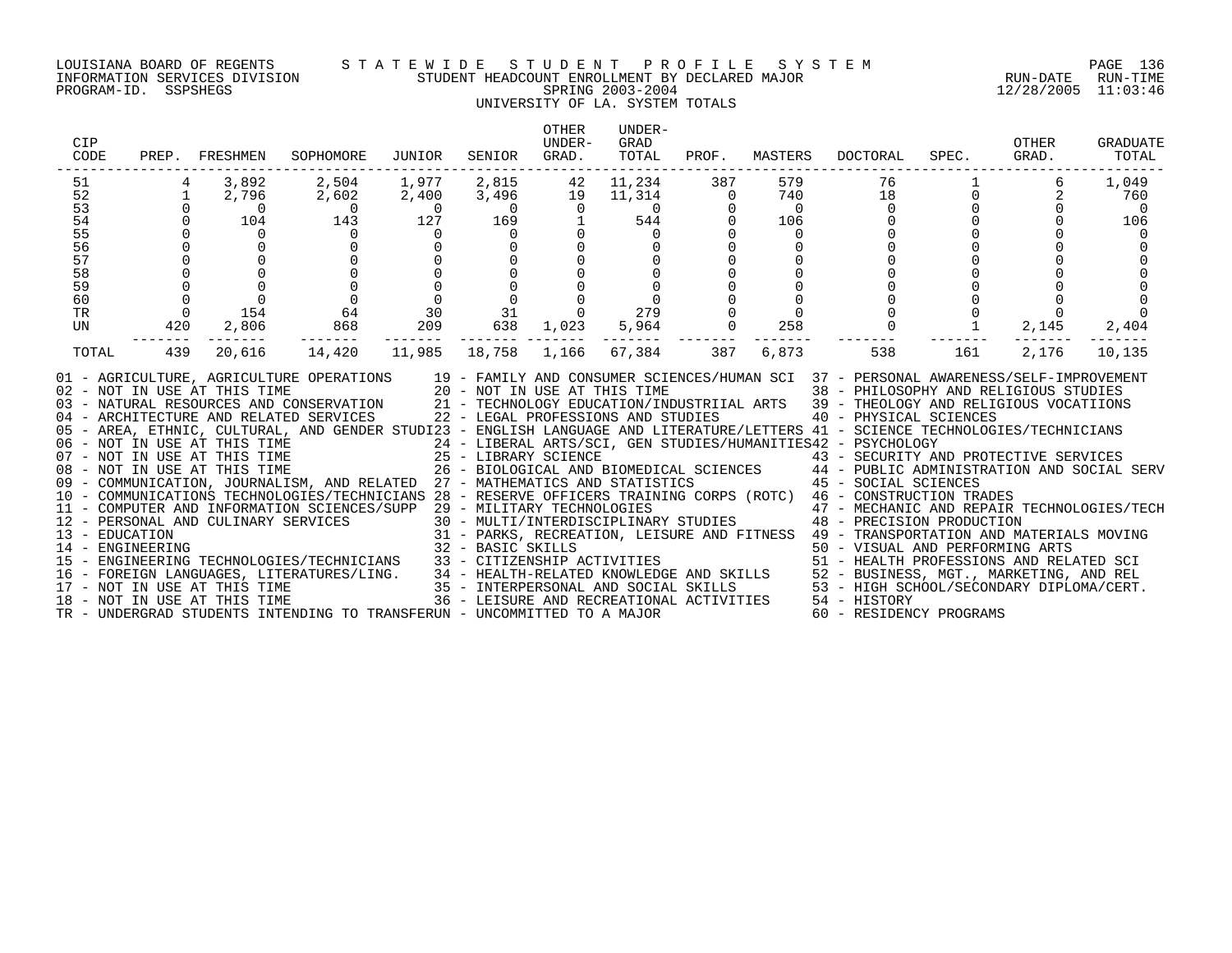LOUISIANA BOARD OF REGENTS — STATEWIDE STUDENT PROFILE SYSTEM
INFORMATION SERVICES DIVISION — STUDENT HEADCOUNT ENROLLMENT BY DECLARED MAJOR — RUN-DATE 12/28/2005 RUN-TIME 11:03:46
PROGRAM-ID. SSPSHEGS — SPRING 2003-2004

UNIVERSITY OF LA. SYSTEM TOTALS

| CIP CODE | PREP. | FRESHMEN | SOPHOMORE | JUNIOR | SENIOR | OTHER UNDER-GRAD. | UNDER-GRAD TOTAL | PROF. | MASTERS | DOCTORAL | SPEC. | OTHER GRAD. | GRADUATE TOTAL |
|---|---|---|---|---|---|---|---|---|---|---|---|---|---|
| 51 | 4 | 3,892 | 2,504 | 1,977 | 2,815 | 42 | 11,234 | 387 | 579 | 76 | 1 | 6 | 1,049 |
| 52 | 1 | 2,796 | 2,602 | 2,400 | 3,496 | 19 | 11,314 | 0 | 740 | 18 | 0 | 2 | 760 |
| 53 | 0 | 0 | 0 | 0 | 0 | 0 | 0 | 0 | 0 | 0 | 0 | 0 | 0 |
| 54 | 0 | 104 | 143 | 127 | 169 | 1 | 544 | 0 | 106 | 0 | 0 | 0 | 106 |
| 55 | 0 | 0 | 0 | 0 | 0 | 0 | 0 | 0 | 0 | 0 | 0 | 0 | 0 |
| 56 | 0 | 0 | 0 | 0 | 0 | 0 | 0 | 0 | 0 | 0 | 0 | 0 | 0 |
| 57 | 0 | 0 | 0 | 0 | 0 | 0 | 0 | 0 | 0 | 0 | 0 | 0 | 0 |
| 58 | 0 | 0 | 0 | 0 | 0 | 0 | 0 | 0 | 0 | 0 | 0 | 0 | 0 |
| 59 | 0 | 0 | 0 | 0 | 0 | 0 | 0 | 0 | 0 | 0 | 0 | 0 | 0 |
| 60 | 0 | 0 | 0 | 0 | 0 | 0 | 0 | 0 | 0 | 0 | 0 | 0 | 0 |
| TR | 0 | 154 | 64 | 30 | 31 | 0 | 279 | 0 | 0 | 0 | 0 | 0 | 0 |
| UN | 420 | 2,806 | 868 | 209 | 638 | 1,023 | 5,964 | 0 | 258 | 0 | 1 | 2,145 | 2,404 |
| TOTAL | 439 | 20,616 | 14,420 | 11,985 | 18,758 | 1,166 | 67,384 | 387 | 6,873 | 538 | 161 | 2,176 | 10,135 |

01 - AGRICULTURE, AGRICULTURE OPERATIONS
02 - NOT IN USE AT THIS TIME
03 - NATURAL RESOURCES AND CONSERVATION
04 - ARCHITECTURE AND RELATED SERVICES
05 - AREA, ETHNIC, CULTURAL, AND GENDER STUDI
06 - NOT IN USE AT THIS TIME
07 - NOT IN USE AT THIS TIME
08 - NOT IN USE AT THIS TIME
09 - COMMUNICATION, JOURNALISM, AND RELATED
10 - COMMUNICATIONS TECHNOLOGIES/TECHNICIANS
11 - COMPUTER AND INFORMATION SCIENCES/SUPP
12 - PERSONAL AND CULINARY SERVICES
13 - EDUCATION
14 - ENGINEERING
15 - ENGINEERING TECHNOLOGIES/TECHNICIANS
16 - FOREIGN LANGUAGES, LITERATURES/LING.
17 - NOT IN USE AT THIS TIME
18 - NOT IN USE AT THIS TIME
19 - FAMILY AND CONSUMER SCIENCES/HUMAN SCI
20 - NOT IN USE AT THIS TIME
21 - TECHNOLOGY EDUCATION/INDUSTRIIAL ARTS
22 - LEGAL PROFESSIONS AND STUDIES
23 - ENGLISH LANGUAGE AND LITERATURE/LETTERS
24 - LIBERAL ARTS/SCI, GEN STUDIES/HUMANITIES
25 - LIBRARY SCIENCE
26 - BIOLOGICAL AND BIOMEDICAL SCIENCES
27 - MATHEMATICS AND STATISTICS
28 - RESERVE OFFICERS TRAINING CORPS (ROTC)
29 - MILITARY TECHNOLOGIES
30 - MULTI/INTERDISCIPLINARY STUDIES
31 - PARKS, RECREATION, LEISURE AND FITNESS
32 - BASIC SKILLS
33 - CITIZENSHIP ACTIVITIES
34 - HEALTH-RELATED KNOWLEDGE AND SKILLS
35 - INTERPERSONAL AND SOCIAL SKILLS
36 - LEISURE AND RECREATIONAL ACTIVITIES
37 - PERSONAL AWARENESS/SELF-IMPROVEMENT
38 - PHILOSOPHY AND RELIGIOUS STUDIES
39 - THEOLOGY AND RELIGIOUS VOCATIIONS
40 - PHYSICAL SCIENCES
41 - SCIENCE TECHNOLOGIES/TECHNICIANS
42 - PSYCHOLOGY
43 - SECURITY AND PROTECTIVE SERVICES
44 - PUBLIC ADMINISTRATION AND SOCIAL SERV
45 - SOCIAL SCIENCES
46 - CONSTRUCTION TRADES
47 - MECHANIC AND REPAIR TECHNOLOGIES/TECH
48 - PRECISION PRODUCTION
49 - TRANSPORTATION AND MATERIALS MOVING
50 - VISUAL AND PERFORMING ARTS
51 - HEALTH PROFESSIONS AND RELATED SCI
52 - BUSINESS, MGT., MARKETING, AND REL
53 - HIGH SCHOOL/SECONDARY DIPLOMA/CERT.
54 - HISTORY
60 - RESIDENCY PROGRAMS
TR - UNDERGRAD STUDENTS INTENDING TO TRANSFER
UN - UNCOMMITTED TO A MAJOR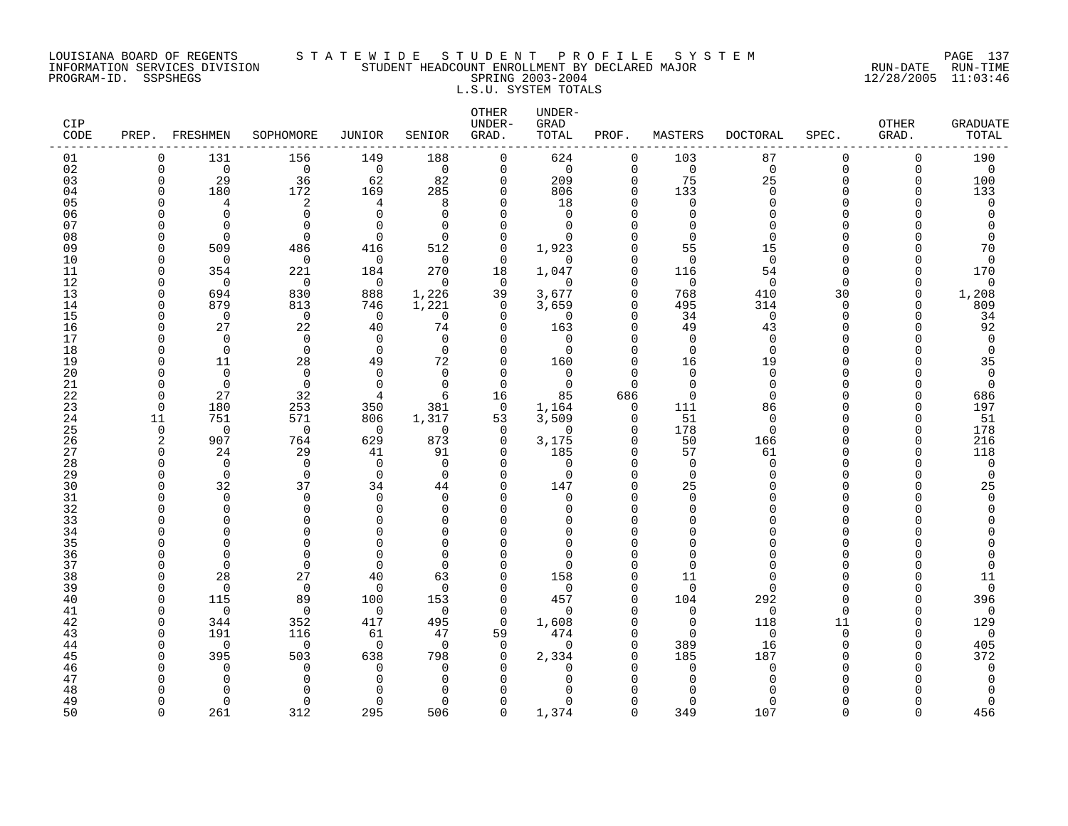LOUISIANA BOARD OF REGENTS
INFORMATION SERVICES DIVISION
PROGRAM-ID. SSPSHEGS

S T A T E W I D E   S T U D E N T   P R O F I L E   S Y S T E M
STUDENT HEADCOUNT ENROLLMENT BY DECLARED MAJOR
SPRING 2003-2004
L.S.U. SYSTEM TOTALS

RUN-DATE 12/28/2005 RUN-TIME 11:03:46

| CIP CODE | PREP. | FRESHMEN | SOPHOMORE | JUNIOR | SENIOR | OTHER UNDER-GRAD. | UNDER-GRAD TOTAL | PROF. | MASTERS | DOCTORAL | SPEC. | OTHER GRAD. | GRADUATE TOTAL |
|---|---|---|---|---|---|---|---|---|---|---|---|---|---|
| 01 | 0 | 131 | 156 | 149 | 188 | 0 | 624 | 0 | 103 | 87 | 0 | 0 | 190 |
| 02 | 0 | 0 | 0 | 0 | 0 | 0 | 0 | 0 | 0 | 0 | 0 | 0 | 0 |
| 03 | 0 | 29 | 36 | 62 | 82 | 0 | 209 | 0 | 75 | 25 | 0 | 0 | 100 |
| 04 | 0 | 180 | 172 | 169 | 285 | 0 | 806 | 0 | 133 | 0 | 0 | 0 | 133 |
| 05 | 0 | 4 | 2 | 4 | 8 | 0 | 18 | 0 | 0 | 0 | 0 | 0 | 0 |
| 06 | 0 | 0 | 0 | 0 | 0 | 0 | 0 | 0 | 0 | 0 | 0 | 0 | 0 |
| 07 | 0 | 0 | 0 | 0 | 0 | 0 | 0 | 0 | 0 | 0 | 0 | 0 | 0 |
| 08 | 0 | 0 | 0 | 0 | 0 | 0 | 0 | 0 | 0 | 0 | 0 | 0 | 0 |
| 09 | 0 | 509 | 486 | 416 | 512 | 0 | 1,923 | 0 | 55 | 15 | 0 | 0 | 70 |
| 10 | 0 | 0 | 0 | 0 | 0 | 0 | 0 | 0 | 0 | 0 | 0 | 0 | 0 |
| 11 | 0 | 354 | 221 | 184 | 270 | 18 | 1,047 | 0 | 116 | 54 | 0 | 0 | 170 |
| 12 | 0 | 0 | 0 | 0 | 0 | 0 | 0 | 0 | 0 | 0 | 0 | 0 | 0 |
| 13 | 0 | 694 | 830 | 888 | 1,226 | 39 | 3,677 | 0 | 768 | 410 | 30 | 0 | 1,208 |
| 14 | 0 | 879 | 813 | 746 | 1,221 | 0 | 3,659 | 0 | 495 | 314 | 0 | 0 | 809 |
| 15 | 0 | 0 | 0 | 0 | 0 | 0 | 0 | 0 | 34 | 0 | 0 | 0 | 34 |
| 16 | 0 | 27 | 22 | 40 | 74 | 0 | 163 | 0 | 49 | 43 | 0 | 0 | 92 |
| 17 | 0 | 0 | 0 | 0 | 0 | 0 | 0 | 0 | 0 | 0 | 0 | 0 | 0 |
| 18 | 0 | 0 | 0 | 0 | 0 | 0 | 0 | 0 | 0 | 0 | 0 | 0 | 0 |
| 19 | 0 | 11 | 28 | 49 | 72 | 0 | 160 | 0 | 16 | 19 | 0 | 0 | 35 |
| 20 | 0 | 0 | 0 | 0 | 0 | 0 | 0 | 0 | 0 | 0 | 0 | 0 | 0 |
| 21 | 0 | 0 | 0 | 0 | 0 | 0 | 0 | 0 | 0 | 0 | 0 | 0 | 0 |
| 22 | 0 | 27 | 32 | 4 | 6 | 16 | 85 | 686 | 0 | 0 | 0 | 0 | 686 |
| 23 | 0 | 180 | 253 | 350 | 381 | 0 | 1,164 | 0 | 111 | 86 | 0 | 0 | 197 |
| 24 | 11 | 751 | 571 | 806 | 1,317 | 53 | 3,509 | 0 | 51 | 0 | 0 | 0 | 51 |
| 25 | 0 | 0 | 0 | 0 | 0 | 0 | 0 | 0 | 178 | 0 | 0 | 0 | 178 |
| 26 | 2 | 907 | 764 | 629 | 873 | 0 | 3,175 | 0 | 50 | 166 | 0 | 0 | 216 |
| 27 | 0 | 24 | 29 | 41 | 91 | 0 | 185 | 0 | 57 | 61 | 0 | 0 | 118 |
| 28 | 0 | 0 | 0 | 0 | 0 | 0 | 0 | 0 | 0 | 0 | 0 | 0 | 0 |
| 29 | 0 | 0 | 0 | 0 | 0 | 0 | 0 | 0 | 0 | 0 | 0 | 0 | 0 |
| 30 | 0 | 32 | 37 | 34 | 44 | 0 | 147 | 0 | 25 | 0 | 0 | 0 | 25 |
| 31 | 0 | 0 | 0 | 0 | 0 | 0 | 0 | 0 | 0 | 0 | 0 | 0 | 0 |
| 32 | 0 | 0 | 0 | 0 | 0 | 0 | 0 | 0 | 0 | 0 | 0 | 0 | 0 |
| 33 | 0 | 0 | 0 | 0 | 0 | 0 | 0 | 0 | 0 | 0 | 0 | 0 | 0 |
| 34 | 0 | 0 | 0 | 0 | 0 | 0 | 0 | 0 | 0 | 0 | 0 | 0 | 0 |
| 35 | 0 | 0 | 0 | 0 | 0 | 0 | 0 | 0 | 0 | 0 | 0 | 0 | 0 |
| 36 | 0 | 0 | 0 | 0 | 0 | 0 | 0 | 0 | 0 | 0 | 0 | 0 | 0 |
| 37 | 0 | 0 | 0 | 0 | 0 | 0 | 0 | 0 | 0 | 0 | 0 | 0 | 0 |
| 38 | 0 | 28 | 27 | 40 | 63 | 0 | 158 | 0 | 11 | 0 | 0 | 0 | 11 |
| 39 | 0 | 0 | 0 | 0 | 0 | 0 | 0 | 0 | 0 | 0 | 0 | 0 | 0 |
| 40 | 0 | 115 | 89 | 100 | 153 | 0 | 457 | 0 | 104 | 292 | 0 | 0 | 396 |
| 41 | 0 | 0 | 0 | 0 | 0 | 0 | 0 | 0 | 0 | 0 | 0 | 0 | 0 |
| 42 | 0 | 344 | 352 | 417 | 495 | 0 | 1,608 | 0 | 0 | 118 | 11 | 0 | 129 |
| 43 | 0 | 191 | 116 | 61 | 47 | 59 | 474 | 0 | 0 | 0 | 0 | 0 | 0 |
| 44 | 0 | 0 | 0 | 0 | 0 | 0 | 0 | 0 | 389 | 16 | 0 | 0 | 405 |
| 45 | 0 | 395 | 503 | 638 | 798 | 0 | 2,334 | 0 | 185 | 187 | 0 | 0 | 372 |
| 46 | 0 | 0 | 0 | 0 | 0 | 0 | 0 | 0 | 0 | 0 | 0 | 0 | 0 |
| 47 | 0 | 0 | 0 | 0 | 0 | 0 | 0 | 0 | 0 | 0 | 0 | 0 | 0 |
| 48 | 0 | 0 | 0 | 0 | 0 | 0 | 0 | 0 | 0 | 0 | 0 | 0 | 0 |
| 49 | 0 | 0 | 0 | 0 | 0 | 0 | 0 | 0 | 0 | 0 | 0 | 0 | 0 |
| 50 | 0 | 261 | 312 | 295 | 506 | 0 | 1,374 | 0 | 349 | 107 | 0 | 0 | 456 |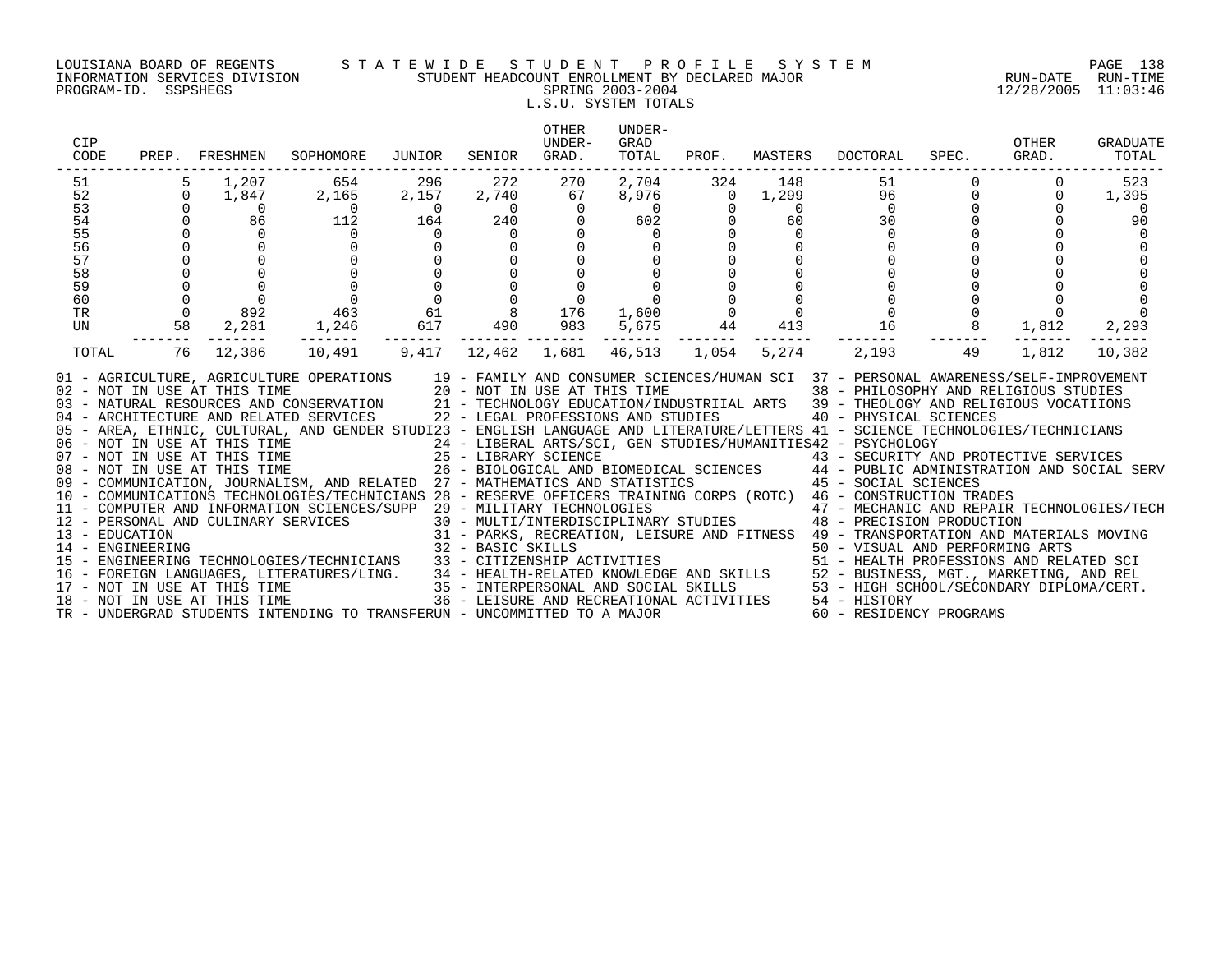LOUISIANA BOARD OF REGENTS — STATEWIDE STUDENT PROFILE SYSTEM
INFORMATION SERVICES DIVISION — STUDENT HEADCOUNT ENROLLMENT BY DECLARED MAJOR — RUN-DATE 12/28/2005 RUN-TIME 11:03:46
PROGRAM-ID. SSPSHEGS — SPRING 2003-2004

L.S.U. SYSTEM TOTALS

| CIP CODE | PREP. | FRESHMEN | SOPHOMORE | JUNIOR | SENIOR | OTHER UNDER-GRAD. | UNDER-GRAD TOTAL | PROF. | MASTERS | DOCTORAL | SPEC. | OTHER GRAD. | GRADUATE TOTAL |
|---|---|---|---|---|---|---|---|---|---|---|---|---|---|
| 51 | 5 | 1,207 | 654 | 296 | 272 | 270 | 2,704 | 324 | 148 | 51 | 0 | 0 | 523 |
| 52 | 0 | 1,847 | 2,165 | 2,157 | 2,740 | 67 | 8,976 | 0 | 1,299 | 96 | 0 | 0 | 1,395 |
| 53 | 0 | 0 | 0 | 0 | 0 | 0 | 0 | 0 | 0 | 0 | 0 | 0 | 0 |
| 54 | 0 | 86 | 112 | 164 | 240 | 0 | 602 | 0 | 60 | 30 | 0 | 0 | 90 |
| 55 | 0 | 0 | 0 | 0 | 0 | 0 | 0 | 0 | 0 | 0 | 0 | 0 | 0 |
| 56 | 0 | 0 | 0 | 0 | 0 | 0 | 0 | 0 | 0 | 0 | 0 | 0 | 0 |
| 57 | 0 | 0 | 0 | 0 | 0 | 0 | 0 | 0 | 0 | 0 | 0 | 0 | 0 |
| 58 | 0 | 0 | 0 | 0 | 0 | 0 | 0 | 0 | 0 | 0 | 0 | 0 | 0 |
| 59 | 0 | 0 | 0 | 0 | 0 | 0 | 0 | 0 | 0 | 0 | 0 | 0 | 0 |
| 60 | 0 | 0 | 0 | 0 | 0 | 0 | 0 | 0 | 0 | 0 | 0 | 0 | 0 |
| TR | 0 | 892 | 463 | 61 | 8 | 176 | 1,600 | 0 | 0 | 0 | 0 | 0 | 0 |
| UN | 58 | 2,281 | 1,246 | 617 | 490 | 983 | 5,675 | 44 | 413 | 16 | 8 | 1,812 | 2,293 |
| TOTAL | 76 | 12,386 | 10,491 | 9,417 | 12,462 | 1,681 | 46,513 | 1,054 | 5,274 | 2,193 | 49 | 1,812 | 10,382 |

01 - AGRICULTURE, AGRICULTURE OPERATIONS
02 - NOT IN USE AT THIS TIME
03 - NATURAL RESOURCES AND CONSERVATION
04 - ARCHITECTURE AND RELATED SERVICES
05 - AREA, ETHNIC, CULTURAL, AND GENDER STUDI
06 - NOT IN USE AT THIS TIME
07 - NOT IN USE AT THIS TIME
08 - NOT IN USE AT THIS TIME
09 - COMMUNICATION, JOURNALISM, AND RELATED
10 - COMMUNICATIONS TECHNOLOGIES/TECHNICIANS
11 - COMPUTER AND INFORMATION SCIENCES/SUPP
12 - PERSONAL AND CULINARY SERVICES
13 - EDUCATION
14 - ENGINEERING
15 - ENGINEERING TECHNOLOGIES/TECHNICIANS
16 - FOREIGN LANGUAGES, LITERATURES/LING.
17 - NOT IN USE AT THIS TIME
18 - NOT IN USE AT THIS TIME
19 - FAMILY AND CONSUMER SCIENCES/HUMAN SCI
20 - NOT IN USE AT THIS TIME
21 - TECHNOLOGY EDUCATION/INDUSTRIIAL ARTS
22 - LEGAL PROFESSIONS AND STUDIES
23 - ENGLISH LANGUAGE AND LITERATURE/LETTERS
24 - LIBERAL ARTS/SCI, GEN STUDIES/HUMANITIES
25 - LIBRARY SCIENCE
26 - BIOLOGICAL AND BIOMEDICAL SCIENCES
27 - MATHEMATICS AND STATISTICS
28 - RESERVE OFFICERS TRAINING CORPS (ROTC)
29 - MILITARY TECHNOLOGIES
30 - MULTI/INTERDISCIPLINARY STUDIES
31 - PARKS, RECREATION, LEISURE AND FITNESS
32 - BASIC SKILLS
33 - CITIZENSHIP ACTIVITIES
34 - HEALTH-RELATED KNOWLEDGE AND SKILLS
35 - INTERPERSONAL AND SOCIAL SKILLS
36 - LEISURE AND RECREATIONAL ACTIVITIES
37 - PERSONAL AWARENESS/SELF-IMPROVEMENT
38 - PHILOSOPHY AND RELIGIOUS STUDIES
39 - THEOLOGY AND RELIGIOUS VOCATIIONS
40 - PHYSICAL SCIENCES
41 - SCIENCE TECHNOLOGIES/TECHNICIANS
42 - PSYCHOLOGY
43 - SECURITY AND PROTECTIVE SERVICES
44 - PUBLIC ADMINISTRATION AND SOCIAL SERV
45 - SOCIAL SCIENCES
46 - CONSTRUCTION TRADES
47 - MECHANIC AND REPAIR TECHNOLOGIES/TECH
48 - PRECISION PRODUCTION
49 - TRANSPORTATION AND MATERIALS MOVING
50 - VISUAL AND PERFORMING ARTS
51 - HEALTH PROFESSIONS AND RELATED SCI
52 - BUSINESS, MGT., MARKETING, AND REL
53 - HIGH SCHOOL/SECONDARY DIPLOMA/CERT.
54 - HISTORY
60 - RESIDENCY PROGRAMS
TR - UNDERGRAD STUDENTS INTENDING TO TRANSFER
UN - UNCOMMITTED TO A MAJOR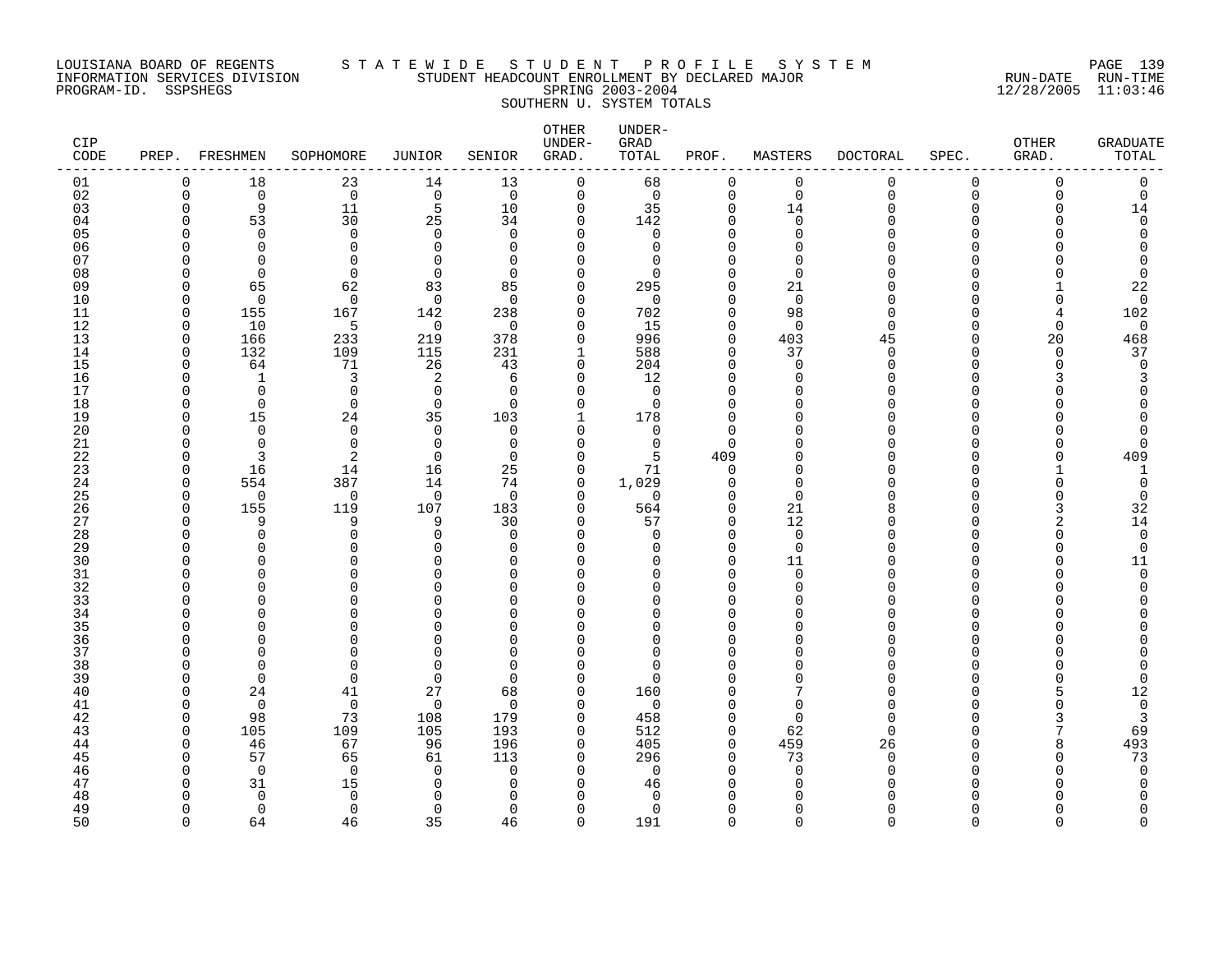LOUISIANA BOARD OF REGENTS — INFORMATION SERVICES DIVISION — PROGRAM-ID. SSPSHEGS

S T A T E W I D E   S T U D E N T   P R O F I L E   S Y S T E M

STUDENT HEADCOUNT ENROLLMENT BY DECLARED MAJOR

SPRING 2003-2004

SOUTHERN U. SYSTEM TOTALS

RUN-DATE 12/28/2005 RUN-TIME 11:03:46

| CIP CODE | PREP. | FRESHMEN | SOPHOMORE | JUNIOR | SENIOR | OTHER UNDER-GRAD. | UNDER-GRAD TOTAL | PROF. | MASTERS | DOCTORAL | SPEC. | OTHER GRAD. | GRADUATE TOTAL |
|---|---|---|---|---|---|---|---|---|---|---|---|---|---|
| 01 | 0 | 18 | 23 | 14 | 13 | 0 | 68 | 0 | 0 | 0 | 0 | 0 | 0 |
| 02 | 0 | 0 | 0 | 0 | 0 | 0 | 0 | 0 | 0 | 0 | 0 | 0 | 0 |
| 03 | 0 | 9 | 11 | 5 | 10 | 0 | 35 | 0 | 14 | 0 | 0 | 0 | 14 |
| 04 | 0 | 53 | 30 | 25 | 34 | 0 | 142 | 0 | 0 | 0 | 0 | 0 | 0 |
| 05 | 0 | 0 | 0 | 0 | 0 | 0 | 0 | 0 | 0 | 0 | 0 | 0 | 0 |
| 06 | 0 | 0 | 0 | 0 | 0 | 0 | 0 | 0 | 0 | 0 | 0 | 0 | 0 |
| 07 | 0 | 0 | 0 | 0 | 0 | 0 | 0 | 0 | 0 | 0 | 0 | 0 | 0 |
| 08 | 0 | 0 | 0 | 0 | 0 | 0 | 0 | 0 | 0 | 0 | 0 | 0 | 0 |
| 09 | 0 | 65 | 62 | 83 | 85 | 0 | 295 | 0 | 21 | 0 | 0 | 1 | 22 |
| 10 | 0 | 0 | 0 | 0 | 0 | 0 | 0 | 0 | 0 | 0 | 0 | 0 | 0 |
| 11 | 0 | 155 | 167 | 142 | 238 | 0 | 702 | 0 | 98 | 0 | 0 | 4 | 102 |
| 12 | 0 | 10 | 5 | 0 | 0 | 0 | 15 | 0 | 0 | 0 | 0 | 0 | 0 |
| 13 | 0 | 166 | 233 | 219 | 378 | 0 | 996 | 0 | 403 | 45 | 0 | 20 | 468 |
| 14 | 0 | 132 | 109 | 115 | 231 | 1 | 588 | 0 | 37 | 0 | 0 | 0 | 37 |
| 15 | 0 | 64 | 71 | 26 | 43 | 0 | 204 | 0 | 0 | 0 | 0 | 0 | 0 |
| 16 | 0 | 1 | 3 | 2 | 6 | 0 | 12 | 0 | 0 | 0 | 0 | 3 | 3 |
| 17 | 0 | 0 | 0 | 0 | 0 | 0 | 0 | 0 | 0 | 0 | 0 | 0 | 0 |
| 18 | 0 | 0 | 0 | 0 | 0 | 0 | 0 | 0 | 0 | 0 | 0 | 0 | 0 |
| 19 | 0 | 15 | 24 | 35 | 103 | 1 | 178 | 0 | 0 | 0 | 0 | 0 | 0 |
| 20 | 0 | 0 | 0 | 0 | 0 | 0 | 0 | 0 | 0 | 0 | 0 | 0 | 0 |
| 21 | 0 | 0 | 0 | 0 | 0 | 0 | 0 | 0 | 0 | 0 | 0 | 0 | 0 |
| 22 | 0 | 3 | 2 | 0 | 0 | 0 | 5 | 409 | 0 | 0 | 0 | 0 | 409 |
| 23 | 0 | 16 | 14 | 16 | 25 | 0 | 71 | 0 | 0 | 0 | 0 | 1 | 1 |
| 24 | 0 | 554 | 387 | 14 | 74 | 0 | 1,029 | 0 | 0 | 0 | 0 | 0 | 0 |
| 25 | 0 | 0 | 0 | 0 | 0 | 0 | 0 | 0 | 0 | 0 | 0 | 0 | 0 |
| 26 | 0 | 155 | 119 | 107 | 183 | 0 | 564 | 0 | 21 | 8 | 0 | 3 | 32 |
| 27 | 0 | 9 | 9 | 9 | 30 | 0 | 57 | 0 | 12 | 0 | 0 | 2 | 14 |
| 28 | 0 | 0 | 0 | 0 | 0 | 0 | 0 | 0 | 0 | 0 | 0 | 0 | 0 |
| 29 | 0 | 0 | 0 | 0 | 0 | 0 | 0 | 0 | 0 | 0 | 0 | 0 | 0 |
| 30 | 0 | 0 | 0 | 0 | 0 | 0 | 0 | 0 | 11 | 0 | 0 | 0 | 11 |
| 31 | 0 | 0 | 0 | 0 | 0 | 0 | 0 | 0 | 0 | 0 | 0 | 0 | 0 |
| 32 | 0 | 0 | 0 | 0 | 0 | 0 | 0 | 0 | 0 | 0 | 0 | 0 | 0 |
| 33 | 0 | 0 | 0 | 0 | 0 | 0 | 0 | 0 | 0 | 0 | 0 | 0 | 0 |
| 34 | 0 | 0 | 0 | 0 | 0 | 0 | 0 | 0 | 0 | 0 | 0 | 0 | 0 |
| 35 | 0 | 0 | 0 | 0 | 0 | 0 | 0 | 0 | 0 | 0 | 0 | 0 | 0 |
| 36 | 0 | 0 | 0 | 0 | 0 | 0 | 0 | 0 | 0 | 0 | 0 | 0 | 0 |
| 37 | 0 | 0 | 0 | 0 | 0 | 0 | 0 | 0 | 0 | 0 | 0 | 0 | 0 |
| 38 | 0 | 0 | 0 | 0 | 0 | 0 | 0 | 0 | 0 | 0 | 0 | 0 | 0 |
| 39 | 0 | 0 | 0 | 0 | 0 | 0 | 0 | 0 | 0 | 0 | 0 | 0 | 0 |
| 40 | 0 | 24 | 41 | 27 | 68 | 0 | 160 | 0 | 7 | 0 | 0 | 5 | 12 |
| 41 | 0 | 0 | 0 | 0 | 0 | 0 | 0 | 0 | 0 | 0 | 0 | 0 | 0 |
| 42 | 0 | 98 | 73 | 108 | 179 | 0 | 458 | 0 | 0 | 0 | 0 | 3 | 3 |
| 43 | 0 | 105 | 109 | 105 | 193 | 0 | 512 | 0 | 62 | 0 | 0 | 7 | 69 |
| 44 | 0 | 46 | 67 | 96 | 196 | 0 | 405 | 0 | 459 | 26 | 0 | 8 | 493 |
| 45 | 0 | 57 | 65 | 61 | 113 | 0 | 296 | 0 | 73 | 0 | 0 | 0 | 73 |
| 46 | 0 | 0 | 0 | 0 | 0 | 0 | 0 | 0 | 0 | 0 | 0 | 0 | 0 |
| 47 | 0 | 31 | 15 | 0 | 0 | 0 | 46 | 0 | 0 | 0 | 0 | 0 | 0 |
| 48 | 0 | 0 | 0 | 0 | 0 | 0 | 0 | 0 | 0 | 0 | 0 | 0 | 0 |
| 49 | 0 | 0 | 0 | 0 | 0 | 0 | 0 | 0 | 0 | 0 | 0 | 0 | 0 |
| 50 | 0 | 64 | 46 | 35 | 46 | 0 | 191 | 0 | 0 | 0 | 0 | 0 | 0 |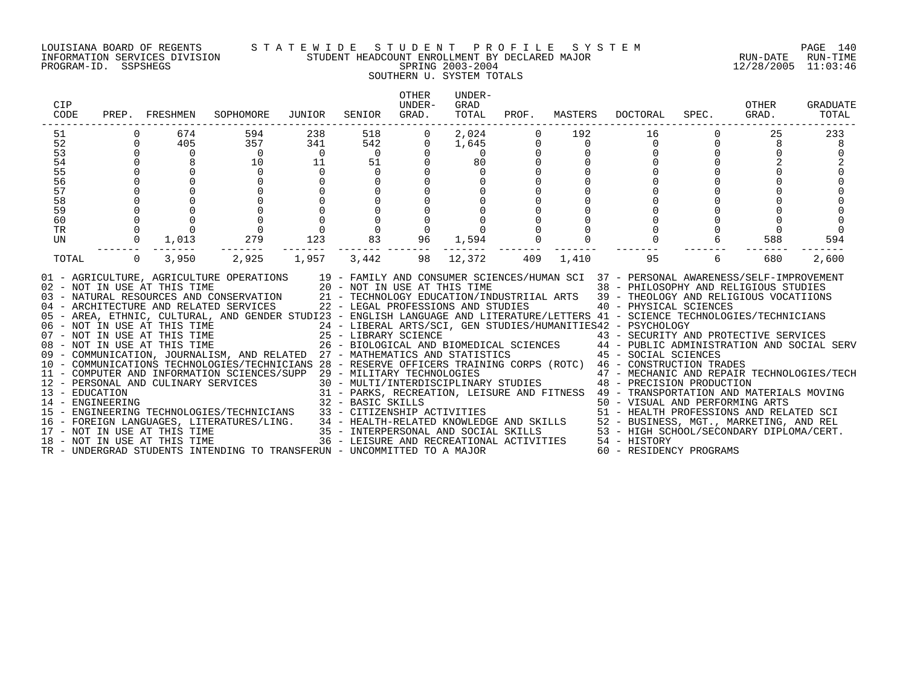LOUISIANA BOARD OF REGENTS — STATEWIDE STUDENT PROFILE SYSTEM
INFORMATION SERVICES DIVISION — STUDENT HEADCOUNT ENROLLMENT BY DECLARED MAJOR — RUN-DATE 12/28/2005 RUN-TIME 11:03:46
PROGRAM-ID. SSPSHEGS — SPRING 2003-2004

SOUTHERN U. SYSTEM TOTALS

| CIP CODE | PREP. | FRESHMEN | SOPHOMORE | JUNIOR | SENIOR | OTHER UNDER-GRAD. | UNDER-GRAD TOTAL | PROF. | MASTERS | DOCTORAL | SPEC. | OTHER GRAD. | GRADUATE TOTAL |
|---|---|---|---|---|---|---|---|---|---|---|---|---|---|
| 51 | 0 | 674 | 594 | 238 | 518 | 0 | 2,024 | 0 | 192 | 16 | 0 | 25 | 233 |
| 52 | 0 | 405 | 357 | 341 | 542 | 0 | 1,645 | 0 | 0 | 0 | 0 | 8 | 8 |
| 53 | 0 | 0 | 0 | 0 | 0 | 0 | 0 | 0 | 0 | 0 | 0 | 0 | 0 |
| 54 | 0 | 8 | 10 | 11 | 51 | 0 | 80 | 0 | 0 | 0 | 0 | 2 | 2 |
| 55 | 0 | 0 | 0 | 0 | 0 | 0 | 0 | 0 | 0 | 0 | 0 | 0 | 0 |
| 56 | 0 | 0 | 0 | 0 | 0 | 0 | 0 | 0 | 0 | 0 | 0 | 0 | 0 |
| 57 | 0 | 0 | 0 | 0 | 0 | 0 | 0 | 0 | 0 | 0 | 0 | 0 | 0 |
| 58 | 0 | 0 | 0 | 0 | 0 | 0 | 0 | 0 | 0 | 0 | 0 | 0 | 0 |
| 59 | 0 | 0 | 0 | 0 | 0 | 0 | 0 | 0 | 0 | 0 | 0 | 0 | 0 |
| 60 | 0 | 0 | 0 | 0 | 0 | 0 | 0 | 0 | 0 | 0 | 0 | 0 | 0 |
| TR | 0 | 0 | 0 | 0 | 0 | 0 | 0 | 0 | 0 | 0 | 0 | 0 | 0 |
| UN | 0 | 1,013 | 279 | 123 | 83 | 96 | 1,594 | 0 | 0 | 0 | 6 | 588 | 594 |
| TOTAL | 0 | 3,950 | 2,925 | 1,957 | 3,442 | 98 | 12,372 | 409 | 1,410 | 95 | 6 | 680 | 2,600 |

01 - AGRICULTURE, AGRICULTURE OPERATIONS
02 - NOT IN USE AT THIS TIME
03 - NATURAL RESOURCES AND CONSERVATION
04 - ARCHITECTURE AND RELATED SERVICES
05 - AREA, ETHNIC, CULTURAL, AND GENDER STUDI
06 - NOT IN USE AT THIS TIME
07 - NOT IN USE AT THIS TIME
08 - NOT IN USE AT THIS TIME
09 - COMMUNICATION, JOURNALISM, AND RELATED
10 - COMMUNICATIONS TECHNOLOGIES/TECHNICIANS
11 - COMPUTER AND INFORMATION SCIENCES/SUPP
12 - PERSONAL AND CULINARY SERVICES
13 - EDUCATION
14 - ENGINEERING
15 - ENGINEERING TECHNOLOGIES/TECHNICIANS
16 - FOREIGN LANGUAGES, LITERATURES/LING.
17 - NOT IN USE AT THIS TIME
18 - NOT IN USE AT THIS TIME
19 - FAMILY AND CONSUMER SCIENCES/HUMAN SCI
20 - NOT IN USE AT THIS TIME
21 - TECHNOLOGY EDUCATION/INDUSTRIIAL ARTS
22 - LEGAL PROFESSIONS AND STUDIES
23 - ENGLISH LANGUAGE AND LITERATURE/LETTERS
24 - LIBERAL ARTS/SCI, GEN STUDIES/HUMANITIES
25 - LIBRARY SCIENCE
26 - BIOLOGICAL AND BIOMEDICAL SCIENCES
27 - MATHEMATICS AND STATISTICS
28 - RESERVE OFFICERS TRAINING CORPS (ROTC)
29 - MILITARY TECHNOLOGIES
30 - MULTI/INTERDISCIPLINARY STUDIES
31 - PARKS, RECREATION, LEISURE AND FITNESS
32 - BASIC SKILLS
33 - CITIZENSHIP ACTIVITIES
34 - HEALTH-RELATED KNOWLEDGE AND SKILLS
35 - INTERPERSONAL AND SOCIAL SKILLS
36 - LEISURE AND RECREATIONAL ACTIVITIES
37 - PERSONAL AWARENESS/SELF-IMPROVEMENT
38 - PHILOSOPHY AND RELIGIOUS STUDIES
39 - THEOLOGY AND RELIGIOUS VOCATIIONS
40 - PHYSICAL SCIENCES
41 - SCIENCE TECHNOLOGIES/TECHNICIANS
42 - PSYCHOLOGY
43 - SECURITY AND PROTECTIVE SERVICES
44 - PUBLIC ADMINISTRATION AND SOCIAL SERV
45 - SOCIAL SCIENCES
46 - CONSTRUCTION TRADES
47 - MECHANIC AND REPAIR TECHNOLOGIES/TECH
48 - PRECISION PRODUCTION
49 - TRANSPORTATION AND MATERIALS MOVING
50 - VISUAL AND PERFORMING ARTS
51 - HEALTH PROFESSIONS AND RELATED SCI
52 - BUSINESS, MGT., MARKETING, AND REL
53 - HIGH SCHOOL/SECONDARY DIPLOMA/CERT.
54 - HISTORY
60 - RESIDENCY PROGRAMS
TR - UNDERGRAD STUDENTS INTENDING TO TRANSFER
UN - UNCOMMITTED TO A MAJOR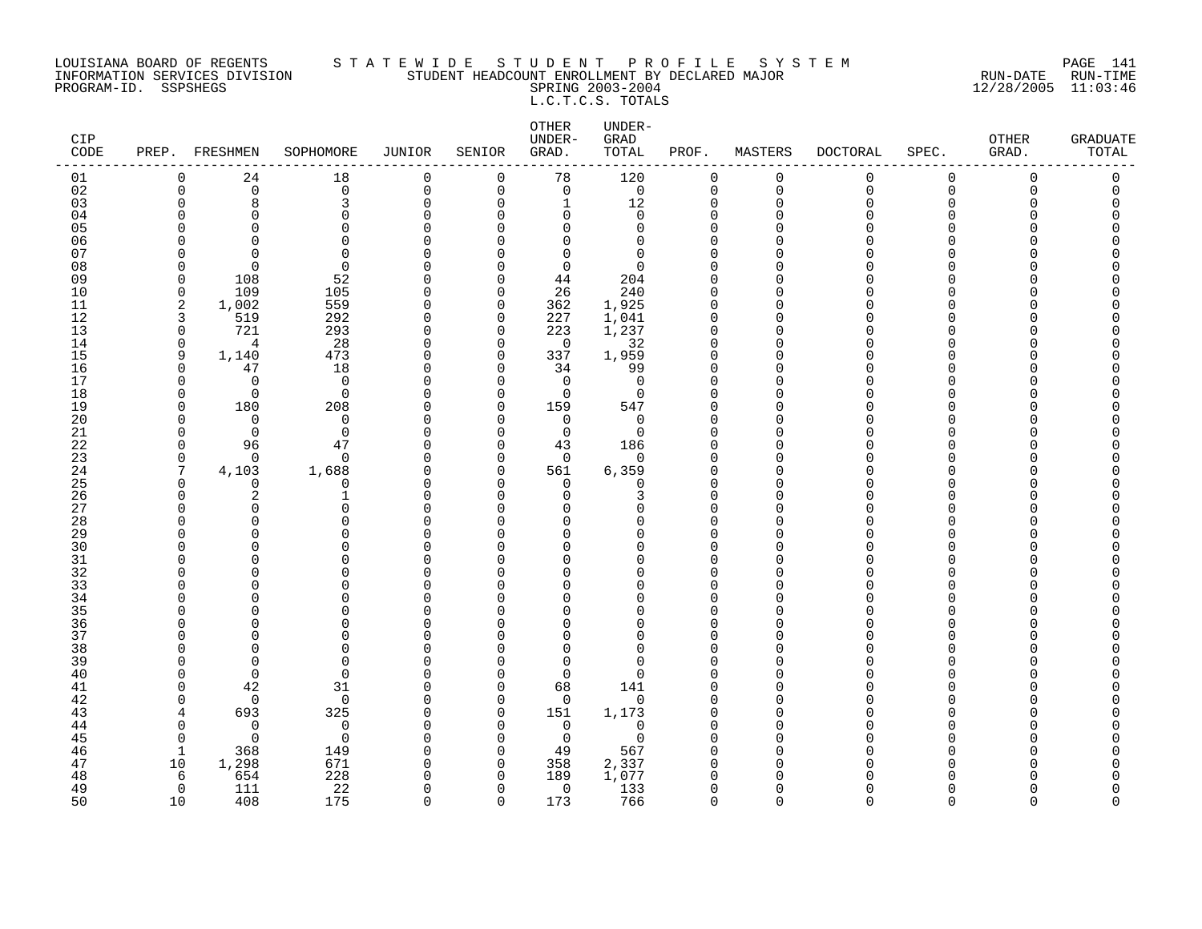LOUISIANA BOARD OF REGENTS — STATEWIDE STUDENT PROFILE SYSTEM
INFORMATION SERVICES DIVISION — STUDENT HEADCOUNT ENROLLMENT BY DECLARED MAJOR — RUN-DATE 12/28/2005 RUN-TIME 11:03:46
PROGRAM-ID. SSPSHEGS — SPRING 2003-2004

L.C.T.C.S. TOTALS

| CIP CODE | PREP. | FRESHMEN | SOPHOMORE | JUNIOR | SENIOR | OTHER UNDER-GRAD. | UNDER-GRAD TOTAL | PROF. | MASTERS | DOCTORAL | SPEC. | OTHER GRAD. | GRADUATE TOTAL |
|---|---|---|---|---|---|---|---|---|---|---|---|---|---|
| 01 | 0 | 24 | 18 | 0 | 0 | 78 | 120 | 0 | 0 | 0 | 0 | 0 | 0 |
| 02 | 0 | 0 | 0 | 0 | 0 | 0 | 0 | 0 | 0 | 0 | 0 | 0 | 0 |
| 03 | 0 | 8 | 3 | 0 | 0 | 1 | 12 | 0 | 0 | 0 | 0 | 0 | 0 |
| 04 | 0 | 0 | 0 | 0 | 0 | 0 | 0 | 0 | 0 | 0 | 0 | 0 | 0 |
| 05 | 0 | 0 | 0 | 0 | 0 | 0 | 0 | 0 | 0 | 0 | 0 | 0 | 0 |
| 06 | 0 | 0 | 0 | 0 | 0 | 0 | 0 | 0 | 0 | 0 | 0 | 0 | 0 |
| 07 | 0 | 0 | 0 | 0 | 0 | 0 | 0 | 0 | 0 | 0 | 0 | 0 | 0 |
| 08 | 0 | 0 | 0 | 0 | 0 | 0 | 0 | 0 | 0 | 0 | 0 | 0 | 0 |
| 09 | 0 | 108 | 52 | 0 | 0 | 44 | 204 | 0 | 0 | 0 | 0 | 0 | 0 |
| 10 | 0 | 109 | 105 | 0 | 0 | 26 | 240 | 0 | 0 | 0 | 0 | 0 | 0 |
| 11 | 2 | 1,002 | 559 | 0 | 0 | 362 | 1,925 | 0 | 0 | 0 | 0 | 0 | 0 |
| 12 | 3 | 519 | 292 | 0 | 0 | 227 | 1,041 | 0 | 0 | 0 | 0 | 0 | 0 |
| 13 | 0 | 721 | 293 | 0 | 0 | 223 | 1,237 | 0 | 0 | 0 | 0 | 0 | 0 |
| 14 | 0 | 4 | 28 | 0 | 0 | 0 | 32 | 0 | 0 | 0 | 0 | 0 | 0 |
| 15 | 9 | 1,140 | 473 | 0 | 0 | 337 | 1,959 | 0 | 0 | 0 | 0 | 0 | 0 |
| 16 | 0 | 47 | 18 | 0 | 0 | 34 | 99 | 0 | 0 | 0 | 0 | 0 | 0 |
| 17 | 0 | 0 | 0 | 0 | 0 | 0 | 0 | 0 | 0 | 0 | 0 | 0 | 0 |
| 18 | 0 | 0 | 0 | 0 | 0 | 0 | 0 | 0 | 0 | 0 | 0 | 0 | 0 |
| 19 | 0 | 180 | 208 | 0 | 0 | 159 | 547 | 0 | 0 | 0 | 0 | 0 | 0 |
| 20 | 0 | 0 | 0 | 0 | 0 | 0 | 0 | 0 | 0 | 0 | 0 | 0 | 0 |
| 21 | 0 | 0 | 0 | 0 | 0 | 0 | 0 | 0 | 0 | 0 | 0 | 0 | 0 |
| 22 | 0 | 96 | 47 | 0 | 0 | 43 | 186 | 0 | 0 | 0 | 0 | 0 | 0 |
| 23 | 0 | 0 | 0 | 0 | 0 | 0 | 0 | 0 | 0 | 0 | 0 | 0 | 0 |
| 24 | 7 | 4,103 | 1,688 | 0 | 0 | 561 | 6,359 | 0 | 0 | 0 | 0 | 0 | 0 |
| 25 | 0 | 0 | 0 | 0 | 0 | 0 | 0 | 0 | 0 | 0 | 0 | 0 | 0 |
| 26 | 0 | 2 | 1 | 0 | 0 | 0 | 3 | 0 | 0 | 0 | 0 | 0 | 0 |
| 27 | 0 | 0 | 0 | 0 | 0 | 0 | 0 | 0 | 0 | 0 | 0 | 0 | 0 |
| 28 | 0 | 0 | 0 | 0 | 0 | 0 | 0 | 0 | 0 | 0 | 0 | 0 | 0 |
| 29 | 0 | 0 | 0 | 0 | 0 | 0 | 0 | 0 | 0 | 0 | 0 | 0 | 0 |
| 30 | 0 | 0 | 0 | 0 | 0 | 0 | 0 | 0 | 0 | 0 | 0 | 0 | 0 |
| 31 | 0 | 0 | 0 | 0 | 0 | 0 | 0 | 0 | 0 | 0 | 0 | 0 | 0 |
| 32 | 0 | 0 | 0 | 0 | 0 | 0 | 0 | 0 | 0 | 0 | 0 | 0 | 0 |
| 33 | 0 | 0 | 0 | 0 | 0 | 0 | 0 | 0 | 0 | 0 | 0 | 0 | 0 |
| 34 | 0 | 0 | 0 | 0 | 0 | 0 | 0 | 0 | 0 | 0 | 0 | 0 | 0 |
| 35 | 0 | 0 | 0 | 0 | 0 | 0 | 0 | 0 | 0 | 0 | 0 | 0 | 0 |
| 36 | 0 | 0 | 0 | 0 | 0 | 0 | 0 | 0 | 0 | 0 | 0 | 0 | 0 |
| 37 | 0 | 0 | 0 | 0 | 0 | 0 | 0 | 0 | 0 | 0 | 0 | 0 | 0 |
| 38 | 0 | 0 | 0 | 0 | 0 | 0 | 0 | 0 | 0 | 0 | 0 | 0 | 0 |
| 39 | 0 | 0 | 0 | 0 | 0 | 0 | 0 | 0 | 0 | 0 | 0 | 0 | 0 |
| 40 | 0 | 0 | 0 | 0 | 0 | 0 | 0 | 0 | 0 | 0 | 0 | 0 | 0 |
| 41 | 0 | 42 | 31 | 0 | 0 | 68 | 141 | 0 | 0 | 0 | 0 | 0 | 0 |
| 42 | 0 | 0 | 0 | 0 | 0 | 0 | 0 | 0 | 0 | 0 | 0 | 0 | 0 |
| 43 | 4 | 693 | 325 | 0 | 0 | 151 | 1,173 | 0 | 0 | 0 | 0 | 0 | 0 |
| 44 | 0 | 0 | 0 | 0 | 0 | 0 | 0 | 0 | 0 | 0 | 0 | 0 | 0 |
| 45 | 0 | 0 | 0 | 0 | 0 | 0 | 0 | 0 | 0 | 0 | 0 | 0 | 0 |
| 46 | 1 | 368 | 149 | 0 | 0 | 49 | 567 | 0 | 0 | 0 | 0 | 0 | 0 |
| 47 | 10 | 1,298 | 671 | 0 | 0 | 358 | 2,337 | 0 | 0 | 0 | 0 | 0 | 0 |
| 48 | 6 | 654 | 228 | 0 | 0 | 189 | 1,077 | 0 | 0 | 0 | 0 | 0 | 0 |
| 49 | 0 | 111 | 22 | 0 | 0 | 0 | 133 | 0 | 0 | 0 | 0 | 0 | 0 |
| 50 | 10 | 408 | 175 | 0 | 0 | 173 | 766 | 0 | 0 | 0 | 0 | 0 | 0 |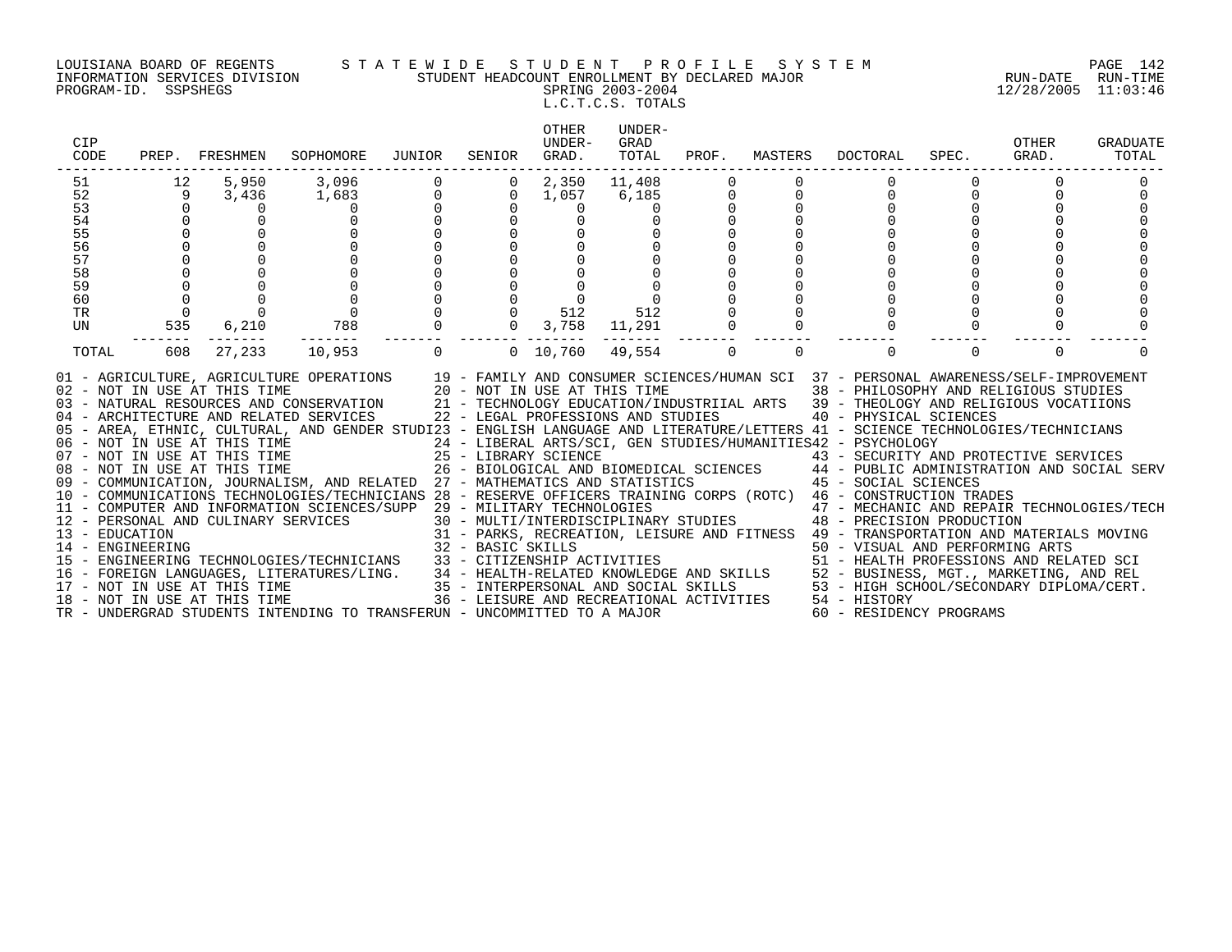LOUISIANA BOARD OF REGENTS — STATEWIDE STUDENT PROFILE SYSTEM
INFORMATION SERVICES DIVISION — STUDENT HEADCOUNT ENROLLMENT BY DECLARED MAJOR — RUN-DATE 12/28/2005 RUN-TIME 11:03:46
PROGRAM-ID. SSPSHEGS — SPRING 2003-2004

L.C.T.C.S. TOTALS

| CIP CODE | PREP. | FRESHMEN | SOPHOMORE | JUNIOR | SENIOR | OTHER UNDER-GRAD. | UNDER-GRAD TOTAL | PROF. | MASTERS | DOCTORAL | SPEC. | OTHER GRAD. | GRADUATE TOTAL |
|---|---|---|---|---|---|---|---|---|---|---|---|---|---|
| 51 | 12 | 5,950 | 3,096 | 0 | 0 | 2,350 | 11,408 | 0 | 0 | 0 | 0 | 0 | 0 |
| 52 | 9 | 3,436 | 1,683 | 0 | 0 | 1,057 | 6,185 | 0 | 0 | 0 | 0 | 0 | 0 |
| 53 | 0 | 0 | 0 | 0 | 0 | 0 | 0 | 0 | 0 | 0 | 0 | 0 | 0 |
| 54 | 0 | 0 | 0 | 0 | 0 | 0 | 0 | 0 | 0 | 0 | 0 | 0 | 0 |
| 55 | 0 | 0 | 0 | 0 | 0 | 0 | 0 | 0 | 0 | 0 | 0 | 0 | 0 |
| 56 | 0 | 0 | 0 | 0 | 0 | 0 | 0 | 0 | 0 | 0 | 0 | 0 | 0 |
| 57 | 0 | 0 | 0 | 0 | 0 | 0 | 0 | 0 | 0 | 0 | 0 | 0 | 0 |
| 58 | 0 | 0 | 0 | 0 | 0 | 0 | 0 | 0 | 0 | 0 | 0 | 0 | 0 |
| 59 | 0 | 0 | 0 | 0 | 0 | 0 | 0 | 0 | 0 | 0 | 0 | 0 | 0 |
| 60 | 0 | 0 | 0 | 0 | 0 | 0 | 0 | 0 | 0 | 0 | 0 | 0 | 0 |
| TR | 0 | 0 | 0 | 0 | 0 | 512 | 512 | 0 | 0 | 0 | 0 | 0 | 0 |
| UN | 535 | 6,210 | 788 | 0 | 0 | 3,758 | 11,291 | 0 | 0 | 0 | 0 | 0 | 0 |
| TOTAL | 608 | 27,233 | 10,953 | 0 | 0 | 10,760 | 49,554 | 0 | 0 | 0 | 0 | 0 | 0 |

01 - AGRICULTURE, AGRICULTURE OPERATIONS
02 - NOT IN USE AT THIS TIME
03 - NATURAL RESOURCES AND CONSERVATION
04 - ARCHITECTURE AND RELATED SERVICES
05 - AREA, ETHNIC, CULTURAL, AND GENDER STUDI
06 - NOT IN USE AT THIS TIME
07 - NOT IN USE AT THIS TIME
08 - NOT IN USE AT THIS TIME
09 - COMMUNICATION, JOURNALISM, AND RELATED
10 - COMMUNICATIONS TECHNOLOGIES/TECHNICIANS
11 - COMPUTER AND INFORMATION SCIENCES/SUPP
12 - PERSONAL AND CULINARY SERVICES
13 - EDUCATION
14 - ENGINEERING
15 - ENGINEERING TECHNOLOGIES/TECHNICIANS
16 - FOREIGN LANGUAGES, LITERATURES/LING.
17 - NOT IN USE AT THIS TIME
18 - NOT IN USE AT THIS TIME
19 - FAMILY AND CONSUMER SCIENCES/HUMAN SCI
20 - NOT IN USE AT THIS TIME
21 - TECHNOLOGY EDUCATION/INDUSTRIIAL ARTS
22 - LEGAL PROFESSIONS AND STUDIES
23 - ENGLISH LANGUAGE AND LITERATURE/LETTERS
24 - LIBERAL ARTS/SCI, GEN STUDIES/HUMANITIES
25 - LIBRARY SCIENCE
26 - BIOLOGICAL AND BIOMEDICAL SCIENCES
27 - MATHEMATICS AND STATISTICS
28 - RESERVE OFFICERS TRAINING CORPS (ROTC)
29 - MILITARY TECHNOLOGIES
30 - MULTI/INTERDISCIPLINARY STUDIES
31 - PARKS, RECREATION, LEISURE AND FITNESS
32 - BASIC SKILLS
33 - CITIZENSHIP ACTIVITIES
34 - HEALTH-RELATED KNOWLEDGE AND SKILLS
35 - INTERPERSONAL AND SOCIAL SKILLS
36 - LEISURE AND RECREATIONAL ACTIVITIES
37 - PERSONAL AWARENESS/SELF-IMPROVEMENT
38 - PHILOSOPHY AND RELIGIOUS STUDIES
39 - THEOLOGY AND RELIGIOUS VOCATIIONS
40 - PHYSICAL SCIENCES
41 - SCIENCE TECHNOLOGIES/TECHNICIANS
42 - PSYCHOLOGY
43 - SECURITY AND PROTECTIVE SERVICES
44 - PUBLIC ADMINISTRATION AND SOCIAL SERV
45 - SOCIAL SCIENCES
46 - CONSTRUCTION TRADES
47 - MECHANIC AND REPAIR TECHNOLOGIES/TECH
48 - PRECISION PRODUCTION
49 - TRANSPORTATION AND MATERIALS MOVING
50 - VISUAL AND PERFORMING ARTS
51 - HEALTH PROFESSIONS AND RELATED SCI
52 - BUSINESS, MGT., MARKETING, AND REL
53 - HIGH SCHOOL/SECONDARY DIPLOMA/CERT.
54 - HISTORY
60 - RESIDENCY PROGRAMS
TR - UNDERGRAD STUDENTS INTENDING TO TRANSFER
UN - UNCOMMITTED TO A MAJOR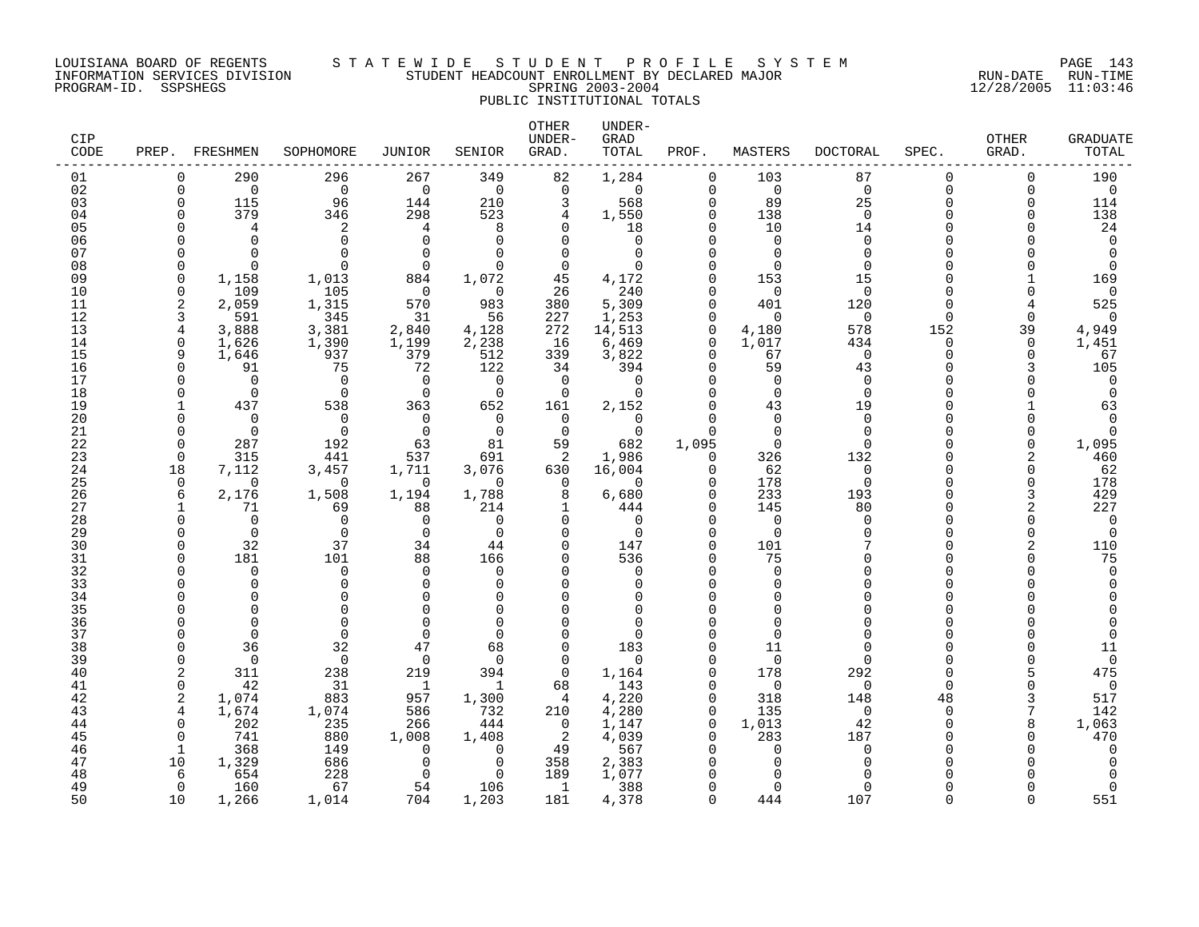LOUISIANA BOARD OF REGENTS
INFORMATION SERVICES DIVISION
PROGRAM-ID. SSPSHEGS

STATEWIDE STUDENT PROFILE SYSTEM
STUDENT HEADCOUNT ENROLLMENT BY DECLARED MAJOR
SPRING 2003-2004
PUBLIC INSTITUTIONAL TOTALS

RUN-DATE 12/28/2005 RUN-TIME 11:03:46

| CIP CODE | PREP. | FRESHMEN | SOPHOMORE | JUNIOR | SENIOR | OTHER UNDER-GRAD. | UNDER-GRAD TOTAL | PROF. | MASTERS | DOCTORAL | SPEC. | OTHER GRAD. | GRADUATE TOTAL |
|---|---|---|---|---|---|---|---|---|---|---|---|---|---|
| 01 | 0 | 290 | 296 | 267 | 349 | 82 | 1,284 | 0 | 103 | 87 | 0 | 0 | 190 |
| 02 | 0 | 0 | 0 | 0 | 0 | 0 | 0 | 0 | 0 | 0 | 0 | 0 | 0 |
| 03 | 0 | 115 | 96 | 144 | 210 | 3 | 568 | 0 | 89 | 25 | 0 | 0 | 114 |
| 04 | 0 | 379 | 346 | 298 | 523 | 4 | 1,550 | 0 | 138 | 0 | 0 | 0 | 138 |
| 05 | 0 | 4 | 2 | 4 | 8 | 0 | 18 | 0 | 10 | 14 | 0 | 0 | 24 |
| 06 | 0 | 0 | 0 | 0 | 0 | 0 | 0 | 0 | 0 | 0 | 0 | 0 | 0 |
| 07 | 0 | 0 | 0 | 0 | 0 | 0 | 0 | 0 | 0 | 0 | 0 | 0 | 0 |
| 08 | 0 | 0 | 0 | 0 | 0 | 0 | 0 | 0 | 0 | 0 | 0 | 0 | 0 |
| 09 | 0 | 1,158 | 1,013 | 884 | 1,072 | 45 | 4,172 | 0 | 153 | 15 | 0 | 1 | 169 |
| 10 | 0 | 109 | 105 | 0 | 0 | 26 | 240 | 0 | 0 | 0 | 0 | 0 | 0 |
| 11 | 2 | 2,059 | 1,315 | 570 | 983 | 380 | 5,309 | 0 | 401 | 120 | 0 | 4 | 525 |
| 12 | 3 | 591 | 345 | 31 | 56 | 227 | 1,253 | 0 | 0 | 0 | 0 | 0 | 0 |
| 13 | 4 | 3,888 | 3,381 | 2,840 | 4,128 | 272 | 14,513 | 0 | 4,180 | 578 | 152 | 39 | 4,949 |
| 14 | 0 | 1,626 | 1,390 | 1,199 | 2,238 | 16 | 6,469 | 0 | 1,017 | 434 | 0 | 0 | 1,451 |
| 15 | 9 | 1,646 | 937 | 379 | 512 | 339 | 3,822 | 0 | 67 | 0 | 0 | 0 | 67 |
| 16 | 0 | 91 | 75 | 72 | 122 | 34 | 394 | 0 | 59 | 43 | 0 | 3 | 105 |
| 17 | 0 | 0 | 0 | 0 | 0 | 0 | 0 | 0 | 0 | 0 | 0 | 0 | 0 |
| 18 | 0 | 0 | 0 | 0 | 0 | 0 | 0 | 0 | 0 | 0 | 0 | 0 | 0 |
| 19 | 1 | 437 | 538 | 363 | 652 | 161 | 2,152 | 0 | 43 | 19 | 0 | 1 | 63 |
| 20 | 0 | 0 | 0 | 0 | 0 | 0 | 0 | 0 | 0 | 0 | 0 | 0 | 0 |
| 21 | 0 | 0 | 0 | 0 | 0 | 0 | 0 | 0 | 0 | 0 | 0 | 0 | 0 |
| 22 | 0 | 287 | 192 | 63 | 81 | 59 | 682 | 1,095 | 0 | 0 | 0 | 0 | 1,095 |
| 23 | 0 | 315 | 441 | 537 | 691 | 2 | 1,986 | 0 | 326 | 132 | 0 | 2 | 460 |
| 24 | 18 | 7,112 | 3,457 | 1,711 | 3,076 | 630 | 16,004 | 0 | 62 | 0 | 0 | 0 | 62 |
| 25 | 0 | 0 | 0 | 0 | 0 | 0 | 0 | 0 | 178 | 0 | 0 | 0 | 178 |
| 26 | 6 | 2,176 | 1,508 | 1,194 | 1,788 | 8 | 6,680 | 0 | 233 | 193 | 0 | 3 | 429 |
| 27 | 1 | 71 | 69 | 88 | 214 | 1 | 444 | 0 | 145 | 80 | 0 | 2 | 227 |
| 28 | 0 | 0 | 0 | 0 | 0 | 0 | 0 | 0 | 0 | 0 | 0 | 0 | 0 |
| 29 | 0 | 0 | 0 | 0 | 0 | 0 | 0 | 0 | 0 | 0 | 0 | 0 | 0 |
| 30 | 0 | 32 | 37 | 34 | 44 | 0 | 147 | 0 | 101 | 7 | 0 | 2 | 110 |
| 31 | 0 | 181 | 101 | 88 | 166 | 0 | 536 | 0 | 75 | 0 | 0 | 0 | 75 |
| 32 | 0 | 0 | 0 | 0 | 0 | 0 | 0 | 0 | 0 | 0 | 0 | 0 | 0 |
| 33 | 0 | 0 | 0 | 0 | 0 | 0 | 0 | 0 | 0 | 0 | 0 | 0 | 0 |
| 34 | 0 | 0 | 0 | 0 | 0 | 0 | 0 | 0 | 0 | 0 | 0 | 0 | 0 |
| 35 | 0 | 0 | 0 | 0 | 0 | 0 | 0 | 0 | 0 | 0 | 0 | 0 | 0 |
| 36 | 0 | 0 | 0 | 0 | 0 | 0 | 0 | 0 | 0 | 0 | 0 | 0 | 0 |
| 37 | 0 | 0 | 0 | 0 | 0 | 0 | 0 | 0 | 0 | 0 | 0 | 0 | 0 |
| 38 | 0 | 36 | 32 | 47 | 68 | 0 | 183 | 0 | 11 | 0 | 0 | 0 | 11 |
| 39 | 0 | 0 | 0 | 0 | 0 | 0 | 0 | 0 | 0 | 0 | 0 | 0 | 0 |
| 40 | 2 | 311 | 238 | 219 | 394 | 0 | 1,164 | 0 | 178 | 292 | 0 | 5 | 475 |
| 41 | 0 | 42 | 31 | 1 | 1 | 68 | 143 | 0 | 0 | 0 | 0 | 0 | 0 |
| 42 | 2 | 1,074 | 883 | 957 | 1,300 | 4 | 4,220 | 0 | 318 | 148 | 48 | 3 | 517 |
| 43 | 4 | 1,674 | 1,074 | 586 | 732 | 210 | 4,280 | 0 | 135 | 0 | 0 | 7 | 142 |
| 44 | 0 | 202 | 235 | 266 | 444 | 0 | 1,147 | 0 | 1,013 | 42 | 0 | 8 | 1,063 |
| 45 | 0 | 741 | 880 | 1,008 | 1,408 | 2 | 4,039 | 0 | 283 | 187 | 0 | 0 | 470 |
| 46 | 1 | 368 | 149 | 0 | 0 | 49 | 567 | 0 | 0 | 0 | 0 | 0 | 0 |
| 47 | 10 | 1,329 | 686 | 0 | 0 | 358 | 2,383 | 0 | 0 | 0 | 0 | 0 | 0 |
| 48 | 6 | 654 | 228 | 0 | 0 | 189 | 1,077 | 0 | 0 | 0 | 0 | 0 | 0 |
| 49 | 0 | 160 | 67 | 54 | 106 | 1 | 388 | 0 | 0 | 0 | 0 | 0 | 0 |
| 50 | 10 | 1,266 | 1,014 | 704 | 1,203 | 181 | 4,378 | 0 | 444 | 107 | 0 | 0 | 551 |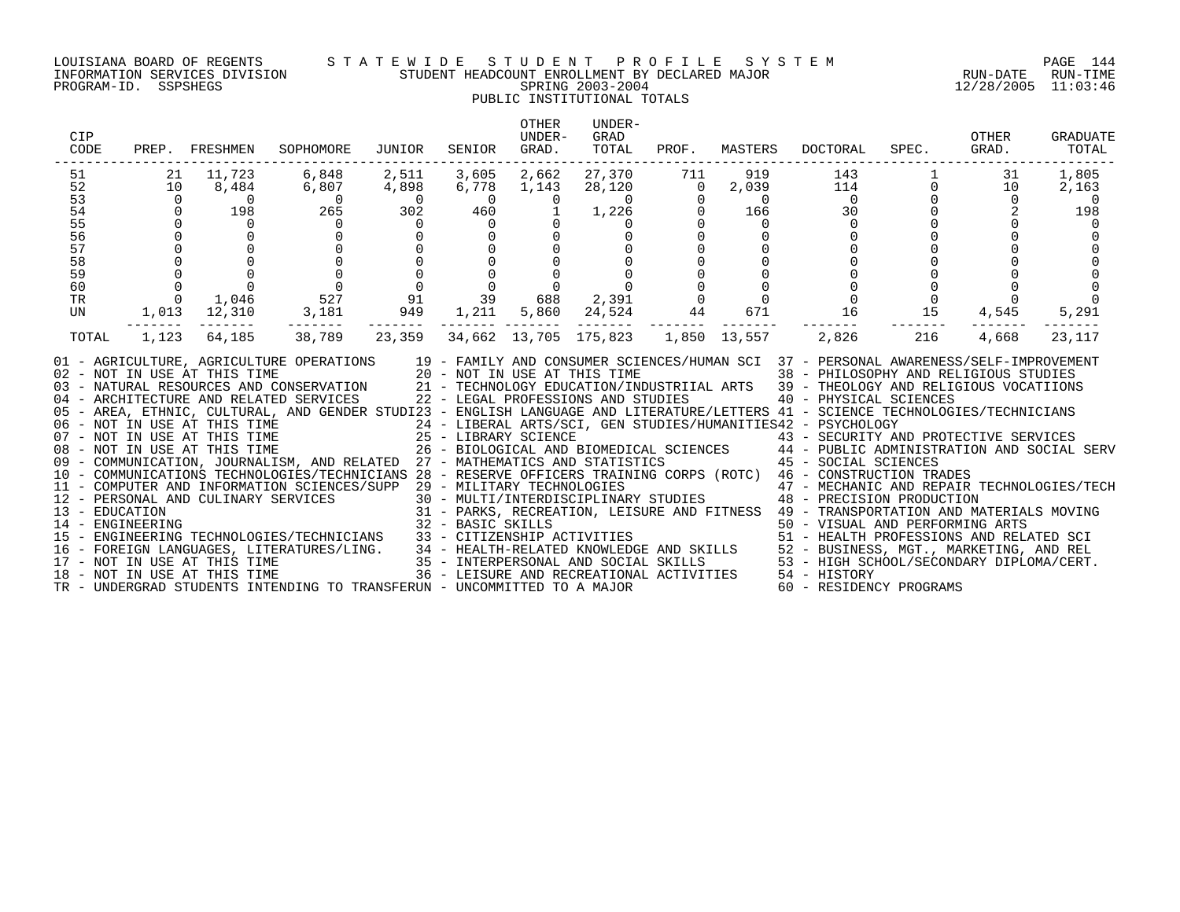LOUISIANA BOARD OF REGENTS — STATEWIDE STUDENT PROFILE SYSTEM
INFORMATION SERVICES DIVISION — STUDENT HEADCOUNT ENROLLMENT BY DECLARED MAJOR — RUN-DATE 12/28/2005 RUN-TIME 11:03:46
PROGRAM-ID. SSPSHEGS — SPRING 2003-2004
PUBLIC INSTITUTIONAL TOTALS

| CIP CODE | PREP. | FRESHMEN | SOPHOMORE | JUNIOR | SENIOR | OTHER UNDER-GRAD. | UNDER-GRAD TOTAL | PROF. | MASTERS | DOCTORAL | SPEC. | OTHER GRAD. | GRADUATE TOTAL |
|---|---|---|---|---|---|---|---|---|---|---|---|---|---|
| 51 | 21 | 11,723 | 6,848 | 2,511 | 3,605 | 2,662 | 27,370 | 711 | 919 | 143 | 1 | 31 | 1,805 |
| 52 | 10 | 8,484 | 6,807 | 4,898 | 6,778 | 1,143 | 28,120 | 0 | 2,039 | 114 | 0 | 10 | 2,163 |
| 53 | 0 | 0 | 0 | 0 | 0 | 0 | 0 | 0 | 0 | 0 | 0 | 0 | 0 |
| 54 | 0 | 198 | 265 | 302 | 460 | 1 | 1,226 | 0 | 166 | 30 | 0 | 2 | 198 |
| 55 | 0 | 0 | 0 | 0 | 0 | 0 | 0 | 0 | 0 | 0 | 0 | 0 | 0 |
| 56 | 0 | 0 | 0 | 0 | 0 | 0 | 0 | 0 | 0 | 0 | 0 | 0 | 0 |
| 57 | 0 | 0 | 0 | 0 | 0 | 0 | 0 | 0 | 0 | 0 | 0 | 0 | 0 |
| 58 | 0 | 0 | 0 | 0 | 0 | 0 | 0 | 0 | 0 | 0 | 0 | 0 | 0 |
| 59 | 0 | 0 | 0 | 0 | 0 | 0 | 0 | 0 | 0 | 0 | 0 | 0 | 0 |
| 60 | 0 | 0 | 0 | 0 | 0 | 0 | 0 | 0 | 0 | 0 | 0 | 0 | 0 |
| TR | 0 | 1,046 | 527 | 91 | 39 | 688 | 2,391 | 0 | 0 | 0 | 0 | 0 | 0 |
| UN | 1,013 | 12,310 | 3,181 | 949 | 1,211 | 5,860 | 24,524 | 44 | 671 | 16 | 15 | 4,545 | 5,291 |
| TOTAL | 1,123 | 64,185 | 38,789 | 23,359 | 34,662 | 13,705 | 175,823 | 1,850 | 13,557 | 2,826 | 216 | 4,668 | 23,117 |

01 - AGRICULTURE, AGRICULTURE OPERATIONS
02 - NOT IN USE AT THIS TIME
03 - NATURAL RESOURCES AND CONSERVATION
04 - ARCHITECTURE AND RELATED SERVICES
05 - AREA, ETHNIC, CULTURAL, AND GENDER STUDI
06 - NOT IN USE AT THIS TIME
07 - NOT IN USE AT THIS TIME
08 - NOT IN USE AT THIS TIME
09 - COMMUNICATION, JOURNALISM, AND RELATED
10 - COMMUNICATIONS TECHNOLOGIES/TECHNICIANS
11 - COMPUTER AND INFORMATION SCIENCES/SUPP
12 - PERSONAL AND CULINARY SERVICES
13 - EDUCATION
14 - ENGINEERING
15 - ENGINEERING TECHNOLOGIES/TECHNICIANS
16 - FOREIGN LANGUAGES, LITERATURES/LING.
17 - NOT IN USE AT THIS TIME
18 - NOT IN USE AT THIS TIME
19 - FAMILY AND CONSUMER SCIENCES/HUMAN SCI
20 - NOT IN USE AT THIS TIME
21 - TECHNOLOGY EDUCATION/INDUSTRIIAL ARTS
22 - LEGAL PROFESSIONS AND STUDIES
23 - ENGLISH LANGUAGE AND LITERATURE/LETTERS
24 - LIBERAL ARTS/SCI, GEN STUDIES/HUMANITIES
25 - LIBRARY SCIENCE
26 - BIOLOGICAL AND BIOMEDICAL SCIENCES
27 - MATHEMATICS AND STATISTICS
28 - RESERVE OFFICERS TRAINING CORPS (ROTC)
29 - MILITARY TECHNOLOGIES
30 - MULTI/INTERDISCIPLINARY STUDIES
31 - PARKS, RECREATION, LEISURE AND FITNESS
32 - BASIC SKILLS
33 - CITIZENSHIP ACTIVITIES
34 - HEALTH-RELATED KNOWLEDGE AND SKILLS
35 - INTERPERSONAL AND SOCIAL SKILLS
36 - LEISURE AND RECREATIONAL ACTIVITIES
37 - PERSONAL AWARENESS/SELF-IMPROVEMENT
38 - PHILOSOPHY AND RELIGIOUS STUDIES
39 - THEOLOGY AND RELIGIOUS VOCATIIONS
40 - PHYSICAL SCIENCES
41 - SCIENCE TECHNOLOGIES/TECHNICIANS
42 - PSYCHOLOGY
43 - SECURITY AND PROTECTIVE SERVICES
44 - PUBLIC ADMINISTRATION AND SOCIAL SERV
45 - SOCIAL SCIENCES
46 - CONSTRUCTION TRADES
47 - MECHANIC AND REPAIR TECHNOLOGIES/TECH
48 - PRECISION PRODUCTION
49 - TRANSPORTATION AND MATERIALS MOVING
50 - VISUAL AND PERFORMING ARTS
51 - HEALTH PROFESSIONS AND RELATED SCI
52 - BUSINESS, MGT., MARKETING, AND REL
53 - HIGH SCHOOL/SECONDARY DIPLOMA/CERT.
54 - HISTORY
60 - RESIDENCY PROGRAMS
TR - UNDERGRAD STUDENTS INTENDING TO TRANSFER
UN - UNCOMMITTED TO A MAJOR